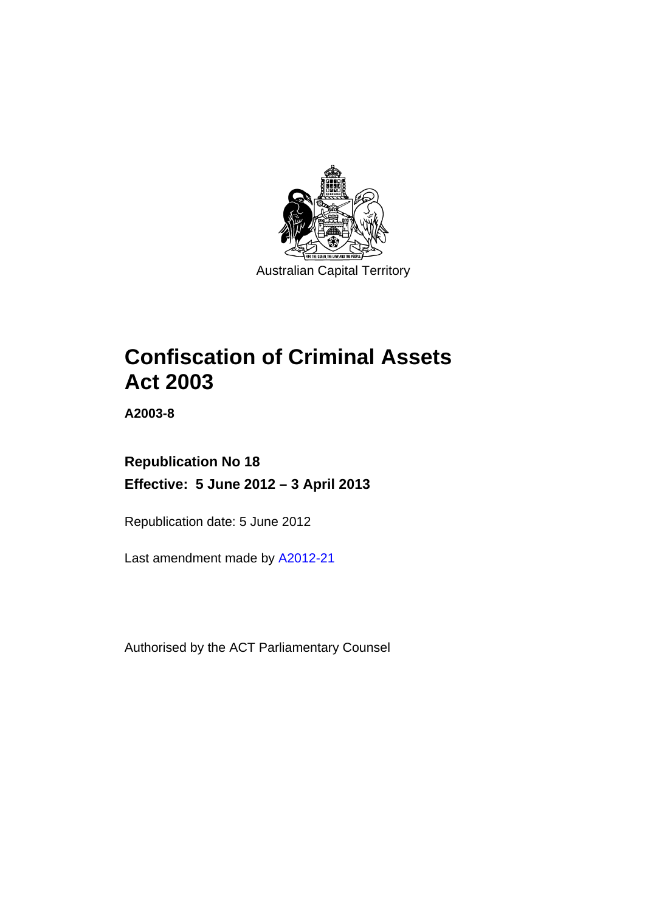Australian Capital Territory

# Confiscation of Criminal Assets Act 2003

**A2003-8**

**Republication No 18**

**Effective: 5 June 2012 – 3 April 2013**

Republication date: 5 June 2012

Last amendment made by A2012-21

Authorised by the ACT Parliamentary Counsel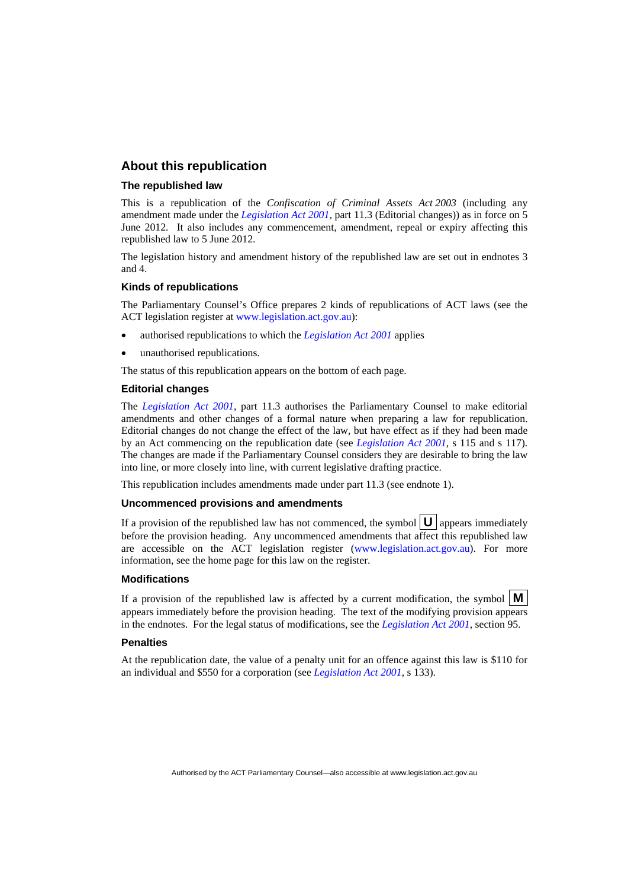## About this republication

### The republished law

This is a republication of the *Confiscation of Criminal Assets Act 2003* (including any amendment made under the *Legislation Act 2001*, part 11.3 (Editorial changes)) as in force on 5 June 2012. It also includes any commencement, amendment, repeal or expiry affecting this republished law to 5 June 2012.

The legislation history and amendment history of the republished law are set out in endnotes 3 and 4.

### Kinds of republications

The Parliamentary Counsel's Office prepares 2 kinds of republications of ACT laws (see the ACT legislation register at www.legislation.act.gov.au):

- authorised republications to which the *Legislation Act 2001* applies
- unauthorised republications.

The status of this republication appears on the bottom of each page.

### Editorial changes

The *Legislation Act 2001*, part 11.3 authorises the Parliamentary Counsel to make editorial amendments and other changes of a formal nature when preparing a law for republication. Editorial changes do not change the effect of the law, but have effect as if they had been made by an Act commencing on the republication date (see *Legislation Act 2001*, s 115 and s 117). The changes are made if the Parliamentary Counsel considers they are desirable to bring the law into line, or more closely into line, with current legislative drafting practice.

This republication includes amendments made under part 11.3 (see endnote 1).

### Uncommenced provisions and amendments

If a provision of the republished law has not commenced, the symbol **U** appears immediately before the provision heading. Any uncommenced amendments that affect this republished law are accessible on the ACT legislation register (www.legislation.act.gov.au). For more information, see the home page for this law on the register.

### Modifications

If a provision of the republished law is affected by a current modification, the symbol **M** appears immediately before the provision heading. The text of the modifying provision appears in the endnotes. For the legal status of modifications, see the *Legislation Act 2001*, section 95.

### Penalties

At the republication date, the value of a penalty unit for an offence against this law is $110 for an individual and $550 for a corporation (see *Legislation Act 2001*, s 133).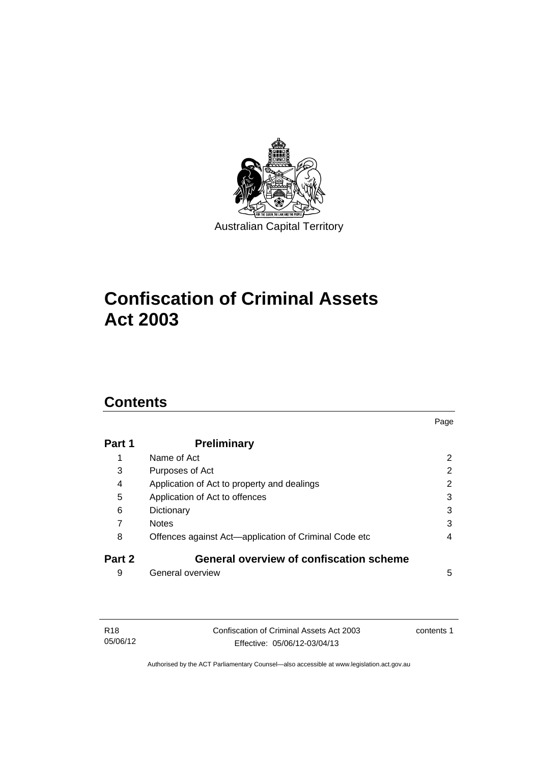Australian Capital Territory

# Confiscation of Criminal Assets Act 2003

## Contents

| | | Page |
|---|---|---|
| **Part 1** | **Preliminary** | |
| 1 | Name of Act | 2 |
| 3 | Purposes of Act | 2 |
| 4 | Application of Act to property and dealings | 2 |
| 5 | Application of Act to offences | 3 |
| 6 | Dictionary | 3 |
| 7 | Notes | 3 |
| 8 | Offences against Act—application of Criminal Code etc | 4 |
| **Part 2** | **General overview of confiscation scheme** | |
| 9 | General overview | 5 |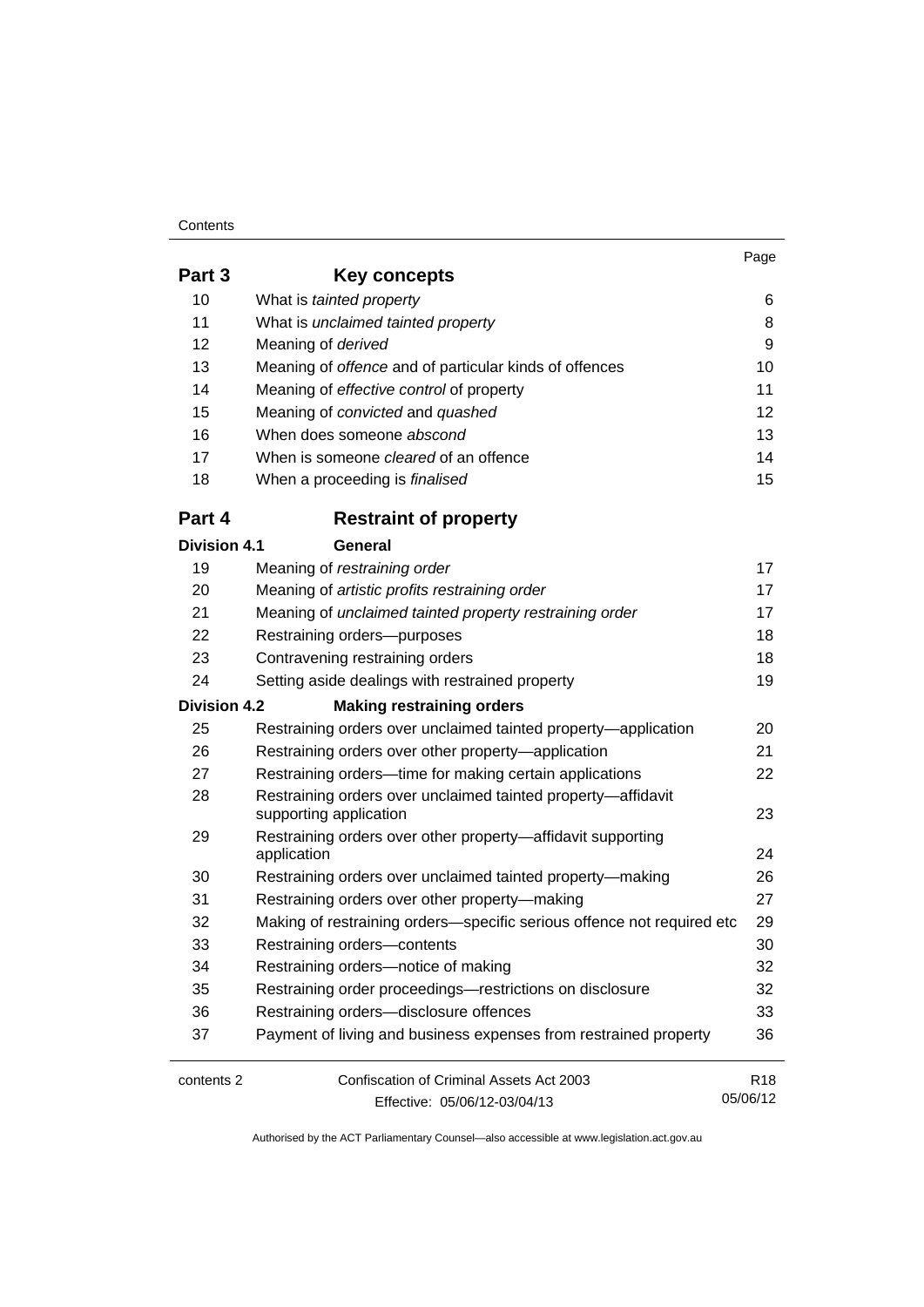| | | Page |
|---|---|---|
| **Part 3** | **Key concepts** | |
| 10 | What is *tainted property* | 6 |
| 11 | What is *unclaimed tainted property* | 8 |
| 12 | Meaning of *derived* | 9 |
| 13 | Meaning of *offence* and of particular kinds of offences | 10 |
| 14 | Meaning of *effective control* of property | 11 |
| 15 | Meaning of *convicted* and *quashed* | 12 |
| 16 | When does someone *abscond* | 13 |
| 17 | When is someone *cleared* of an offence | 14 |
| 18 | When a proceeding is *finalised* | 15 |
| **Part 4** | **Restraint of property** | |
| **Division 4.1** | **General** | |
| 19 | Meaning of *restraining order* | 17 |
| 20 | Meaning of *artistic profits restraining order* | 17 |
| 21 | Meaning of *unclaimed tainted property restraining order* | 17 |
| 22 | Restraining orders—purposes | 18 |
| 23 | Contravening restraining orders | 18 |
| 24 | Setting aside dealings with restrained property | 19 |
| **Division 4.2** | **Making restraining orders** | |
| 25 | Restraining orders over unclaimed tainted property—application | 20 |
| 26 | Restraining orders over other property—application | 21 |
| 27 | Restraining orders—time for making certain applications | 22 |
| 28 | Restraining orders over unclaimed tainted property—affidavit supporting application | 23 |
| 29 | Restraining orders over other property—affidavit supporting application | 24 |
| 30 | Restraining orders over unclaimed tainted property—making | 26 |
| 31 | Restraining orders over other property—making | 27 |
| 32 | Making of restraining orders—specific serious offence not required etc | 29 |
| 33 | Restraining orders—contents | 30 |
| 34 | Restraining orders—notice of making | 32 |
| 35 | Restraining order proceedings—restrictions on disclosure | 32 |
| 36 | Restraining orders—disclosure offences | 33 |
| 37 | Payment of living and business expenses from restrained property | 36 |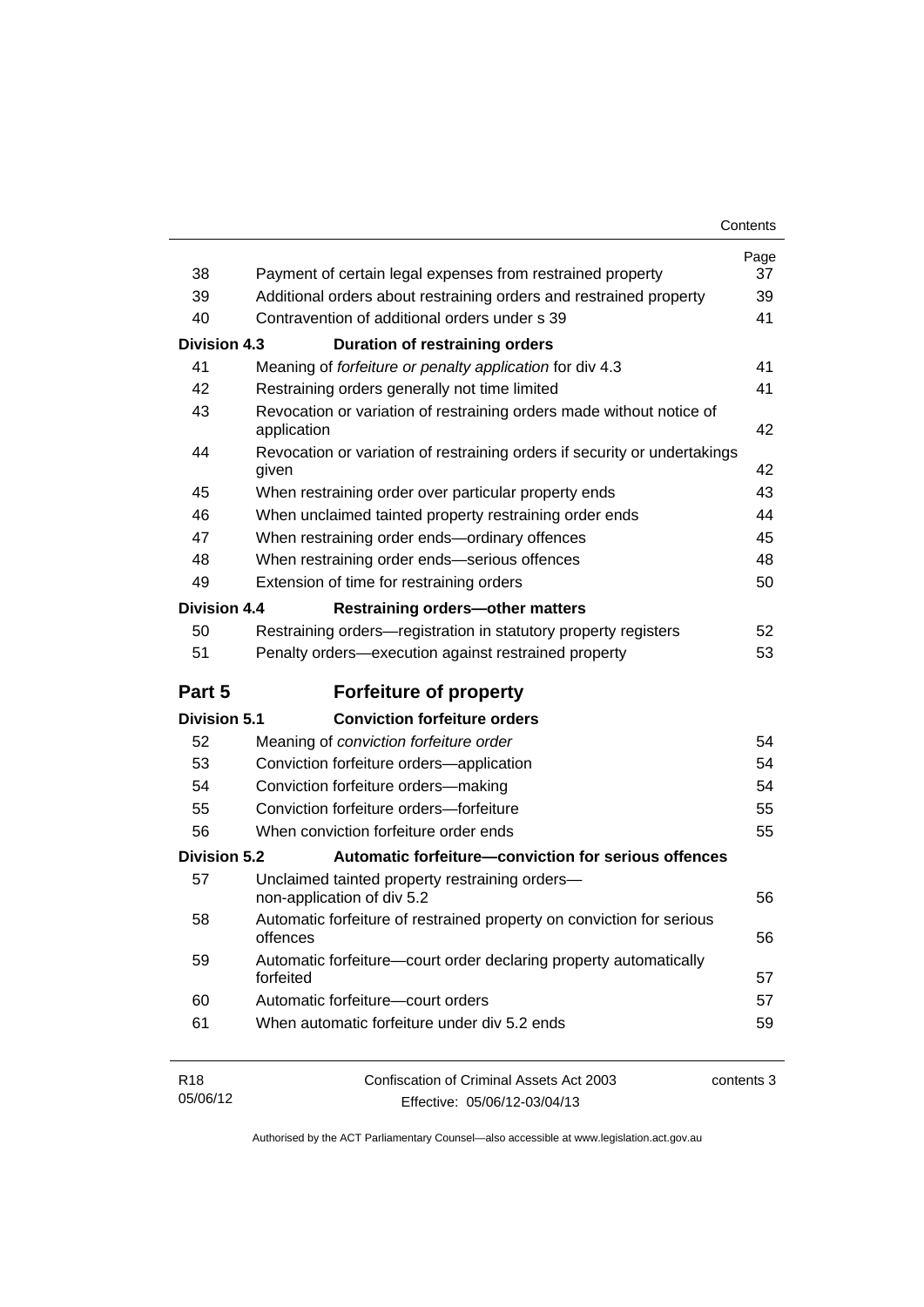| | | Page |
|---|---|---|
| 38 | Payment of certain legal expenses from restrained property | 37 |
| 39 | Additional orders about restraining orders and restrained property | 39 |
| 40 | Contravention of additional orders under s 39 | 41 |
| **Division 4.3** | **Duration of restraining orders** | |
| 41 | Meaning of *forfeiture or penalty application* for div 4.3 | 41 |
| 42 | Restraining orders generally not time limited | 41 |
| 43 | Revocation or variation of restraining orders made without notice of application | 42 |
| 44 | Revocation or variation of restraining orders if security or undertakings given | 42 |
| 45 | When restraining order over particular property ends | 43 |
| 46 | When unclaimed tainted property restraining order ends | 44 |
| 47 | When restraining order ends—ordinary offences | 45 |
| 48 | When restraining order ends—serious offences | 48 |
| 49 | Extension of time for restraining orders | 50 |
| **Division 4.4** | **Restraining orders—other matters** | |
| 50 | Restraining orders—registration in statutory property registers | 52 |
| 51 | Penalty orders—execution against restrained property | 53 |
| **Part 5** | **Forfeiture of property** | |
| **Division 5.1** | **Conviction forfeiture orders** | |
| 52 | Meaning of *conviction forfeiture order* | 54 |
| 53 | Conviction forfeiture orders—application | 54 |
| 54 | Conviction forfeiture orders—making | 54 |
| 55 | Conviction forfeiture orders—forfeiture | 55 |
| 56 | When conviction forfeiture order ends | 55 |
| **Division 5.2** | **Automatic forfeiture—conviction for serious offences** | |
| 57 | Unclaimed tainted property restraining orders—non-application of div 5.2 | 56 |
| 58 | Automatic forfeiture of restrained property on conviction for serious offences | 56 |
| 59 | Automatic forfeiture—court order declaring property automatically forfeited | 57 |
| 60 | Automatic forfeiture—court orders | 57 |
| 61 | When automatic forfeiture under div 5.2 ends | 59 |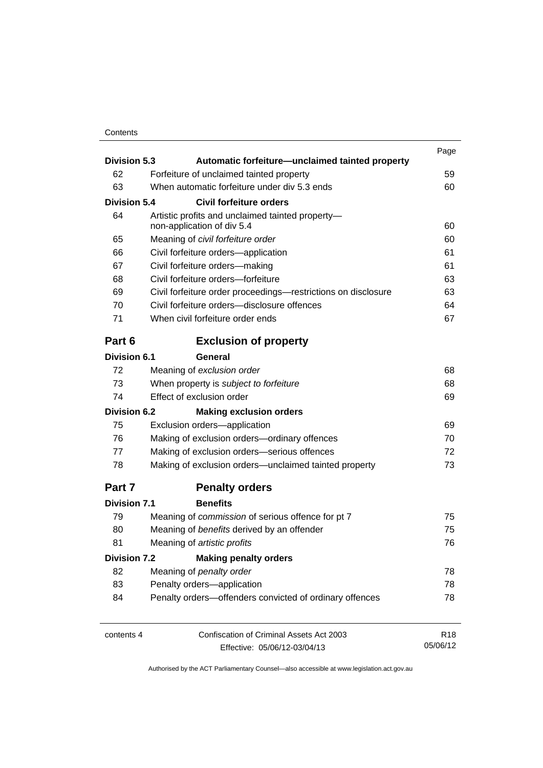| | | Page |
|---|---|---|
| **Division 5.3** | **Automatic forfeiture—unclaimed tainted property** | |
| 62 | Forfeiture of unclaimed tainted property | 59 |
| 63 | When automatic forfeiture under div 5.3 ends | 60 |
| **Division 5.4** | **Civil forfeiture orders** | |
| 64 | Artistic profits and unclaimed tainted property—non-application of div 5.4 | 60 |
| 65 | Meaning of *civil forfeiture order* | 60 |
| 66 | Civil forfeiture orders—application | 61 |
| 67 | Civil forfeiture orders—making | 61 |
| 68 | Civil forfeiture orders—forfeiture | 63 |
| 69 | Civil forfeiture order proceedings—restrictions on disclosure | 63 |
| 70 | Civil forfeiture orders—disclosure offences | 64 |
| 71 | When civil forfeiture order ends | 67 |

## Part 6 Exclusion of property

| | | |
|---|---|---|
| **Division 6.1** | **General** | |
| 72 | Meaning of *exclusion order* | 68 |
| 73 | When property is *subject to forfeiture* | 68 |
| 74 | Effect of exclusion order | 69 |
| **Division 6.2** | **Making exclusion orders** | |
| 75 | Exclusion orders—application | 69 |
| 76 | Making of exclusion orders—ordinary offences | 70 |
| 77 | Making of exclusion orders—serious offences | 72 |
| 78 | Making of exclusion orders—unclaimed tainted property | 73 |

## Part 7 Penalty orders

| | | |
|---|---|---|
| **Division 7.1** | **Benefits** | |
| 79 | Meaning of *commission* of serious offence for pt 7 | 75 |
| 80 | Meaning of *benefits* derived by an offender | 75 |
| 81 | Meaning of *artistic profits* | 76 |
| **Division 7.2** | **Making penalty orders** | |
| 82 | Meaning of *penalty order* | 78 |
| 83 | Penalty orders—application | 78 |
| 84 | Penalty orders—offenders convicted of ordinary offences | 78 |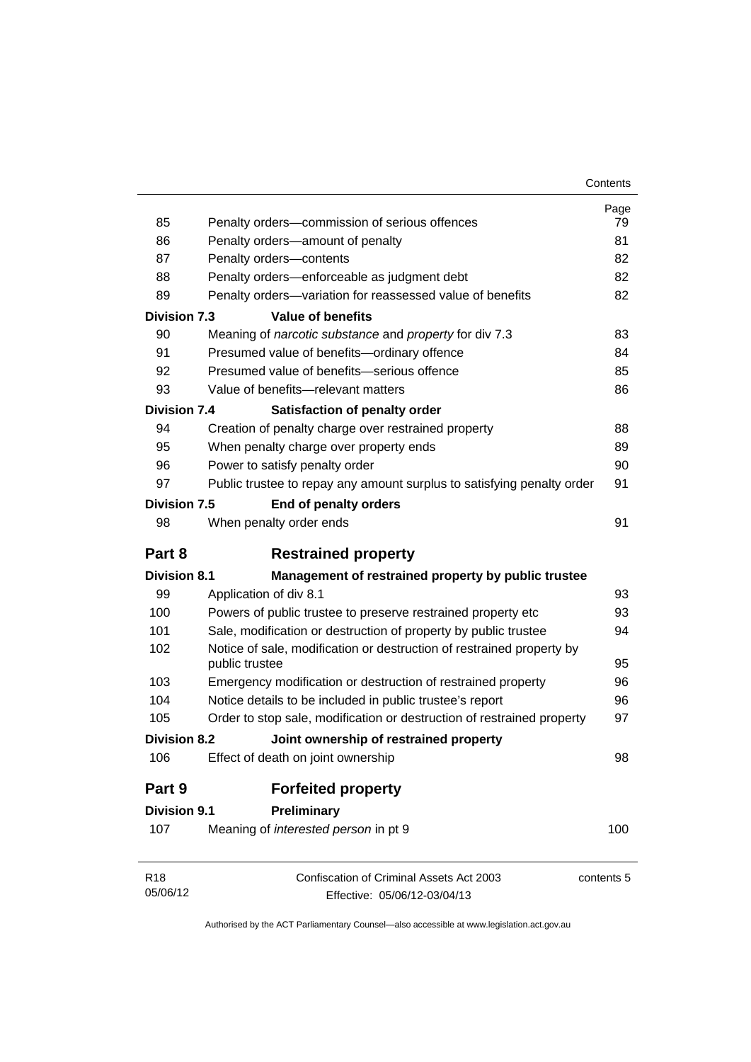| | | Page |
|---|---|---|
| 85 | Penalty orders—commission of serious offences | 79 |
| 86 | Penalty orders—amount of penalty | 81 |
| 87 | Penalty orders—contents | 82 |
| 88 | Penalty orders—enforceable as judgment debt | 82 |
| 89 | Penalty orders—variation for reassessed value of benefits | 82 |
| **Division 7.3** | **Value of benefits** | |
| 90 | Meaning of *narcotic substance* and *property* for div 7.3 | 83 |
| 91 | Presumed value of benefits—ordinary offence | 84 |
| 92 | Presumed value of benefits—serious offence | 85 |
| 93 | Value of benefits—relevant matters | 86 |
| **Division 7.4** | **Satisfaction of penalty order** | |
| 94 | Creation of penalty charge over restrained property | 88 |
| 95 | When penalty charge over property ends | 89 |
| 96 | Power to satisfy penalty order | 90 |
| 97 | Public trustee to repay any amount surplus to satisfying penalty order | 91 |
| **Division 7.5** | **End of penalty orders** | |
| 98 | When penalty order ends | 91 |
| **Part 8** | **Restrained property** | |
| **Division 8.1** | **Management of restrained property by public trustee** | |
| 99 | Application of div 8.1 | 93 |
| 100 | Powers of public trustee to preserve restrained property etc | 93 |
| 101 | Sale, modification or destruction of property by public trustee | 94 |
| 102 | Notice of sale, modification or destruction of restrained property by public trustee | 95 |
| 103 | Emergency modification or destruction of restrained property | 96 |
| 104 | Notice details to be included in public trustee's report | 96 |
| 105 | Order to stop sale, modification or destruction of restrained property | 97 |
| **Division 8.2** | **Joint ownership of restrained property** | |
| 106 | Effect of death on joint ownership | 98 |
| **Part 9** | **Forfeited property** | |
| **Division 9.1** | **Preliminary** | |
| 107 | Meaning of *interested person* in pt 9 | 100 |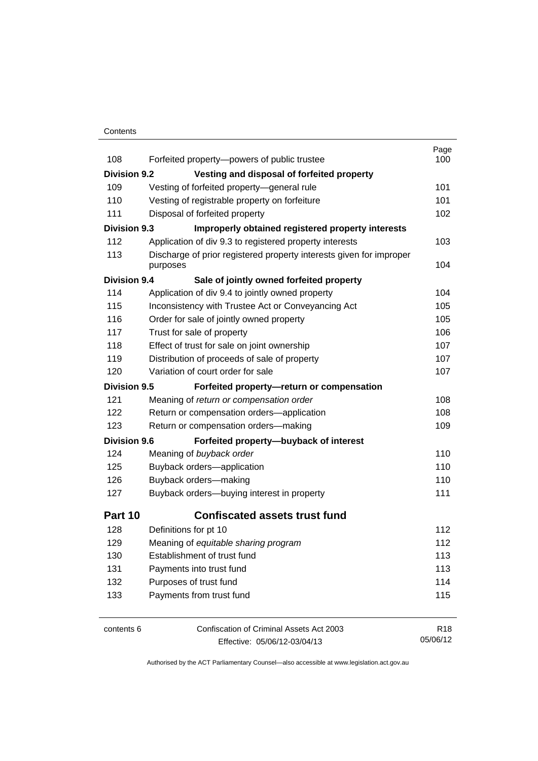| | | Page |
|---|---|---|
| 108 | Forfeited property—powers of public trustee | 100 |
| **Division 9.2** | **Vesting and disposal of forfeited property** | |
| 109 | Vesting of forfeited property—general rule | 101 |
| 110 | Vesting of registrable property on forfeiture | 101 |
| 111 | Disposal of forfeited property | 102 |
| **Division 9.3** | **Improperly obtained registered property interests** | |
| 112 | Application of div 9.3 to registered property interests | 103 |
| 113 | Discharge of prior registered property interests given for improper purposes | 104 |
| **Division 9.4** | **Sale of jointly owned forfeited property** | |
| 114 | Application of div 9.4 to jointly owned property | 104 |
| 115 | Inconsistency with Trustee Act or Conveyancing Act | 105 |
| 116 | Order for sale of jointly owned property | 105 |
| 117 | Trust for sale of property | 106 |
| 118 | Effect of trust for sale on joint ownership | 107 |
| 119 | Distribution of proceeds of sale of property | 107 |
| 120 | Variation of court order for sale | 107 |
| **Division 9.5** | **Forfeited property—return or compensation** | |
| 121 | Meaning of *return or compensation order* | 108 |
| 122 | Return or compensation orders—application | 108 |
| 123 | Return or compensation orders—making | 109 |
| **Division 9.6** | **Forfeited property—buyback of interest** | |
| 124 | Meaning of *buyback order* | 110 |
| 125 | Buyback orders—application | 110 |
| 126 | Buyback orders—making | 110 |
| 127 | Buyback orders—buying interest in property | 111 |
| **Part 10** | **Confiscated assets trust fund** | |
| 128 | Definitions for pt 10 | 112 |
| 129 | Meaning of *equitable sharing program* | 112 |
| 130 | Establishment of trust fund | 113 |
| 131 | Payments into trust fund | 113 |
| 132 | Purposes of trust fund | 114 |
| 133 | Payments from trust fund | 115 |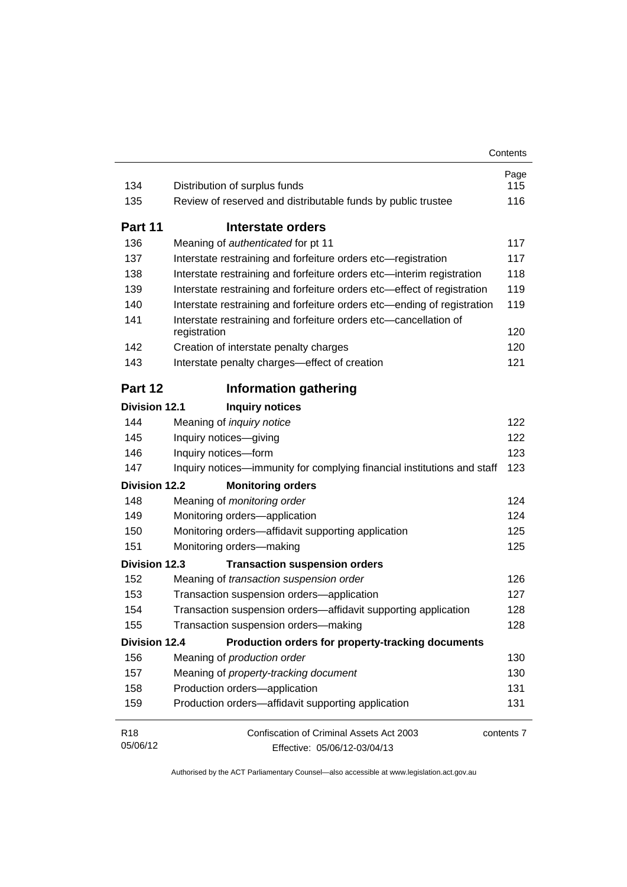| | | Page |
|---|---|---|
| 134 | Distribution of surplus funds | 115 |
| 135 | Review of reserved and distributable funds by public trustee | 116 |
| **Part 11** | **Interstate orders** | |
| 136 | Meaning of *authenticated* for pt 11 | 117 |
| 137 | Interstate restraining and forfeiture orders etc—registration | 117 |
| 138 | Interstate restraining and forfeiture orders etc—interim registration | 118 |
| 139 | Interstate restraining and forfeiture orders etc—effect of registration | 119 |
| 140 | Interstate restraining and forfeiture orders etc—ending of registration | 119 |
| 141 | Interstate restraining and forfeiture orders etc—cancellation of registration | 120 |
| 142 | Creation of interstate penalty charges | 120 |
| 143 | Interstate penalty charges—effect of creation | 121 |
| **Part 12** | **Information gathering** | |
| **Division 12.1** | **Inquiry notices** | |
| 144 | Meaning of *inquiry notice* | 122 |
| 145 | Inquiry notices—giving | 122 |
| 146 | Inquiry notices—form | 123 |
| 147 | Inquiry notices—immunity for complying financial institutions and staff | 123 |
| **Division 12.2** | **Monitoring orders** | |
| 148 | Meaning of *monitoring order* | 124 |
| 149 | Monitoring orders—application | 124 |
| 150 | Monitoring orders—affidavit supporting application | 125 |
| 151 | Monitoring orders—making | 125 |
| **Division 12.3** | **Transaction suspension orders** | |
| 152 | Meaning of *transaction suspension order* | 126 |
| 153 | Transaction suspension orders—application | 127 |
| 154 | Transaction suspension orders—affidavit supporting application | 128 |
| 155 | Transaction suspension orders—making | 128 |
| **Division 12.4** | **Production orders for property-tracking documents** | |
| 156 | Meaning of *production order* | 130 |
| 157 | Meaning of *property-tracking document* | 130 |
| 158 | Production orders—application | 131 |
| 159 | Production orders—affidavit supporting application | 131 |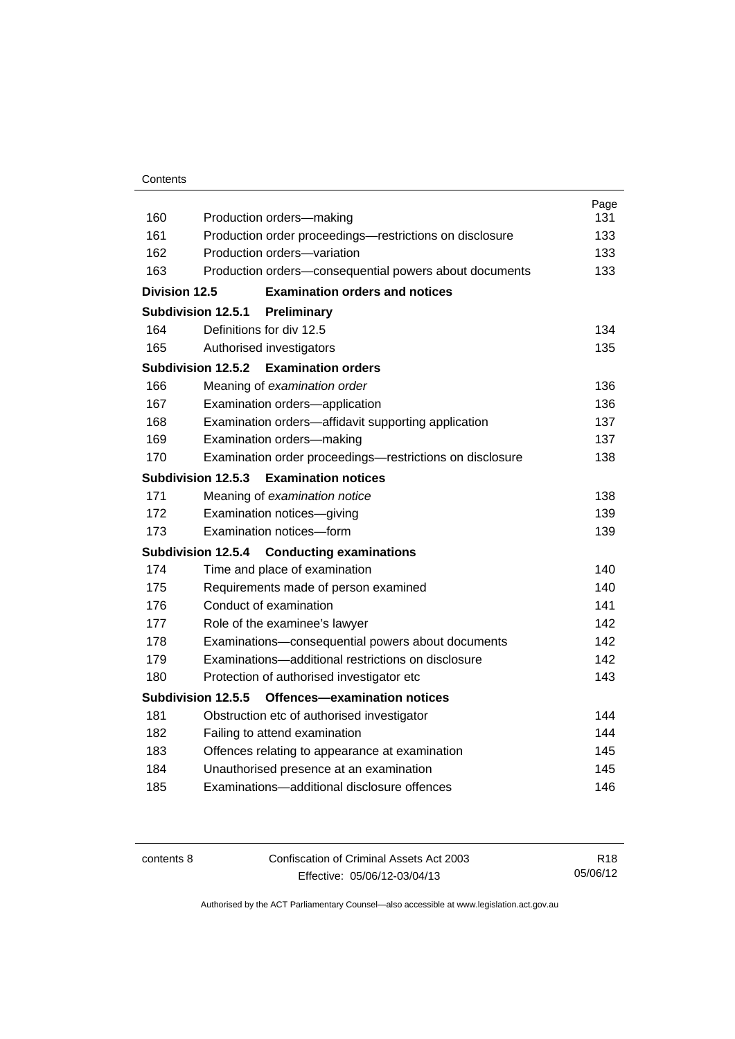| | | Page |
|---|---|---|
| 160 | Production orders—making | 131 |
| 161 | Production order proceedings—restrictions on disclosure | 133 |
| 162 | Production orders—variation | 133 |
| 163 | Production orders—consequential powers about documents | 133 |
| **Division 12.5** | **Examination orders and notices** | |
| **Subdivision 12.5.1** | **Preliminary** | |
| 164 | Definitions for div 12.5 | 134 |
| 165 | Authorised investigators | 135 |
| **Subdivision 12.5.2** | **Examination orders** | |
| 166 | Meaning of *examination order* | 136 |
| 167 | Examination orders—application | 136 |
| 168 | Examination orders—affidavit supporting application | 137 |
| 169 | Examination orders—making | 137 |
| 170 | Examination order proceedings—restrictions on disclosure | 138 |
| **Subdivision 12.5.3** | **Examination notices** | |
| 171 | Meaning of *examination notice* | 138 |
| 172 | Examination notices—giving | 139 |
| 173 | Examination notices—form | 139 |
| **Subdivision 12.5.4** | **Conducting examinations** | |
| 174 | Time and place of examination | 140 |
| 175 | Requirements made of person examined | 140 |
| 176 | Conduct of examination | 141 |
| 177 | Role of the examinee's lawyer | 142 |
| 178 | Examinations—consequential powers about documents | 142 |
| 179 | Examinations—additional restrictions on disclosure | 142 |
| 180 | Protection of authorised investigator etc | 143 |
| **Subdivision 12.5.5** | **Offences—examination notices** | |
| 181 | Obstruction etc of authorised investigator | 144 |
| 182 | Failing to attend examination | 144 |
| 183 | Offences relating to appearance at examination | 145 |
| 184 | Unauthorised presence at an examination | 145 |
| 185 | Examinations—additional disclosure offences | 146 |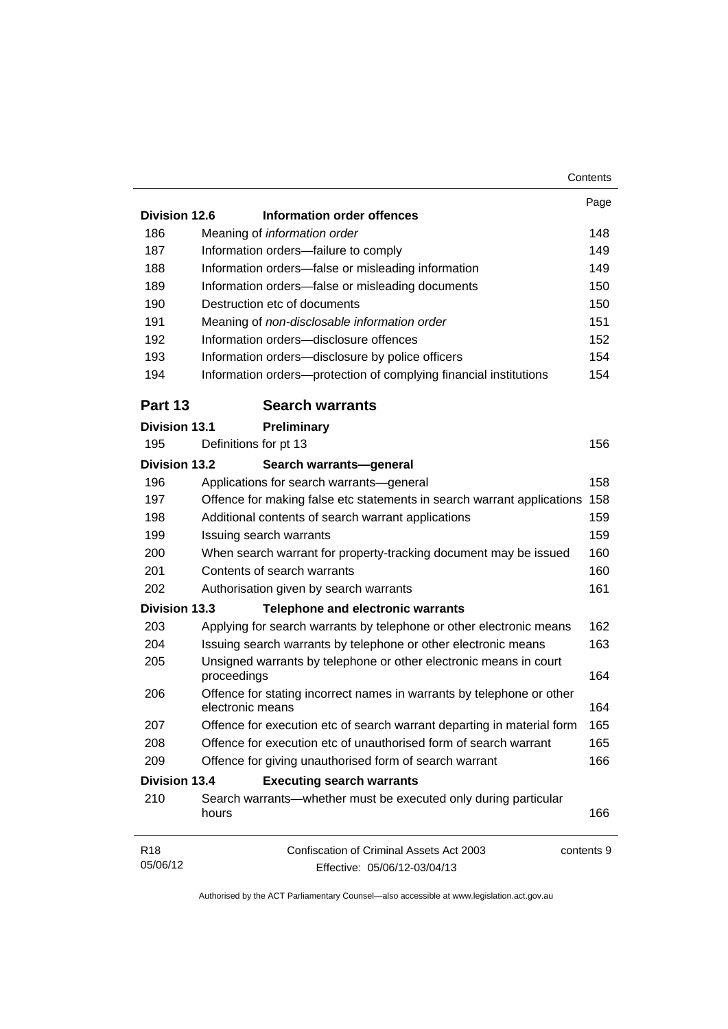| | | Page |
|---|---|---|
| **Division 12.6** | **Information order offences** | |
| 186 | Meaning of *information order* | 148 |
| 187 | Information orders—failure to comply | 149 |
| 188 | Information orders—false or misleading information | 149 |
| 189 | Information orders—false or misleading documents | 150 |
| 190 | Destruction etc of documents | 150 |
| 191 | Meaning of *non-disclosable information order* | 151 |
| 192 | Information orders—disclosure offences | 152 |
| 193 | Information orders—disclosure by police officers | 154 |
| 194 | Information orders—protection of complying financial institutions | 154 |

## Part 13 Search warrants

| | | |
|---|---|---|
| **Division 13.1** | **Preliminary** | |
| 195 | Definitions for pt 13 | 156 |
| **Division 13.2** | **Search warrants—general** | |
| 196 | Applications for search warrants—general | 158 |
| 197 | Offence for making false etc statements in search warrant applications | 158 |
| 198 | Additional contents of search warrant applications | 159 |
| 199 | Issuing search warrants | 159 |
| 200 | When search warrant for property-tracking document may be issued | 160 |
| 201 | Contents of search warrants | 160 |
| 202 | Authorisation given by search warrants | 161 |
| **Division 13.3** | **Telephone and electronic warrants** | |
| 203 | Applying for search warrants by telephone or other electronic means | 162 |
| 204 | Issuing search warrants by telephone or other electronic means | 163 |
| 205 | Unsigned warrants by telephone or other electronic means in court proceedings | 164 |
| 206 | Offence for stating incorrect names in warrants by telephone or other electronic means | 164 |
| 207 | Offence for execution etc of search warrant departing in material form | 165 |
| 208 | Offence for execution etc of unauthorised form of search warrant | 165 |
| 209 | Offence for giving unauthorised form of search warrant | 166 |
| **Division 13.4** | **Executing search warrants** | |
| 210 | Search warrants—whether must be executed only during particular hours | 166 |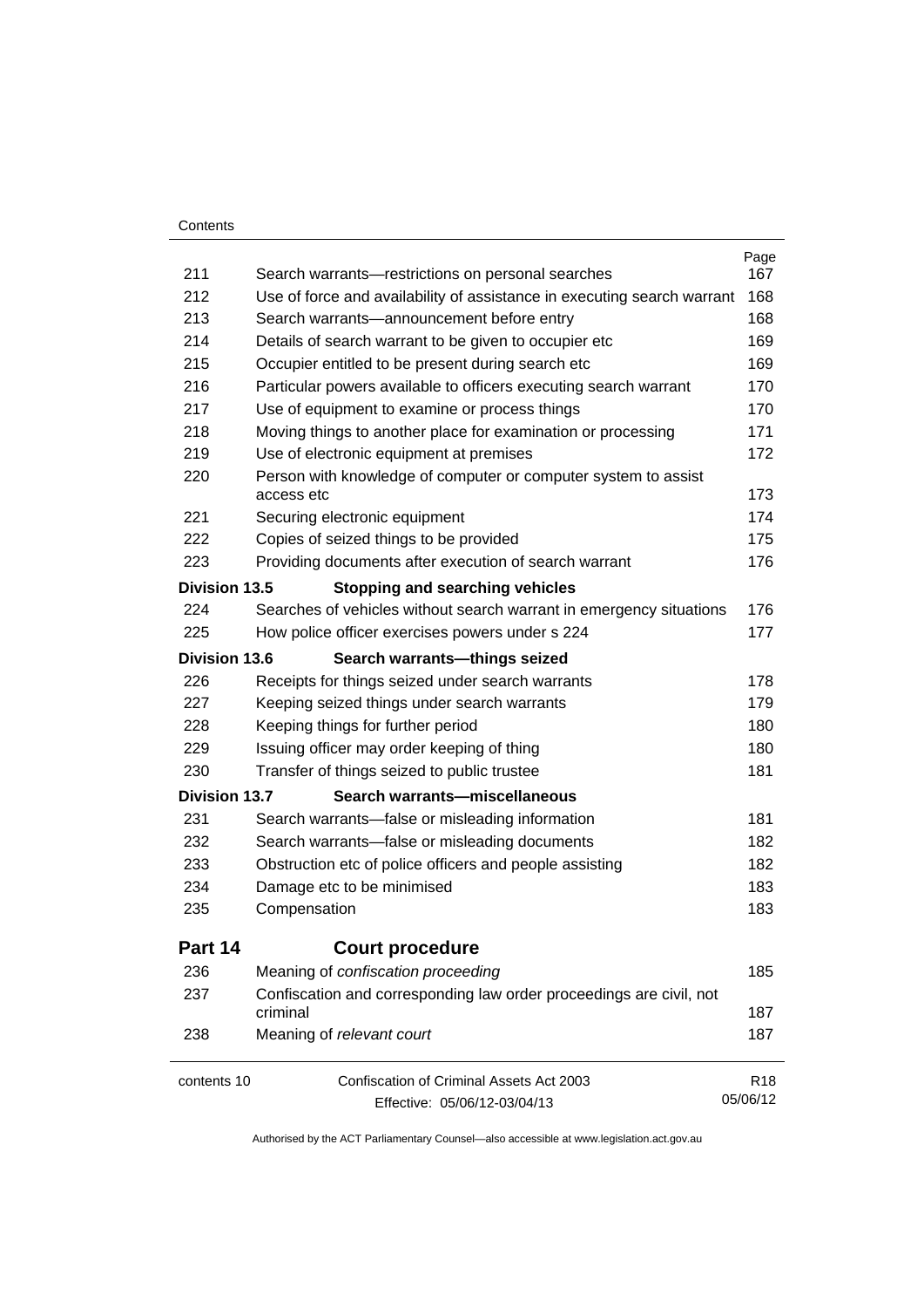| | | Page |
|---|---|---|
| 211 | Search warrants—restrictions on personal searches | 167 |
| 212 | Use of force and availability of assistance in executing search warrant | 168 |
| 213 | Search warrants—announcement before entry | 168 |
| 214 | Details of search warrant to be given to occupier etc | 169 |
| 215 | Occupier entitled to be present during search etc | 169 |
| 216 | Particular powers available to officers executing search warrant | 170 |
| 217 | Use of equipment to examine or process things | 170 |
| 218 | Moving things to another place for examination or processing | 171 |
| 219 | Use of electronic equipment at premises | 172 |
| 220 | Person with knowledge of computer or computer system to assist access etc | 173 |
| 221 | Securing electronic equipment | 174 |
| 222 | Copies of seized things to be provided | 175 |
| 223 | Providing documents after execution of search warrant | 176 |
| **Division 13.5** | **Stopping and searching vehicles** | |
| 224 | Searches of vehicles without search warrant in emergency situations | 176 |
| 225 | How police officer exercises powers under s 224 | 177 |
| **Division 13.6** | **Search warrants—things seized** | |
| 226 | Receipts for things seized under search warrants | 178 |
| 227 | Keeping seized things under search warrants | 179 |
| 228 | Keeping things for further period | 180 |
| 229 | Issuing officer may order keeping of thing | 180 |
| 230 | Transfer of things seized to public trustee | 181 |
| **Division 13.7** | **Search warrants—miscellaneous** | |
| 231 | Search warrants—false or misleading information | 181 |
| 232 | Search warrants—false or misleading documents | 182 |
| 233 | Obstruction etc of police officers and people assisting | 182 |
| 234 | Damage etc to be minimised | 183 |
| 235 | Compensation | 183 |

## Part 14 Court procedure

| | | |
|---|---|---|
| 236 | Meaning of *confiscation proceeding* | 185 |
| 237 | Confiscation and corresponding law order proceedings are civil, not criminal | 187 |
| 238 | Meaning of *relevant court* | 187 |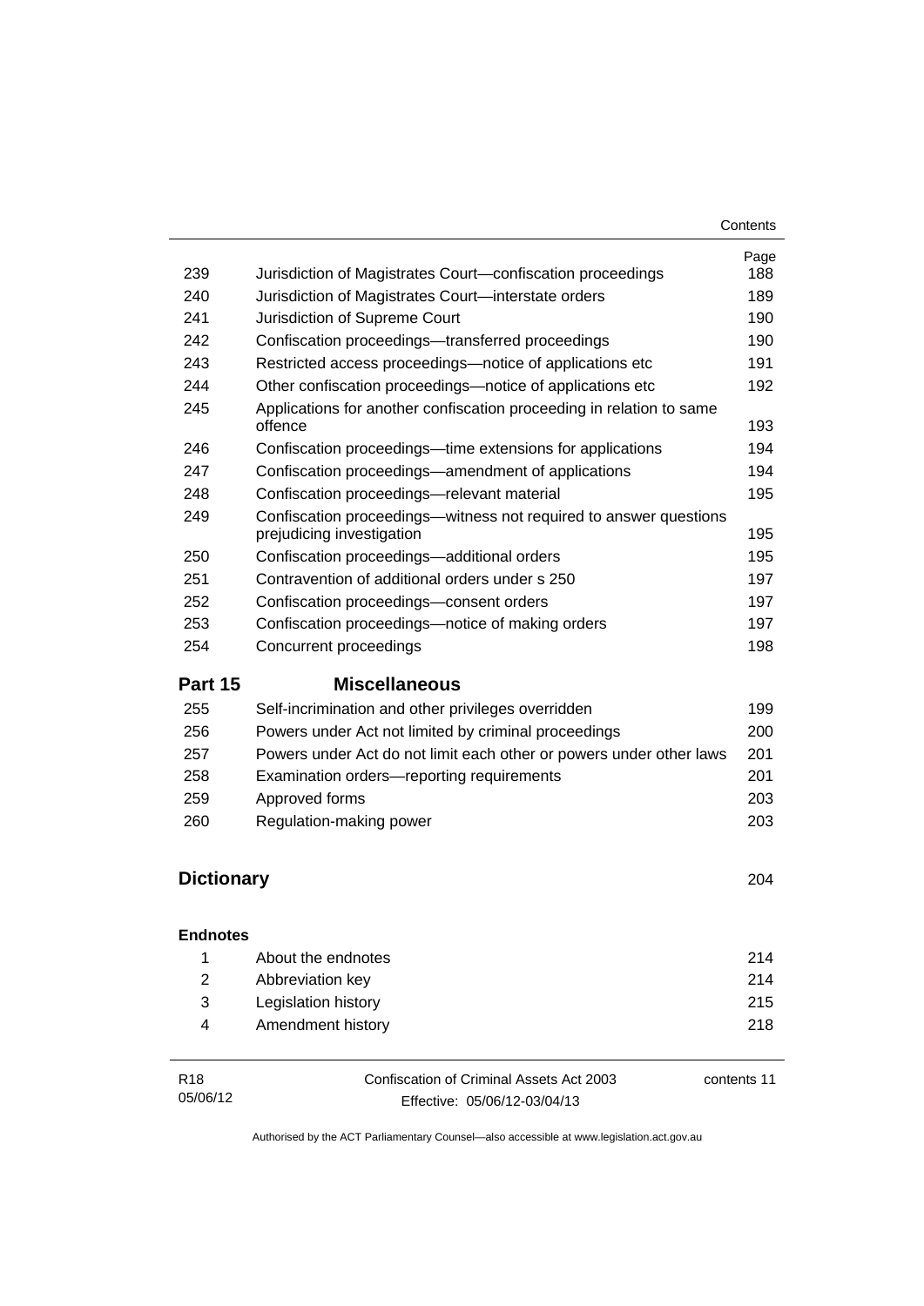| | | Page |
|---|---|---|
| 239 | Jurisdiction of Magistrates Court—confiscation proceedings | 188 |
| 240 | Jurisdiction of Magistrates Court—interstate orders | 189 |
| 241 | Jurisdiction of Supreme Court | 190 |
| 242 | Confiscation proceedings—transferred proceedings | 190 |
| 243 | Restricted access proceedings—notice of applications etc | 191 |
| 244 | Other confiscation proceedings—notice of applications etc | 192 |
| 245 | Applications for another confiscation proceeding in relation to same offence | 193 |
| 246 | Confiscation proceedings—time extensions for applications | 194 |
| 247 | Confiscation proceedings—amendment of applications | 194 |
| 248 | Confiscation proceedings—relevant material | 195 |
| 249 | Confiscation proceedings—witness not required to answer questions prejudicing investigation | 195 |
| 250 | Confiscation proceedings—additional orders | 195 |
| 251 | Contravention of additional orders under s 250 | 197 |
| 252 | Confiscation proceedings—consent orders | 197 |
| 253 | Confiscation proceedings—notice of making orders | 197 |
| 254 | Concurrent proceedings | 198 |
| **Part 15** | **Miscellaneous** | |
| 255 | Self-incrimination and other privileges overridden | 199 |
| 256 | Powers under Act not limited by criminal proceedings | 200 |
| 257 | Powers under Act do not limit each other or powers under other laws | 201 |
| 258 | Examination orders—reporting requirements | 201 |
| 259 | Approved forms | 203 |
| 260 | Regulation-making power | 203 |
| **Dictionary** | | 204 |
| **Endnotes** | | |
| 1 | About the endnotes | 214 |
| 2 | Abbreviation key | 214 |
| 3 | Legislation history | 215 |
| 4 | Amendment history | 218 |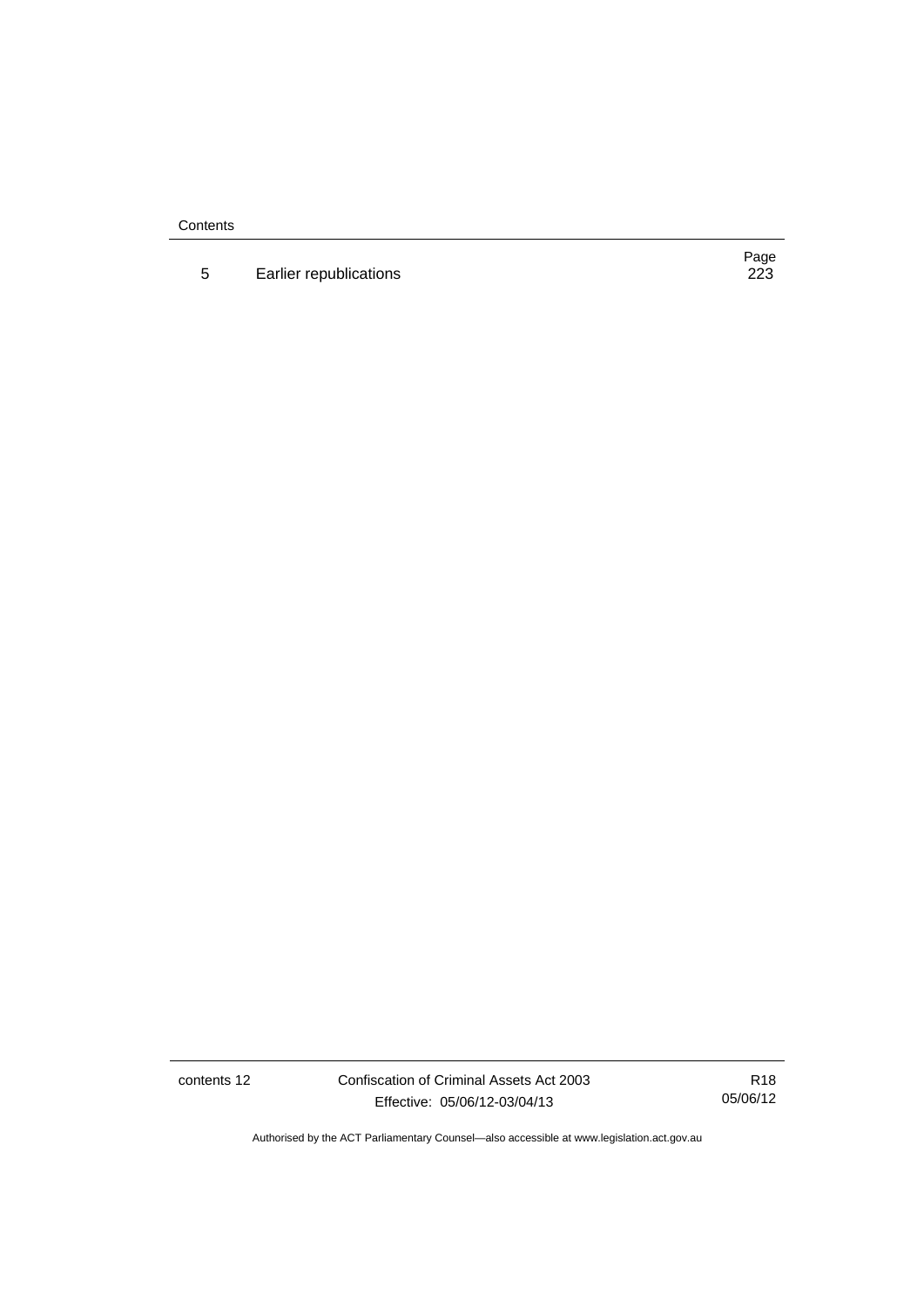| | | Page |
|---|---|---|
| 5 | Earlier republications | 223 |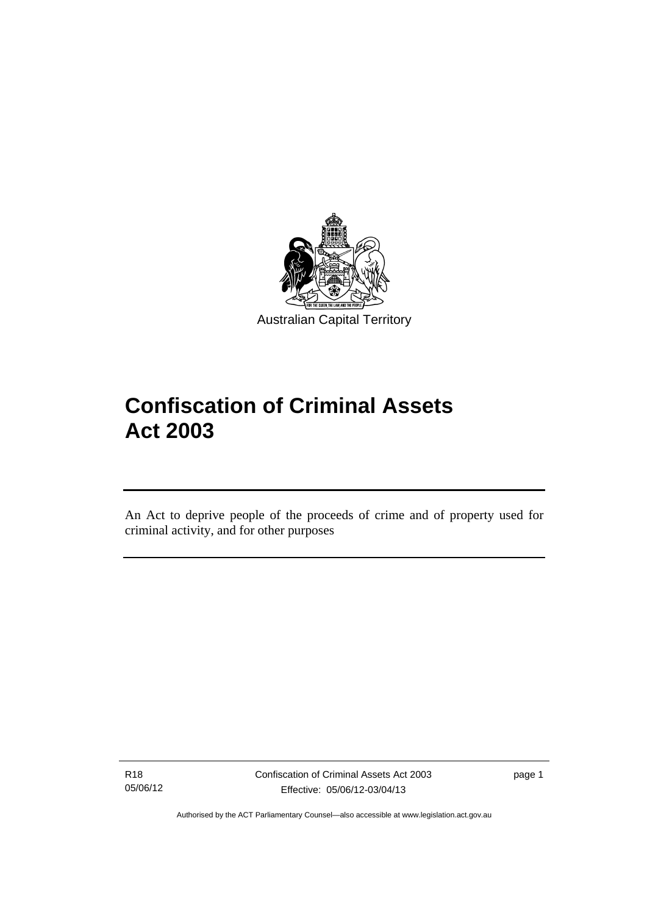Australian Capital Territory

# Confiscation of Criminal Assets Act 2003

An Act to deprive people of the proceeds of crime and of property used for criminal activity, and for other purposes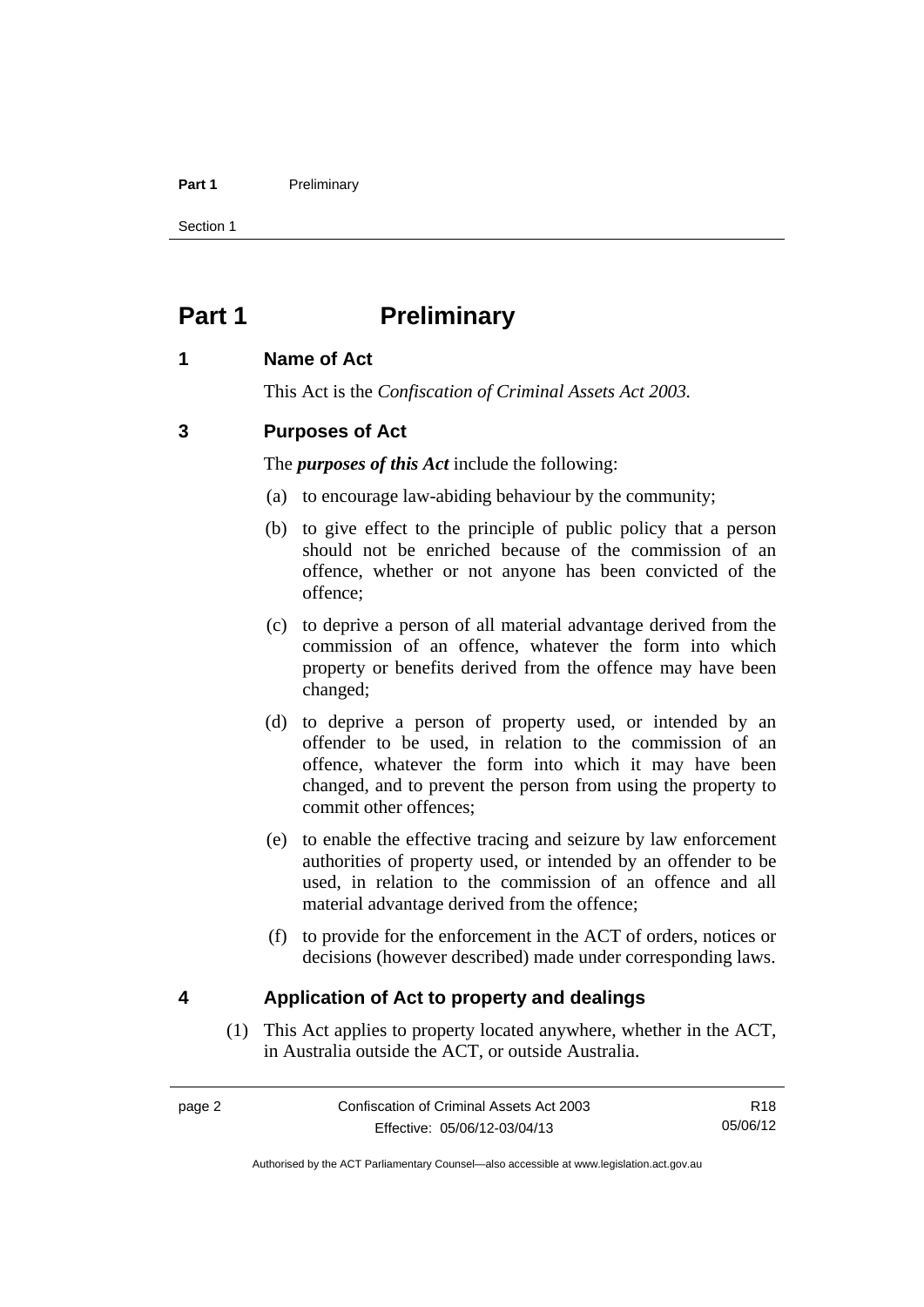# Part 1 Preliminary

## 1 Name of Act

This Act is the *Confiscation of Criminal Assets Act 2003.*

## 3 Purposes of Act

The ***purposes of this Act*** include the following:

(a) to encourage law-abiding behaviour by the community;

(b) to give effect to the principle of public policy that a person should not be enriched because of the commission of an offence, whether or not anyone has been convicted of the offence;

(c) to deprive a person of all material advantage derived from the commission of an offence, whatever the form into which property or benefits derived from the offence may have been changed;

(d) to deprive a person of property used, or intended by an offender to be used, in relation to the commission of an offence, whatever the form into which it may have been changed, and to prevent the person from using the property to commit other offences;

(e) to enable the effective tracing and seizure by law enforcement authorities of property used, or intended by an offender to be used, in relation to the commission of an offence and all material advantage derived from the offence;

(f) to provide for the enforcement in the ACT of orders, notices or decisions (however described) made under corresponding laws.

## 4 Application of Act to property and dealings

(1) This Act applies to property located anywhere, whether in the ACT, in Australia outside the ACT, or outside Australia.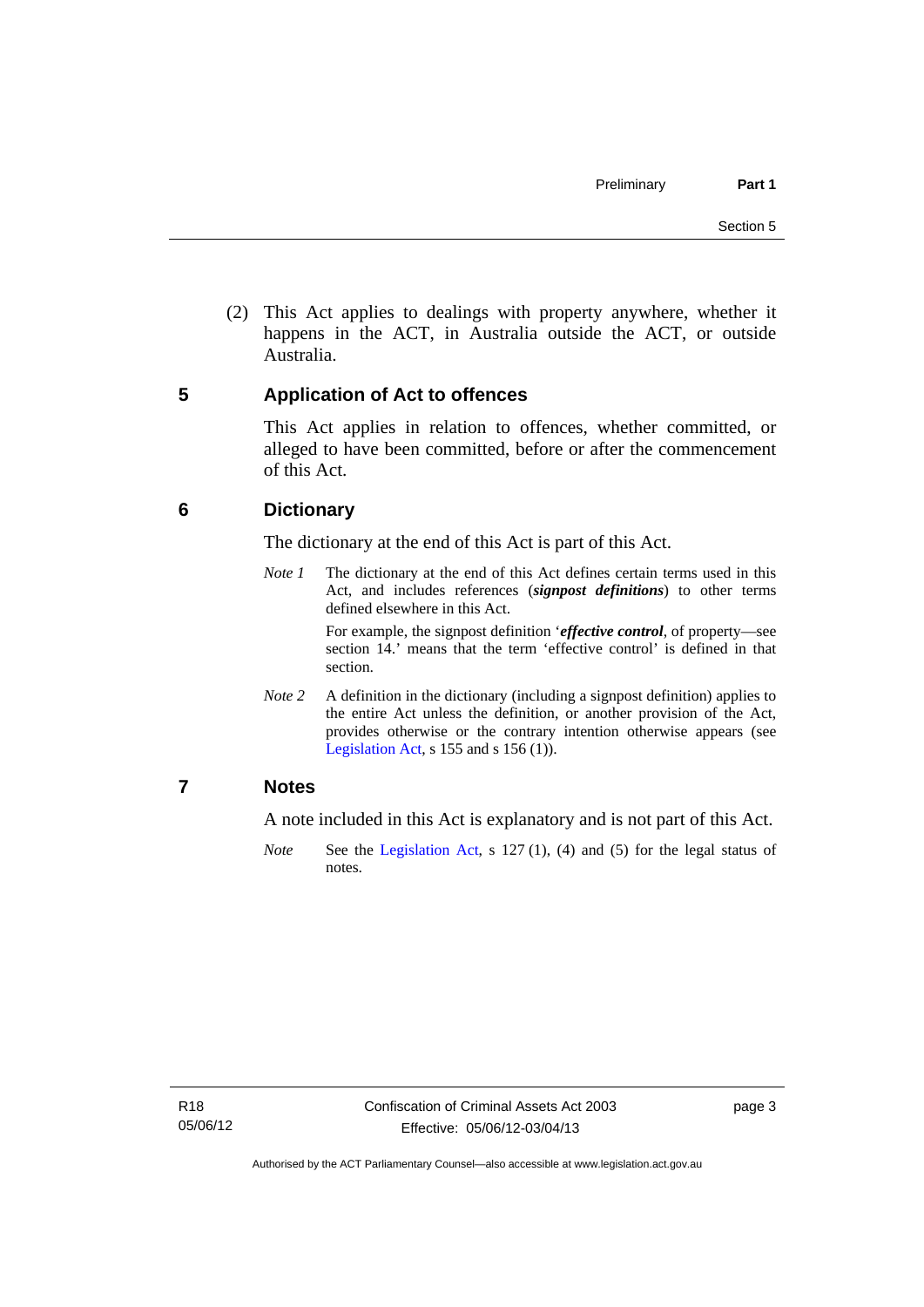(2) This Act applies to dealings with property anywhere, whether it happens in the ACT, in Australia outside the ACT, or outside Australia.

## 5 Application of Act to offences

This Act applies in relation to offences, whether committed, or alleged to have been committed, before or after the commencement of this Act.

## 6 Dictionary

The dictionary at the end of this Act is part of this Act.

*Note 1* The dictionary at the end of this Act defines certain terms used in this Act, and includes references (***signpost definitions***) to other terms defined elsewhere in this Act.

For example, the signpost definition '***effective control***, of property—see section 14.' means that the term 'effective control' is defined in that section.

*Note 2* A definition in the dictionary (including a signpost definition) applies to the entire Act unless the definition, or another provision of the Act, provides otherwise or the contrary intention otherwise appears (see Legislation Act, s 155 and s 156 (1)).

## 7 Notes

A note included in this Act is explanatory and is not part of this Act.

*Note* See the Legislation Act, s 127 (1), (4) and (5) for the legal status of notes.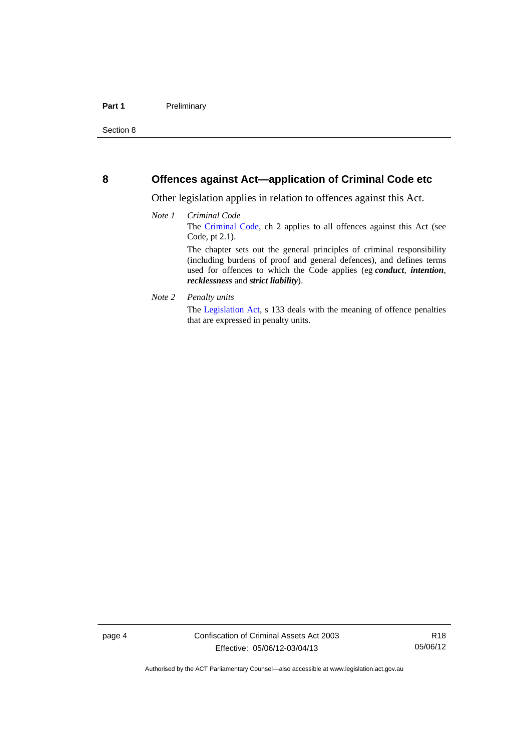## 8 Offences against Act—application of Criminal Code etc

Other legislation applies in relation to offences against this Act.

*Note 1* *Criminal Code*

The Criminal Code, ch 2 applies to all offences against this Act (see Code, pt 2.1).

The chapter sets out the general principles of criminal responsibility (including burdens of proof and general defences), and defines terms used for offences to which the Code applies (eg ***conduct***, ***intention***, ***recklessness*** and ***strict liability***).

*Note 2* *Penalty units*

The Legislation Act, s 133 deals with the meaning of offence penalties that are expressed in penalty units.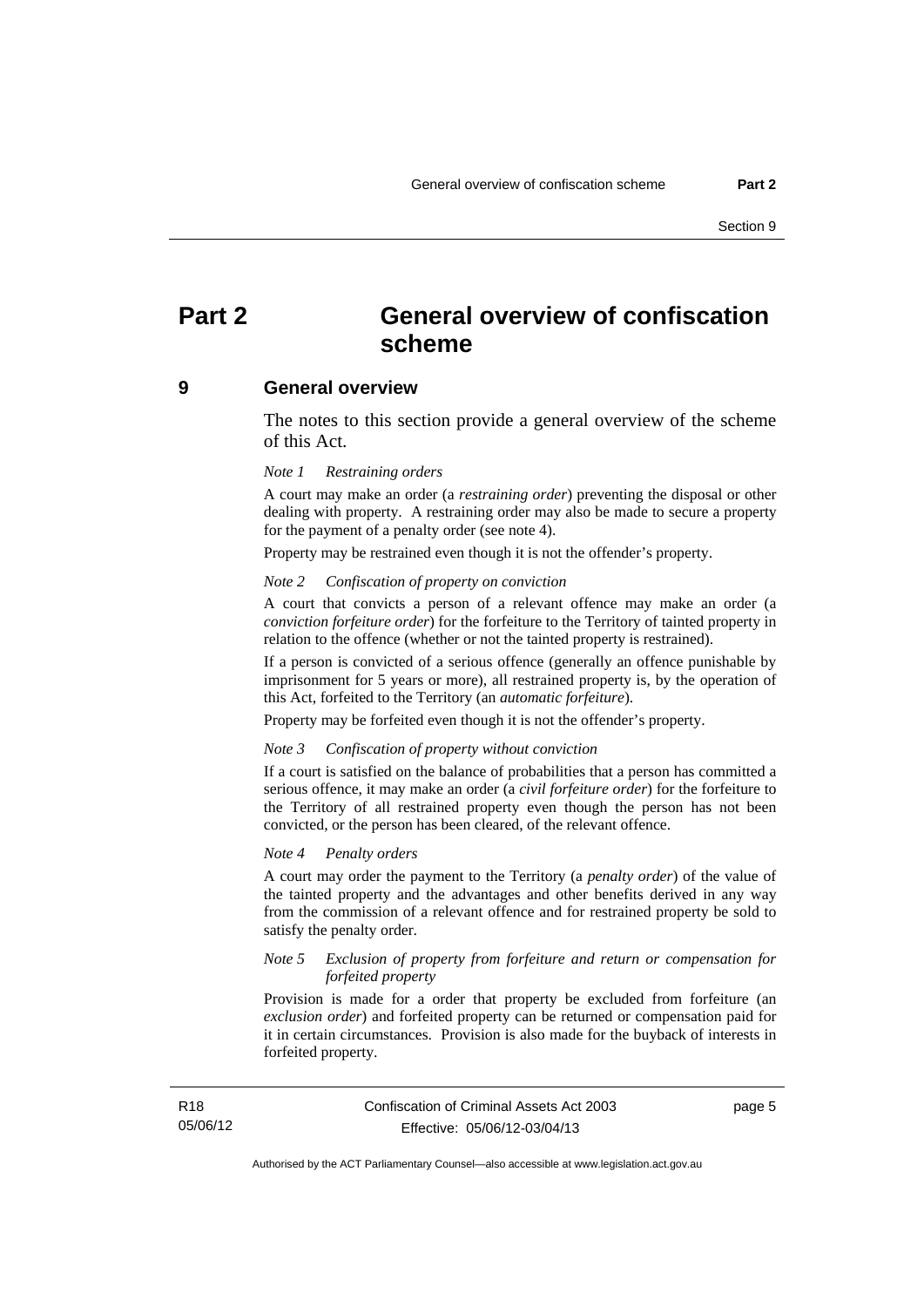# Part 2 General overview of confiscation scheme

## 9 General overview

The notes to this section provide a general overview of the scheme of this Act.

*Note 1 Restraining orders*

A court may make an order (a ***restraining order***) preventing the disposal or other dealing with property. A restraining order may also be made to secure a property for the payment of a penalty order (see note 4).

Property may be restrained even though it is not the offender's property.

*Note 2 Confiscation of property on conviction*

A court that convicts a person of a relevant offence may make an order (a ***conviction forfeiture order***) for the forfeiture to the Territory of tainted property in relation to the offence (whether or not the tainted property is restrained).

If a person is convicted of a serious offence (generally an offence punishable by imprisonment for 5 years or more), all restrained property is, by the operation of this Act, forfeited to the Territory (an ***automatic forfeiture***).

Property may be forfeited even though it is not the offender's property.

*Note 3 Confiscation of property without conviction*

If a court is satisfied on the balance of probabilities that a person has committed a serious offence, it may make an order (a ***civil forfeiture order***) for the forfeiture to the Territory of all restrained property even though the person has not been convicted, or the person has been cleared, of the relevant offence.

*Note 4 Penalty orders*

A court may order the payment to the Territory (a ***penalty order***) of the value of the tainted property and the advantages and other benefits derived in any way from the commission of a relevant offence and for restrained property be sold to satisfy the penalty order.

*Note 5 Exclusion of property from forfeiture and return or compensation for forfeited property*

Provision is made for a order that property be excluded from forfeiture (an ***exclusion order***) and forfeited property can be returned or compensation paid for it in certain circumstances. Provision is also made for the buyback of interests in forfeited property.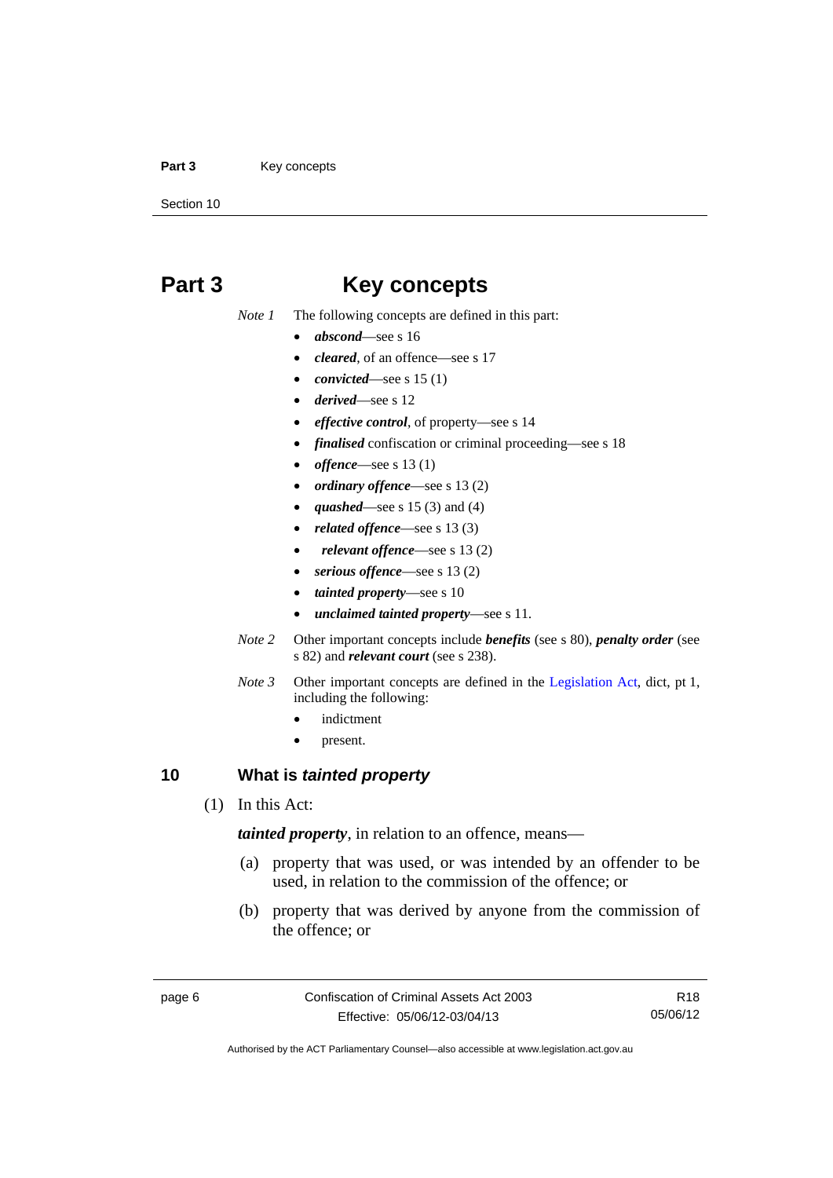# Part 3 Key concepts

*Note 1* The following concepts are defined in this part:

- ***abscond***—see s 16
- ***cleared***, of an offence—see s 17
- ***convicted***—see s 15 (1)
- ***derived***—see s 12
- ***effective control***, of property—see s 14
- ***finalised*** confiscation or criminal proceeding—see s 18
- ***offence***—see s 13 (1)
- ***ordinary offence***—see s 13 (2)
- ***quashed***—see s 15 (3) and (4)
- ***related offence***—see s 13 (3)
- ***relevant offence***—see s 13 (2)
- ***serious offence***—see s 13 (2)
- ***tainted property***—see s 10
- ***unclaimed tainted property***—see s 11.

*Note 2* Other important concepts include ***benefits*** (see s 80), ***penalty order*** (see s 82) and ***relevant court*** (see s 238).

*Note 3* Other important concepts are defined in the Legislation Act, dict, pt 1, including the following:

- indictment
- present.

## 10 What is *tainted property*

(1) In this Act:

***tainted property***, in relation to an offence, means—

(a) property that was used, or was intended by an offender to be used, in relation to the commission of the offence; or

(b) property that was derived by anyone from the commission of the offence; or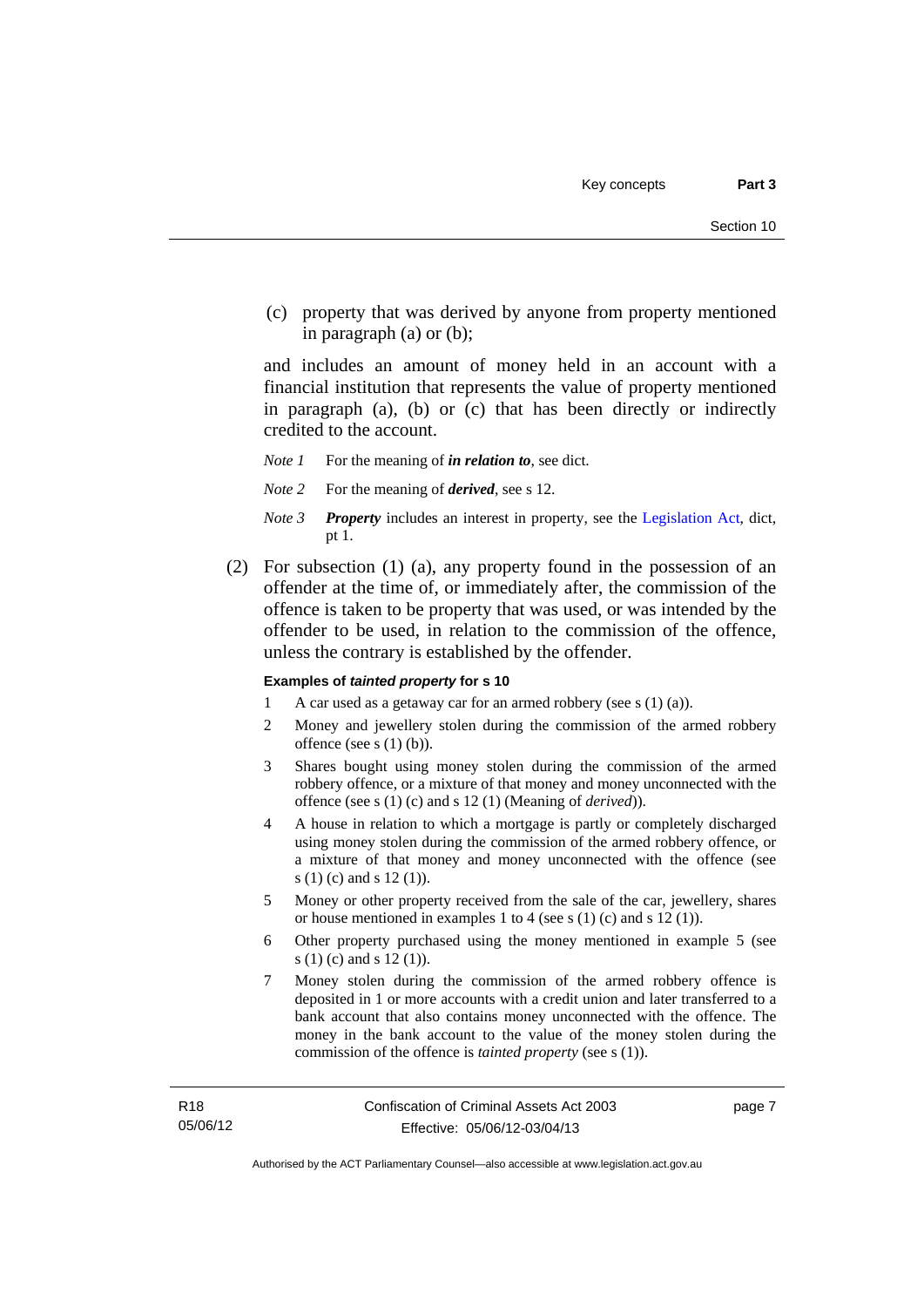(c) property that was derived by anyone from property mentioned in paragraph (a) or (b);

and includes an amount of money held in an account with a financial institution that represents the value of property mentioned in paragraph (a), (b) or (c) that has been directly or indirectly credited to the account.

*Note 1* For the meaning of ***in relation to***, see dict.

*Note 2* For the meaning of ***derived***, see s 12.

*Note 3* ***Property*** includes an interest in property, see the Legislation Act, dict, pt 1.

(2) For subsection (1) (a), any property found in the possession of an offender at the time of, or immediately after, the commission of the offence is taken to be property that was used, or was intended by the offender to be used, in relation to the commission of the offence, unless the contrary is established by the offender.

**Examples of *tainted property* for s 10**

1 A car used as a getaway car for an armed robbery (see s (1) (a)).

2 Money and jewellery stolen during the commission of the armed robbery offence (see s (1) (b)).

3 Shares bought using money stolen during the commission of the armed robbery offence, or a mixture of that money and money unconnected with the offence (see s (1) (c) and s 12 (1) (Meaning of *derived*)).

4 A house in relation to which a mortgage is partly or completely discharged using money stolen during the commission of the armed robbery offence, or a mixture of that money and money unconnected with the offence (see s (1) (c) and s 12 (1)).

5 Money or other property received from the sale of the car, jewellery, shares or house mentioned in examples 1 to 4 (see s (1) (c) and s 12 (1)).

6 Other property purchased using the money mentioned in example 5 (see s (1) (c) and s 12 (1)).

7 Money stolen during the commission of the armed robbery offence is deposited in 1 or more accounts with a credit union and later transferred to a bank account that also contains money unconnected with the offence. The money in the bank account to the value of the money stolen during the commission of the offence is *tainted property* (see s (1)).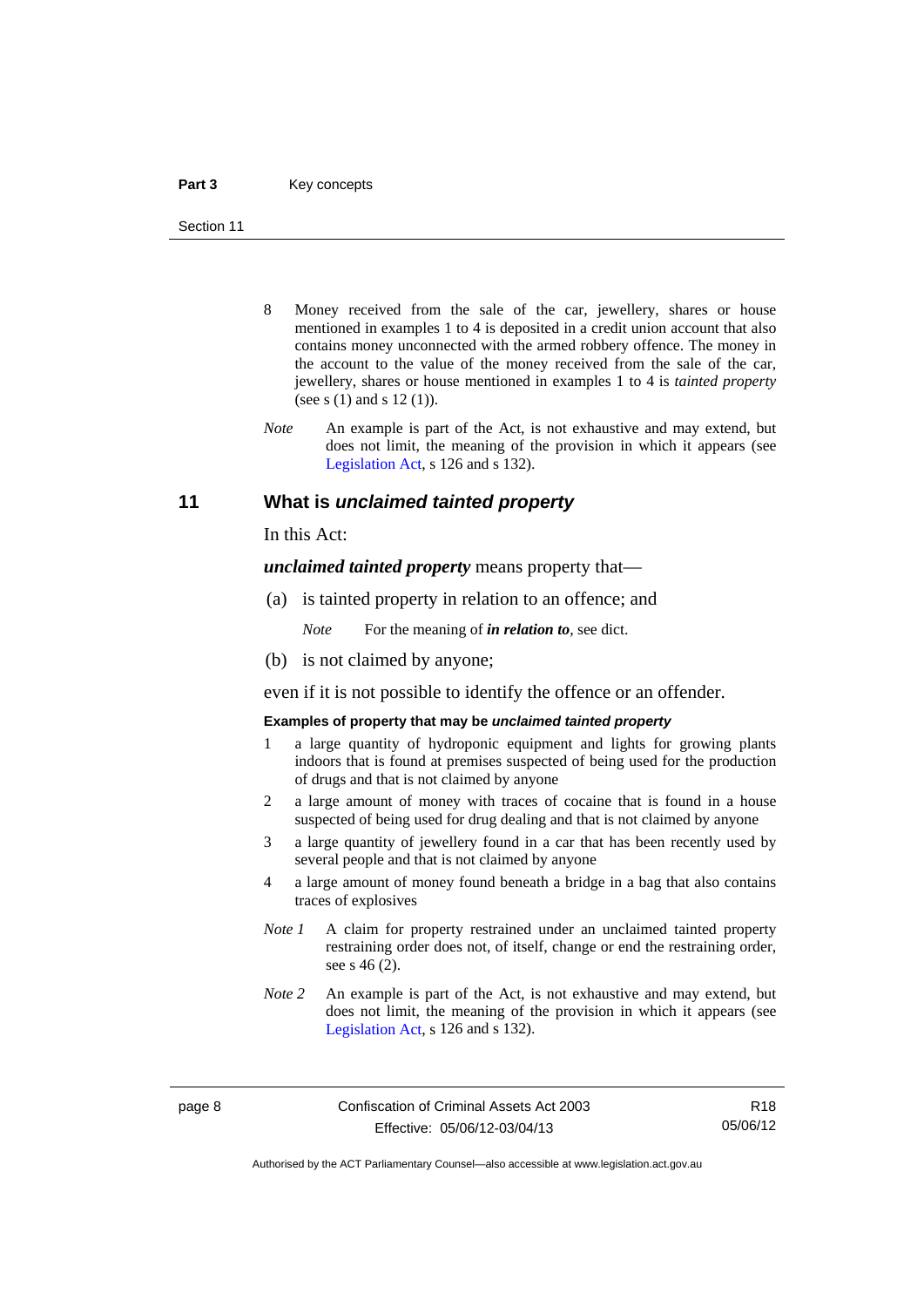8 Money received from the sale of the car, jewellery, shares or house mentioned in examples 1 to 4 is deposited in a credit union account that also contains money unconnected with the armed robbery offence. The money in the account to the value of the money received from the sale of the car, jewellery, shares or house mentioned in examples 1 to 4 is *tainted property* (see s (1) and s 12 (1)).

*Note* An example is part of the Act, is not exhaustive and may extend, but does not limit, the meaning of the provision in which it appears (see Legislation Act, s 126 and s 132).

## 11 What is *unclaimed tainted property*

In this Act:

***unclaimed tainted property*** means property that—

(a) is tainted property in relation to an offence; and

*Note* For the meaning of ***in relation to***, see dict.

(b) is not claimed by anyone;

even if it is not possible to identify the offence or an offender.

**Examples of property that may be *unclaimed tainted property***

1 a large quantity of hydroponic equipment and lights for growing plants indoors that is found at premises suspected of being used for the production of drugs and that is not claimed by anyone

2 a large amount of money with traces of cocaine that is found in a house suspected of being used for drug dealing and that is not claimed by anyone

3 a large quantity of jewellery found in a car that has been recently used by several people and that is not claimed by anyone

4 a large amount of money found beneath a bridge in a bag that also contains traces of explosives

*Note 1* A claim for property restrained under an unclaimed tainted property restraining order does not, of itself, change or end the restraining order, see s 46 (2).

*Note 2* An example is part of the Act, is not exhaustive and may extend, but does not limit, the meaning of the provision in which it appears (see Legislation Act, s 126 and s 132).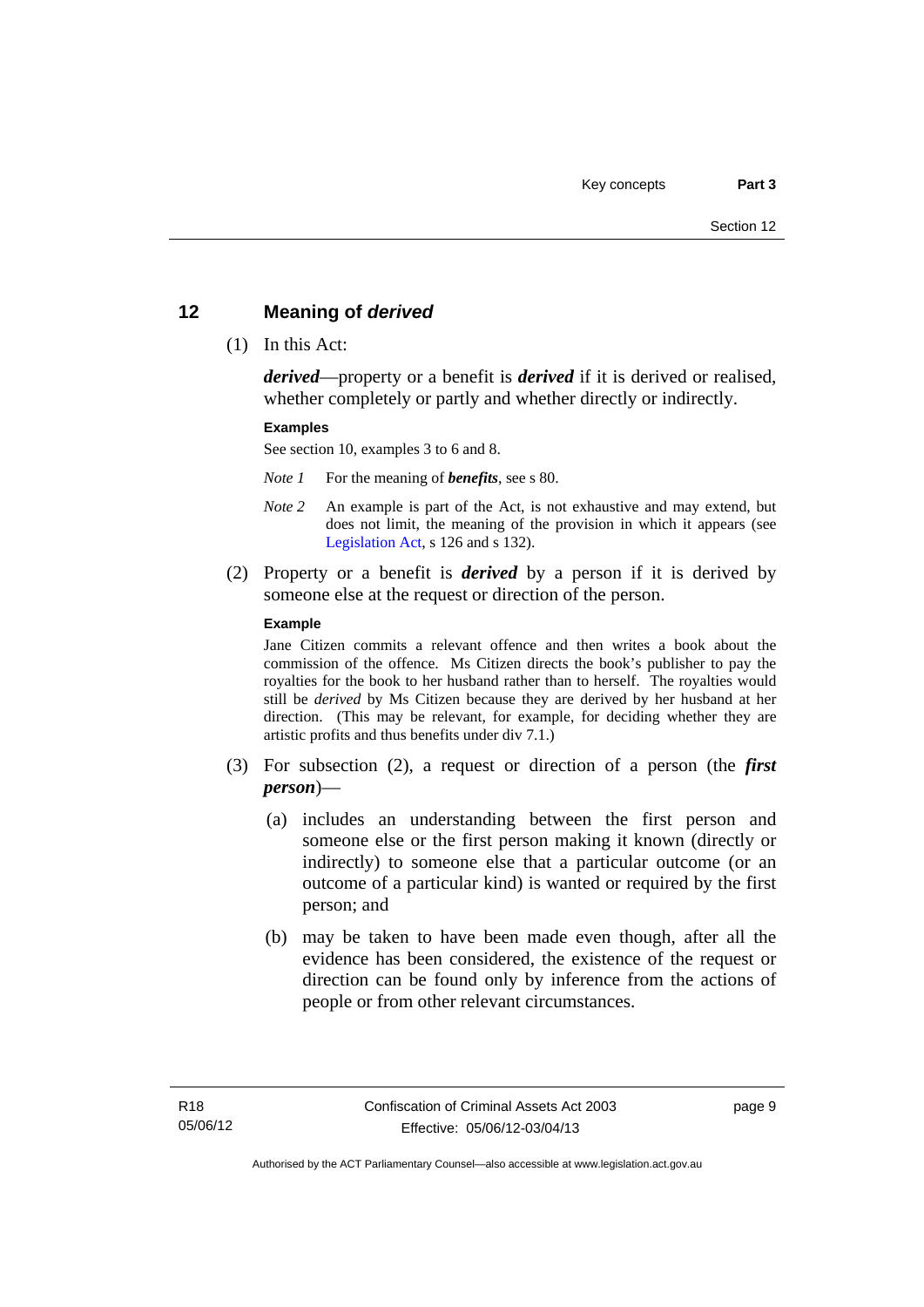## 12 Meaning of *derived*

(1) In this Act:

***derived***—property or a benefit is ***derived*** if it is derived or realised, whether completely or partly and whether directly or indirectly.

**Examples**

See section 10, examples 3 to 6 and 8.

*Note 1* For the meaning of ***benefits***, see s 80.

*Note 2* An example is part of the Act, is not exhaustive and may extend, but does not limit, the meaning of the provision in which it appears (see Legislation Act, s 126 and s 132).

(2) Property or a benefit is ***derived*** by a person if it is derived by someone else at the request or direction of the person.

**Example**

Jane Citizen commits a relevant offence and then writes a book about the commission of the offence. Ms Citizen directs the book's publisher to pay the royalties for the book to her husband rather than to herself. The royalties would still be *derived* by Ms Citizen because they are derived by her husband at her direction. (This may be relevant, for example, for deciding whether they are artistic profits and thus benefits under div 7.1.)

(3) For subsection (2), a request or direction of a person (the ***first person***)—

(a) includes an understanding between the first person and someone else or the first person making it known (directly or indirectly) to someone else that a particular outcome (or an outcome of a particular kind) is wanted or required by the first person; and

(b) may be taken to have been made even though, after all the evidence has been considered, the existence of the request or direction can be found only by inference from the actions of people or from other relevant circumstances.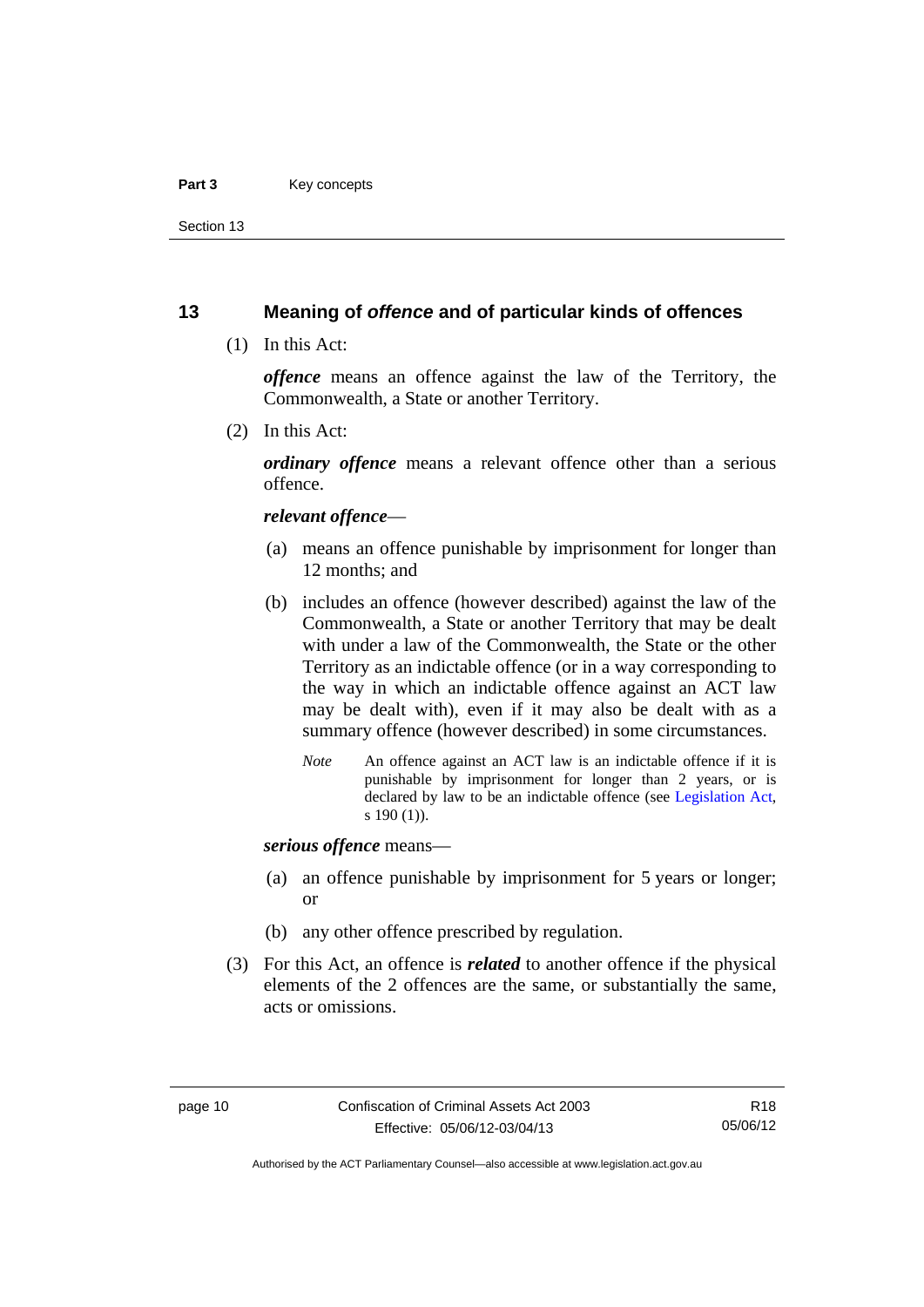## 13 Meaning of *offence* and of particular kinds of offences

(1) In this Act:

***offence*** means an offence against the law of the Territory, the Commonwealth, a State or another Territory.

(2) In this Act:

***ordinary offence*** means a relevant offence other than a serious offence.

***relevant offence***—

(a) means an offence punishable by imprisonment for longer than 12 months; and

(b) includes an offence (however described) against the law of the Commonwealth, a State or another Territory that may be dealt with under a law of the Commonwealth, the State or the other Territory as an indictable offence (or in a way corresponding to the way in which an indictable offence against an ACT law may be dealt with), even if it may also be dealt with as a summary offence (however described) in some circumstances.

*Note* An offence against an ACT law is an indictable offence if it is punishable by imprisonment for longer than 2 years, or is declared by law to be an indictable offence (see Legislation Act, s 190 (1)).

***serious offence*** means—

(a) an offence punishable by imprisonment for 5 years or longer; or

(b) any other offence prescribed by regulation.

(3) For this Act, an offence is ***related*** to another offence if the physical elements of the 2 offences are the same, or substantially the same, acts or omissions.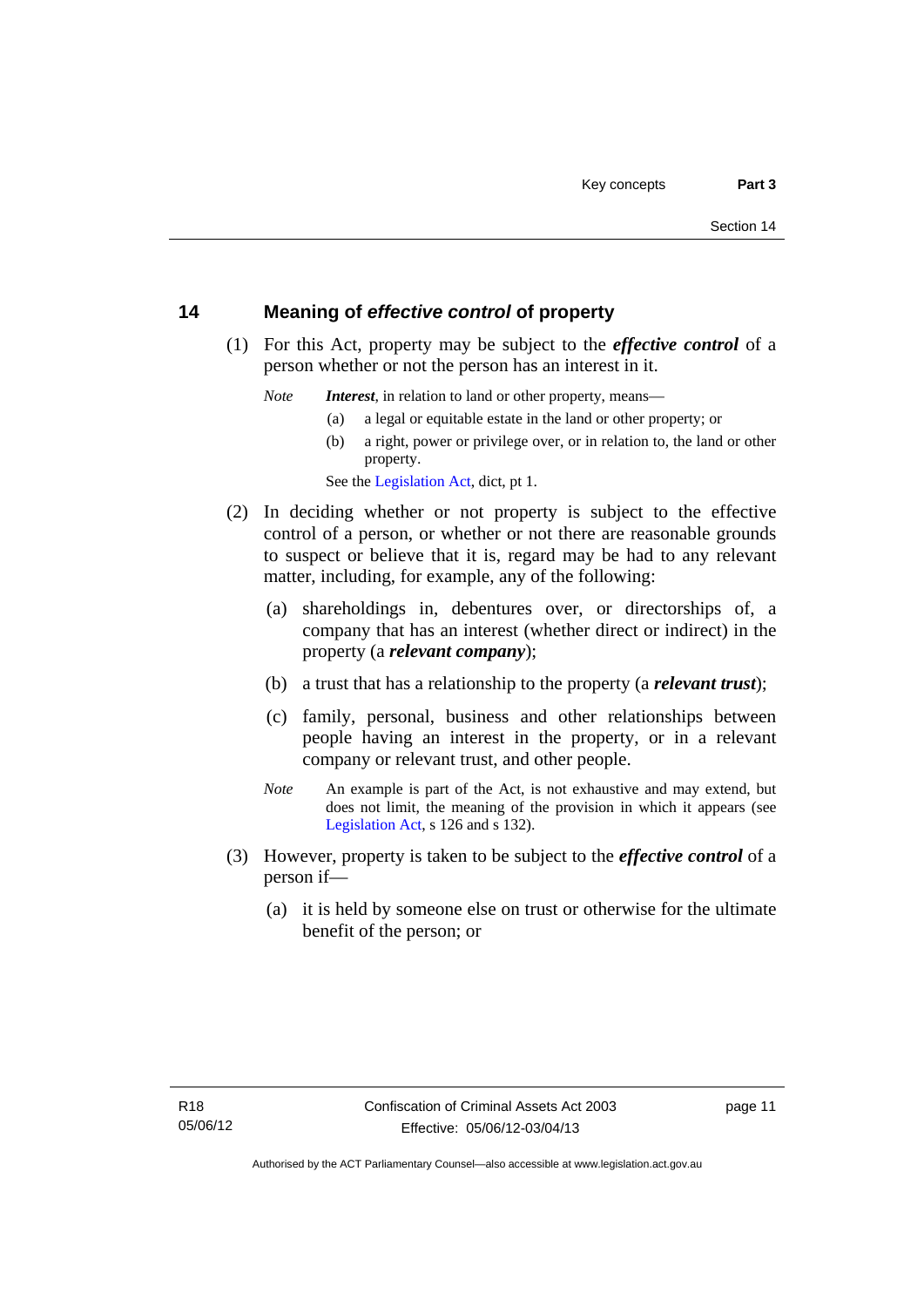## 14 Meaning of *effective control* of property

(1) For this Act, property may be subject to the ***effective control*** of a person whether or not the person has an interest in it.

*Note* ***Interest***, in relation to land or other property, means—

(a) a legal or equitable estate in the land or other property; or

(b) a right, power or privilege over, or in relation to, the land or other property.

See the Legislation Act, dict, pt 1.

(2) In deciding whether or not property is subject to the effective control of a person, or whether or not there are reasonable grounds to suspect or believe that it is, regard may be had to any relevant matter, including, for example, any of the following:

(a) shareholdings in, debentures over, or directorships of, a company that has an interest (whether direct or indirect) in the property (a ***relevant company***);

(b) a trust that has a relationship to the property (a ***relevant trust***);

(c) family, personal, business and other relationships between people having an interest in the property, or in a relevant company or relevant trust, and other people.

*Note* An example is part of the Act, is not exhaustive and may extend, but does not limit, the meaning of the provision in which it appears (see Legislation Act, s 126 and s 132).

(3) However, property is taken to be subject to the ***effective control*** of a person if—

(a) it is held by someone else on trust or otherwise for the ultimate benefit of the person; or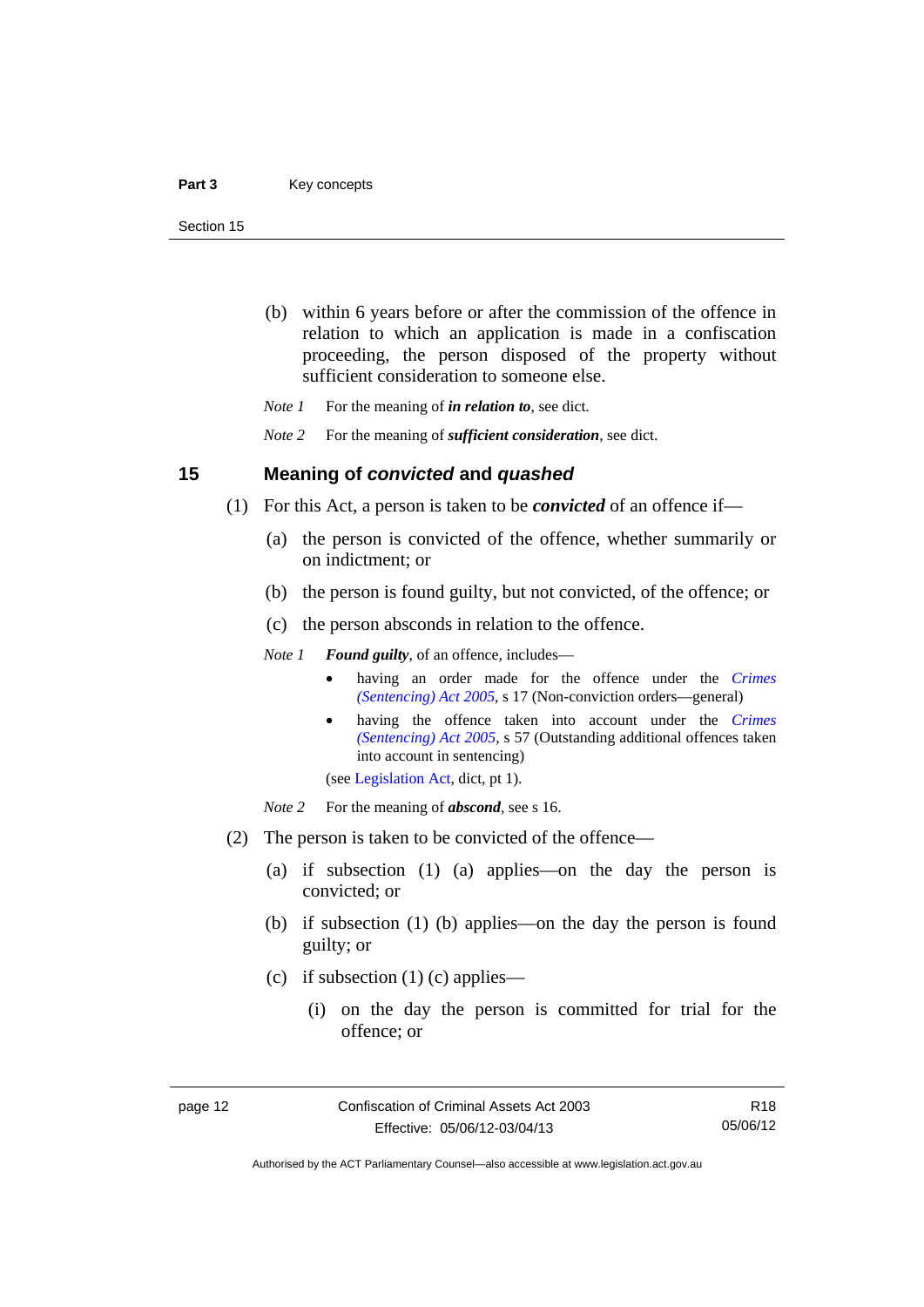(b) within 6 years before or after the commission of the offence in relation to which an application is made in a confiscation proceeding, the person disposed of the property without sufficient consideration to someone else.

*Note 1* For the meaning of ***in relation to***, see dict.

*Note 2* For the meaning of ***sufficient consideration***, see dict.

## 15 Meaning of *convicted* and *quashed*

(1) For this Act, a person is taken to be ***convicted*** of an offence if—

(a) the person is convicted of the offence, whether summarily or on indictment; or

(b) the person is found guilty, but not convicted, of the offence; or

(c) the person absconds in relation to the offence.

*Note 1* ***Found guilty***, of an offence, includes—

- having an order made for the offence under the *Crimes (Sentencing) Act 2005*, s 17 (Non-conviction orders—general)
- having the offence taken into account under the *Crimes (Sentencing) Act 2005*, s 57 (Outstanding additional offences taken into account in sentencing)

(see Legislation Act, dict, pt 1).

*Note 2* For the meaning of ***abscond***, see s 16.

(2) The person is taken to be convicted of the offence—

(a) if subsection (1) (a) applies—on the day the person is convicted; or

(b) if subsection (1) (b) applies—on the day the person is found guilty; or

(c) if subsection (1) (c) applies—

(i) on the day the person is committed for trial for the offence; or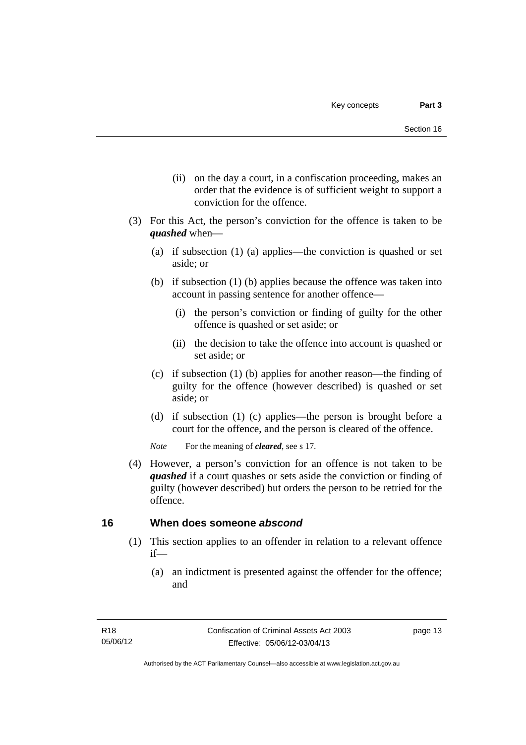(ii) on the day a court, in a confiscation proceeding, makes an order that the evidence is of sufficient weight to support a conviction for the offence.

(3) For this Act, the person's conviction for the offence is taken to be ***quashed*** when—

(a) if subsection (1) (a) applies—the conviction is quashed or set aside; or

(b) if subsection (1) (b) applies because the offence was taken into account in passing sentence for another offence—

(i) the person's conviction or finding of guilty for the other offence is quashed or set aside; or

(ii) the decision to take the offence into account is quashed or set aside; or

(c) if subsection (1) (b) applies for another reason—the finding of guilty for the offence (however described) is quashed or set aside; or

(d) if subsection (1) (c) applies—the person is brought before a court for the offence, and the person is cleared of the offence.

*Note* For the meaning of ***cleared***, see s 17.

(4) However, a person's conviction for an offence is not taken to be ***quashed*** if a court quashes or sets aside the conviction or finding of guilty (however described) but orders the person to be retried for the offence.

## 16 When does someone *abscond*

(1) This section applies to an offender in relation to a relevant offence if—

(a) an indictment is presented against the offender for the offence; and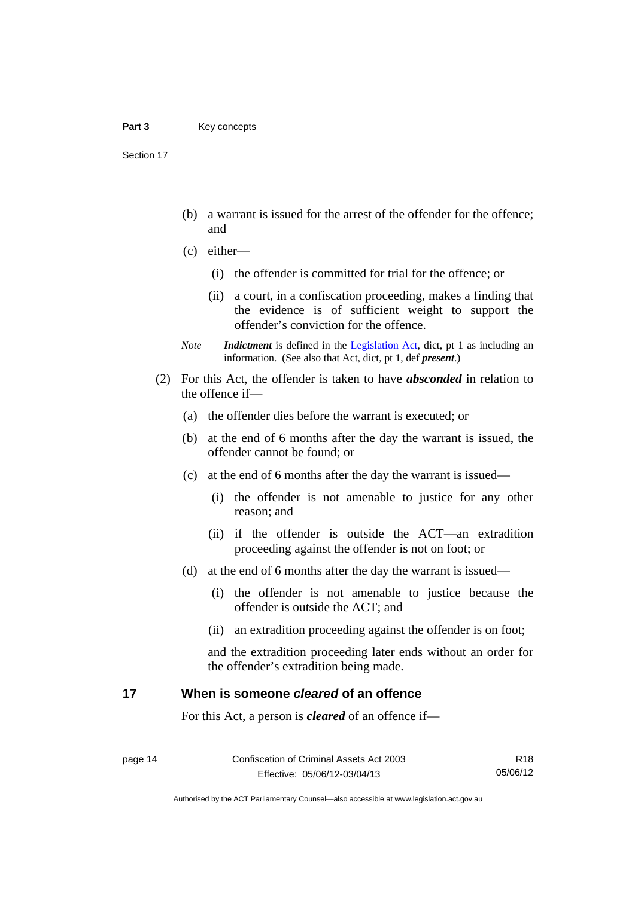(b) a warrant is issued for the arrest of the offender for the offence; and

(c) either—

(i) the offender is committed for trial for the offence; or

(ii) a court, in a confiscation proceeding, makes a finding that the evidence is of sufficient weight to support the offender's conviction for the offence.

*Note* ***Indictment*** is defined in the Legislation Act, dict, pt 1 as including an information. (See also that Act, dict, pt 1, def ***present***.)

(2) For this Act, the offender is taken to have ***absconded*** in relation to the offence if—

(a) the offender dies before the warrant is executed; or

(b) at the end of 6 months after the day the warrant is issued, the offender cannot be found; or

(c) at the end of 6 months after the day the warrant is issued—

(i) the offender is not amenable to justice for any other reason; and

(ii) if the offender is outside the ACT—an extradition proceeding against the offender is not on foot; or

(d) at the end of 6 months after the day the warrant is issued—

(i) the offender is not amenable to justice because the offender is outside the ACT; and

(ii) an extradition proceeding against the offender is on foot;

and the extradition proceeding later ends without an order for the offender's extradition being made.

## 17 When is someone *cleared* of an offence

For this Act, a person is ***cleared*** of an offence if—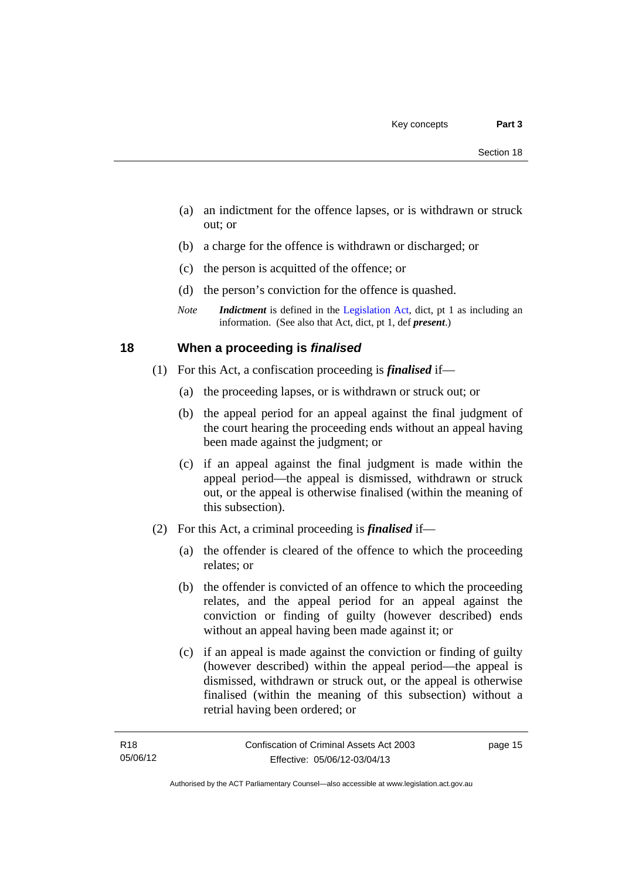(a) an indictment for the offence lapses, or is withdrawn or struck out; or

(b) a charge for the offence is withdrawn or discharged; or

(c) the person is acquitted of the offence; or

(d) the person's conviction for the offence is quashed.

*Note* ***Indictment*** is defined in the Legislation Act, dict, pt 1 as including an information. (See also that Act, dict, pt 1, def ***present***.)

## 18 When a proceeding is *finalised*

(1) For this Act, a confiscation proceeding is ***finalised*** if—

(a) the proceeding lapses, or is withdrawn or struck out; or

(b) the appeal period for an appeal against the final judgment of the court hearing the proceeding ends without an appeal having been made against the judgment; or

(c) if an appeal against the final judgment is made within the appeal period—the appeal is dismissed, withdrawn or struck out, or the appeal is otherwise finalised (within the meaning of this subsection).

(2) For this Act, a criminal proceeding is ***finalised*** if—

(a) the offender is cleared of the offence to which the proceeding relates; or

(b) the offender is convicted of an offence to which the proceeding relates, and the appeal period for an appeal against the conviction or finding of guilty (however described) ends without an appeal having been made against it; or

(c) if an appeal is made against the conviction or finding of guilty (however described) within the appeal period—the appeal is dismissed, withdrawn or struck out, or the appeal is otherwise finalised (within the meaning of this subsection) without a retrial having been ordered; or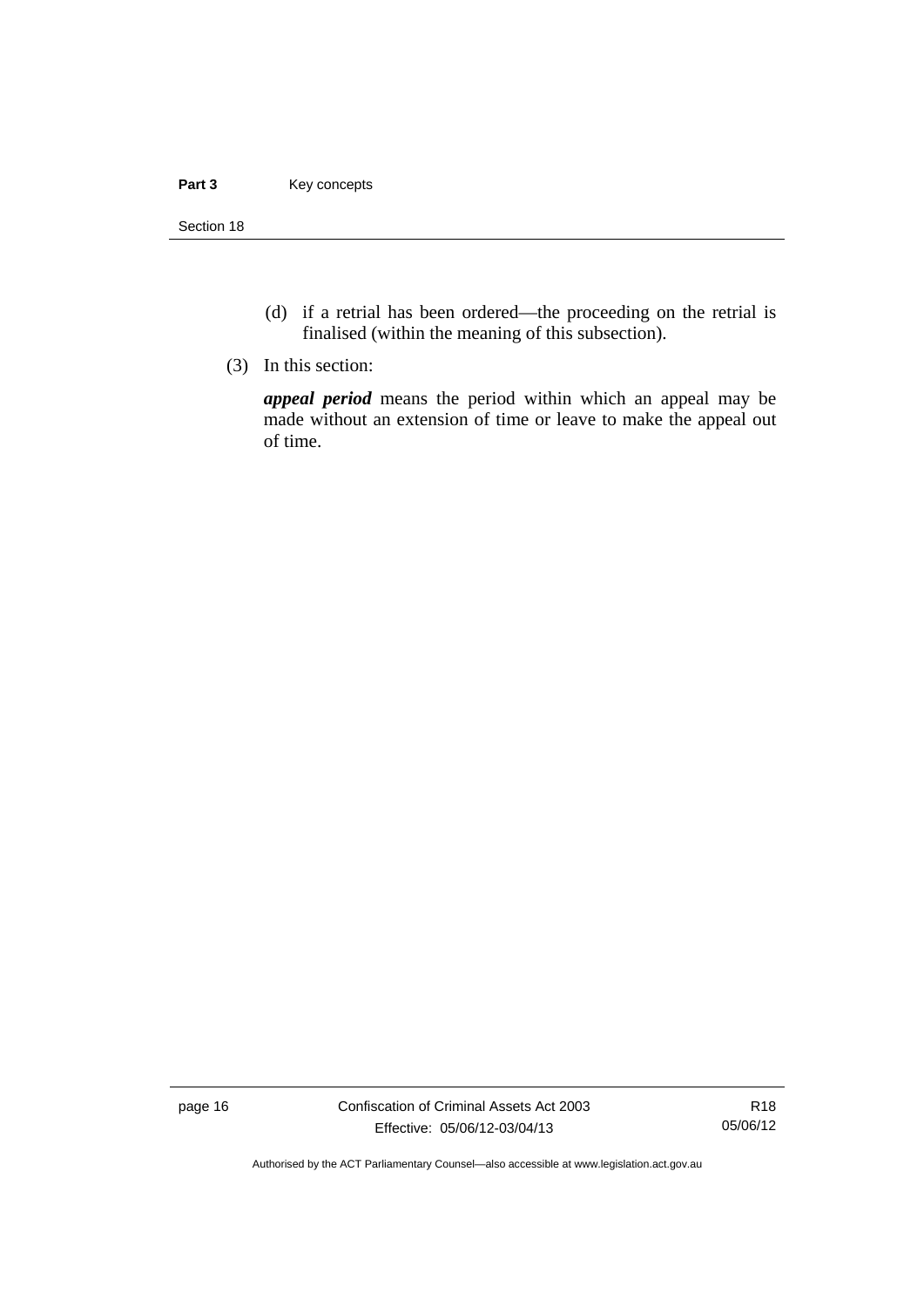(d) if a retrial has been ordered—the proceeding on the retrial is finalised (within the meaning of this subsection).

(3) In this section:

***appeal period*** means the period within which an appeal may be made without an extension of time or leave to make the appeal out of time.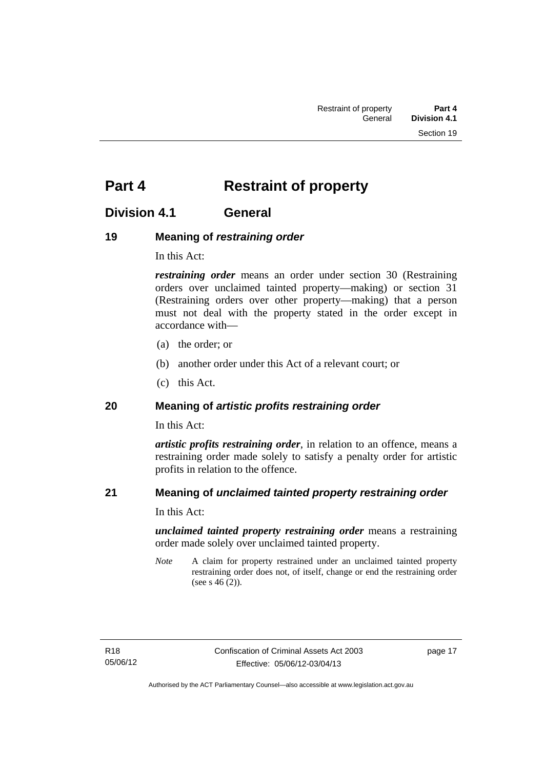# Part 4 Restraint of property

## Division 4.1 General

### 19 Meaning of *restraining order*

In this Act:

***restraining order*** means an order under section 30 (Restraining orders over unclaimed tainted property—making) or section 31 (Restraining orders over other property—making) that a person must not deal with the property stated in the order except in accordance with—

(a) the order; or

(b) another order under this Act of a relevant court; or

(c) this Act.

### 20 Meaning of *artistic profits restraining order*

In this Act:

***artistic profits restraining order***, in relation to an offence, means a restraining order made solely to satisfy a penalty order for artistic profits in relation to the offence.

### 21 Meaning of *unclaimed tainted property restraining order*

In this Act:

***unclaimed tainted property restraining order*** means a restraining order made solely over unclaimed tainted property.

*Note* A claim for property restrained under an unclaimed tainted property restraining order does not, of itself, change or end the restraining order (see s 46 (2)).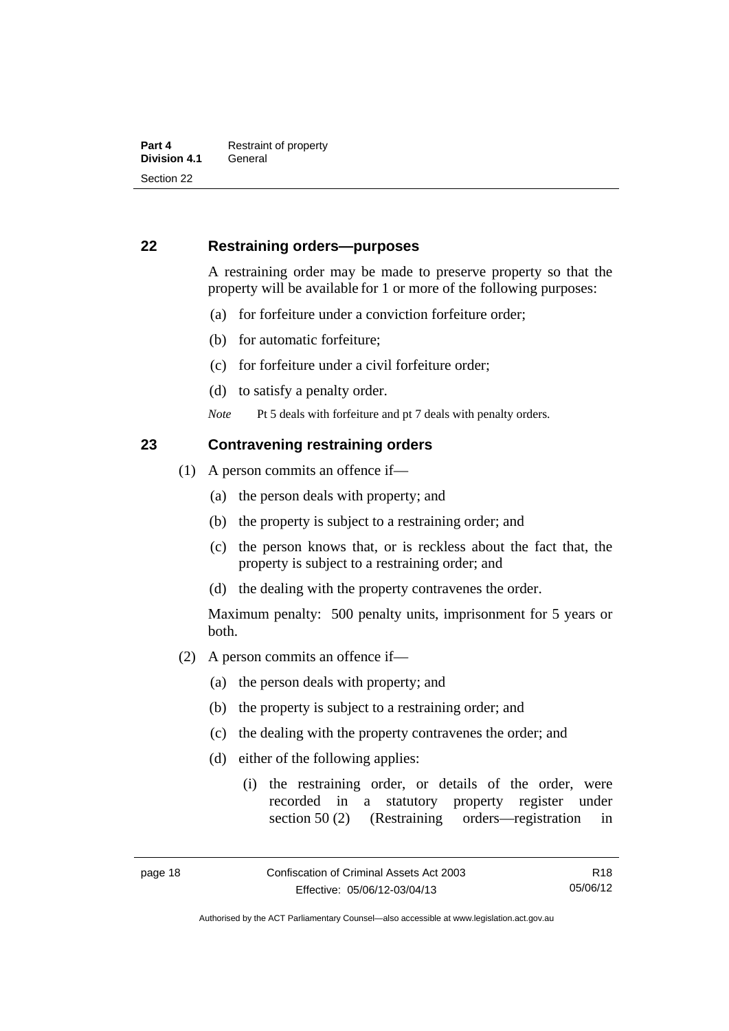## 22 Restraining orders—purposes

A restraining order may be made to preserve property so that the property will be available for 1 or more of the following purposes:

(a) for forfeiture under a conviction forfeiture order;

(b) for automatic forfeiture;

(c) for forfeiture under a civil forfeiture order;

(d) to satisfy a penalty order.

*Note* Pt 5 deals with forfeiture and pt 7 deals with penalty orders.

## 23 Contravening restraining orders

(1) A person commits an offence if—

(a) the person deals with property; and

(b) the property is subject to a restraining order; and

(c) the person knows that, or is reckless about the fact that, the property is subject to a restraining order; and

(d) the dealing with the property contravenes the order.

Maximum penalty: 500 penalty units, imprisonment for 5 years or both.

(2) A person commits an offence if—

(a) the person deals with property; and

(b) the property is subject to a restraining order; and

(c) the dealing with the property contravenes the order; and

(d) either of the following applies:

(i) the restraining order, or details of the order, were recorded in a statutory property register under section 50 (2) (Restraining orders—registration in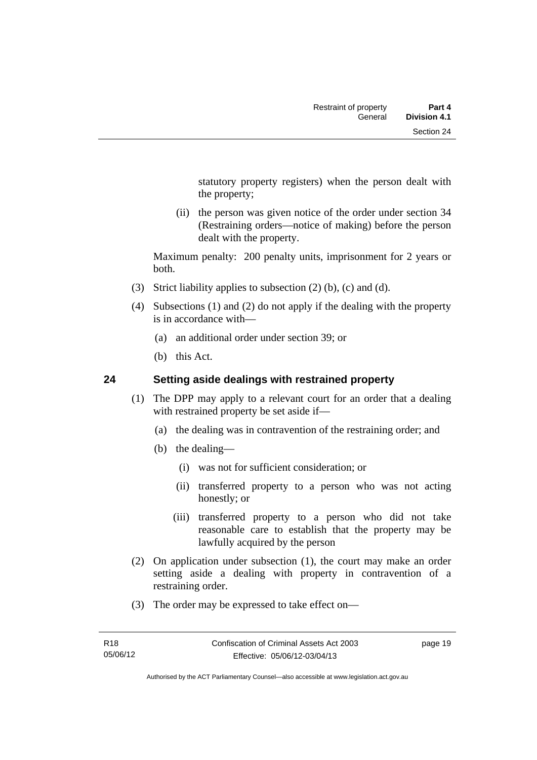statutory property registers) when the person dealt with the property;

(ii) the person was given notice of the order under section 34 (Restraining orders—notice of making) before the person dealt with the property.

Maximum penalty: 200 penalty units, imprisonment for 2 years or both.

(3) Strict liability applies to subsection (2) (b), (c) and (d).

(4) Subsections (1) and (2) do not apply if the dealing with the property is in accordance with—

(a) an additional order under section 39; or

(b) this Act.

## 24 Setting aside dealings with restrained property

(1) The DPP may apply to a relevant court for an order that a dealing with restrained property be set aside if—

(a) the dealing was in contravention of the restraining order; and

(b) the dealing—

(i) was not for sufficient consideration; or

(ii) transferred property to a person who was not acting honestly; or

(iii) transferred property to a person who did not take reasonable care to establish that the property may be lawfully acquired by the person

(2) On application under subsection (1), the court may make an order setting aside a dealing with property in contravention of a restraining order.

(3) The order may be expressed to take effect on—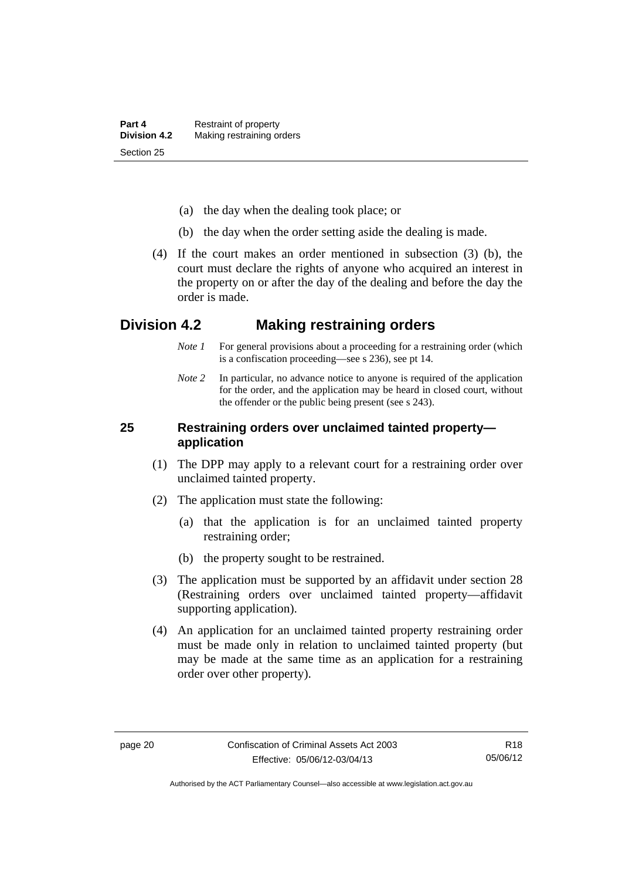(a) the day when the dealing took place; or

(b) the day when the order setting aside the dealing is made.

(4) If the court makes an order mentioned in subsection (3) (b), the court must declare the rights of anyone who acquired an interest in the property on or after the day of the dealing and before the day the order is made.

## Division 4.2 Making restraining orders

*Note 1* For general provisions about a proceeding for a restraining order (which is a confiscation proceeding—see s 236), see pt 14.

*Note 2* In particular, no advance notice to anyone is required of the application for the order, and the application may be heard in closed court, without the offender or the public being present (see s 243).

### 25 Restraining orders over unclaimed tainted property—application

(1) The DPP may apply to a relevant court for a restraining order over unclaimed tainted property.

(2) The application must state the following:

(a) that the application is for an unclaimed tainted property restraining order;

(b) the property sought to be restrained.

(3) The application must be supported by an affidavit under section 28 (Restraining orders over unclaimed tainted property—affidavit supporting application).

(4) An application for an unclaimed tainted property restraining order must be made only in relation to unclaimed tainted property (but may be made at the same time as an application for a restraining order over other property).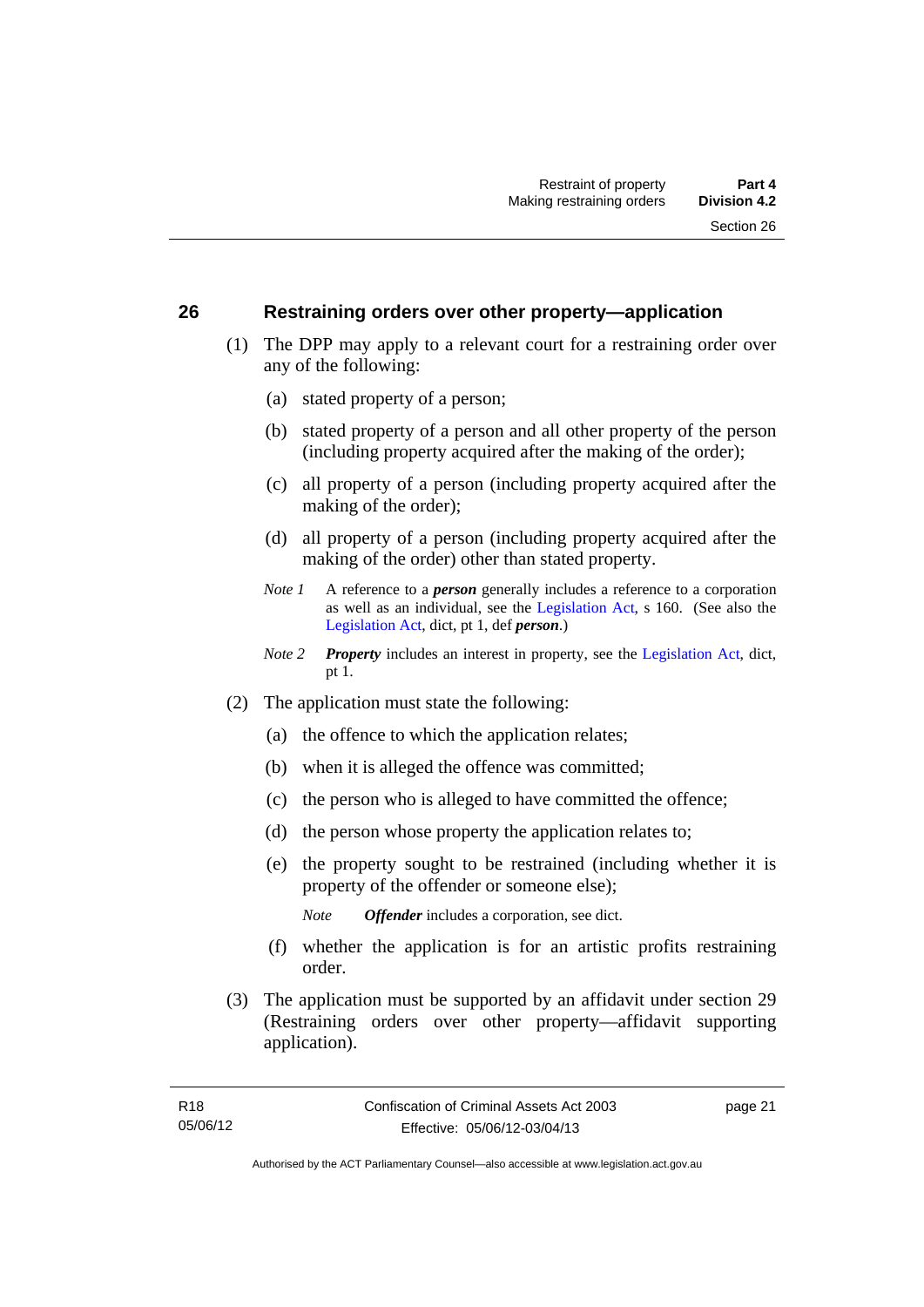## 26 Restraining orders over other property—application

(1) The DPP may apply to a relevant court for a restraining order over any of the following:

(a) stated property of a person;

(b) stated property of a person and all other property of the person (including property acquired after the making of the order);

(c) all property of a person (including property acquired after the making of the order);

(d) all property of a person (including property acquired after the making of the order) other than stated property.

*Note 1* A reference to a ***person*** generally includes a reference to a corporation as well as an individual, see the Legislation Act, s 160. (See also the Legislation Act, dict, pt 1, def ***person***.)

*Note 2* ***Property*** includes an interest in property, see the Legislation Act, dict, pt 1.

(2) The application must state the following:

(a) the offence to which the application relates;

(b) when it is alleged the offence was committed;

(c) the person who is alleged to have committed the offence;

(d) the person whose property the application relates to;

(e) the property sought to be restrained (including whether it is property of the offender or someone else);

*Note* ***Offender*** includes a corporation, see dict.

(f) whether the application is for an artistic profits restraining order.

(3) The application must be supported by an affidavit under section 29 (Restraining orders over other property—affidavit supporting application).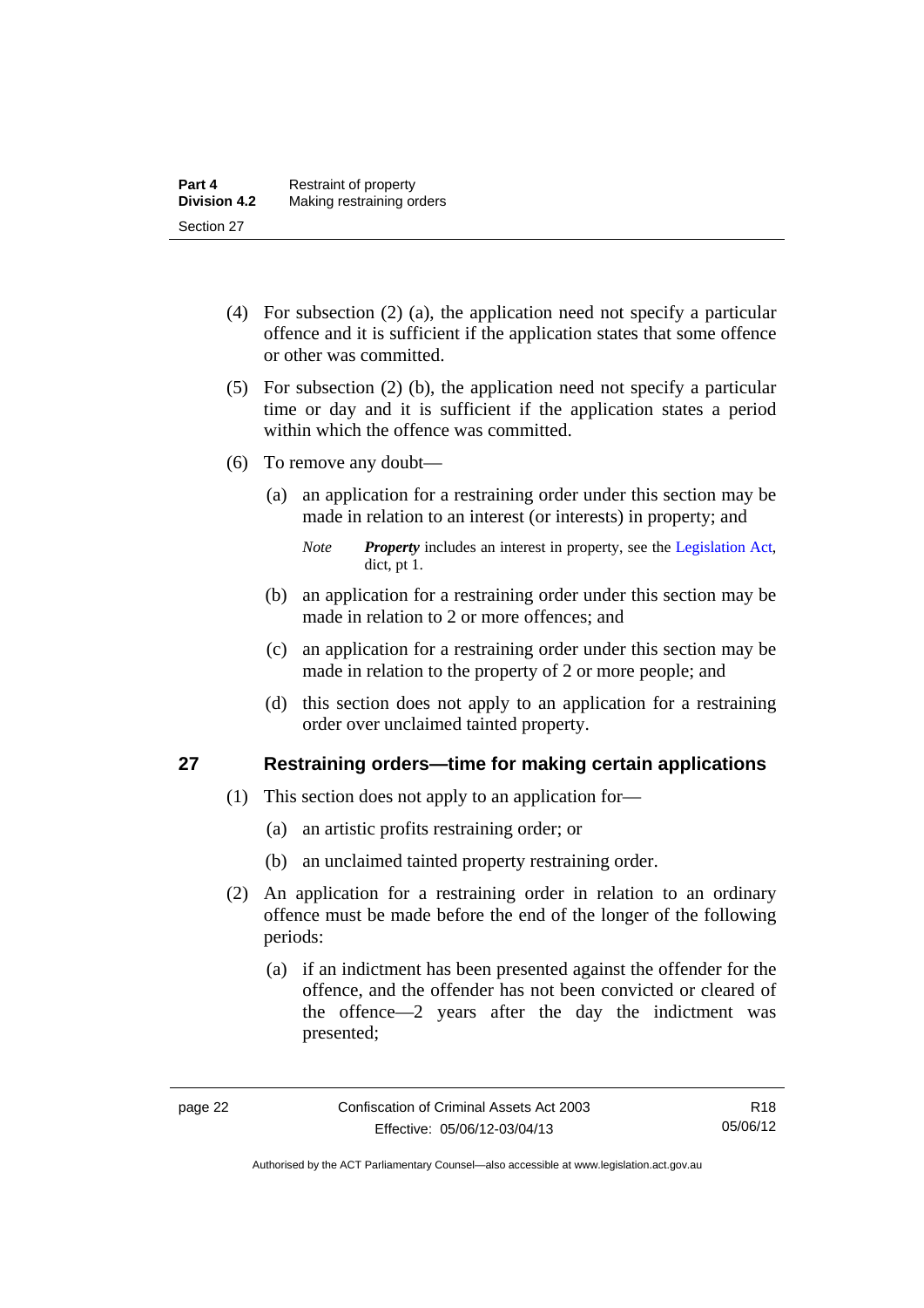(4) For subsection (2) (a), the application need not specify a particular offence and it is sufficient if the application states that some offence or other was committed.

(5) For subsection (2) (b), the application need not specify a particular time or day and it is sufficient if the application states a period within which the offence was committed.

(6) To remove any doubt—

(a) an application for a restraining order under this section may be made in relation to an interest (or interests) in property; and

*Note* ***Property*** includes an interest in property, see the Legislation Act, dict, pt 1.

(b) an application for a restraining order under this section may be made in relation to 2 or more offences; and

(c) an application for a restraining order under this section may be made in relation to the property of 2 or more people; and

(d) this section does not apply to an application for a restraining order over unclaimed tainted property.

## 27 Restraining orders—time for making certain applications

(1) This section does not apply to an application for—

(a) an artistic profits restraining order; or

(b) an unclaimed tainted property restraining order.

(2) An application for a restraining order in relation to an ordinary offence must be made before the end of the longer of the following periods:

(a) if an indictment has been presented against the offender for the offence, and the offender has not been convicted or cleared of the offence—2 years after the day the indictment was presented;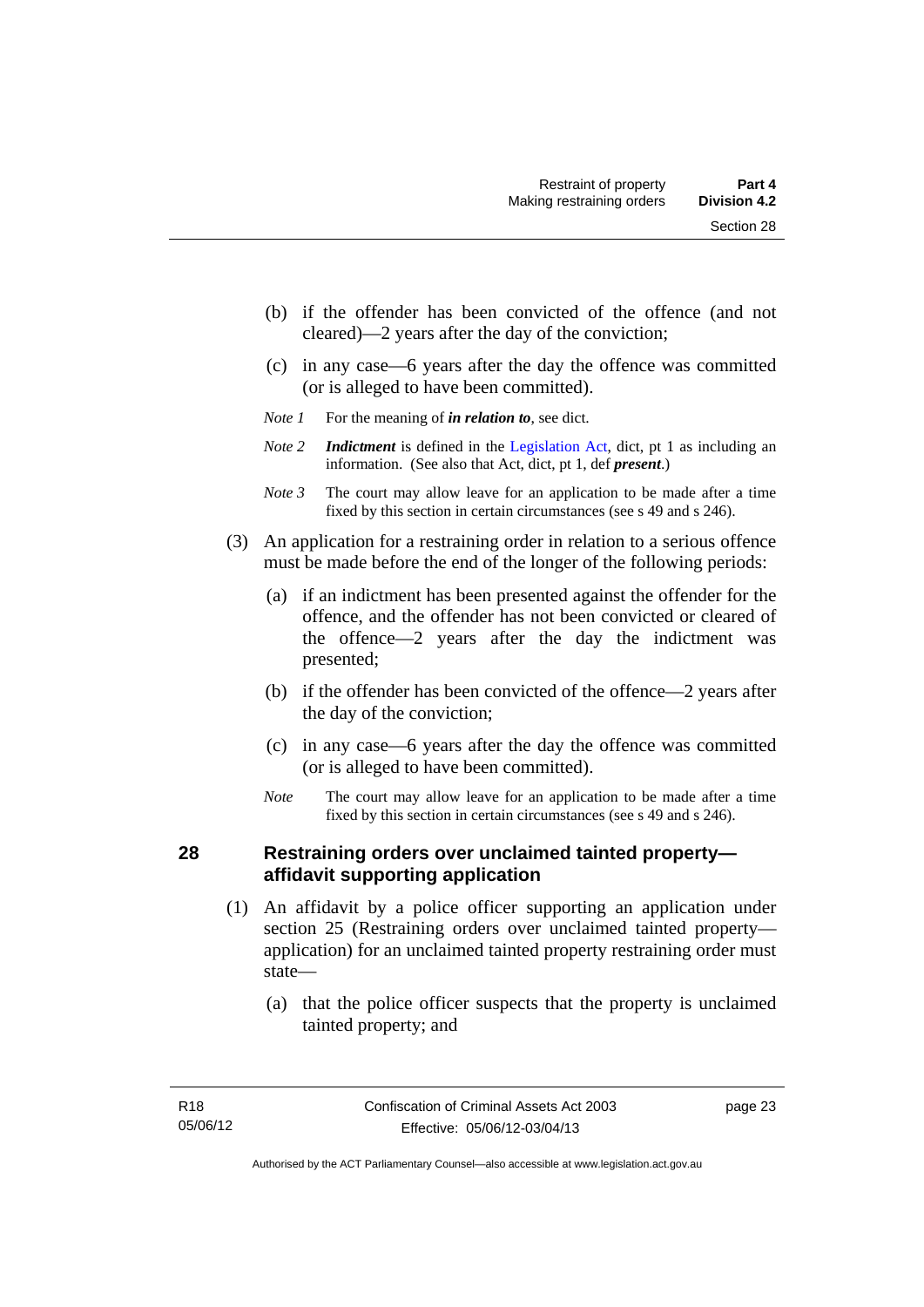(b) if the offender has been convicted of the offence (and not cleared)—2 years after the day of the conviction;

(c) in any case—6 years after the day the offence was committed (or is alleged to have been committed).

*Note 1* For the meaning of ***in relation to***, see dict.

*Note 2* ***Indictment*** is defined in the Legislation Act, dict, pt 1 as including an information. (See also that Act, dict, pt 1, def ***present***.)

*Note 3* The court may allow leave for an application to be made after a time fixed by this section in certain circumstances (see s 49 and s 246).

(3) An application for a restraining order in relation to a serious offence must be made before the end of the longer of the following periods:

(a) if an indictment has been presented against the offender for the offence, and the offender has not been convicted or cleared of the offence—2 years after the day the indictment was presented;

(b) if the offender has been convicted of the offence—2 years after the day of the conviction;

(c) in any case—6 years after the day the offence was committed (or is alleged to have been committed).

*Note* The court may allow leave for an application to be made after a time fixed by this section in certain circumstances (see s 49 and s 246).

## 28 Restraining orders over unclaimed tainted property—affidavit supporting application

(1) An affidavit by a police officer supporting an application under section 25 (Restraining orders over unclaimed tainted property—application) for an unclaimed tainted property restraining order must state—

(a) that the police officer suspects that the property is unclaimed tainted property; and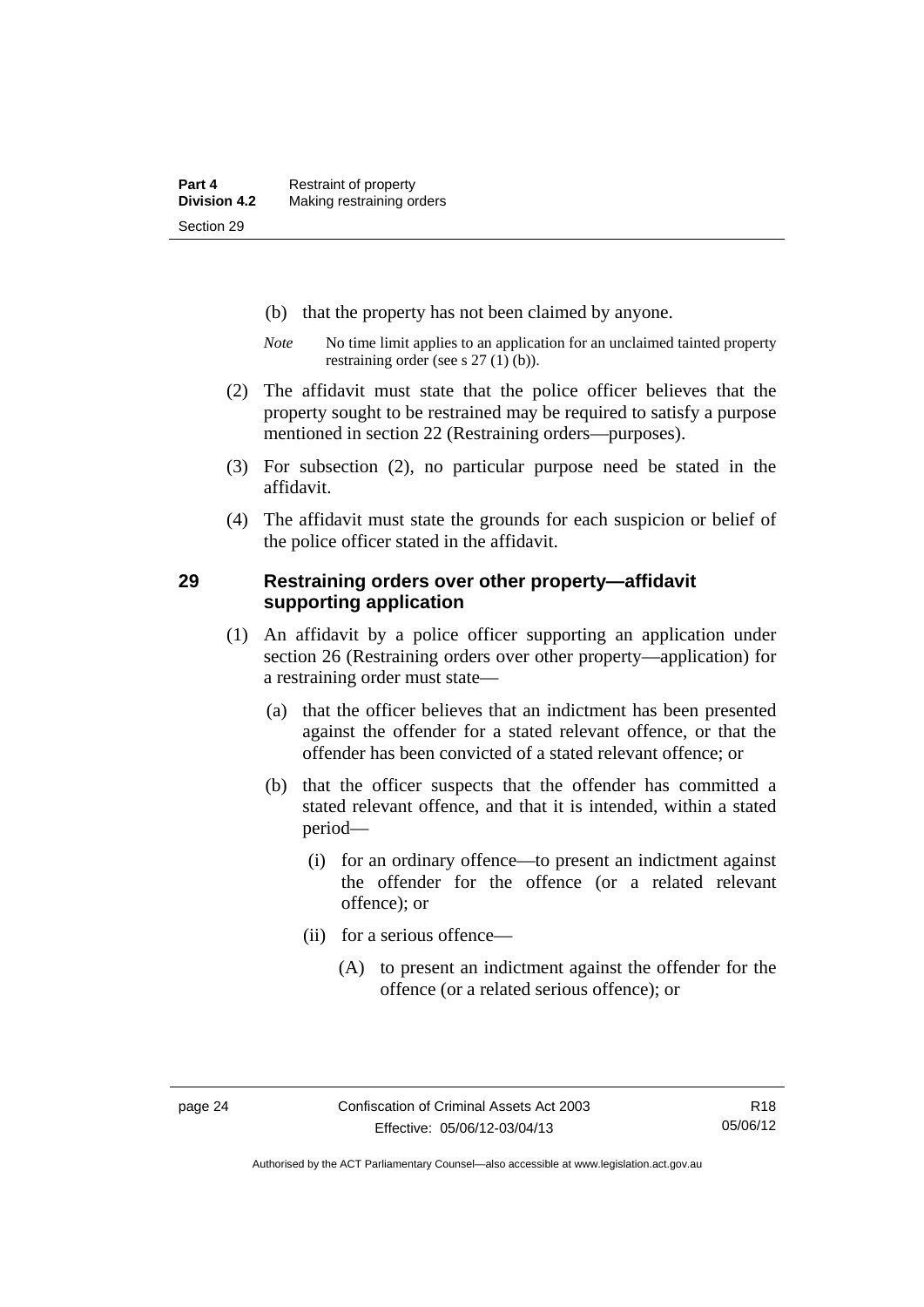(b) that the property has not been claimed by anyone.

*Note* No time limit applies to an application for an unclaimed tainted property restraining order (see s 27 (1) (b)).

(2) The affidavit must state that the police officer believes that the property sought to be restrained may be required to satisfy a purpose mentioned in section 22 (Restraining orders—purposes).

(3) For subsection (2), no particular purpose need be stated in the affidavit.

(4) The affidavit must state the grounds for each suspicion or belief of the police officer stated in the affidavit.

## 29 Restraining orders over other property—affidavit supporting application

(1) An affidavit by a police officer supporting an application under section 26 (Restraining orders over other property—application) for a restraining order must state—

(a) that the officer believes that an indictment has been presented against the offender for a stated relevant offence, or that the offender has been convicted of a stated relevant offence; or

(b) that the officer suspects that the offender has committed a stated relevant offence, and that it is intended, within a stated period—

(i) for an ordinary offence—to present an indictment against the offender for the offence (or a related relevant offence); or

(ii) for a serious offence—

(A) to present an indictment against the offender for the offence (or a related serious offence); or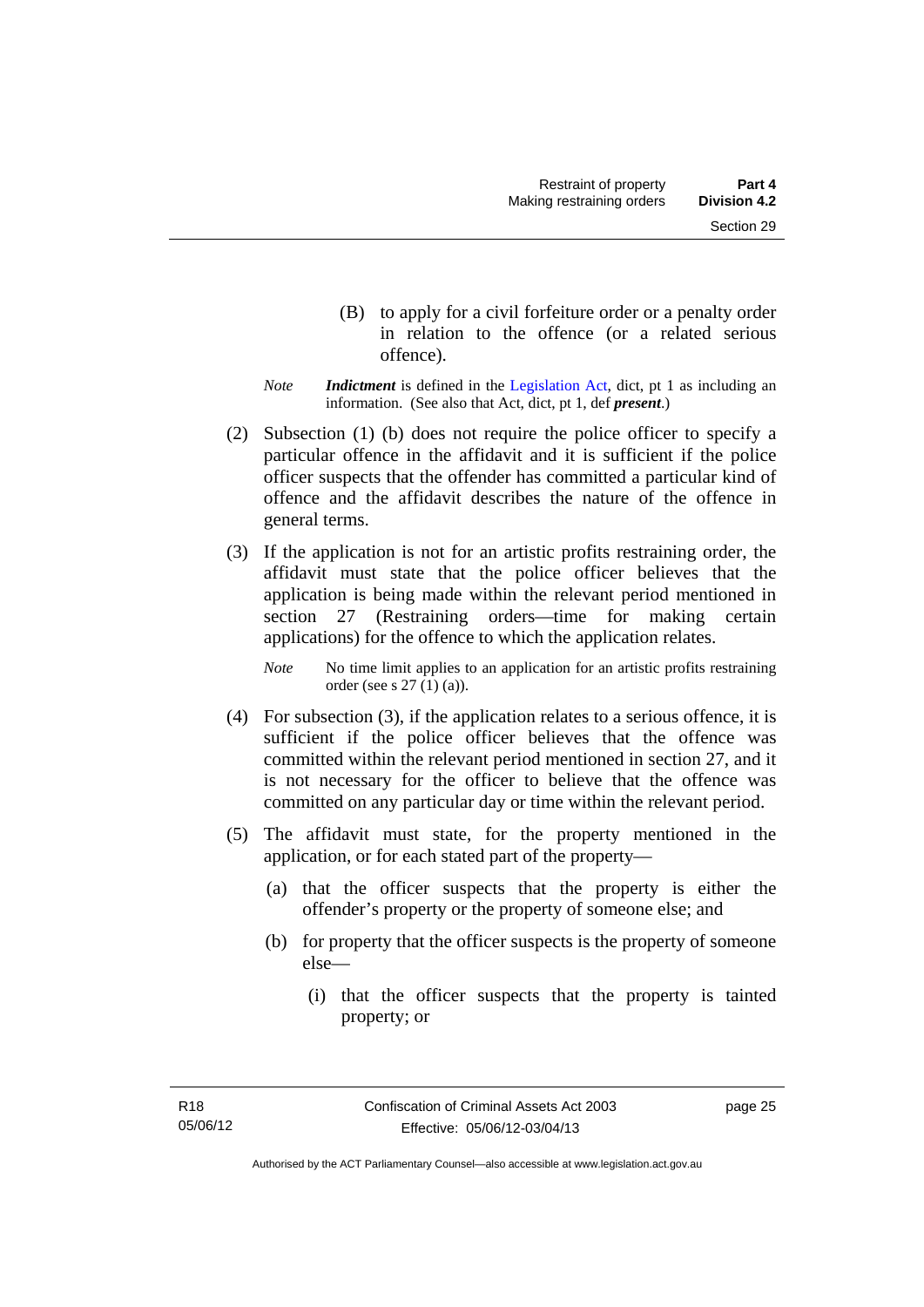(B) to apply for a civil forfeiture order or a penalty order in relation to the offence (or a related serious offence).

*Note* ***Indictment*** is defined in the Legislation Act, dict, pt 1 as including an information. (See also that Act, dict, pt 1, def ***present***.)

(2) Subsection (1) (b) does not require the police officer to specify a particular offence in the affidavit and it is sufficient if the police officer suspects that the offender has committed a particular kind of offence and the affidavit describes the nature of the offence in general terms.

(3) If the application is not for an artistic profits restraining order, the affidavit must state that the police officer believes that the application is being made within the relevant period mentioned in section 27 (Restraining orders—time for making certain applications) for the offence to which the application relates.

*Note* No time limit applies to an application for an artistic profits restraining order (see s 27 (1) (a)).

(4) For subsection (3), if the application relates to a serious offence, it is sufficient if the police officer believes that the offence was committed within the relevant period mentioned in section 27, and it is not necessary for the officer to believe that the offence was committed on any particular day or time within the relevant period.

(5) The affidavit must state, for the property mentioned in the application, or for each stated part of the property—

(a) that the officer suspects that the property is either the offender's property or the property of someone else; and

(b) for property that the officer suspects is the property of someone else—

(i) that the officer suspects that the property is tainted property; or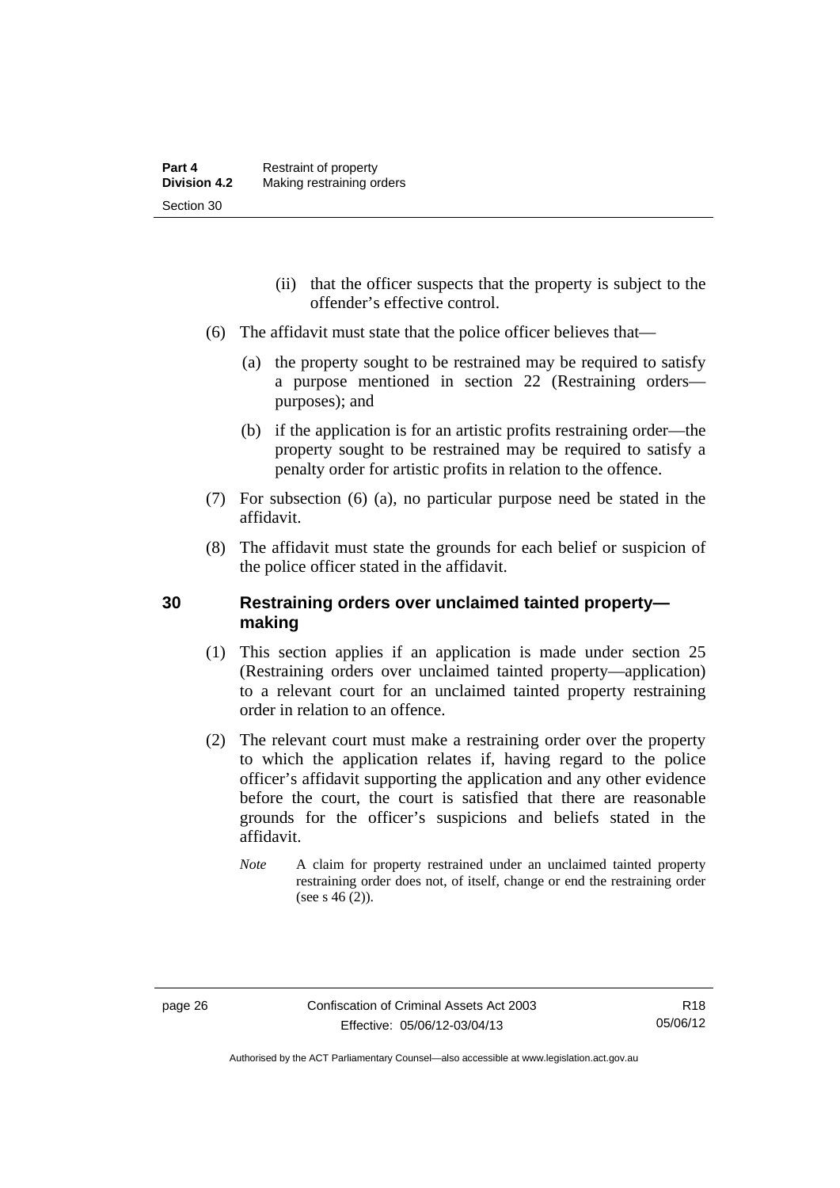(ii) that the officer suspects that the property is subject to the offender's effective control.

(6) The affidavit must state that the police officer believes that—

(a) the property sought to be restrained may be required to satisfy a purpose mentioned in section 22 (Restraining orders—purposes); and

(b) if the application is for an artistic profits restraining order—the property sought to be restrained may be required to satisfy a penalty order for artistic profits in relation to the offence.

(7) For subsection (6) (a), no particular purpose need be stated in the affidavit.

(8) The affidavit must state the grounds for each belief or suspicion of the police officer stated in the affidavit.

## 30 Restraining orders over unclaimed tainted property—making

(1) This section applies if an application is made under section 25 (Restraining orders over unclaimed tainted property—application) to a relevant court for an unclaimed tainted property restraining order in relation to an offence.

(2) The relevant court must make a restraining order over the property to which the application relates if, having regard to the police officer's affidavit supporting the application and any other evidence before the court, the court is satisfied that there are reasonable grounds for the officer's suspicions and beliefs stated in the affidavit.

*Note* A claim for property restrained under an unclaimed tainted property restraining order does not, of itself, change or end the restraining order (see s 46 (2)).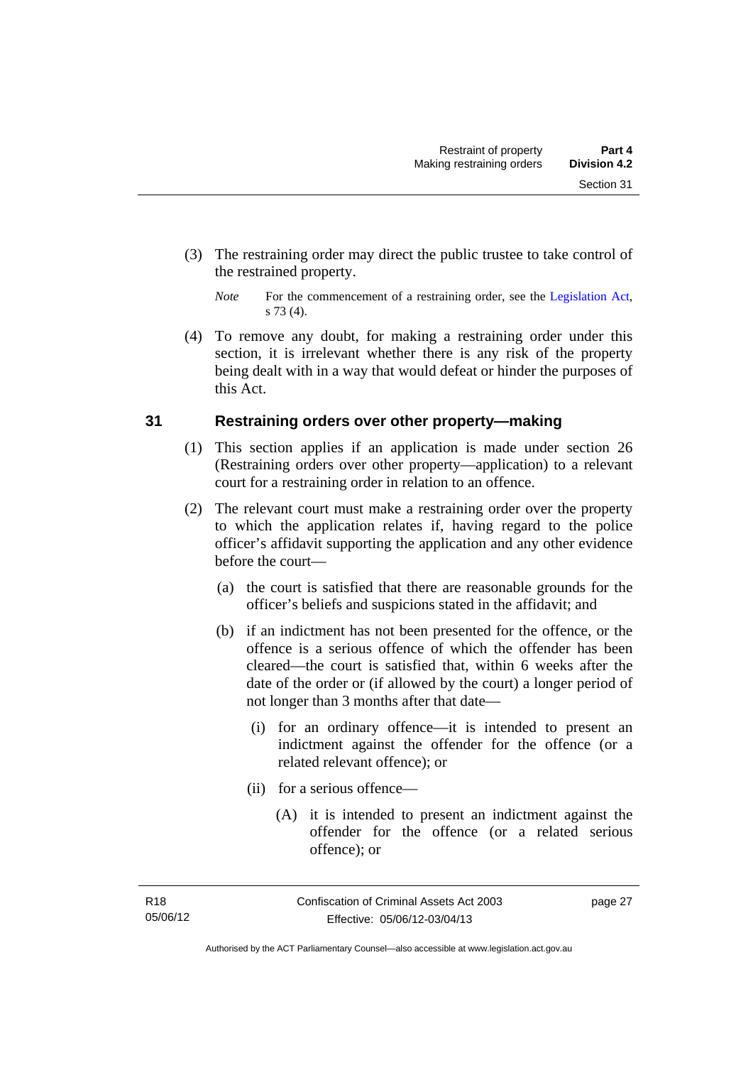(3) The restraining order may direct the public trustee to take control of the restrained property.

*Note* For the commencement of a restraining order, see the Legislation Act, s 73 (4).

(4) To remove any doubt, for making a restraining order under this section, it is irrelevant whether there is any risk of the property being dealt with in a way that would defeat or hinder the purposes of this Act.

## 31 Restraining orders over other property—making

(1) This section applies if an application is made under section 26 (Restraining orders over other property—application) to a relevant court for a restraining order in relation to an offence.

(2) The relevant court must make a restraining order over the property to which the application relates if, having regard to the police officer's affidavit supporting the application and any other evidence before the court—

(a) the court is satisfied that there are reasonable grounds for the officer's beliefs and suspicions stated in the affidavit; and

(b) if an indictment has not been presented for the offence, or the offence is a serious offence of which the offender has been cleared—the court is satisfied that, within 6 weeks after the date of the order or (if allowed by the court) a longer period of not longer than 3 months after that date—

(i) for an ordinary offence—it is intended to present an indictment against the offender for the offence (or a related relevant offence); or

(ii) for a serious offence—

(A) it is intended to present an indictment against the offender for the offence (or a related serious offence); or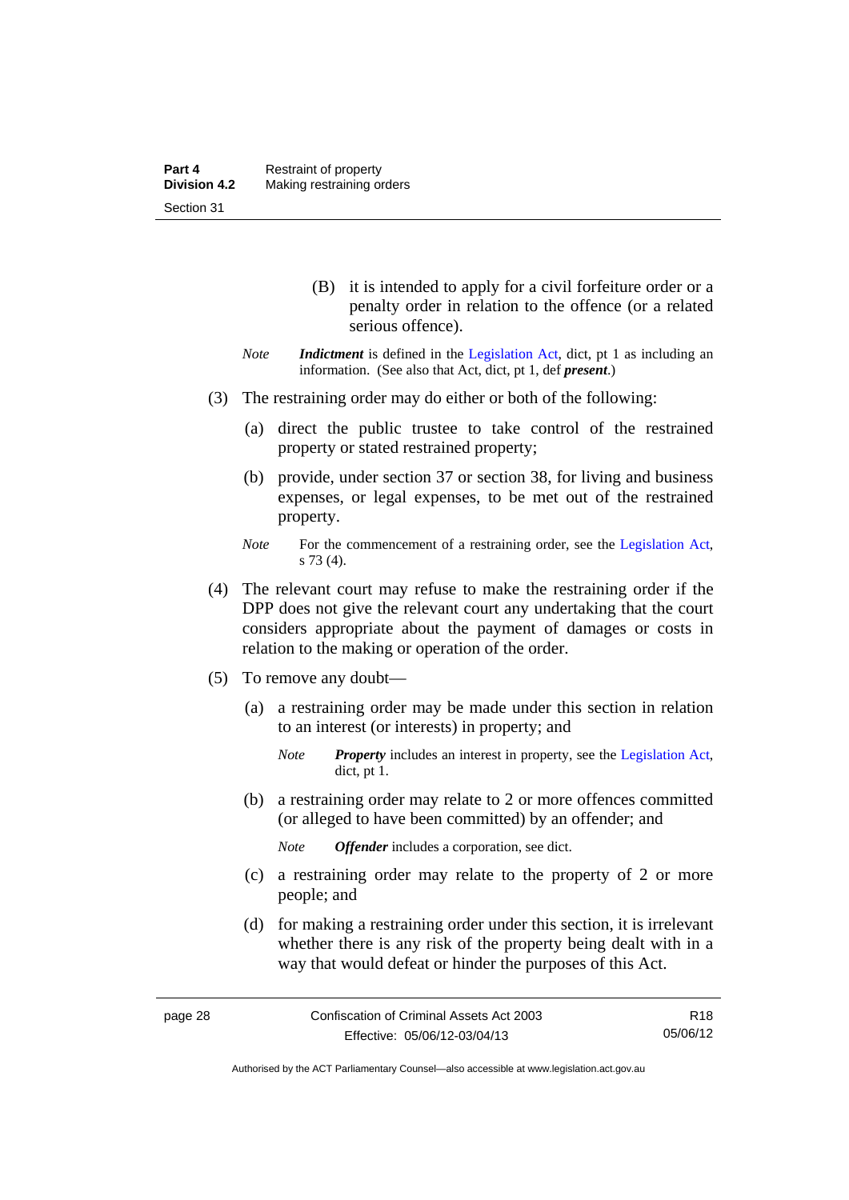(B) it is intended to apply for a civil forfeiture order or a penalty order in relation to the offence (or a related serious offence).

*Note* ***Indictment*** is defined in the Legislation Act, dict, pt 1 as including an information. (See also that Act, dict, pt 1, def ***present***.)

(3) The restraining order may do either or both of the following:

(a) direct the public trustee to take control of the restrained property or stated restrained property;

(b) provide, under section 37 or section 38, for living and business expenses, or legal expenses, to be met out of the restrained property.

*Note* For the commencement of a restraining order, see the Legislation Act, s 73 (4).

(4) The relevant court may refuse to make the restraining order if the DPP does not give the relevant court any undertaking that the court considers appropriate about the payment of damages or costs in relation to the making or operation of the order.

(5) To remove any doubt—

(a) a restraining order may be made under this section in relation to an interest (or interests) in property; and

*Note* ***Property*** includes an interest in property, see the Legislation Act, dict, pt 1.

(b) a restraining order may relate to 2 or more offences committed (or alleged to have been committed) by an offender; and

*Note* ***Offender*** includes a corporation, see dict.

(c) a restraining order may relate to the property of 2 or more people; and

(d) for making a restraining order under this section, it is irrelevant whether there is any risk of the property being dealt with in a way that would defeat or hinder the purposes of this Act.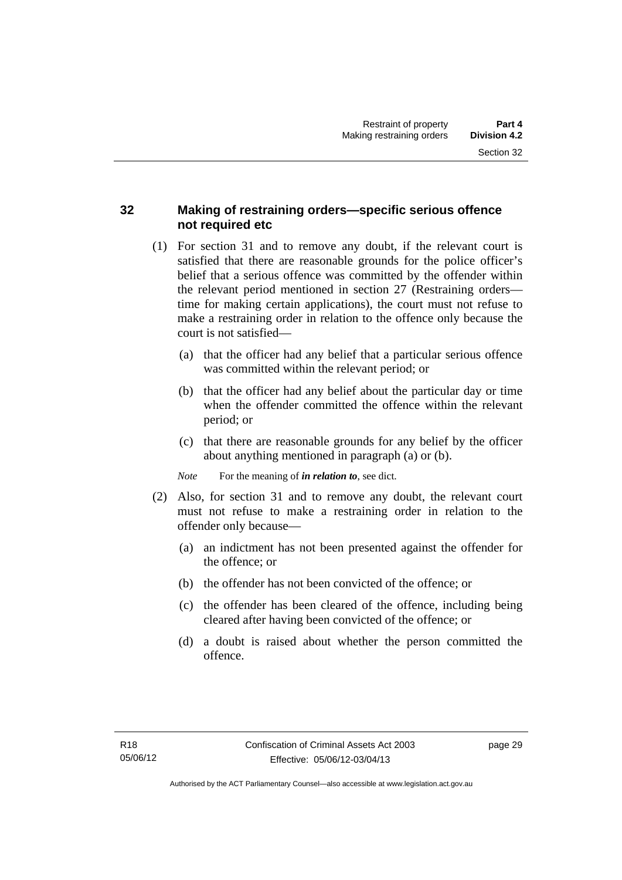## 32 Making of restraining orders—specific serious offence not required etc

(1) For section 31 and to remove any doubt, if the relevant court is satisfied that there are reasonable grounds for the police officer's belief that a serious offence was committed by the offender within the relevant period mentioned in section 27 (Restraining orders—time for making certain applications), the court must not refuse to make a restraining order in relation to the offence only because the court is not satisfied—

(a) that the officer had any belief that a particular serious offence was committed within the relevant period; or

(b) that the officer had any belief about the particular day or time when the offender committed the offence within the relevant period; or

(c) that there are reasonable grounds for any belief by the officer about anything mentioned in paragraph (a) or (b).

*Note* For the meaning of ***in relation to***, see dict.

(2) Also, for section 31 and to remove any doubt, the relevant court must not refuse to make a restraining order in relation to the offender only because—

(a) an indictment has not been presented against the offender for the offence; or

(b) the offender has not been convicted of the offence; or

(c) the offender has been cleared of the offence, including being cleared after having been convicted of the offence; or

(d) a doubt is raised about whether the person committed the offence.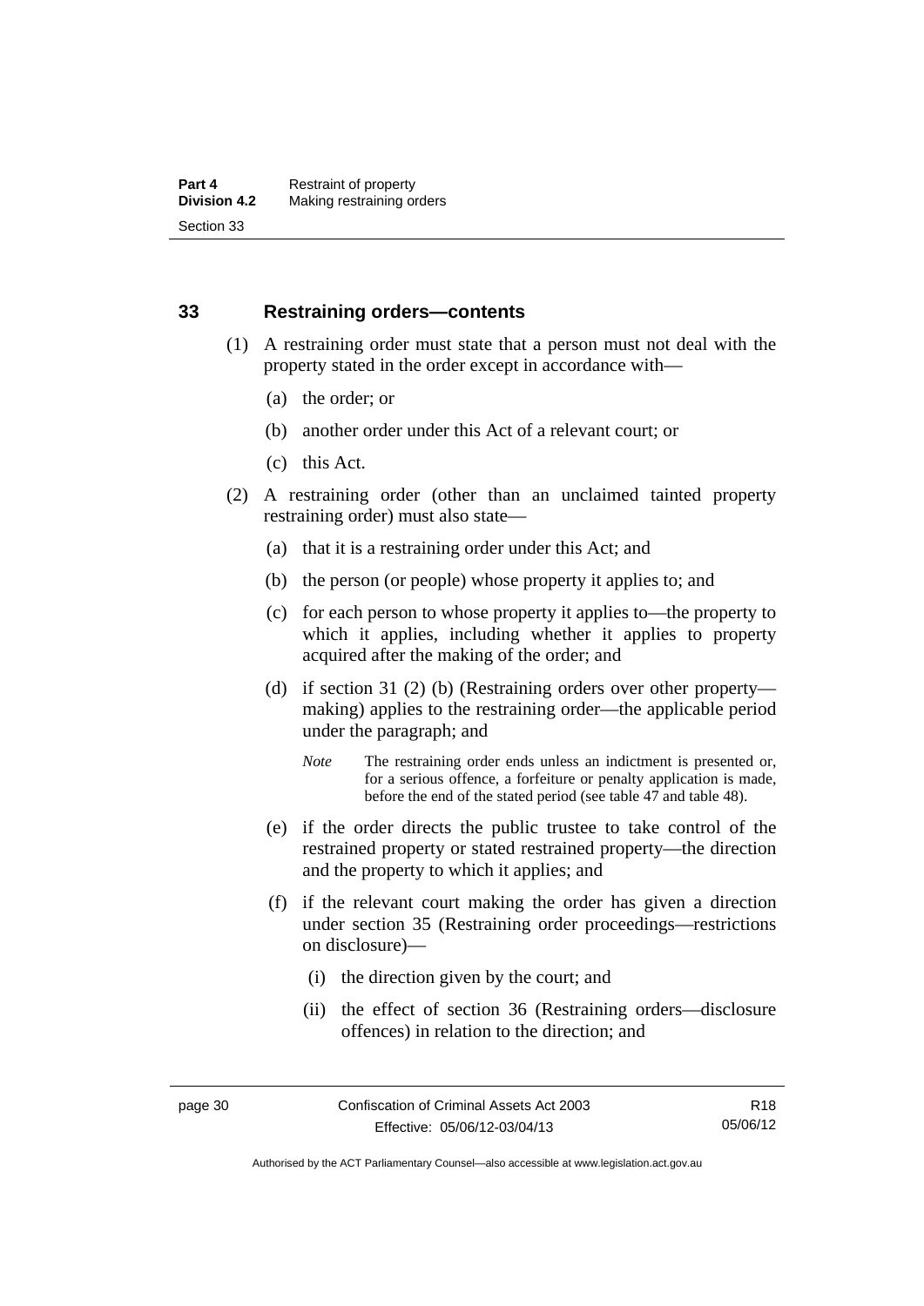## 33 Restraining orders—contents

(1) A restraining order must state that a person must not deal with the property stated in the order except in accordance with—

(a) the order; or

(b) another order under this Act of a relevant court; or

(c) this Act.

(2) A restraining order (other than an unclaimed tainted property restraining order) must also state—

(a) that it is a restraining order under this Act; and

(b) the person (or people) whose property it applies to; and

(c) for each person to whose property it applies to—the property to which it applies, including whether it applies to property acquired after the making of the order; and

(d) if section 31 (2) (b) (Restraining orders over other property—making) applies to the restraining order—the applicable period under the paragraph; and

*Note* The restraining order ends unless an indictment is presented or, for a serious offence, a forfeiture or penalty application is made, before the end of the stated period (see table 47 and table 48).

(e) if the order directs the public trustee to take control of the restrained property or stated restrained property—the direction and the property to which it applies; and

(f) if the relevant court making the order has given a direction under section 35 (Restraining order proceedings—restrictions on disclosure)—

(i) the direction given by the court; and

(ii) the effect of section 36 (Restraining orders—disclosure offences) in relation to the direction; and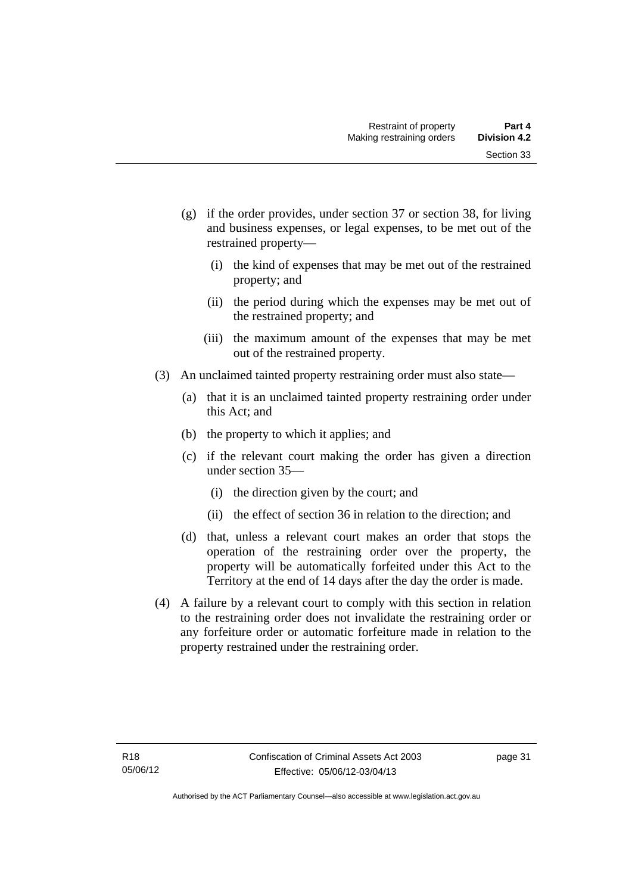(g) if the order provides, under section 37 or section 38, for living and business expenses, or legal expenses, to be met out of the restrained property—

   (i) the kind of expenses that may be met out of the restrained property; and

   (ii) the period during which the expenses may be met out of the restrained property; and

   (iii) the maximum amount of the expenses that may be met out of the restrained property.

(3) An unclaimed tainted property restraining order must also state—

   (a) that it is an unclaimed tainted property restraining order under this Act; and

   (b) the property to which it applies; and

   (c) if the relevant court making the order has given a direction under section 35—

      (i) the direction given by the court; and

      (ii) the effect of section 36 in relation to the direction; and

   (d) that, unless a relevant court makes an order that stops the operation of the restraining order over the property, the property will be automatically forfeited under this Act to the Territory at the end of 14 days after the day the order is made.

(4) A failure by a relevant court to comply with this section in relation to the restraining order does not invalidate the restraining order or any forfeiture order or automatic forfeiture made in relation to the property restrained under the restraining order.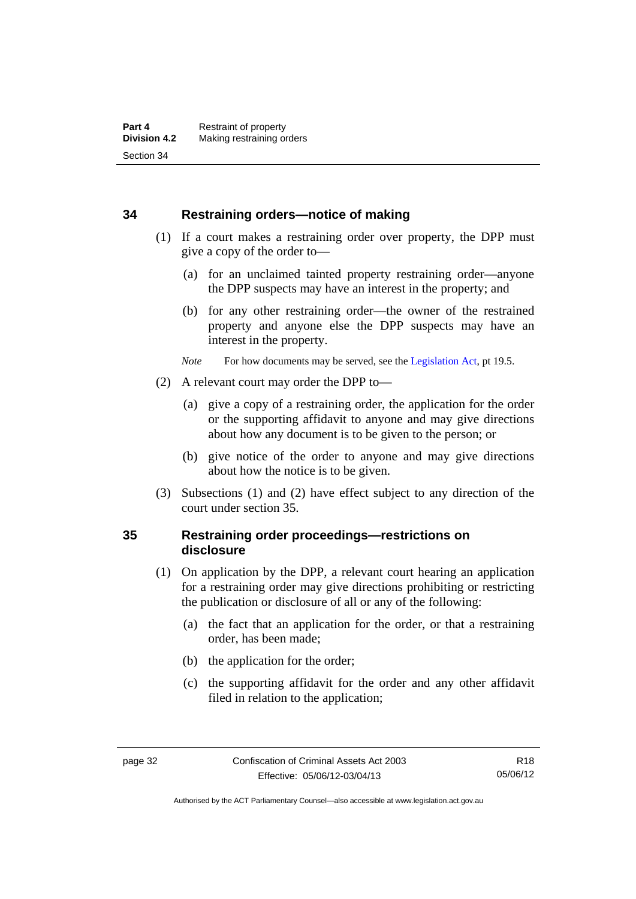## 34 Restraining orders—notice of making

(1) If a court makes a restraining order over property, the DPP must give a copy of the order to—

(a) for an unclaimed tainted property restraining order—anyone the DPP suspects may have an interest in the property; and

(b) for any other restraining order—the owner of the restrained property and anyone else the DPP suspects may have an interest in the property.

*Note* For how documents may be served, see the Legislation Act, pt 19.5.

(2) A relevant court may order the DPP to—

(a) give a copy of a restraining order, the application for the order or the supporting affidavit to anyone and may give directions about how any document is to be given to the person; or

(b) give notice of the order to anyone and may give directions about how the notice is to be given.

(3) Subsections (1) and (2) have effect subject to any direction of the court under section 35.

## 35 Restraining order proceedings—restrictions on disclosure

(1) On application by the DPP, a relevant court hearing an application for a restraining order may give directions prohibiting or restricting the publication or disclosure of all or any of the following:

(a) the fact that an application for the order, or that a restraining order, has been made;

(b) the application for the order;

(c) the supporting affidavit for the order and any other affidavit filed in relation to the application;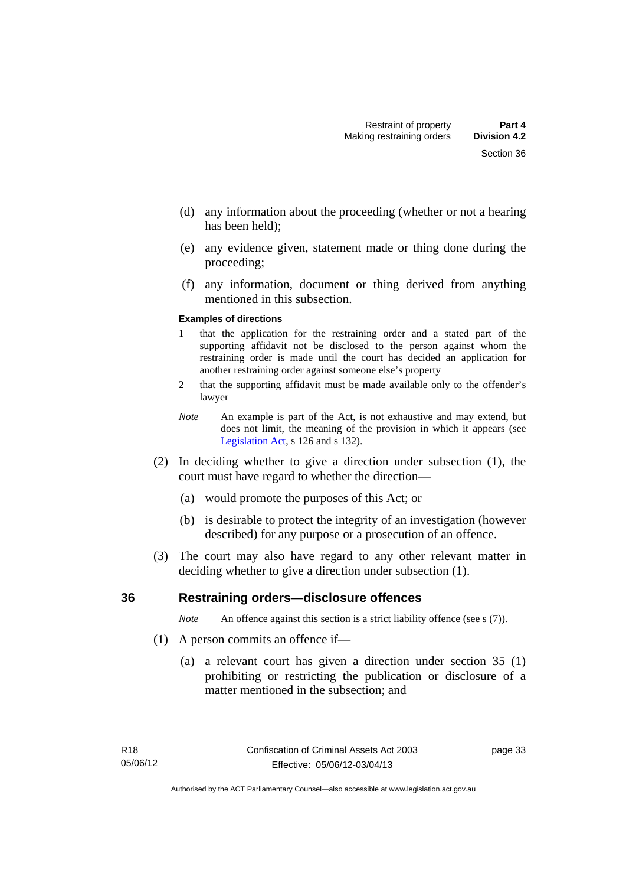(d) any information about the proceeding (whether or not a hearing has been held);

(e) any evidence given, statement made or thing done during the proceeding;

(f) any information, document or thing derived from anything mentioned in this subsection.

**Examples of directions**

1 that the application for the restraining order and a stated part of the supporting affidavit not be disclosed to the person against whom the restraining order is made until the court has decided an application for another restraining order against someone else's property

2 that the supporting affidavit must be made available only to the offender's lawyer

*Note* An example is part of the Act, is not exhaustive and may extend, but does not limit, the meaning of the provision in which it appears (see Legislation Act, s 126 and s 132).

(2) In deciding whether to give a direction under subsection (1), the court must have regard to whether the direction—

(a) would promote the purposes of this Act; or

(b) is desirable to protect the integrity of an investigation (however described) for any purpose or a prosecution of an offence.

(3) The court may also have regard to any other relevant matter in deciding whether to give a direction under subsection (1).

## 36 Restraining orders—disclosure offences

*Note* An offence against this section is a strict liability offence (see s (7)).

(1) A person commits an offence if—

(a) a relevant court has given a direction under section 35 (1) prohibiting or restricting the publication or disclosure of a matter mentioned in the subsection; and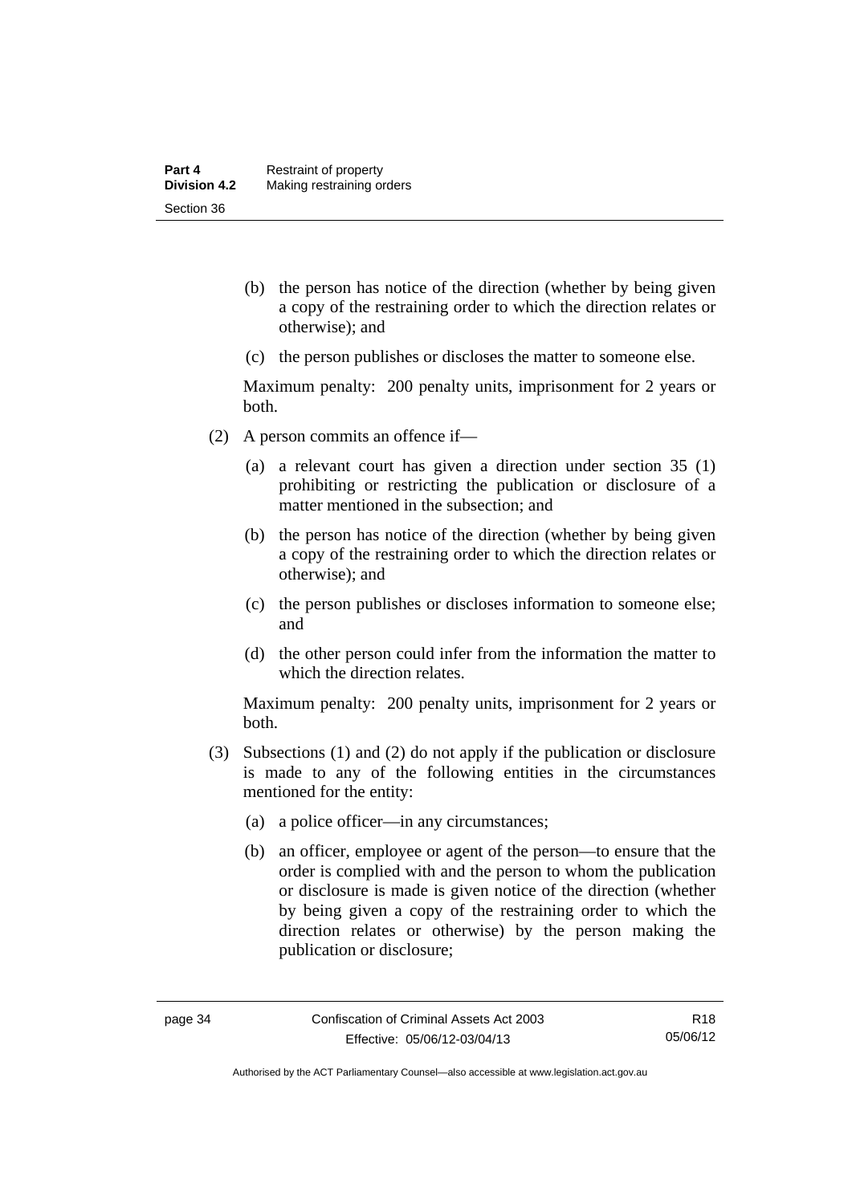(b) the person has notice of the direction (whether by being given a copy of the restraining order to which the direction relates or otherwise); and

(c) the person publishes or discloses the matter to someone else.

Maximum penalty: 200 penalty units, imprisonment for 2 years or both.

(2) A person commits an offence if—

(a) a relevant court has given a direction under section 35 (1) prohibiting or restricting the publication or disclosure of a matter mentioned in the subsection; and

(b) the person has notice of the direction (whether by being given a copy of the restraining order to which the direction relates or otherwise); and

(c) the person publishes or discloses information to someone else; and

(d) the other person could infer from the information the matter to which the direction relates.

Maximum penalty: 200 penalty units, imprisonment for 2 years or both.

(3) Subsections (1) and (2) do not apply if the publication or disclosure is made to any of the following entities in the circumstances mentioned for the entity:

(a) a police officer—in any circumstances;

(b) an officer, employee or agent of the person—to ensure that the order is complied with and the person to whom the publication or disclosure is made is given notice of the direction (whether by being given a copy of the restraining order to which the direction relates or otherwise) by the person making the publication or disclosure;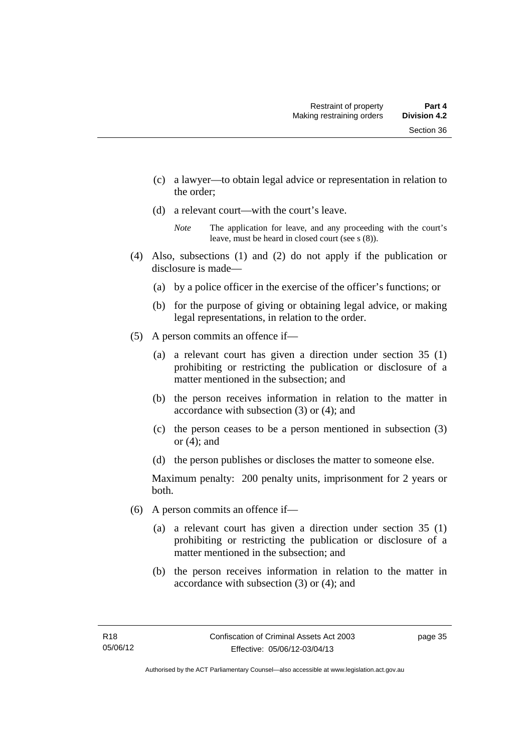(c) a lawyer—to obtain legal advice or representation in relation to the order;

(d) a relevant court—with the court's leave.

*Note* The application for leave, and any proceeding with the court's leave, must be heard in closed court (see s (8)).

(4) Also, subsections (1) and (2) do not apply if the publication or disclosure is made—

(a) by a police officer in the exercise of the officer's functions; or

(b) for the purpose of giving or obtaining legal advice, or making legal representations, in relation to the order.

(5) A person commits an offence if—

(a) a relevant court has given a direction under section 35 (1) prohibiting or restricting the publication or disclosure of a matter mentioned in the subsection; and

(b) the person receives information in relation to the matter in accordance with subsection (3) or (4); and

(c) the person ceases to be a person mentioned in subsection (3) or (4); and

(d) the person publishes or discloses the matter to someone else.

Maximum penalty: 200 penalty units, imprisonment for 2 years or both.

(6) A person commits an offence if—

(a) a relevant court has given a direction under section 35 (1) prohibiting or restricting the publication or disclosure of a matter mentioned in the subsection; and

(b) the person receives information in relation to the matter in accordance with subsection (3) or (4); and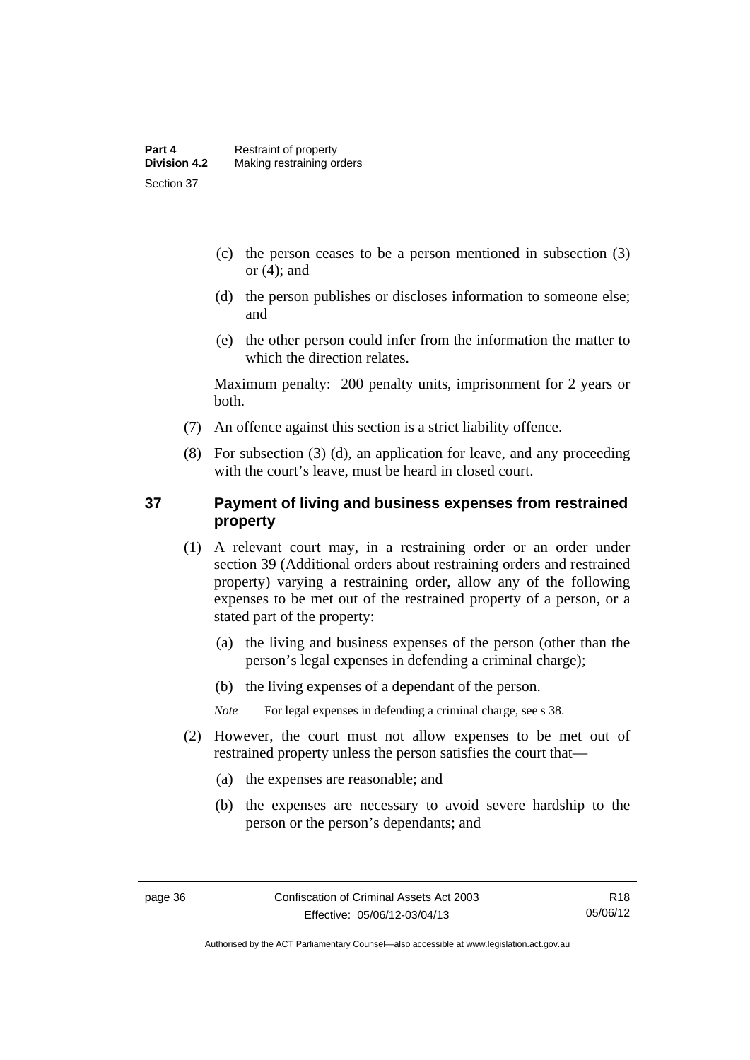(c) the person ceases to be a person mentioned in subsection (3) or (4); and

(d) the person publishes or discloses information to someone else; and

(e) the other person could infer from the information the matter to which the direction relates.

Maximum penalty: 200 penalty units, imprisonment for 2 years or both.

(7) An offence against this section is a strict liability offence.

(8) For subsection (3) (d), an application for leave, and any proceeding with the court's leave, must be heard in closed court.

## 37 Payment of living and business expenses from restrained property

(1) A relevant court may, in a restraining order or an order under section 39 (Additional orders about restraining orders and restrained property) varying a restraining order, allow any of the following expenses to be met out of the restrained property of a person, or a stated part of the property:

(a) the living and business expenses of the person (other than the person's legal expenses in defending a criminal charge);

(b) the living expenses of a dependant of the person.

*Note* For legal expenses in defending a criminal charge, see s 38.

(2) However, the court must not allow expenses to be met out of restrained property unless the person satisfies the court that—

(a) the expenses are reasonable; and

(b) the expenses are necessary to avoid severe hardship to the person or the person's dependants; and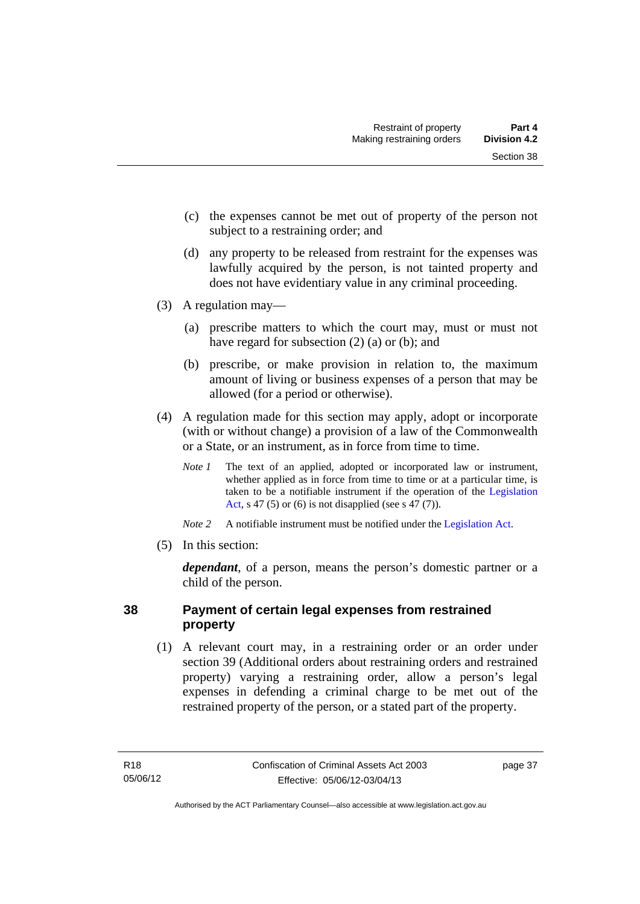(c) the expenses cannot be met out of property of the person not subject to a restraining order; and

(d) any property to be released from restraint for the expenses was lawfully acquired by the person, is not tainted property and does not have evidentiary value in any criminal proceeding.

(3) A regulation may—

(a) prescribe matters to which the court may, must or must not have regard for subsection (2) (a) or (b); and

(b) prescribe, or make provision in relation to, the maximum amount of living or business expenses of a person that may be allowed (for a period or otherwise).

(4) A regulation made for this section may apply, adopt or incorporate (with or without change) a provision of a law of the Commonwealth or a State, or an instrument, as in force from time to time.

*Note 1* The text of an applied, adopted or incorporated law or instrument, whether applied as in force from time to time or at a particular time, is taken to be a notifiable instrument if the operation of the Legislation Act, s 47 (5) or (6) is not disapplied (see s 47 (7)).

*Note 2* A notifiable instrument must be notified under the Legislation Act.

(5) In this section:

***dependant***, of a person, means the person's domestic partner or a child of the person.

## 38 Payment of certain legal expenses from restrained property

(1) A relevant court may, in a restraining order or an order under section 39 (Additional orders about restraining orders and restrained property) varying a restraining order, allow a person's legal expenses in defending a criminal charge to be met out of the restrained property of the person, or a stated part of the property.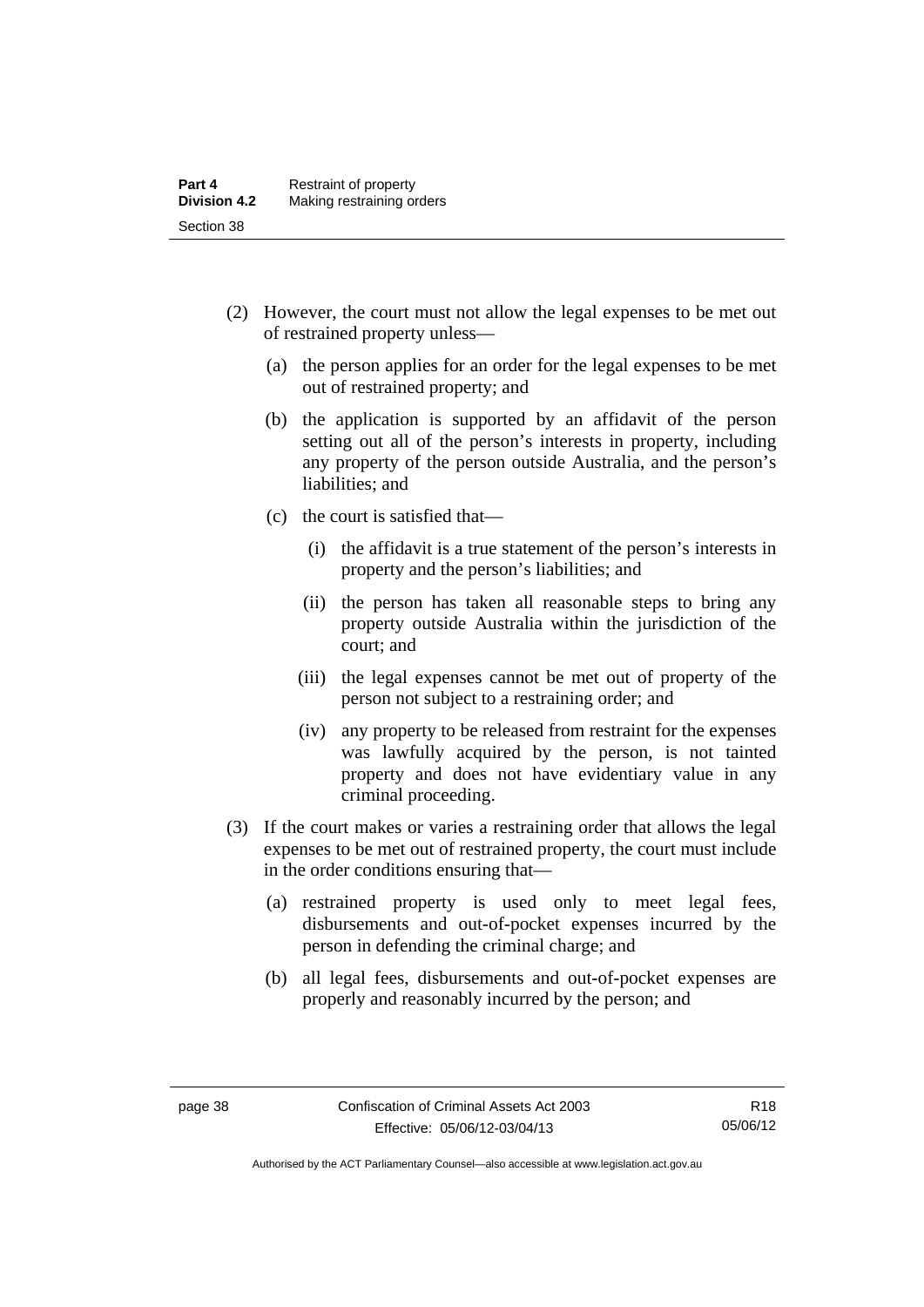(2) However, the court must not allow the legal expenses to be met out of restrained property unless—

(a) the person applies for an order for the legal expenses to be met out of restrained property; and

(b) the application is supported by an affidavit of the person setting out all of the person's interests in property, including any property of the person outside Australia, and the person's liabilities; and

(c) the court is satisfied that—

(i) the affidavit is a true statement of the person's interests in property and the person's liabilities; and

(ii) the person has taken all reasonable steps to bring any property outside Australia within the jurisdiction of the court; and

(iii) the legal expenses cannot be met out of property of the person not subject to a restraining order; and

(iv) any property to be released from restraint for the expenses was lawfully acquired by the person, is not tainted property and does not have evidentiary value in any criminal proceeding.

(3) If the court makes or varies a restraining order that allows the legal expenses to be met out of restrained property, the court must include in the order conditions ensuring that—

(a) restrained property is used only to meet legal fees, disbursements and out-of-pocket expenses incurred by the person in defending the criminal charge; and

(b) all legal fees, disbursements and out-of-pocket expenses are properly and reasonably incurred by the person; and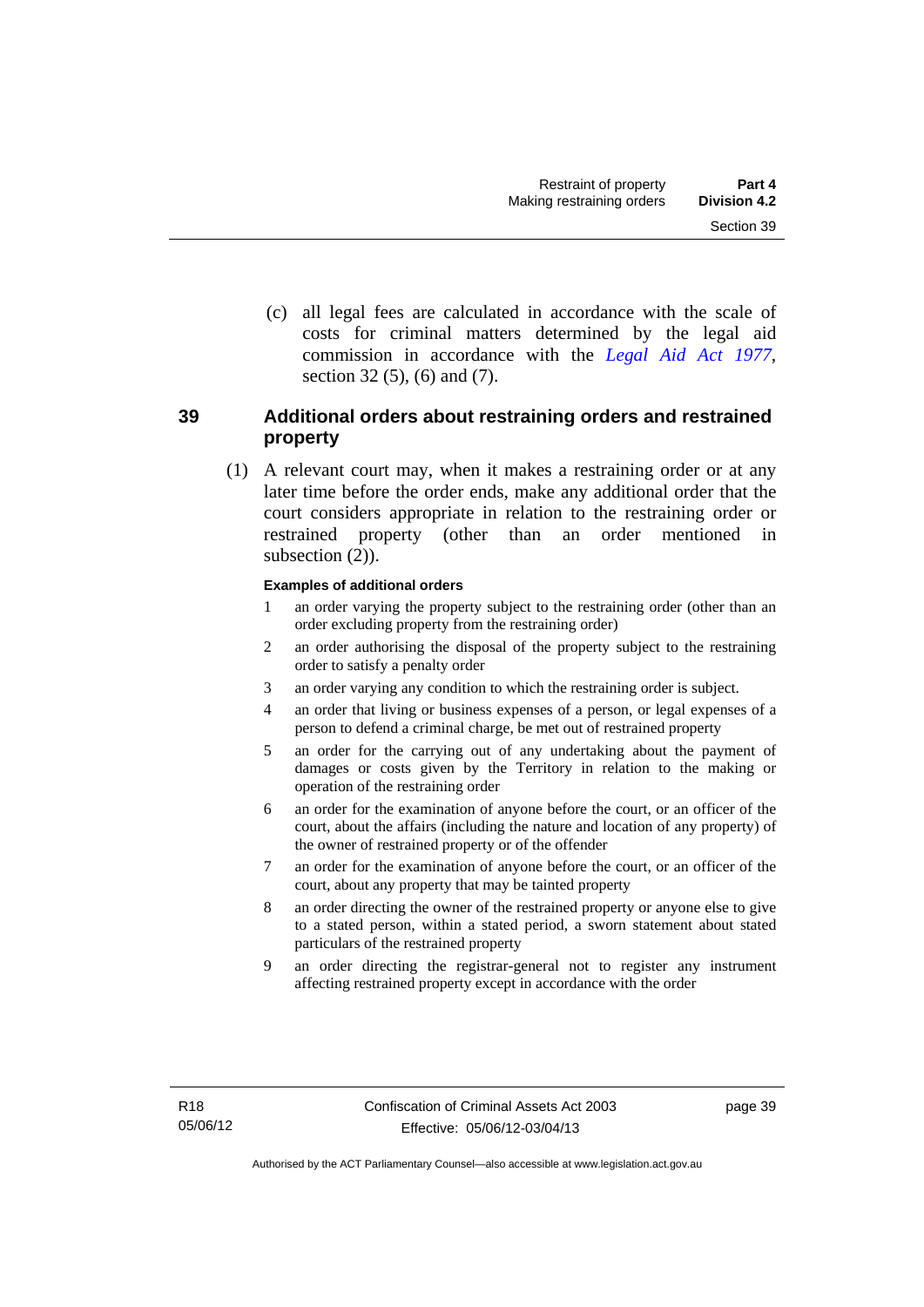(c) all legal fees are calculated in accordance with the scale of costs for criminal matters determined by the legal aid commission in accordance with the *Legal Aid Act 1977*, section 32 (5), (6) and (7).

## 39 Additional orders about restraining orders and restrained property

(1) A relevant court may, when it makes a restraining order or at any later time before the order ends, make any additional order that the court considers appropriate in relation to the restraining order or restrained property (other than an order mentioned in subsection (2)).

**Examples of additional orders**

1. an order varying the property subject to the restraining order (other than an order excluding property from the restraining order)
2. an order authorising the disposal of the property subject to the restraining order to satisfy a penalty order
3. an order varying any condition to which the restraining order is subject.
4. an order that living or business expenses of a person, or legal expenses of a person to defend a criminal charge, be met out of restrained property
5. an order for the carrying out of any undertaking about the payment of damages or costs given by the Territory in relation to the making or operation of the restraining order
6. an order for the examination of anyone before the court, or an officer of the court, about the affairs (including the nature and location of any property) of the owner of restrained property or of the offender
7. an order for the examination of anyone before the court, or an officer of the court, about any property that may be tainted property
8. an order directing the owner of the restrained property or anyone else to give to a stated person, within a stated period, a sworn statement about stated particulars of the restrained property
9. an order directing the registrar-general not to register any instrument affecting restrained property except in accordance with the order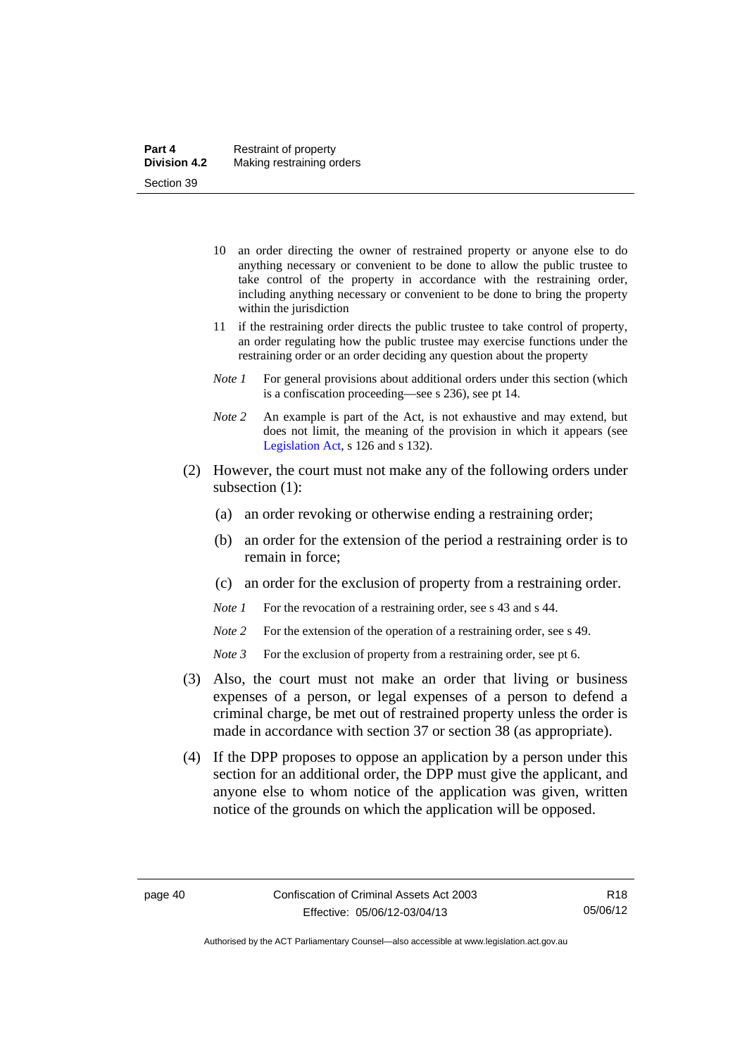10 an order directing the owner of restrained property or anyone else to do anything necessary or convenient to be done to allow the public trustee to take control of the property in accordance with the restraining order, including anything necessary or convenient to be done to bring the property within the jurisdiction

11 if the restraining order directs the public trustee to take control of property, an order regulating how the public trustee may exercise functions under the restraining order or an order deciding any question about the property

*Note 1* For general provisions about additional orders under this section (which is a confiscation proceeding—see s 236), see pt 14.

*Note 2* An example is part of the Act, is not exhaustive and may extend, but does not limit, the meaning of the provision in which it appears (see Legislation Act, s 126 and s 132).

(2) However, the court must not make any of the following orders under subsection (1):

(a) an order revoking or otherwise ending a restraining order;

(b) an order for the extension of the period a restraining order is to remain in force;

(c) an order for the exclusion of property from a restraining order.

*Note 1* For the revocation of a restraining order, see s 43 and s 44.

*Note 2* For the extension of the operation of a restraining order, see s 49.

*Note 3* For the exclusion of property from a restraining order, see pt 6.

(3) Also, the court must not make an order that living or business expenses of a person, or legal expenses of a person to defend a criminal charge, be met out of restrained property unless the order is made in accordance with section 37 or section 38 (as appropriate).

(4) If the DPP proposes to oppose an application by a person under this section for an additional order, the DPP must give the applicant, and anyone else to whom notice of the application was given, written notice of the grounds on which the application will be opposed.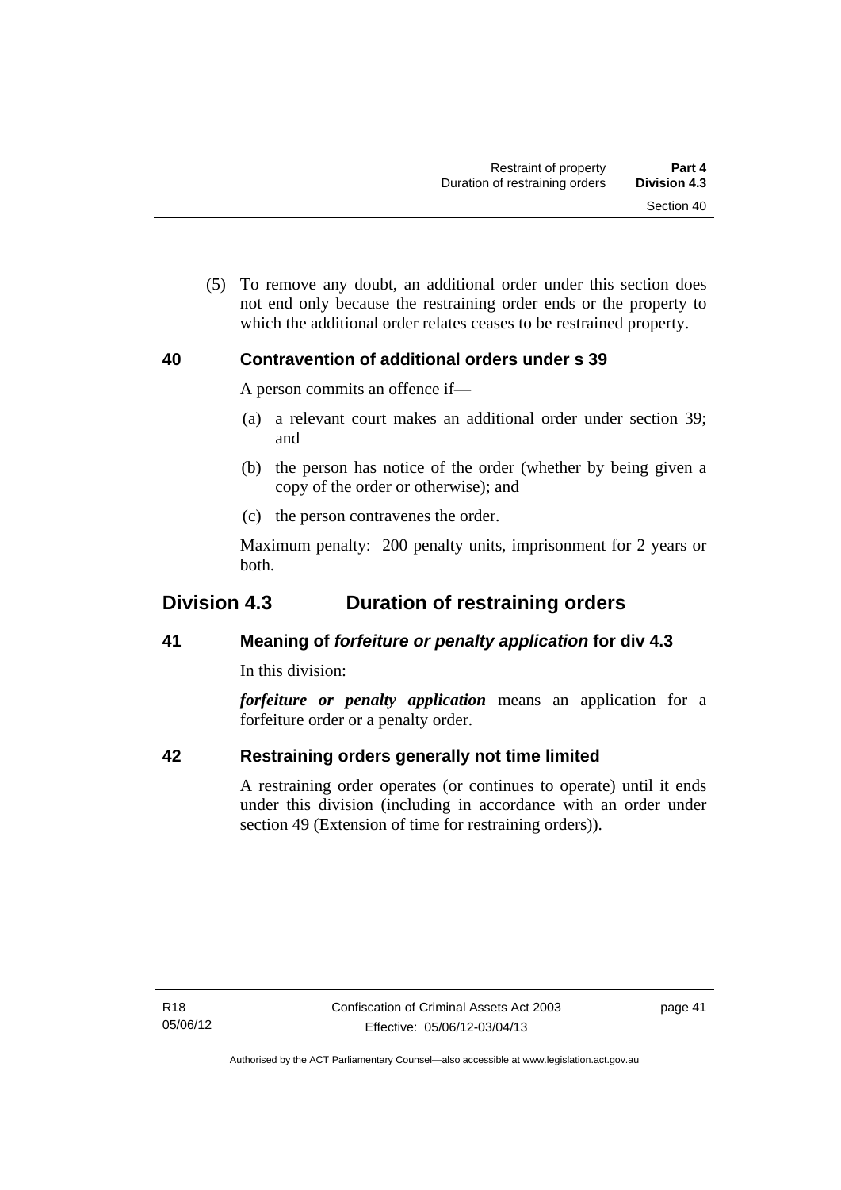(5) To remove any doubt, an additional order under this section does not end only because the restraining order ends or the property to which the additional order relates ceases to be restrained property.

### 40 Contravention of additional orders under s 39

A person commits an offence if—

(a) a relevant court makes an additional order under section 39; and

(b) the person has notice of the order (whether by being given a copy of the order or otherwise); and

(c) the person contravenes the order.

Maximum penalty: 200 penalty units, imprisonment for 2 years or both.

## Division 4.3 Duration of restraining orders

### 41 Meaning of *forfeiture or penalty application* for div 4.3

In this division:

***forfeiture or penalty application*** means an application for a forfeiture order or a penalty order.

### 42 Restraining orders generally not time limited

A restraining order operates (or continues to operate) until it ends under this division (including in accordance with an order under section 49 (Extension of time for restraining orders)).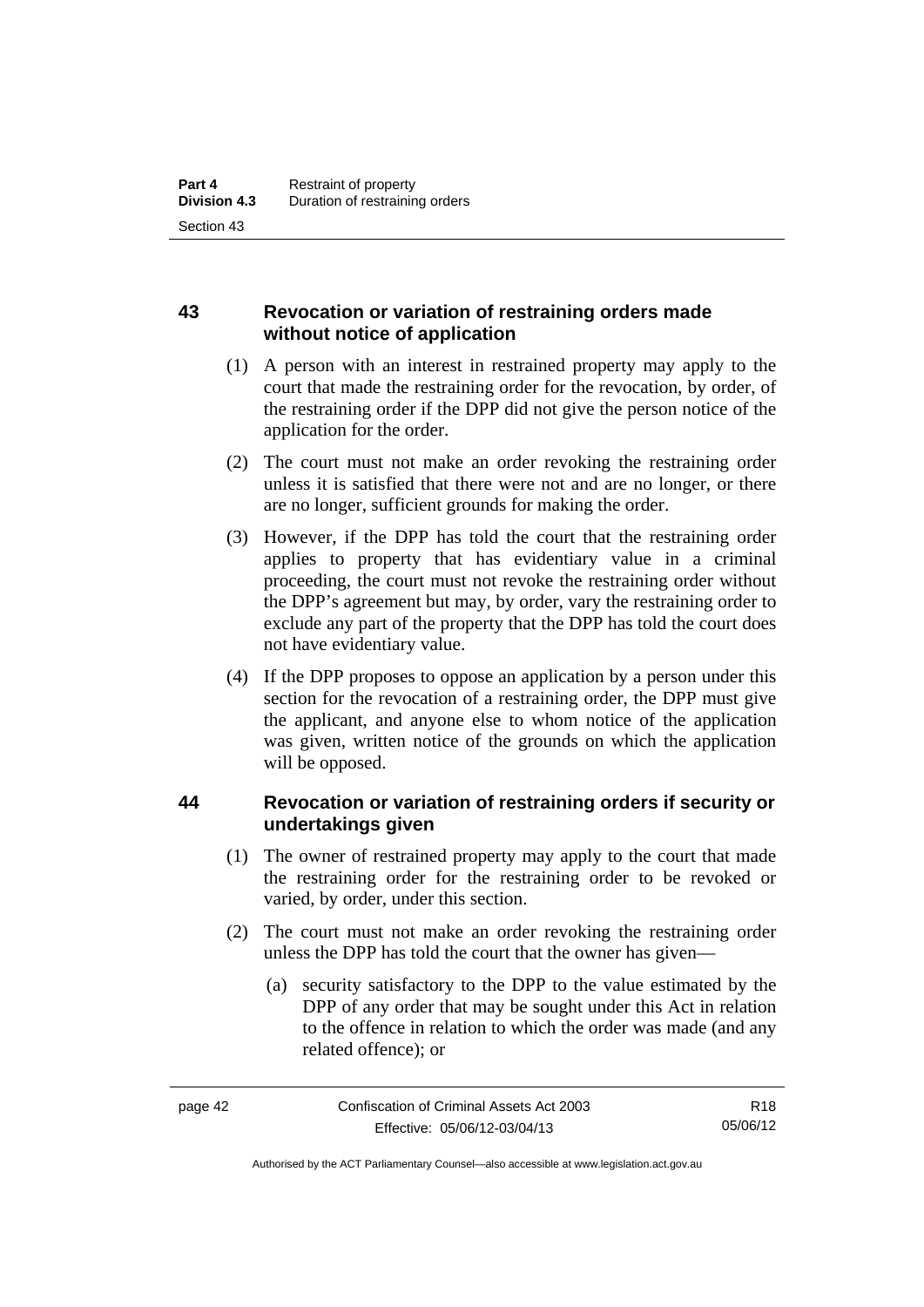## 43 Revocation or variation of restraining orders made without notice of application

(1) A person with an interest in restrained property may apply to the court that made the restraining order for the revocation, by order, of the restraining order if the DPP did not give the person notice of the application for the order.

(2) The court must not make an order revoking the restraining order unless it is satisfied that there were not and are no longer, or there are no longer, sufficient grounds for making the order.

(3) However, if the DPP has told the court that the restraining order applies to property that has evidentiary value in a criminal proceeding, the court must not revoke the restraining order without the DPP's agreement but may, by order, vary the restraining order to exclude any part of the property that the DPP has told the court does not have evidentiary value.

(4) If the DPP proposes to oppose an application by a person under this section for the revocation of a restraining order, the DPP must give the applicant, and anyone else to whom notice of the application was given, written notice of the grounds on which the application will be opposed.

## 44 Revocation or variation of restraining orders if security or undertakings given

(1) The owner of restrained property may apply to the court that made the restraining order for the restraining order to be revoked or varied, by order, under this section.

(2) The court must not make an order revoking the restraining order unless the DPP has told the court that the owner has given—

(a) security satisfactory to the DPP to the value estimated by the DPP of any order that may be sought under this Act in relation to the offence in relation to which the order was made (and any related offence); or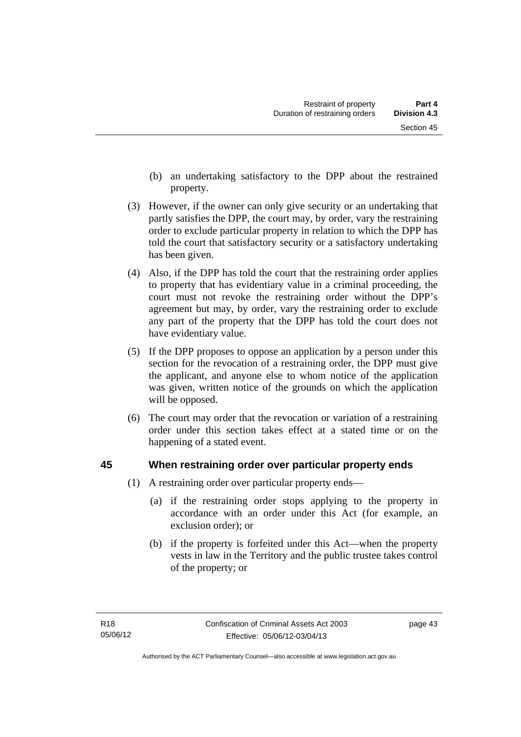(b) an undertaking satisfactory to the DPP about the restrained property.

(3) However, if the owner can only give security or an undertaking that partly satisfies the DPP, the court may, by order, vary the restraining order to exclude particular property in relation to which the DPP has told the court that satisfactory security or a satisfactory undertaking has been given.

(4) Also, if the DPP has told the court that the restraining order applies to property that has evidentiary value in a criminal proceeding, the court must not revoke the restraining order without the DPP's agreement but may, by order, vary the restraining order to exclude any part of the property that the DPP has told the court does not have evidentiary value.

(5) If the DPP proposes to oppose an application by a person under this section for the revocation of a restraining order, the DPP must give the applicant, and anyone else to whom notice of the application was given, written notice of the grounds on which the application will be opposed.

(6) The court may order that the revocation or variation of a restraining order under this section takes effect at a stated time or on the happening of a stated event.

## 45 When restraining order over particular property ends

(1) A restraining order over particular property ends—

(a) if the restraining order stops applying to the property in accordance with an order under this Act (for example, an exclusion order); or

(b) if the property is forfeited under this Act—when the property vests in law in the Territory and the public trustee takes control of the property; or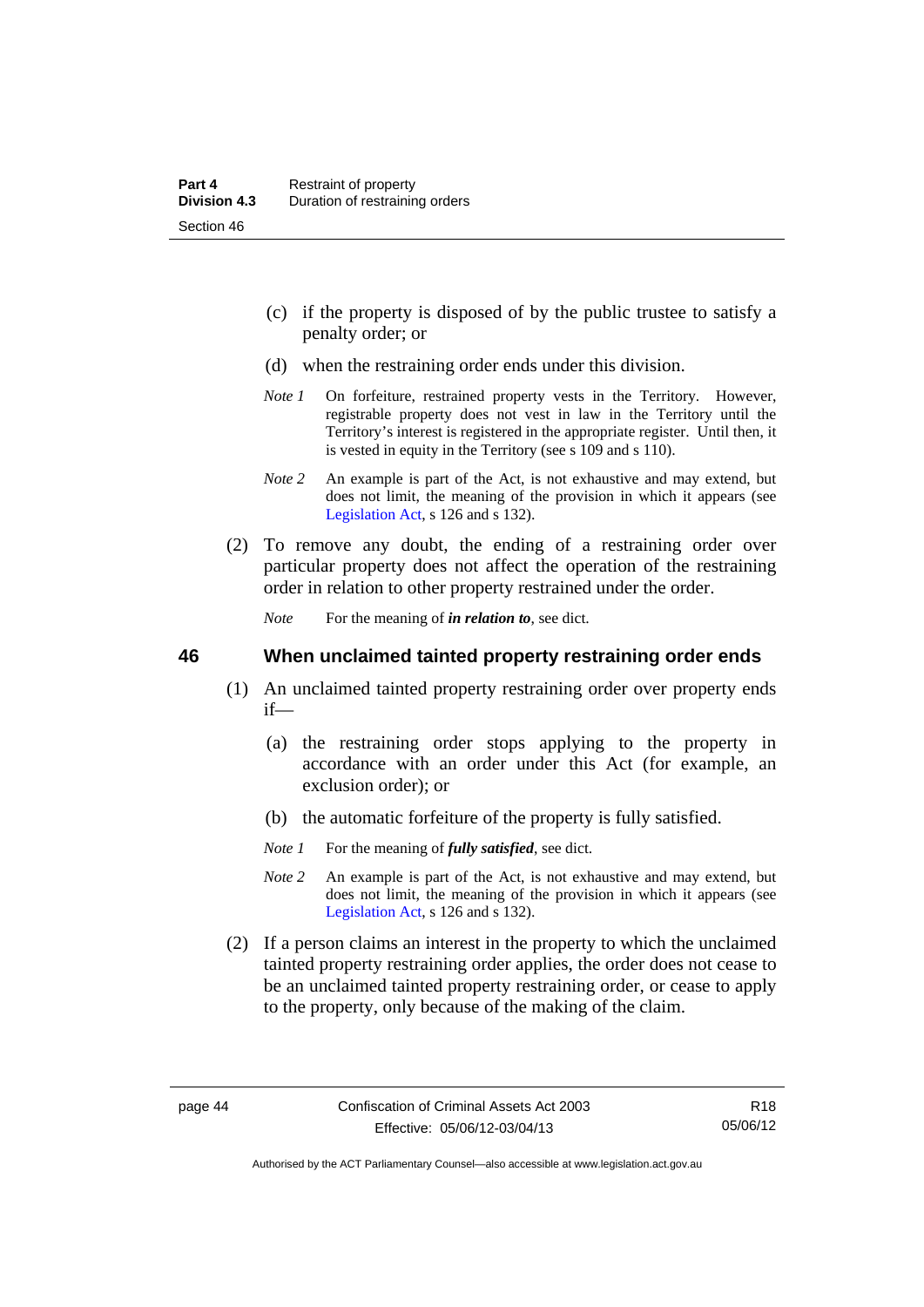(c) if the property is disposed of by the public trustee to satisfy a penalty order; or

(d) when the restraining order ends under this division.

*Note 1* On forfeiture, restrained property vests in the Territory. However, registrable property does not vest in law in the Territory until the Territory's interest is registered in the appropriate register. Until then, it is vested in equity in the Territory (see s 109 and s 110).

*Note 2* An example is part of the Act, is not exhaustive and may extend, but does not limit, the meaning of the provision in which it appears (see Legislation Act, s 126 and s 132).

(2) To remove any doubt, the ending of a restraining order over particular property does not affect the operation of the restraining order in relation to other property restrained under the order.

*Note* For the meaning of ***in relation to***, see dict.

## 46 When unclaimed tainted property restraining order ends

(1) An unclaimed tainted property restraining order over property ends if—

(a) the restraining order stops applying to the property in accordance with an order under this Act (for example, an exclusion order); or

(b) the automatic forfeiture of the property is fully satisfied.

*Note 1* For the meaning of ***fully satisfied***, see dict.

*Note 2* An example is part of the Act, is not exhaustive and may extend, but does not limit, the meaning of the provision in which it appears (see Legislation Act, s 126 and s 132).

(2) If a person claims an interest in the property to which the unclaimed tainted property restraining order applies, the order does not cease to be an unclaimed tainted property restraining order, or cease to apply to the property, only because of the making of the claim.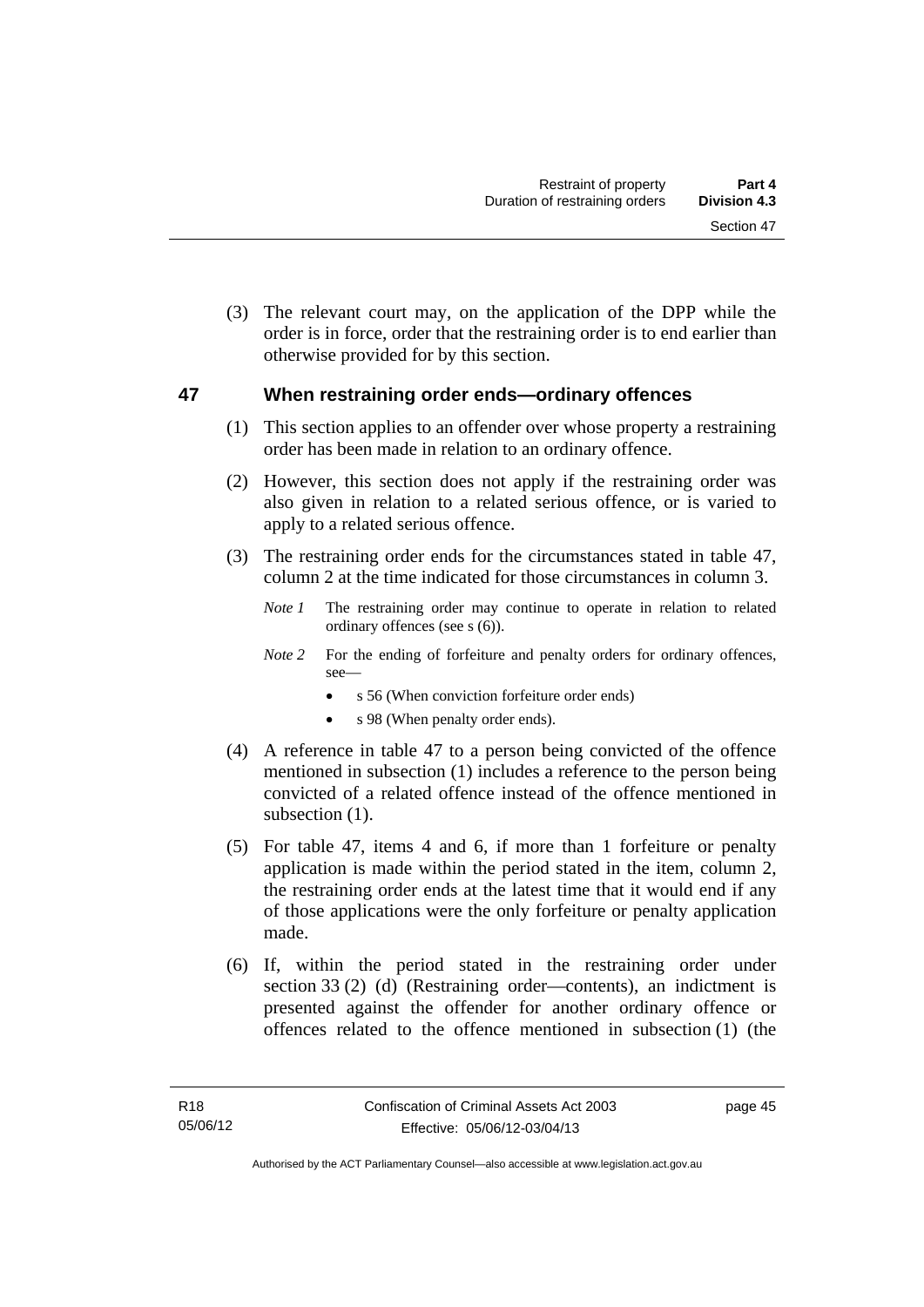(3) The relevant court may, on the application of the DPP while the order is in force, order that the restraining order is to end earlier than otherwise provided for by this section.

## 47 When restraining order ends—ordinary offences

(1) This section applies to an offender over whose property a restraining order has been made in relation to an ordinary offence.

(2) However, this section does not apply if the restraining order was also given in relation to a related serious offence, or is varied to apply to a related serious offence.

(3) The restraining order ends for the circumstances stated in table 47, column 2 at the time indicated for those circumstances in column 3.

*Note 1* The restraining order may continue to operate in relation to related ordinary offences (see s (6)).

*Note 2* For the ending of forfeiture and penalty orders for ordinary offences, see—

- s 56 (When conviction forfeiture order ends)
- s 98 (When penalty order ends).

(4) A reference in table 47 to a person being convicted of the offence mentioned in subsection (1) includes a reference to the person being convicted of a related offence instead of the offence mentioned in subsection (1).

(5) For table 47, items 4 and 6, if more than 1 forfeiture or penalty application is made within the period stated in the item, column 2, the restraining order ends at the latest time that it would end if any of those applications were the only forfeiture or penalty application made.

(6) If, within the period stated in the restraining order under section 33 (2) (d) (Restraining order—contents), an indictment is presented against the offender for another ordinary offence or offences related to the offence mentioned in subsection (1) (the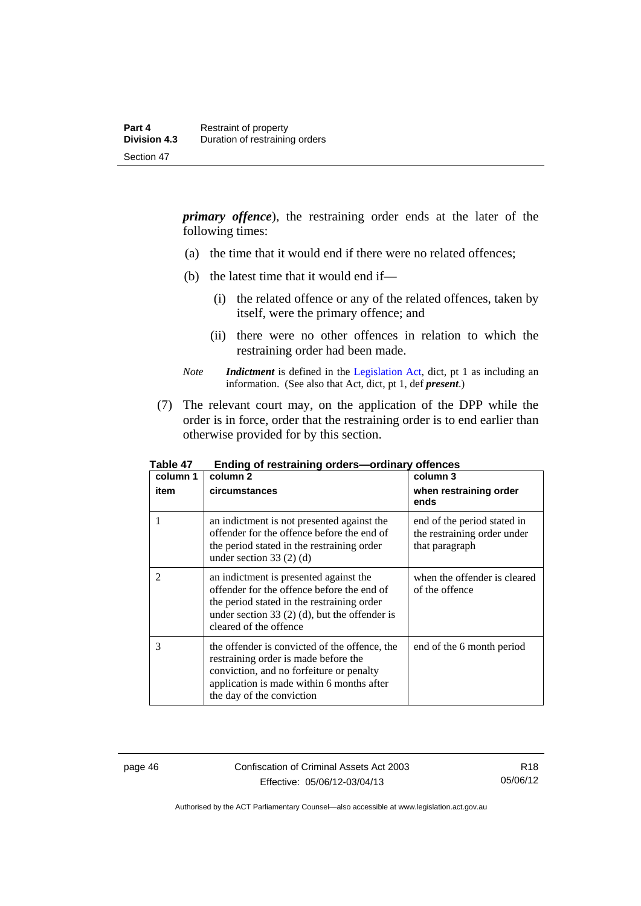***primary offence***), the restraining order ends at the later of the following times:

(a) the time that it would end if there were no related offences;

(b) the latest time that it would end if—

(i) the related offence or any of the related offences, taken by itself, were the primary offence; and

(ii) there were no other offences in relation to which the restraining order had been made.

*Note* ***Indictment*** is defined in the Legislation Act, dict, pt 1 as including an information. (See also that Act, dict, pt 1, def ***present***.)

(7) The relevant court may, on the application of the DPP while the order is in force, order that the restraining order is to end earlier than otherwise provided for by this section.

**Table 47 Ending of restraining orders—ordinary offences**

| column 1<br>item | column 2<br>circumstances | column 3<br>when restraining order ends |
|---|---|---|
| 1 | an indictment is not presented against the offender for the offence before the end of the period stated in the restraining order under section 33 (2) (d) | end of the period stated in the restraining order under that paragraph |
| 2 | an indictment is presented against the offender for the offence before the end of the period stated in the restraining order under section 33 (2) (d), but the offender is cleared of the offence | when the offender is cleared of the offence |
| 3 | the offender is convicted of the offence, the restraining order is made before the conviction, and no forfeiture or penalty application is made within 6 months after the day of the conviction | end of the 6 month period |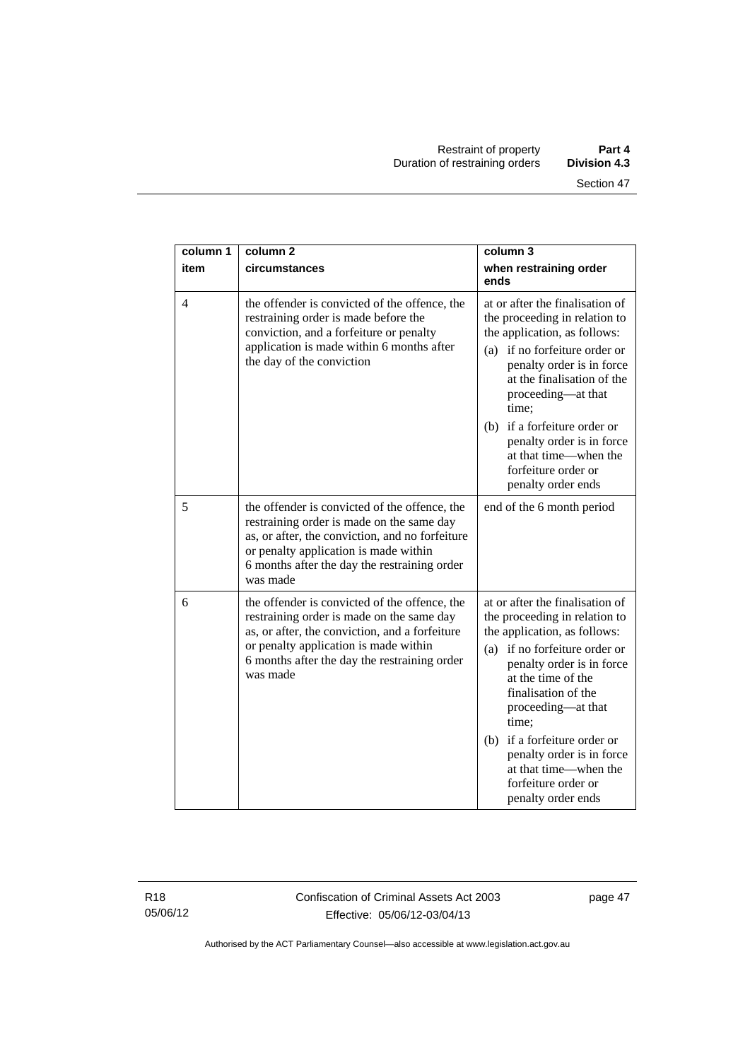| column 1<br>item | column 2<br>circumstances | column 3<br>when restraining order ends |
|---|---|---|
| 4 | the offender is convicted of the offence, the restraining order is made before the conviction, and a forfeiture or penalty application is made within 6 months after the day of the conviction | at or after the finalisation of the proceeding in relation to the application, as follows:<br>(a) if no forfeiture order or penalty order is in force at the finalisation of the proceeding—at that time;<br>(b) if a forfeiture order or penalty order is in force at that time—when the forfeiture order or penalty order ends |
| 5 | the offender is convicted of the offence, the restraining order is made on the same day as, or after, the conviction, and no forfeiture or penalty application is made within 6 months after the day the restraining order was made | end of the 6 month period |
| 6 | the offender is convicted of the offence, the restraining order is made on the same day as, or after, the conviction, and a forfeiture or penalty application is made within 6 months after the day the restraining order was made | at or after the finalisation of the proceeding in relation to the application, as follows:<br>(a) if no forfeiture order or penalty order is in force at the time of the finalisation of the proceeding—at that time;<br>(b) if a forfeiture order or penalty order is in force at that time—when the forfeiture order or penalty order ends |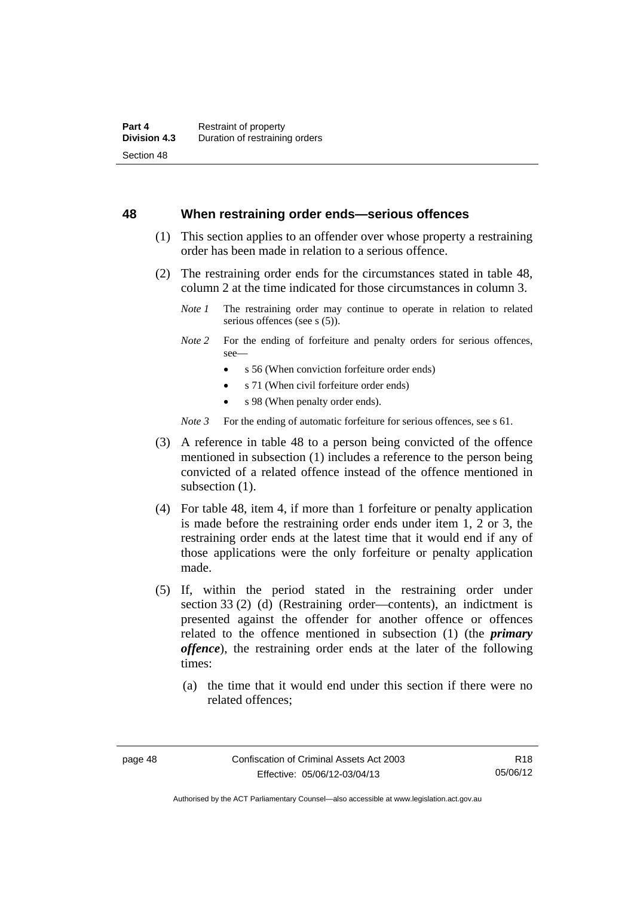## 48 When restraining order ends—serious offences

(1) This section applies to an offender over whose property a restraining order has been made in relation to a serious offence.

(2) The restraining order ends for the circumstances stated in table 48, column 2 at the time indicated for those circumstances in column 3.

*Note 1* The restraining order may continue to operate in relation to related serious offences (see s (5)).

*Note 2* For the ending of forfeiture and penalty orders for serious offences, see—

- s 56 (When conviction forfeiture order ends)
- s 71 (When civil forfeiture order ends)
- s 98 (When penalty order ends).

*Note 3* For the ending of automatic forfeiture for serious offences, see s 61.

(3) A reference in table 48 to a person being convicted of the offence mentioned in subsection (1) includes a reference to the person being convicted of a related offence instead of the offence mentioned in subsection (1).

(4) For table 48, item 4, if more than 1 forfeiture or penalty application is made before the restraining order ends under item 1, 2 or 3, the restraining order ends at the latest time that it would end if any of those applications were the only forfeiture or penalty application made.

(5) If, within the period stated in the restraining order under section 33 (2) (d) (Restraining order—contents), an indictment is presented against the offender for another offence or offences related to the offence mentioned in subsection (1) (the ***primary offence***), the restraining order ends at the later of the following times:

(a) the time that it would end under this section if there were no related offences;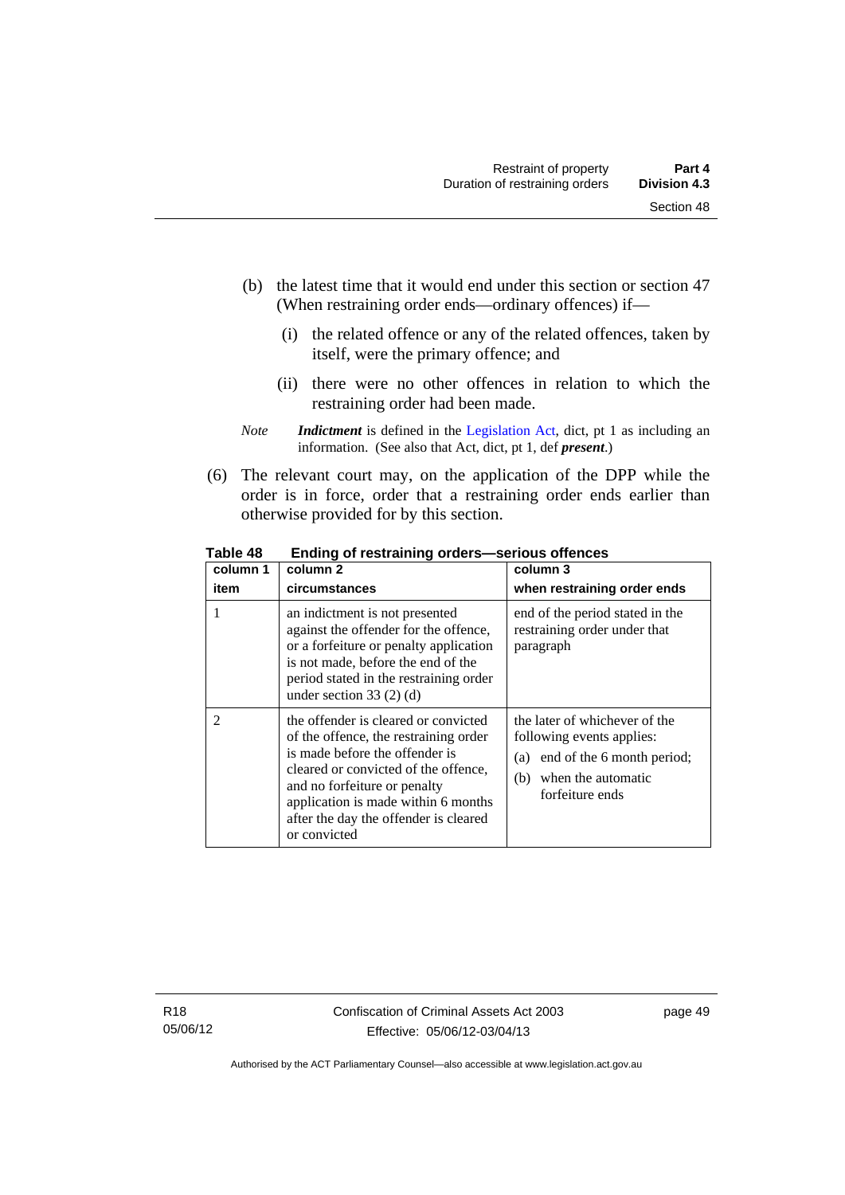(b) the latest time that it would end under this section or section 47 (When restraining order ends—ordinary offences) if—

(i) the related offence or any of the related offences, taken by itself, were the primary offence; and

(ii) there were no other offences in relation to which the restraining order had been made.

*Note* ***Indictment*** is defined in the Legislation Act, dict, pt 1 as including an information. (See also that Act, dict, pt 1, def ***present***.)

(6) The relevant court may, on the application of the DPP while the order is in force, order that a restraining order ends earlier than otherwise provided for by this section.

**Table 48 Ending of restraining orders—serious offences**

| column 1<br>item | column 2<br>circumstances | column 3<br>when restraining order ends |
|---|---|---|
| 1 | an indictment is not presented against the offender for the offence, or a forfeiture or penalty application is not made, before the end of the period stated in the restraining order under section 33 (2) (d) | end of the period stated in the restraining order under that paragraph |
| 2 | the offender is cleared or convicted of the offence, the restraining order is made before the offender is cleared or convicted of the offence, and no forfeiture or penalty application is made within 6 months after the day the offender is cleared or convicted | the later of whichever of the following events applies:<br>(a) end of the 6 month period;<br>(b) when the automatic forfeiture ends |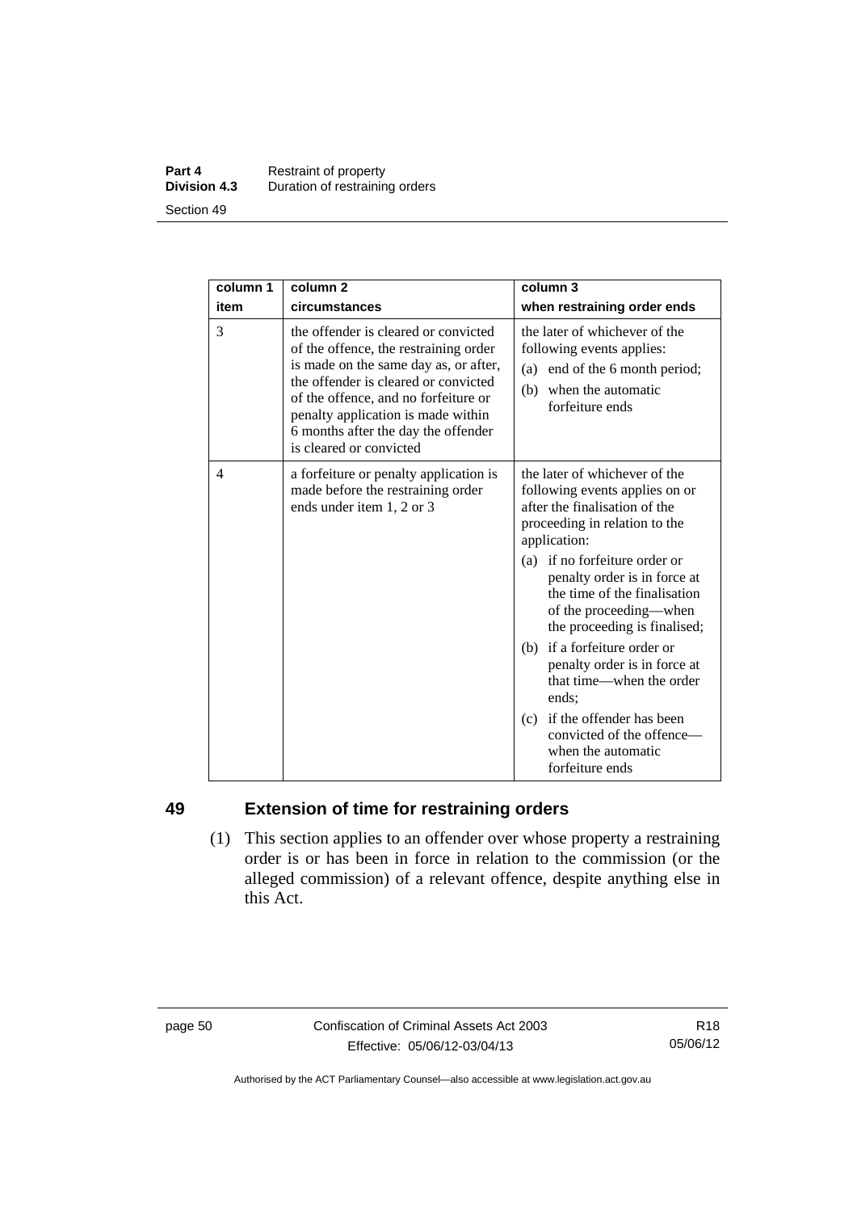| column 1<br>item | column 2<br>circumstances | column 3<br>when restraining order ends |
|---|---|---|
| 3 | the offender is cleared or convicted of the offence, the restraining order is made on the same day as, or after, the offender is cleared or convicted of the offence, and no forfeiture or penalty application is made within 6 months after the day the offender is cleared or convicted | the later of whichever of the following events applies:<br>(a) end of the 6 month period;<br>(b) when the automatic forfeiture ends |
| 4 | a forfeiture or penalty application is made before the restraining order ends under item 1, 2 or 3 | the later of whichever of the following events applies on or after the finalisation of the proceeding in relation to the application:<br>(a) if no forfeiture order or penalty order is in force at the time of the finalisation of the proceeding—when the proceeding is finalised;<br>(b) if a forfeiture order or penalty order is in force at that time—when the order ends;<br>(c) if the offender has been convicted of the offence—when the automatic forfeiture ends |

## 49 Extension of time for restraining orders

(1) This section applies to an offender over whose property a restraining order is or has been in force in relation to the commission (or the alleged commission) of a relevant offence, despite anything else in this Act.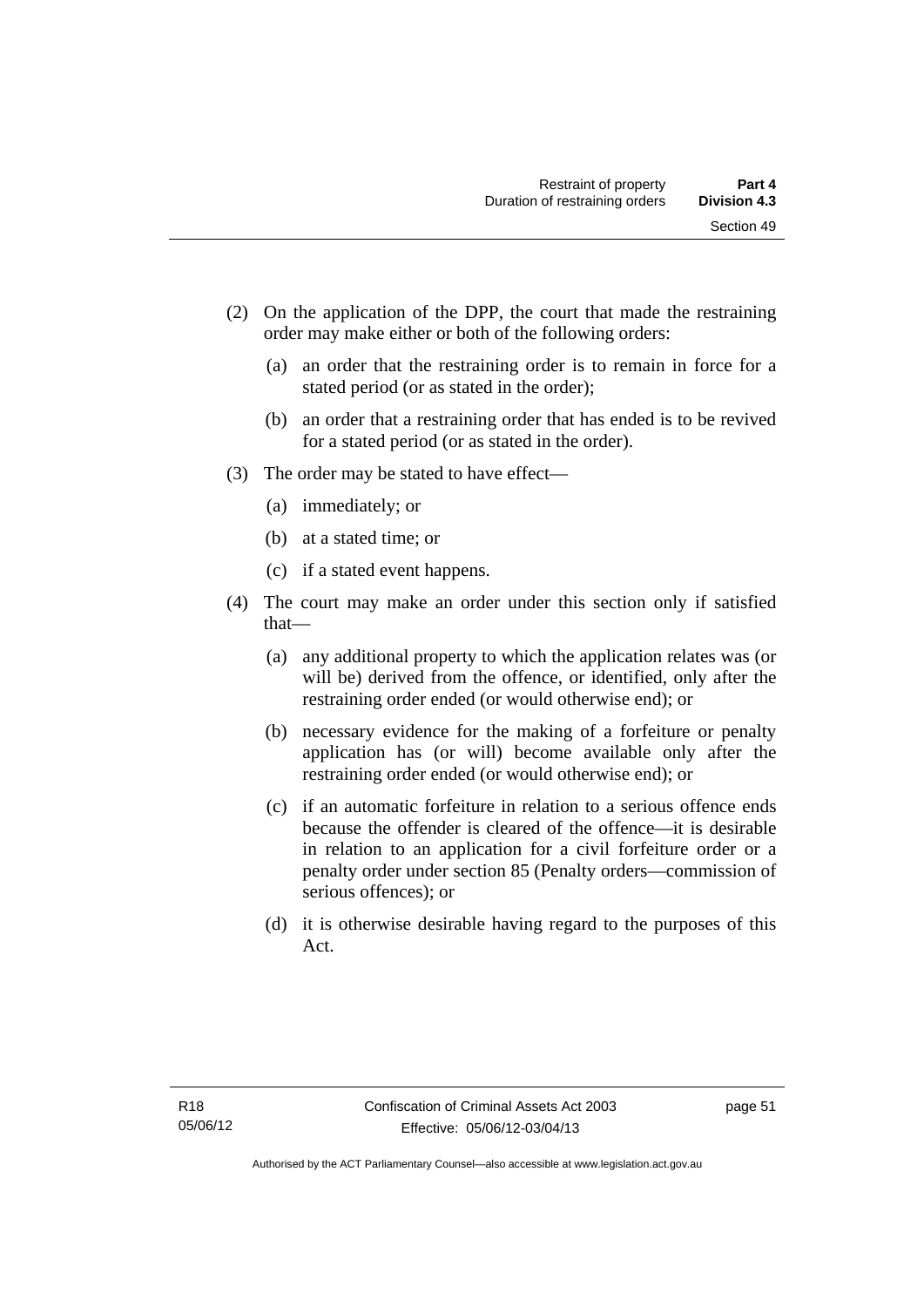(2) On the application of the DPP, the court that made the restraining order may make either or both of the following orders:

   (a) an order that the restraining order is to remain in force for a stated period (or as stated in the order);

   (b) an order that a restraining order that has ended is to be revived for a stated period (or as stated in the order).

(3) The order may be stated to have effect—

   (a) immediately; or

   (b) at a stated time; or

   (c) if a stated event happens.

(4) The court may make an order under this section only if satisfied that—

   (a) any additional property to which the application relates was (or will be) derived from the offence, or identified, only after the restraining order ended (or would otherwise end); or

   (b) necessary evidence for the making of a forfeiture or penalty application has (or will) become available only after the restraining order ended (or would otherwise end); or

   (c) if an automatic forfeiture in relation to a serious offence ends because the offender is cleared of the offence—it is desirable in relation to an application for a civil forfeiture order or a penalty order under section 85 (Penalty orders—commission of serious offences); or

   (d) it is otherwise desirable having regard to the purposes of this Act.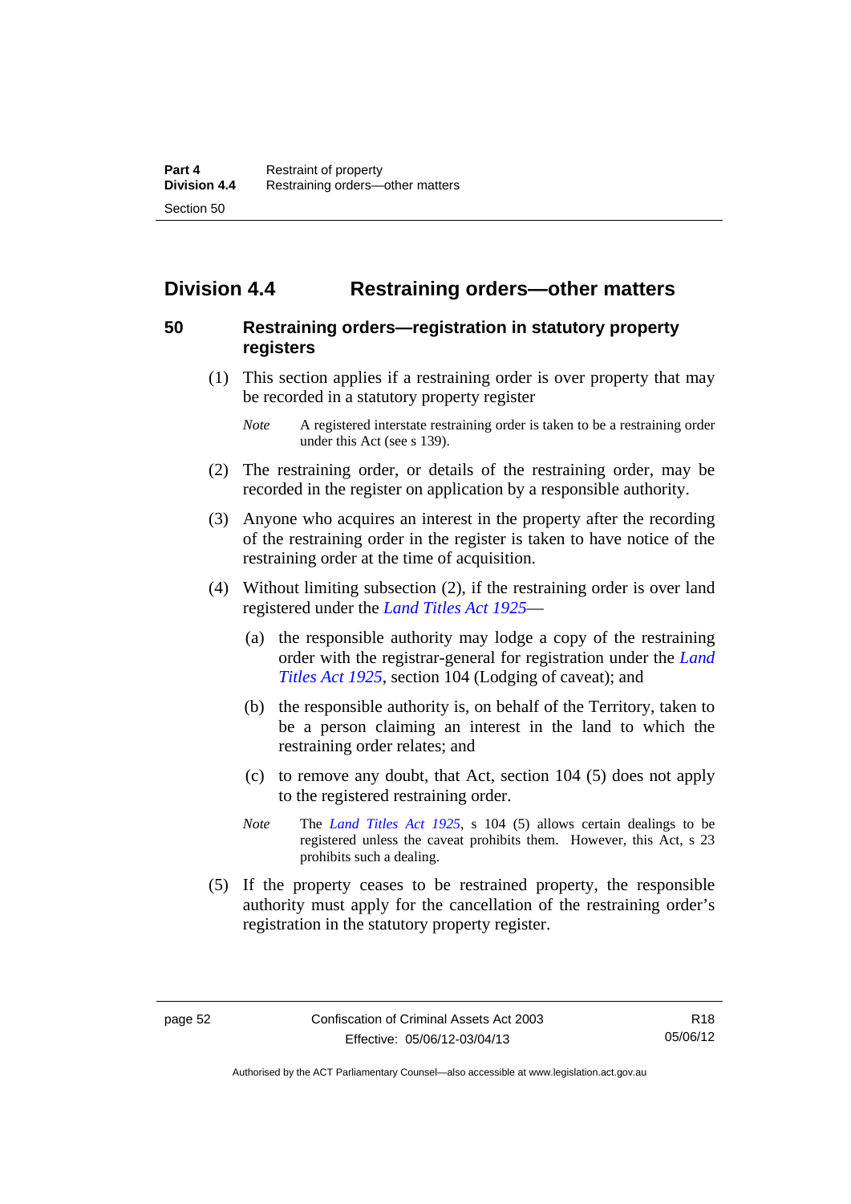## Division 4.4 Restraining orders—other matters

### 50 Restraining orders—registration in statutory property registers

(1) This section applies if a restraining order is over property that may be recorded in a statutory property register

*Note* A registered interstate restraining order is taken to be a restraining order under this Act (see s 139).

(2) The restraining order, or details of the restraining order, may be recorded in the register on application by a responsible authority.

(3) Anyone who acquires an interest in the property after the recording of the restraining order in the register is taken to have notice of the restraining order at the time of acquisition.

(4) Without limiting subsection (2), if the restraining order is over land registered under the *Land Titles Act 1925*—

(a) the responsible authority may lodge a copy of the restraining order with the registrar-general for registration under the *Land Titles Act 1925*, section 104 (Lodging of caveat); and

(b) the responsible authority is, on behalf of the Territory, taken to be a person claiming an interest in the land to which the restraining order relates; and

(c) to remove any doubt, that Act, section 104 (5) does not apply to the registered restraining order.

*Note* The *Land Titles Act 1925*, s 104 (5) allows certain dealings to be registered unless the caveat prohibits them. However, this Act, s 23 prohibits such a dealing.

(5) If the property ceases to be restrained property, the responsible authority must apply for the cancellation of the restraining order's registration in the statutory property register.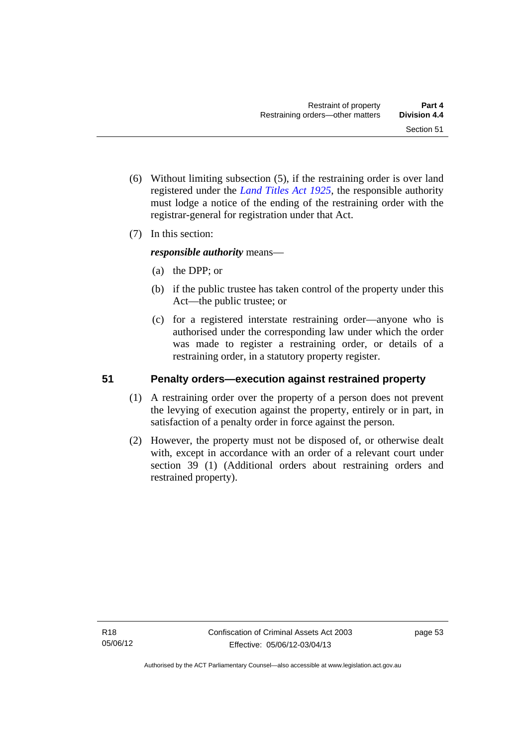(6) Without limiting subsection (5), if the restraining order is over land registered under the *Land Titles Act 1925*, the responsible authority must lodge a notice of the ending of the restraining order with the registrar-general for registration under that Act.

(7) In this section:

***responsible authority*** means—

(a) the DPP; or

(b) if the public trustee has taken control of the property under this Act—the public trustee; or

(c) for a registered interstate restraining order—anyone who is authorised under the corresponding law under which the order was made to register a restraining order, or details of a restraining order, in a statutory property register.

## 51 Penalty orders—execution against restrained property

(1) A restraining order over the property of a person does not prevent the levying of execution against the property, entirely or in part, in satisfaction of a penalty order in force against the person.

(2) However, the property must not be disposed of, or otherwise dealt with, except in accordance with an order of a relevant court under section 39 (1) (Additional orders about restraining orders and restrained property).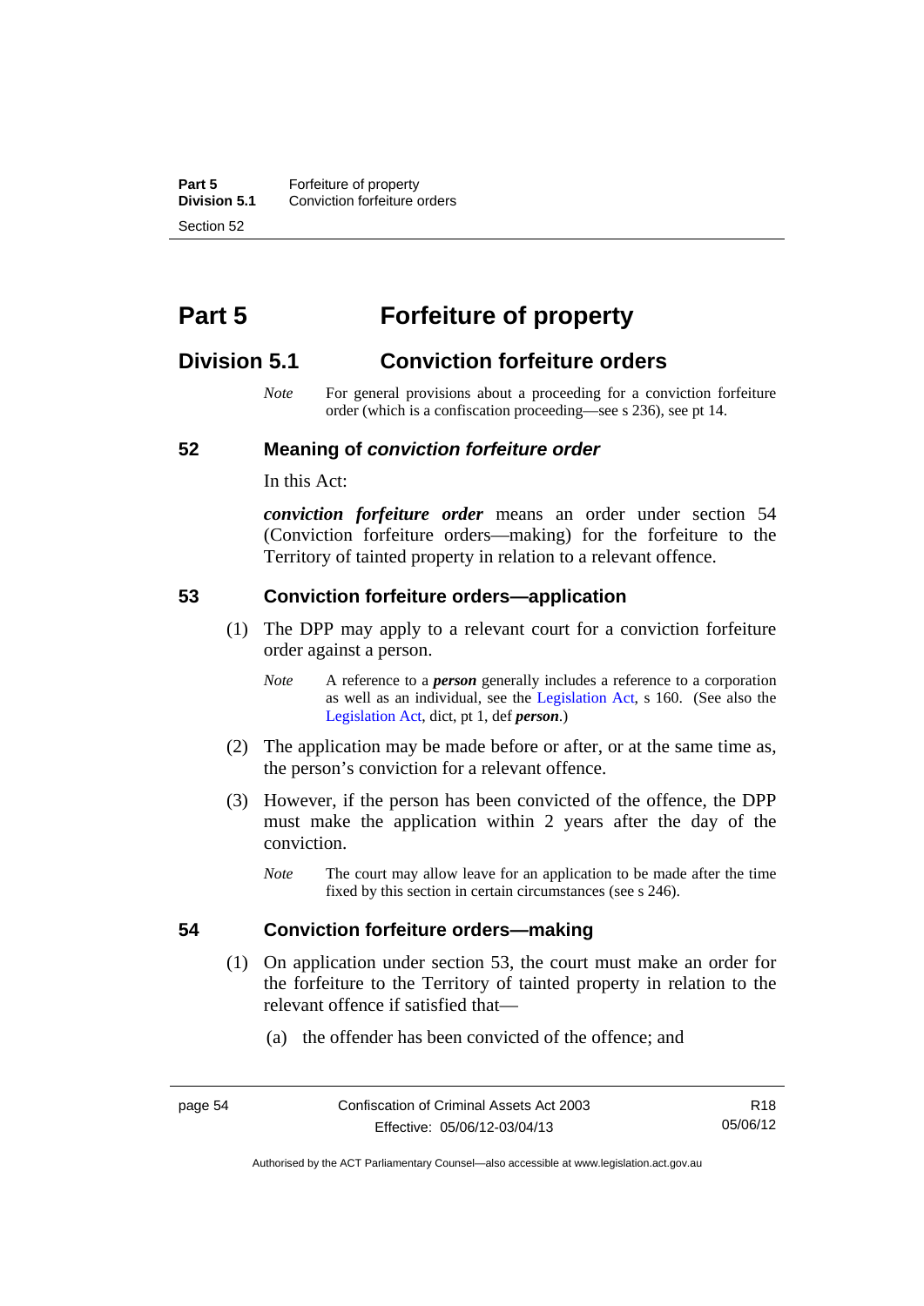# Part 5 Forfeiture of property

## Division 5.1 Conviction forfeiture orders

*Note* For general provisions about a proceeding for a conviction forfeiture order (which is a confiscation proceeding—see s 236), see pt 14.

### 52 Meaning of *conviction forfeiture order*

In this Act:

***conviction forfeiture order*** means an order under section 54 (Conviction forfeiture orders—making) for the forfeiture to the Territory of tainted property in relation to a relevant offence.

### 53 Conviction forfeiture orders—application

(1) The DPP may apply to a relevant court for a conviction forfeiture order against a person.

*Note* A reference to a ***person*** generally includes a reference to a corporation as well as an individual, see the Legislation Act, s 160. (See also the Legislation Act, dict, pt 1, def ***person***.)

(2) The application may be made before or after, or at the same time as, the person's conviction for a relevant offence.

(3) However, if the person has been convicted of the offence, the DPP must make the application within 2 years after the day of the conviction.

*Note* The court may allow leave for an application to be made after the time fixed by this section in certain circumstances (see s 246).

### 54 Conviction forfeiture orders—making

(1) On application under section 53, the court must make an order for the forfeiture to the Territory of tainted property in relation to the relevant offence if satisfied that—

(a) the offender has been convicted of the offence; and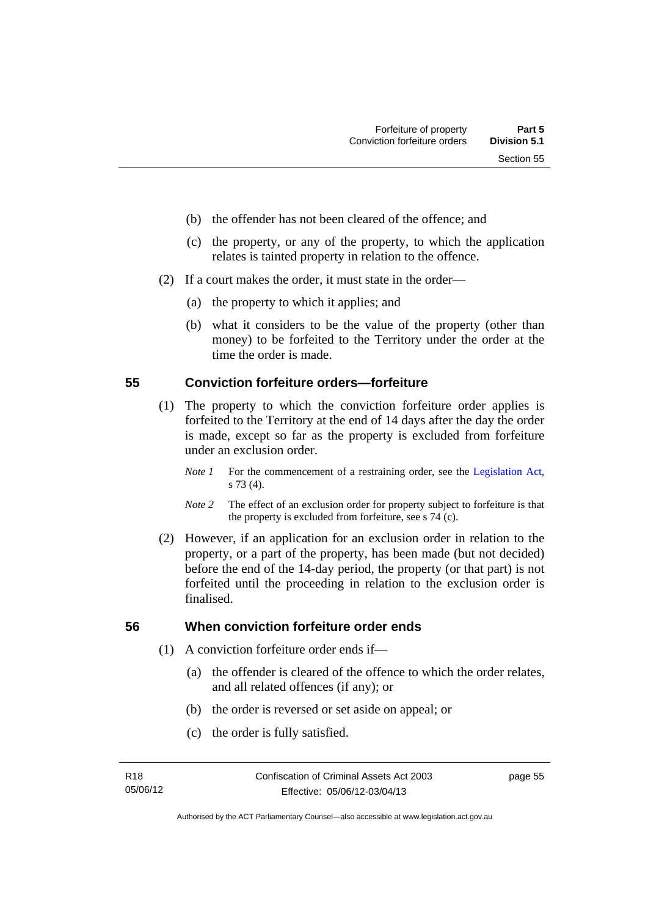(b) the offender has not been cleared of the offence; and

(c) the property, or any of the property, to which the application relates is tainted property in relation to the offence.

(2) If a court makes the order, it must state in the order—

(a) the property to which it applies; and

(b) what it considers to be the value of the property (other than money) to be forfeited to the Territory under the order at the time the order is made.

## 55 Conviction forfeiture orders—forfeiture

(1) The property to which the conviction forfeiture order applies is forfeited to the Territory at the end of 14 days after the day the order is made, except so far as the property is excluded from forfeiture under an exclusion order.

*Note 1* For the commencement of a restraining order, see the Legislation Act, s 73 (4).

*Note 2* The effect of an exclusion order for property subject to forfeiture is that the property is excluded from forfeiture, see s 74 (c).

(2) However, if an application for an exclusion order in relation to the property, or a part of the property, has been made (but not decided) before the end of the 14-day period, the property (or that part) is not forfeited until the proceeding in relation to the exclusion order is finalised.

## 56 When conviction forfeiture order ends

(1) A conviction forfeiture order ends if—

(a) the offender is cleared of the offence to which the order relates, and all related offences (if any); or

(b) the order is reversed or set aside on appeal; or

(c) the order is fully satisfied.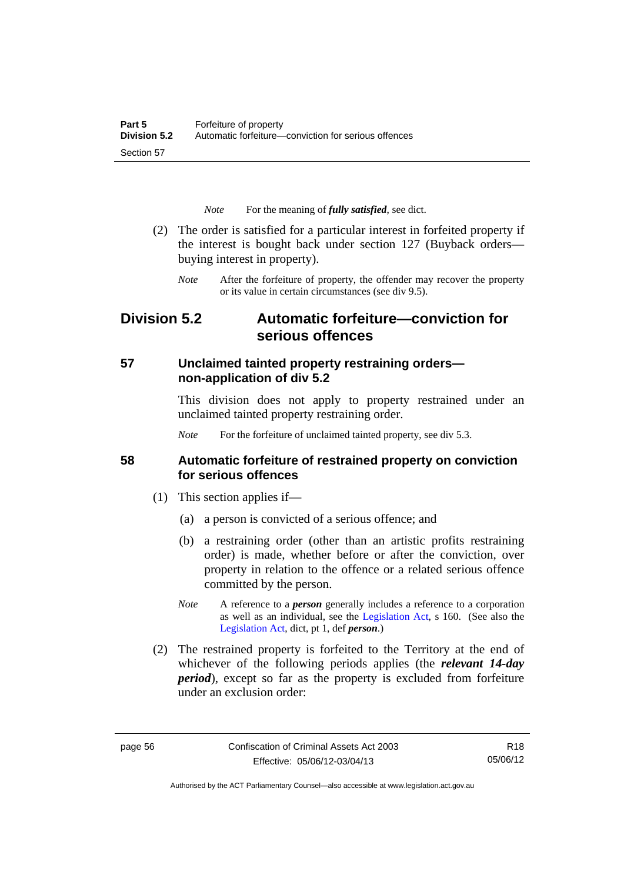*Note* For the meaning of ***fully satisfied***, see dict.

(2) The order is satisfied for a particular interest in forfeited property if the interest is bought back under section 127 (Buyback orders—buying interest in property).

*Note* After the forfeiture of property, the offender may recover the property or its value in certain circumstances (see div 9.5).

## Division 5.2 Automatic forfeiture—conviction for serious offences

### 57 Unclaimed tainted property restraining orders—non-application of div 5.2

This division does not apply to property restrained under an unclaimed tainted property restraining order.

*Note* For the forfeiture of unclaimed tainted property, see div 5.3.

### 58 Automatic forfeiture of restrained property on conviction for serious offences

(1) This section applies if—

(a) a person is convicted of a serious offence; and

(b) a restraining order (other than an artistic profits restraining order) is made, whether before or after the conviction, over property in relation to the offence or a related serious offence committed by the person.

*Note* A reference to a ***person*** generally includes a reference to a corporation as well as an individual, see the Legislation Act, s 160. (See also the Legislation Act, dict, pt 1, def ***person***.)

(2) The restrained property is forfeited to the Territory at the end of whichever of the following periods applies (the ***relevant 14-day period***), except so far as the property is excluded from forfeiture under an exclusion order: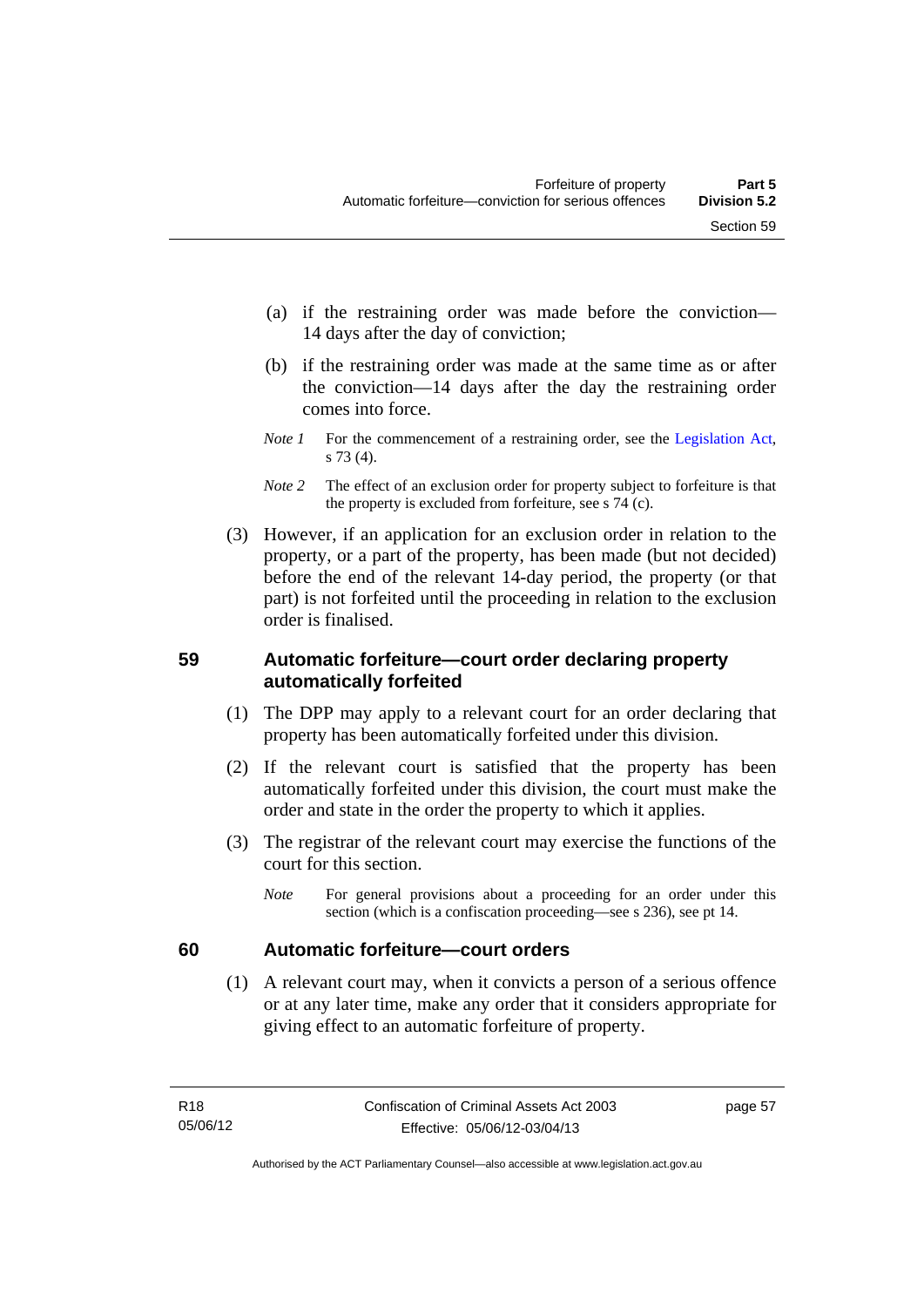(a) if the restraining order was made before the conviction—14 days after the day of conviction;

(b) if the restraining order was made at the same time as or after the conviction—14 days after the day the restraining order comes into force.

*Note 1* For the commencement of a restraining order, see the Legislation Act, s 73 (4).

*Note 2* The effect of an exclusion order for property subject to forfeiture is that the property is excluded from forfeiture, see s 74 (c).

(3) However, if an application for an exclusion order in relation to the property, or a part of the property, has been made (but not decided) before the end of the relevant 14-day period, the property (or that part) is not forfeited until the proceeding in relation to the exclusion order is finalised.

### 59 Automatic forfeiture—court order declaring property automatically forfeited

(1) The DPP may apply to a relevant court for an order declaring that property has been automatically forfeited under this division.

(2) If the relevant court is satisfied that the property has been automatically forfeited under this division, the court must make the order and state in the order the property to which it applies.

(3) The registrar of the relevant court may exercise the functions of the court for this section.

*Note* For general provisions about a proceeding for an order under this section (which is a confiscation proceeding—see s 236), see pt 14.

### 60 Automatic forfeiture—court orders

(1) A relevant court may, when it convicts a person of a serious offence or at any later time, make any order that it considers appropriate for giving effect to an automatic forfeiture of property.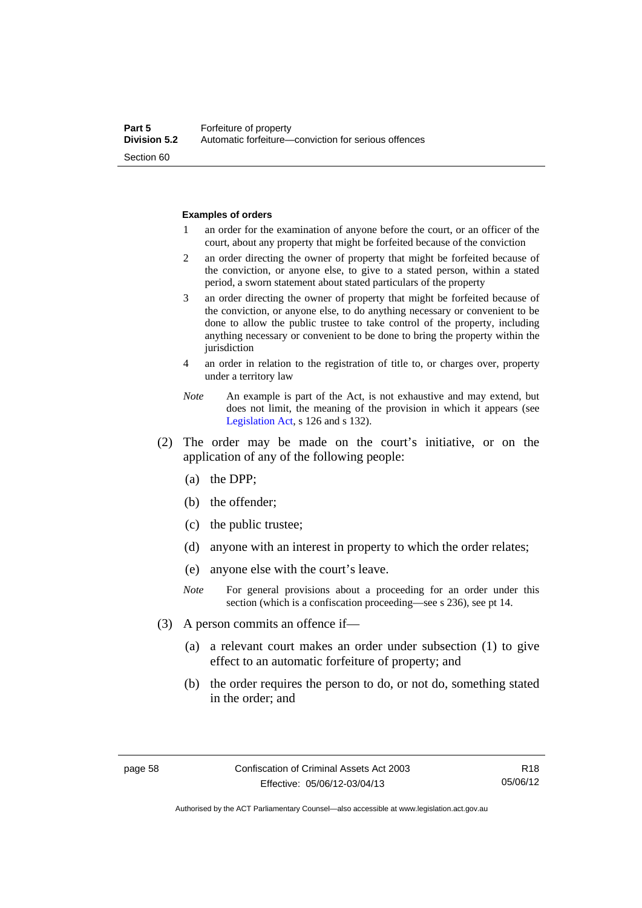**Examples of orders**

1 an order for the examination of anyone before the court, or an officer of the court, about any property that might be forfeited because of the conviction

2 an order directing the owner of property that might be forfeited because of the conviction, or anyone else, to give to a stated person, within a stated period, a sworn statement about stated particulars of the property

3 an order directing the owner of property that might be forfeited because of the conviction, or anyone else, to do anything necessary or convenient to be done to allow the public trustee to take control of the property, including anything necessary or convenient to be done to bring the property within the jurisdiction

4 an order in relation to the registration of title to, or charges over, property under a territory law

*Note* An example is part of the Act, is not exhaustive and may extend, but does not limit, the meaning of the provision in which it appears (see Legislation Act, s 126 and s 132).

(2) The order may be made on the court's initiative, or on the application of any of the following people:

(a) the DPP;

(b) the offender;

(c) the public trustee;

(d) anyone with an interest in property to which the order relates;

(e) anyone else with the court's leave.

*Note* For general provisions about a proceeding for an order under this section (which is a confiscation proceeding—see s 236), see pt 14.

(3) A person commits an offence if—

(a) a relevant court makes an order under subsection (1) to give effect to an automatic forfeiture of property; and

(b) the order requires the person to do, or not do, something stated in the order; and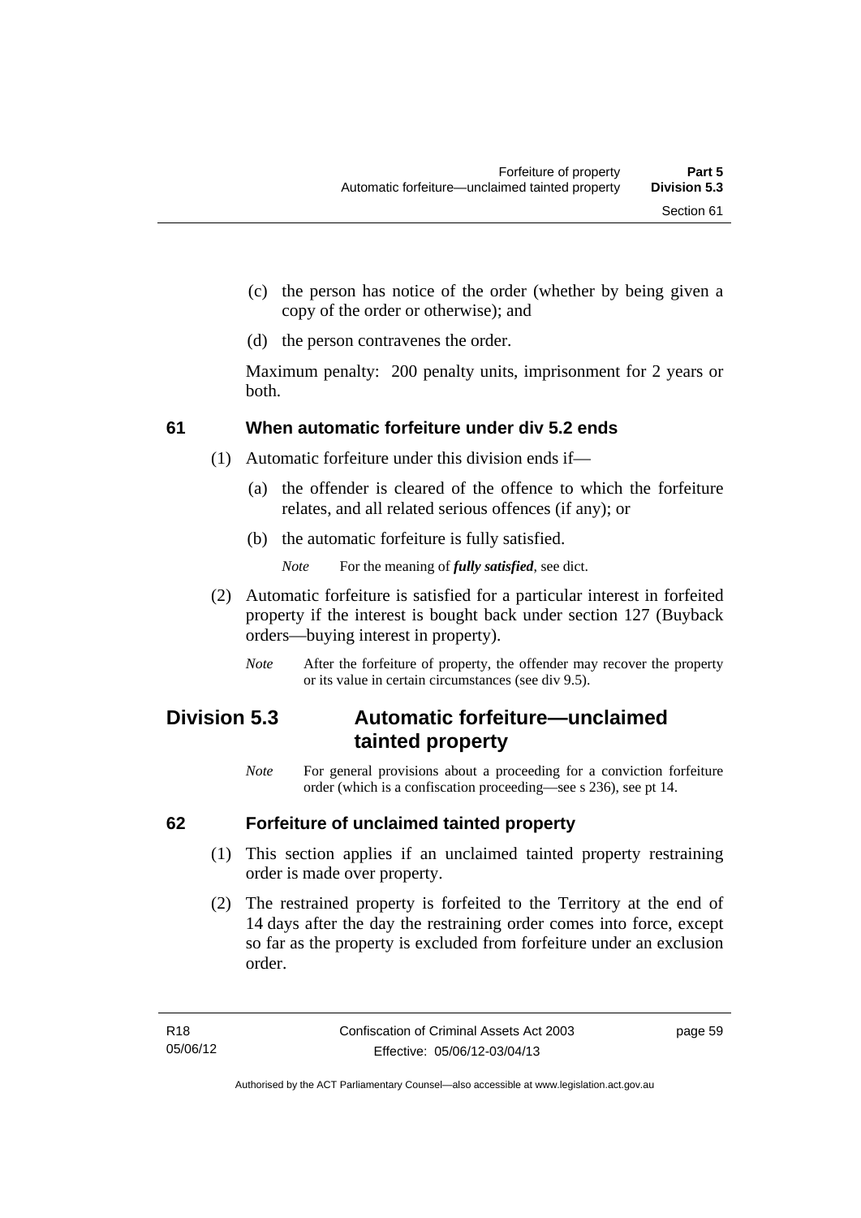(c) the person has notice of the order (whether by being given a copy of the order or otherwise); and

(d) the person contravenes the order.

Maximum penalty: 200 penalty units, imprisonment for 2 years or both.

### 61 When automatic forfeiture under div 5.2 ends

(1) Automatic forfeiture under this division ends if—

(a) the offender is cleared of the offence to which the forfeiture relates, and all related serious offences (if any); or

(b) the automatic forfeiture is fully satisfied.

*Note* For the meaning of ***fully satisfied***, see dict.

(2) Automatic forfeiture is satisfied for a particular interest in forfeited property if the interest is bought back under section 127 (Buyback orders—buying interest in property).

*Note* After the forfeiture of property, the offender may recover the property or its value in certain circumstances (see div 9.5).

## Division 5.3 Automatic forfeiture—unclaimed tainted property

*Note* For general provisions about a proceeding for a conviction forfeiture order (which is a confiscation proceeding—see s 236), see pt 14.

### 62 Forfeiture of unclaimed tainted property

(1) This section applies if an unclaimed tainted property restraining order is made over property.

(2) The restrained property is forfeited to the Territory at the end of 14 days after the day the restraining order comes into force, except so far as the property is excluded from forfeiture under an exclusion order.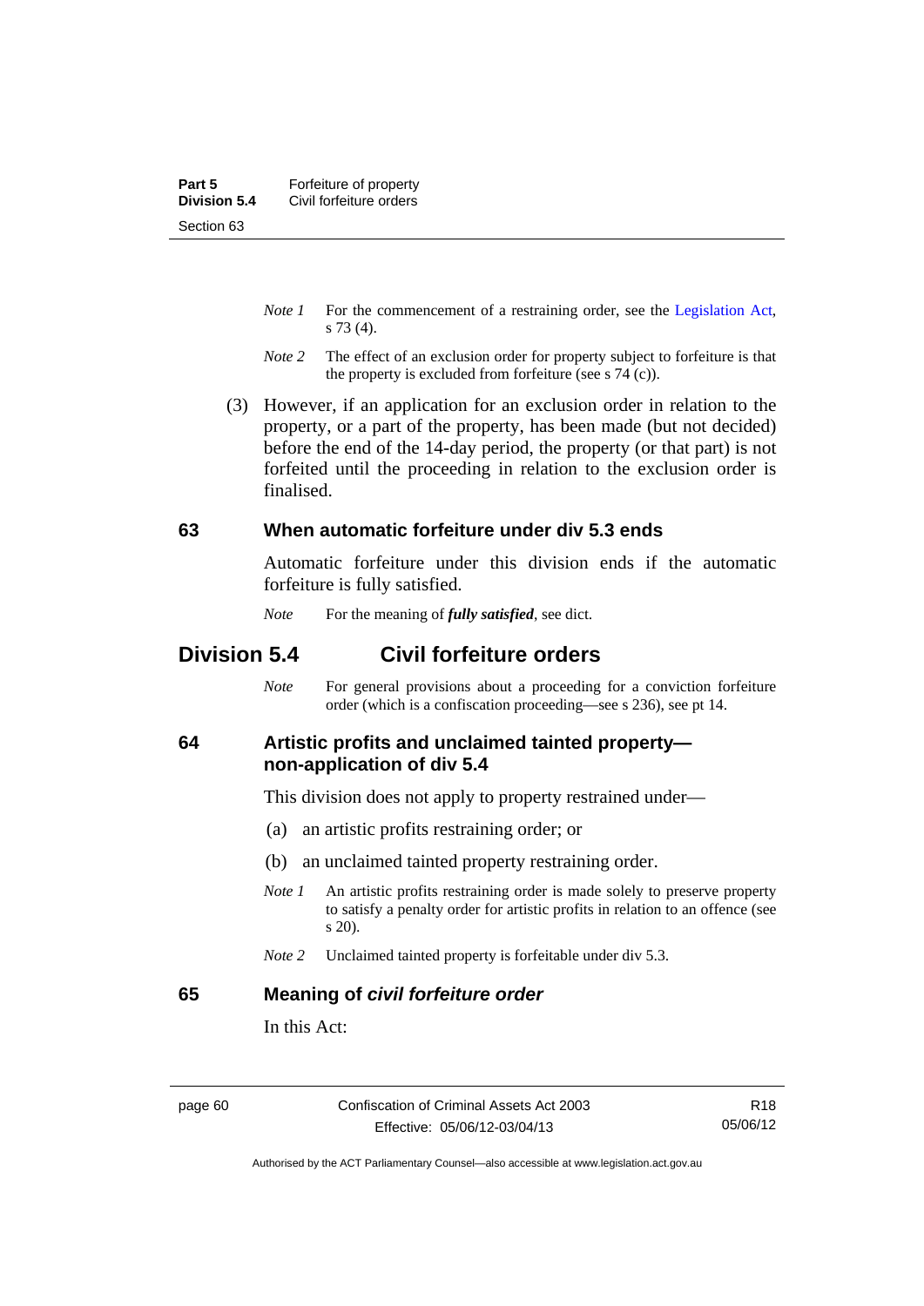*Note 1* For the commencement of a restraining order, see the Legislation Act, s 73 (4).

*Note 2* The effect of an exclusion order for property subject to forfeiture is that the property is excluded from forfeiture (see s 74 (c)).

(3) However, if an application for an exclusion order in relation to the property, or a part of the property, has been made (but not decided) before the end of the 14-day period, the property (or that part) is not forfeited until the proceeding in relation to the exclusion order is finalised.

### 63 When automatic forfeiture under div 5.3 ends

Automatic forfeiture under this division ends if the automatic forfeiture is fully satisfied.

*Note* For the meaning of ***fully satisfied***, see dict.

## Division 5.4 Civil forfeiture orders

*Note* For general provisions about a proceeding for a conviction forfeiture order (which is a confiscation proceeding—see s 236), see pt 14.

### 64 Artistic profits and unclaimed tainted property—non-application of div 5.4

This division does not apply to property restrained under—

(a) an artistic profits restraining order; or

(b) an unclaimed tainted property restraining order.

*Note 1* An artistic profits restraining order is made solely to preserve property to satisfy a penalty order for artistic profits in relation to an offence (see s 20).

*Note 2* Unclaimed tainted property is forfeitable under div 5.3.

### 65 Meaning of *civil forfeiture order*

In this Act: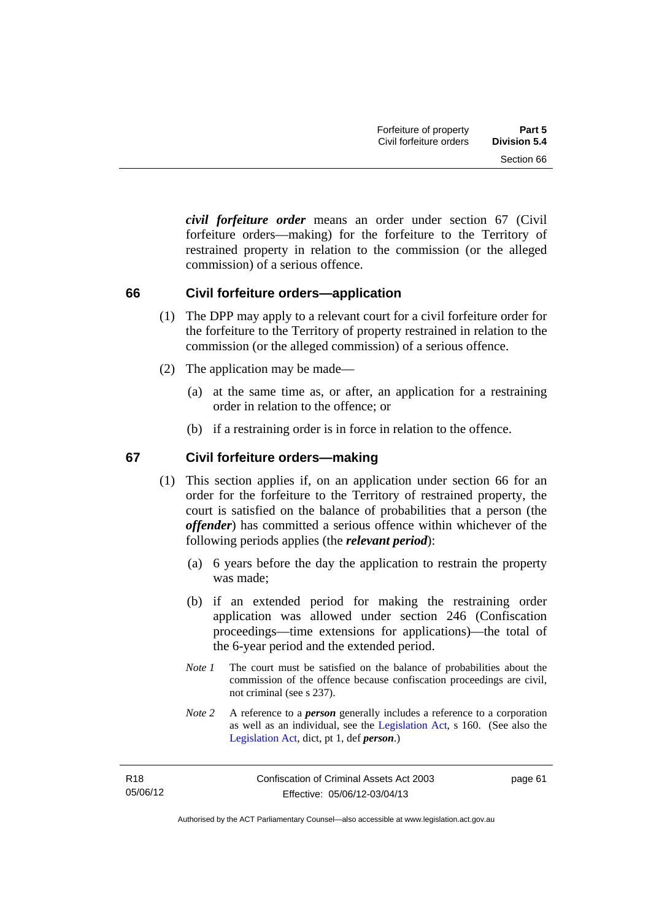***civil forfeiture order*** means an order under section 67 (Civil forfeiture orders—making) for the forfeiture to the Territory of restrained property in relation to the commission (or the alleged commission) of a serious offence.

## 66 Civil forfeiture orders—application

(1) The DPP may apply to a relevant court for a civil forfeiture order for the forfeiture to the Territory of property restrained in relation to the commission (or the alleged commission) of a serious offence.

(2) The application may be made—

(a) at the same time as, or after, an application for a restraining order in relation to the offence; or

(b) if a restraining order is in force in relation to the offence.

## 67 Civil forfeiture orders—making

(1) This section applies if, on an application under section 66 for an order for the forfeiture to the Territory of restrained property, the court is satisfied on the balance of probabilities that a person (the ***offender***) has committed a serious offence within whichever of the following periods applies (the ***relevant period***):

(a) 6 years before the day the application to restrain the property was made;

(b) if an extended period for making the restraining order application was allowed under section 246 (Confiscation proceedings—time extensions for applications)—the total of the 6-year period and the extended period.

*Note 1* The court must be satisfied on the balance of probabilities about the commission of the offence because confiscation proceedings are civil, not criminal (see s 237).

*Note 2* A reference to a ***person*** generally includes a reference to a corporation as well as an individual, see the Legislation Act, s 160. (See also the Legislation Act, dict, pt 1, def ***person***.)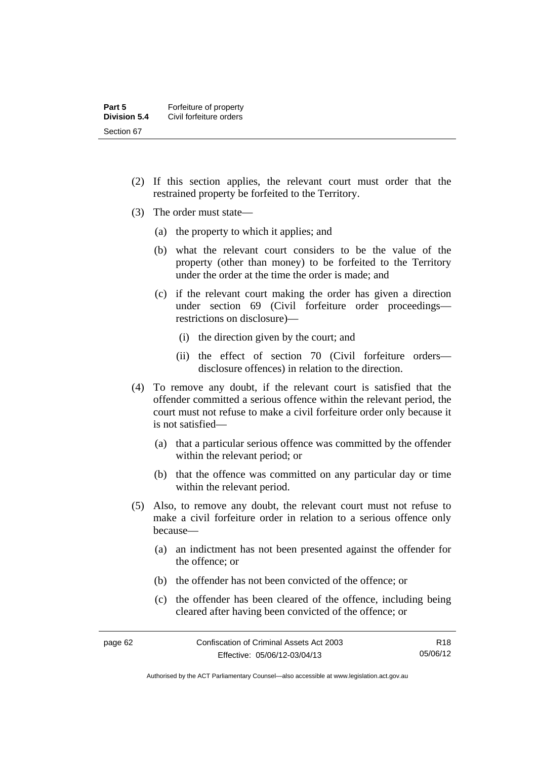(2) If this section applies, the relevant court must order that the restrained property be forfeited to the Territory.

(3) The order must state—

(a) the property to which it applies; and

(b) what the relevant court considers to be the value of the property (other than money) to be forfeited to the Territory under the order at the time the order is made; and

(c) if the relevant court making the order has given a direction under section 69 (Civil forfeiture order proceedings—restrictions on disclosure)—

(i) the direction given by the court; and

(ii) the effect of section 70 (Civil forfeiture orders—disclosure offences) in relation to the direction.

(4) To remove any doubt, if the relevant court is satisfied that the offender committed a serious offence within the relevant period, the court must not refuse to make a civil forfeiture order only because it is not satisfied—

(a) that a particular serious offence was committed by the offender within the relevant period; or

(b) that the offence was committed on any particular day or time within the relevant period.

(5) Also, to remove any doubt, the relevant court must not refuse to make a civil forfeiture order in relation to a serious offence only because—

(a) an indictment has not been presented against the offender for the offence; or

(b) the offender has not been convicted of the offence; or

(c) the offender has been cleared of the offence, including being cleared after having been convicted of the offence; or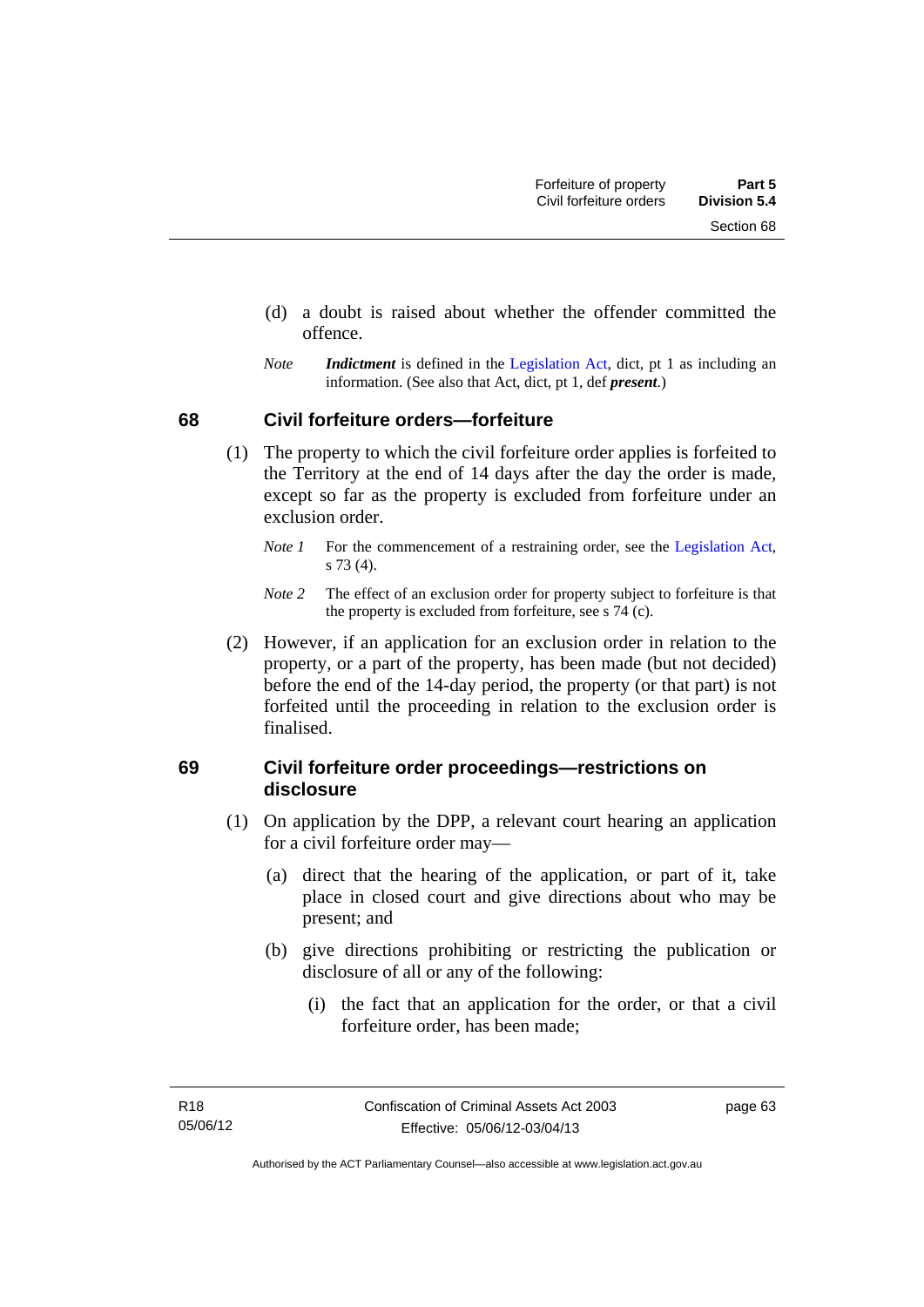(d) a doubt is raised about whether the offender committed the offence.

*Note* ***Indictment*** is defined in the Legislation Act, dict, pt 1 as including an information. (See also that Act, dict, pt 1, def ***present***.)

## 68 Civil forfeiture orders—forfeiture

(1) The property to which the civil forfeiture order applies is forfeited to the Territory at the end of 14 days after the day the order is made, except so far as the property is excluded from forfeiture under an exclusion order.

*Note 1* For the commencement of a restraining order, see the Legislation Act, s 73 (4).

*Note 2* The effect of an exclusion order for property subject to forfeiture is that the property is excluded from forfeiture, see s 74 (c).

(2) However, if an application for an exclusion order in relation to the property, or a part of the property, has been made (but not decided) before the end of the 14-day period, the property (or that part) is not forfeited until the proceeding in relation to the exclusion order is finalised.

## 69 Civil forfeiture order proceedings—restrictions on disclosure

(1) On application by the DPP, a relevant court hearing an application for a civil forfeiture order may—

(a) direct that the hearing of the application, or part of it, take place in closed court and give directions about who may be present; and

(b) give directions prohibiting or restricting the publication or disclosure of all or any of the following:

(i) the fact that an application for the order, or that a civil forfeiture order, has been made;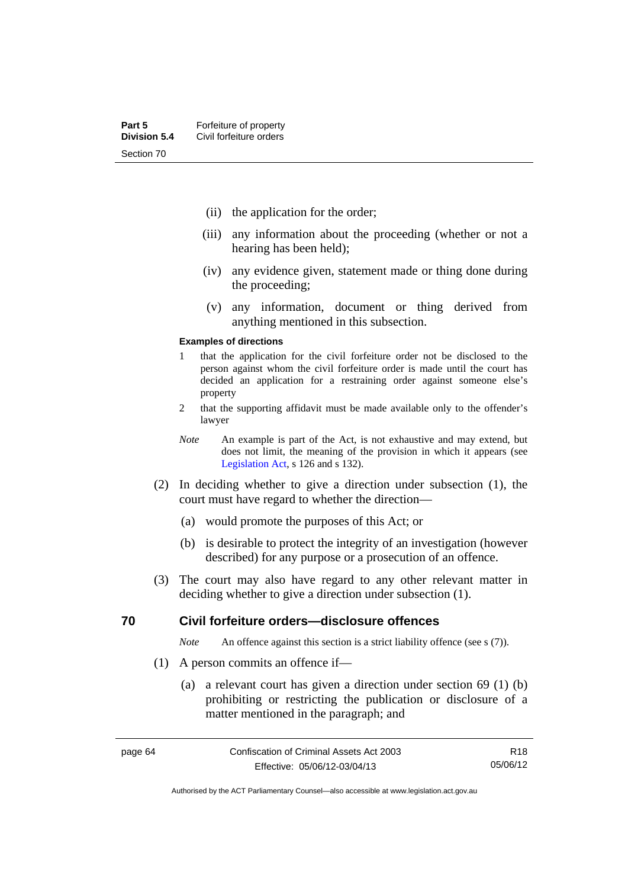(ii) the application for the order;

(iii) any information about the proceeding (whether or not a hearing has been held);

(iv) any evidence given, statement made or thing done during the proceeding;

(v) any information, document or thing derived from anything mentioned in this subsection.

**Examples of directions**

1 that the application for the civil forfeiture order not be disclosed to the person against whom the civil forfeiture order is made until the court has decided an application for a restraining order against someone else's property

2 that the supporting affidavit must be made available only to the offender's lawyer

*Note* An example is part of the Act, is not exhaustive and may extend, but does not limit, the meaning of the provision in which it appears (see Legislation Act, s 126 and s 132).

(2) In deciding whether to give a direction under subsection (1), the court must have regard to whether the direction—

(a) would promote the purposes of this Act; or

(b) is desirable to protect the integrity of an investigation (however described) for any purpose or a prosecution of an offence.

(3) The court may also have regard to any other relevant matter in deciding whether to give a direction under subsection (1).

## 70 Civil forfeiture orders—disclosure offences

*Note* An offence against this section is a strict liability offence (see s (7)).

(1) A person commits an offence if—

(a) a relevant court has given a direction under section 69 (1) (b) prohibiting or restricting the publication or disclosure of a matter mentioned in the paragraph; and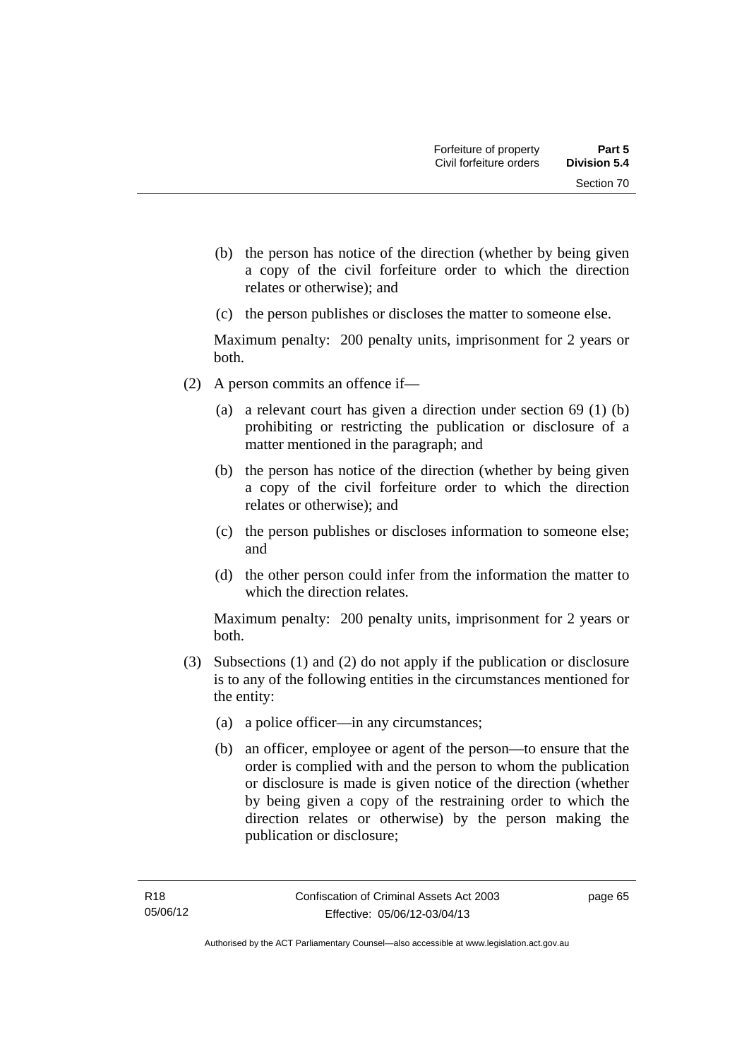(b) the person has notice of the direction (whether by being given a copy of the civil forfeiture order to which the direction relates or otherwise); and

(c) the person publishes or discloses the matter to someone else.

Maximum penalty: 200 penalty units, imprisonment for 2 years or both.

(2) A person commits an offence if—

(a) a relevant court has given a direction under section 69 (1) (b) prohibiting or restricting the publication or disclosure of a matter mentioned in the paragraph; and

(b) the person has notice of the direction (whether by being given a copy of the civil forfeiture order to which the direction relates or otherwise); and

(c) the person publishes or discloses information to someone else; and

(d) the other person could infer from the information the matter to which the direction relates.

Maximum penalty: 200 penalty units, imprisonment for 2 years or both.

(3) Subsections (1) and (2) do not apply if the publication or disclosure is to any of the following entities in the circumstances mentioned for the entity:

(a) a police officer—in any circumstances;

(b) an officer, employee or agent of the person—to ensure that the order is complied with and the person to whom the publication or disclosure is made is given notice of the direction (whether by being given a copy of the restraining order to which the direction relates or otherwise) by the person making the publication or disclosure;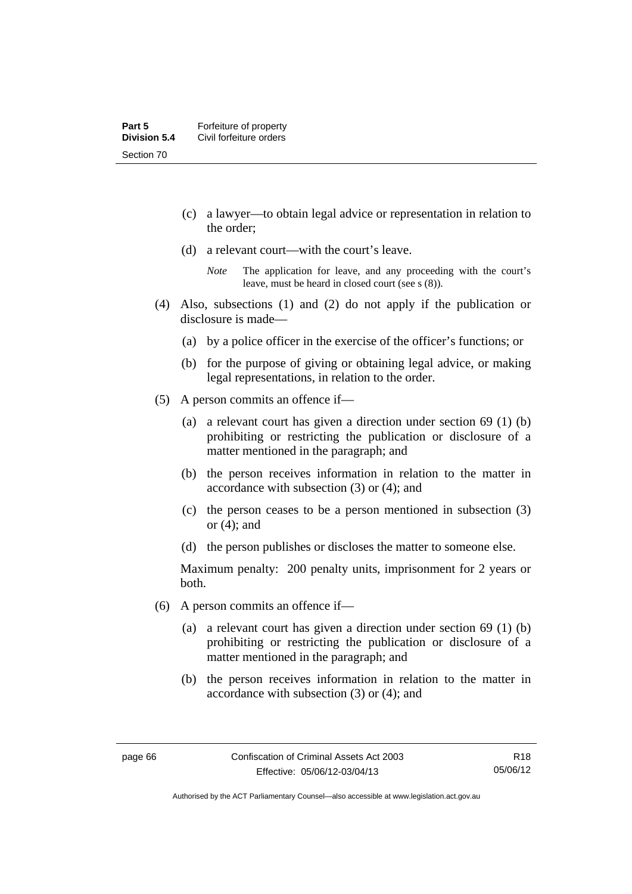(c) a lawyer—to obtain legal advice or representation in relation to the order;

(d) a relevant court—with the court's leave.

*Note* The application for leave, and any proceeding with the court's leave, must be heard in closed court (see s (8)).

(4) Also, subsections (1) and (2) do not apply if the publication or disclosure is made—

(a) by a police officer in the exercise of the officer's functions; or

(b) for the purpose of giving or obtaining legal advice, or making legal representations, in relation to the order.

(5) A person commits an offence if—

(a) a relevant court has given a direction under section 69 (1) (b) prohibiting or restricting the publication or disclosure of a matter mentioned in the paragraph; and

(b) the person receives information in relation to the matter in accordance with subsection (3) or (4); and

(c) the person ceases to be a person mentioned in subsection (3) or (4); and

(d) the person publishes or discloses the matter to someone else.

Maximum penalty: 200 penalty units, imprisonment for 2 years or both.

(6) A person commits an offence if—

(a) a relevant court has given a direction under section 69 (1) (b) prohibiting or restricting the publication or disclosure of a matter mentioned in the paragraph; and

(b) the person receives information in relation to the matter in accordance with subsection (3) or (4); and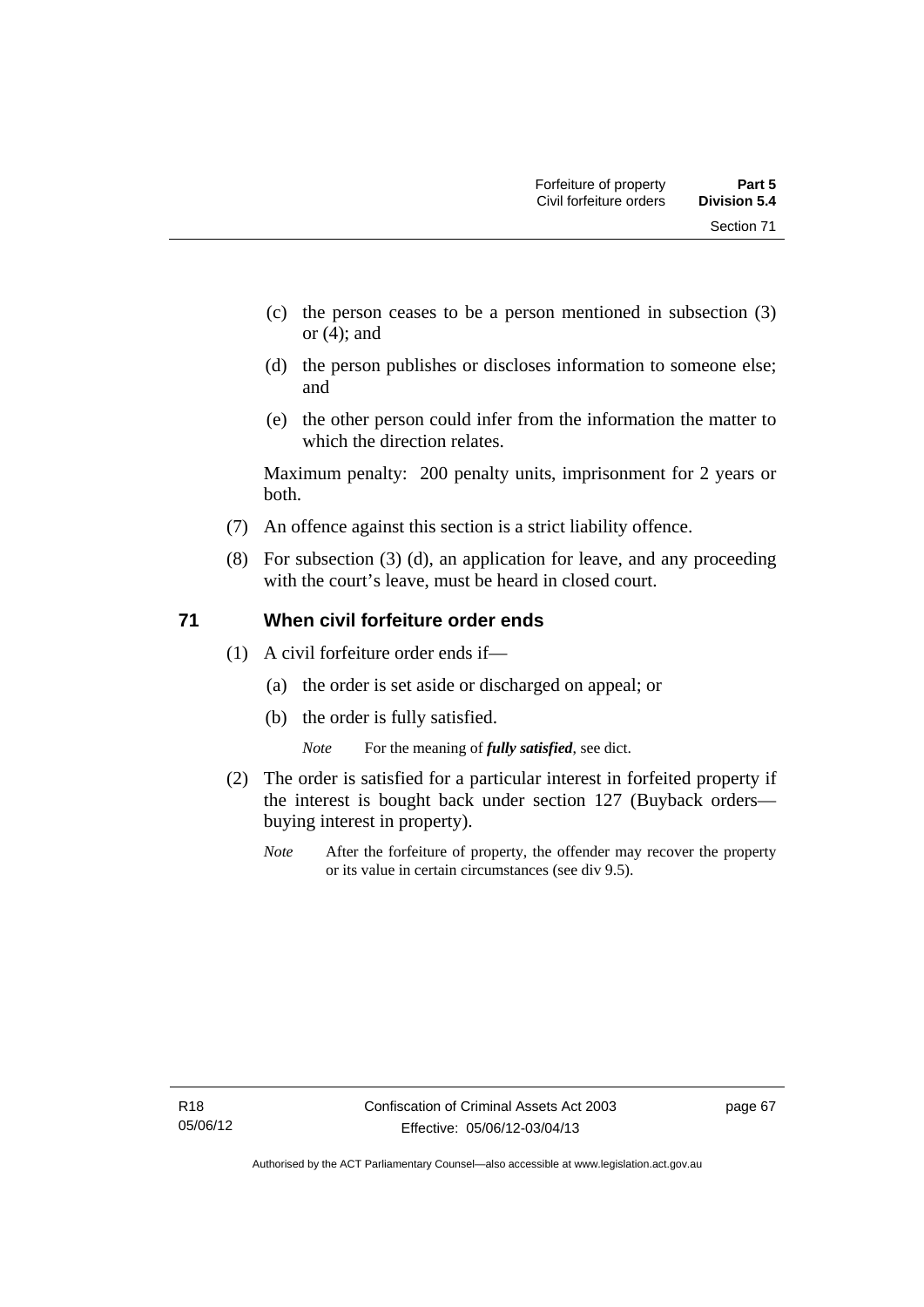(c) the person ceases to be a person mentioned in subsection (3) or (4); and

(d) the person publishes or discloses information to someone else; and

(e) the other person could infer from the information the matter to which the direction relates.

Maximum penalty: 200 penalty units, imprisonment for 2 years or both.

(7) An offence against this section is a strict liability offence.

(8) For subsection (3) (d), an application for leave, and any proceeding with the court's leave, must be heard in closed court.

## 71 When civil forfeiture order ends

(1) A civil forfeiture order ends if—

(a) the order is set aside or discharged on appeal; or

(b) the order is fully satisfied.

*Note* For the meaning of ***fully satisfied***, see dict.

(2) The order is satisfied for a particular interest in forfeited property if the interest is bought back under section 127 (Buyback orders—buying interest in property).

*Note* After the forfeiture of property, the offender may recover the property or its value in certain circumstances (see div 9.5).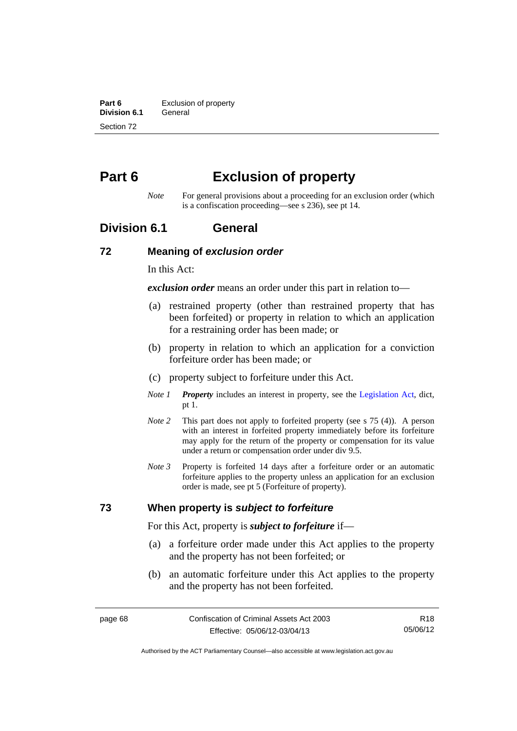# Part 6 Exclusion of property

*Note* For general provisions about a proceeding for an exclusion order (which is a confiscation proceeding—see s 236), see pt 14.

## Division 6.1 General

### 72 Meaning of *exclusion order*

In this Act:

***exclusion order*** means an order under this part in relation to—

(a) restrained property (other than restrained property that has been forfeited) or property in relation to which an application for a restraining order has been made; or

(b) property in relation to which an application for a conviction forfeiture order has been made; or

(c) property subject to forfeiture under this Act.

*Note 1* ***Property*** includes an interest in property, see the Legislation Act, dict, pt 1.

*Note 2* This part does not apply to forfeited property (see s 75 (4)). A person with an interest in forfeited property immediately before its forfeiture may apply for the return of the property or compensation for its value under a return or compensation order under div 9.5.

*Note 3* Property is forfeited 14 days after a forfeiture order or an automatic forfeiture applies to the property unless an application for an exclusion order is made, see pt 5 (Forfeiture of property).

### 73 When property is *subject to forfeiture*

For this Act, property is ***subject to forfeiture*** if—

(a) a forfeiture order made under this Act applies to the property and the property has not been forfeited; or

(b) an automatic forfeiture under this Act applies to the property and the property has not been forfeited.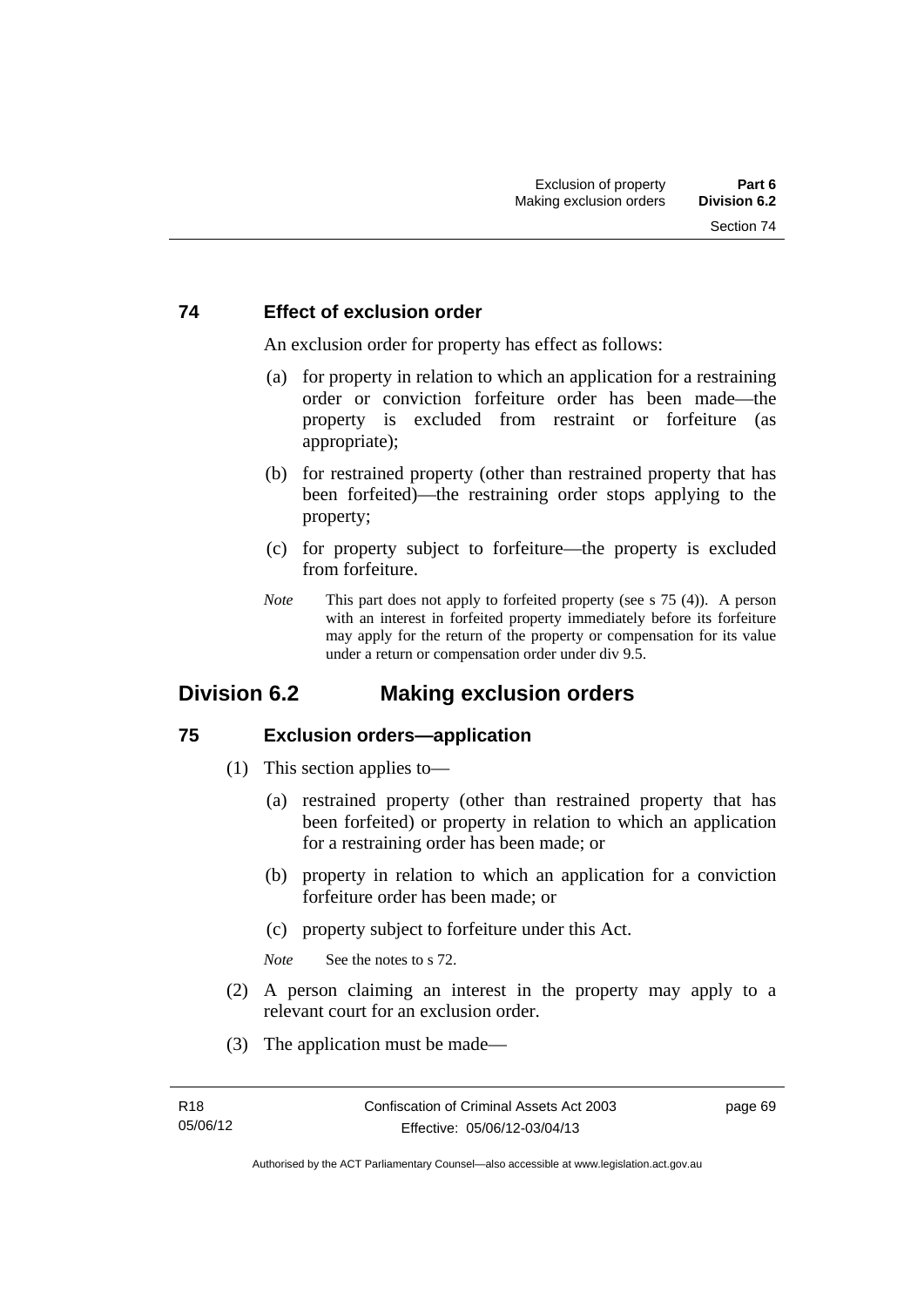## 74 Effect of exclusion order

An exclusion order for property has effect as follows:

(a) for property in relation to which an application for a restraining order or conviction forfeiture order has been made—the property is excluded from restraint or forfeiture (as appropriate);

(b) for restrained property (other than restrained property that has been forfeited)—the restraining order stops applying to the property;

(c) for property subject to forfeiture—the property is excluded from forfeiture.

*Note* This part does not apply to forfeited property (see s 75 (4)). A person with an interest in forfeited property immediately before its forfeiture may apply for the return of the property or compensation for its value under a return or compensation order under div 9.5.

# Division 6.2 Making exclusion orders

## 75 Exclusion orders—application

(1) This section applies to—

(a) restrained property (other than restrained property that has been forfeited) or property in relation to which an application for a restraining order has been made; or

(b) property in relation to which an application for a conviction forfeiture order has been made; or

(c) property subject to forfeiture under this Act.

*Note* See the notes to s 72.

(2) A person claiming an interest in the property may apply to a relevant court for an exclusion order.

(3) The application must be made—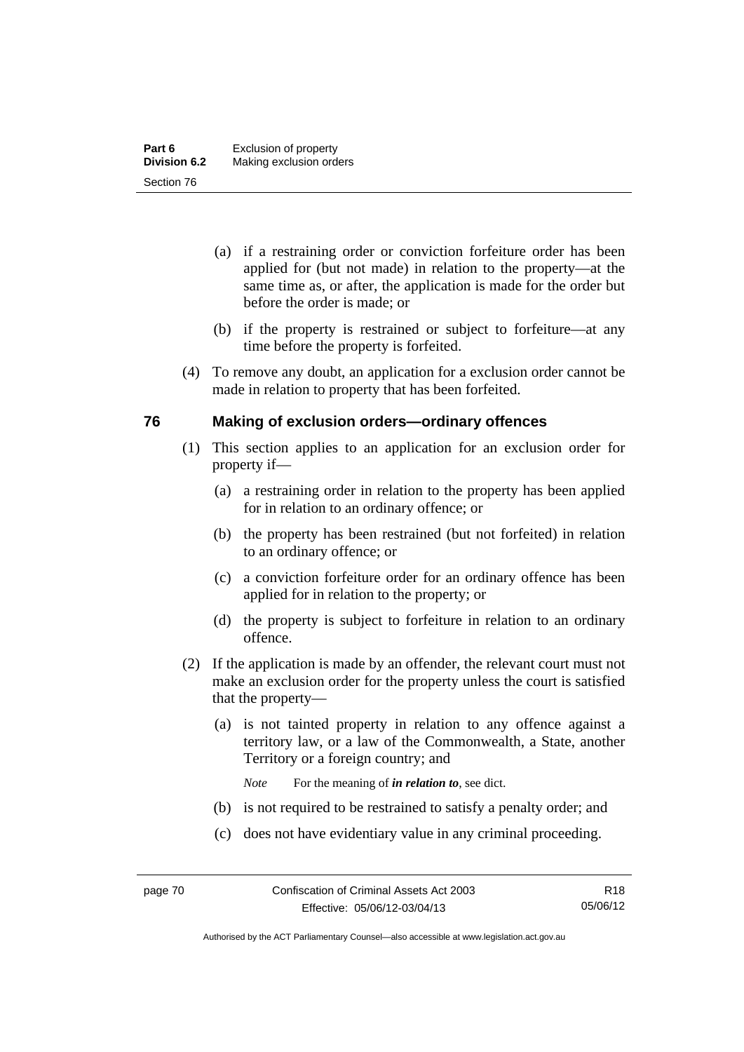(a) if a restraining order or conviction forfeiture order has been applied for (but not made) in relation to the property—at the same time as, or after, the application is made for the order but before the order is made; or

(b) if the property is restrained or subject to forfeiture—at any time before the property is forfeited.

(4) To remove any doubt, an application for a exclusion order cannot be made in relation to property that has been forfeited.

## 76 Making of exclusion orders—ordinary offences

(1) This section applies to an application for an exclusion order for property if—

(a) a restraining order in relation to the property has been applied for in relation to an ordinary offence; or

(b) the property has been restrained (but not forfeited) in relation to an ordinary offence; or

(c) a conviction forfeiture order for an ordinary offence has been applied for in relation to the property; or

(d) the property is subject to forfeiture in relation to an ordinary offence.

(2) If the application is made by an offender, the relevant court must not make an exclusion order for the property unless the court is satisfied that the property—

(a) is not tainted property in relation to any offence against a territory law, or a law of the Commonwealth, a State, another Territory or a foreign country; and

*Note* For the meaning of ***in relation to***, see dict.

(b) is not required to be restrained to satisfy a penalty order; and

(c) does not have evidentiary value in any criminal proceeding.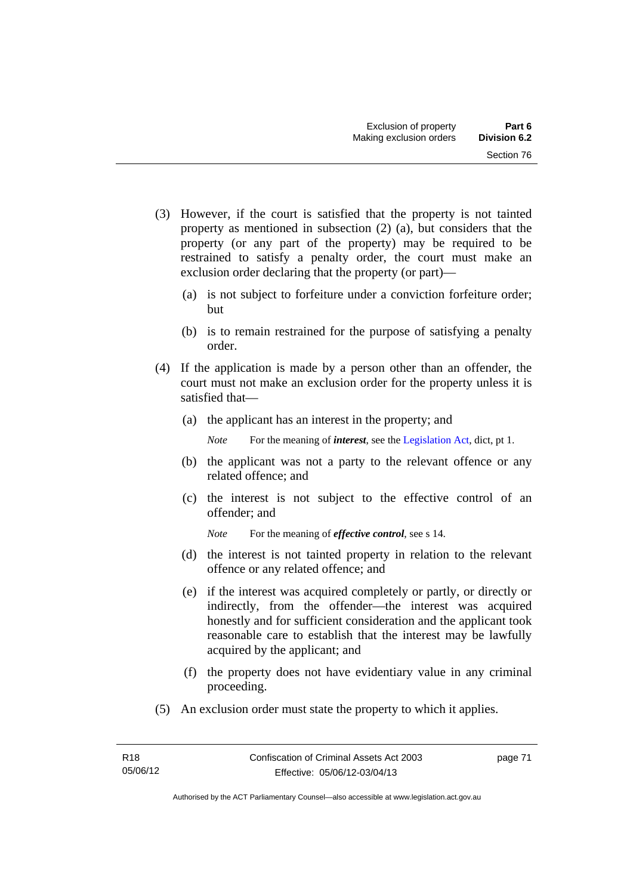(3) However, if the court is satisfied that the property is not tainted property as mentioned in subsection (2) (a), but considers that the property (or any part of the property) may be required to be restrained to satisfy a penalty order, the court must make an exclusion order declaring that the property (or part)—

(a) is not subject to forfeiture under a conviction forfeiture order; but

(b) is to remain restrained for the purpose of satisfying a penalty order.

(4) If the application is made by a person other than an offender, the court must not make an exclusion order for the property unless it is satisfied that—

(a) the applicant has an interest in the property; and

*Note* For the meaning of ***interest***, see the Legislation Act, dict, pt 1.

(b) the applicant was not a party to the relevant offence or any related offence; and

(c) the interest is not subject to the effective control of an offender; and

*Note* For the meaning of ***effective control***, see s 14.

(d) the interest is not tainted property in relation to the relevant offence or any related offence; and

(e) if the interest was acquired completely or partly, or directly or indirectly, from the offender—the interest was acquired honestly and for sufficient consideration and the applicant took reasonable care to establish that the interest may be lawfully acquired by the applicant; and

(f) the property does not have evidentiary value in any criminal proceeding.

(5) An exclusion order must state the property to which it applies.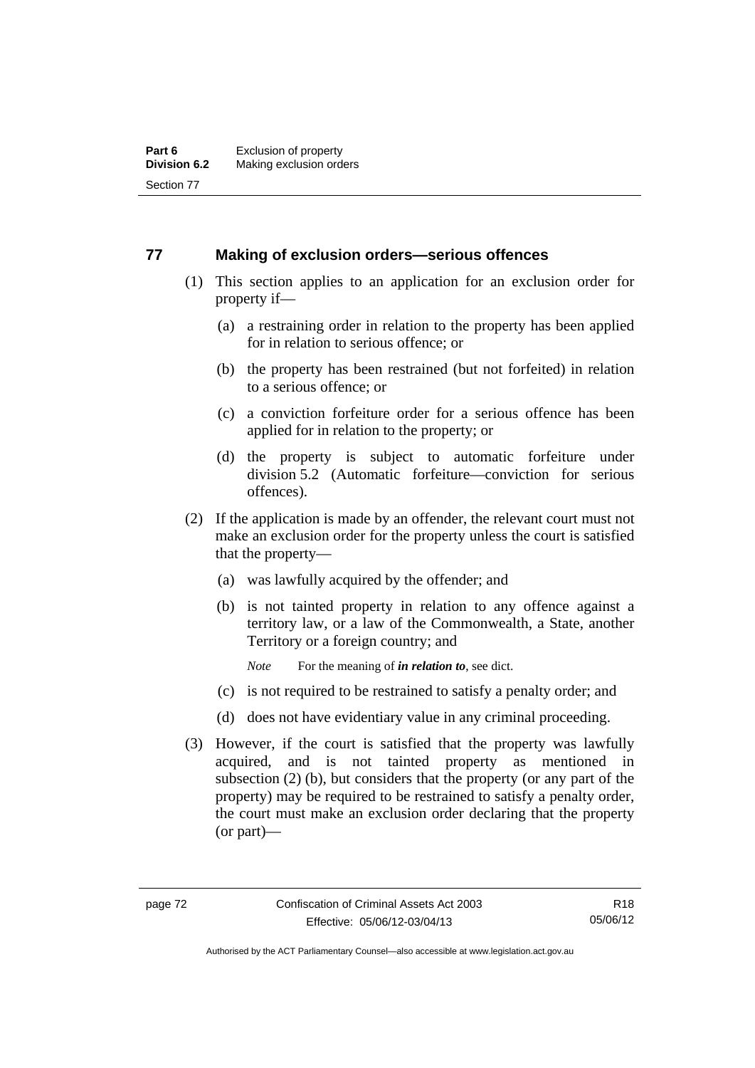## 77 Making of exclusion orders—serious offences

(1) This section applies to an application for an exclusion order for property if—

(a) a restraining order in relation to the property has been applied for in relation to serious offence; or

(b) the property has been restrained (but not forfeited) in relation to a serious offence; or

(c) a conviction forfeiture order for a serious offence has been applied for in relation to the property; or

(d) the property is subject to automatic forfeiture under division 5.2 (Automatic forfeiture—conviction for serious offences).

(2) If the application is made by an offender, the relevant court must not make an exclusion order for the property unless the court is satisfied that the property—

(a) was lawfully acquired by the offender; and

(b) is not tainted property in relation to any offence against a territory law, or a law of the Commonwealth, a State, another Territory or a foreign country; and

*Note* For the meaning of ***in relation to***, see dict.

(c) is not required to be restrained to satisfy a penalty order; and

(d) does not have evidentiary value in any criminal proceeding.

(3) However, if the court is satisfied that the property was lawfully acquired, and is not tainted property as mentioned in subsection (2) (b), but considers that the property (or any part of the property) may be required to be restrained to satisfy a penalty order, the court must make an exclusion order declaring that the property (or part)—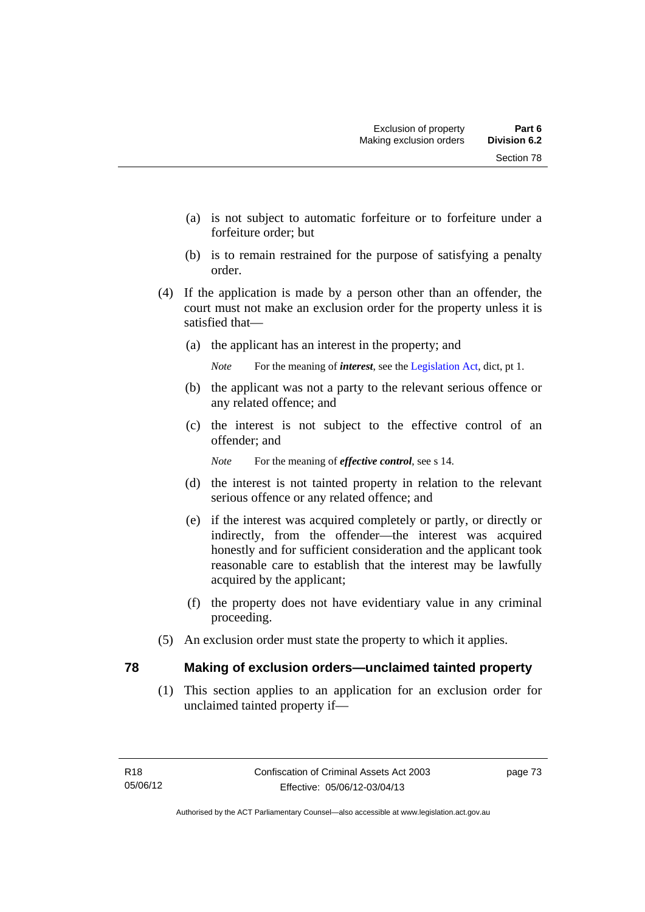(a) is not subject to automatic forfeiture or to forfeiture under a forfeiture order; but

(b) is to remain restrained for the purpose of satisfying a penalty order.

(4) If the application is made by a person other than an offender, the court must not make an exclusion order for the property unless it is satisfied that—

(a) the applicant has an interest in the property; and

*Note* For the meaning of ***interest***, see the Legislation Act, dict, pt 1.

(b) the applicant was not a party to the relevant serious offence or any related offence; and

(c) the interest is not subject to the effective control of an offender; and

*Note* For the meaning of ***effective control***, see s 14.

(d) the interest is not tainted property in relation to the relevant serious offence or any related offence; and

(e) if the interest was acquired completely or partly, or directly or indirectly, from the offender—the interest was acquired honestly and for sufficient consideration and the applicant took reasonable care to establish that the interest may be lawfully acquired by the applicant;

(f) the property does not have evidentiary value in any criminal proceeding.

(5) An exclusion order must state the property to which it applies.

## 78 Making of exclusion orders—unclaimed tainted property

(1) This section applies to an application for an exclusion order for unclaimed tainted property if—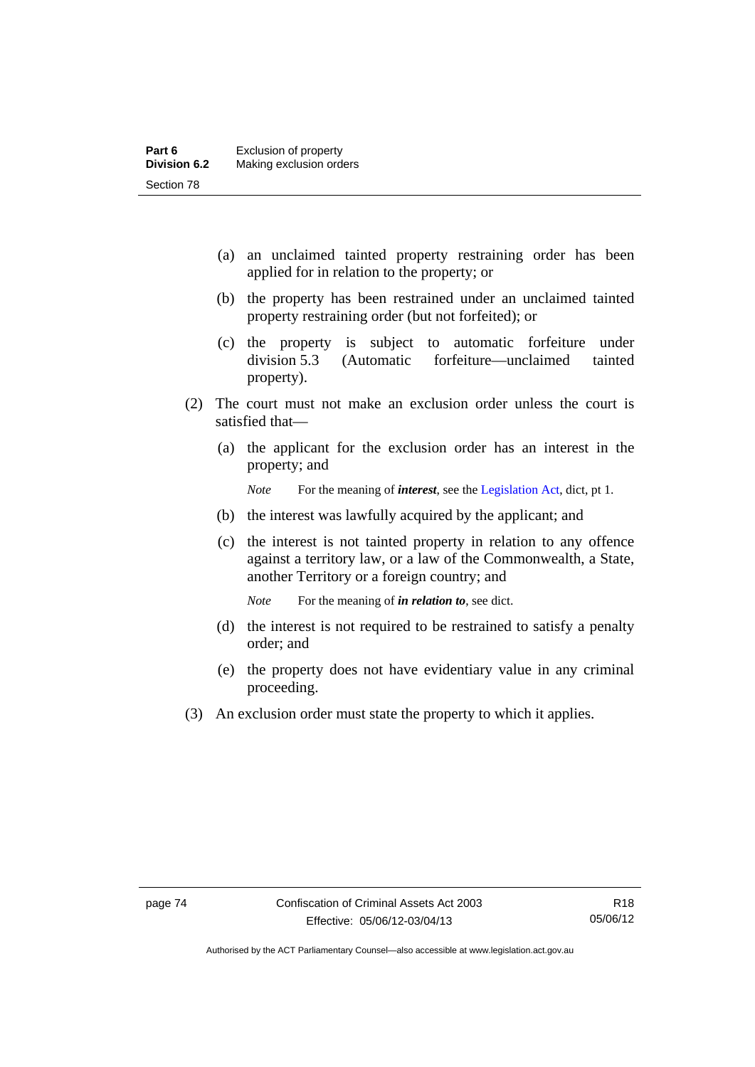(a) an unclaimed tainted property restraining order has been applied for in relation to the property; or

(b) the property has been restrained under an unclaimed tainted property restraining order (but not forfeited); or

(c) the property is subject to automatic forfeiture under division 5.3 (Automatic forfeiture—unclaimed tainted property).

(2) The court must not make an exclusion order unless the court is satisfied that—

(a) the applicant for the exclusion order has an interest in the property; and

*Note* For the meaning of ***interest***, see the Legislation Act, dict, pt 1.

(b) the interest was lawfully acquired by the applicant; and

(c) the interest is not tainted property in relation to any offence against a territory law, or a law of the Commonwealth, a State, another Territory or a foreign country; and

*Note* For the meaning of ***in relation to***, see dict.

(d) the interest is not required to be restrained to satisfy a penalty order; and

(e) the property does not have evidentiary value in any criminal proceeding.

(3) An exclusion order must state the property to which it applies.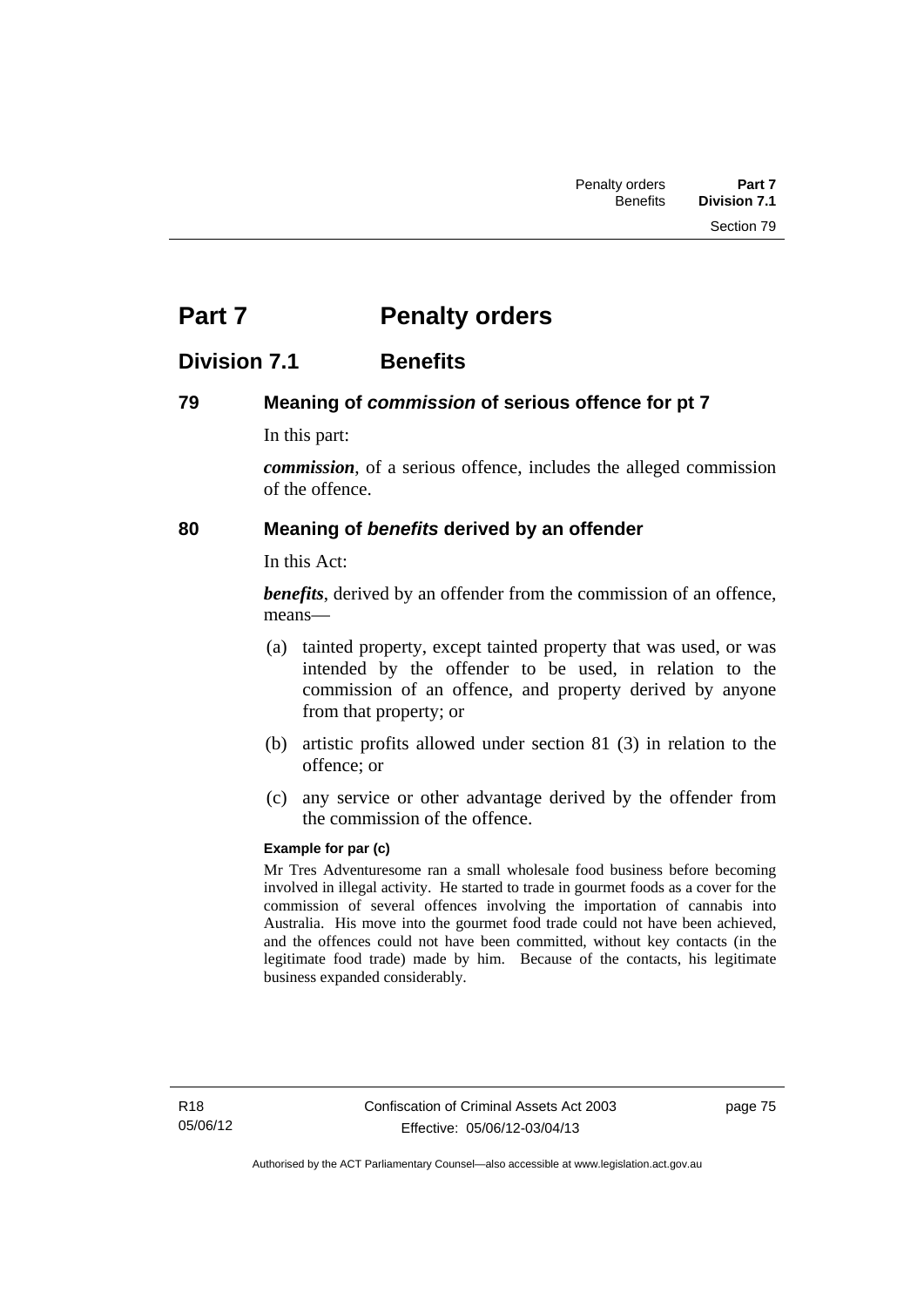# Part 7 Penalty orders

## Division 7.1 Benefits

### 79 Meaning of *commission* of serious offence for pt 7

In this part:

***commission***, of a serious offence, includes the alleged commission of the offence.

### 80 Meaning of *benefits* derived by an offender

In this Act:

***benefits***, derived by an offender from the commission of an offence, means—

(a) tainted property, except tainted property that was used, or was intended by the offender to be used, in relation to the commission of an offence, and property derived by anyone from that property; or

(b) artistic profits allowed under section 81 (3) in relation to the offence; or

(c) any service or other advantage derived by the offender from the commission of the offence.

**Example for par (c)**

Mr Tres Adventuresome ran a small wholesale food business before becoming involved in illegal activity. He started to trade in gourmet foods as a cover for the commission of several offences involving the importation of cannabis into Australia. His move into the gourmet food trade could not have been achieved, and the offences could not have been committed, without key contacts (in the legitimate food trade) made by him. Because of the contacts, his legitimate business expanded considerably.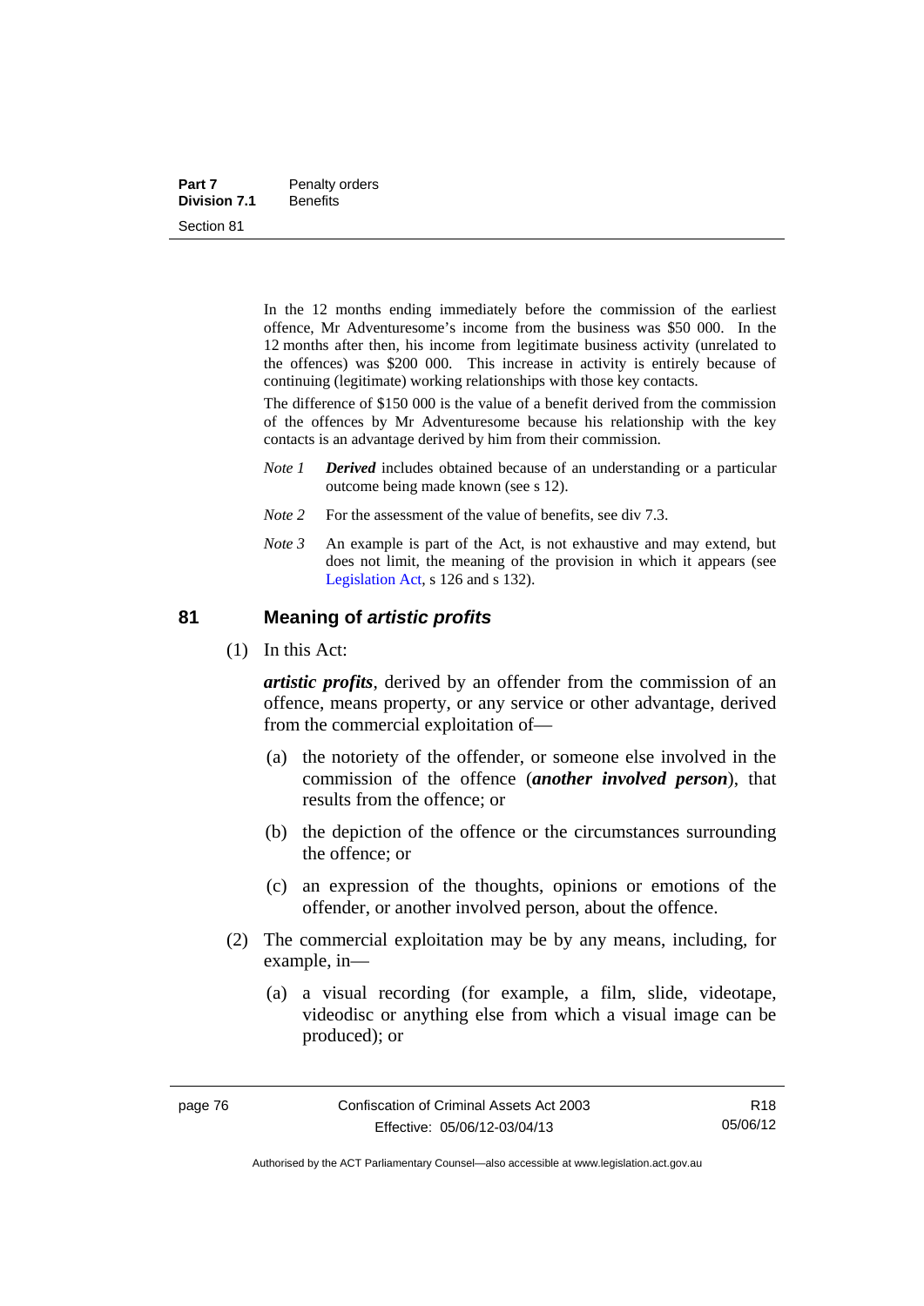In the 12 months ending immediately before the commission of the earliest offence, Mr Adventuresome's income from the business was $50 000. In the 12 months after then, his income from legitimate business activity (unrelated to the offences) was $200 000. This increase in activity is entirely because of continuing (legitimate) working relationships with those key contacts.

The difference of $150 000 is the value of a benefit derived from the commission of the offences by Mr Adventuresome because his relationship with the key contacts is an advantage derived by him from their commission.

*Note 1* ***Derived*** includes obtained because of an understanding or a particular outcome being made known (see s 12).

*Note 2* For the assessment of the value of benefits, see div 7.3.

*Note 3* An example is part of the Act, is not exhaustive and may extend, but does not limit, the meaning of the provision in which it appears (see Legislation Act, s 126 and s 132).

## 81 Meaning of *artistic profits*

(1) In this Act:

***artistic profits***, derived by an offender from the commission of an offence, means property, or any service or other advantage, derived from the commercial exploitation of—

(a) the notoriety of the offender, or someone else involved in the commission of the offence (***another involved person***), that results from the offence; or

(b) the depiction of the offence or the circumstances surrounding the offence; or

(c) an expression of the thoughts, opinions or emotions of the offender, or another involved person, about the offence.

(2) The commercial exploitation may be by any means, including, for example, in—

(a) a visual recording (for example, a film, slide, videotape, videodisc or anything else from which a visual image can be produced); or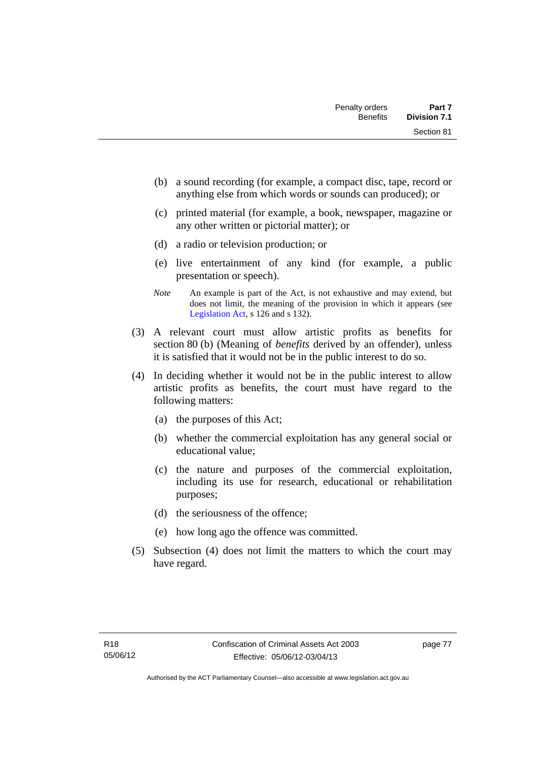(b) a sound recording (for example, a compact disc, tape, record or anything else from which words or sounds can produced); or

(c) printed material (for example, a book, newspaper, magazine or any other written or pictorial matter); or

(d) a radio or television production; or

(e) live entertainment of any kind (for example, a public presentation or speech).

*Note* An example is part of the Act, is not exhaustive and may extend, but does not limit, the meaning of the provision in which it appears (see Legislation Act, s 126 and s 132).

(3) A relevant court must allow artistic profits as benefits for section 80 (b) (Meaning of *benefits* derived by an offender), unless it is satisfied that it would not be in the public interest to do so.

(4) In deciding whether it would not be in the public interest to allow artistic profits as benefits, the court must have regard to the following matters:

(a) the purposes of this Act;

(b) whether the commercial exploitation has any general social or educational value;

(c) the nature and purposes of the commercial exploitation, including its use for research, educational or rehabilitation purposes;

(d) the seriousness of the offence;

(e) how long ago the offence was committed.

(5) Subsection (4) does not limit the matters to which the court may have regard.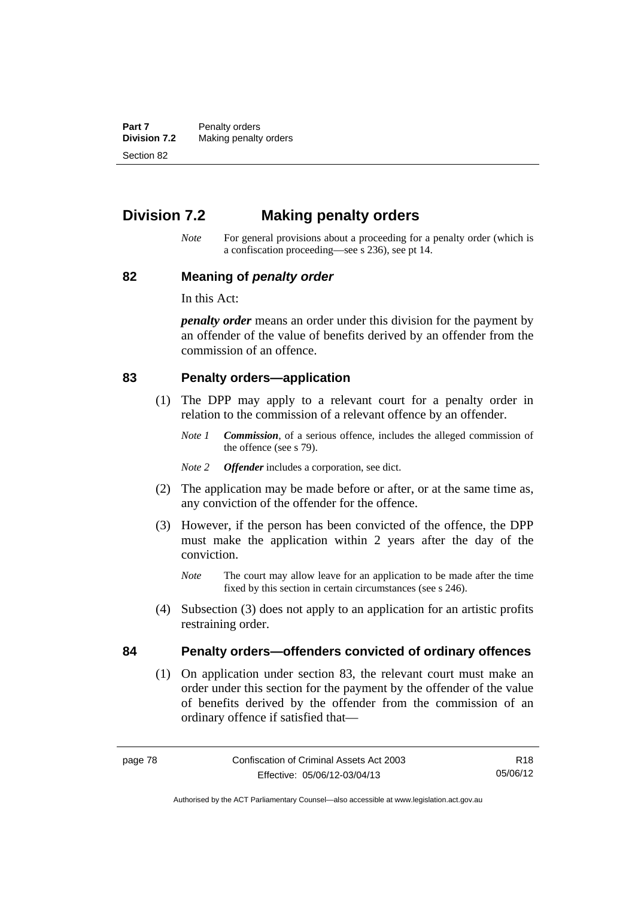## Division 7.2 Making penalty orders

*Note* For general provisions about a proceeding for a penalty order (which is a confiscation proceeding—see s 236), see pt 14.

### 82 Meaning of *penalty order*

In this Act:

***penalty order*** means an order under this division for the payment by an offender of the value of benefits derived by an offender from the commission of an offence.

### 83 Penalty orders—application

(1) The DPP may apply to a relevant court for a penalty order in relation to the commission of a relevant offence by an offender.

*Note 1* ***Commission***, of a serious offence, includes the alleged commission of the offence (see s 79).

*Note 2* ***Offender*** includes a corporation, see dict.

(2) The application may be made before or after, or at the same time as, any conviction of the offender for the offence.

(3) However, if the person has been convicted of the offence, the DPP must make the application within 2 years after the day of the conviction.

*Note* The court may allow leave for an application to be made after the time fixed by this section in certain circumstances (see s 246).

(4) Subsection (3) does not apply to an application for an artistic profits restraining order.

### 84 Penalty orders—offenders convicted of ordinary offences

(1) On application under section 83, the relevant court must make an order under this section for the payment by the offender of the value of benefits derived by the offender from the commission of an ordinary offence if satisfied that—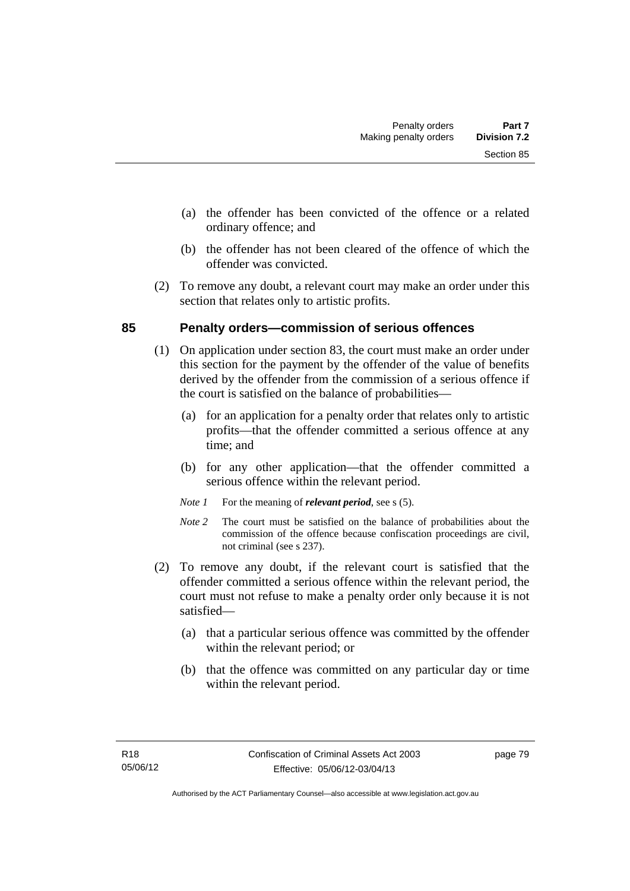(a) the offender has been convicted of the offence or a related ordinary offence; and

(b) the offender has not been cleared of the offence of which the offender was convicted.

(2) To remove any doubt, a relevant court may make an order under this section that relates only to artistic profits.

## 85 Penalty orders—commission of serious offences

(1) On application under section 83, the court must make an order under this section for the payment by the offender of the value of benefits derived by the offender from the commission of a serious offence if the court is satisfied on the balance of probabilities—

(a) for an application for a penalty order that relates only to artistic profits—that the offender committed a serious offence at any time; and

(b) for any other application—that the offender committed a serious offence within the relevant period.

*Note 1* For the meaning of ***relevant period***, see s (5).

*Note 2* The court must be satisfied on the balance of probabilities about the commission of the offence because confiscation proceedings are civil, not criminal (see s 237).

(2) To remove any doubt, if the relevant court is satisfied that the offender committed a serious offence within the relevant period, the court must not refuse to make a penalty order only because it is not satisfied—

(a) that a particular serious offence was committed by the offender within the relevant period; or

(b) that the offence was committed on any particular day or time within the relevant period.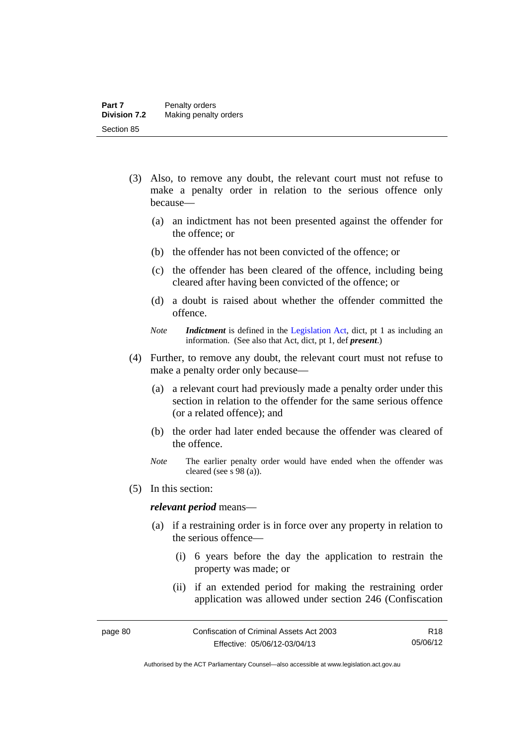(3) Also, to remove any doubt, the relevant court must not refuse to make a penalty order in relation to the serious offence only because—

(a) an indictment has not been presented against the offender for the offence; or

(b) the offender has not been convicted of the offence; or

(c) the offender has been cleared of the offence, including being cleared after having been convicted of the offence; or

(d) a doubt is raised about whether the offender committed the offence.

*Note* ***Indictment*** is defined in the Legislation Act, dict, pt 1 as including an information. (See also that Act, dict, pt 1, def ***present***.)

(4) Further, to remove any doubt, the relevant court must not refuse to make a penalty order only because—

(a) a relevant court had previously made a penalty order under this section in relation to the offender for the same serious offence (or a related offence); and

(b) the order had later ended because the offender was cleared of the offence.

*Note* The earlier penalty order would have ended when the offender was cleared (see s 98 (a)).

(5) In this section:

***relevant period*** means—

(a) if a restraining order is in force over any property in relation to the serious offence—

(i) 6 years before the day the application to restrain the property was made; or

(ii) if an extended period for making the restraining order application was allowed under section 246 (Confiscation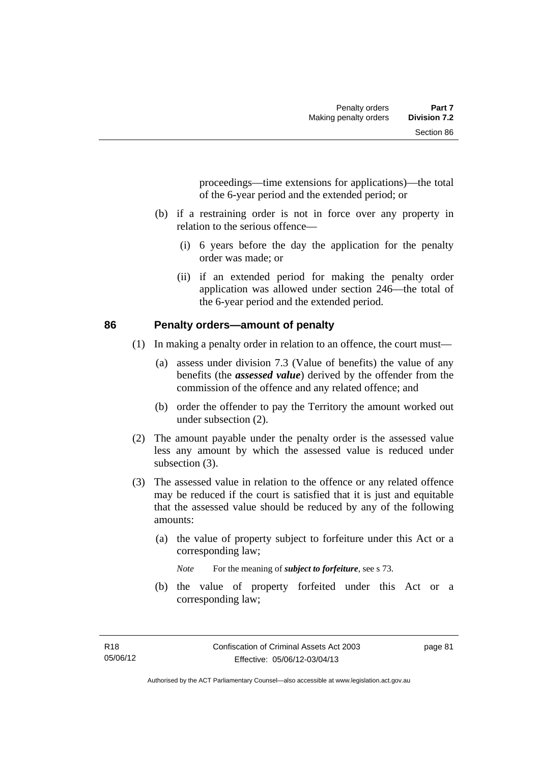proceedings—time extensions for applications)—the total of the 6-year period and the extended period; or

(b) if a restraining order is not in force over any property in relation to the serious offence—

(i) 6 years before the day the application for the penalty order was made; or

(ii) if an extended period for making the penalty order application was allowed under section 246—the total of the 6-year period and the extended period.

### 86 Penalty orders—amount of penalty

(1) In making a penalty order in relation to an offence, the court must—

(a) assess under division 7.3 (Value of benefits) the value of any benefits (the ***assessed value***) derived by the offender from the commission of the offence and any related offence; and

(b) order the offender to pay the Territory the amount worked out under subsection (2).

(2) The amount payable under the penalty order is the assessed value less any amount by which the assessed value is reduced under subsection (3).

(3) The assessed value in relation to the offence or any related offence may be reduced if the court is satisfied that it is just and equitable that the assessed value should be reduced by any of the following amounts:

(a) the value of property subject to forfeiture under this Act or a corresponding law;

*Note* For the meaning of ***subject to forfeiture***, see s 73.

(b) the value of property forfeited under this Act or a corresponding law;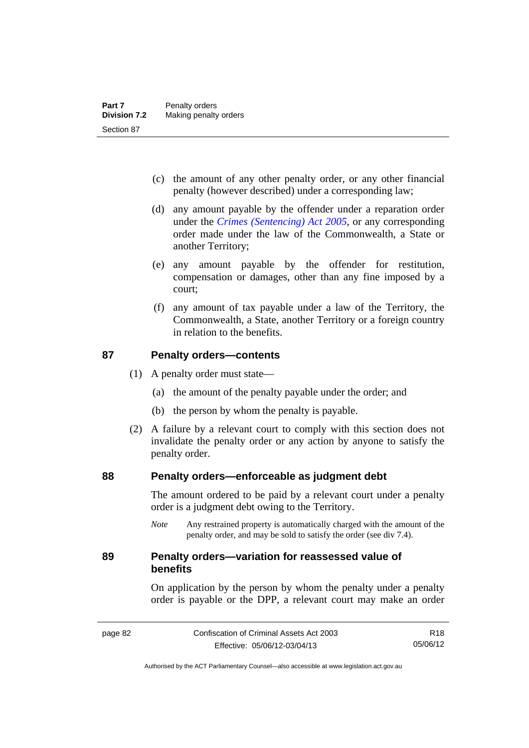(c) the amount of any other penalty order, or any other financial penalty (however described) under a corresponding law;

(d) any amount payable by the offender under a reparation order under the *Crimes (Sentencing) Act 2005*, or any corresponding order made under the law of the Commonwealth, a State or another Territory;

(e) any amount payable by the offender for restitution, compensation or damages, other than any fine imposed by a court;

(f) any amount of tax payable under a law of the Territory, the Commonwealth, a State, another Territory or a foreign country in relation to the benefits.

## 87 Penalty orders—contents

(1) A penalty order must state—

(a) the amount of the penalty payable under the order; and

(b) the person by whom the penalty is payable.

(2) A failure by a relevant court to comply with this section does not invalidate the penalty order or any action by anyone to satisfy the penalty order.

## 88 Penalty orders—enforceable as judgment debt

The amount ordered to be paid by a relevant court under a penalty order is a judgment debt owing to the Territory.

*Note* Any restrained property is automatically charged with the amount of the penalty order, and may be sold to satisfy the order (see div 7.4).

## 89 Penalty orders—variation for reassessed value of benefits

On application by the person by whom the penalty under a penalty order is payable or the DPP, a relevant court may make an order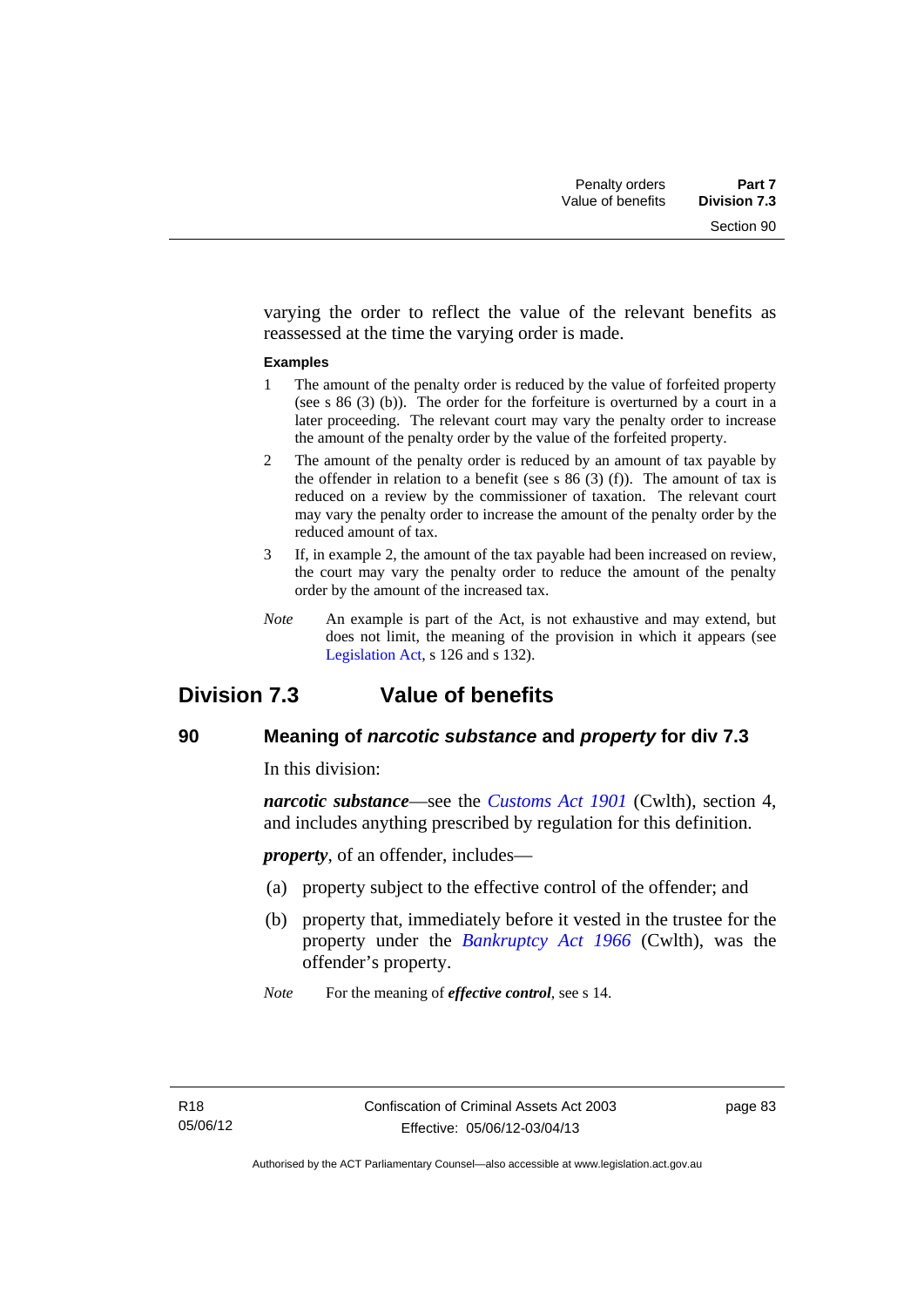varying the order to reflect the value of the relevant benefits as reassessed at the time the varying order is made.

**Examples**

1 The amount of the penalty order is reduced by the value of forfeited property (see s 86 (3) (b)). The order for the forfeiture is overturned by a court in a later proceeding. The relevant court may vary the penalty order to increase the amount of the penalty order by the value of the forfeited property.

2 The amount of the penalty order is reduced by an amount of tax payable by the offender in relation to a benefit (see s 86 (3) (f)). The amount of tax is reduced on a review by the commissioner of taxation. The relevant court may vary the penalty order to increase the amount of the penalty order by the reduced amount of tax.

3 If, in example 2, the amount of the tax payable had been increased on review, the court may vary the penalty order to reduce the amount of the penalty order by the amount of the increased tax.

*Note* An example is part of the Act, is not exhaustive and may extend, but does not limit, the meaning of the provision in which it appears (see Legislation Act, s 126 and s 132).

## Division 7.3 Value of benefits

### 90 Meaning of *narcotic substance* and *property* for div 7.3

In this division:

***narcotic substance***—see the *Customs Act 1901* (Cwlth), section 4, and includes anything prescribed by regulation for this definition.

***property***, of an offender, includes—

(a) property subject to the effective control of the offender; and

(b) property that, immediately before it vested in the trustee for the property under the *Bankruptcy Act 1966* (Cwlth), was the offender's property.

*Note* For the meaning of ***effective control***, see s 14.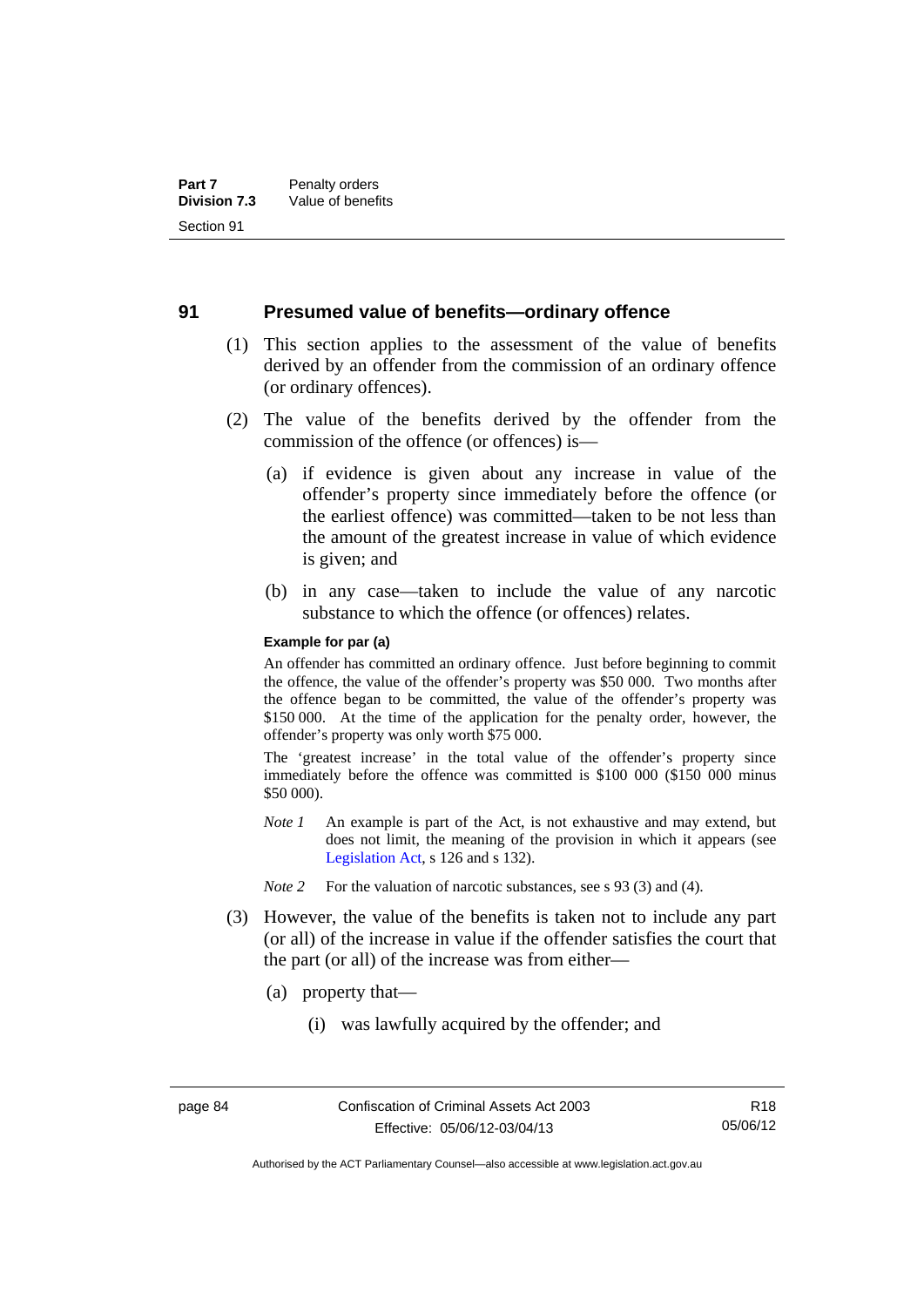## 91 Presumed value of benefits—ordinary offence

(1) This section applies to the assessment of the value of benefits derived by an offender from the commission of an ordinary offence (or ordinary offences).

(2) The value of the benefits derived by the offender from the commission of the offence (or offences) is—

(a) if evidence is given about any increase in value of the offender's property since immediately before the offence (or the earliest offence) was committed—taken to be not less than the amount of the greatest increase in value of which evidence is given; and

(b) in any case—taken to include the value of any narcotic substance to which the offence (or offences) relates.

**Example for par (a)**

An offender has committed an ordinary offence. Just before beginning to commit the offence, the value of the offender's property was $50 000. Two months after the offence began to be committed, the value of the offender's property was $150 000. At the time of the application for the penalty order, however, the offender's property was only worth $75 000.

The 'greatest increase' in the total value of the offender's property since immediately before the offence was committed is $100 000 ($150 000 minus $50 000).

*Note 1* An example is part of the Act, is not exhaustive and may extend, but does not limit, the meaning of the provision in which it appears (see Legislation Act, s 126 and s 132).

*Note 2* For the valuation of narcotic substances, see s 93 (3) and (4).

(3) However, the value of the benefits is taken not to include any part (or all) of the increase in value if the offender satisfies the court that the part (or all) of the increase was from either—

(a) property that—

(i) was lawfully acquired by the offender; and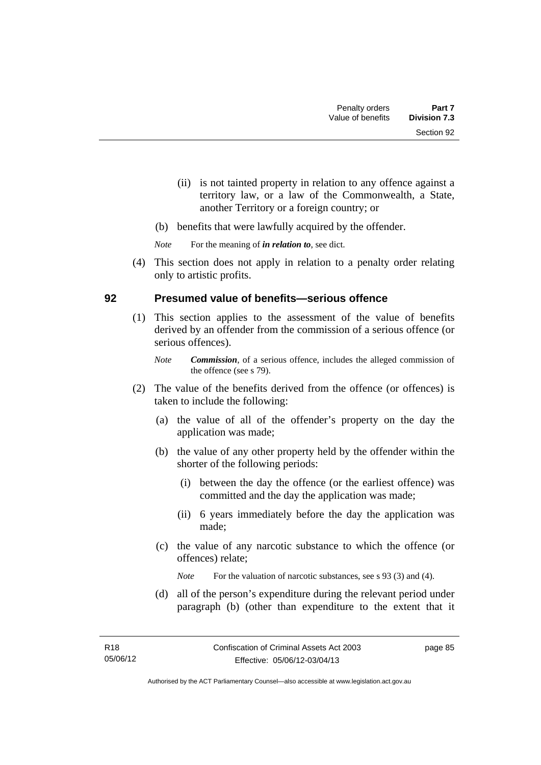(ii) is not tainted property in relation to any offence against a territory law, or a law of the Commonwealth, a State, another Territory or a foreign country; or

(b) benefits that were lawfully acquired by the offender.

*Note* For the meaning of ***in relation to***, see dict.

(4) This section does not apply in relation to a penalty order relating only to artistic profits.

## 92 Presumed value of benefits—serious offence

(1) This section applies to the assessment of the value of benefits derived by an offender from the commission of a serious offence (or serious offences).

*Note* ***Commission***, of a serious offence, includes the alleged commission of the offence (see s 79).

(2) The value of the benefits derived from the offence (or offences) is taken to include the following:

(a) the value of all of the offender's property on the day the application was made;

(b) the value of any other property held by the offender within the shorter of the following periods:

(i) between the day the offence (or the earliest offence) was committed and the day the application was made;

(ii) 6 years immediately before the day the application was made;

(c) the value of any narcotic substance to which the offence (or offences) relate;

*Note* For the valuation of narcotic substances, see s 93 (3) and (4).

(d) all of the person's expenditure during the relevant period under paragraph (b) (other than expenditure to the extent that it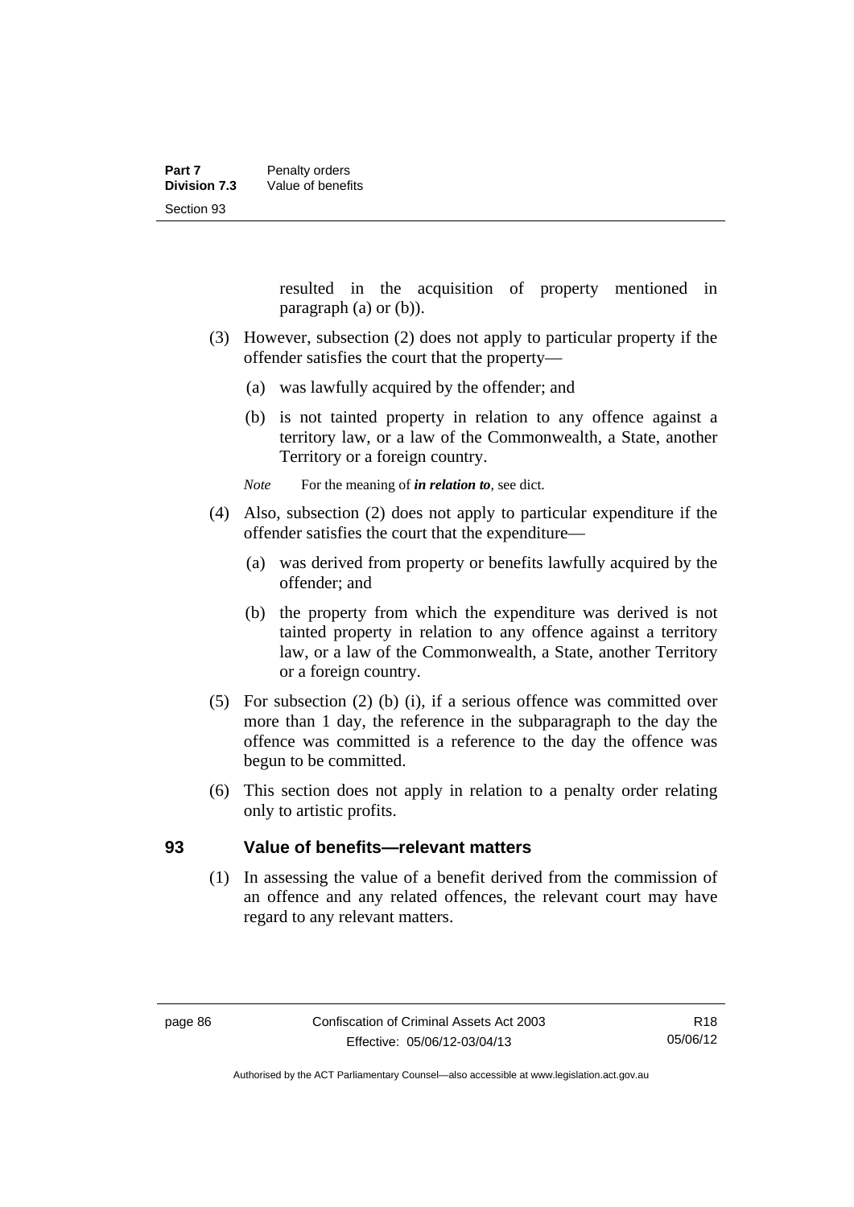resulted in the acquisition of property mentioned in paragraph (a) or (b)).

(3) However, subsection (2) does not apply to particular property if the offender satisfies the court that the property—

(a) was lawfully acquired by the offender; and

(b) is not tainted property in relation to any offence against a territory law, or a law of the Commonwealth, a State, another Territory or a foreign country.

*Note* For the meaning of ***in relation to***, see dict.

(4) Also, subsection (2) does not apply to particular expenditure if the offender satisfies the court that the expenditure—

(a) was derived from property or benefits lawfully acquired by the offender; and

(b) the property from which the expenditure was derived is not tainted property in relation to any offence against a territory law, or a law of the Commonwealth, a State, another Territory or a foreign country.

(5) For subsection (2) (b) (i), if a serious offence was committed over more than 1 day, the reference in the subparagraph to the day the offence was committed is a reference to the day the offence was begun to be committed.

(6) This section does not apply in relation to a penalty order relating only to artistic profits.

## 93 Value of benefits—relevant matters

(1) In assessing the value of a benefit derived from the commission of an offence and any related offences, the relevant court may have regard to any relevant matters.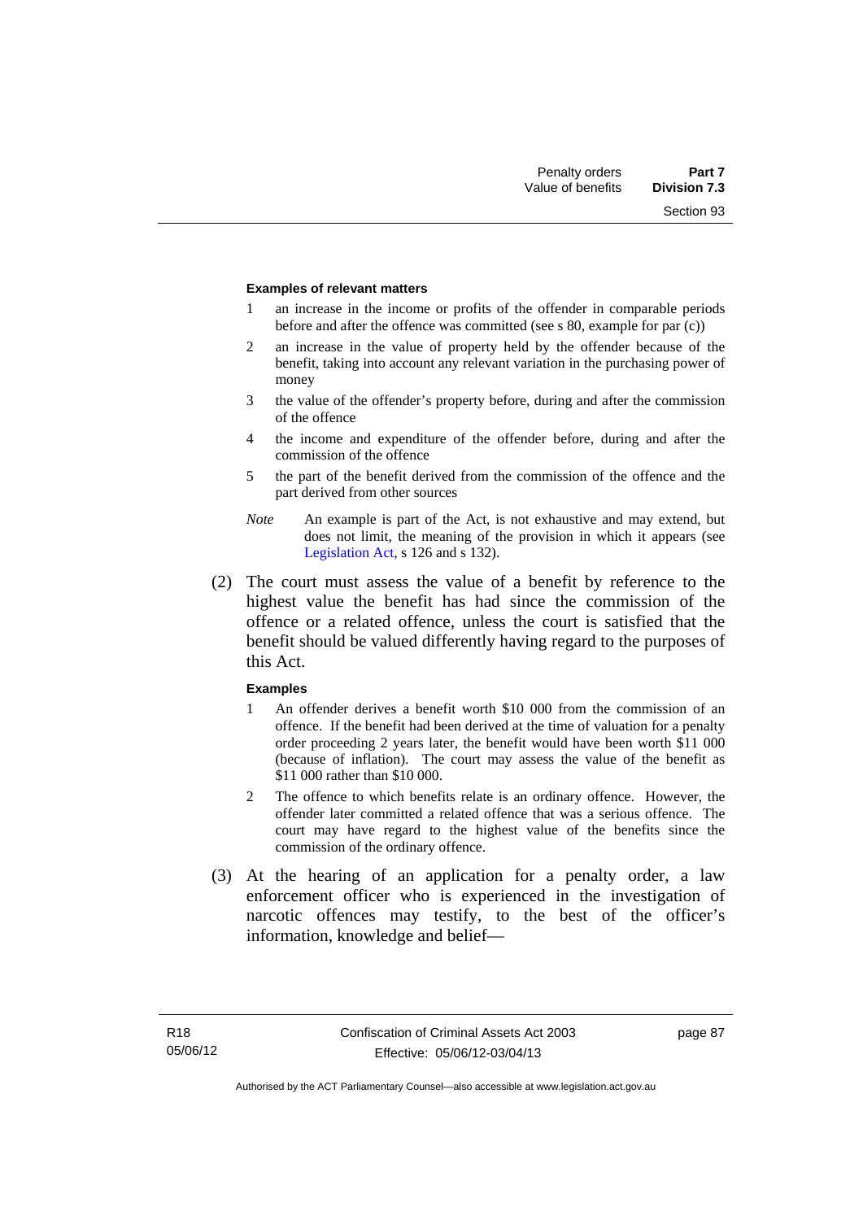**Examples of relevant matters**

1 an increase in the income or profits of the offender in comparable periods before and after the offence was committed (see s 80, example for par (c))

2 an increase in the value of property held by the offender because of the benefit, taking into account any relevant variation in the purchasing power of money

3 the value of the offender's property before, during and after the commission of the offence

4 the income and expenditure of the offender before, during and after the commission of the offence

5 the part of the benefit derived from the commission of the offence and the part derived from other sources

*Note* An example is part of the Act, is not exhaustive and may extend, but does not limit, the meaning of the provision in which it appears (see Legislation Act, s 126 and s 132).

(2) The court must assess the value of a benefit by reference to the highest value the benefit has had since the commission of the offence or a related offence, unless the court is satisfied that the benefit should be valued differently having regard to the purposes of this Act.

**Examples**

1 An offender derives a benefit worth $10 000 from the commission of an offence. If the benefit had been derived at the time of valuation for a penalty order proceeding 2 years later, the benefit would have been worth $11 000 (because of inflation). The court may assess the value of the benefit as $11 000 rather than $10 000.

2 The offence to which benefits relate is an ordinary offence. However, the offender later committed a related offence that was a serious offence. The court may have regard to the highest value of the benefits since the commission of the ordinary offence.

(3) At the hearing of an application for a penalty order, a law enforcement officer who is experienced in the investigation of narcotic offences may testify, to the best of the officer's information, knowledge and belief—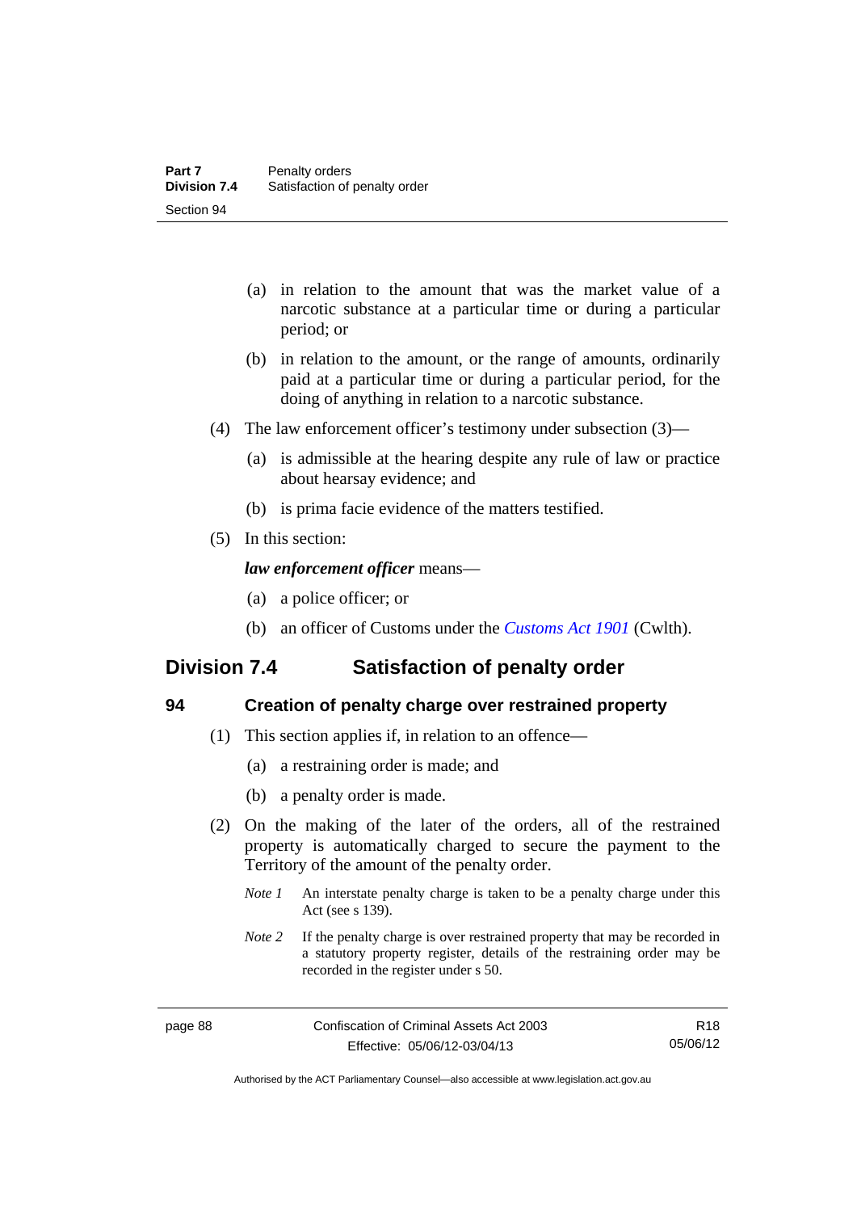(a) in relation to the amount that was the market value of a narcotic substance at a particular time or during a particular period; or

(b) in relation to the amount, or the range of amounts, ordinarily paid at a particular time or during a particular period, for the doing of anything in relation to a narcotic substance.

(4) The law enforcement officer's testimony under subsection (3)—

(a) is admissible at the hearing despite any rule of law or practice about hearsay evidence; and

(b) is prima facie evidence of the matters testified.

(5) In this section:

***law enforcement officer*** means—

(a) a police officer; or

(b) an officer of Customs under the *Customs Act 1901* (Cwlth).

## Division 7.4 Satisfaction of penalty order

### 94 Creation of penalty charge over restrained property

(1) This section applies if, in relation to an offence—

(a) a restraining order is made; and

(b) a penalty order is made.

(2) On the making of the later of the orders, all of the restrained property is automatically charged to secure the payment to the Territory of the amount of the penalty order.

*Note 1* An interstate penalty charge is taken to be a penalty charge under this Act (see s 139).

*Note 2* If the penalty charge is over restrained property that may be recorded in a statutory property register, details of the restraining order may be recorded in the register under s 50.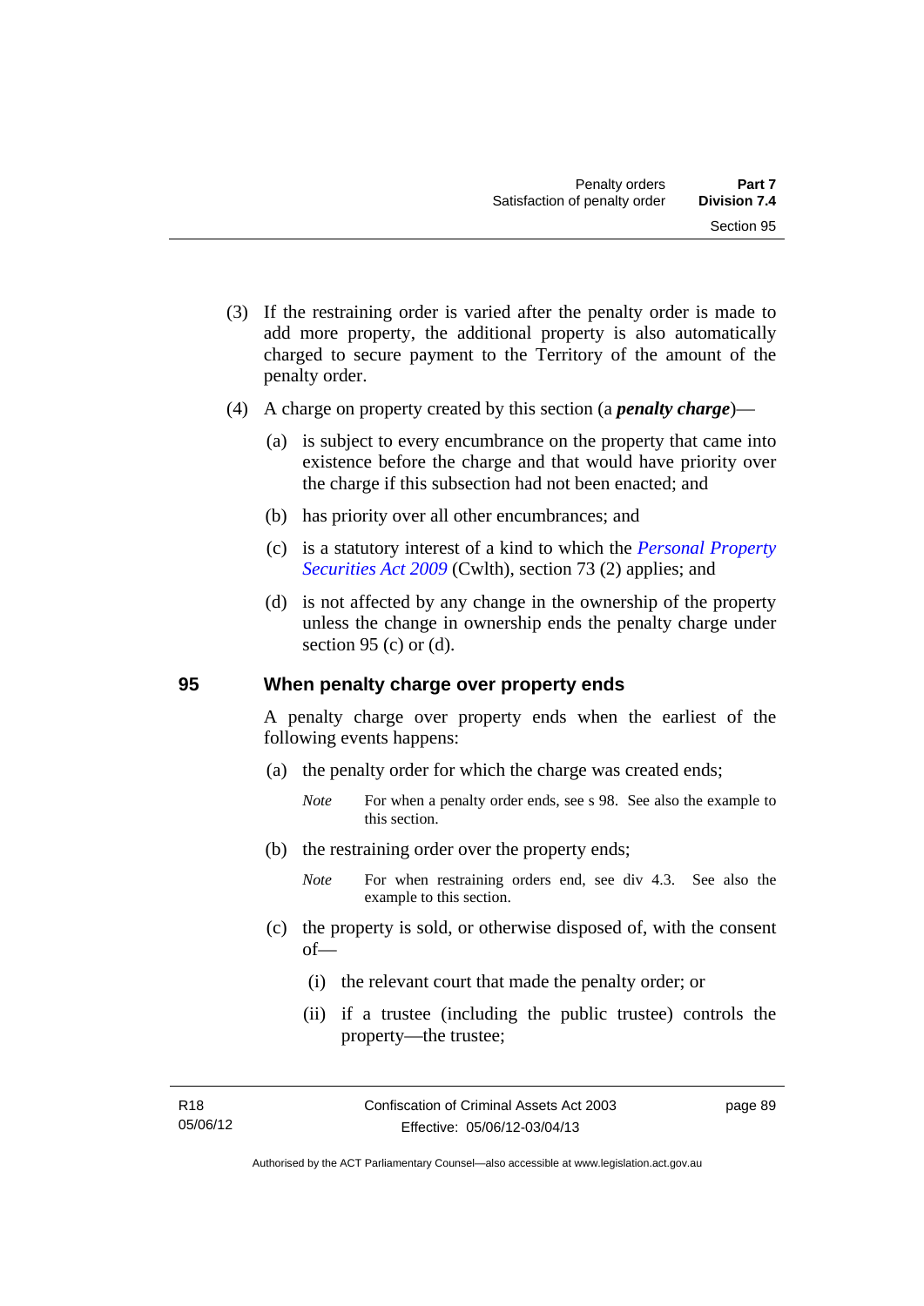(3) If the restraining order is varied after the penalty order is made to add more property, the additional property is also automatically charged to secure payment to the Territory of the amount of the penalty order.

(4) A charge on property created by this section (a ***penalty charge***)—

(a) is subject to every encumbrance on the property that came into existence before the charge and that would have priority over the charge if this subsection had not been enacted; and

(b) has priority over all other encumbrances; and

(c) is a statutory interest of a kind to which the *Personal Property Securities Act 2009* (Cwlth), section 73 (2) applies; and

(d) is not affected by any change in the ownership of the property unless the change in ownership ends the penalty charge under section 95 (c) or (d).

## 95 When penalty charge over property ends

A penalty charge over property ends when the earliest of the following events happens:

(a) the penalty order for which the charge was created ends;

*Note* For when a penalty order ends, see s 98. See also the example to this section.

(b) the restraining order over the property ends;

*Note* For when restraining orders end, see div 4.3. See also the example to this section.

(c) the property is sold, or otherwise disposed of, with the consent of—

(i) the relevant court that made the penalty order; or

(ii) if a trustee (including the public trustee) controls the property—the trustee;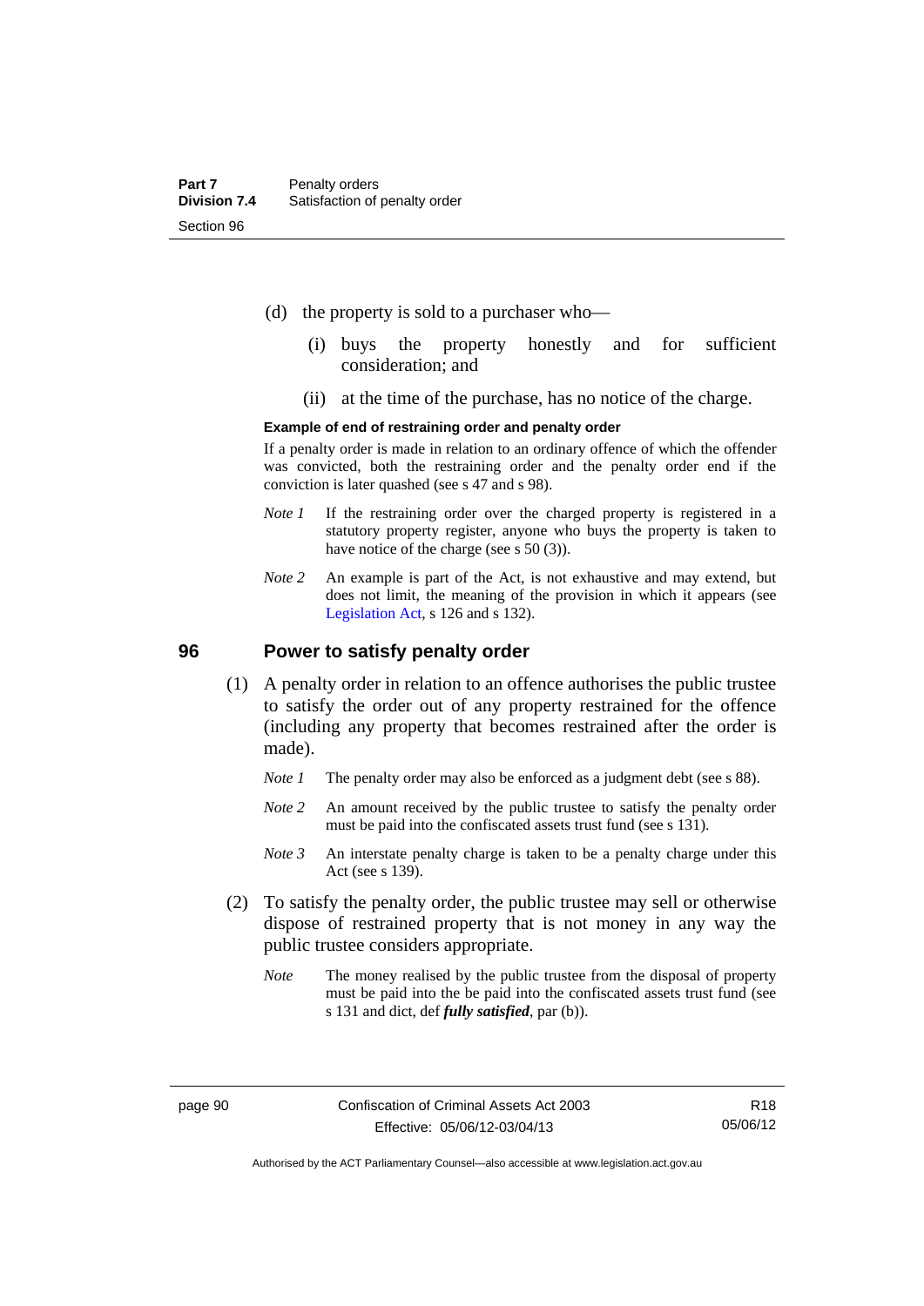(d) the property is sold to a purchaser who—

(i) buys the property honestly and for sufficient consideration; and

(ii) at the time of the purchase, has no notice of the charge.

**Example of end of restraining order and penalty order**

If a penalty order is made in relation to an ordinary offence of which the offender was convicted, both the restraining order and the penalty order end if the conviction is later quashed (see s 47 and s 98).

*Note 1* If the restraining order over the charged property is registered in a statutory property register, anyone who buys the property is taken to have notice of the charge (see s 50 (3)).

*Note 2* An example is part of the Act, is not exhaustive and may extend, but does not limit, the meaning of the provision in which it appears (see Legislation Act, s 126 and s 132).

## 96 Power to satisfy penalty order

(1) A penalty order in relation to an offence authorises the public trustee to satisfy the order out of any property restrained for the offence (including any property that becomes restrained after the order is made).

*Note 1* The penalty order may also be enforced as a judgment debt (see s 88).

*Note 2* An amount received by the public trustee to satisfy the penalty order must be paid into the confiscated assets trust fund (see s 131).

*Note 3* An interstate penalty charge is taken to be a penalty charge under this Act (see s 139).

(2) To satisfy the penalty order, the public trustee may sell or otherwise dispose of restrained property that is not money in any way the public trustee considers appropriate.

*Note* The money realised by the public trustee from the disposal of property must be paid into the be paid into the confiscated assets trust fund (see s 131 and dict, def ***fully satisfied***, par (b)).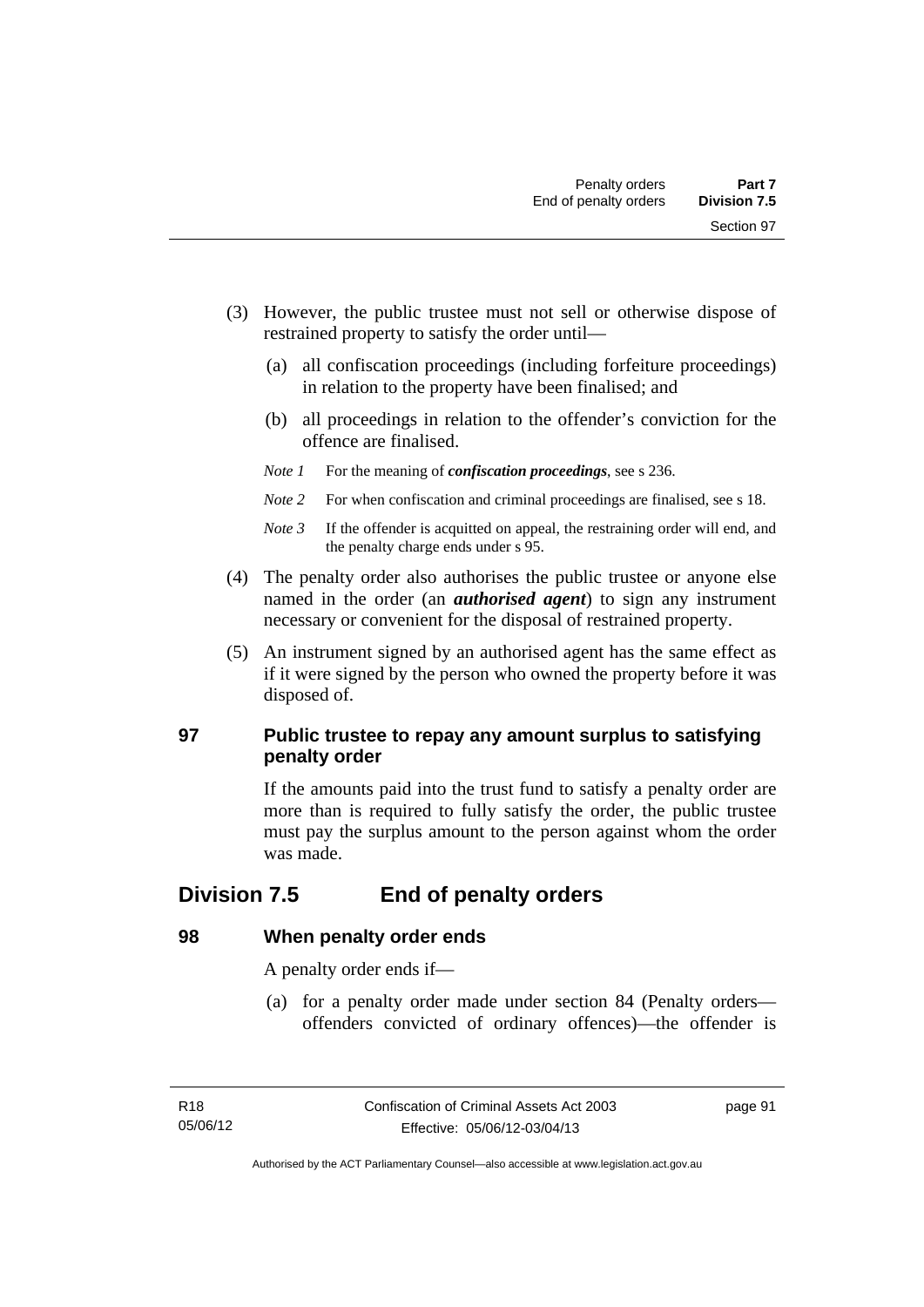(3) However, the public trustee must not sell or otherwise dispose of restrained property to satisfy the order until—

(a) all confiscation proceedings (including forfeiture proceedings) in relation to the property have been finalised; and

(b) all proceedings in relation to the offender's conviction for the offence are finalised.

*Note 1* For the meaning of ***confiscation proceedings***, see s 236.

*Note 2* For when confiscation and criminal proceedings are finalised, see s 18.

*Note 3* If the offender is acquitted on appeal, the restraining order will end, and the penalty charge ends under s 95.

(4) The penalty order also authorises the public trustee or anyone else named in the order (an ***authorised agent***) to sign any instrument necessary or convenient for the disposal of restrained property.

(5) An instrument signed by an authorised agent has the same effect as if it were signed by the person who owned the property before it was disposed of.

### 97 Public trustee to repay any amount surplus to satisfying penalty order

If the amounts paid into the trust fund to satisfy a penalty order are more than is required to fully satisfy the order, the public trustee must pay the surplus amount to the person against whom the order was made.

## Division 7.5 End of penalty orders

### 98 When penalty order ends

A penalty order ends if—

(a) for a penalty order made under section 84 (Penalty orders—offenders convicted of ordinary offences)—the offender is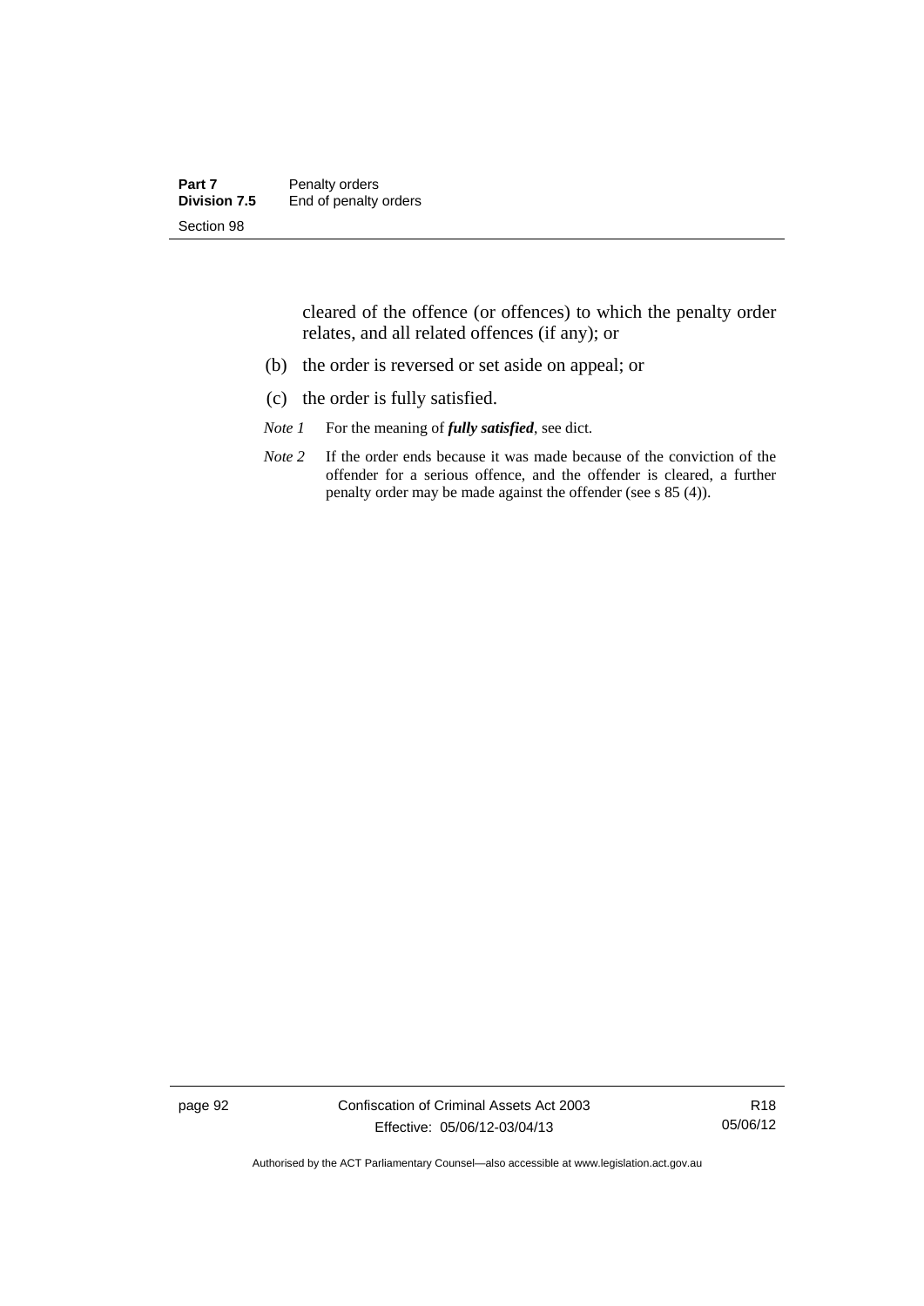cleared of the offence (or offences) to which the penalty order relates, and all related offences (if any); or

(b) the order is reversed or set aside on appeal; or

(c) the order is fully satisfied.

*Note 1* For the meaning of ***fully satisfied***, see dict.

*Note 2* If the order ends because it was made because of the conviction of the offender for a serious offence, and the offender is cleared, a further penalty order may be made against the offender (see s 85 (4)).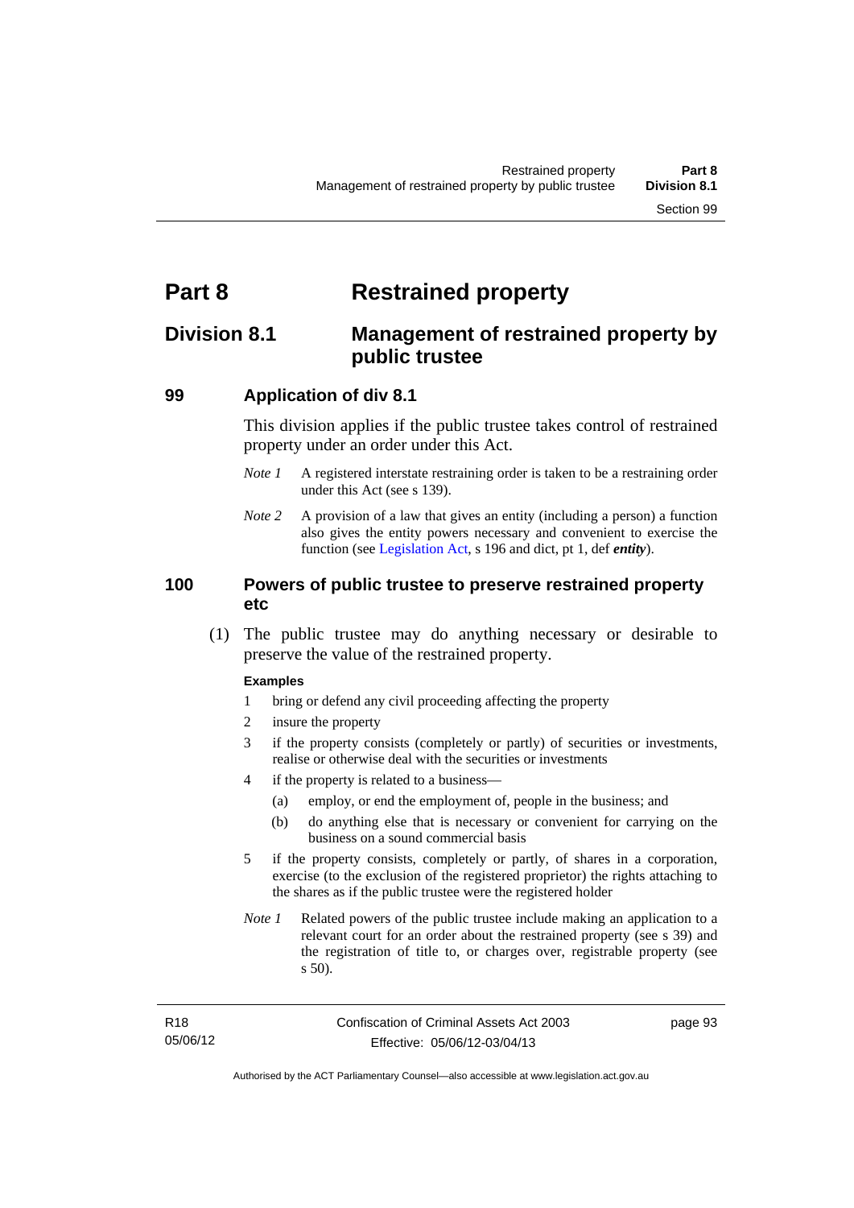# Part 8 Restrained property

## Division 8.1 Management of restrained property by public trustee

### 99 Application of div 8.1

This division applies if the public trustee takes control of restrained property under an order under this Act.

*Note 1* A registered interstate restraining order is taken to be a restraining order under this Act (see s 139).

*Note 2* A provision of a law that gives an entity (including a person) a function also gives the entity powers necessary and convenient to exercise the function (see Legislation Act, s 196 and dict, pt 1, def ***entity***).

### 100 Powers of public trustee to preserve restrained property etc

(1) The public trustee may do anything necessary or desirable to preserve the value of the restrained property.

**Examples**

1 bring or defend any civil proceeding affecting the property

2 insure the property

3 if the property consists (completely or partly) of securities or investments, realise or otherwise deal with the securities or investments

4 if the property is related to a business—

(a) employ, or end the employment of, people in the business; and

(b) do anything else that is necessary or convenient for carrying on the business on a sound commercial basis

5 if the property consists, completely or partly, of shares in a corporation, exercise (to the exclusion of the registered proprietor) the rights attaching to the shares as if the public trustee were the registered holder

*Note 1* Related powers of the public trustee include making an application to a relevant court for an order about the restrained property (see s 39) and the registration of title to, or charges over, registrable property (see s 50).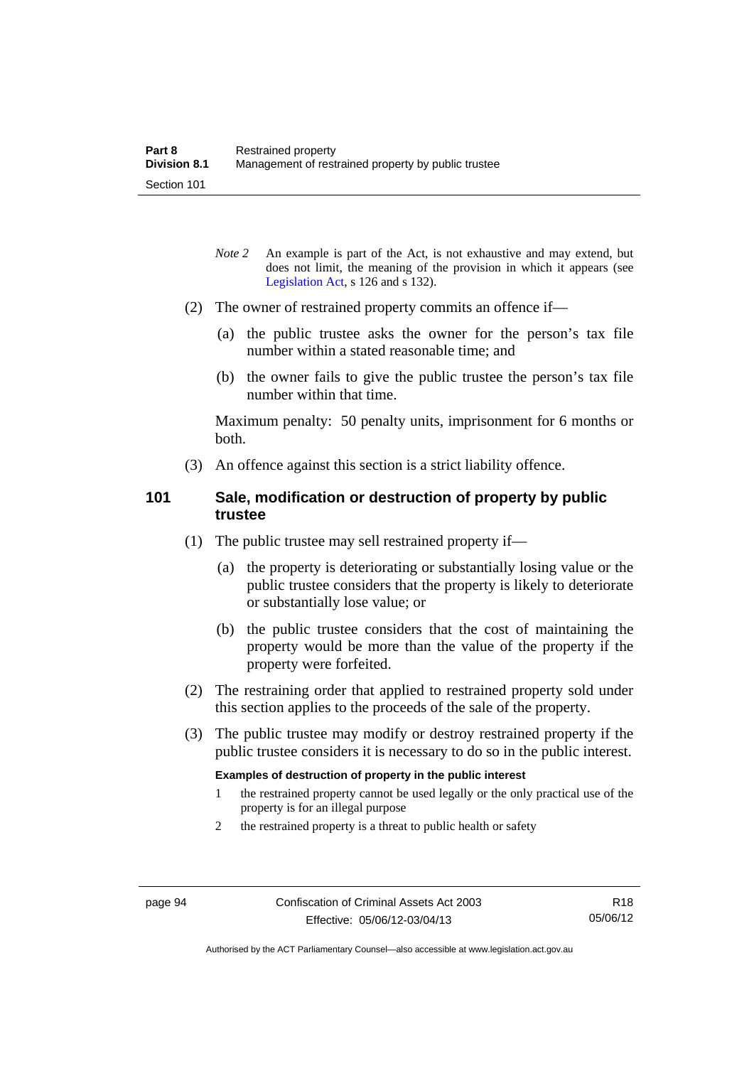*Note 2* An example is part of the Act, is not exhaustive and may extend, but does not limit, the meaning of the provision in which it appears (see Legislation Act, s 126 and s 132).

(2) The owner of restrained property commits an offence if—

(a) the public trustee asks the owner for the person's tax file number within a stated reasonable time; and

(b) the owner fails to give the public trustee the person's tax file number within that time.

Maximum penalty: 50 penalty units, imprisonment for 6 months or both.

(3) An offence against this section is a strict liability offence.

### 101 Sale, modification or destruction of property by public trustee

(1) The public trustee may sell restrained property if—

(a) the property is deteriorating or substantially losing value or the public trustee considers that the property is likely to deteriorate or substantially lose value; or

(b) the public trustee considers that the cost of maintaining the property would be more than the value of the property if the property were forfeited.

(2) The restraining order that applied to restrained property sold under this section applies to the proceeds of the sale of the property.

(3) The public trustee may modify or destroy restrained property if the public trustee considers it is necessary to do so in the public interest.

**Examples of destruction of property in the public interest**

1 the restrained property cannot be used legally or the only practical use of the property is for an illegal purpose

2 the restrained property is a threat to public health or safety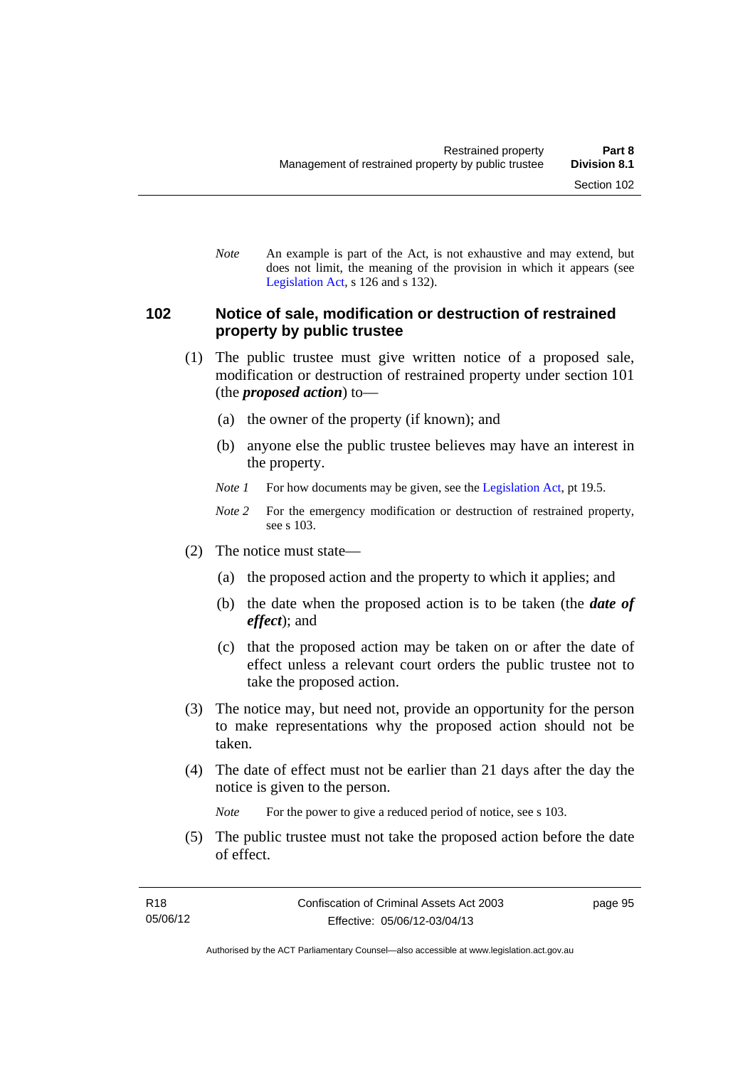*Note* An example is part of the Act, is not exhaustive and may extend, but does not limit, the meaning of the provision in which it appears (see Legislation Act, s 126 and s 132).

## 102 Notice of sale, modification or destruction of restrained property by public trustee

(1) The public trustee must give written notice of a proposed sale, modification or destruction of restrained property under section 101 (the ***proposed action***) to—

(a) the owner of the property (if known); and

(b) anyone else the public trustee believes may have an interest in the property.

*Note 1* For how documents may be given, see the Legislation Act, pt 19.5.

*Note 2* For the emergency modification or destruction of restrained property, see s 103.

(2) The notice must state—

(a) the proposed action and the property to which it applies; and

(b) the date when the proposed action is to be taken (the ***date of effect***); and

(c) that the proposed action may be taken on or after the date of effect unless a relevant court orders the public trustee not to take the proposed action.

(3) The notice may, but need not, provide an opportunity for the person to make representations why the proposed action should not be taken.

(4) The date of effect must not be earlier than 21 days after the day the notice is given to the person.

*Note* For the power to give a reduced period of notice, see s 103.

(5) The public trustee must not take the proposed action before the date of effect.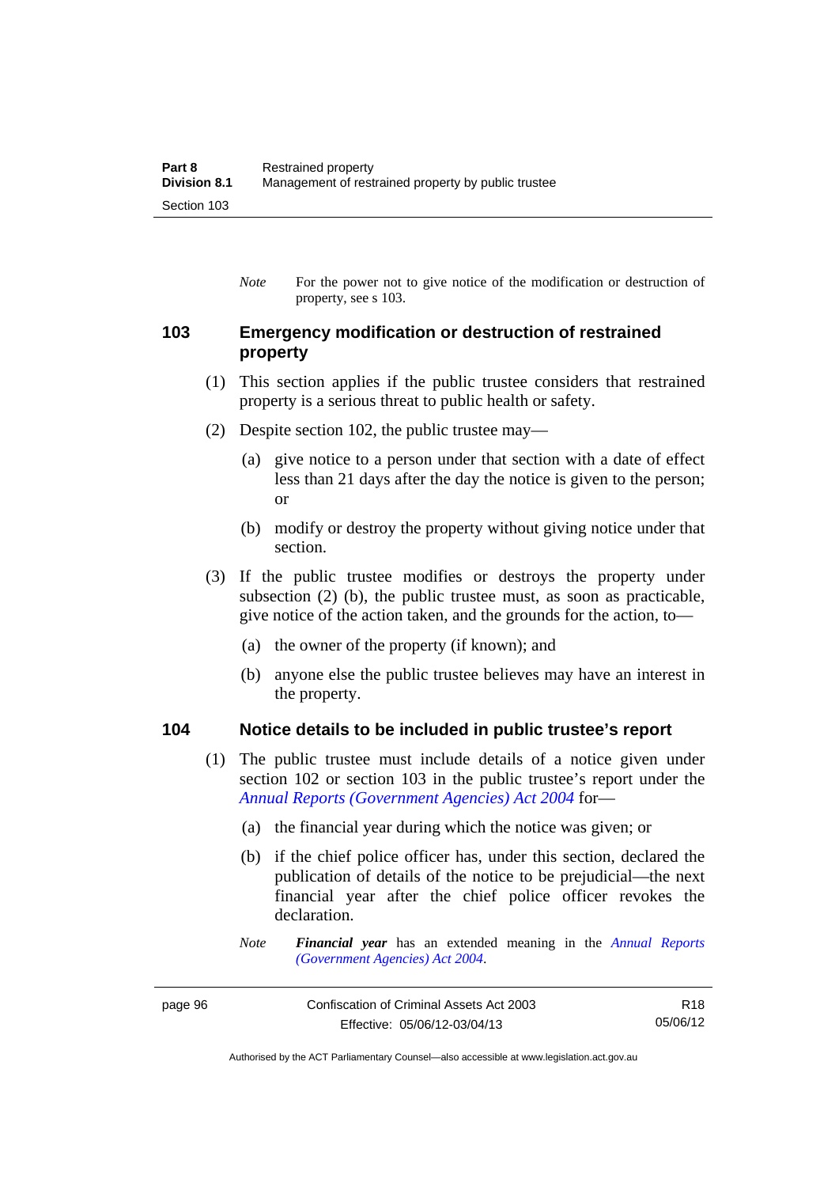*Note* For the power not to give notice of the modification or destruction of property, see s 103.

### 103 Emergency modification or destruction of restrained property

(1) This section applies if the public trustee considers that restrained property is a serious threat to public health or safety.

(2) Despite section 102, the public trustee may—

(a) give notice to a person under that section with a date of effect less than 21 days after the day the notice is given to the person; or

(b) modify or destroy the property without giving notice under that section.

(3) If the public trustee modifies or destroys the property under subsection (2) (b), the public trustee must, as soon as practicable, give notice of the action taken, and the grounds for the action, to—

(a) the owner of the property (if known); and

(b) anyone else the public trustee believes may have an interest in the property.

### 104 Notice details to be included in public trustee's report

(1) The public trustee must include details of a notice given under section 102 or section 103 in the public trustee's report under the *Annual Reports (Government Agencies) Act 2004* for—

(a) the financial year during which the notice was given; or

(b) if the chief police officer has, under this section, declared the publication of details of the notice to be prejudicial—the next financial year after the chief police officer revokes the declaration.

*Note* ***Financial year*** has an extended meaning in the *Annual Reports (Government Agencies) Act 2004*.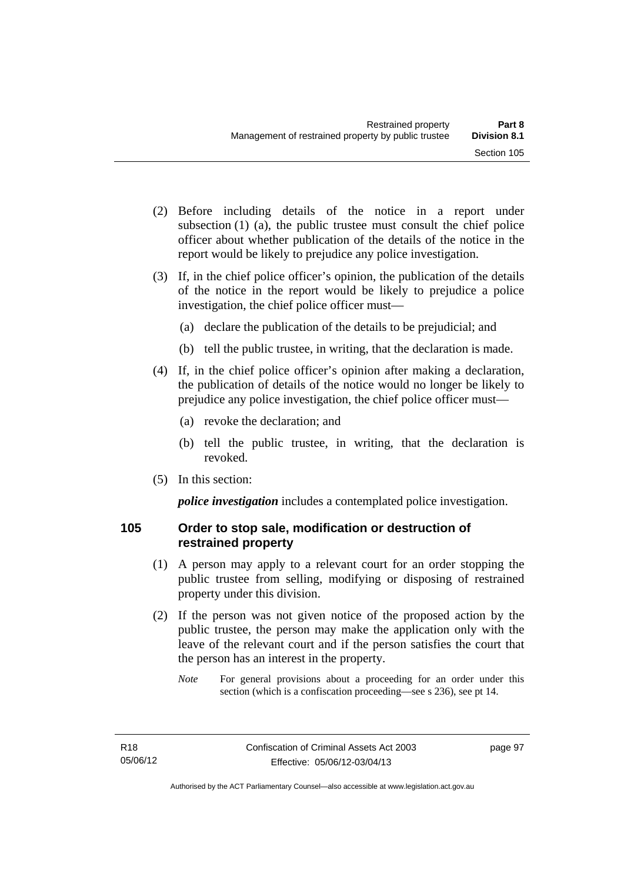(2) Before including details of the notice in a report under subsection (1) (a), the public trustee must consult the chief police officer about whether publication of the details of the notice in the report would be likely to prejudice any police investigation.

(3) If, in the chief police officer's opinion, the publication of the details of the notice in the report would be likely to prejudice a police investigation, the chief police officer must—

(a) declare the publication of the details to be prejudicial; and

(b) tell the public trustee, in writing, that the declaration is made.

(4) If, in the chief police officer's opinion after making a declaration, the publication of details of the notice would no longer be likely to prejudice any police investigation, the chief police officer must—

(a) revoke the declaration; and

(b) tell the public trustee, in writing, that the declaration is revoked.

(5) In this section:

***police investigation*** includes a contemplated police investigation.

### 105 Order to stop sale, modification or destruction of restrained property

(1) A person may apply to a relevant court for an order stopping the public trustee from selling, modifying or disposing of restrained property under this division.

(2) If the person was not given notice of the proposed action by the public trustee, the person may make the application only with the leave of the relevant court and if the person satisfies the court that the person has an interest in the property.

*Note* For general provisions about a proceeding for an order under this section (which is a confiscation proceeding—see s 236), see pt 14.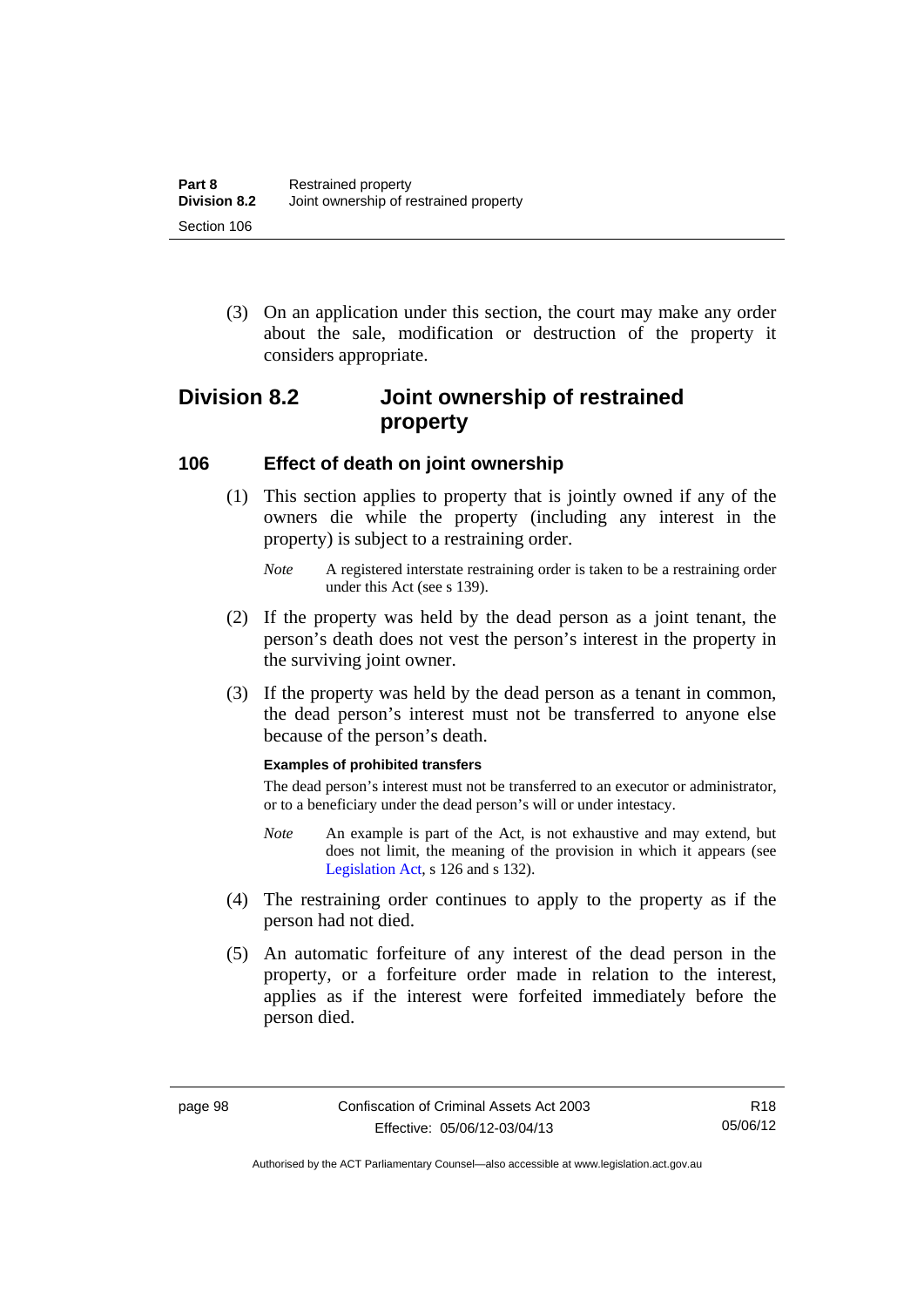(3) On an application under this section, the court may make any order about the sale, modification or destruction of the property it considers appropriate.

## Division 8.2 Joint ownership of restrained property

### 106 Effect of death on joint ownership

(1) This section applies to property that is jointly owned if any of the owners die while the property (including any interest in the property) is subject to a restraining order.

*Note* A registered interstate restraining order is taken to be a restraining order under this Act (see s 139).

(2) If the property was held by the dead person as a joint tenant, the person's death does not vest the person's interest in the property in the surviving joint owner.

(3) If the property was held by the dead person as a tenant in common, the dead person's interest must not be transferred to anyone else because of the person's death.

**Examples of prohibited transfers**

The dead person's interest must not be transferred to an executor or administrator, or to a beneficiary under the dead person's will or under intestacy.

*Note* An example is part of the Act, is not exhaustive and may extend, but does not limit, the meaning of the provision in which it appears (see Legislation Act, s 126 and s 132).

(4) The restraining order continues to apply to the property as if the person had not died.

(5) An automatic forfeiture of any interest of the dead person in the property, or a forfeiture order made in relation to the interest, applies as if the interest were forfeited immediately before the person died.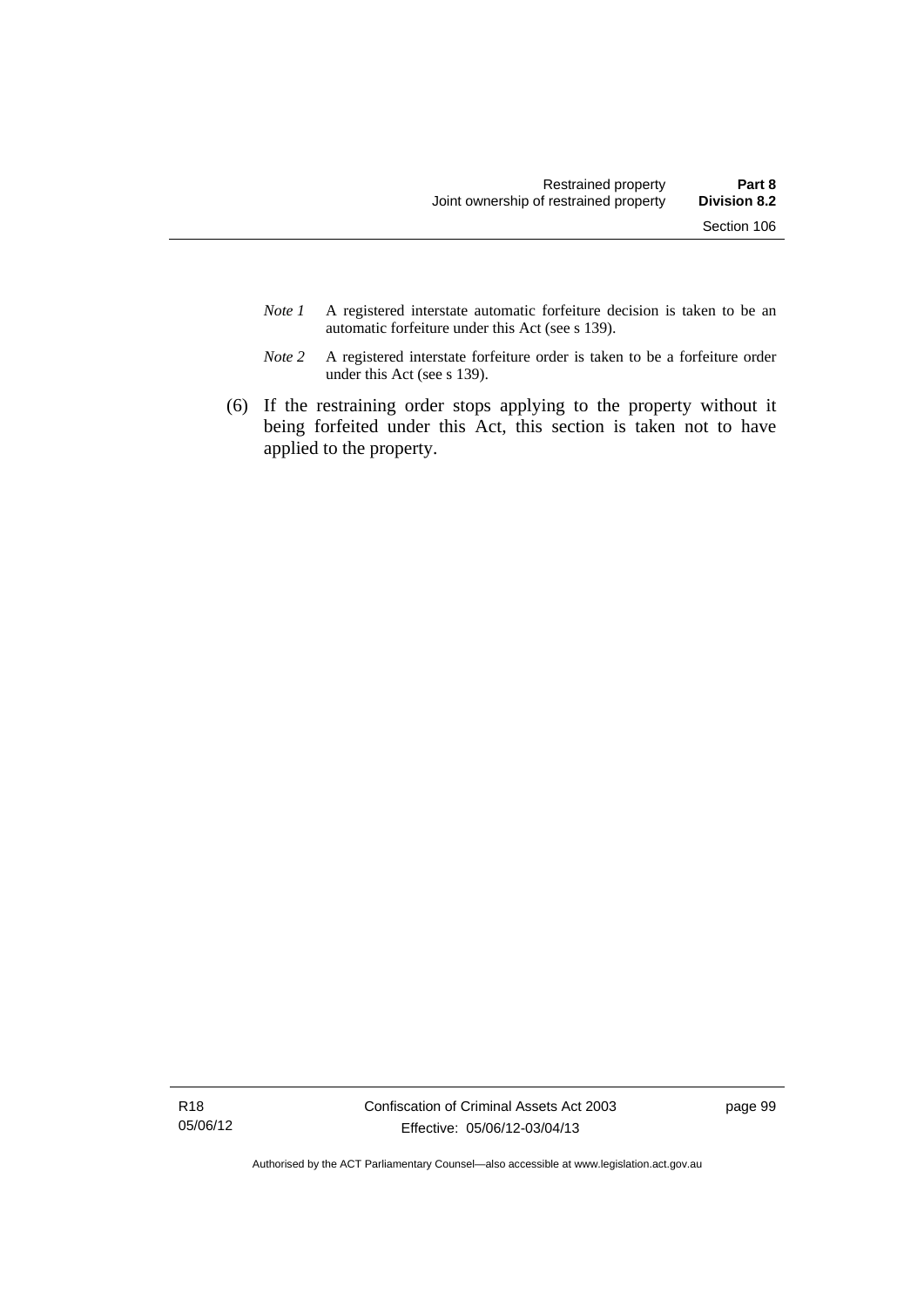*Note 1* A registered interstate automatic forfeiture decision is taken to be an automatic forfeiture under this Act (see s 139).

*Note 2* A registered interstate forfeiture order is taken to be a forfeiture order under this Act (see s 139).

(6) If the restraining order stops applying to the property without it being forfeited under this Act, this section is taken not to have applied to the property.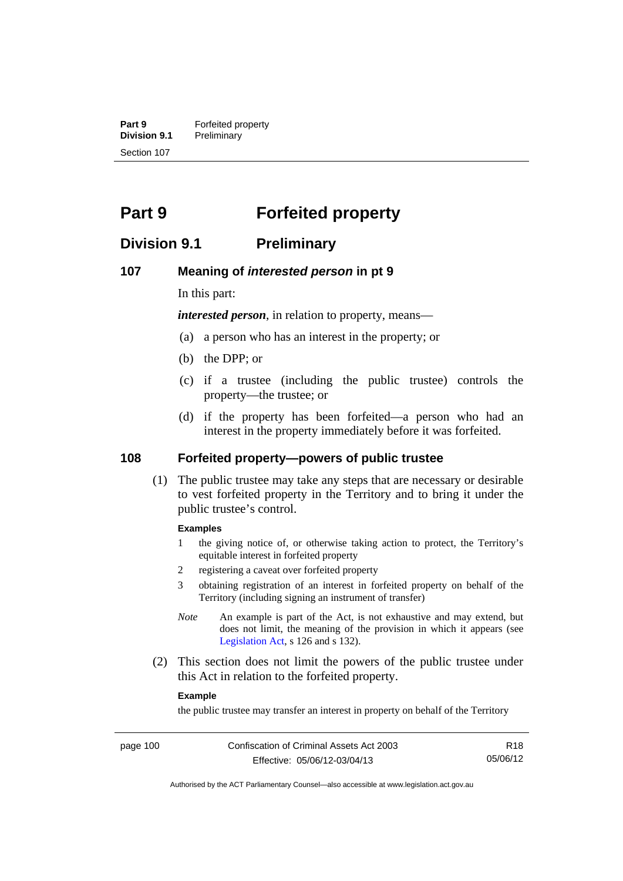# Part 9 Forfeited property

## Division 9.1 Preliminary

### 107 Meaning of *interested person* in pt 9

In this part:

***interested person***, in relation to property, means—

(a) a person who has an interest in the property; or

(b) the DPP; or

(c) if a trustee (including the public trustee) controls the property—the trustee; or

(d) if the property has been forfeited—a person who had an interest in the property immediately before it was forfeited.

### 108 Forfeited property—powers of public trustee

(1) The public trustee may take any steps that are necessary or desirable to vest forfeited property in the Territory and to bring it under the public trustee's control.

**Examples**

1 the giving notice of, or otherwise taking action to protect, the Territory's equitable interest in forfeited property

2 registering a caveat over forfeited property

3 obtaining registration of an interest in forfeited property on behalf of the Territory (including signing an instrument of transfer)

*Note* An example is part of the Act, is not exhaustive and may extend, but does not limit, the meaning of the provision in which it appears (see Legislation Act, s 126 and s 132).

(2) This section does not limit the powers of the public trustee under this Act in relation to the forfeited property.

**Example**

the public trustee may transfer an interest in property on behalf of the Territory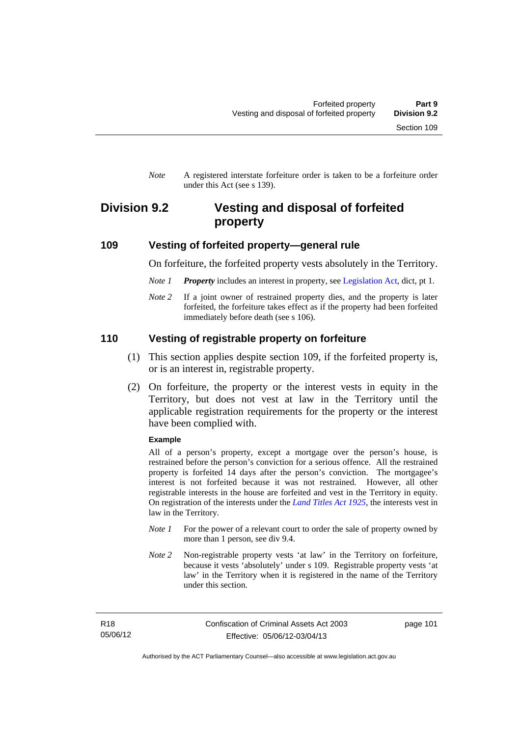*Note* A registered interstate forfeiture order is taken to be a forfeiture order under this Act (see s 139).

## Division 9.2 Vesting and disposal of forfeited property

### 109 Vesting of forfeited property—general rule

On forfeiture, the forfeited property vests absolutely in the Territory.

*Note 1* ***Property*** includes an interest in property, see Legislation Act, dict, pt 1.

*Note 2* If a joint owner of restrained property dies, and the property is later forfeited, the forfeiture takes effect as if the property had been forfeited immediately before death (see s 106).

### 110 Vesting of registrable property on forfeiture

(1) This section applies despite section 109, if the forfeited property is, or is an interest in, registrable property.

(2) On forfeiture, the property or the interest vests in equity in the Territory, but does not vest at law in the Territory until the applicable registration requirements for the property or the interest have been complied with.

**Example**

All of a person's property, except a mortgage over the person's house, is restrained before the person's conviction for a serious offence. All the restrained property is forfeited 14 days after the person's conviction. The mortgagee's interest is not forfeited because it was not restrained. However, all other registrable interests in the house are forfeited and vest in the Territory in equity. On registration of the interests under the *Land Titles Act 1925*, the interests vest in law in the Territory.

*Note 1* For the power of a relevant court to order the sale of property owned by more than 1 person, see div 9.4.

*Note 2* Non-registrable property vests 'at law' in the Territory on forfeiture, because it vests 'absolutely' under s 109. Registrable property vests 'at law' in the Territory when it is registered in the name of the Territory under this section.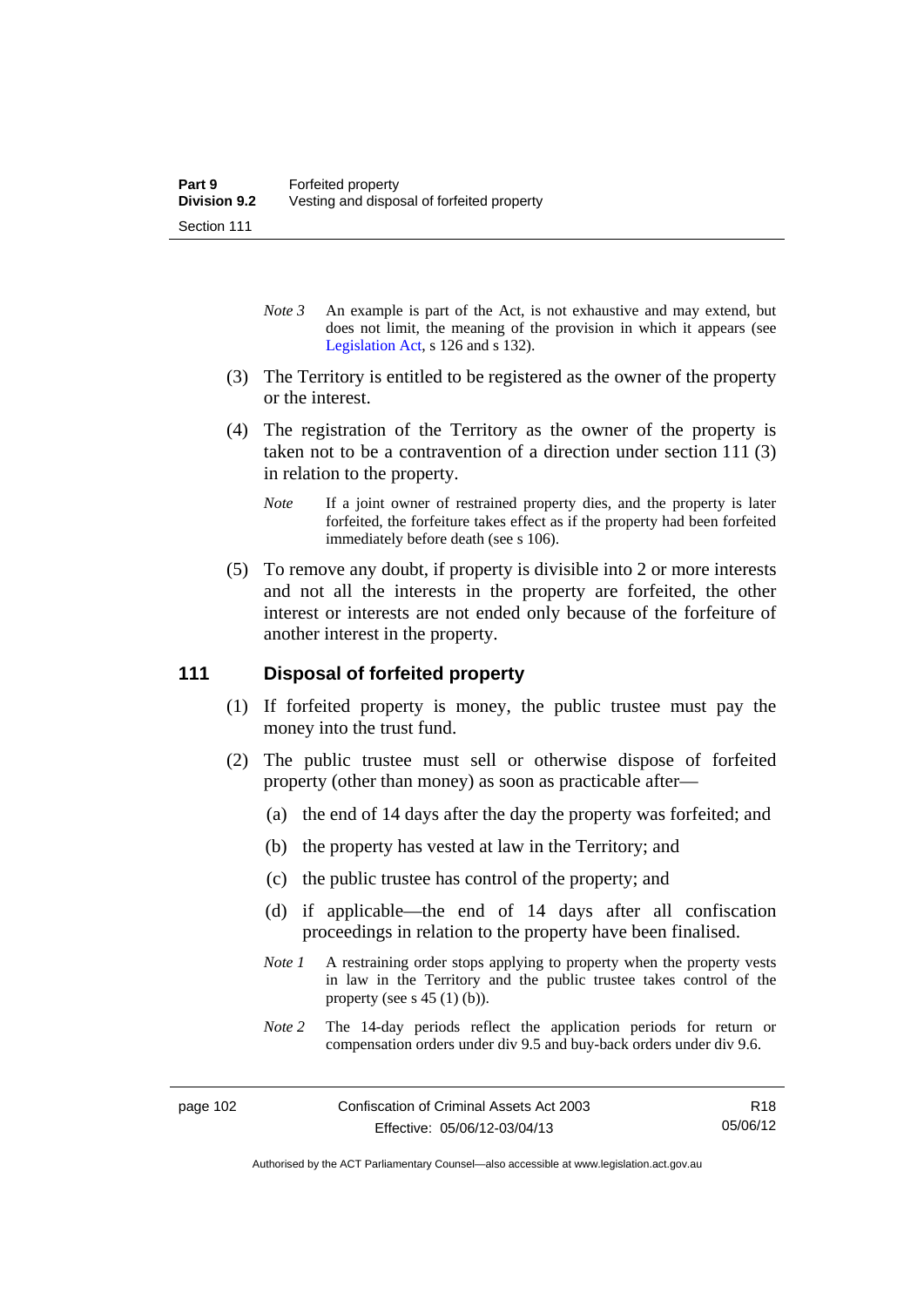*Note 3* An example is part of the Act, is not exhaustive and may extend, but does not limit, the meaning of the provision in which it appears (see Legislation Act, s 126 and s 132).

(3) The Territory is entitled to be registered as the owner of the property or the interest.

(4) The registration of the Territory as the owner of the property is taken not to be a contravention of a direction under section 111 (3) in relation to the property.

*Note* If a joint owner of restrained property dies, and the property is later forfeited, the forfeiture takes effect as if the property had been forfeited immediately before death (see s 106).

(5) To remove any doubt, if property is divisible into 2 or more interests and not all the interests in the property are forfeited, the other interest or interests are not ended only because of the forfeiture of another interest in the property.

## 111 Disposal of forfeited property

(1) If forfeited property is money, the public trustee must pay the money into the trust fund.

(2) The public trustee must sell or otherwise dispose of forfeited property (other than money) as soon as practicable after—

(a) the end of 14 days after the day the property was forfeited; and

(b) the property has vested at law in the Territory; and

(c) the public trustee has control of the property; and

(d) if applicable—the end of 14 days after all confiscation proceedings in relation to the property have been finalised.

*Note 1* A restraining order stops applying to property when the property vests in law in the Territory and the public trustee takes control of the property (see s 45 (1) (b)).

*Note 2* The 14-day periods reflect the application periods for return or compensation orders under div 9.5 and buy-back orders under div 9.6.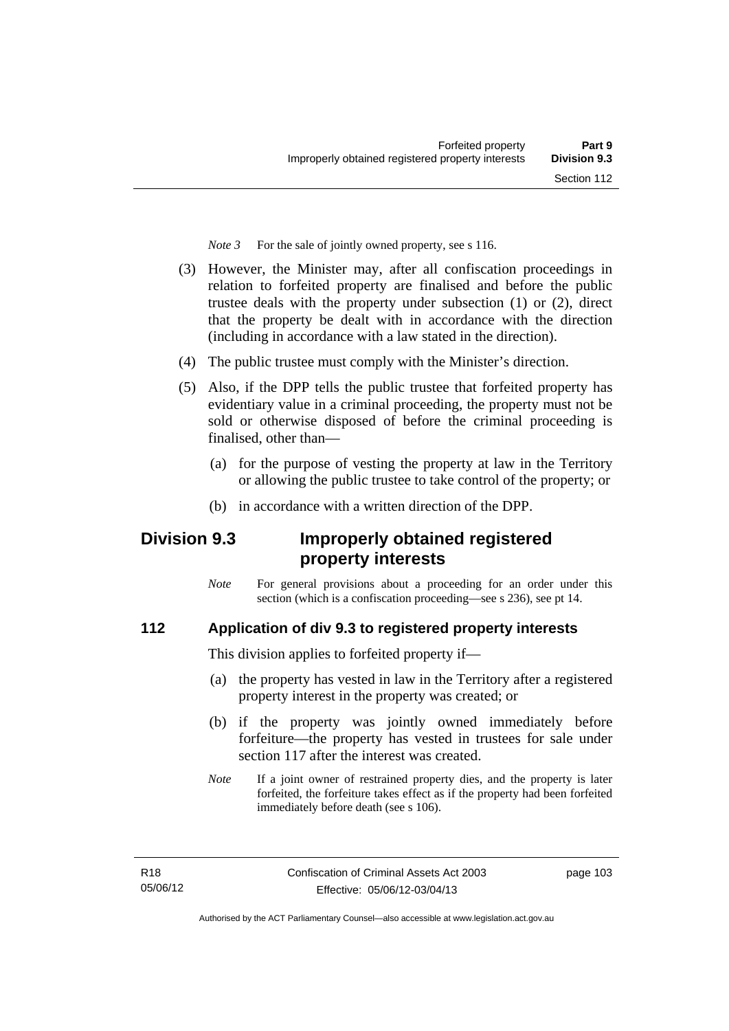*Note 3* For the sale of jointly owned property, see s 116.

(3) However, the Minister may, after all confiscation proceedings in relation to forfeited property are finalised and before the public trustee deals with the property under subsection (1) or (2), direct that the property be dealt with in accordance with the direction (including in accordance with a law stated in the direction).

(4) The public trustee must comply with the Minister's direction.

(5) Also, if the DPP tells the public trustee that forfeited property has evidentiary value in a criminal proceeding, the property must not be sold or otherwise disposed of before the criminal proceeding is finalised, other than—

(a) for the purpose of vesting the property at law in the Territory or allowing the public trustee to take control of the property; or

(b) in accordance with a written direction of the DPP.

## Division 9.3 Improperly obtained registered property interests

*Note* For general provisions about a proceeding for an order under this section (which is a confiscation proceeding—see s 236), see pt 14.

### 112 Application of div 9.3 to registered property interests

This division applies to forfeited property if—

(a) the property has vested in law in the Territory after a registered property interest in the property was created; or

(b) if the property was jointly owned immediately before forfeiture—the property has vested in trustees for sale under section 117 after the interest was created.

*Note* If a joint owner of restrained property dies, and the property is later forfeited, the forfeiture takes effect as if the property had been forfeited immediately before death (see s 106).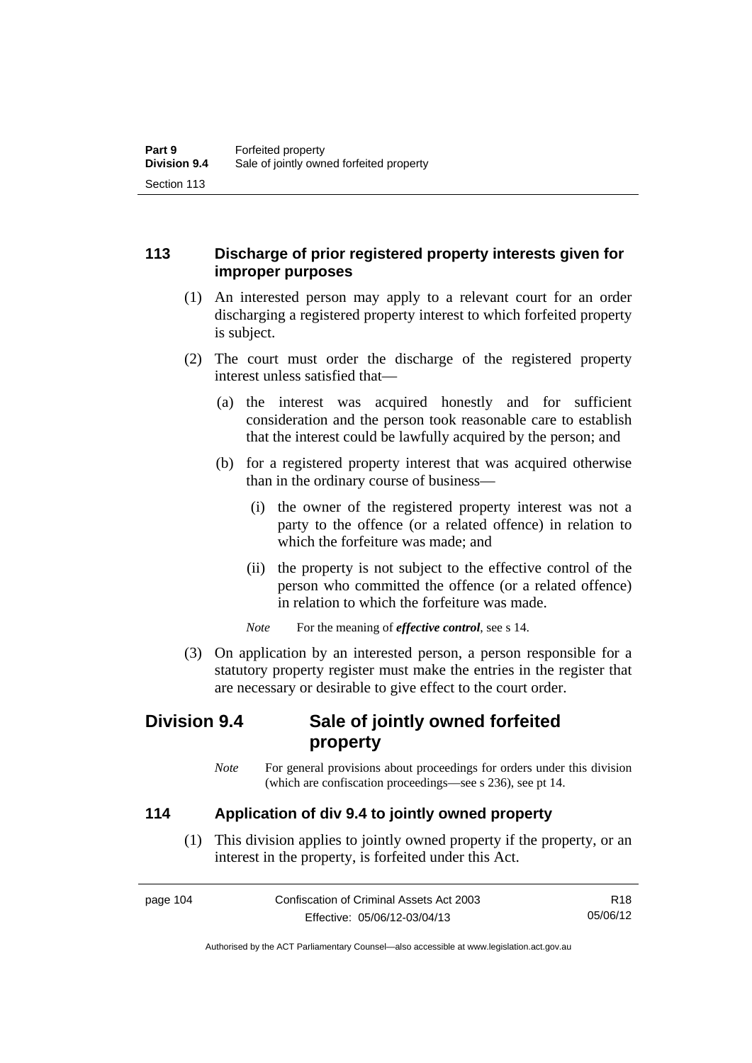## 113 Discharge of prior registered property interests given for improper purposes

(1) An interested person may apply to a relevant court for an order discharging a registered property interest to which forfeited property is subject.

(2) The court must order the discharge of the registered property interest unless satisfied that—

(a) the interest was acquired honestly and for sufficient consideration and the person took reasonable care to establish that the interest could be lawfully acquired by the person; and

(b) for a registered property interest that was acquired otherwise than in the ordinary course of business—

(i) the owner of the registered property interest was not a party to the offence (or a related offence) in relation to which the forfeiture was made; and

(ii) the property is not subject to the effective control of the person who committed the offence (or a related offence) in relation to which the forfeiture was made.

*Note* For the meaning of ***effective control***, see s 14.

(3) On application by an interested person, a person responsible for a statutory property register must make the entries in the register that are necessary or desirable to give effect to the court order.

# Division 9.4 Sale of jointly owned forfeited property

*Note* For general provisions about proceedings for orders under this division (which are confiscation proceedings—see s 236), see pt 14.

## 114 Application of div 9.4 to jointly owned property

(1) This division applies to jointly owned property if the property, or an interest in the property, is forfeited under this Act.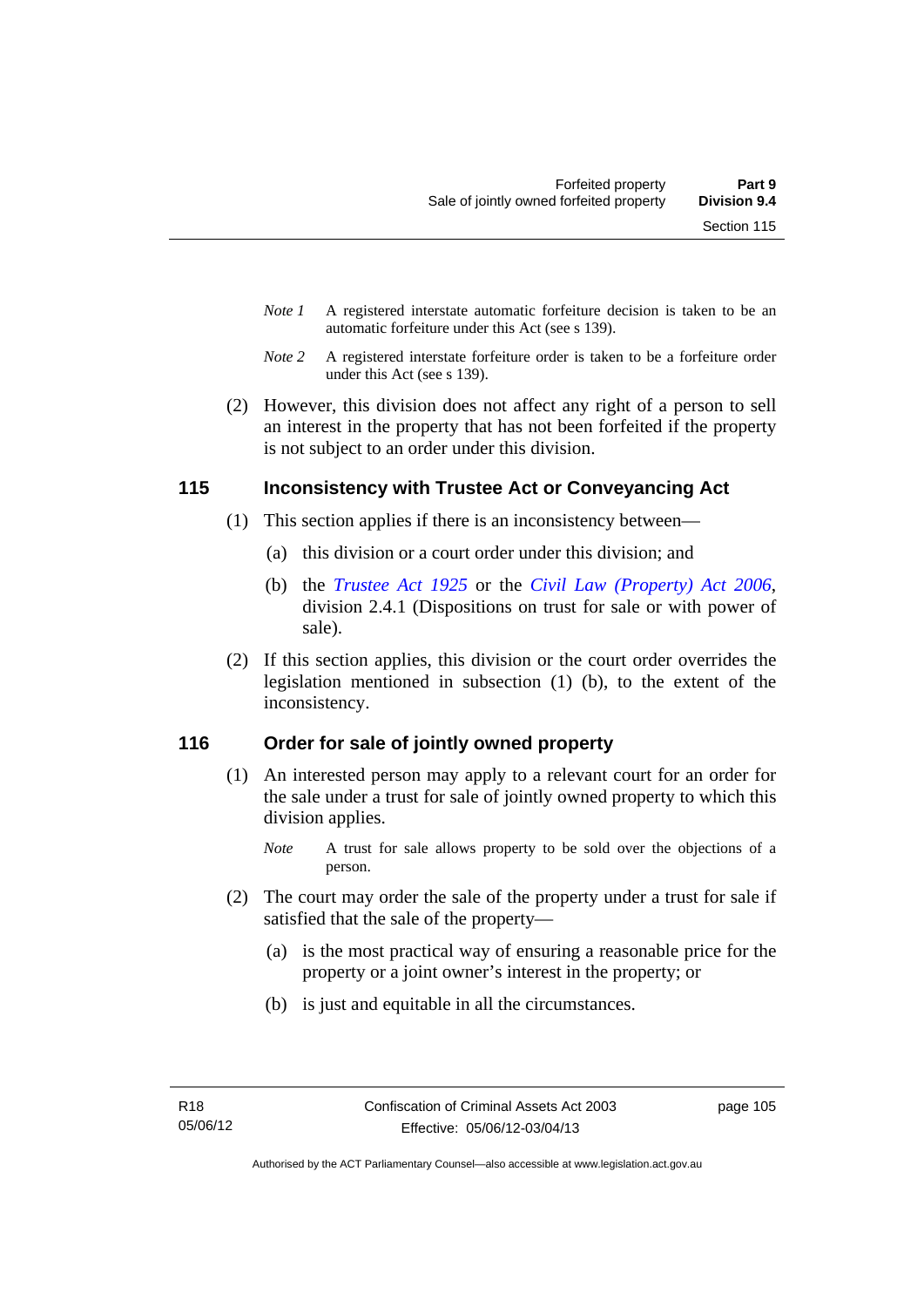*Note 1* A registered interstate automatic forfeiture decision is taken to be an automatic forfeiture under this Act (see s 139).

*Note 2* A registered interstate forfeiture order is taken to be a forfeiture order under this Act (see s 139).

(2) However, this division does not affect any right of a person to sell an interest in the property that has not been forfeited if the property is not subject to an order under this division.

## 115 Inconsistency with Trustee Act or Conveyancing Act

(1) This section applies if there is an inconsistency between—

(a) this division or a court order under this division; and

(b) the *Trustee Act 1925* or the *Civil Law (Property) Act 2006*, division 2.4.1 (Dispositions on trust for sale or with power of sale).

(2) If this section applies, this division or the court order overrides the legislation mentioned in subsection (1) (b), to the extent of the inconsistency.

## 116 Order for sale of jointly owned property

(1) An interested person may apply to a relevant court for an order for the sale under a trust for sale of jointly owned property to which this division applies.

*Note* A trust for sale allows property to be sold over the objections of a person.

(2) The court may order the sale of the property under a trust for sale if satisfied that the sale of the property—

(a) is the most practical way of ensuring a reasonable price for the property or a joint owner's interest in the property; or

(b) is just and equitable in all the circumstances.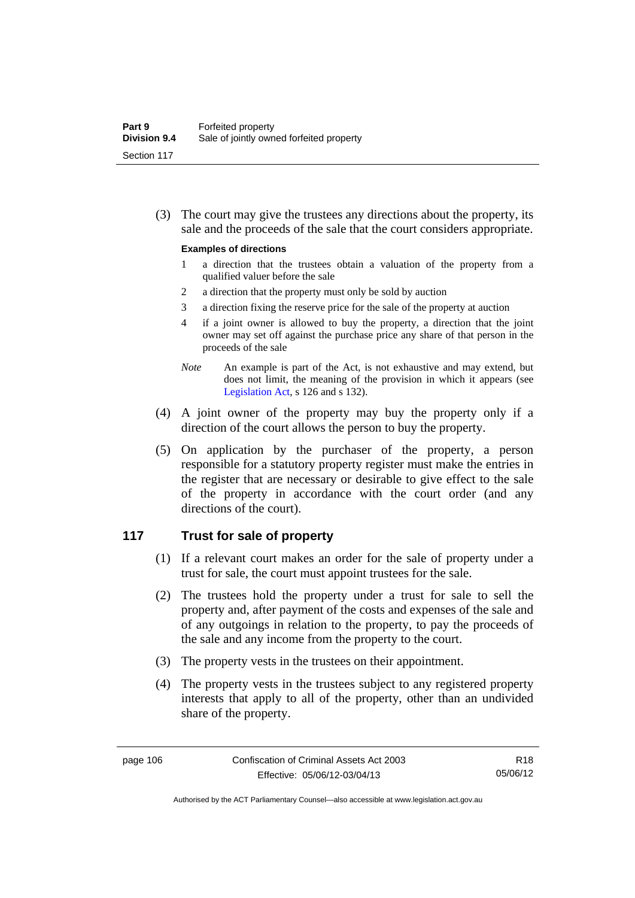(3) The court may give the trustees any directions about the property, its sale and the proceeds of the sale that the court considers appropriate.

**Examples of directions**

1 a direction that the trustees obtain a valuation of the property from a qualified valuer before the sale

2 a direction that the property must only be sold by auction

3 a direction fixing the reserve price for the sale of the property at auction

4 if a joint owner is allowed to buy the property, a direction that the joint owner may set off against the purchase price any share of that person in the proceeds of the sale

*Note* An example is part of the Act, is not exhaustive and may extend, but does not limit, the meaning of the provision in which it appears (see Legislation Act, s 126 and s 132).

(4) A joint owner of the property may buy the property only if a direction of the court allows the person to buy the property.

(5) On application by the purchaser of the property, a person responsible for a statutory property register must make the entries in the register that are necessary or desirable to give effect to the sale of the property in accordance with the court order (and any directions of the court).

## 117 Trust for sale of property

(1) If a relevant court makes an order for the sale of property under a trust for sale, the court must appoint trustees for the sale.

(2) The trustees hold the property under a trust for sale to sell the property and, after payment of the costs and expenses of the sale and of any outgoings in relation to the property, to pay the proceeds of the sale and any income from the property to the court.

(3) The property vests in the trustees on their appointment.

(4) The property vests in the trustees subject to any registered property interests that apply to all of the property, other than an undivided share of the property.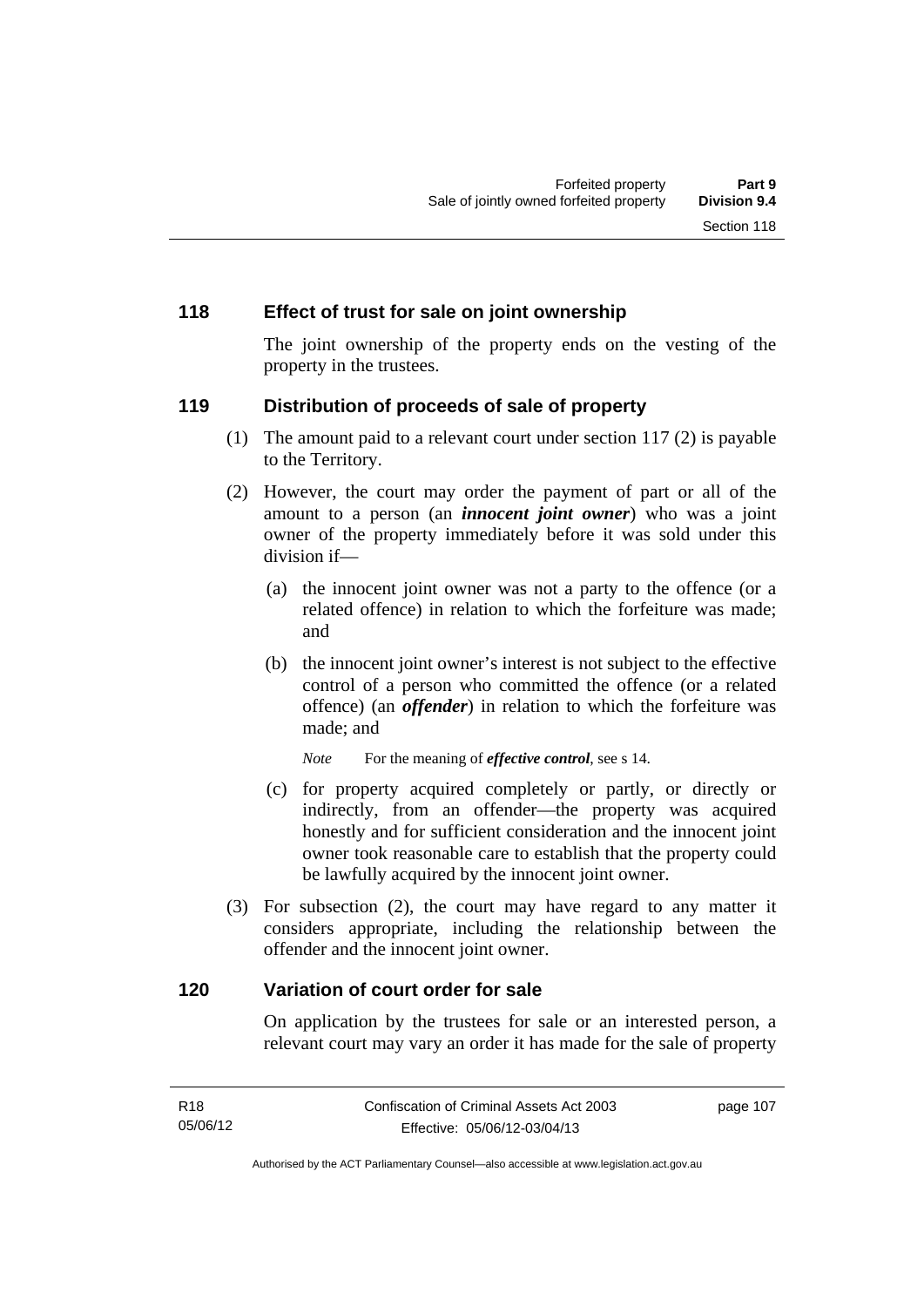## 118 Effect of trust for sale on joint ownership

The joint ownership of the property ends on the vesting of the property in the trustees.

## 119 Distribution of proceeds of sale of property

(1) The amount paid to a relevant court under section 117 (2) is payable to the Territory.

(2) However, the court may order the payment of part or all of the amount to a person (an ***innocent joint owner***) who was a joint owner of the property immediately before it was sold under this division if—

   (a) the innocent joint owner was not a party to the offence (or a related offence) in relation to which the forfeiture was made; and

   (b) the innocent joint owner's interest is not subject to the effective control of a person who committed the offence (or a related offence) (an ***offender***) in relation to which the forfeiture was made; and

   *Note* For the meaning of ***effective control***, see s 14.

   (c) for property acquired completely or partly, or directly or indirectly, from an offender—the property was acquired honestly and for sufficient consideration and the innocent joint owner took reasonable care to establish that the property could be lawfully acquired by the innocent joint owner.

(3) For subsection (2), the court may have regard to any matter it considers appropriate, including the relationship between the offender and the innocent joint owner.

## 120 Variation of court order for sale

On application by the trustees for sale or an interested person, a relevant court may vary an order it has made for the sale of property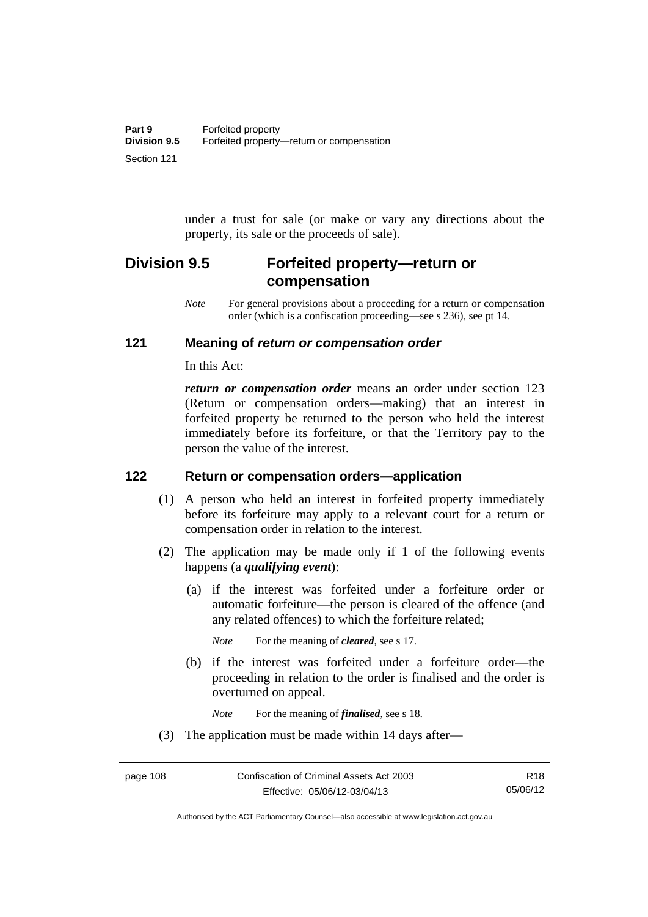under a trust for sale (or make or vary any directions about the property, its sale or the proceeds of sale).

## Division 9.5 Forfeited property—return or compensation

*Note* For general provisions about a proceeding for a return or compensation order (which is a confiscation proceeding—see s 236), see pt 14.

### 121 Meaning of *return or compensation order*

In this Act:

***return or compensation order*** means an order under section 123 (Return or compensation orders—making) that an interest in forfeited property be returned to the person who held the interest immediately before its forfeiture, or that the Territory pay to the person the value of the interest.

### 122 Return or compensation orders—application

(1) A person who held an interest in forfeited property immediately before its forfeiture may apply to a relevant court for a return or compensation order in relation to the interest.

(2) The application may be made only if 1 of the following events happens (a ***qualifying event***):

(a) if the interest was forfeited under a forfeiture order or automatic forfeiture—the person is cleared of the offence (and any related offences) to which the forfeiture related;

*Note* For the meaning of ***cleared***, see s 17.

(b) if the interest was forfeited under a forfeiture order—the proceeding in relation to the order is finalised and the order is overturned on appeal.

*Note* For the meaning of ***finalised***, see s 18.

(3) The application must be made within 14 days after—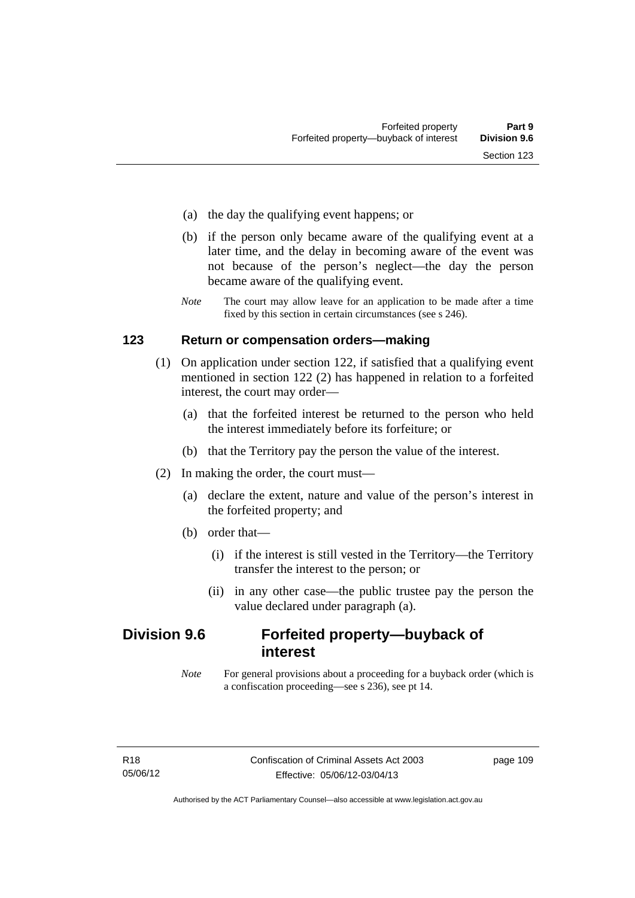(a) the day the qualifying event happens; or

(b) if the person only became aware of the qualifying event at a later time, and the delay in becoming aware of the event was not because of the person's neglect—the day the person became aware of the qualifying event.

*Note* The court may allow leave for an application to be made after a time fixed by this section in certain circumstances (see s 246).

## 123 Return or compensation orders—making

(1) On application under section 122, if satisfied that a qualifying event mentioned in section 122 (2) has happened in relation to a forfeited interest, the court may order—

(a) that the forfeited interest be returned to the person who held the interest immediately before its forfeiture; or

(b) that the Territory pay the person the value of the interest.

(2) In making the order, the court must—

(a) declare the extent, nature and value of the person's interest in the forfeited property; and

(b) order that—

(i) if the interest is still vested in the Territory—the Territory transfer the interest to the person; or

(ii) in any other case—the public trustee pay the person the value declared under paragraph (a).

# Division 9.6 Forfeited property—buyback of interest

*Note* For general provisions about a proceeding for a buyback order (which is a confiscation proceeding—see s 236), see pt 14.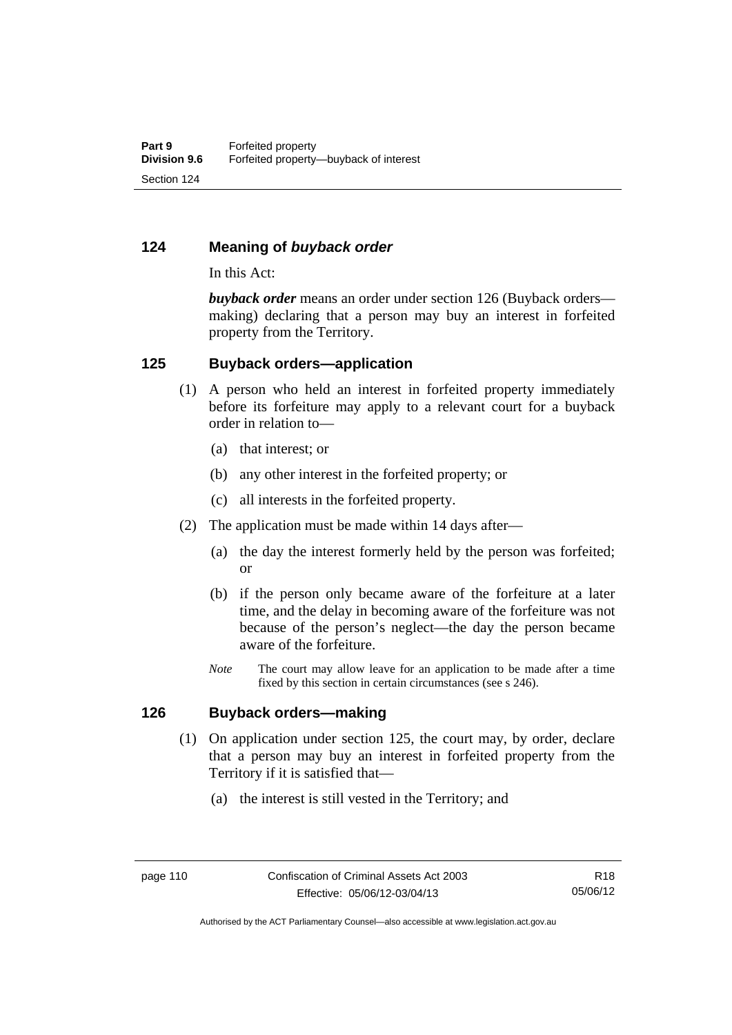## 124 Meaning of *buyback order*

In this Act:

***buyback order*** means an order under section 126 (Buyback orders—making) declaring that a person may buy an interest in forfeited property from the Territory.

## 125 Buyback orders—application

(1) A person who held an interest in forfeited property immediately before its forfeiture may apply to a relevant court for a buyback order in relation to—

- (a) that interest; or
- (b) any other interest in the forfeited property; or
- (c) all interests in the forfeited property.

(2) The application must be made within 14 days after—

- (a) the day the interest formerly held by the person was forfeited; or
- (b) if the person only became aware of the forfeiture at a later time, and the delay in becoming aware of the forfeiture was not because of the person's neglect—the day the person became aware of the forfeiture.

*Note* The court may allow leave for an application to be made after a time fixed by this section in certain circumstances (see s 246).

## 126 Buyback orders—making

(1) On application under section 125, the court may, by order, declare that a person may buy an interest in forfeited property from the Territory if it is satisfied that—

- (a) the interest is still vested in the Territory; and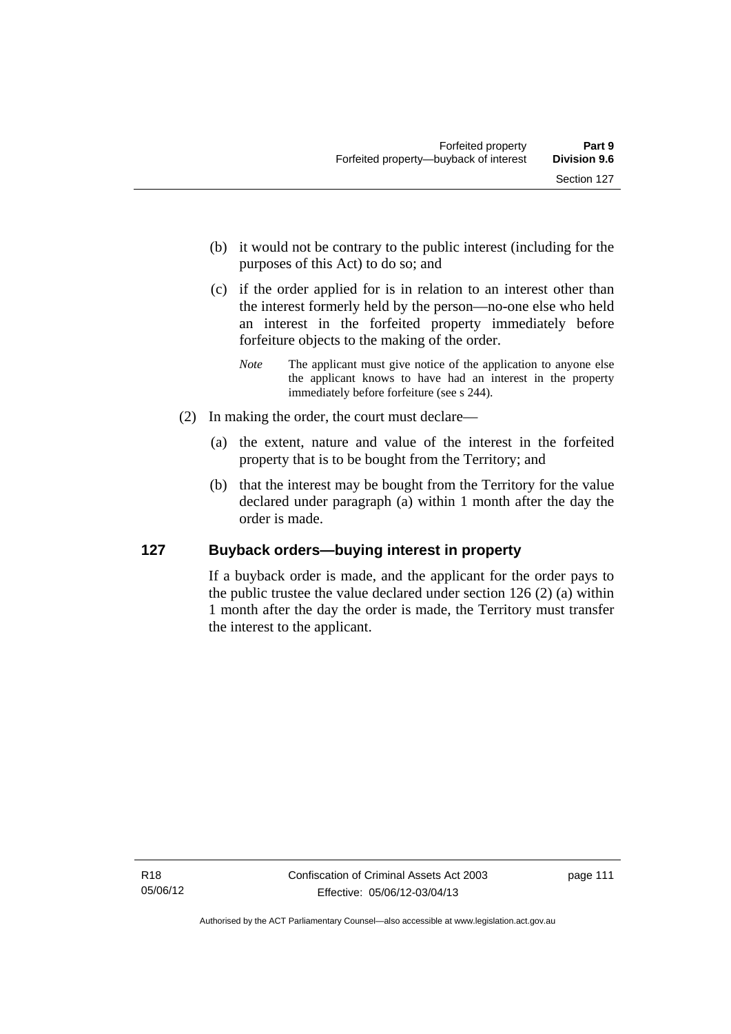(b) it would not be contrary to the public interest (including for the purposes of this Act) to do so; and

(c) if the order applied for is in relation to an interest other than the interest formerly held by the person—no-one else who held an interest in the forfeited property immediately before forfeiture objects to the making of the order.

*Note* The applicant must give notice of the application to anyone else the applicant knows to have had an interest in the property immediately before forfeiture (see s 244).

(2) In making the order, the court must declare—

(a) the extent, nature and value of the interest in the forfeited property that is to be bought from the Territory; and

(b) that the interest may be bought from the Territory for the value declared under paragraph (a) within 1 month after the day the order is made.

## 127 Buyback orders—buying interest in property

If a buyback order is made, and the applicant for the order pays to the public trustee the value declared under section 126 (2) (a) within 1 month after the day the order is made, the Territory must transfer the interest to the applicant.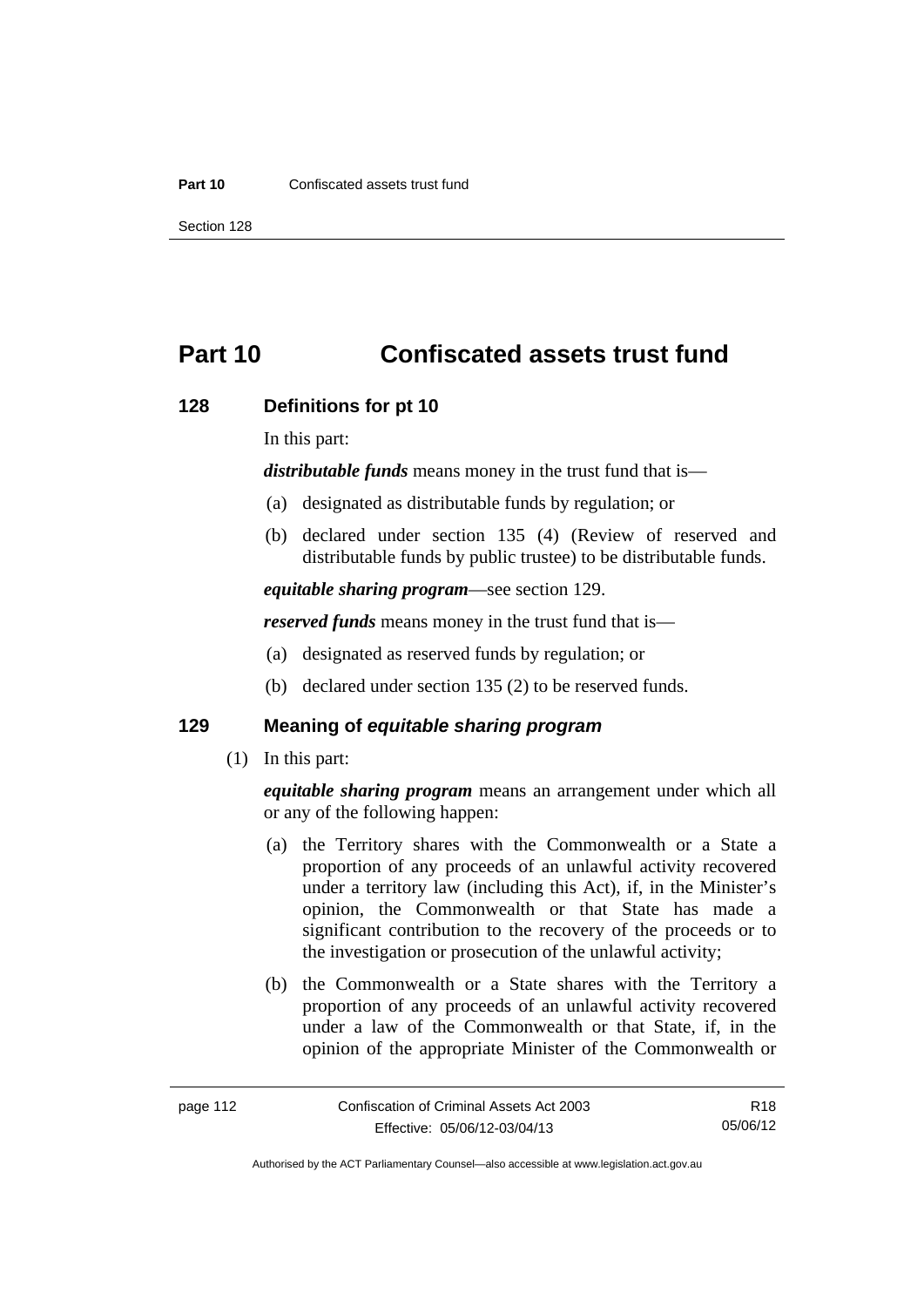# Part 10 Confiscated assets trust fund

### 128 Definitions for pt 10

In this part:

***distributable funds*** means money in the trust fund that is—

(a) designated as distributable funds by regulation; or

(b) declared under section 135 (4) (Review of reserved and distributable funds by public trustee) to be distributable funds.

***equitable sharing program***—see section 129.

***reserved funds*** means money in the trust fund that is—

(a) designated as reserved funds by regulation; or

(b) declared under section 135 (2) to be reserved funds.

### 129 Meaning of *equitable sharing program*

(1) In this part:

***equitable sharing program*** means an arrangement under which all or any of the following happen:

(a) the Territory shares with the Commonwealth or a State a proportion of any proceeds of an unlawful activity recovered under a territory law (including this Act), if, in the Minister's opinion, the Commonwealth or that State has made a significant contribution to the recovery of the proceeds or to the investigation or prosecution of the unlawful activity;

(b) the Commonwealth or a State shares with the Territory a proportion of any proceeds of an unlawful activity recovered under a law of the Commonwealth or that State, if, in the opinion of the appropriate Minister of the Commonwealth or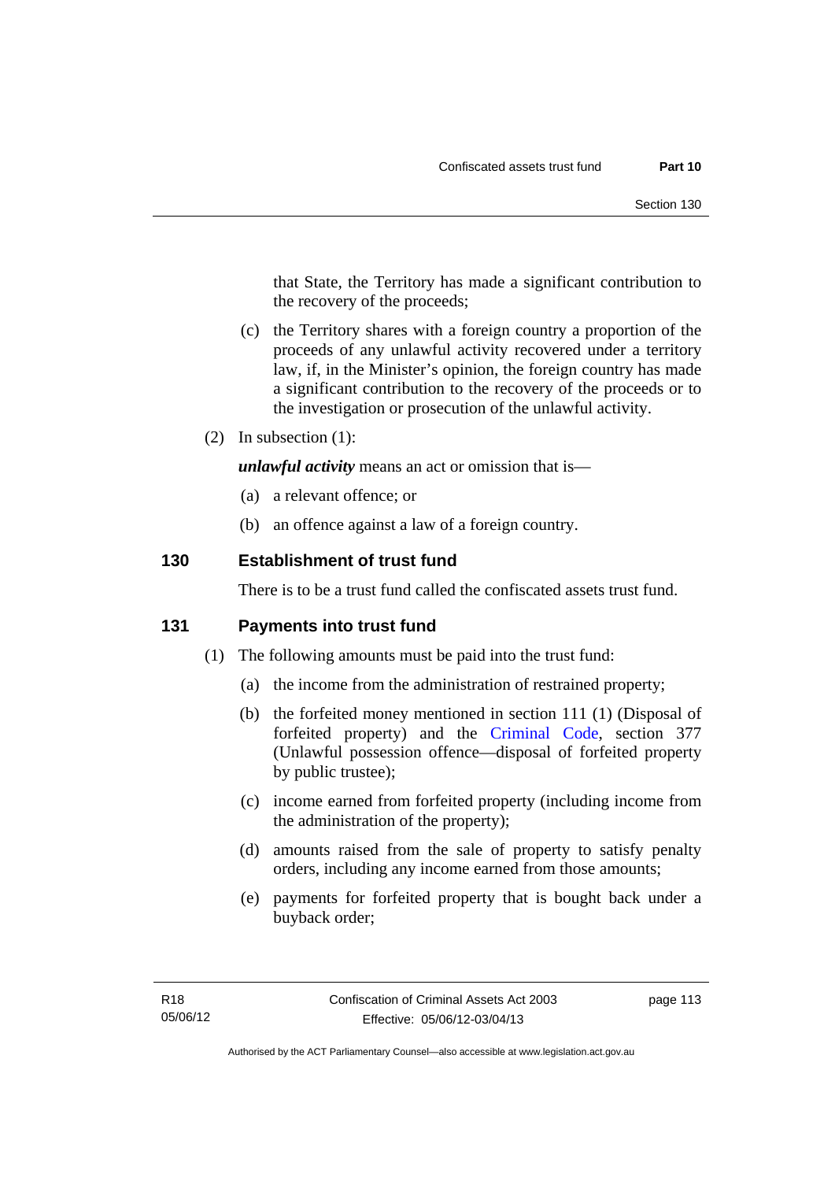that State, the Territory has made a significant contribution to the recovery of the proceeds;

(c) the Territory shares with a foreign country a proportion of the proceeds of any unlawful activity recovered under a territory law, if, in the Minister's opinion, the foreign country has made a significant contribution to the recovery of the proceeds or to the investigation or prosecution of the unlawful activity.

(2) In subsection (1):

***unlawful activity*** means an act or omission that is—

(a) a relevant offence; or

(b) an offence against a law of a foreign country.

## 130 Establishment of trust fund

There is to be a trust fund called the confiscated assets trust fund.

## 131 Payments into trust fund

(1) The following amounts must be paid into the trust fund:

(a) the income from the administration of restrained property;

(b) the forfeited money mentioned in section 111 (1) (Disposal of forfeited property) and the Criminal Code, section 377 (Unlawful possession offence—disposal of forfeited property by public trustee);

(c) income earned from forfeited property (including income from the administration of the property);

(d) amounts raised from the sale of property to satisfy penalty orders, including any income earned from those amounts;

(e) payments for forfeited property that is bought back under a buyback order;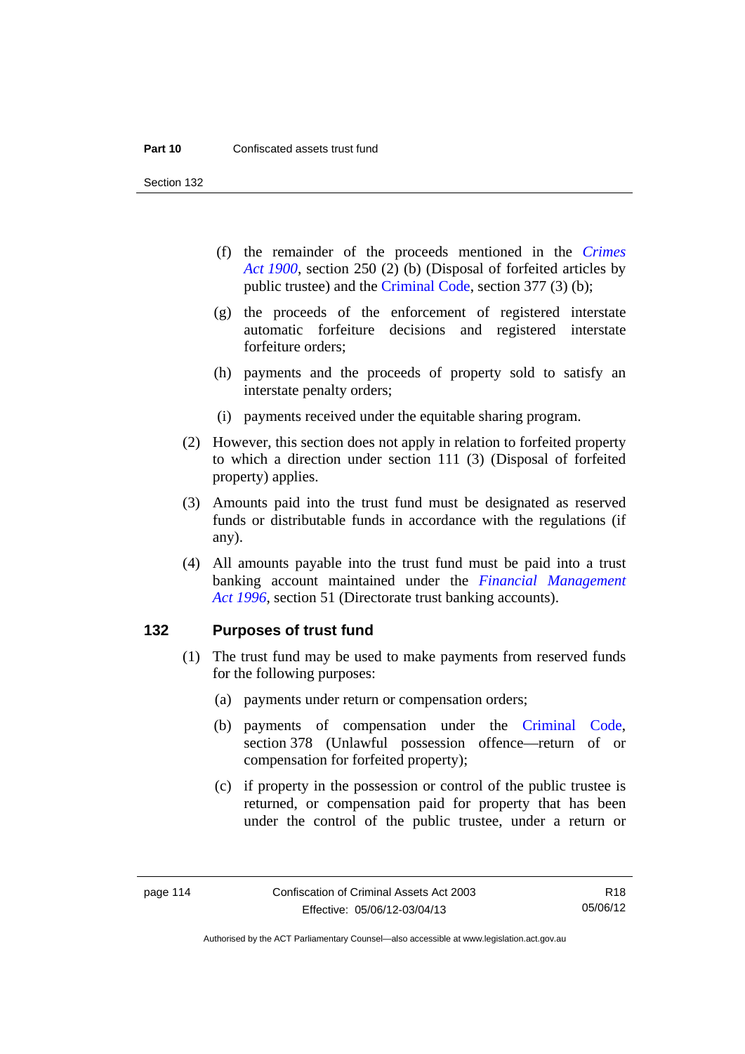(f) the remainder of the proceeds mentioned in the *Crimes Act 1900*, section 250 (2) (b) (Disposal of forfeited articles by public trustee) and the Criminal Code, section 377 (3) (b);

(g) the proceeds of the enforcement of registered interstate automatic forfeiture decisions and registered interstate forfeiture orders;

(h) payments and the proceeds of property sold to satisfy an interstate penalty orders;

(i) payments received under the equitable sharing program.

(2) However, this section does not apply in relation to forfeited property to which a direction under section 111 (3) (Disposal of forfeited property) applies.

(3) Amounts paid into the trust fund must be designated as reserved funds or distributable funds in accordance with the regulations (if any).

(4) All amounts payable into the trust fund must be paid into a trust banking account maintained under the *Financial Management Act 1996*, section 51 (Directorate trust banking accounts).

## 132 Purposes of trust fund

(1) The trust fund may be used to make payments from reserved funds for the following purposes:

(a) payments under return or compensation orders;

(b) payments of compensation under the Criminal Code, section 378 (Unlawful possession offence—return of or compensation for forfeited property);

(c) if property in the possession or control of the public trustee is returned, or compensation paid for property that has been under the control of the public trustee, under a return or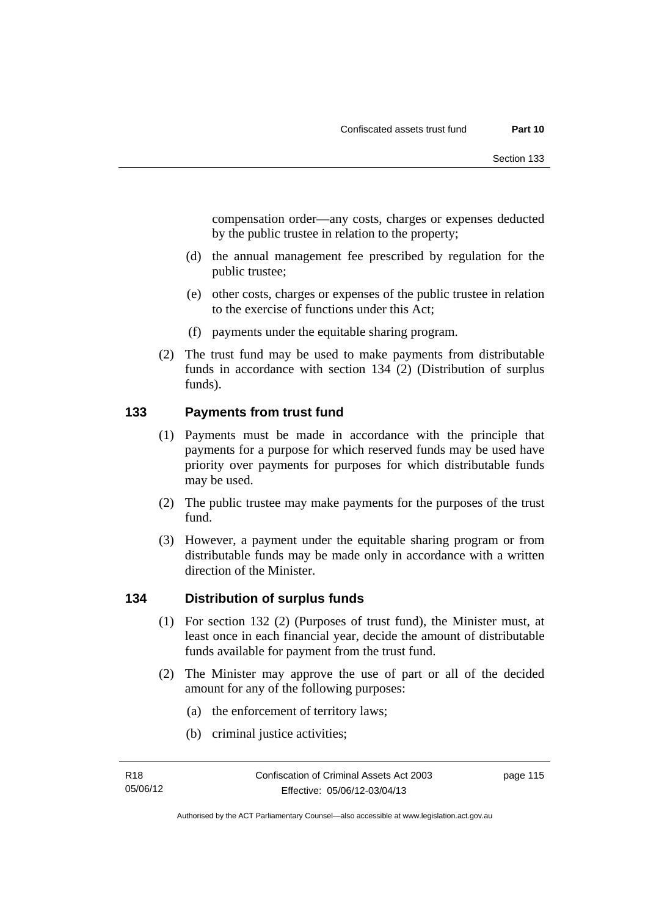compensation order—any costs, charges or expenses deducted by the public trustee in relation to the property;

(d) the annual management fee prescribed by regulation for the public trustee;

(e) other costs, charges or expenses of the public trustee in relation to the exercise of functions under this Act;

(f) payments under the equitable sharing program.

(2) The trust fund may be used to make payments from distributable funds in accordance with section 134 (2) (Distribution of surplus funds).

## 133 Payments from trust fund

(1) Payments must be made in accordance with the principle that payments for a purpose for which reserved funds may be used have priority over payments for purposes for which distributable funds may be used.

(2) The public trustee may make payments for the purposes of the trust fund.

(3) However, a payment under the equitable sharing program or from distributable funds may be made only in accordance with a written direction of the Minister.

## 134 Distribution of surplus funds

(1) For section 132 (2) (Purposes of trust fund), the Minister must, at least once in each financial year, decide the amount of distributable funds available for payment from the trust fund.

(2) The Minister may approve the use of part or all of the decided amount for any of the following purposes:

(a) the enforcement of territory laws;

(b) criminal justice activities;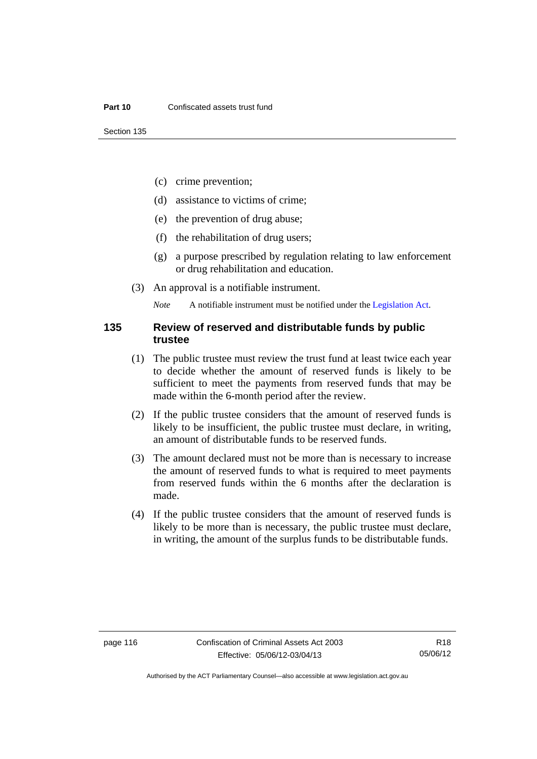(c) crime prevention;

(d) assistance to victims of crime;

(e) the prevention of drug abuse;

(f) the rehabilitation of drug users;

(g) a purpose prescribed by regulation relating to law enforcement or drug rehabilitation and education.

(3) An approval is a notifiable instrument.

*Note* A notifiable instrument must be notified under the Legislation Act.

### 135 Review of reserved and distributable funds by public trustee

(1) The public trustee must review the trust fund at least twice each year to decide whether the amount of reserved funds is likely to be sufficient to meet the payments from reserved funds that may be made within the 6-month period after the review.

(2) If the public trustee considers that the amount of reserved funds is likely to be insufficient, the public trustee must declare, in writing, an amount of distributable funds to be reserved funds.

(3) The amount declared must not be more than is necessary to increase the amount of reserved funds to what is required to meet payments from reserved funds within the 6 months after the declaration is made.

(4) If the public trustee considers that the amount of reserved funds is likely to be more than is necessary, the public trustee must declare, in writing, the amount of the surplus funds to be distributable funds.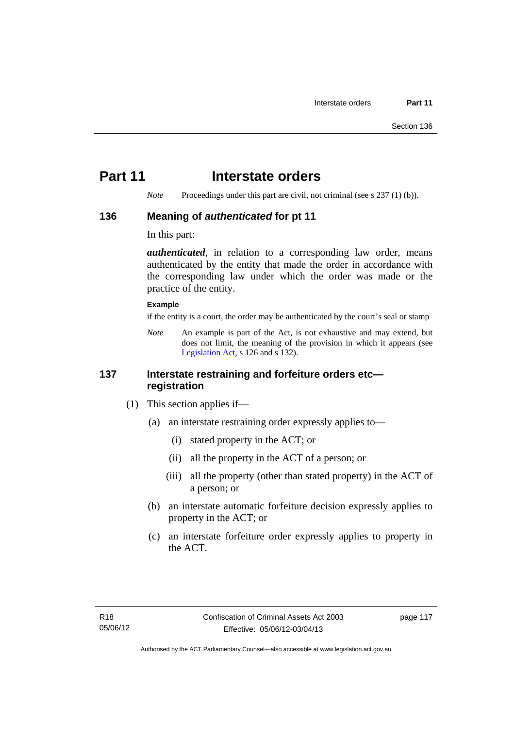# Part 11 Interstate orders

*Note* Proceedings under this part are civil, not criminal (see s 237 (1) (b)).

## 136 Meaning of *authenticated* for pt 11

In this part:

***authenticated***, in relation to a corresponding law order, means authenticated by the entity that made the order in accordance with the corresponding law under which the order was made or the practice of the entity.

**Example**

if the entity is a court, the order may be authenticated by the court's seal or stamp

*Note* An example is part of the Act, is not exhaustive and may extend, but does not limit, the meaning of the provision in which it appears (see Legislation Act, s 126 and s 132).

## 137 Interstate restraining and forfeiture orders etc—registration

(1) This section applies if—

(a) an interstate restraining order expressly applies to—

(i) stated property in the ACT; or

(ii) all the property in the ACT of a person; or

(iii) all the property (other than stated property) in the ACT of a person; or

(b) an interstate automatic forfeiture decision expressly applies to property in the ACT; or

(c) an interstate forfeiture order expressly applies to property in the ACT.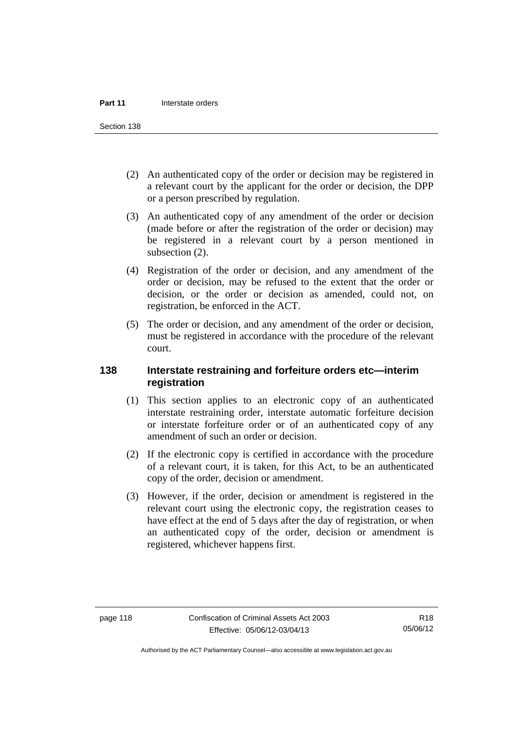(2) An authenticated copy of the order or decision may be registered in a relevant court by the applicant for the order or decision, the DPP or a person prescribed by regulation.

(3) An authenticated copy of any amendment of the order or decision (made before or after the registration of the order or decision) may be registered in a relevant court by a person mentioned in subsection (2).

(4) Registration of the order or decision, and any amendment of the order or decision, may be refused to the extent that the order or decision, or the order or decision as amended, could not, on registration, be enforced in the ACT.

(5) The order or decision, and any amendment of the order or decision, must be registered in accordance with the procedure of the relevant court.

## 138 Interstate restraining and forfeiture orders etc—interim registration

(1) This section applies to an electronic copy of an authenticated interstate restraining order, interstate automatic forfeiture decision or interstate forfeiture order or of an authenticated copy of any amendment of such an order or decision.

(2) If the electronic copy is certified in accordance with the procedure of a relevant court, it is taken, for this Act, to be an authenticated copy of the order, decision or amendment.

(3) However, if the order, decision or amendment is registered in the relevant court using the electronic copy, the registration ceases to have effect at the end of 5 days after the day of registration, or when an authenticated copy of the order, decision or amendment is registered, whichever happens first.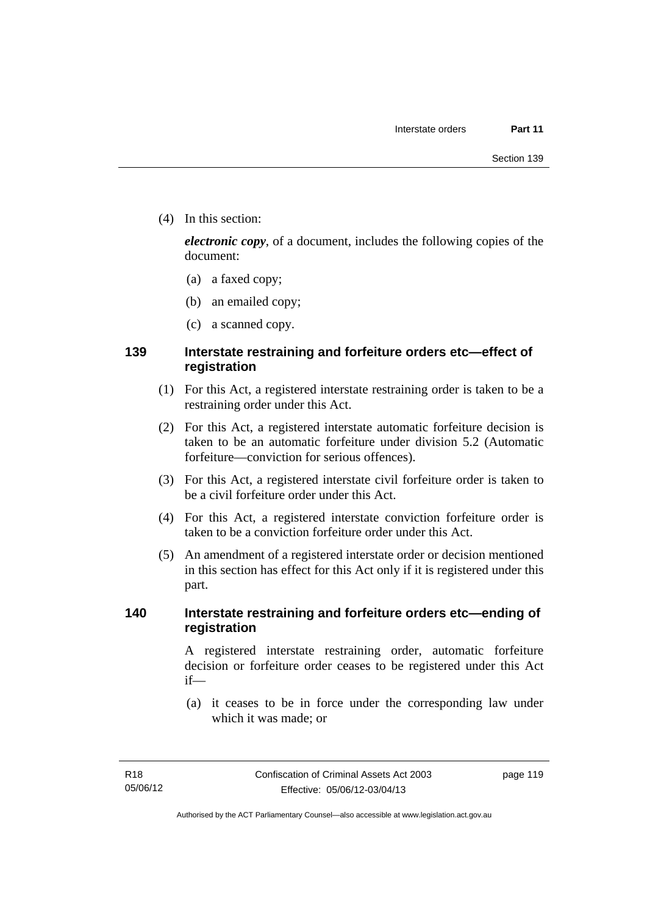(4) In this section:

***electronic copy***, of a document, includes the following copies of the document:

(a) a faxed copy;

(b) an emailed copy;

(c) a scanned copy.

### 139 Interstate restraining and forfeiture orders etc—effect of registration

(1) For this Act, a registered interstate restraining order is taken to be a restraining order under this Act.

(2) For this Act, a registered interstate automatic forfeiture decision is taken to be an automatic forfeiture under division 5.2 (Automatic forfeiture—conviction for serious offences).

(3) For this Act, a registered interstate civil forfeiture order is taken to be a civil forfeiture order under this Act.

(4) For this Act, a registered interstate conviction forfeiture order is taken to be a conviction forfeiture order under this Act.

(5) An amendment of a registered interstate order or decision mentioned in this section has effect for this Act only if it is registered under this part.

### 140 Interstate restraining and forfeiture orders etc—ending of registration

A registered interstate restraining order, automatic forfeiture decision or forfeiture order ceases to be registered under this Act if—

(a) it ceases to be in force under the corresponding law under which it was made; or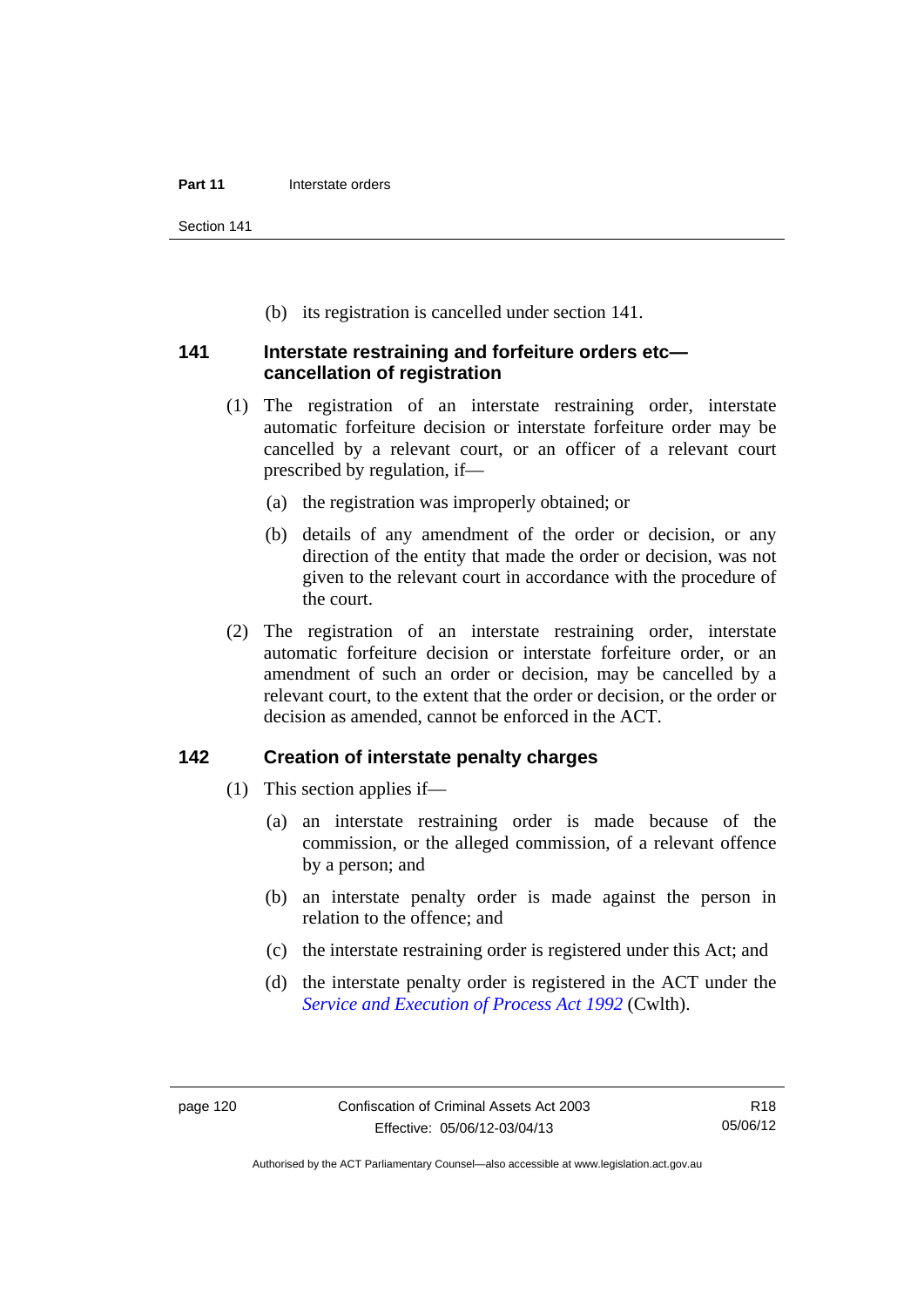(b) its registration is cancelled under section 141.

## 141 Interstate restraining and forfeiture orders etc—cancellation of registration

(1) The registration of an interstate restraining order, interstate automatic forfeiture decision or interstate forfeiture order may be cancelled by a relevant court, or an officer of a relevant court prescribed by regulation, if—

(a) the registration was improperly obtained; or

(b) details of any amendment of the order or decision, or any direction of the entity that made the order or decision, was not given to the relevant court in accordance with the procedure of the court.

(2) The registration of an interstate restraining order, interstate automatic forfeiture decision or interstate forfeiture order, or an amendment of such an order or decision, may be cancelled by a relevant court, to the extent that the order or decision, or the order or decision as amended, cannot be enforced in the ACT.

## 142 Creation of interstate penalty charges

(1) This section applies if—

(a) an interstate restraining order is made because of the commission, or the alleged commission, of a relevant offence by a person; and

(b) an interstate penalty order is made against the person in relation to the offence; and

(c) the interstate restraining order is registered under this Act; and

(d) the interstate penalty order is registered in the ACT under the *Service and Execution of Process Act 1992* (Cwlth).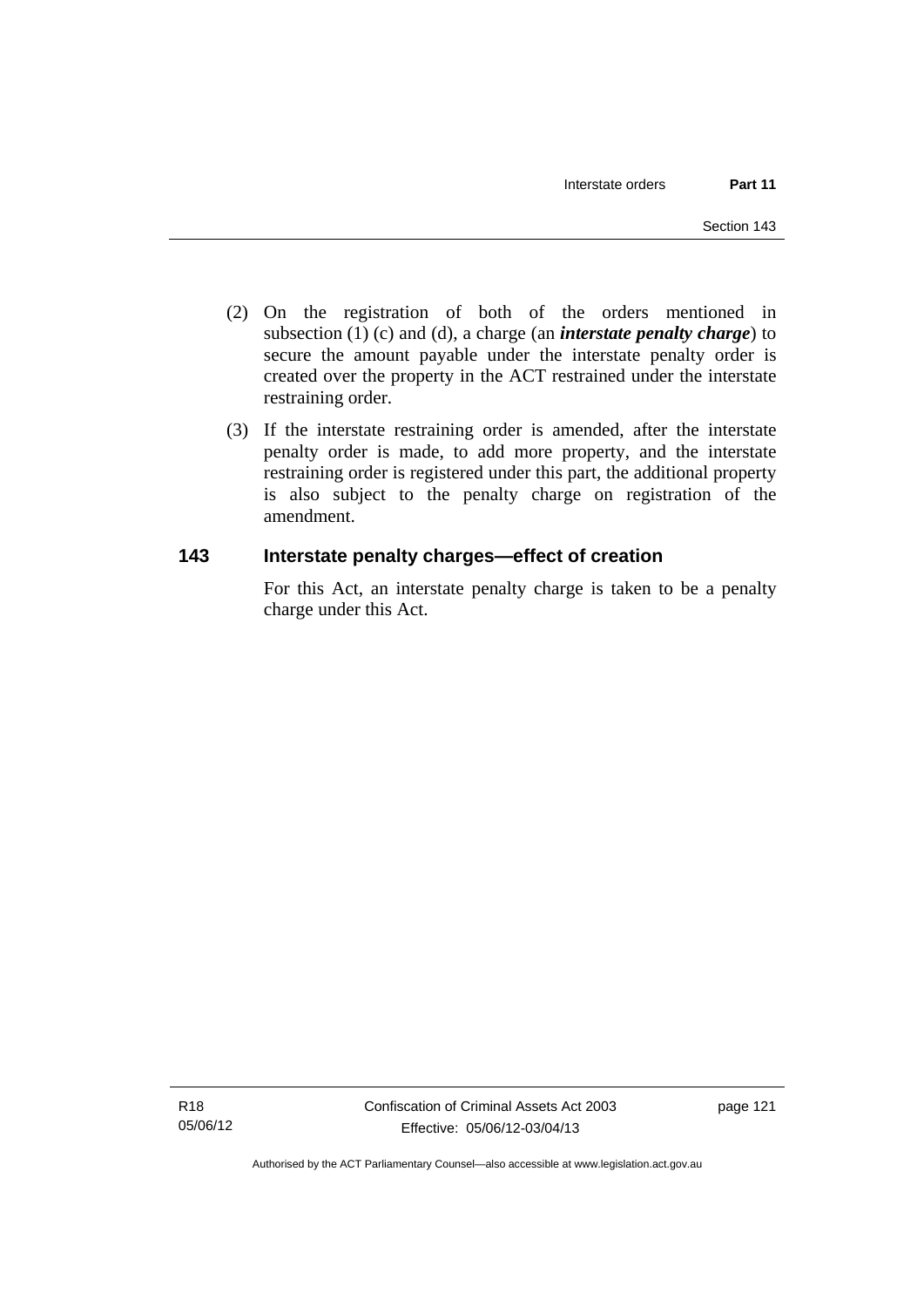(2) On the registration of both of the orders mentioned in subsection (1) (c) and (d), a charge (an ***interstate penalty charge***) to secure the amount payable under the interstate penalty order is created over the property in the ACT restrained under the interstate restraining order.

(3) If the interstate restraining order is amended, after the interstate penalty order is made, to add more property, and the interstate restraining order is registered under this part, the additional property is also subject to the penalty charge on registration of the amendment.

## 143 Interstate penalty charges—effect of creation

For this Act, an interstate penalty charge is taken to be a penalty charge under this Act.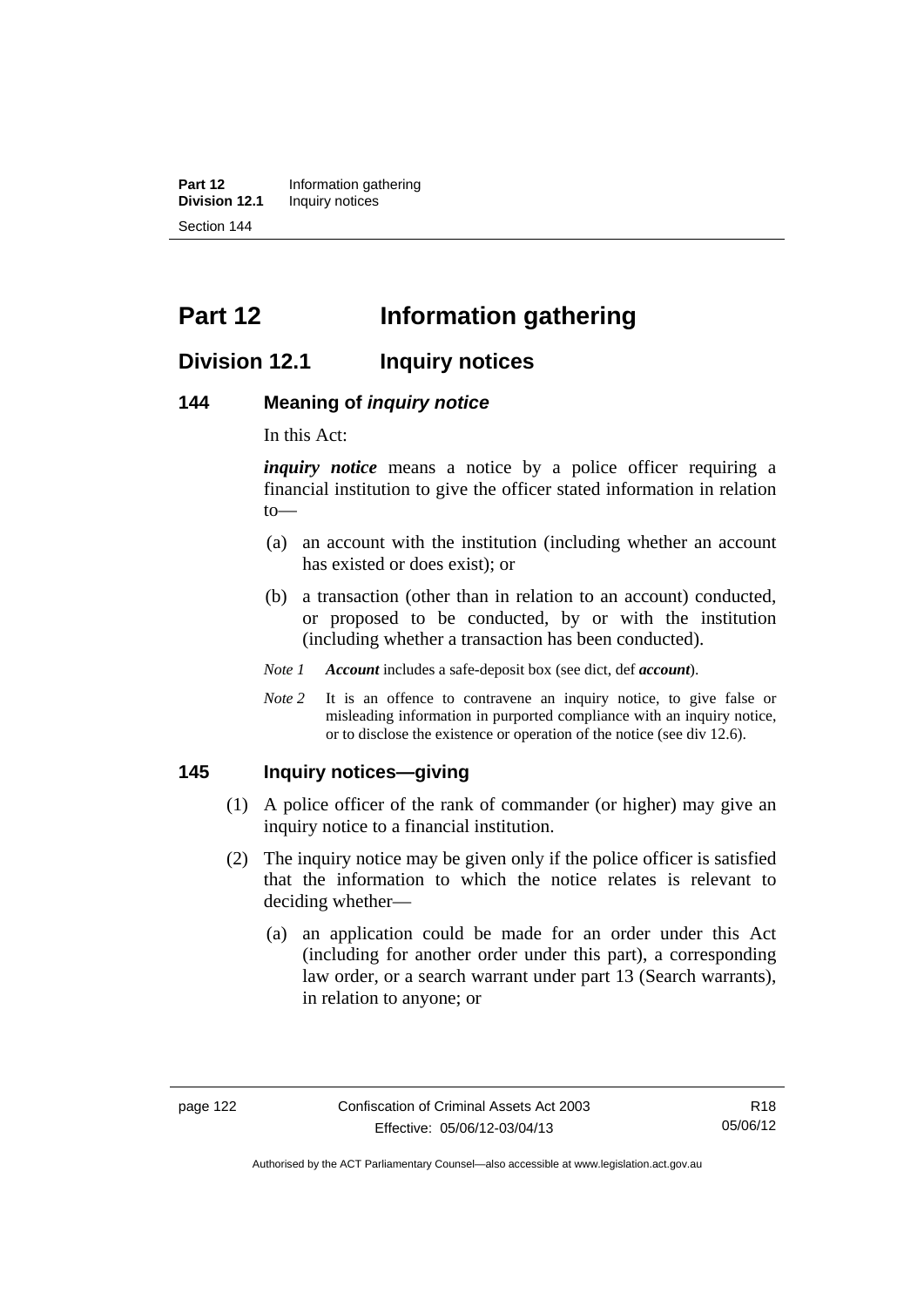# Part 12 Information gathering

## Division 12.1 Inquiry notices

### 144 Meaning of *inquiry notice*

In this Act:

***inquiry notice*** means a notice by a police officer requiring a financial institution to give the officer stated information in relation to—

(a) an account with the institution (including whether an account has existed or does exist); or

(b) a transaction (other than in relation to an account) conducted, or proposed to be conducted, by or with the institution (including whether a transaction has been conducted).

*Note 1* ***Account*** includes a safe-deposit box (see dict, def ***account***).

*Note 2* It is an offence to contravene an inquiry notice, to give false or misleading information in purported compliance with an inquiry notice, or to disclose the existence or operation of the notice (see div 12.6).

### 145 Inquiry notices—giving

(1) A police officer of the rank of commander (or higher) may give an inquiry notice to a financial institution.

(2) The inquiry notice may be given only if the police officer is satisfied that the information to which the notice relates is relevant to deciding whether—

(a) an application could be made for an order under this Act (including for another order under this part), a corresponding law order, or a search warrant under part 13 (Search warrants), in relation to anyone; or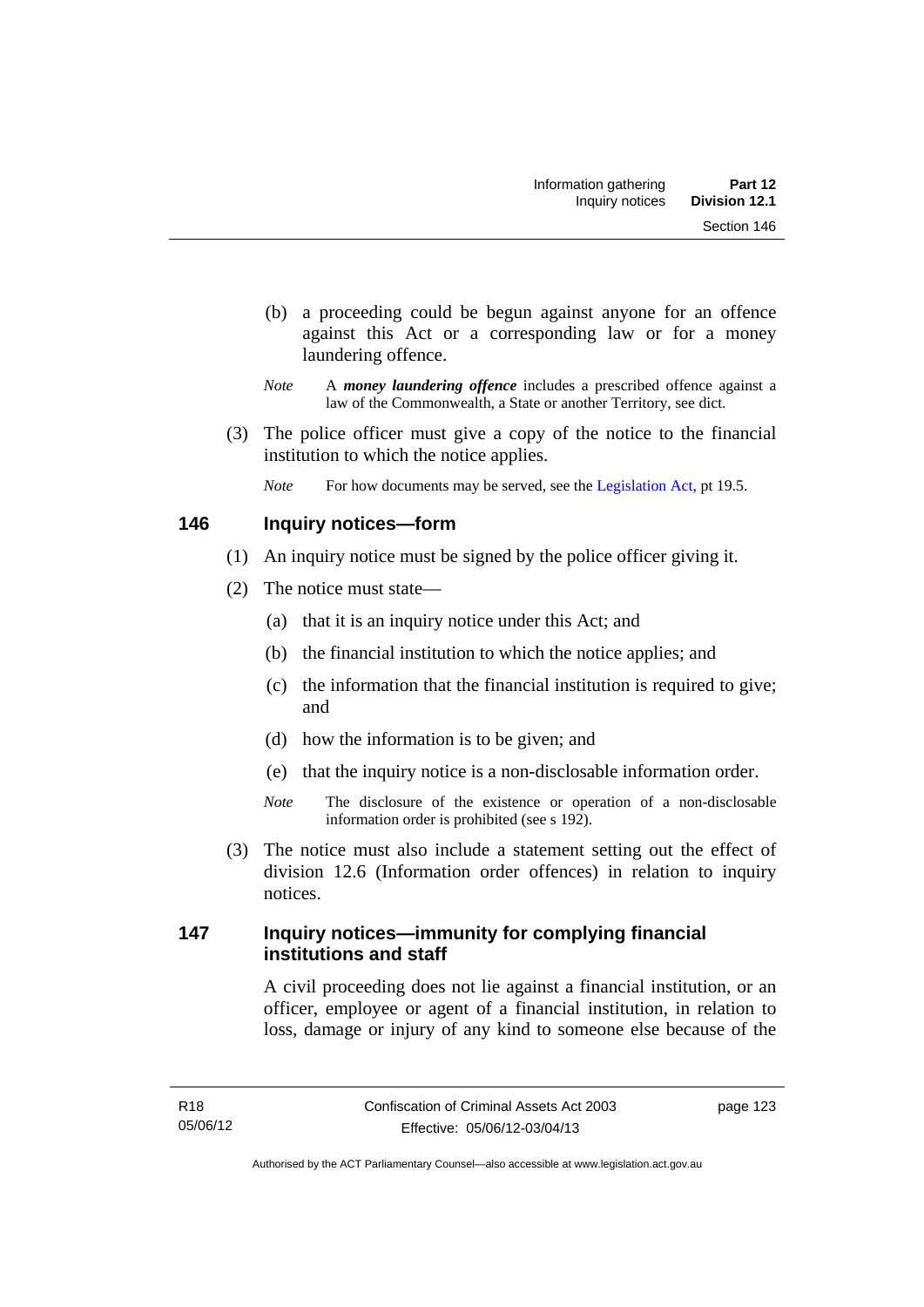(b) a proceeding could be begun against anyone for an offence against this Act or a corresponding law or for a money laundering offence.

*Note* A ***money laundering offence*** includes a prescribed offence against a law of the Commonwealth, a State or another Territory, see dict.

(3) The police officer must give a copy of the notice to the financial institution to which the notice applies.

*Note* For how documents may be served, see the Legislation Act, pt 19.5.

## 146 Inquiry notices—form

(1) An inquiry notice must be signed by the police officer giving it.

(2) The notice must state—

(a) that it is an inquiry notice under this Act; and

(b) the financial institution to which the notice applies; and

(c) the information that the financial institution is required to give; and

(d) how the information is to be given; and

(e) that the inquiry notice is a non-disclosable information order.

*Note* The disclosure of the existence or operation of a non-disclosable information order is prohibited (see s 192).

(3) The notice must also include a statement setting out the effect of division 12.6 (Information order offences) in relation to inquiry notices.

## 147 Inquiry notices—immunity for complying financial institutions and staff

A civil proceeding does not lie against a financial institution, or an officer, employee or agent of a financial institution, in relation to loss, damage or injury of any kind to someone else because of the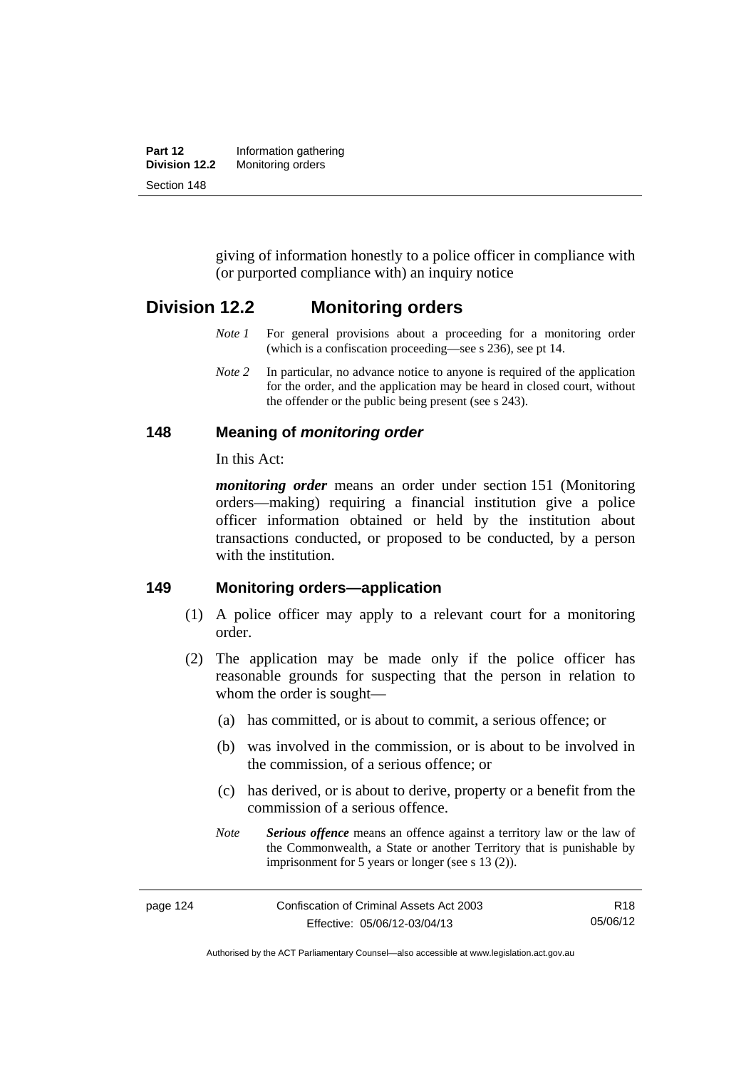giving of information honestly to a police officer in compliance with (or purported compliance with) an inquiry notice

## Division 12.2 Monitoring orders

*Note 1* For general provisions about a proceeding for a monitoring order (which is a confiscation proceeding—see s 236), see pt 14.

*Note 2* In particular, no advance notice to anyone is required of the application for the order, and the application may be heard in closed court, without the offender or the public being present (see s 243).

### 148 Meaning of *monitoring order*

In this Act:

***monitoring order*** means an order under section 151 (Monitoring orders—making) requiring a financial institution give a police officer information obtained or held by the institution about transactions conducted, or proposed to be conducted, by a person with the institution.

### 149 Monitoring orders—application

(1) A police officer may apply to a relevant court for a monitoring order.

(2) The application may be made only if the police officer has reasonable grounds for suspecting that the person in relation to whom the order is sought—

(a) has committed, or is about to commit, a serious offence; or

(b) was involved in the commission, or is about to be involved in the commission, of a serious offence; or

(c) has derived, or is about to derive, property or a benefit from the commission of a serious offence.

*Note* ***Serious offence*** means an offence against a territory law or the law of the Commonwealth, a State or another Territory that is punishable by imprisonment for 5 years or longer (see s 13 (2)).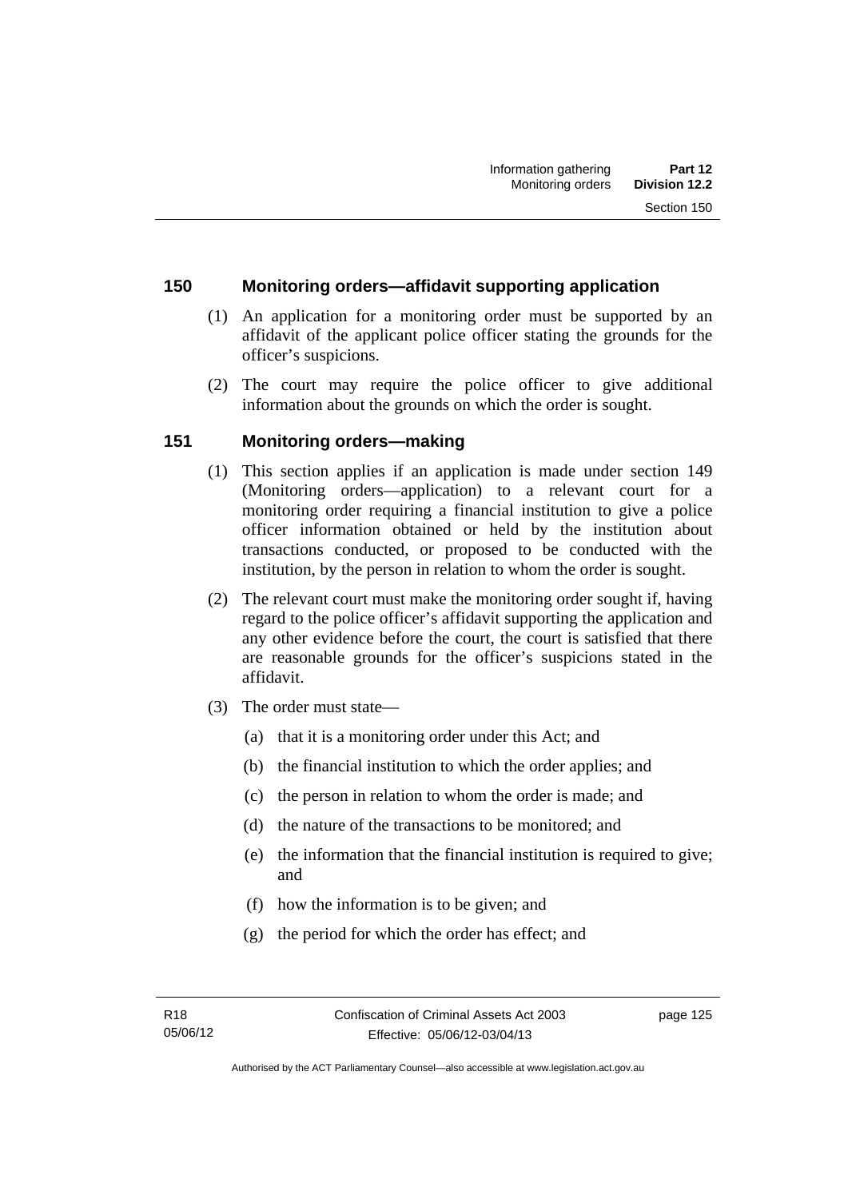## 150 Monitoring orders—affidavit supporting application

(1) An application for a monitoring order must be supported by an affidavit of the applicant police officer stating the grounds for the officer's suspicions.

(2) The court may require the police officer to give additional information about the grounds on which the order is sought.

## 151 Monitoring orders—making

(1) This section applies if an application is made under section 149 (Monitoring orders—application) to a relevant court for a monitoring order requiring a financial institution to give a police officer information obtained or held by the institution about transactions conducted, or proposed to be conducted with the institution, by the person in relation to whom the order is sought.

(2) The relevant court must make the monitoring order sought if, having regard to the police officer's affidavit supporting the application and any other evidence before the court, the court is satisfied that there are reasonable grounds for the officer's suspicions stated in the affidavit.

(3) The order must state—

(a) that it is a monitoring order under this Act; and

(b) the financial institution to which the order applies; and

(c) the person in relation to whom the order is made; and

(d) the nature of the transactions to be monitored; and

(e) the information that the financial institution is required to give; and

(f) how the information is to be given; and

(g) the period for which the order has effect; and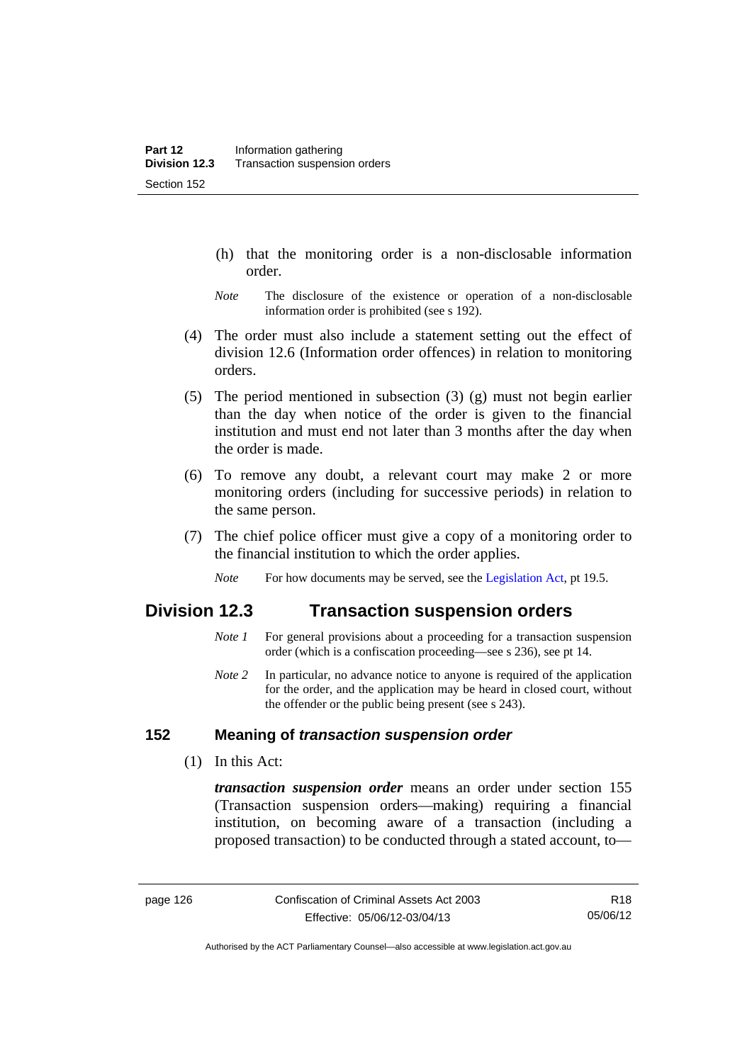(h) that the monitoring order is a non-disclosable information order.

*Note* The disclosure of the existence or operation of a non-disclosable information order is prohibited (see s 192).

(4) The order must also include a statement setting out the effect of division 12.6 (Information order offences) in relation to monitoring orders.

(5) The period mentioned in subsection (3) (g) must not begin earlier than the day when notice of the order is given to the financial institution and must end not later than 3 months after the day when the order is made.

(6) To remove any doubt, a relevant court may make 2 or more monitoring orders (including for successive periods) in relation to the same person.

(7) The chief police officer must give a copy of a monitoring order to the financial institution to which the order applies.

*Note* For how documents may be served, see the Legislation Act, pt 19.5.

## Division 12.3 Transaction suspension orders

*Note 1* For general provisions about a proceeding for a transaction suspension order (which is a confiscation proceeding—see s 236), see pt 14.

*Note 2* In particular, no advance notice to anyone is required of the application for the order, and the application may be heard in closed court, without the offender or the public being present (see s 243).

### 152 Meaning of *transaction suspension order*

(1) In this Act:

***transaction suspension order*** means an order under section 155 (Transaction suspension orders—making) requiring a financial institution, on becoming aware of a transaction (including a proposed transaction) to be conducted through a stated account, to—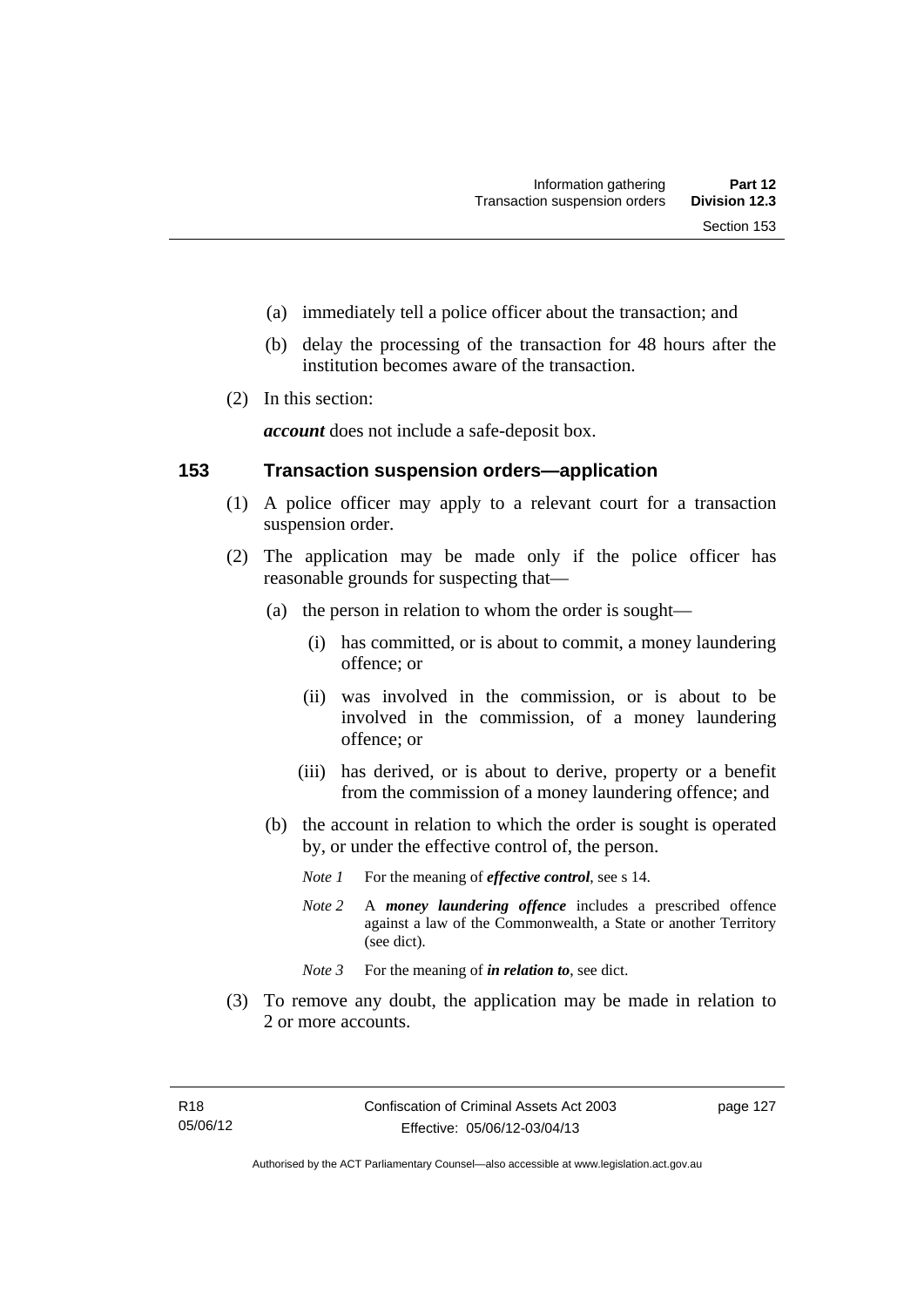(a) immediately tell a police officer about the transaction; and

(b) delay the processing of the transaction for 48 hours after the institution becomes aware of the transaction.

(2) In this section:

***account*** does not include a safe-deposit box.

## 153 Transaction suspension orders—application

(1) A police officer may apply to a relevant court for a transaction suspension order.

(2) The application may be made only if the police officer has reasonable grounds for suspecting that—

(a) the person in relation to whom the order is sought—

(i) has committed, or is about to commit, a money laundering offence; or

(ii) was involved in the commission, or is about to be involved in the commission, of a money laundering offence; or

(iii) has derived, or is about to derive, property or a benefit from the commission of a money laundering offence; and

(b) the account in relation to which the order is sought is operated by, or under the effective control of, the person.

*Note 1* For the meaning of ***effective control***, see s 14.

*Note 2* A ***money laundering offence*** includes a prescribed offence against a law of the Commonwealth, a State or another Territory (see dict).

*Note 3* For the meaning of ***in relation to***, see dict.

(3) To remove any doubt, the application may be made in relation to 2 or more accounts.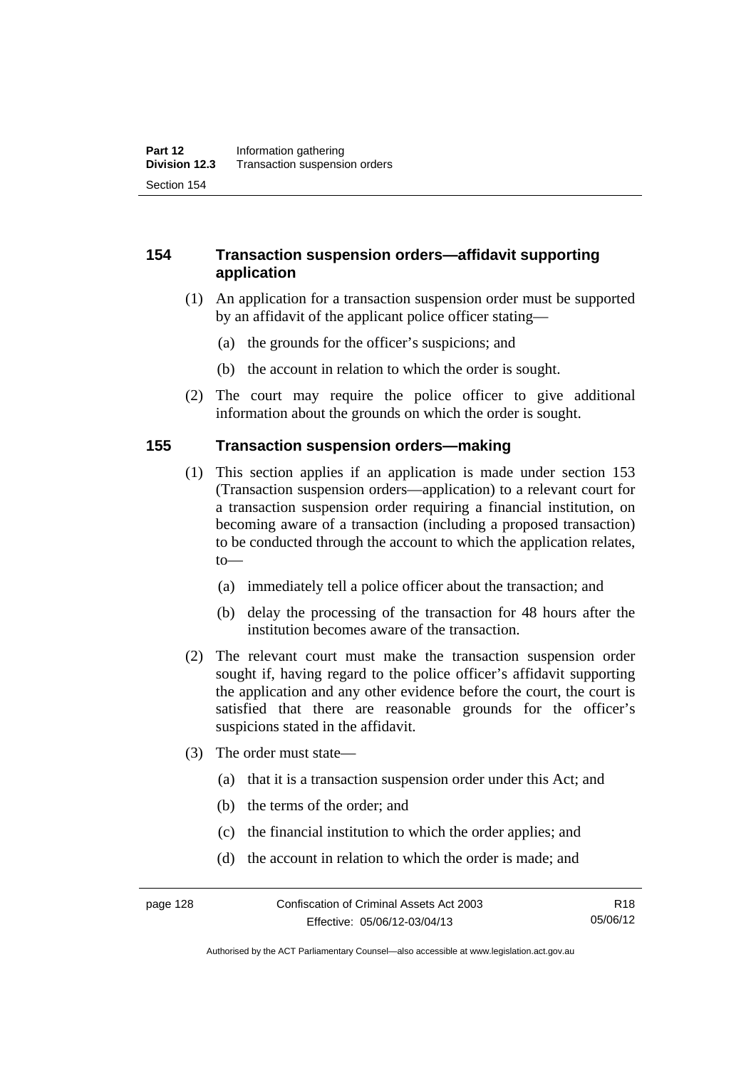## 154 Transaction suspension orders—affidavit supporting application

(1) An application for a transaction suspension order must be supported by an affidavit of the applicant police officer stating—

(a) the grounds for the officer's suspicions; and

(b) the account in relation to which the order is sought.

(2) The court may require the police officer to give additional information about the grounds on which the order is sought.

## 155 Transaction suspension orders—making

(1) This section applies if an application is made under section 153 (Transaction suspension orders—application) to a relevant court for a transaction suspension order requiring a financial institution, on becoming aware of a transaction (including a proposed transaction) to be conducted through the account to which the application relates, to—

(a) immediately tell a police officer about the transaction; and

(b) delay the processing of the transaction for 48 hours after the institution becomes aware of the transaction.

(2) The relevant court must make the transaction suspension order sought if, having regard to the police officer's affidavit supporting the application and any other evidence before the court, the court is satisfied that there are reasonable grounds for the officer's suspicions stated in the affidavit.

(3) The order must state—

(a) that it is a transaction suspension order under this Act; and

(b) the terms of the order; and

(c) the financial institution to which the order applies; and

(d) the account in relation to which the order is made; and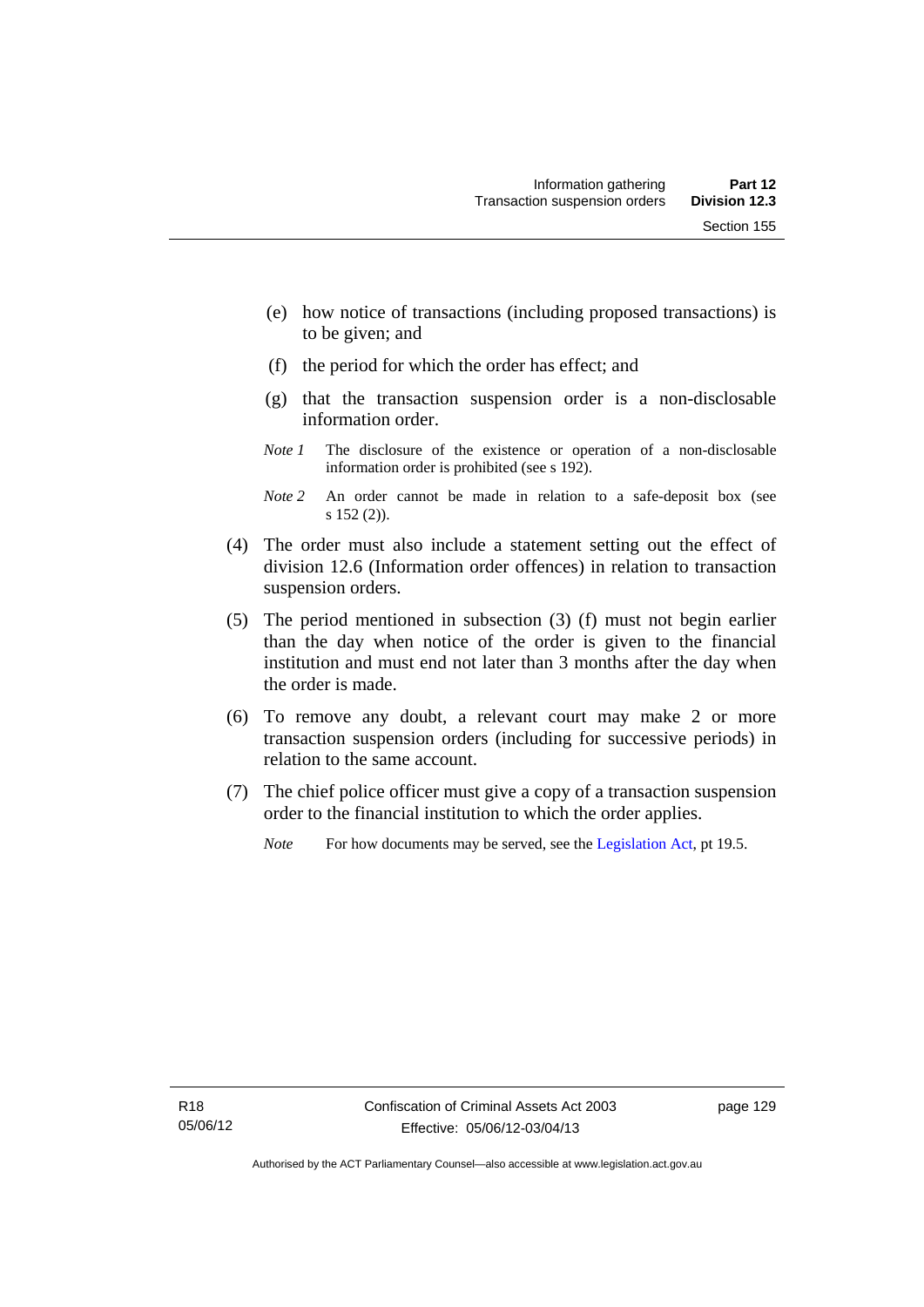(e) how notice of transactions (including proposed transactions) is to be given; and

(f) the period for which the order has effect; and

(g) that the transaction suspension order is a non-disclosable information order.

*Note 1* The disclosure of the existence or operation of a non-disclosable information order is prohibited (see s 192).

*Note 2* An order cannot be made in relation to a safe-deposit box (see s 152 (2)).

(4) The order must also include a statement setting out the effect of division 12.6 (Information order offences) in relation to transaction suspension orders.

(5) The period mentioned in subsection (3) (f) must not begin earlier than the day when notice of the order is given to the financial institution and must end not later than 3 months after the day when the order is made.

(6) To remove any doubt, a relevant court may make 2 or more transaction suspension orders (including for successive periods) in relation to the same account.

(7) The chief police officer must give a copy of a transaction suspension order to the financial institution to which the order applies.

*Note* For how documents may be served, see the Legislation Act, pt 19.5.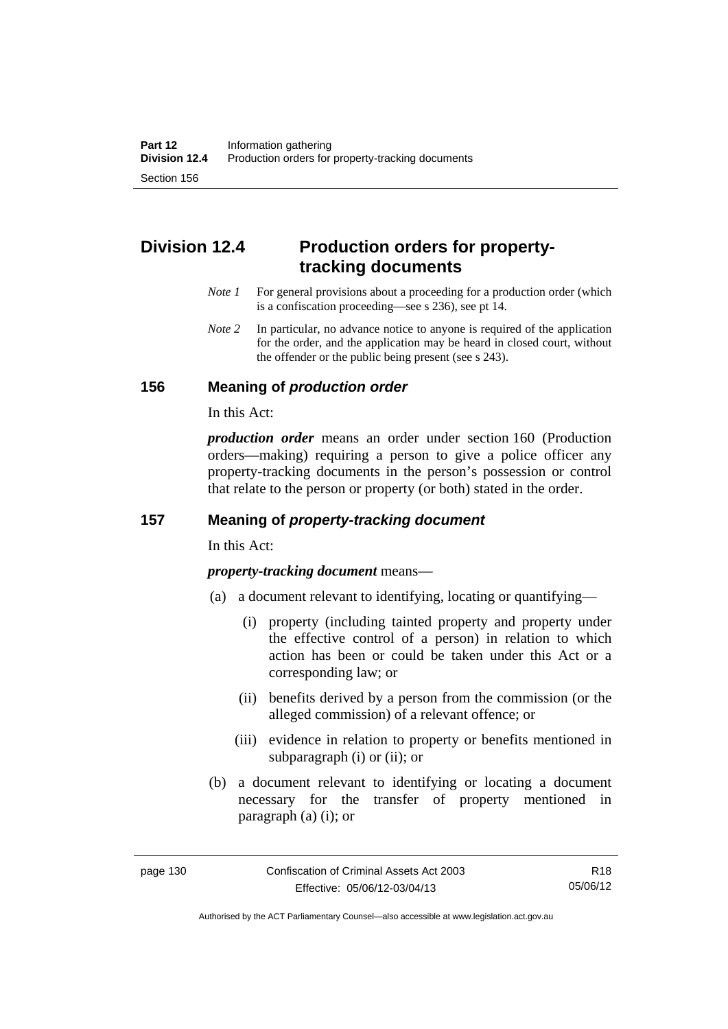## Division 12.4 Production orders for property-tracking documents

*Note 1* For general provisions about a proceeding for a production order (which is a confiscation proceeding—see s 236), see pt 14.

*Note 2* In particular, no advance notice to anyone is required of the application for the order, and the application may be heard in closed court, without the offender or the public being present (see s 243).

### 156 Meaning of *production order*

In this Act:

***production order*** means an order under section 160 (Production orders—making) requiring a person to give a police officer any property-tracking documents in the person's possession or control that relate to the person or property (or both) stated in the order.

### 157 Meaning of *property-tracking document*

In this Act:

***property-tracking document*** means—

(a) a document relevant to identifying, locating or quantifying—

  (i) property (including tainted property and property under the effective control of a person) in relation to which action has been or could be taken under this Act or a corresponding law; or

  (ii) benefits derived by a person from the commission (or the alleged commission) of a relevant offence; or

  (iii) evidence in relation to property or benefits mentioned in subparagraph (i) or (ii); or

(b) a document relevant to identifying or locating a document necessary for the transfer of property mentioned in paragraph (a) (i); or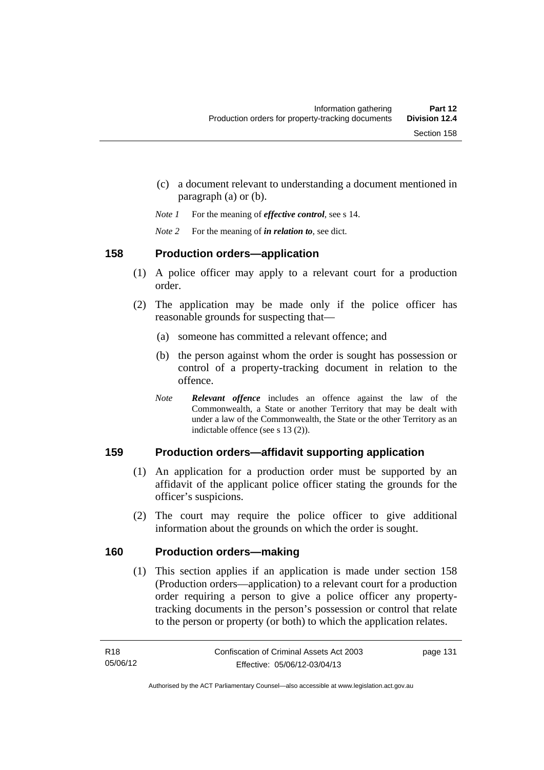(c) a document relevant to understanding a document mentioned in paragraph (a) or (b).

*Note 1* For the meaning of ***effective control***, see s 14.

*Note 2* For the meaning of ***in relation to***, see dict.

## 158 Production orders—application

(1) A police officer may apply to a relevant court for a production order.

(2) The application may be made only if the police officer has reasonable grounds for suspecting that—

(a) someone has committed a relevant offence; and

(b) the person against whom the order is sought has possession or control of a property-tracking document in relation to the offence.

*Note* ***Relevant offence*** includes an offence against the law of the Commonwealth, a State or another Territory that may be dealt with under a law of the Commonwealth, the State or the other Territory as an indictable offence (see s 13 (2)).

## 159 Production orders—affidavit supporting application

(1) An application for a production order must be supported by an affidavit of the applicant police officer stating the grounds for the officer's suspicions.

(2) The court may require the police officer to give additional information about the grounds on which the order is sought.

## 160 Production orders—making

(1) This section applies if an application is made under section 158 (Production orders—application) to a relevant court for a production order requiring a person to give a police officer any property-tracking documents in the person's possession or control that relate to the person or property (or both) to which the application relates.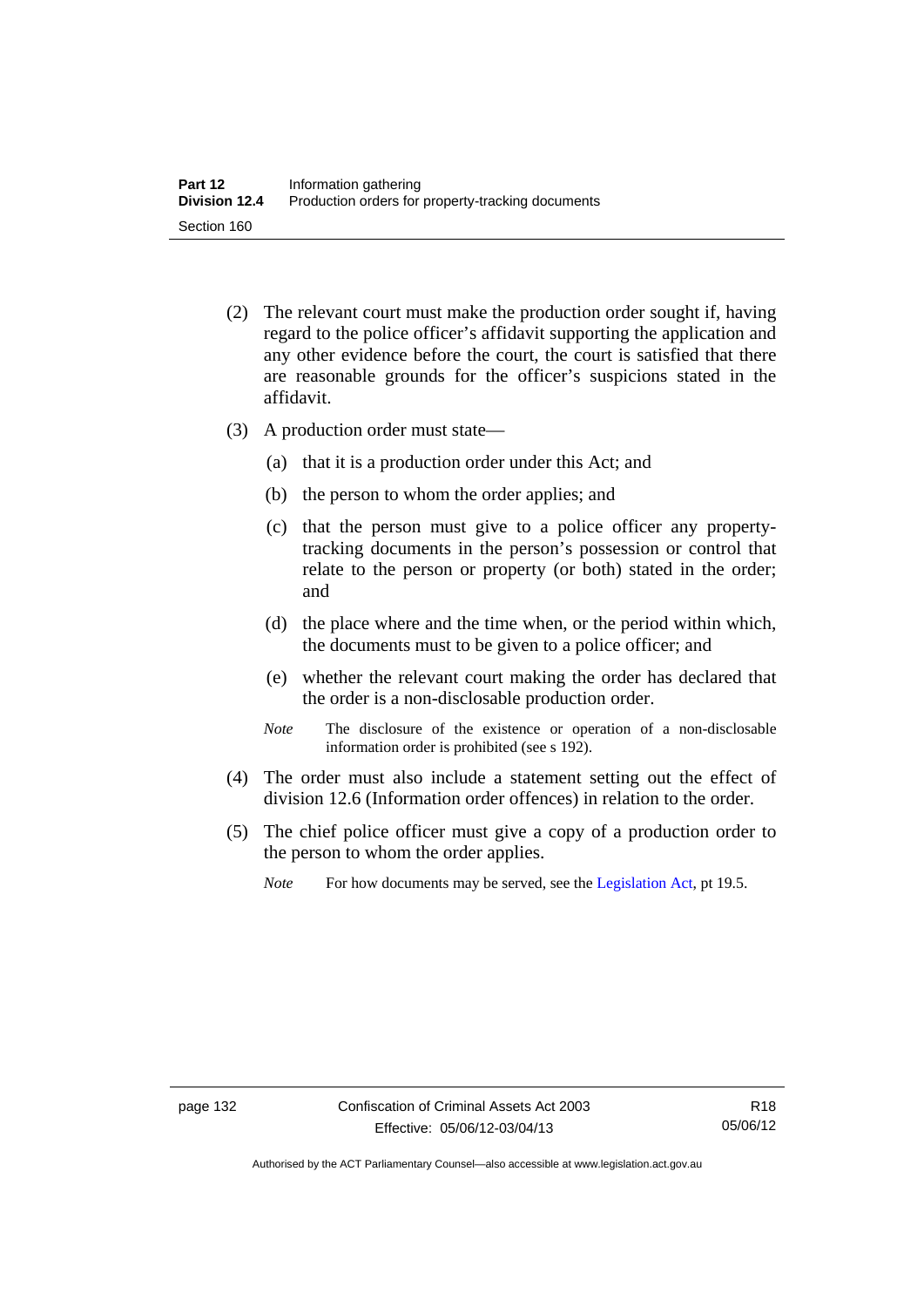(2) The relevant court must make the production order sought if, having regard to the police officer's affidavit supporting the application and any other evidence before the court, the court is satisfied that there are reasonable grounds for the officer's suspicions stated in the affidavit.

(3) A production order must state—

(a) that it is a production order under this Act; and

(b) the person to whom the order applies; and

(c) that the person must give to a police officer any property-tracking documents in the person's possession or control that relate to the person or property (or both) stated in the order; and

(d) the place where and the time when, or the period within which, the documents must to be given to a police officer; and

(e) whether the relevant court making the order has declared that the order is a non-disclosable production order.

*Note* The disclosure of the existence or operation of a non-disclosable information order is prohibited (see s 192).

(4) The order must also include a statement setting out the effect of division 12.6 (Information order offences) in relation to the order.

(5) The chief police officer must give a copy of a production order to the person to whom the order applies.

*Note* For how documents may be served, see the Legislation Act, pt 19.5.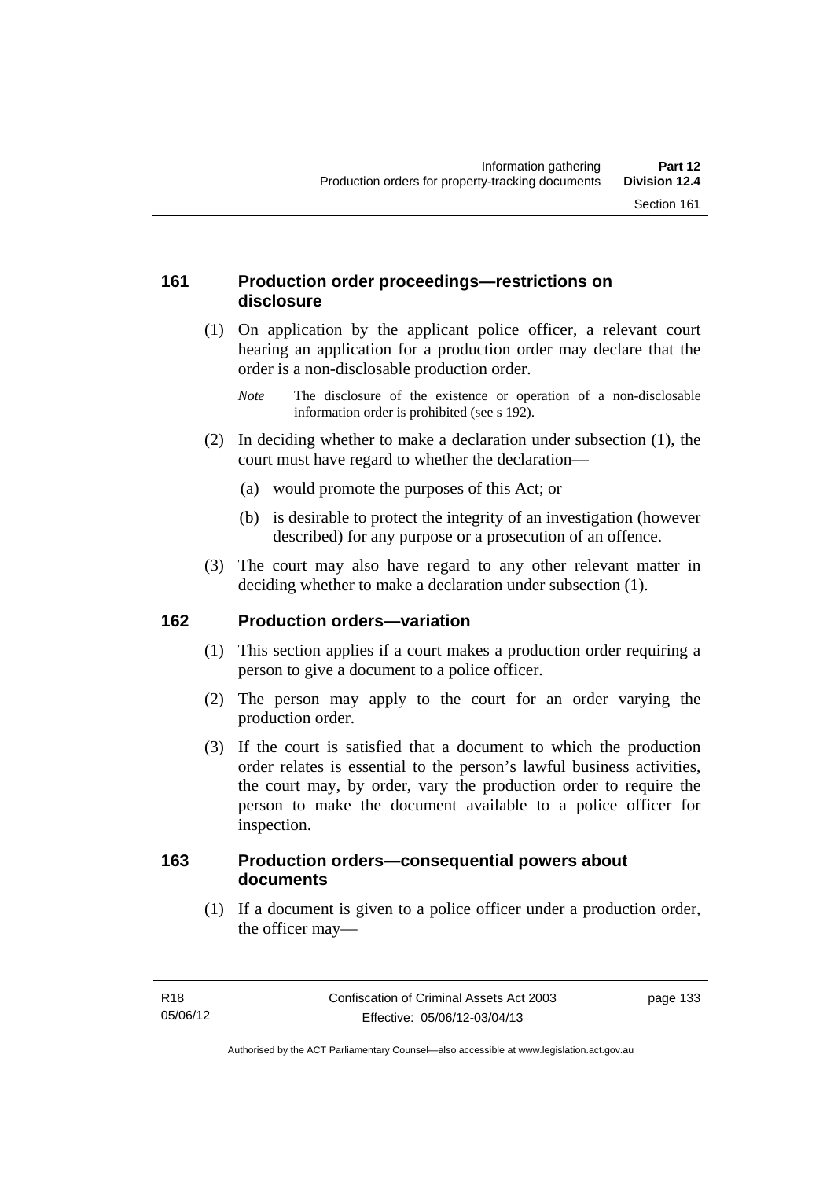## 161 Production order proceedings—restrictions on disclosure

(1) On application by the applicant police officer, a relevant court hearing an application for a production order may declare that the order is a non-disclosable production order.

*Note* The disclosure of the existence or operation of a non-disclosable information order is prohibited (see s 192).

(2) In deciding whether to make a declaration under subsection (1), the court must have regard to whether the declaration—

(a) would promote the purposes of this Act; or

(b) is desirable to protect the integrity of an investigation (however described) for any purpose or a prosecution of an offence.

(3) The court may also have regard to any other relevant matter in deciding whether to make a declaration under subsection (1).

## 162 Production orders—variation

(1) This section applies if a court makes a production order requiring a person to give a document to a police officer.

(2) The person may apply to the court for an order varying the production order.

(3) If the court is satisfied that a document to which the production order relates is essential to the person's lawful business activities, the court may, by order, vary the production order to require the person to make the document available to a police officer for inspection.

## 163 Production orders—consequential powers about documents

(1) If a document is given to a police officer under a production order, the officer may—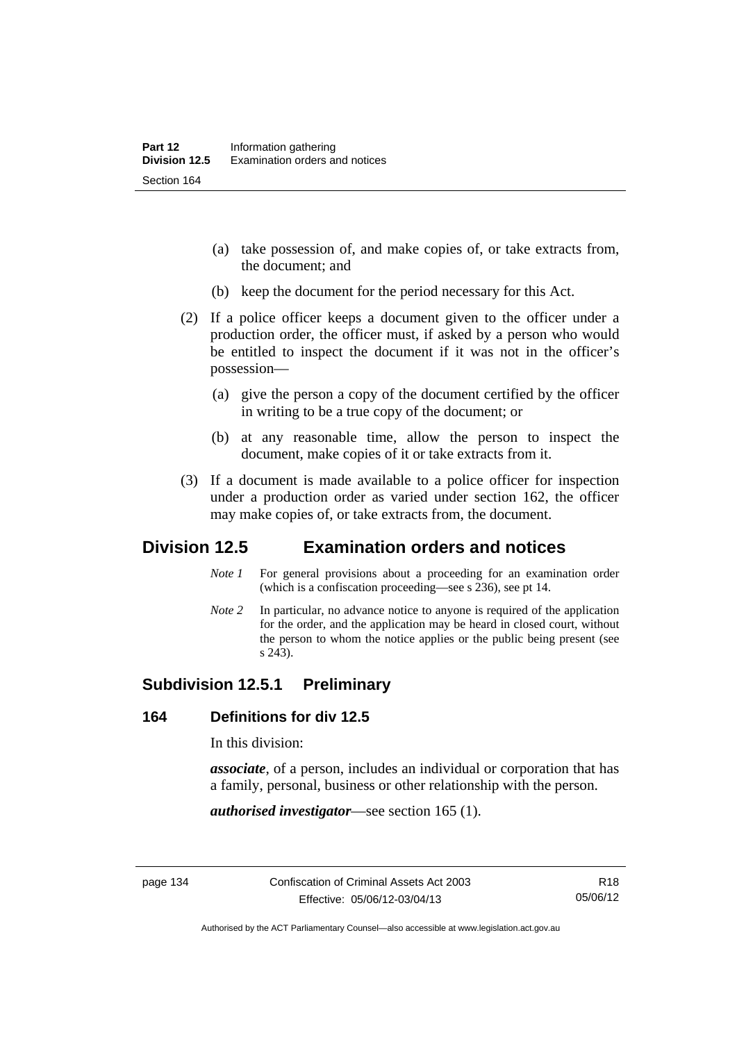(a) take possession of, and make copies of, or take extracts from, the document; and

(b) keep the document for the period necessary for this Act.

(2) If a police officer keeps a document given to the officer under a production order, the officer must, if asked by a person who would be entitled to inspect the document if it was not in the officer's possession—

(a) give the person a copy of the document certified by the officer in writing to be a true copy of the document; or

(b) at any reasonable time, allow the person to inspect the document, make copies of it or take extracts from it.

(3) If a document is made available to a police officer for inspection under a production order as varied under section 162, the officer may make copies of, or take extracts from, the document.

## Division 12.5 Examination orders and notices

*Note 1* For general provisions about a proceeding for an examination order (which is a confiscation proceeding—see s 236), see pt 14.

*Note 2* In particular, no advance notice to anyone is required of the application for the order, and the application may be heard in closed court, without the person to whom the notice applies or the public being present (see s 243).

### Subdivision 12.5.1 Preliminary

#### 164 Definitions for div 12.5

In this division:

***associate***, of a person, includes an individual or corporation that has a family, personal, business or other relationship with the person.

***authorised investigator***—see section 165 (1).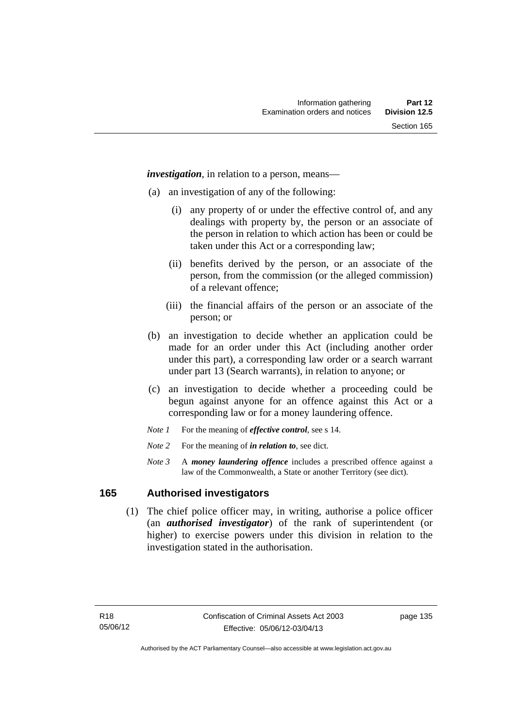***investigation***, in relation to a person, means—

(a) an investigation of any of the following:

  (i) any property of or under the effective control of, and any dealings with property by, the person or an associate of the person in relation to which action has been or could be taken under this Act or a corresponding law;

  (ii) benefits derived by the person, or an associate of the person, from the commission (or the alleged commission) of a relevant offence;

  (iii) the financial affairs of the person or an associate of the person; or

(b) an investigation to decide whether an application could be made for an order under this Act (including another order under this part), a corresponding law order or a search warrant under part 13 (Search warrants), in relation to anyone; or

(c) an investigation to decide whether a proceeding could be begun against anyone for an offence against this Act or a corresponding law or for a money laundering offence.

*Note 1* For the meaning of ***effective control***, see s 14.

*Note 2* For the meaning of ***in relation to***, see dict.

*Note 3* A ***money laundering offence*** includes a prescribed offence against a law of the Commonwealth, a State or another Territory (see dict).

## 165 Authorised investigators

(1) The chief police officer may, in writing, authorise a police officer (an ***authorised investigator***) of the rank of superintendent (or higher) to exercise powers under this division in relation to the investigation stated in the authorisation.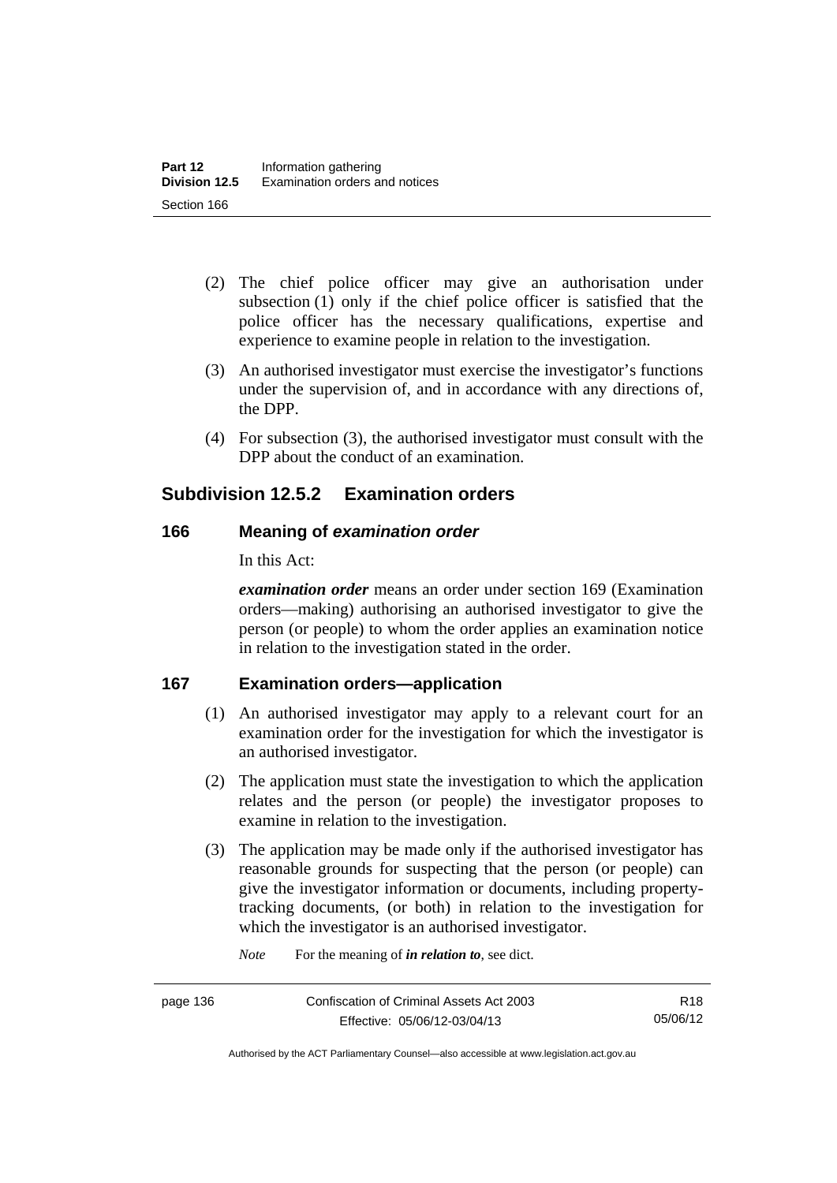(2) The chief police officer may give an authorisation under subsection (1) only if the chief police officer is satisfied that the police officer has the necessary qualifications, expertise and experience to examine people in relation to the investigation.

(3) An authorised investigator must exercise the investigator's functions under the supervision of, and in accordance with any directions of, the DPP.

(4) For subsection (3), the authorised investigator must consult with the DPP about the conduct of an examination.

## Subdivision 12.5.2 Examination orders

### 166 Meaning of *examination order*

In this Act:

***examination order*** means an order under section 169 (Examination orders—making) authorising an authorised investigator to give the person (or people) to whom the order applies an examination notice in relation to the investigation stated in the order.

### 167 Examination orders—application

(1) An authorised investigator may apply to a relevant court for an examination order for the investigation for which the investigator is an authorised investigator.

(2) The application must state the investigation to which the application relates and the person (or people) the investigator proposes to examine in relation to the investigation.

(3) The application may be made only if the authorised investigator has reasonable grounds for suspecting that the person (or people) can give the investigator information or documents, including property-tracking documents, (or both) in relation to the investigation for which the investigator is an authorised investigator.

*Note* For the meaning of ***in relation to***, see dict.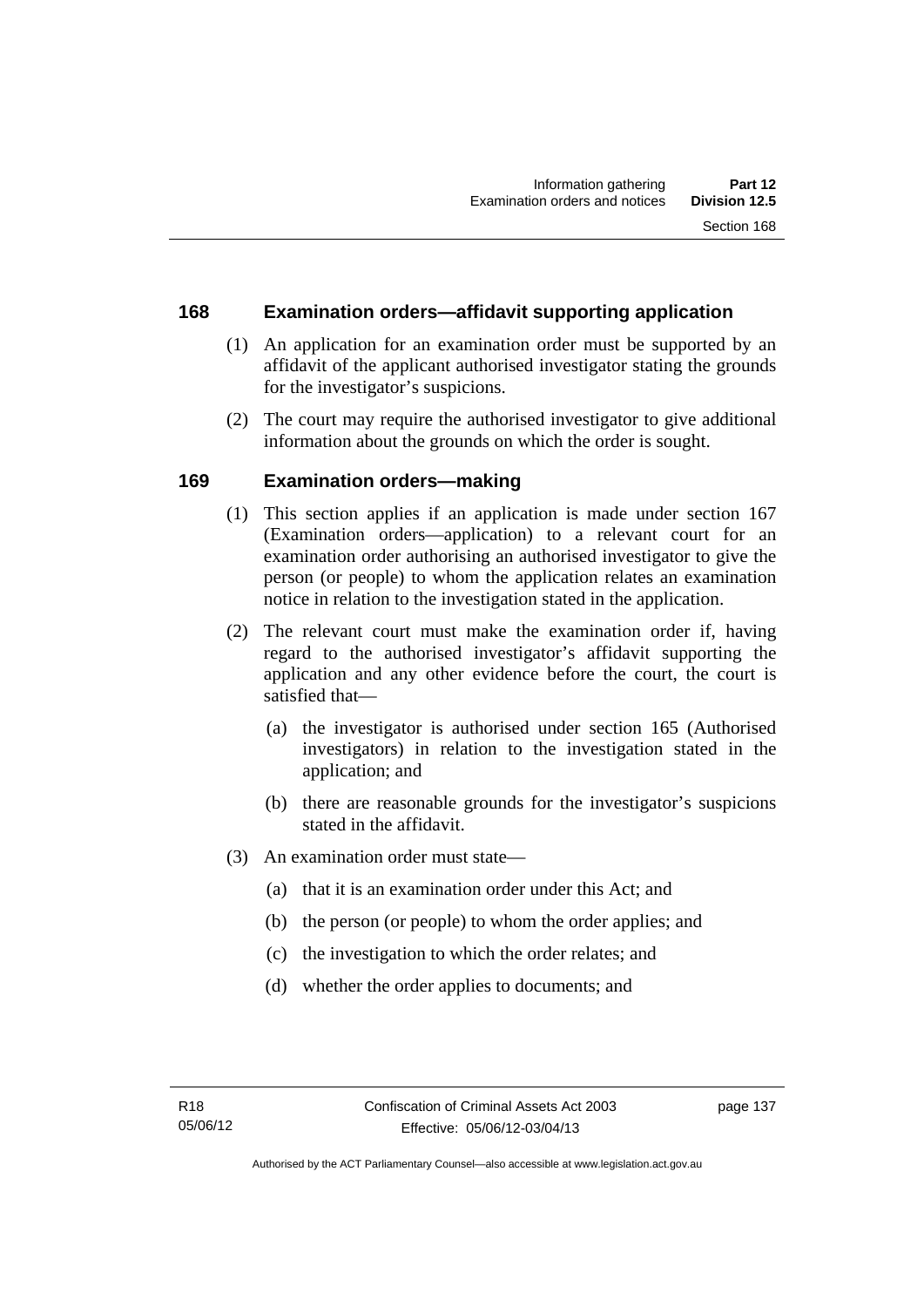## 168 Examination orders—affidavit supporting application

(1) An application for an examination order must be supported by an affidavit of the applicant authorised investigator stating the grounds for the investigator's suspicions.

(2) The court may require the authorised investigator to give additional information about the grounds on which the order is sought.

## 169 Examination orders—making

(1) This section applies if an application is made under section 167 (Examination orders—application) to a relevant court for an examination order authorising an authorised investigator to give the person (or people) to whom the application relates an examination notice in relation to the investigation stated in the application.

(2) The relevant court must make the examination order if, having regard to the authorised investigator's affidavit supporting the application and any other evidence before the court, the court is satisfied that—

- (a) the investigator is authorised under section 165 (Authorised investigators) in relation to the investigation stated in the application; and
- (b) there are reasonable grounds for the investigator's suspicions stated in the affidavit.

(3) An examination order must state—

- (a) that it is an examination order under this Act; and
- (b) the person (or people) to whom the order applies; and
- (c) the investigation to which the order relates; and
- (d) whether the order applies to documents; and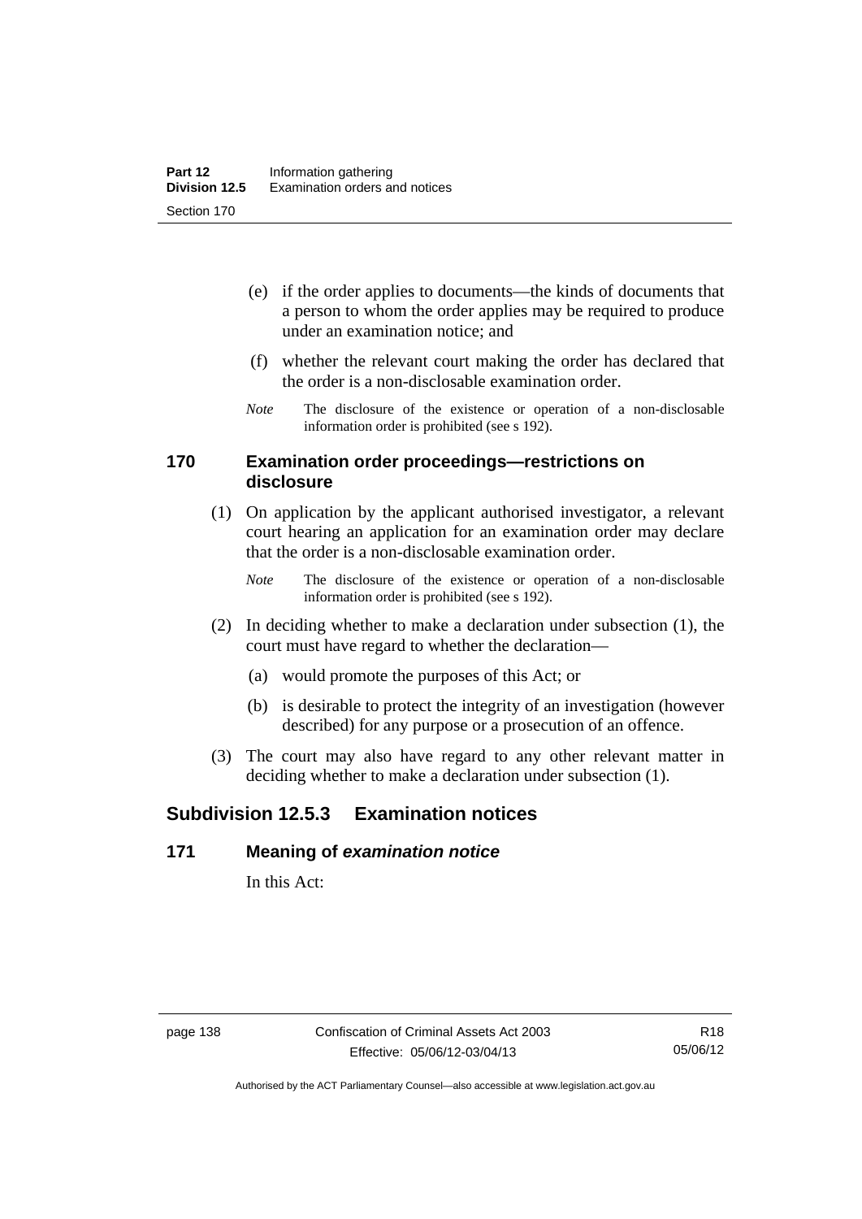(e) if the order applies to documents—the kinds of documents that a person to whom the order applies may be required to produce under an examination notice; and

(f) whether the relevant court making the order has declared that the order is a non-disclosable examination order.

*Note* The disclosure of the existence or operation of a non-disclosable information order is prohibited (see s 192).

### 170 Examination order proceedings—restrictions on disclosure

(1) On application by the applicant authorised investigator, a relevant court hearing an application for an examination order may declare that the order is a non-disclosable examination order.

*Note* The disclosure of the existence or operation of a non-disclosable information order is prohibited (see s 192).

(2) In deciding whether to make a declaration under subsection (1), the court must have regard to whether the declaration—

(a) would promote the purposes of this Act; or

(b) is desirable to protect the integrity of an investigation (however described) for any purpose or a prosecution of an offence.

(3) The court may also have regard to any other relevant matter in deciding whether to make a declaration under subsection (1).

## Subdivision 12.5.3 Examination notices

### 171 Meaning of *examination notice*

In this Act: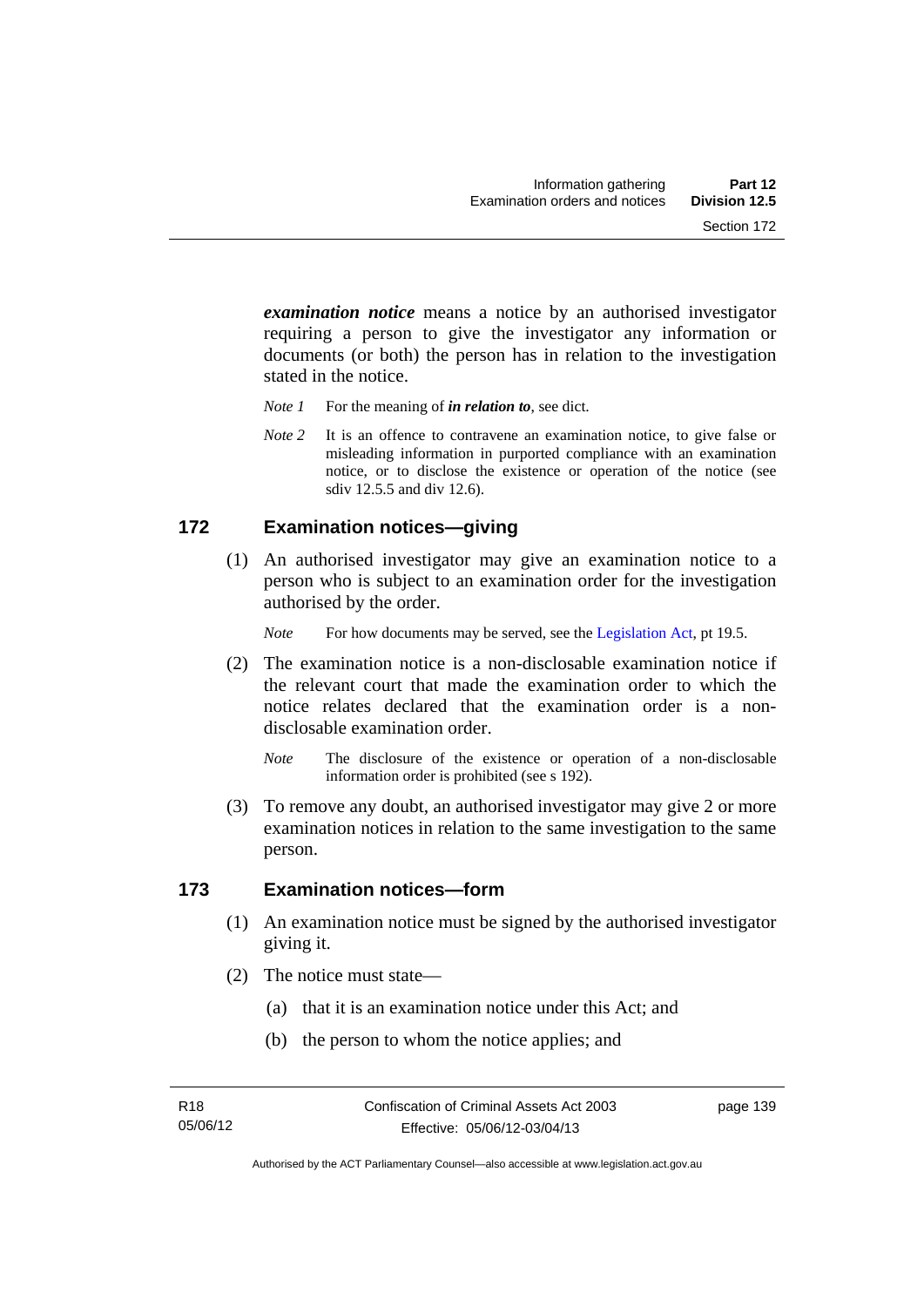***examination notice*** means a notice by an authorised investigator requiring a person to give the investigator any information or documents (or both) the person has in relation to the investigation stated in the notice.

*Note 1* For the meaning of ***in relation to****,* see dict.

*Note 2* It is an offence to contravene an examination notice, to give false or misleading information in purported compliance with an examination notice, or to disclose the existence or operation of the notice (see sdiv 12.5.5 and div 12.6).

## 172 Examination notices—giving

(1) An authorised investigator may give an examination notice to a person who is subject to an examination order for the investigation authorised by the order.

*Note* For how documents may be served, see the Legislation Act, pt 19.5.

(2) The examination notice is a non-disclosable examination notice if the relevant court that made the examination order to which the notice relates declared that the examination order is a non-disclosable examination order.

*Note* The disclosure of the existence or operation of a non-disclosable information order is prohibited (see s 192).

(3) To remove any doubt, an authorised investigator may give 2 or more examination notices in relation to the same investigation to the same person.

## 173 Examination notices—form

(1) An examination notice must be signed by the authorised investigator giving it.

(2) The notice must state—

(a) that it is an examination notice under this Act; and

(b) the person to whom the notice applies; and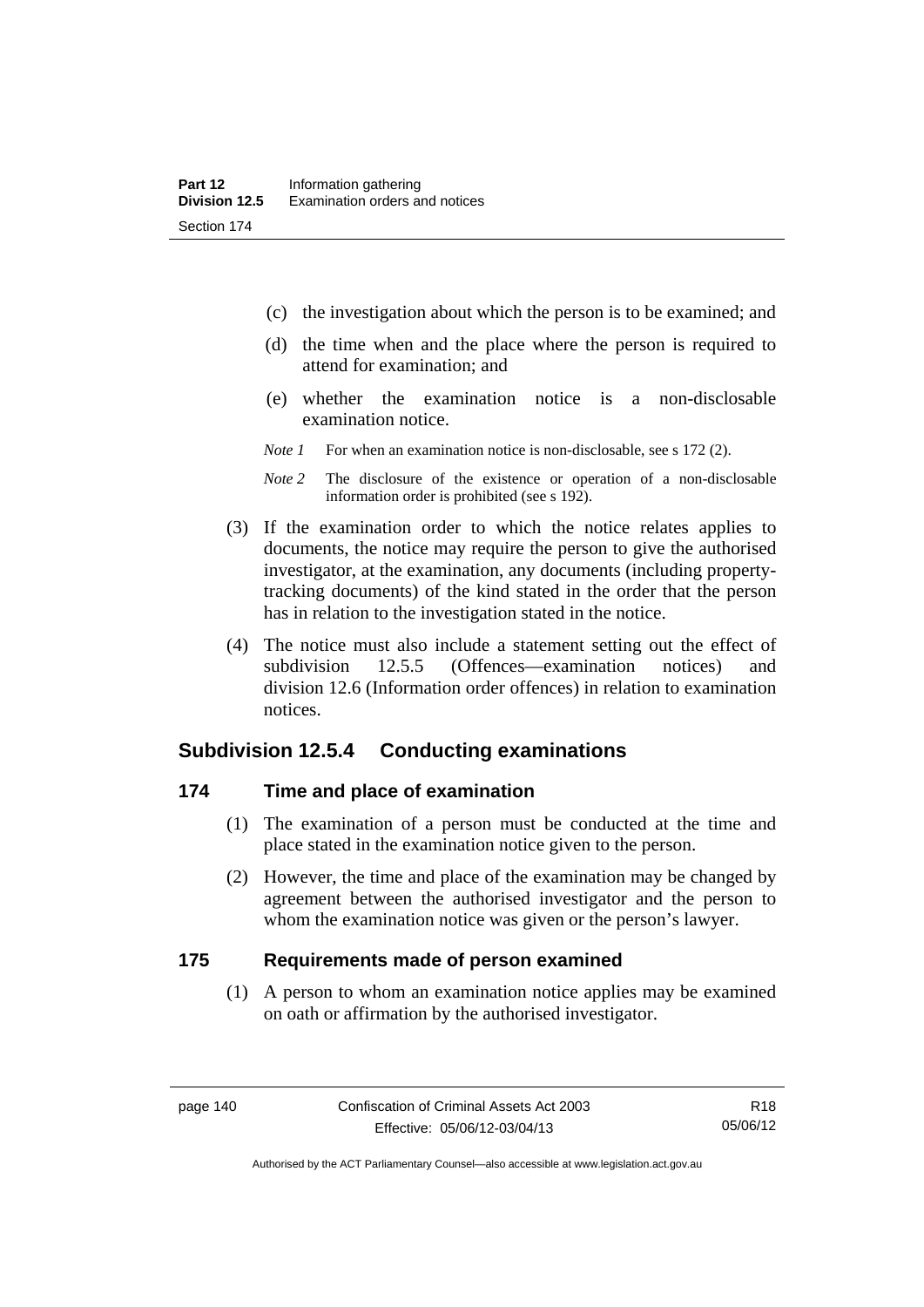(c) the investigation about which the person is to be examined; and

(d) the time when and the place where the person is required to attend for examination; and

(e) whether the examination notice is a non-disclosable examination notice.

*Note 1* For when an examination notice is non-disclosable, see s 172 (2).

*Note 2* The disclosure of the existence or operation of a non-disclosable information order is prohibited (see s 192).

(3) If the examination order to which the notice relates applies to documents, the notice may require the person to give the authorised investigator, at the examination, any documents (including property-tracking documents) of the kind stated in the order that the person has in relation to the investigation stated in the notice.

(4) The notice must also include a statement setting out the effect of subdivision 12.5.5 (Offences—examination notices) and division 12.6 (Information order offences) in relation to examination notices.

## Subdivision 12.5.4 Conducting examinations

### 174 Time and place of examination

(1) The examination of a person must be conducted at the time and place stated in the examination notice given to the person.

(2) However, the time and place of the examination may be changed by agreement between the authorised investigator and the person to whom the examination notice was given or the person's lawyer.

### 175 Requirements made of person examined

(1) A person to whom an examination notice applies may be examined on oath or affirmation by the authorised investigator.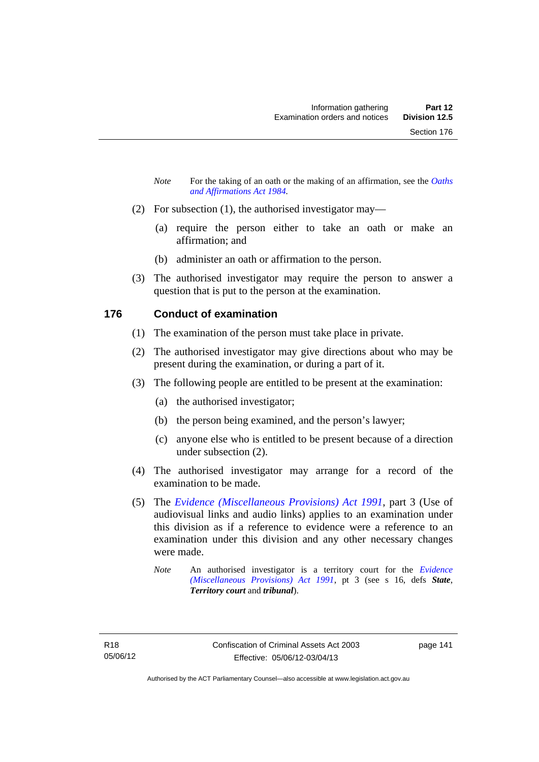*Note* For the taking of an oath or the making of an affirmation, see the *Oaths and Affirmations Act 1984*.

(2) For subsection (1), the authorised investigator may—

(a) require the person either to take an oath or make an affirmation; and

(b) administer an oath or affirmation to the person.

(3) The authorised investigator may require the person to answer a question that is put to the person at the examination.

## 176 Conduct of examination

(1) The examination of the person must take place in private.

(2) The authorised investigator may give directions about who may be present during the examination, or during a part of it.

(3) The following people are entitled to be present at the examination:

(a) the authorised investigator;

(b) the person being examined, and the person's lawyer;

(c) anyone else who is entitled to be present because of a direction under subsection (2).

(4) The authorised investigator may arrange for a record of the examination to be made.

(5) The *Evidence (Miscellaneous Provisions) Act 1991*, part 3 (Use of audiovisual links and audio links) applies to an examination under this division as if a reference to evidence were a reference to an examination under this division and any other necessary changes were made.

*Note* An authorised investigator is a territory court for the *Evidence (Miscellaneous Provisions) Act 1991*, pt 3 (see s 16, defs ***State***, ***Territory court*** and ***tribunal***).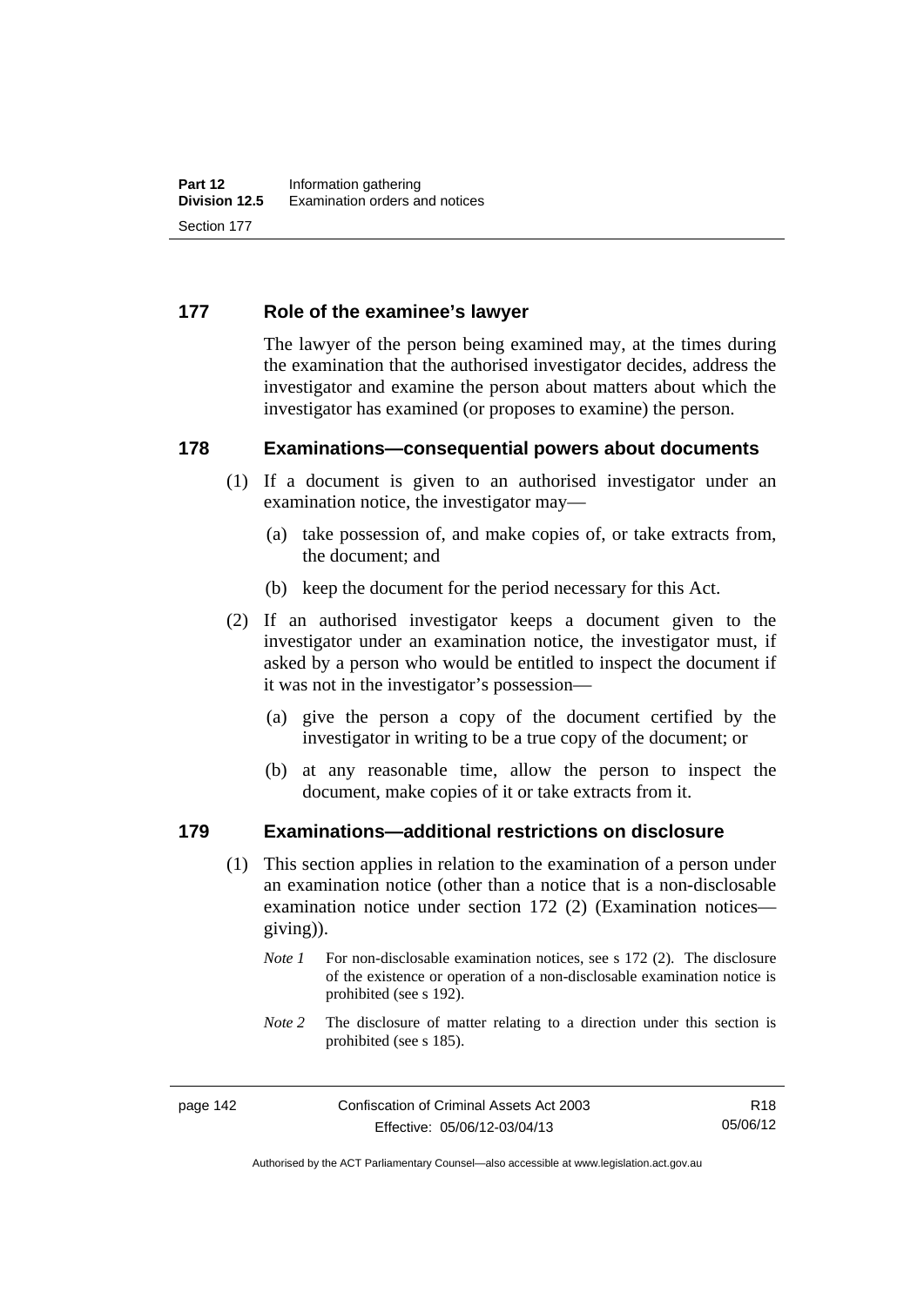## 177 Role of the examinee's lawyer

The lawyer of the person being examined may, at the times during the examination that the authorised investigator decides, address the investigator and examine the person about matters about which the investigator has examined (or proposes to examine) the person.

## 178 Examinations—consequential powers about documents

(1) If a document is given to an authorised investigator under an examination notice, the investigator may—

(a) take possession of, and make copies of, or take extracts from, the document; and

(b) keep the document for the period necessary for this Act.

(2) If an authorised investigator keeps a document given to the investigator under an examination notice, the investigator must, if asked by a person who would be entitled to inspect the document if it was not in the investigator's possession—

(a) give the person a copy of the document certified by the investigator in writing to be a true copy of the document; or

(b) at any reasonable time, allow the person to inspect the document, make copies of it or take extracts from it.

## 179 Examinations—additional restrictions on disclosure

(1) This section applies in relation to the examination of a person under an examination notice (other than a notice that is a non-disclosable examination notice under section 172 (2) (Examination notices—giving)).

*Note 1* For non-disclosable examination notices, see s 172 (2). The disclosure of the existence or operation of a non-disclosable examination notice is prohibited (see s 192).

*Note 2* The disclosure of matter relating to a direction under this section is prohibited (see s 185).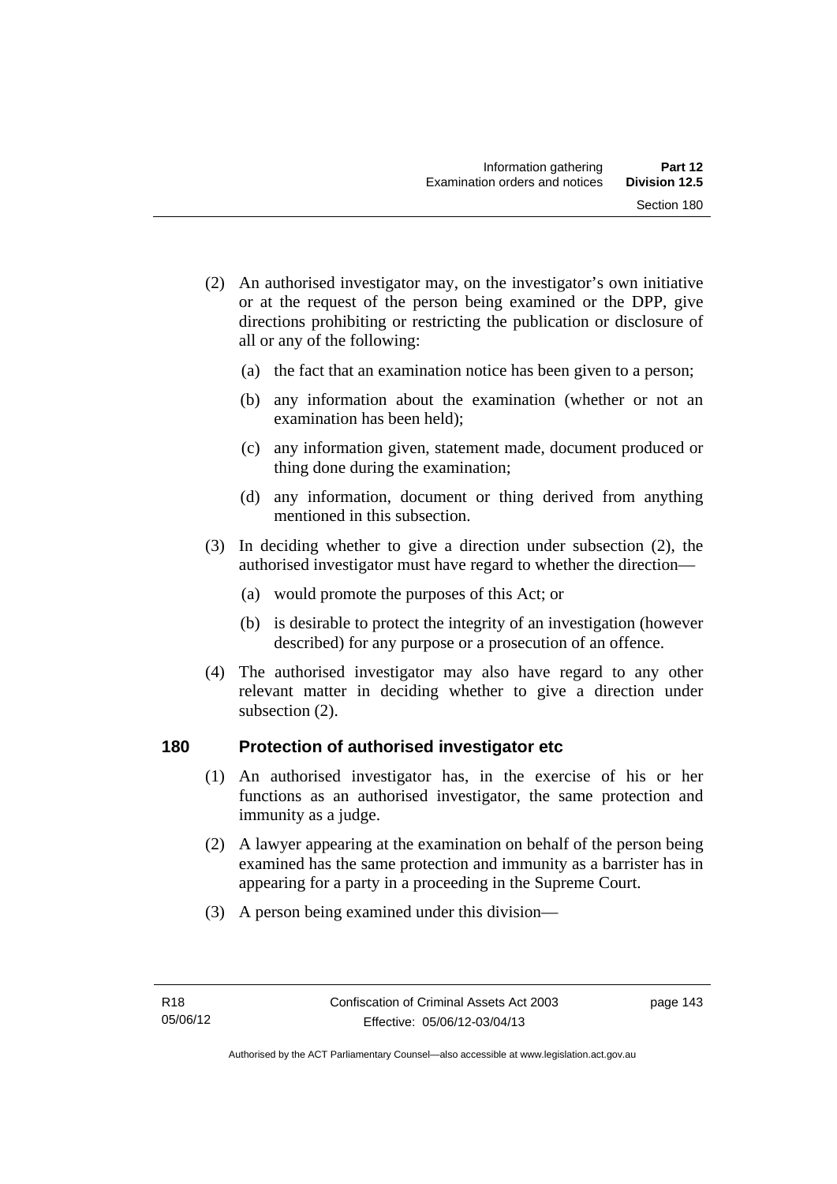(2) An authorised investigator may, on the investigator's own initiative or at the request of the person being examined or the DPP, give directions prohibiting or restricting the publication or disclosure of all or any of the following:

(a) the fact that an examination notice has been given to a person;

(b) any information about the examination (whether or not an examination has been held);

(c) any information given, statement made, document produced or thing done during the examination;

(d) any information, document or thing derived from anything mentioned in this subsection.

(3) In deciding whether to give a direction under subsection (2), the authorised investigator must have regard to whether the direction—

(a) would promote the purposes of this Act; or

(b) is desirable to protect the integrity of an investigation (however described) for any purpose or a prosecution of an offence.

(4) The authorised investigator may also have regard to any other relevant matter in deciding whether to give a direction under subsection (2).

## 180 Protection of authorised investigator etc

(1) An authorised investigator has, in the exercise of his or her functions as an authorised investigator, the same protection and immunity as a judge.

(2) A lawyer appearing at the examination on behalf of the person being examined has the same protection and immunity as a barrister has in appearing for a party in a proceeding in the Supreme Court.

(3) A person being examined under this division—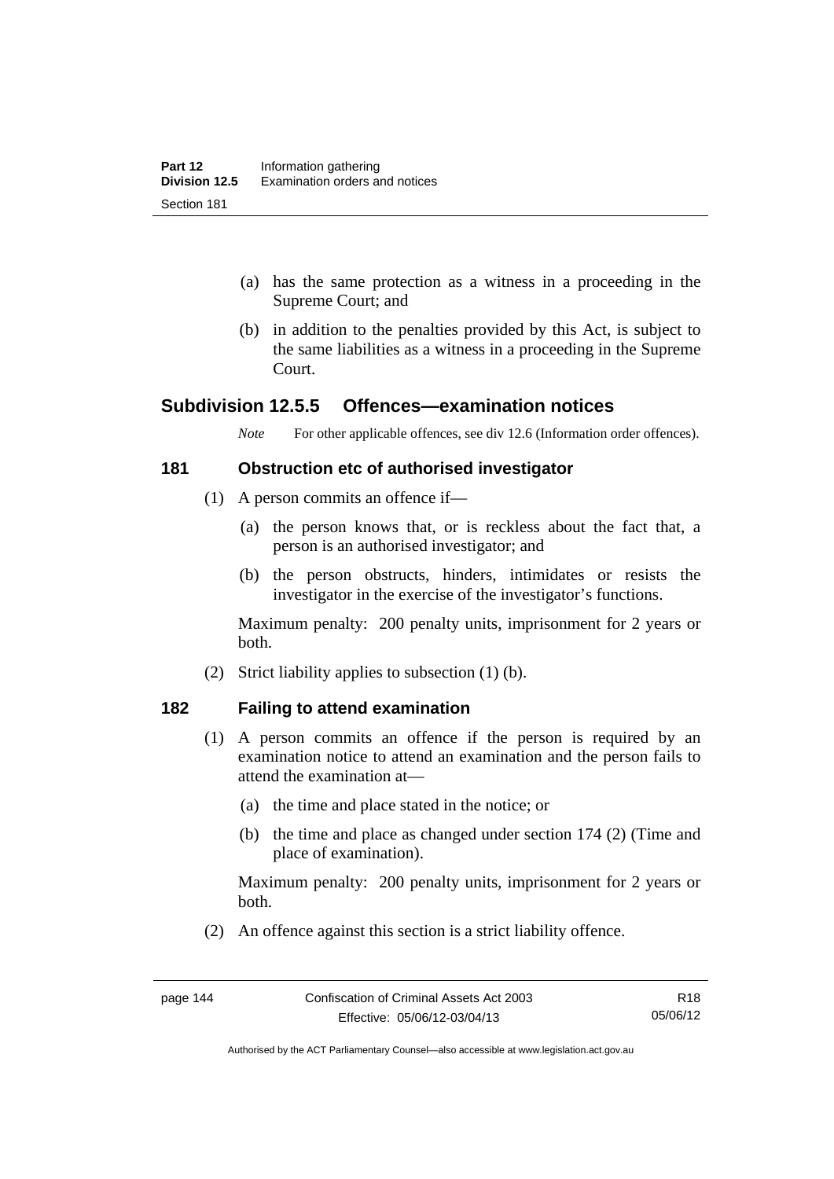(a) has the same protection as a witness in a proceeding in the Supreme Court; and

(b) in addition to the penalties provided by this Act, is subject to the same liabilities as a witness in a proceeding in the Supreme Court.

## Subdivision 12.5.5 Offences—examination notices

*Note* For other applicable offences, see div 12.6 (Information order offences).

### 181 Obstruction etc of authorised investigator

(1) A person commits an offence if—

(a) the person knows that, or is reckless about the fact that, a person is an authorised investigator; and

(b) the person obstructs, hinders, intimidates or resists the investigator in the exercise of the investigator's functions.

Maximum penalty: 200 penalty units, imprisonment for 2 years or both.

(2) Strict liability applies to subsection (1) (b).

### 182 Failing to attend examination

(1) A person commits an offence if the person is required by an examination notice to attend an examination and the person fails to attend the examination at—

(a) the time and place stated in the notice; or

(b) the time and place as changed under section 174 (2) (Time and place of examination).

Maximum penalty: 200 penalty units, imprisonment for 2 years or both.

(2) An offence against this section is a strict liability offence.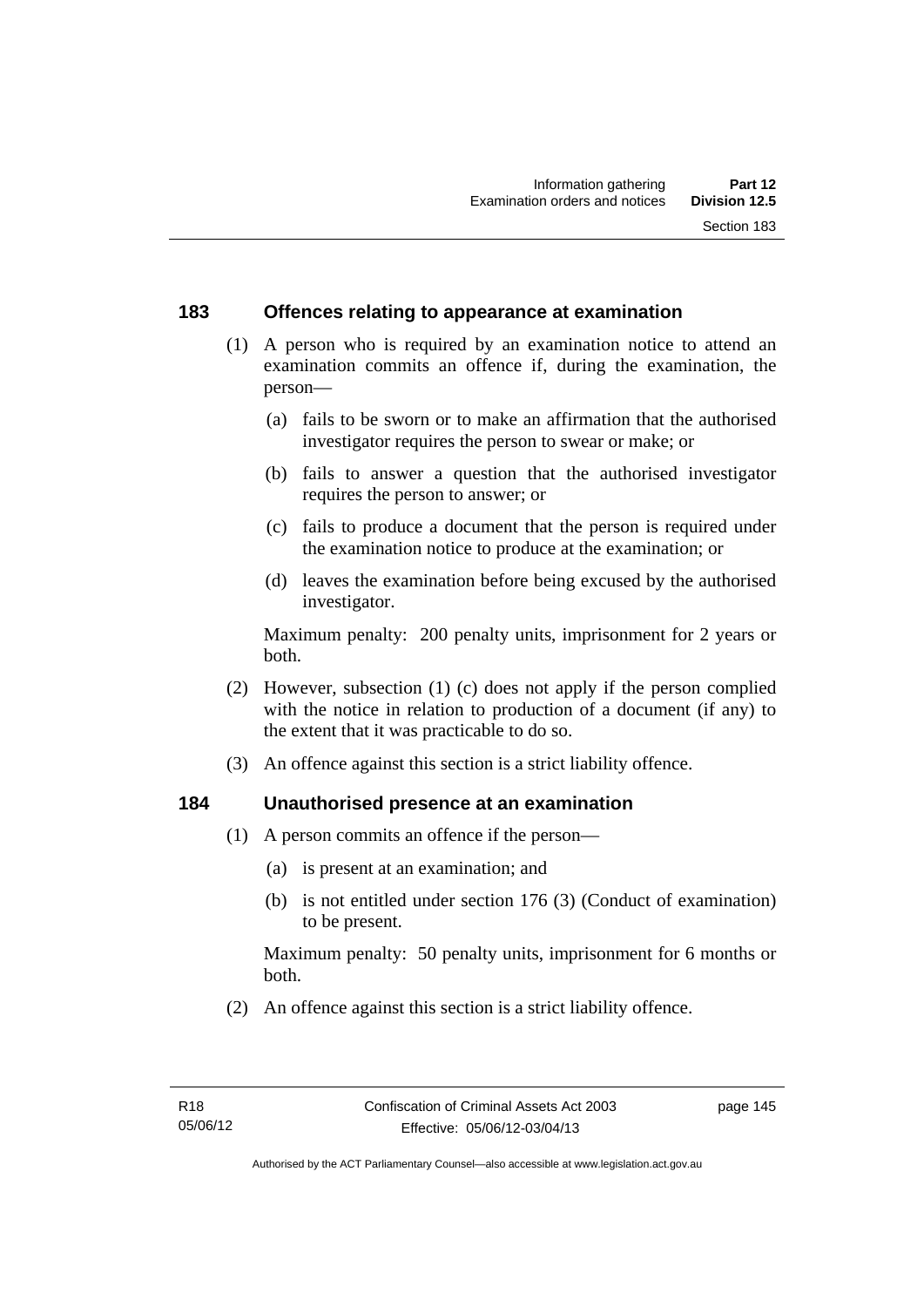## 183 Offences relating to appearance at examination

(1) A person who is required by an examination notice to attend an examination commits an offence if, during the examination, the person—

(a) fails to be sworn or to make an affirmation that the authorised investigator requires the person to swear or make; or

(b) fails to answer a question that the authorised investigator requires the person to answer; or

(c) fails to produce a document that the person is required under the examination notice to produce at the examination; or

(d) leaves the examination before being excused by the authorised investigator.

Maximum penalty: 200 penalty units, imprisonment for 2 years or both.

(2) However, subsection (1) (c) does not apply if the person complied with the notice in relation to production of a document (if any) to the extent that it was practicable to do so.

(3) An offence against this section is a strict liability offence.

## 184 Unauthorised presence at an examination

(1) A person commits an offence if the person—

(a) is present at an examination; and

(b) is not entitled under section 176 (3) (Conduct of examination) to be present.

Maximum penalty: 50 penalty units, imprisonment for 6 months or both.

(2) An offence against this section is a strict liability offence.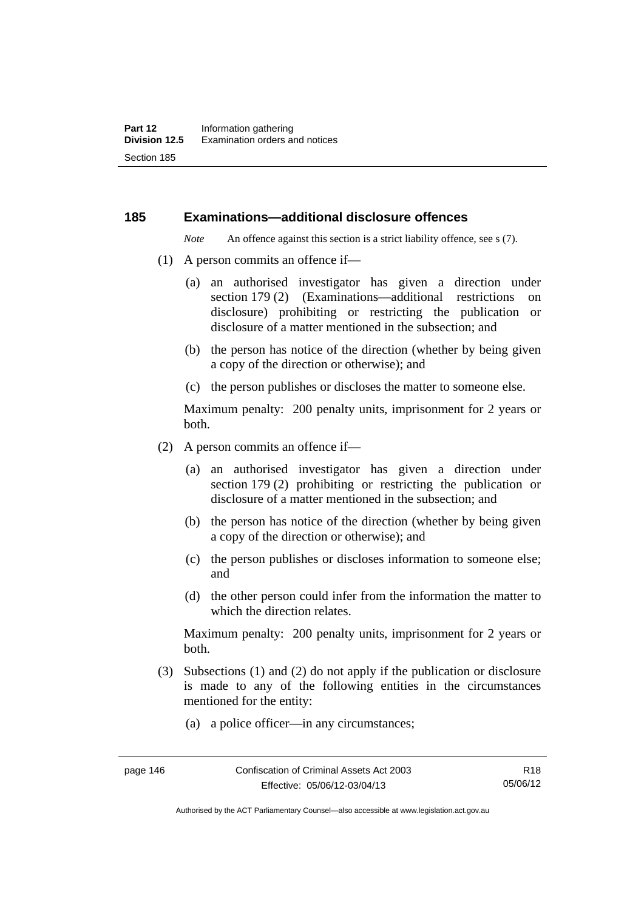## 185 Examinations—additional disclosure offences

*Note* An offence against this section is a strict liability offence, see s (7).

(1) A person commits an offence if—

(a) an authorised investigator has given a direction under section 179 (2) (Examinations—additional restrictions on disclosure) prohibiting or restricting the publication or disclosure of a matter mentioned in the subsection; and

(b) the person has notice of the direction (whether by being given a copy of the direction or otherwise); and

(c) the person publishes or discloses the matter to someone else.

Maximum penalty: 200 penalty units, imprisonment for 2 years or both.

(2) A person commits an offence if—

(a) an authorised investigator has given a direction under section 179 (2) prohibiting or restricting the publication or disclosure of a matter mentioned in the subsection; and

(b) the person has notice of the direction (whether by being given a copy of the direction or otherwise); and

(c) the person publishes or discloses information to someone else; and

(d) the other person could infer from the information the matter to which the direction relates.

Maximum penalty: 200 penalty units, imprisonment for 2 years or both.

(3) Subsections (1) and (2) do not apply if the publication or disclosure is made to any of the following entities in the circumstances mentioned for the entity:

(a) a police officer—in any circumstances;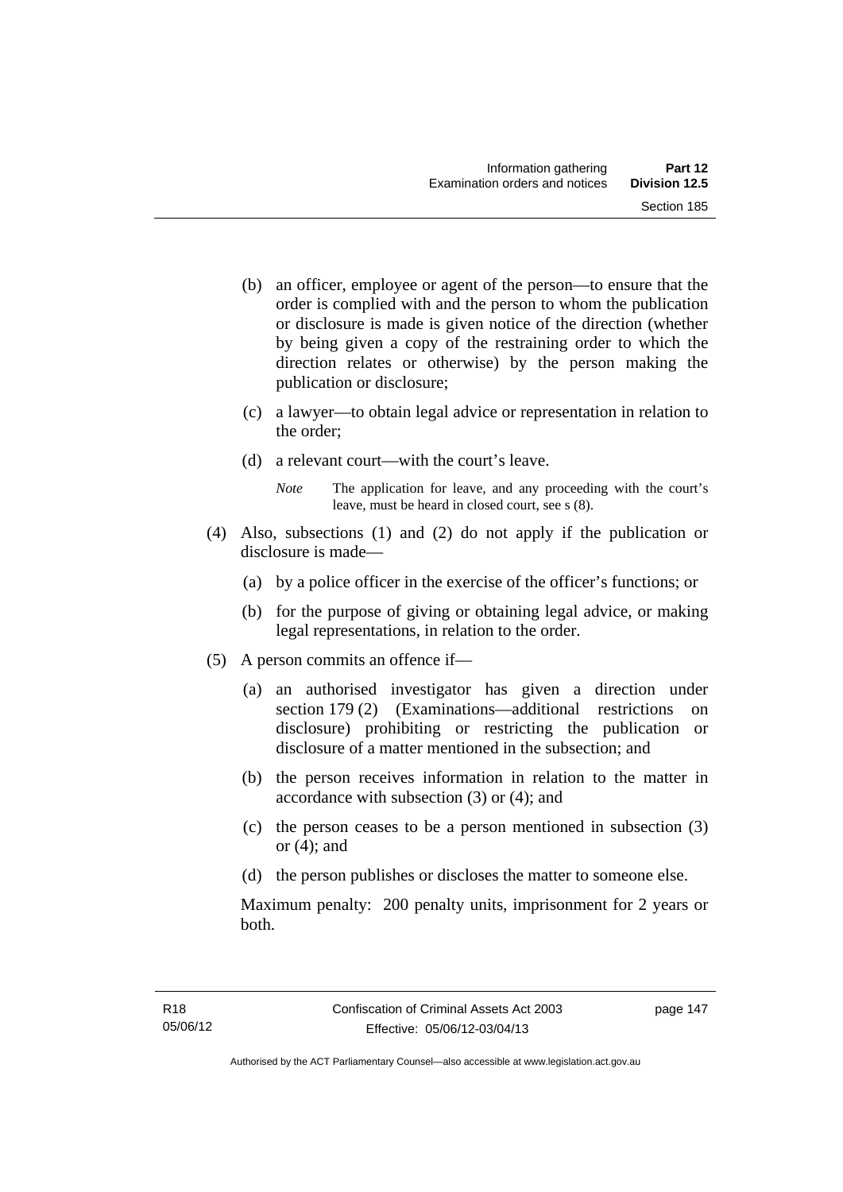(b) an officer, employee or agent of the person—to ensure that the order is complied with and the person to whom the publication or disclosure is made is given notice of the direction (whether by being given a copy of the restraining order to which the direction relates or otherwise) by the person making the publication or disclosure;

(c) a lawyer—to obtain legal advice or representation in relation to the order;

(d) a relevant court—with the court's leave.

*Note* The application for leave, and any proceeding with the court's leave, must be heard in closed court, see s (8).

(4) Also, subsections (1) and (2) do not apply if the publication or disclosure is made—

(a) by a police officer in the exercise of the officer's functions; or

(b) for the purpose of giving or obtaining legal advice, or making legal representations, in relation to the order.

(5) A person commits an offence if—

(a) an authorised investigator has given a direction under section 179 (2) (Examinations—additional restrictions on disclosure) prohibiting or restricting the publication or disclosure of a matter mentioned in the subsection; and

(b) the person receives information in relation to the matter in accordance with subsection (3) or (4); and

(c) the person ceases to be a person mentioned in subsection (3) or (4); and

(d) the person publishes or discloses the matter to someone else.

Maximum penalty: 200 penalty units, imprisonment for 2 years or both.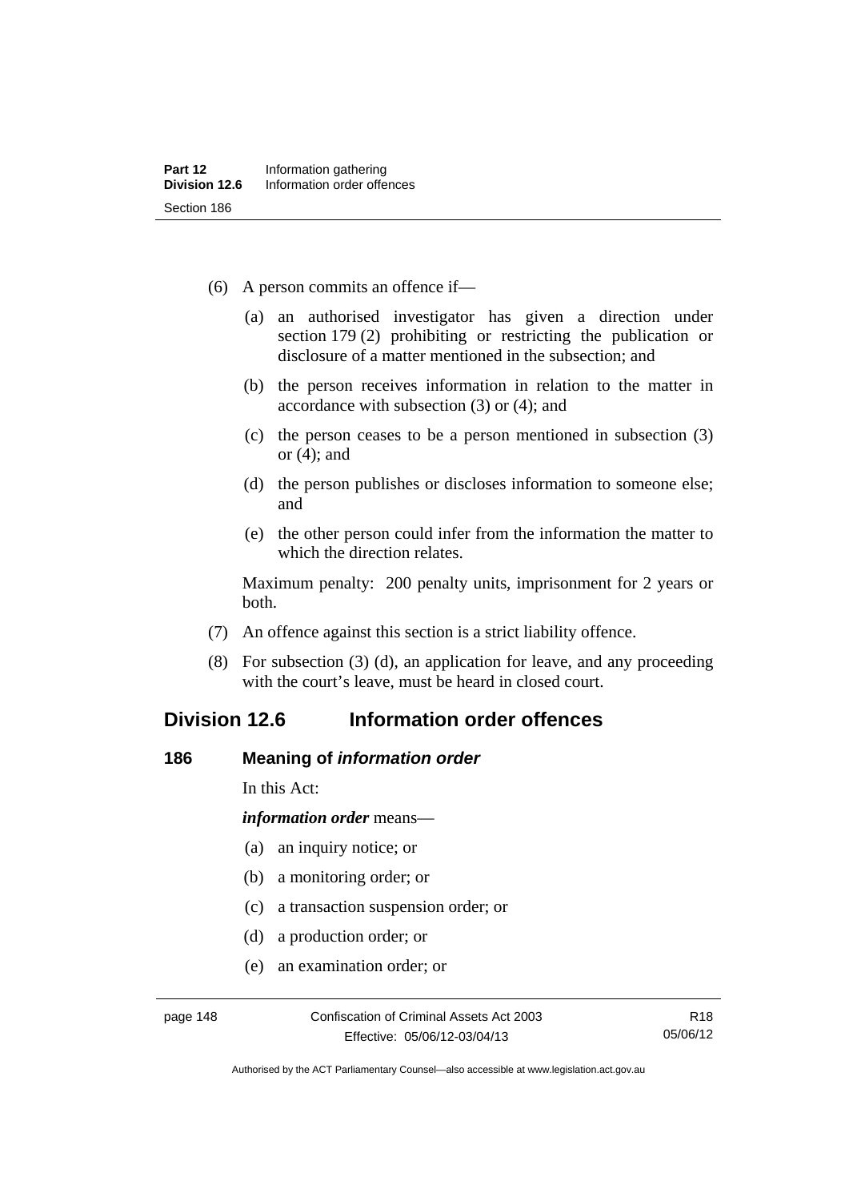(6) A person commits an offence if—

(a) an authorised investigator has given a direction under section 179 (2) prohibiting or restricting the publication or disclosure of a matter mentioned in the subsection; and

(b) the person receives information in relation to the matter in accordance with subsection (3) or (4); and

(c) the person ceases to be a person mentioned in subsection (3) or (4); and

(d) the person publishes or discloses information to someone else; and

(e) the other person could infer from the information the matter to which the direction relates.

Maximum penalty: 200 penalty units, imprisonment for 2 years or both.

(7) An offence against this section is a strict liability offence.

(8) For subsection (3) (d), an application for leave, and any proceeding with the court's leave, must be heard in closed court.

## Division 12.6 Information order offences

### 186 Meaning of *information order*

In this Act:

***information order*** means—

(a) an inquiry notice; or

(b) a monitoring order; or

(c) a transaction suspension order; or

(d) a production order; or

(e) an examination order; or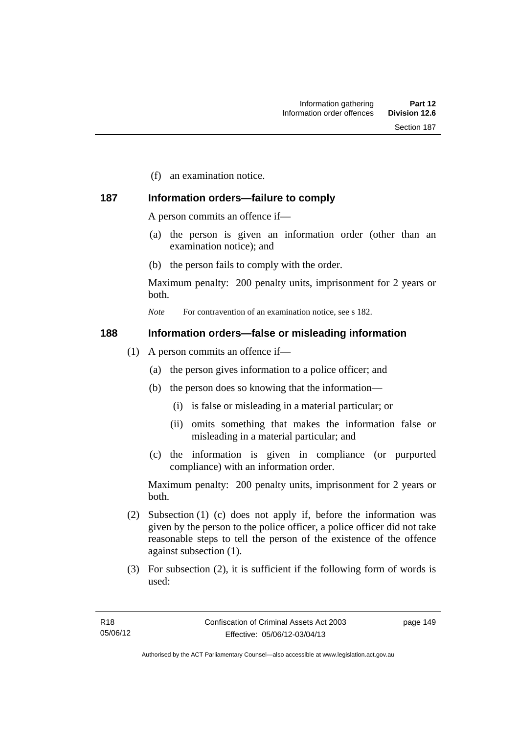(f) an examination notice.

## 187 Information orders—failure to comply

A person commits an offence if—

(a) the person is given an information order (other than an examination notice); and

(b) the person fails to comply with the order.

Maximum penalty: 200 penalty units, imprisonment for 2 years or both.

*Note* For contravention of an examination notice, see s 182.

## 188 Information orders—false or misleading information

(1) A person commits an offence if—

(a) the person gives information to a police officer; and

(b) the person does so knowing that the information—

(i) is false or misleading in a material particular; or

(ii) omits something that makes the information false or misleading in a material particular; and

(c) the information is given in compliance (or purported compliance) with an information order.

Maximum penalty: 200 penalty units, imprisonment for 2 years or both.

(2) Subsection (1) (c) does not apply if, before the information was given by the person to the police officer, a police officer did not take reasonable steps to tell the person of the existence of the offence against subsection (1).

(3) For subsection (2), it is sufficient if the following form of words is used: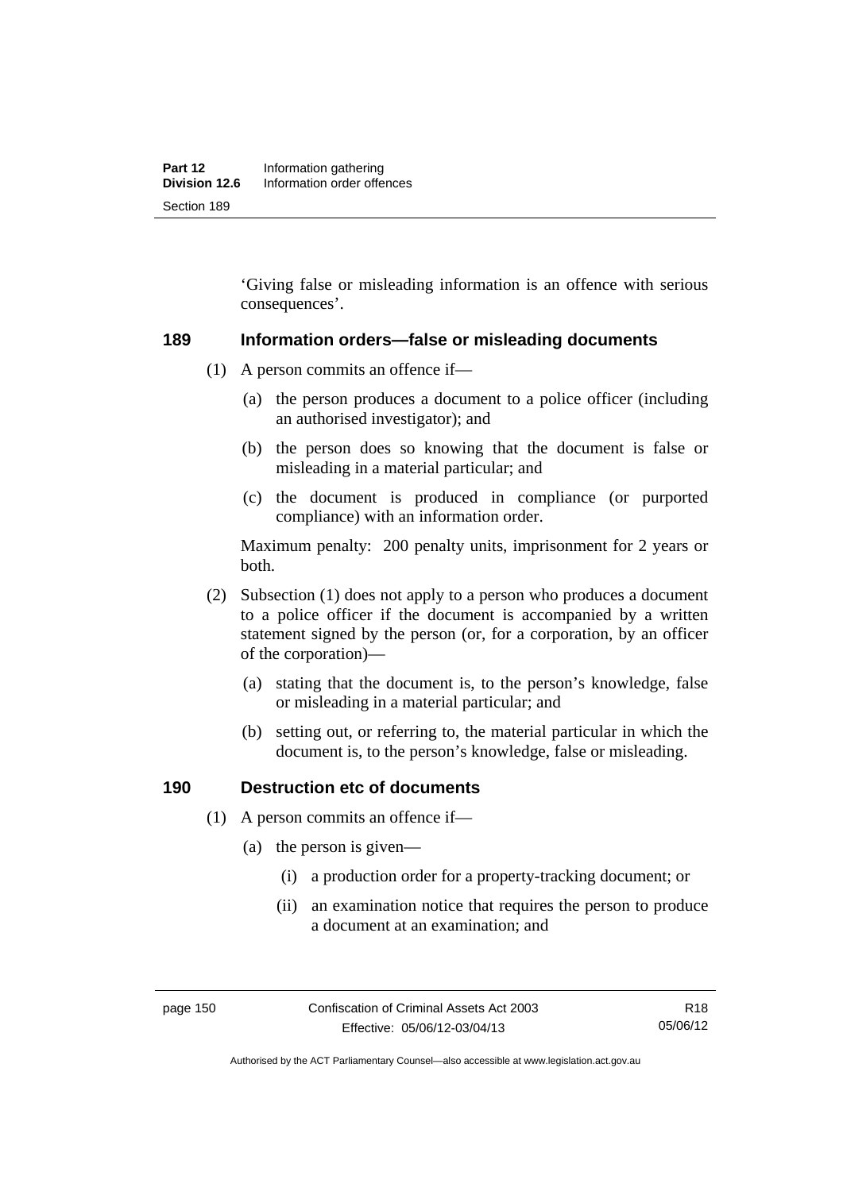'Giving false or misleading information is an offence with serious consequences'.

### 189 Information orders—false or misleading documents

(1) A person commits an offence if—

(a) the person produces a document to a police officer (including an authorised investigator); and

(b) the person does so knowing that the document is false or misleading in a material particular; and

(c) the document is produced in compliance (or purported compliance) with an information order.

Maximum penalty: 200 penalty units, imprisonment for 2 years or both.

(2) Subsection (1) does not apply to a person who produces a document to a police officer if the document is accompanied by a written statement signed by the person (or, for a corporation, by an officer of the corporation)—

(a) stating that the document is, to the person's knowledge, false or misleading in a material particular; and

(b) setting out, or referring to, the material particular in which the document is, to the person's knowledge, false or misleading.

### 190 Destruction etc of documents

(1) A person commits an offence if—

(a) the person is given—

(i) a production order for a property-tracking document; or

(ii) an examination notice that requires the person to produce a document at an examination; and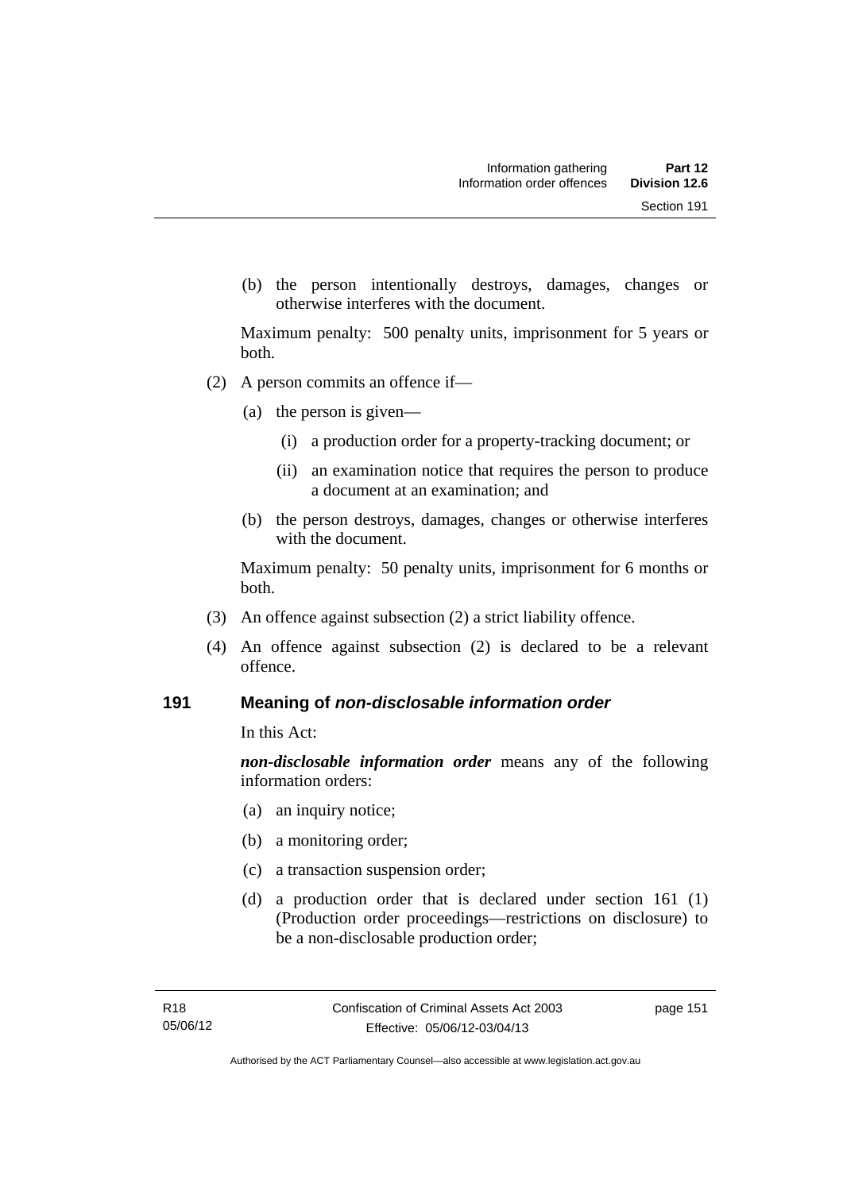(b) the person intentionally destroys, damages, changes or otherwise interferes with the document.

Maximum penalty: 500 penalty units, imprisonment for 5 years or both.

(2) A person commits an offence if—

(a) the person is given—

(i) a production order for a property-tracking document; or

(ii) an examination notice that requires the person to produce a document at an examination; and

(b) the person destroys, damages, changes or otherwise interferes with the document.

Maximum penalty: 50 penalty units, imprisonment for 6 months or both.

(3) An offence against subsection (2) a strict liability offence.

(4) An offence against subsection (2) is declared to be a relevant offence.

### 191 Meaning of *non-disclosable information order*

In this Act:

***non-disclosable information order*** means any of the following information orders:

(a) an inquiry notice;

(b) a monitoring order;

(c) a transaction suspension order;

(d) a production order that is declared under section 161 (1) (Production order proceedings—restrictions on disclosure) to be a non-disclosable production order;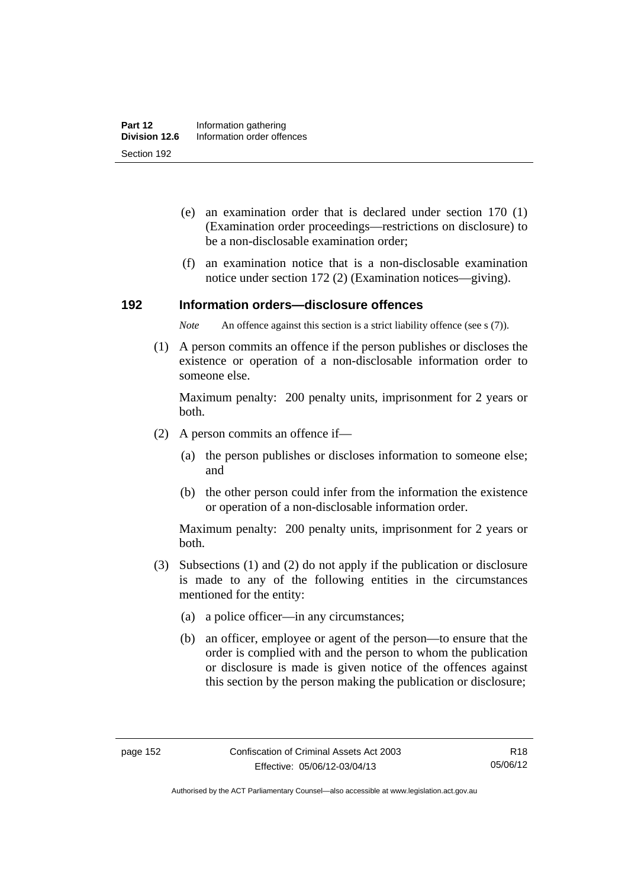(e) an examination order that is declared under section 170 (1) (Examination order proceedings—restrictions on disclosure) to be a non-disclosable examination order;

(f) an examination notice that is a non-disclosable examination notice under section 172 (2) (Examination notices—giving).

## 192 Information orders—disclosure offences

*Note* An offence against this section is a strict liability offence (see s (7)).

(1) A person commits an offence if the person publishes or discloses the existence or operation of a non-disclosable information order to someone else.

Maximum penalty: 200 penalty units, imprisonment for 2 years or both.

(2) A person commits an offence if—

(a) the person publishes or discloses information to someone else; and

(b) the other person could infer from the information the existence or operation of a non-disclosable information order.

Maximum penalty: 200 penalty units, imprisonment for 2 years or both.

(3) Subsections (1) and (2) do not apply if the publication or disclosure is made to any of the following entities in the circumstances mentioned for the entity:

(a) a police officer—in any circumstances;

(b) an officer, employee or agent of the person—to ensure that the order is complied with and the person to whom the publication or disclosure is made is given notice of the offences against this section by the person making the publication or disclosure;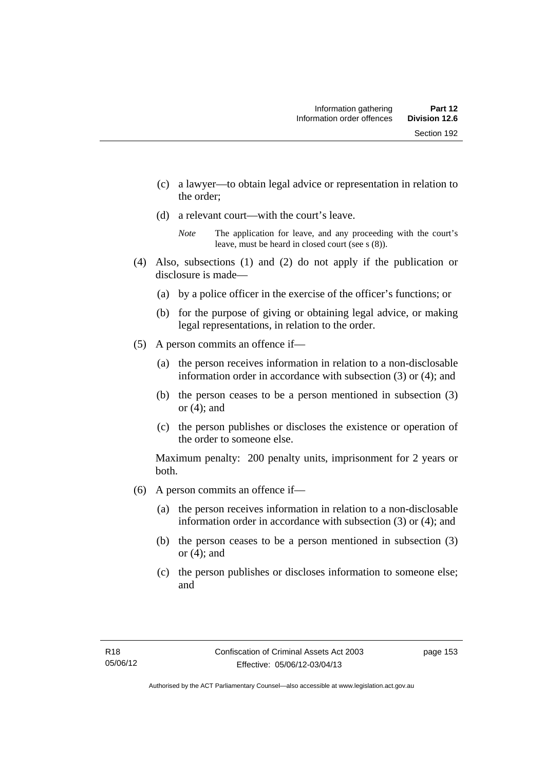(c) a lawyer—to obtain legal advice or representation in relation to the order;

(d) a relevant court—with the court's leave.

*Note* The application for leave, and any proceeding with the court's leave, must be heard in closed court (see s (8)).

(4) Also, subsections (1) and (2) do not apply if the publication or disclosure is made—

(a) by a police officer in the exercise of the officer's functions; or

(b) for the purpose of giving or obtaining legal advice, or making legal representations, in relation to the order.

(5) A person commits an offence if—

(a) the person receives information in relation to a non-disclosable information order in accordance with subsection (3) or (4); and

(b) the person ceases to be a person mentioned in subsection (3) or (4); and

(c) the person publishes or discloses the existence or operation of the order to someone else.

Maximum penalty: 200 penalty units, imprisonment for 2 years or both.

(6) A person commits an offence if—

(a) the person receives information in relation to a non-disclosable information order in accordance with subsection (3) or (4); and

(b) the person ceases to be a person mentioned in subsection (3) or (4); and

(c) the person publishes or discloses information to someone else; and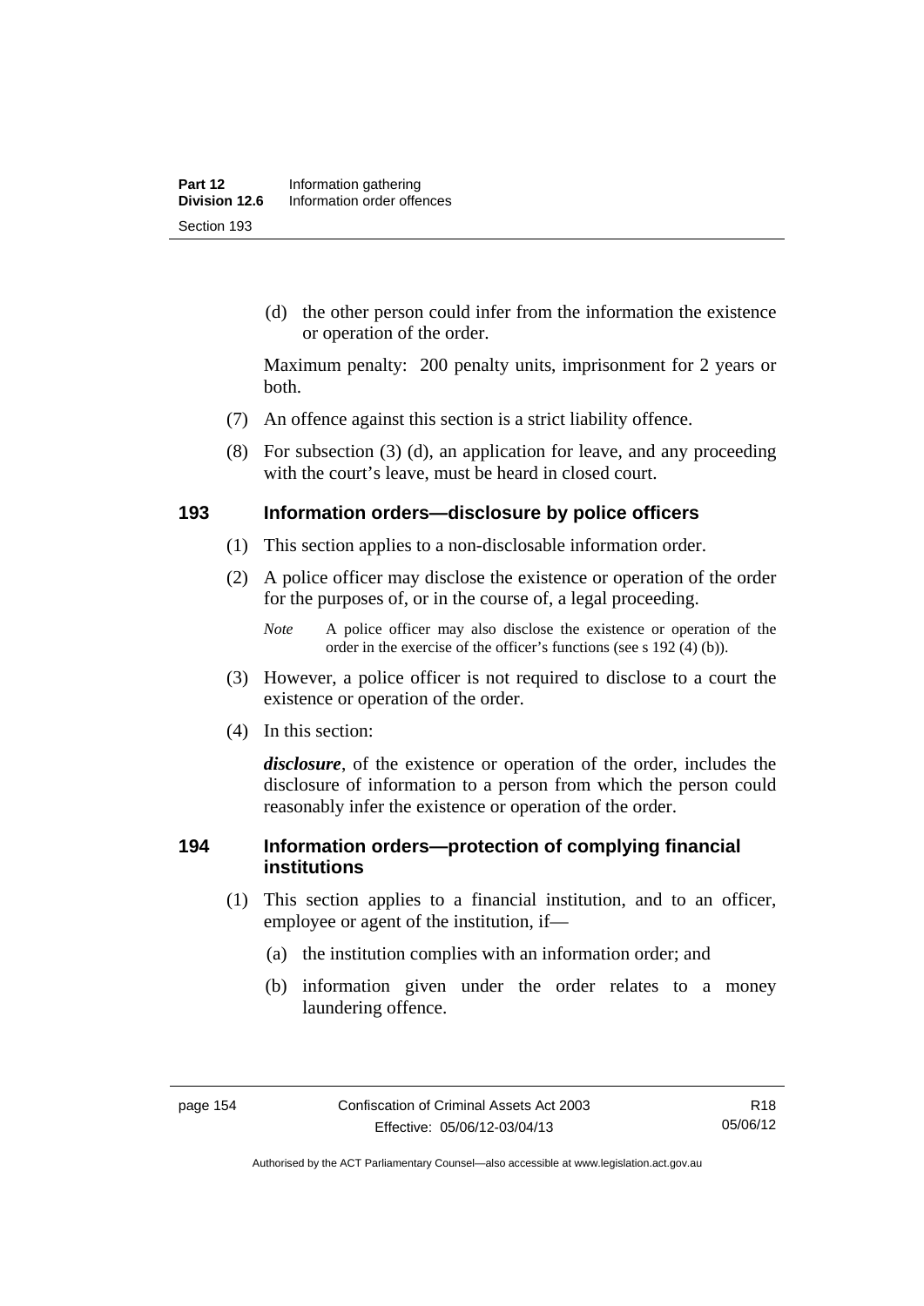(d) the other person could infer from the information the existence or operation of the order.

Maximum penalty: 200 penalty units, imprisonment for 2 years or both.

(7) An offence against this section is a strict liability offence.

(8) For subsection (3) (d), an application for leave, and any proceeding with the court's leave, must be heard in closed court.

### 193 Information orders—disclosure by police officers

(1) This section applies to a non-disclosable information order.

(2) A police officer may disclose the existence or operation of the order for the purposes of, or in the course of, a legal proceeding.

*Note* A police officer may also disclose the existence or operation of the order in the exercise of the officer's functions (see s 192 (4) (b)).

(3) However, a police officer is not required to disclose to a court the existence or operation of the order.

(4) In this section:

***disclosure***, of the existence or operation of the order, includes the disclosure of information to a person from which the person could reasonably infer the existence or operation of the order.

### 194 Information orders—protection of complying financial institutions

(1) This section applies to a financial institution, and to an officer, employee or agent of the institution, if—

(a) the institution complies with an information order; and

(b) information given under the order relates to a money laundering offence.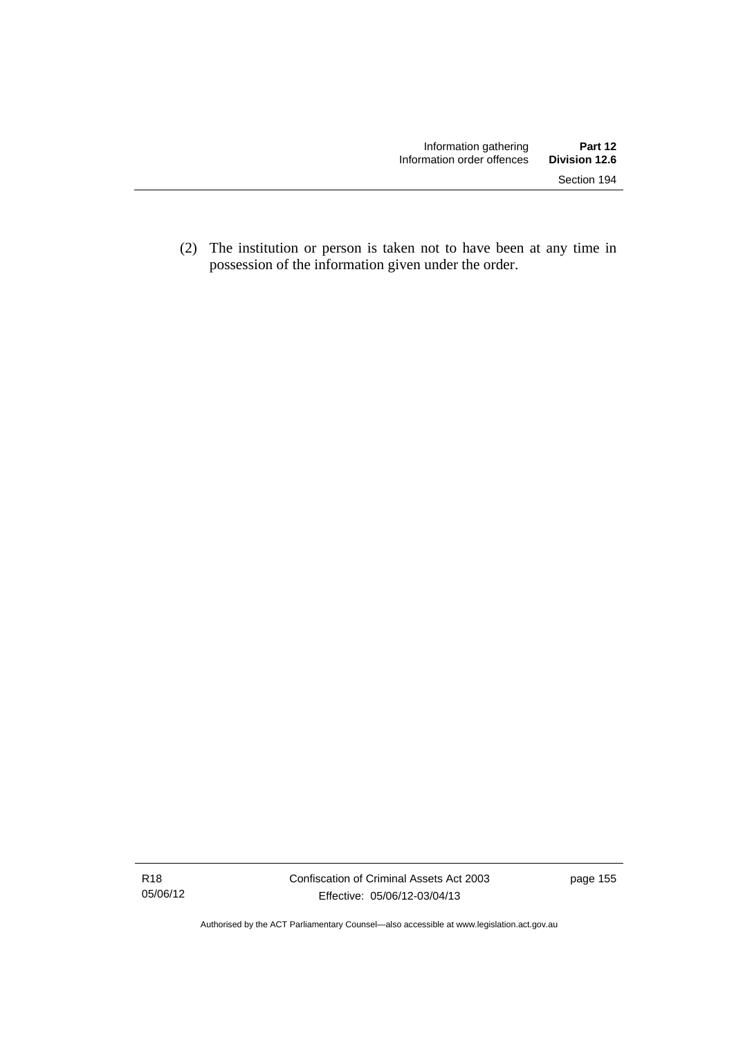(2) The institution or person is taken not to have been at any time in possession of the information given under the order.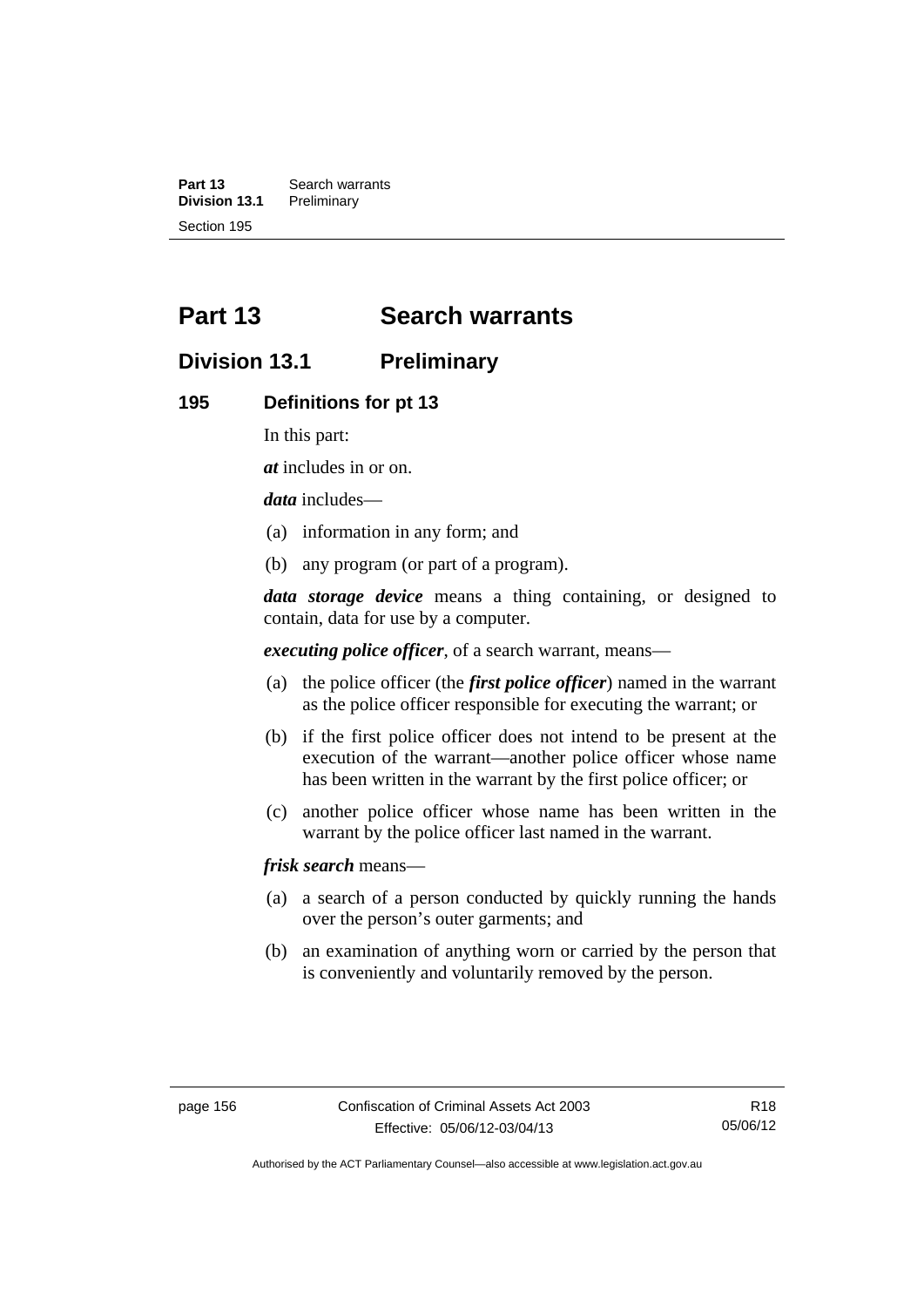# Part 13 Search warrants

## Division 13.1 Preliminary

### 195 Definitions for pt 13

In this part:

***at*** includes in or on.

***data*** includes—

(a) information in any form; and

(b) any program (or part of a program).

***data storage device*** means a thing containing, or designed to contain, data for use by a computer.

***executing police officer***, of a search warrant, means—

(a) the police officer (the ***first police officer***) named in the warrant as the police officer responsible for executing the warrant; or

(b) if the first police officer does not intend to be present at the execution of the warrant—another police officer whose name has been written in the warrant by the first police officer; or

(c) another police officer whose name has been written in the warrant by the police officer last named in the warrant.

***frisk search*** means—

(a) a search of a person conducted by quickly running the hands over the person's outer garments; and

(b) an examination of anything worn or carried by the person that is conveniently and voluntarily removed by the person.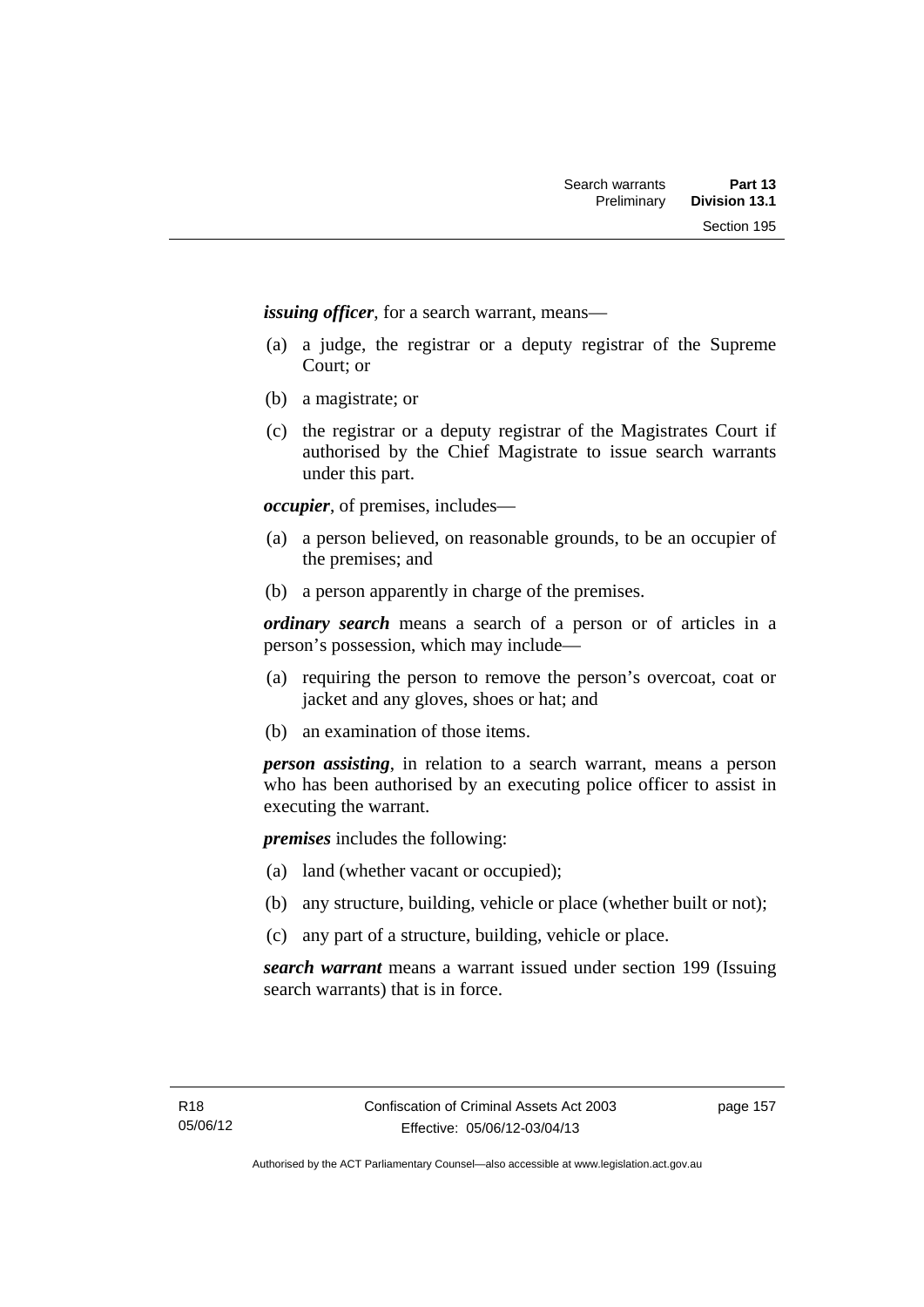***issuing officer***, for a search warrant, means—

(a) a judge, the registrar or a deputy registrar of the Supreme Court; or

(b) a magistrate; or

(c) the registrar or a deputy registrar of the Magistrates Court if authorised by the Chief Magistrate to issue search warrants under this part.

***occupier***, of premises, includes—

(a) a person believed, on reasonable grounds, to be an occupier of the premises; and

(b) a person apparently in charge of the premises.

***ordinary search*** means a search of a person or of articles in a person's possession, which may include—

(a) requiring the person to remove the person's overcoat, coat or jacket and any gloves, shoes or hat; and

(b) an examination of those items.

***person assisting***, in relation to a search warrant, means a person who has been authorised by an executing police officer to assist in executing the warrant.

***premises*** includes the following:

(a) land (whether vacant or occupied);

(b) any structure, building, vehicle or place (whether built or not);

(c) any part of a structure, building, vehicle or place.

***search warrant*** means a warrant issued under section 199 (Issuing search warrants) that is in force.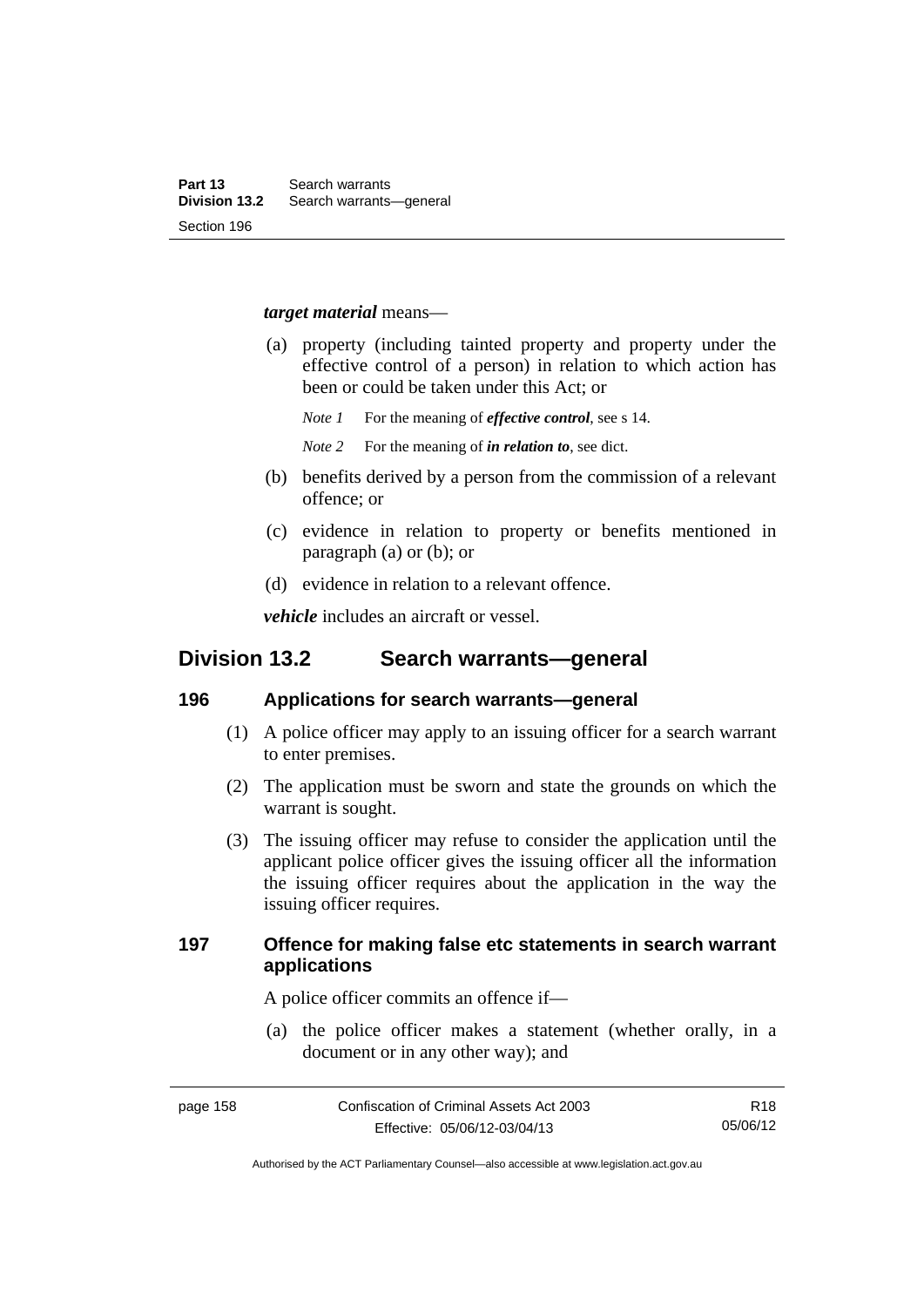***target material*** means—

(a) property (including tainted property and property under the effective control of a person) in relation to which action has been or could be taken under this Act; or

*Note 1* For the meaning of ***effective control***, see s 14.

*Note 2* For the meaning of ***in relation to***, see dict.

(b) benefits derived by a person from the commission of a relevant offence; or

(c) evidence in relation to property or benefits mentioned in paragraph (a) or (b); or

(d) evidence in relation to a relevant offence.

***vehicle*** includes an aircraft or vessel.

## Division 13.2 Search warrants—general

### 196 Applications for search warrants—general

(1) A police officer may apply to an issuing officer for a search warrant to enter premises.

(2) The application must be sworn and state the grounds on which the warrant is sought.

(3) The issuing officer may refuse to consider the application until the applicant police officer gives the issuing officer all the information the issuing officer requires about the application in the way the issuing officer requires.

### 197 Offence for making false etc statements in search warrant applications

A police officer commits an offence if—

(a) the police officer makes a statement (whether orally, in a document or in any other way); and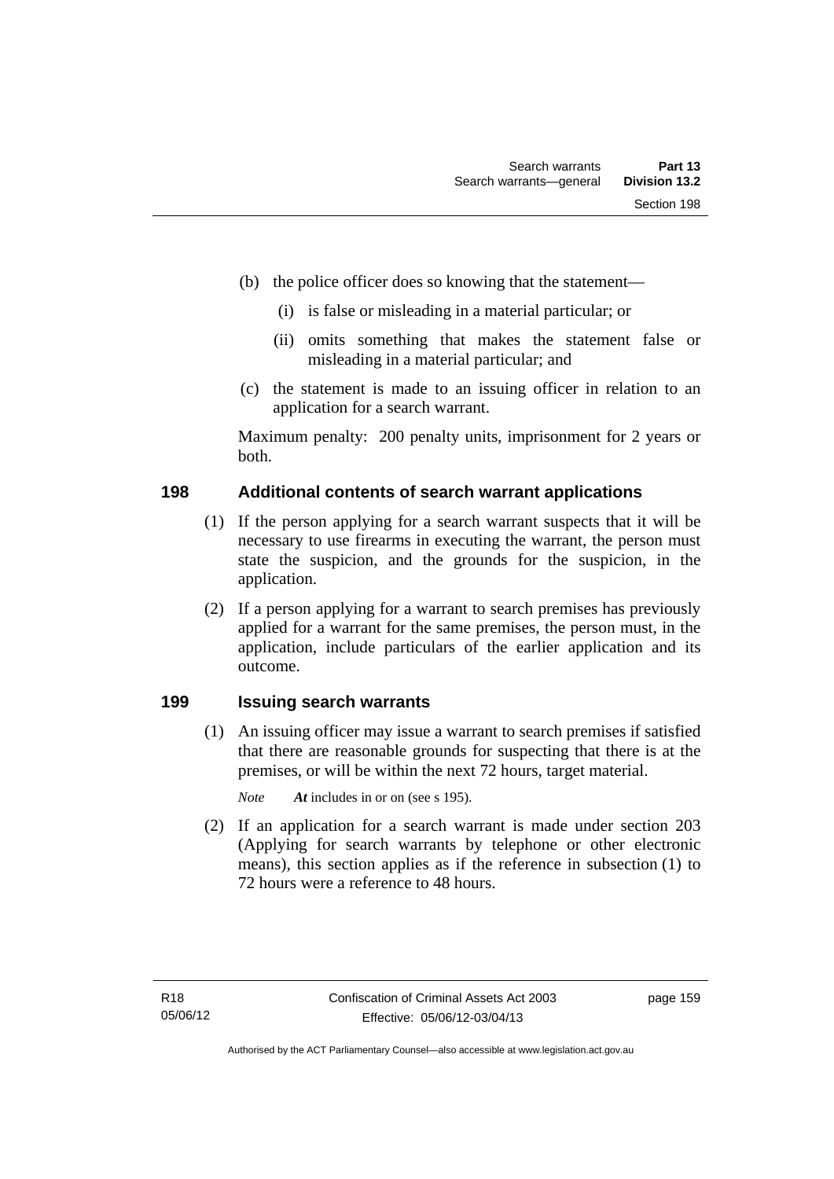(b) the police officer does so knowing that the statement—

(i) is false or misleading in a material particular; or

(ii) omits something that makes the statement false or misleading in a material particular; and

(c) the statement is made to an issuing officer in relation to an application for a search warrant.

Maximum penalty: 200 penalty units, imprisonment for 2 years or both.

## 198 Additional contents of search warrant applications

(1) If the person applying for a search warrant suspects that it will be necessary to use firearms in executing the warrant, the person must state the suspicion, and the grounds for the suspicion, in the application.

(2) If a person applying for a warrant to search premises has previously applied for a warrant for the same premises, the person must, in the application, include particulars of the earlier application and its outcome.

## 199 Issuing search warrants

(1) An issuing officer may issue a warrant to search premises if satisfied that there are reasonable grounds for suspecting that there is at the premises, or will be within the next 72 hours, target material.

*Note* ***At*** includes in or on (see s 195).

(2) If an application for a search warrant is made under section 203 (Applying for search warrants by telephone or other electronic means), this section applies as if the reference in subsection (1) to 72 hours were a reference to 48 hours.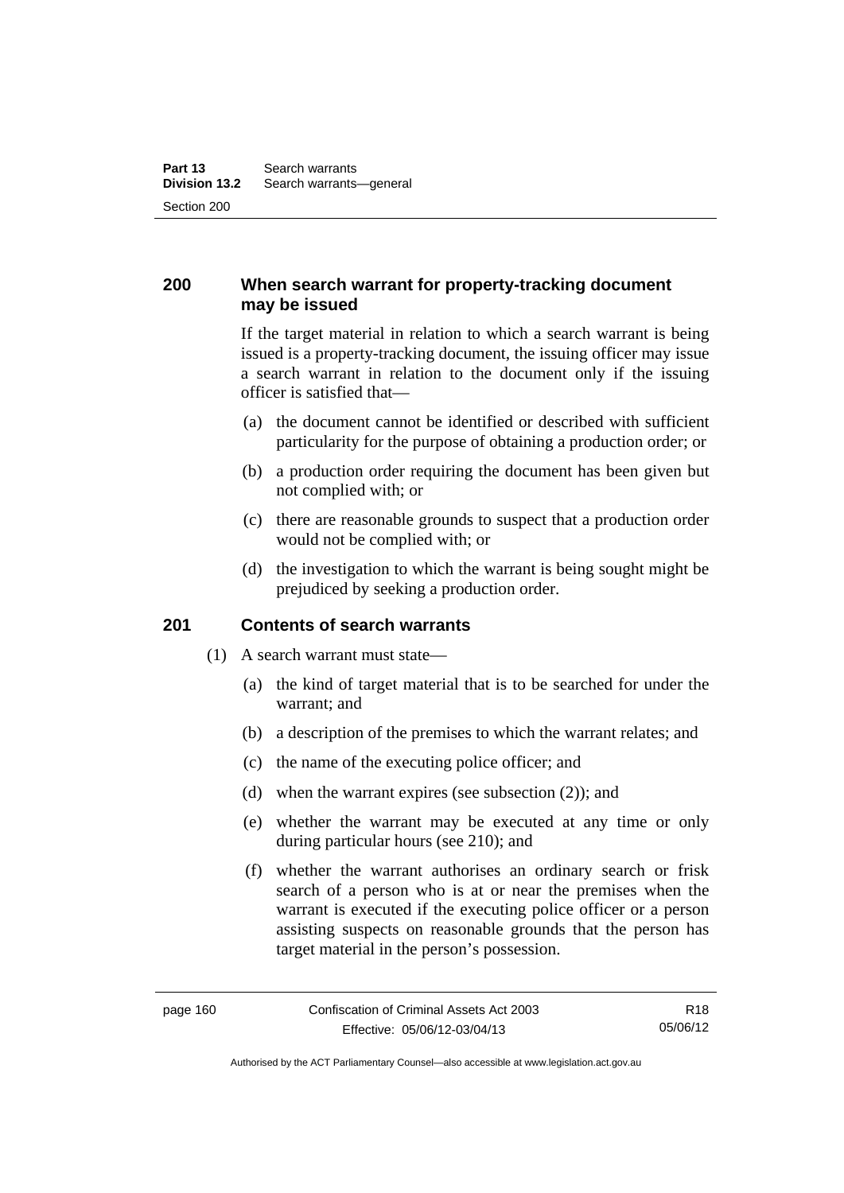## 200 When search warrant for property-tracking document may be issued

If the target material in relation to which a search warrant is being issued is a property-tracking document, the issuing officer may issue a search warrant in relation to the document only if the issuing officer is satisfied that—

(a) the document cannot be identified or described with sufficient particularity for the purpose of obtaining a production order; or

(b) a production order requiring the document has been given but not complied with; or

(c) there are reasonable grounds to suspect that a production order would not be complied with; or

(d) the investigation to which the warrant is being sought might be prejudiced by seeking a production order.

## 201 Contents of search warrants

(1) A search warrant must state—

(a) the kind of target material that is to be searched for under the warrant; and

(b) a description of the premises to which the warrant relates; and

(c) the name of the executing police officer; and

(d) when the warrant expires (see subsection (2)); and

(e) whether the warrant may be executed at any time or only during particular hours (see 210); and

(f) whether the warrant authorises an ordinary search or frisk search of a person who is at or near the premises when the warrant is executed if the executing police officer or a person assisting suspects on reasonable grounds that the person has target material in the person's possession.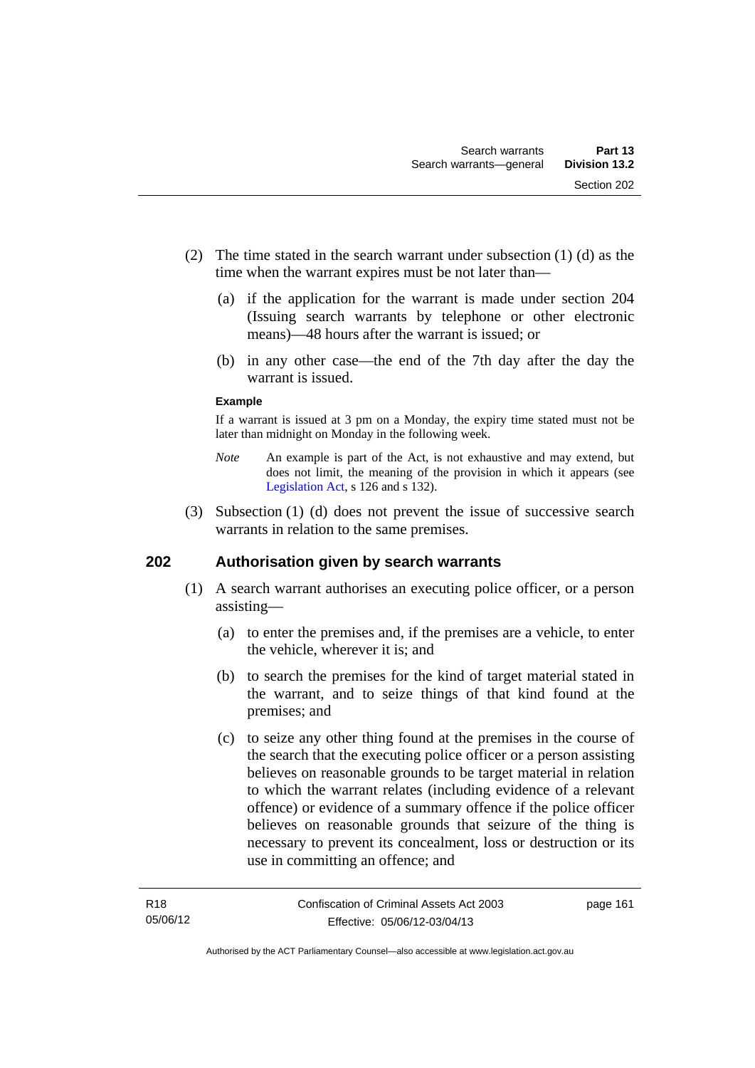(2) The time stated in the search warrant under subsection (1) (d) as the time when the warrant expires must be not later than—

(a) if the application for the warrant is made under section 204 (Issuing search warrants by telephone or other electronic means)—48 hours after the warrant is issued; or

(b) in any other case—the end of the 7th day after the day the warrant is issued.

**Example**

If a warrant is issued at 3 pm on a Monday, the expiry time stated must not be later than midnight on Monday in the following week.

*Note* An example is part of the Act, is not exhaustive and may extend, but does not limit, the meaning of the provision in which it appears (see Legislation Act, s 126 and s 132).

(3) Subsection (1) (d) does not prevent the issue of successive search warrants in relation to the same premises.

## 202 Authorisation given by search warrants

(1) A search warrant authorises an executing police officer, or a person assisting—

(a) to enter the premises and, if the premises are a vehicle, to enter the vehicle, wherever it is; and

(b) to search the premises for the kind of target material stated in the warrant, and to seize things of that kind found at the premises; and

(c) to seize any other thing found at the premises in the course of the search that the executing police officer or a person assisting believes on reasonable grounds to be target material in relation to which the warrant relates (including evidence of a relevant offence) or evidence of a summary offence if the police officer believes on reasonable grounds that seizure of the thing is necessary to prevent its concealment, loss or destruction or its use in committing an offence; and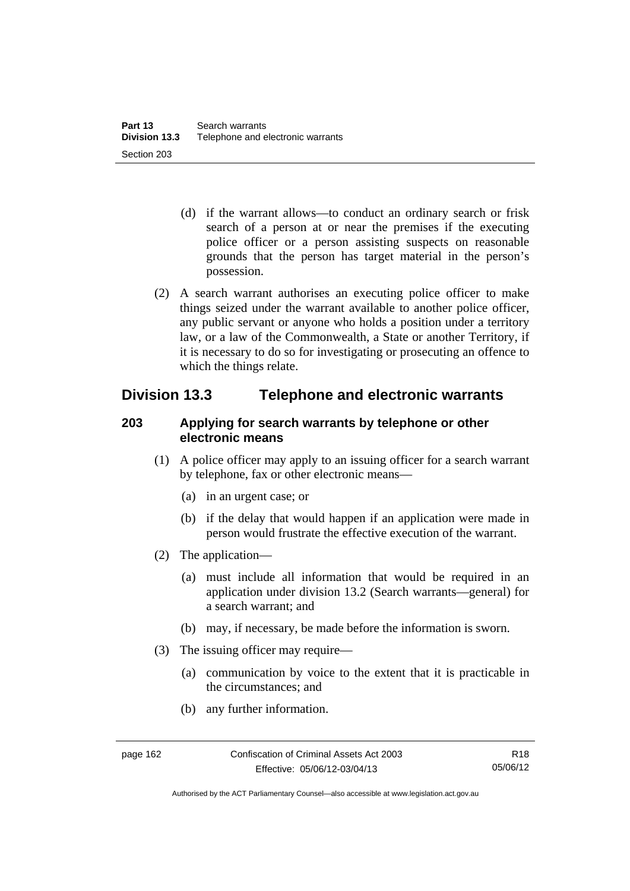(d) if the warrant allows—to conduct an ordinary search or frisk search of a person at or near the premises if the executing police officer or a person assisting suspects on reasonable grounds that the person has target material in the person's possession.

(2) A search warrant authorises an executing police officer to make things seized under the warrant available to another police officer, any public servant or anyone who holds a position under a territory law, or a law of the Commonwealth, a State or another Territory, if it is necessary to do so for investigating or prosecuting an offence to which the things relate.

## Division 13.3 Telephone and electronic warrants

### 203 Applying for search warrants by telephone or other electronic means

(1) A police officer may apply to an issuing officer for a search warrant by telephone, fax or other electronic means—

(a) in an urgent case; or

(b) if the delay that would happen if an application were made in person would frustrate the effective execution of the warrant.

(2) The application—

(a) must include all information that would be required in an application under division 13.2 (Search warrants—general) for a search warrant; and

(b) may, if necessary, be made before the information is sworn.

(3) The issuing officer may require—

(a) communication by voice to the extent that it is practicable in the circumstances; and

(b) any further information.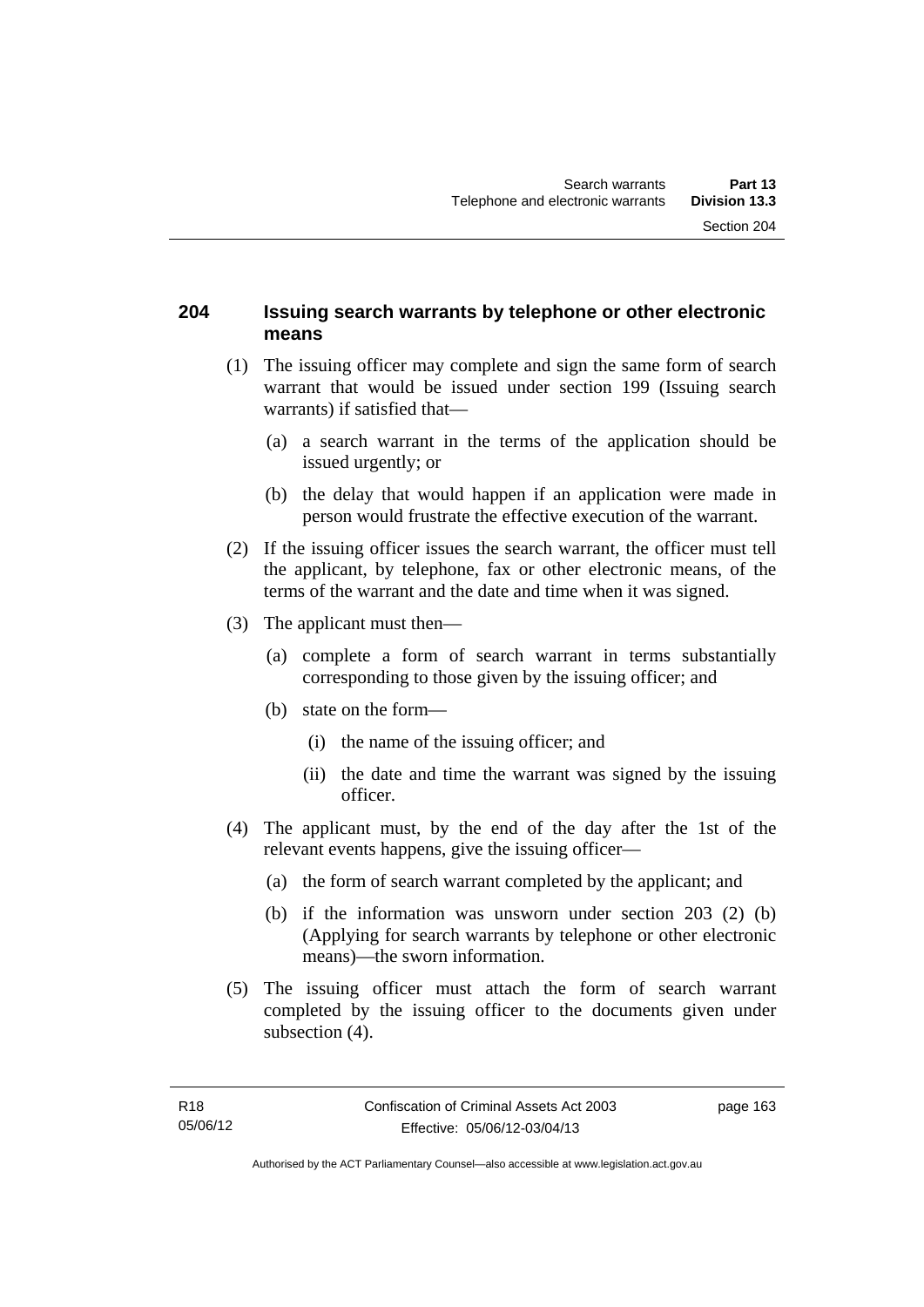## 204 Issuing search warrants by telephone or other electronic means

(1) The issuing officer may complete and sign the same form of search warrant that would be issued under section 199 (Issuing search warrants) if satisfied that—

(a) a search warrant in the terms of the application should be issued urgently; or

(b) the delay that would happen if an application were made in person would frustrate the effective execution of the warrant.

(2) If the issuing officer issues the search warrant, the officer must tell the applicant, by telephone, fax or other electronic means, of the terms of the warrant and the date and time when it was signed.

(3) The applicant must then—

(a) complete a form of search warrant in terms substantially corresponding to those given by the issuing officer; and

(b) state on the form—

(i) the name of the issuing officer; and

(ii) the date and time the warrant was signed by the issuing officer.

(4) The applicant must, by the end of the day after the 1st of the relevant events happens, give the issuing officer—

(a) the form of search warrant completed by the applicant; and

(b) if the information was unsworn under section 203 (2) (b) (Applying for search warrants by telephone or other electronic means)—the sworn information.

(5) The issuing officer must attach the form of search warrant completed by the issuing officer to the documents given under subsection (4).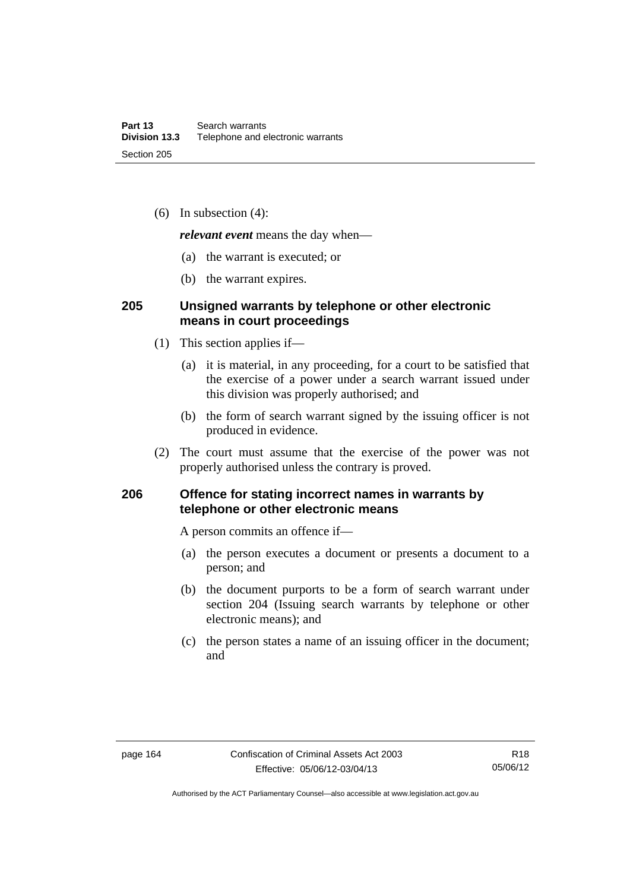(6) In subsection (4):

***relevant event*** means the day when—

(a) the warrant is executed; or

(b) the warrant expires.

## 205 Unsigned warrants by telephone or other electronic means in court proceedings

(1) This section applies if—

(a) it is material, in any proceeding, for a court to be satisfied that the exercise of a power under a search warrant issued under this division was properly authorised; and

(b) the form of search warrant signed by the issuing officer is not produced in evidence.

(2) The court must assume that the exercise of the power was not properly authorised unless the contrary is proved.

## 206 Offence for stating incorrect names in warrants by telephone or other electronic means

A person commits an offence if—

(a) the person executes a document or presents a document to a person; and

(b) the document purports to be a form of search warrant under section 204 (Issuing search warrants by telephone or other electronic means); and

(c) the person states a name of an issuing officer in the document; and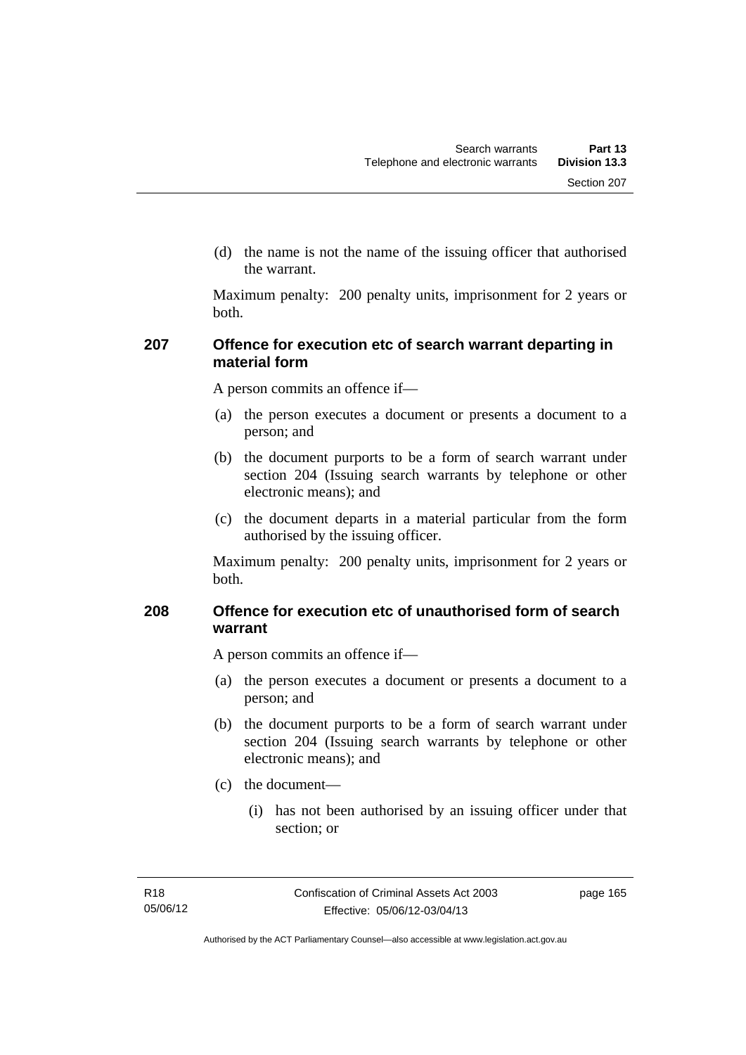(d) the name is not the name of the issuing officer that authorised the warrant.

Maximum penalty: 200 penalty units, imprisonment for 2 years or both.

## 207 Offence for execution etc of search warrant departing in material form

A person commits an offence if—

(a) the person executes a document or presents a document to a person; and

(b) the document purports to be a form of search warrant under section 204 (Issuing search warrants by telephone or other electronic means); and

(c) the document departs in a material particular from the form authorised by the issuing officer.

Maximum penalty: 200 penalty units, imprisonment for 2 years or both.

## 208 Offence for execution etc of unauthorised form of search warrant

A person commits an offence if—

(a) the person executes a document or presents a document to a person; and

(b) the document purports to be a form of search warrant under section 204 (Issuing search warrants by telephone or other electronic means); and

(c) the document—

(i) has not been authorised by an issuing officer under that section; or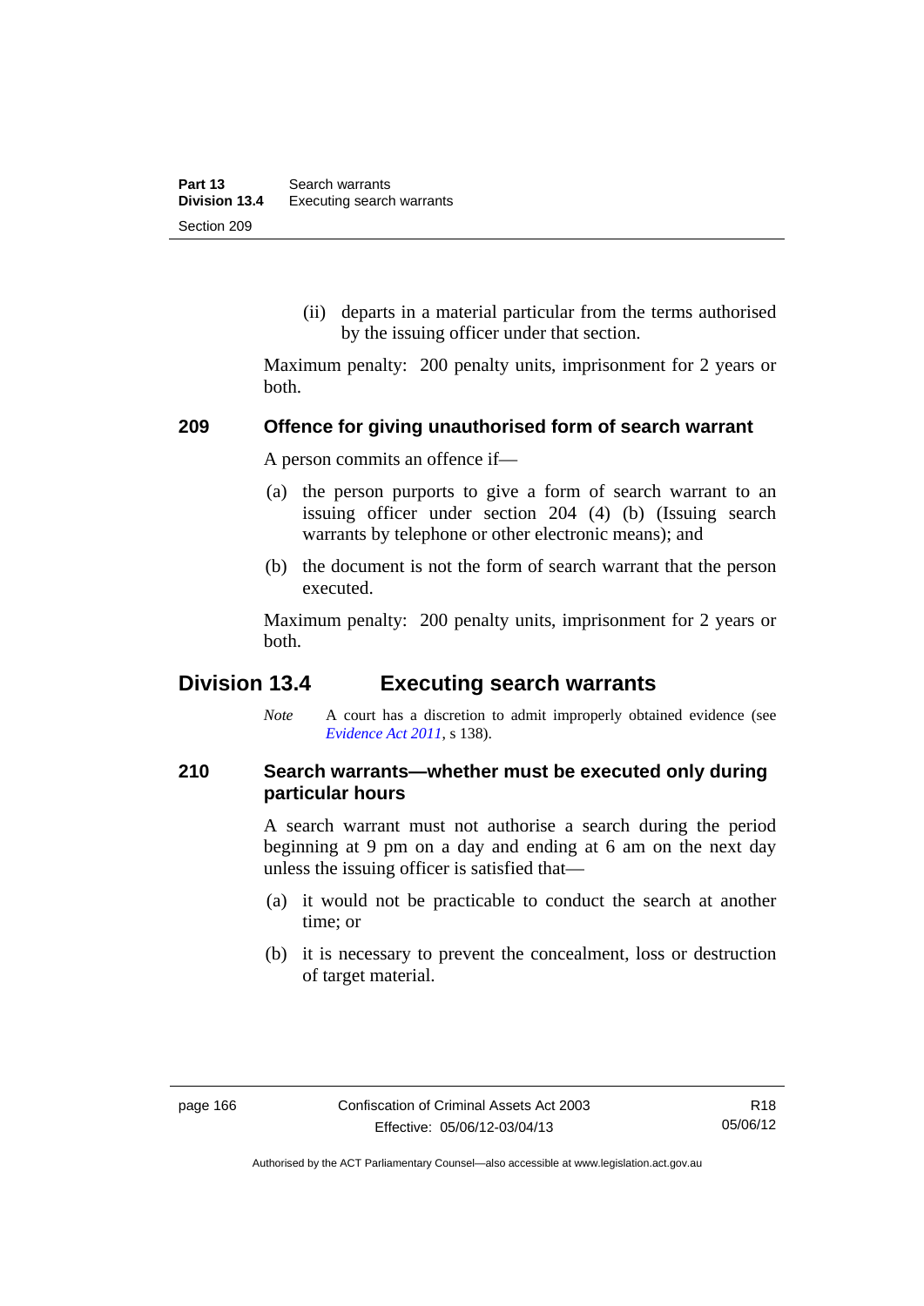(ii) departs in a material particular from the terms authorised by the issuing officer under that section.

Maximum penalty: 200 penalty units, imprisonment for 2 years or both.

### 209 Offence for giving unauthorised form of search warrant

A person commits an offence if—

(a) the person purports to give a form of search warrant to an issuing officer under section 204 (4) (b) (Issuing search warrants by telephone or other electronic means); and

(b) the document is not the form of search warrant that the person executed.

Maximum penalty: 200 penalty units, imprisonment for 2 years or both.

## Division 13.4 Executing search warrants

*Note* A court has a discretion to admit improperly obtained evidence (see *Evidence Act 2011*, s 138).

### 210 Search warrants—whether must be executed only during particular hours

A search warrant must not authorise a search during the period beginning at 9 pm on a day and ending at 6 am on the next day unless the issuing officer is satisfied that—

(a) it would not be practicable to conduct the search at another time; or

(b) it is necessary to prevent the concealment, loss or destruction of target material.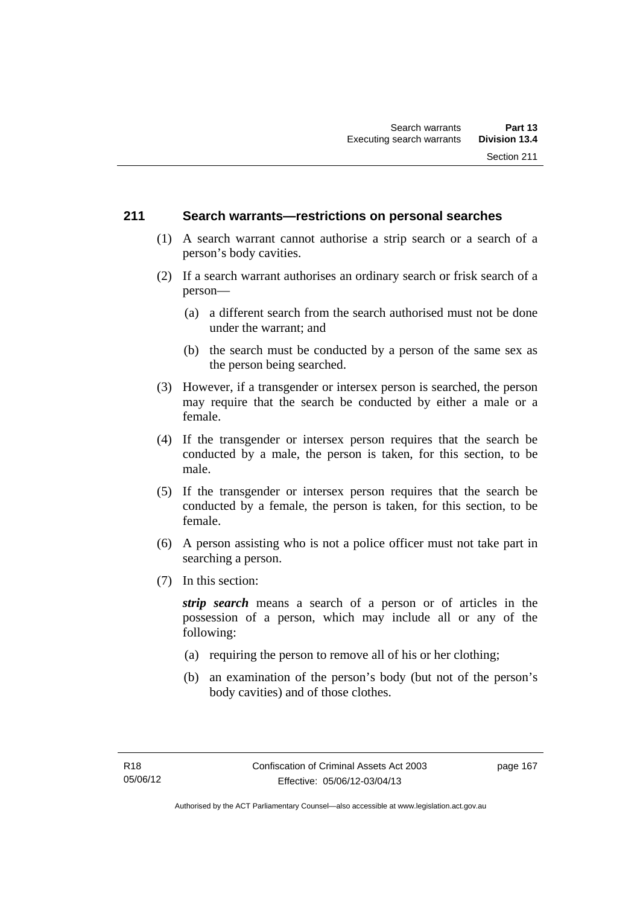## 211 Search warrants—restrictions on personal searches

(1) A search warrant cannot authorise a strip search or a search of a person's body cavities.

(2) If a search warrant authorises an ordinary search or frisk search of a person—

(a) a different search from the search authorised must not be done under the warrant; and

(b) the search must be conducted by a person of the same sex as the person being searched.

(3) However, if a transgender or intersex person is searched, the person may require that the search be conducted by either a male or a female.

(4) If the transgender or intersex person requires that the search be conducted by a male, the person is taken, for this section, to be male.

(5) If the transgender or intersex person requires that the search be conducted by a female, the person is taken, for this section, to be female.

(6) A person assisting who is not a police officer must not take part in searching a person.

(7) In this section:

***strip search*** means a search of a person or of articles in the possession of a person, which may include all or any of the following:

(a) requiring the person to remove all of his or her clothing;

(b) an examination of the person's body (but not of the person's body cavities) and of those clothes.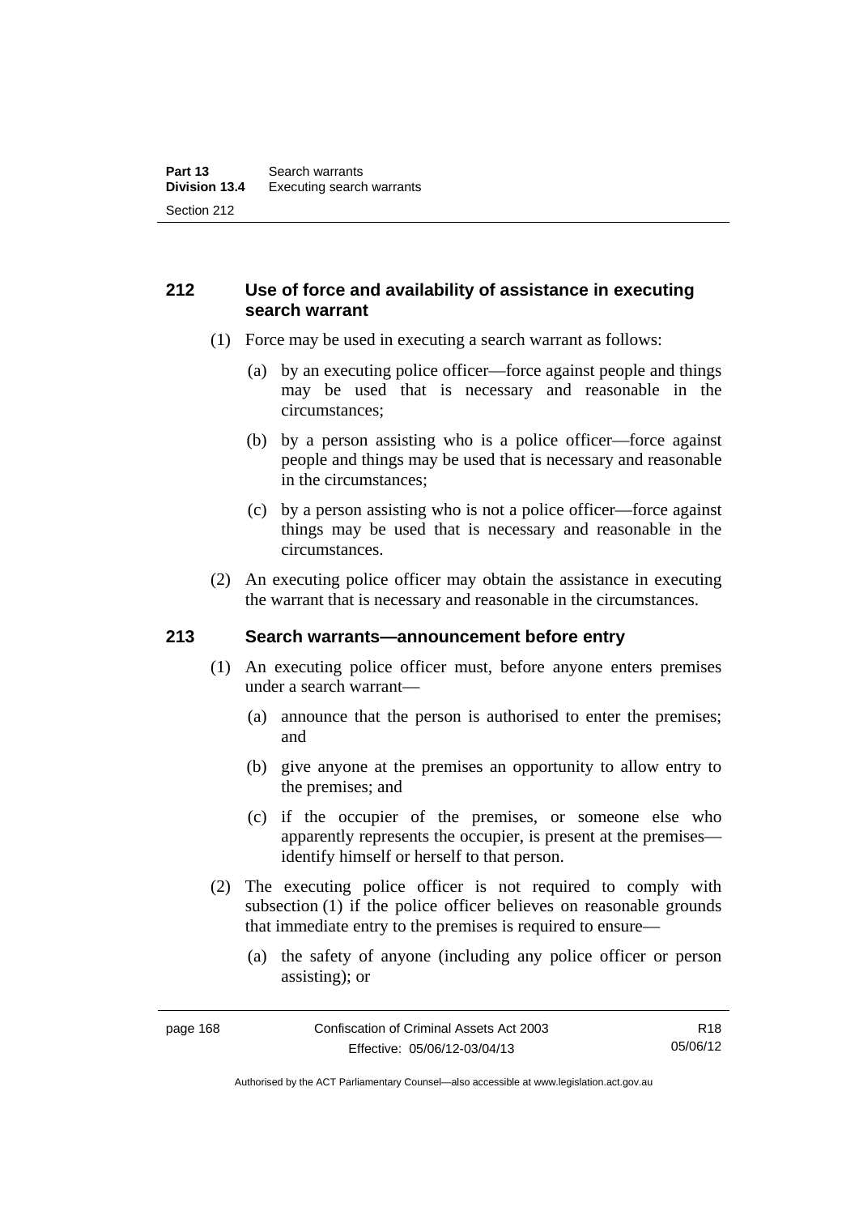## 212 Use of force and availability of assistance in executing search warrant

(1) Force may be used in executing a search warrant as follows:

(a) by an executing police officer—force against people and things may be used that is necessary and reasonable in the circumstances;

(b) by a person assisting who is a police officer—force against people and things may be used that is necessary and reasonable in the circumstances;

(c) by a person assisting who is not a police officer—force against things may be used that is necessary and reasonable in the circumstances.

(2) An executing police officer may obtain the assistance in executing the warrant that is necessary and reasonable in the circumstances.

## 213 Search warrants—announcement before entry

(1) An executing police officer must, before anyone enters premises under a search warrant—

(a) announce that the person is authorised to enter the premises; and

(b) give anyone at the premises an opportunity to allow entry to the premises; and

(c) if the occupier of the premises, or someone else who apparently represents the occupier, is present at the premises—identify himself or herself to that person.

(2) The executing police officer is not required to comply with subsection (1) if the police officer believes on reasonable grounds that immediate entry to the premises is required to ensure—

(a) the safety of anyone (including any police officer or person assisting); or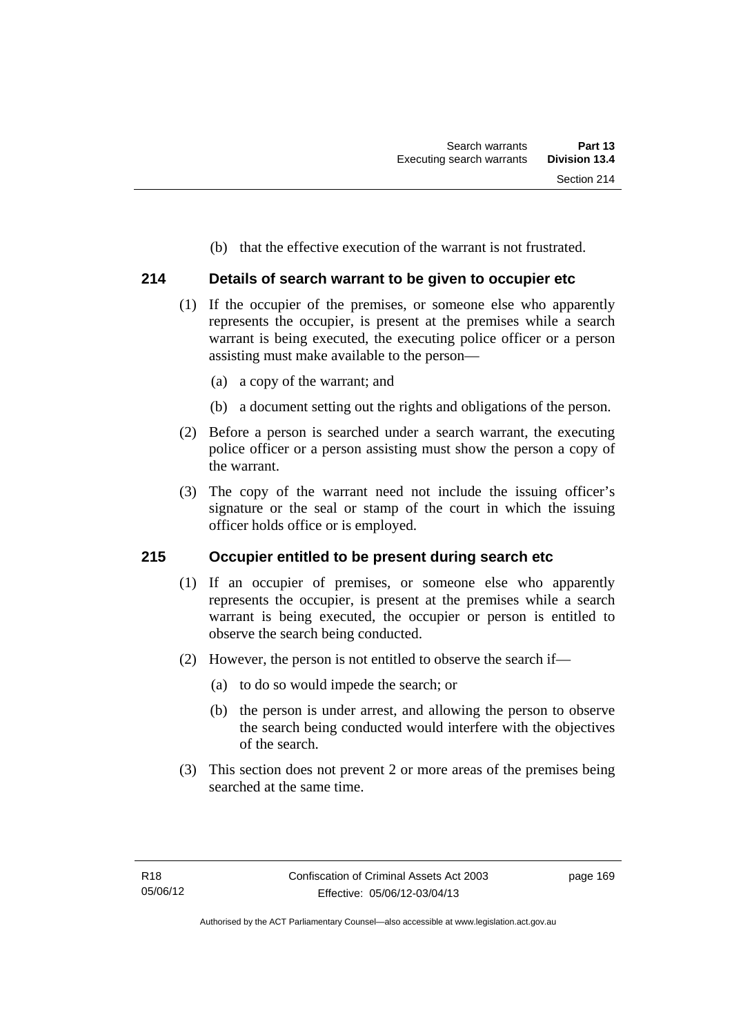(b) that the effective execution of the warrant is not frustrated.

## 214 Details of search warrant to be given to occupier etc

(1) If the occupier of the premises, or someone else who apparently represents the occupier, is present at the premises while a search warrant is being executed, the executing police officer or a person assisting must make available to the person—

(a) a copy of the warrant; and

(b) a document setting out the rights and obligations of the person.

(2) Before a person is searched under a search warrant, the executing police officer or a person assisting must show the person a copy of the warrant.

(3) The copy of the warrant need not include the issuing officer's signature or the seal or stamp of the court in which the issuing officer holds office or is employed.

## 215 Occupier entitled to be present during search etc

(1) If an occupier of premises, or someone else who apparently represents the occupier, is present at the premises while a search warrant is being executed, the occupier or person is entitled to observe the search being conducted.

(2) However, the person is not entitled to observe the search if—

(a) to do so would impede the search; or

(b) the person is under arrest, and allowing the person to observe the search being conducted would interfere with the objectives of the search.

(3) This section does not prevent 2 or more areas of the premises being searched at the same time.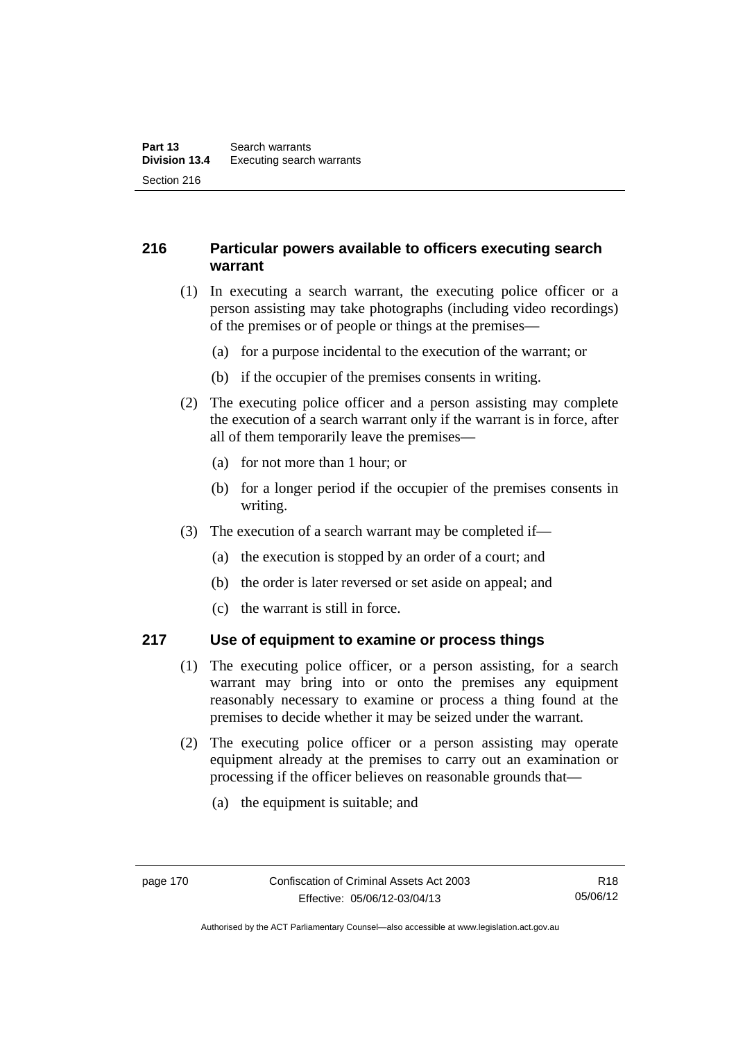## 216 Particular powers available to officers executing search warrant

(1) In executing a search warrant, the executing police officer or a person assisting may take photographs (including video recordings) of the premises or of people or things at the premises—

(a) for a purpose incidental to the execution of the warrant; or

(b) if the occupier of the premises consents in writing.

(2) The executing police officer and a person assisting may complete the execution of a search warrant only if the warrant is in force, after all of them temporarily leave the premises—

(a) for not more than 1 hour; or

(b) for a longer period if the occupier of the premises consents in writing.

(3) The execution of a search warrant may be completed if—

(a) the execution is stopped by an order of a court; and

(b) the order is later reversed or set aside on appeal; and

(c) the warrant is still in force.

## 217 Use of equipment to examine or process things

(1) The executing police officer, or a person assisting, for a search warrant may bring into or onto the premises any equipment reasonably necessary to examine or process a thing found at the premises to decide whether it may be seized under the warrant.

(2) The executing police officer or a person assisting may operate equipment already at the premises to carry out an examination or processing if the officer believes on reasonable grounds that—

(a) the equipment is suitable; and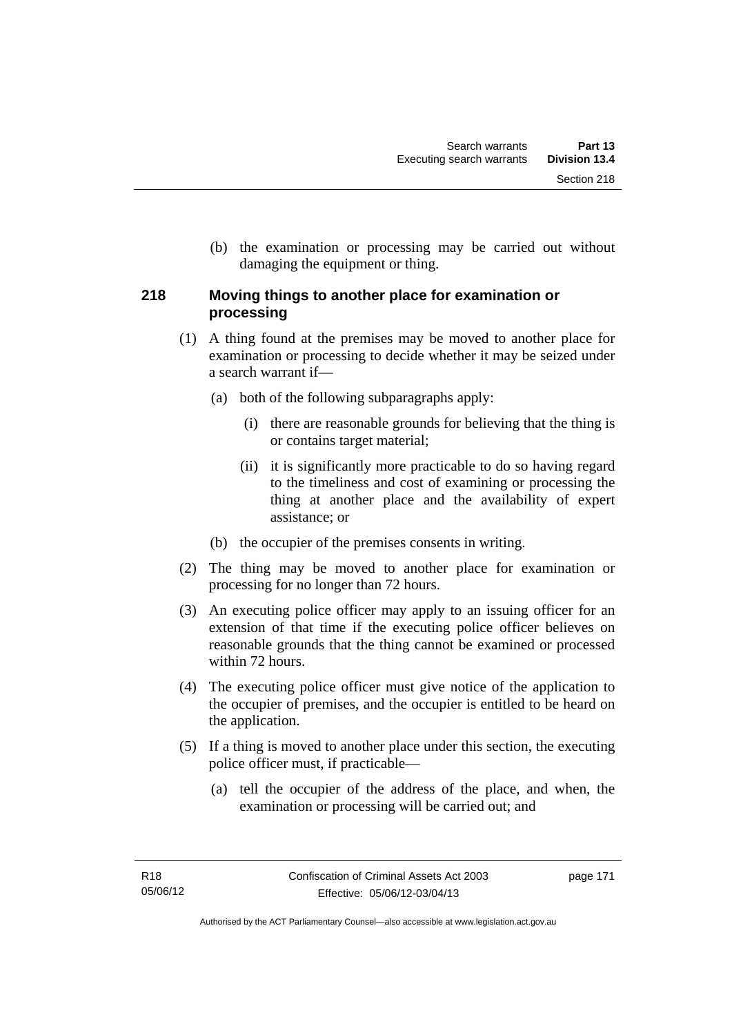(b) the examination or processing may be carried out without damaging the equipment or thing.

## 218 Moving things to another place for examination or processing

(1) A thing found at the premises may be moved to another place for examination or processing to decide whether it may be seized under a search warrant if—

(a) both of the following subparagraphs apply:

(i) there are reasonable grounds for believing that the thing is or contains target material;

(ii) it is significantly more practicable to do so having regard to the timeliness and cost of examining or processing the thing at another place and the availability of expert assistance; or

(b) the occupier of the premises consents in writing.

(2) The thing may be moved to another place for examination or processing for no longer than 72 hours.

(3) An executing police officer may apply to an issuing officer for an extension of that time if the executing police officer believes on reasonable grounds that the thing cannot be examined or processed within 72 hours.

(4) The executing police officer must give notice of the application to the occupier of premises, and the occupier is entitled to be heard on the application.

(5) If a thing is moved to another place under this section, the executing police officer must, if practicable—

(a) tell the occupier of the address of the place, and when, the examination or processing will be carried out; and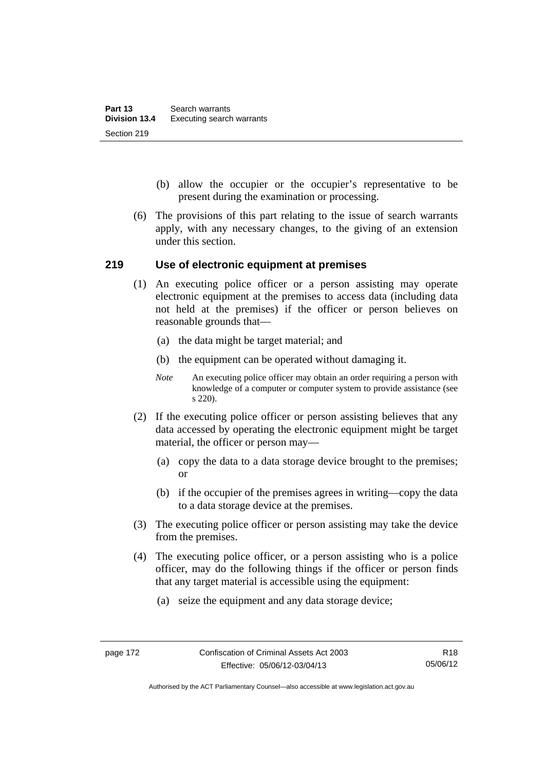(b) allow the occupier or the occupier's representative to be present during the examination or processing.

(6) The provisions of this part relating to the issue of search warrants apply, with any necessary changes, to the giving of an extension under this section.

## 219 Use of electronic equipment at premises

(1) An executing police officer or a person assisting may operate electronic equipment at the premises to access data (including data not held at the premises) if the officer or person believes on reasonable grounds that—

(a) the data might be target material; and

(b) the equipment can be operated without damaging it.

*Note* An executing police officer may obtain an order requiring a person with knowledge of a computer or computer system to provide assistance (see s 220).

(2) If the executing police officer or person assisting believes that any data accessed by operating the electronic equipment might be target material, the officer or person may—

(a) copy the data to a data storage device brought to the premises; or

(b) if the occupier of the premises agrees in writing—copy the data to a data storage device at the premises.

(3) The executing police officer or person assisting may take the device from the premises.

(4) The executing police officer, or a person assisting who is a police officer, may do the following things if the officer or person finds that any target material is accessible using the equipment:

(a) seize the equipment and any data storage device;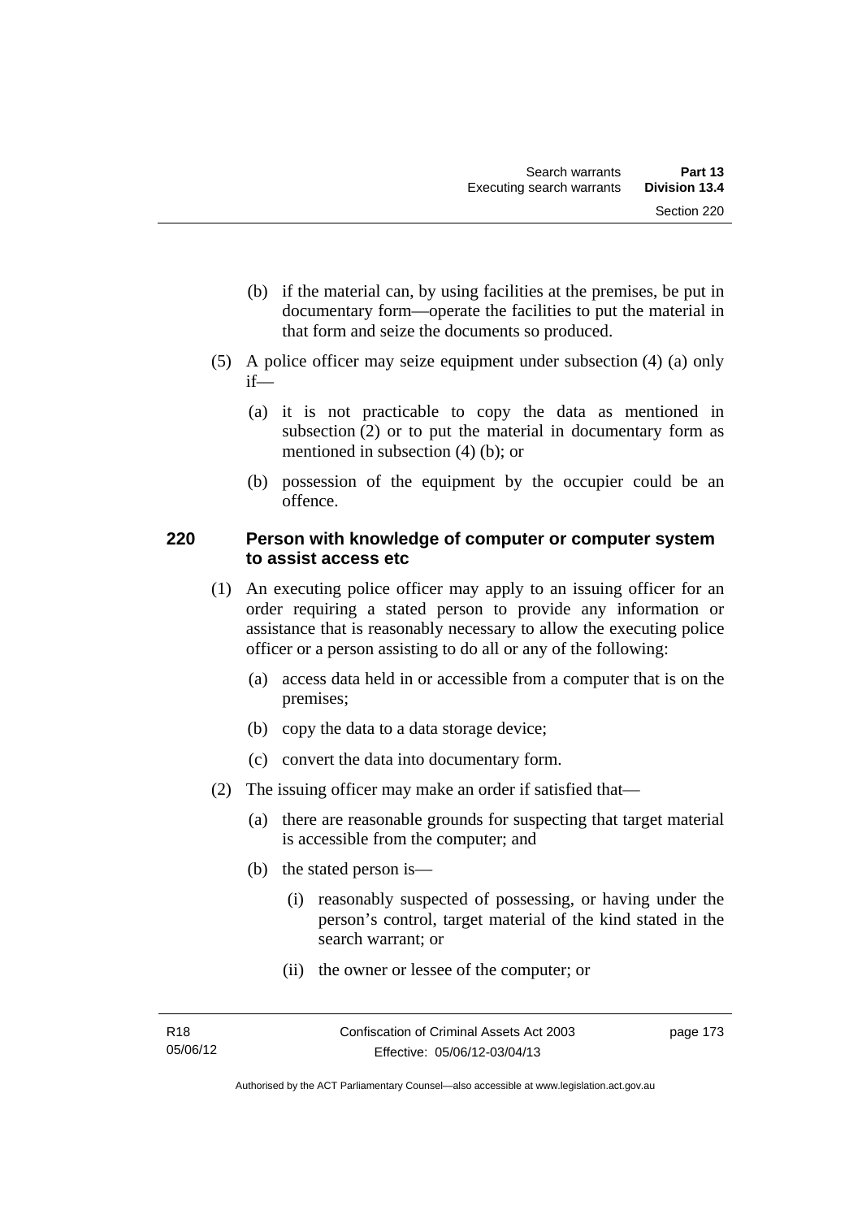(b) if the material can, by using facilities at the premises, be put in documentary form—operate the facilities to put the material in that form and seize the documents so produced.

(5) A police officer may seize equipment under subsection (4) (a) only if—

(a) it is not practicable to copy the data as mentioned in subsection (2) or to put the material in documentary form as mentioned in subsection (4) (b); or

(b) possession of the equipment by the occupier could be an offence.

### 220 Person with knowledge of computer or computer system to assist access etc

(1) An executing police officer may apply to an issuing officer for an order requiring a stated person to provide any information or assistance that is reasonably necessary to allow the executing police officer or a person assisting to do all or any of the following:

(a) access data held in or accessible from a computer that is on the premises;

(b) copy the data to a data storage device;

(c) convert the data into documentary form.

(2) The issuing officer may make an order if satisfied that—

(a) there are reasonable grounds for suspecting that target material is accessible from the computer; and

(b) the stated person is—

(i) reasonably suspected of possessing, or having under the person's control, target material of the kind stated in the search warrant; or

(ii) the owner or lessee of the computer; or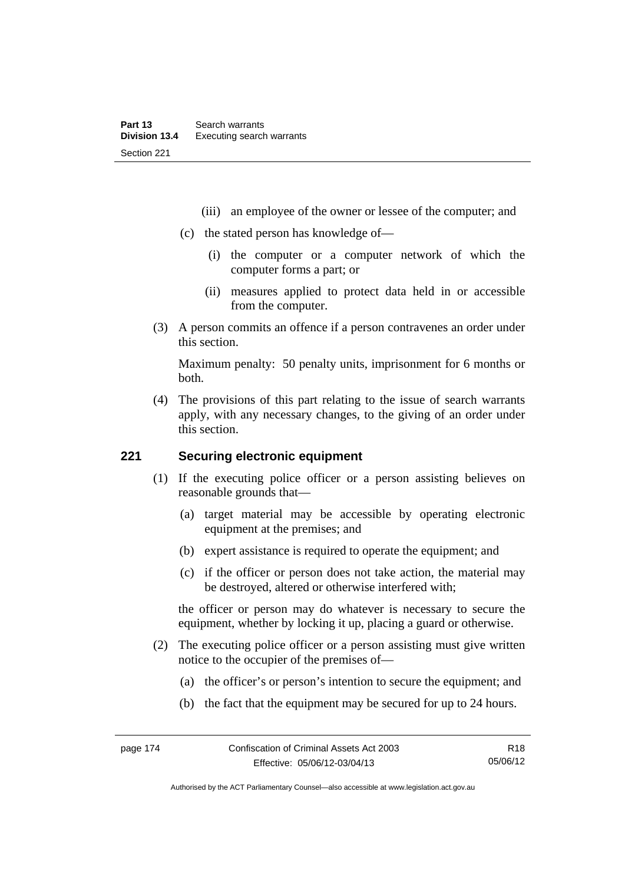(iii) an employee of the owner or lessee of the computer; and

(c) the stated person has knowledge of—

(i) the computer or a computer network of which the computer forms a part; or

(ii) measures applied to protect data held in or accessible from the computer.

(3) A person commits an offence if a person contravenes an order under this section.

Maximum penalty: 50 penalty units, imprisonment for 6 months or both.

(4) The provisions of this part relating to the issue of search warrants apply, with any necessary changes, to the giving of an order under this section.

## 221 Securing electronic equipment

(1) If the executing police officer or a person assisting believes on reasonable grounds that—

(a) target material may be accessible by operating electronic equipment at the premises; and

(b) expert assistance is required to operate the equipment; and

(c) if the officer or person does not take action, the material may be destroyed, altered or otherwise interfered with;

the officer or person may do whatever is necessary to secure the equipment, whether by locking it up, placing a guard or otherwise.

(2) The executing police officer or a person assisting must give written notice to the occupier of the premises of—

(a) the officer's or person's intention to secure the equipment; and

(b) the fact that the equipment may be secured for up to 24 hours.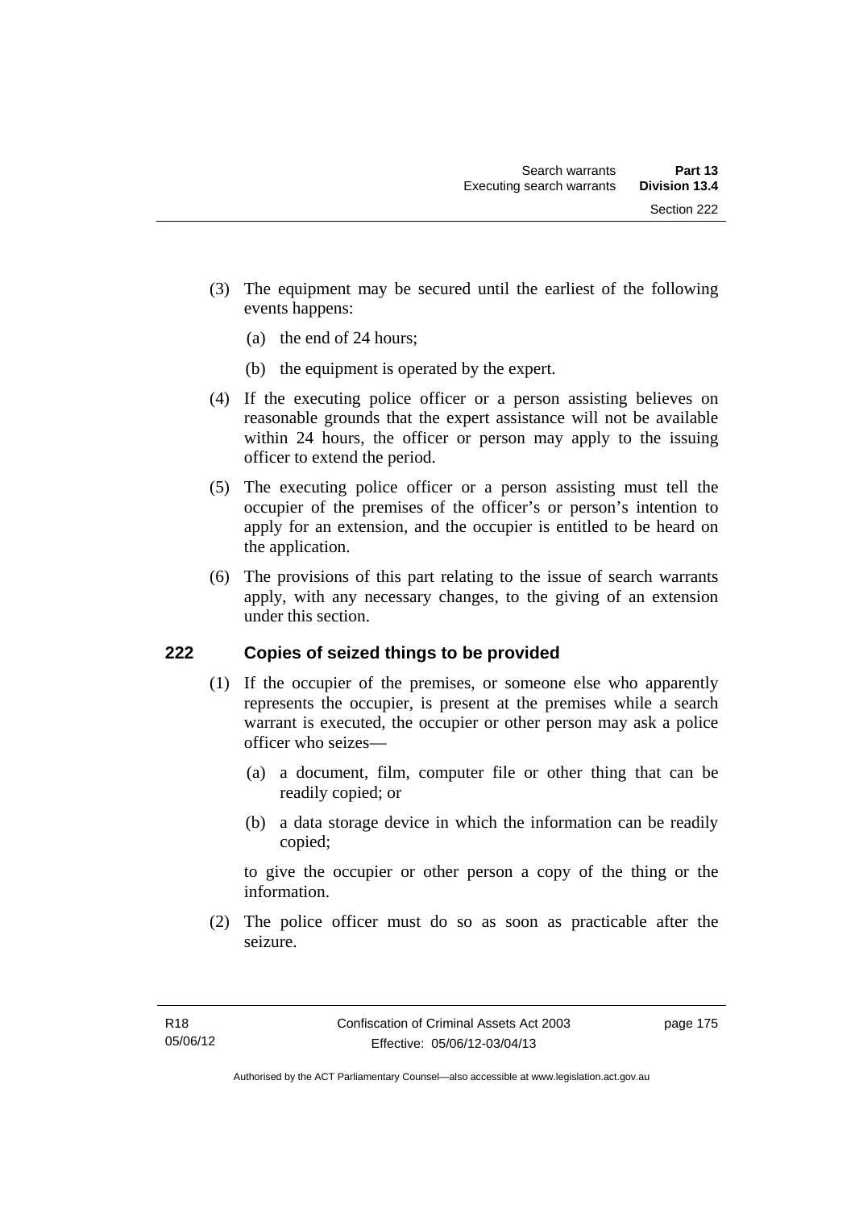(3) The equipment may be secured until the earliest of the following events happens:

   (a) the end of 24 hours;

   (b) the equipment is operated by the expert.

(4) If the executing police officer or a person assisting believes on reasonable grounds that the expert assistance will not be available within 24 hours, the officer or person may apply to the issuing officer to extend the period.

(5) The executing police officer or a person assisting must tell the occupier of the premises of the officer's or person's intention to apply for an extension, and the occupier is entitled to be heard on the application.

(6) The provisions of this part relating to the issue of search warrants apply, with any necessary changes, to the giving of an extension under this section.

## 222 Copies of seized things to be provided

(1) If the occupier of the premises, or someone else who apparently represents the occupier, is present at the premises while a search warrant is executed, the occupier or other person may ask a police officer who seizes—

   (a) a document, film, computer file or other thing that can be readily copied; or

   (b) a data storage device in which the information can be readily copied;

   to give the occupier or other person a copy of the thing or the information.

(2) The police officer must do so as soon as practicable after the seizure.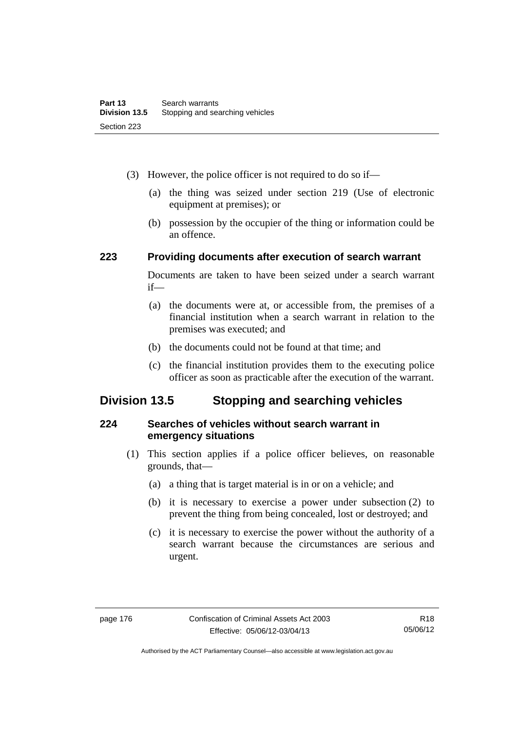(3) However, the police officer is not required to do so if—

(a) the thing was seized under section 219 (Use of electronic equipment at premises); or

(b) possession by the occupier of the thing or information could be an offence.

### 223 Providing documents after execution of search warrant

Documents are taken to have been seized under a search warrant if—

(a) the documents were at, or accessible from, the premises of a financial institution when a search warrant in relation to the premises was executed; and

(b) the documents could not be found at that time; and

(c) the financial institution provides them to the executing police officer as soon as practicable after the execution of the warrant.

## Division 13.5 Stopping and searching vehicles

### 224 Searches of vehicles without search warrant in emergency situations

(1) This section applies if a police officer believes, on reasonable grounds, that—

(a) a thing that is target material is in or on a vehicle; and

(b) it is necessary to exercise a power under subsection (2) to prevent the thing from being concealed, lost or destroyed; and

(c) it is necessary to exercise the power without the authority of a search warrant because the circumstances are serious and urgent.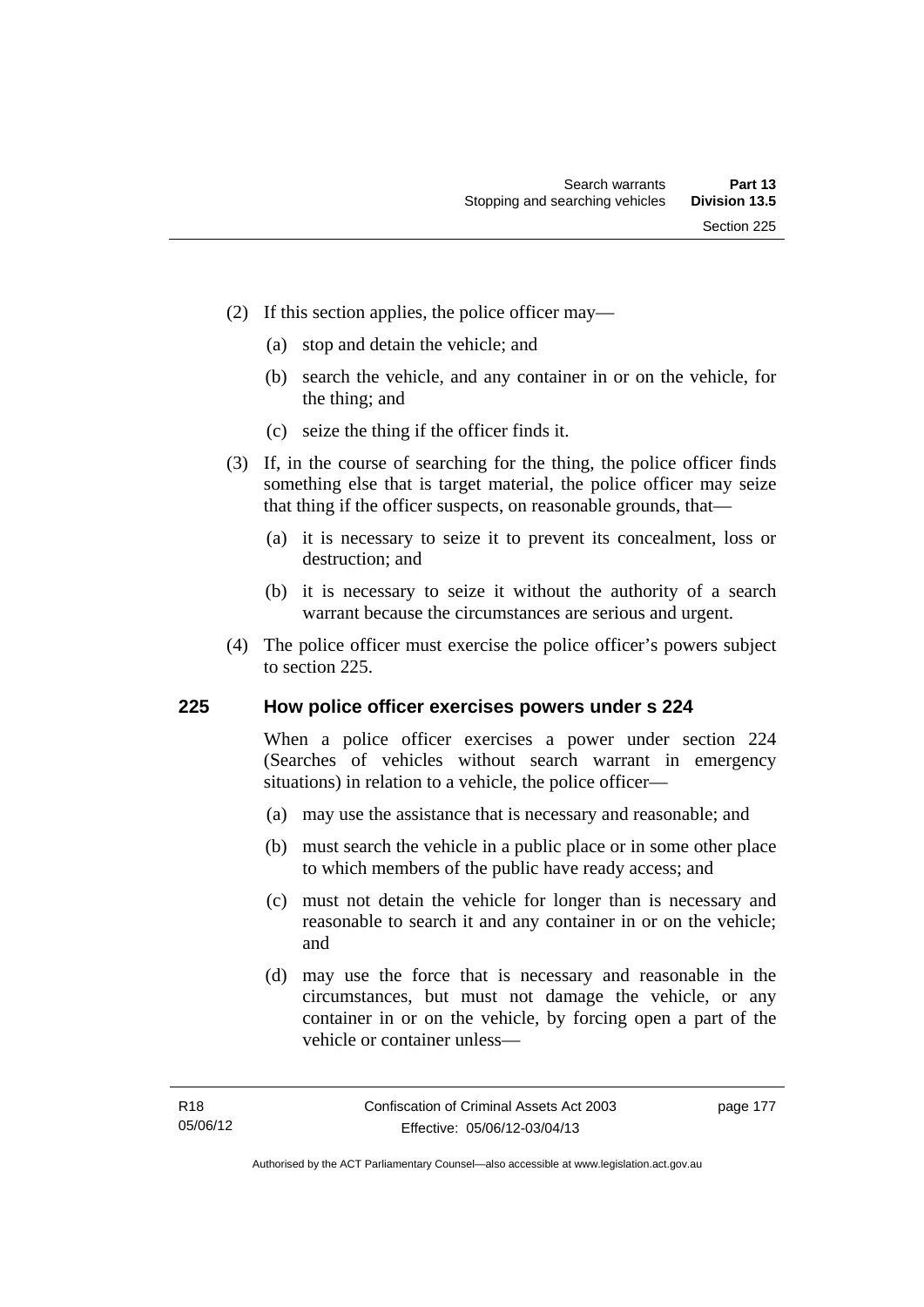(2) If this section applies, the police officer may—

(a) stop and detain the vehicle; and

(b) search the vehicle, and any container in or on the vehicle, for the thing; and

(c) seize the thing if the officer finds it.

(3) If, in the course of searching for the thing, the police officer finds something else that is target material, the police officer may seize that thing if the officer suspects, on reasonable grounds, that—

(a) it is necessary to seize it to prevent its concealment, loss or destruction; and

(b) it is necessary to seize it without the authority of a search warrant because the circumstances are serious and urgent.

(4) The police officer must exercise the police officer's powers subject to section 225.

## 225 How police officer exercises powers under s 224

When a police officer exercises a power under section 224 (Searches of vehicles without search warrant in emergency situations) in relation to a vehicle, the police officer—

(a) may use the assistance that is necessary and reasonable; and

(b) must search the vehicle in a public place or in some other place to which members of the public have ready access; and

(c) must not detain the vehicle for longer than is necessary and reasonable to search it and any container in or on the vehicle; and

(d) may use the force that is necessary and reasonable in the circumstances, but must not damage the vehicle, or any container in or on the vehicle, by forcing open a part of the vehicle or container unless—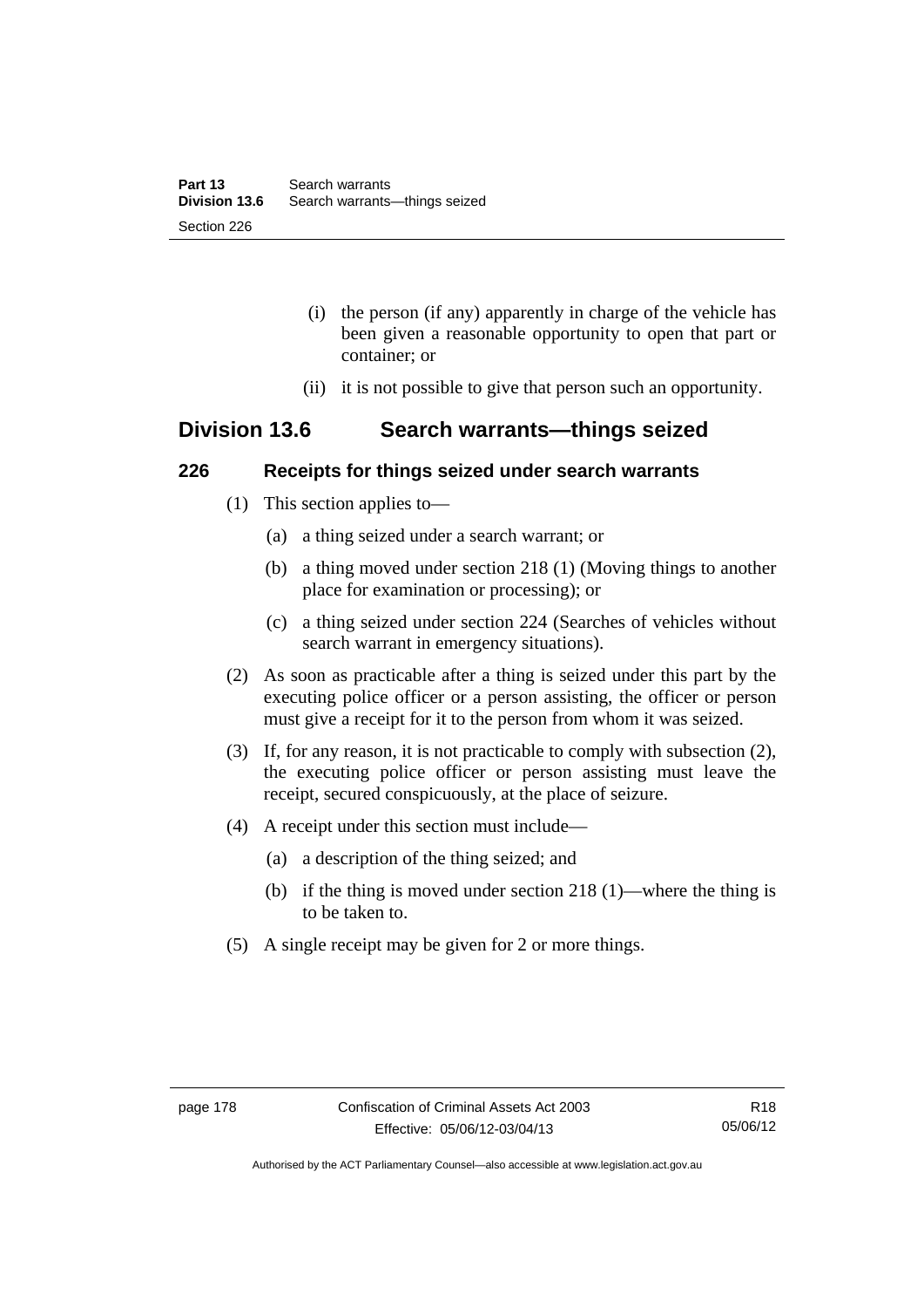(i) the person (if any) apparently in charge of the vehicle has been given a reasonable opportunity to open that part or container; or

(ii) it is not possible to give that person such an opportunity.

## Division 13.6 Search warrants—things seized

### 226 Receipts for things seized under search warrants

(1) This section applies to—

(a) a thing seized under a search warrant; or

(b) a thing moved under section 218 (1) (Moving things to another place for examination or processing); or

(c) a thing seized under section 224 (Searches of vehicles without search warrant in emergency situations).

(2) As soon as practicable after a thing is seized under this part by the executing police officer or a person assisting, the officer or person must give a receipt for it to the person from whom it was seized.

(3) If, for any reason, it is not practicable to comply with subsection (2), the executing police officer or person assisting must leave the receipt, secured conspicuously, at the place of seizure.

(4) A receipt under this section must include—

(a) a description of the thing seized; and

(b) if the thing is moved under section 218 (1)—where the thing is to be taken to.

(5) A single receipt may be given for 2 or more things.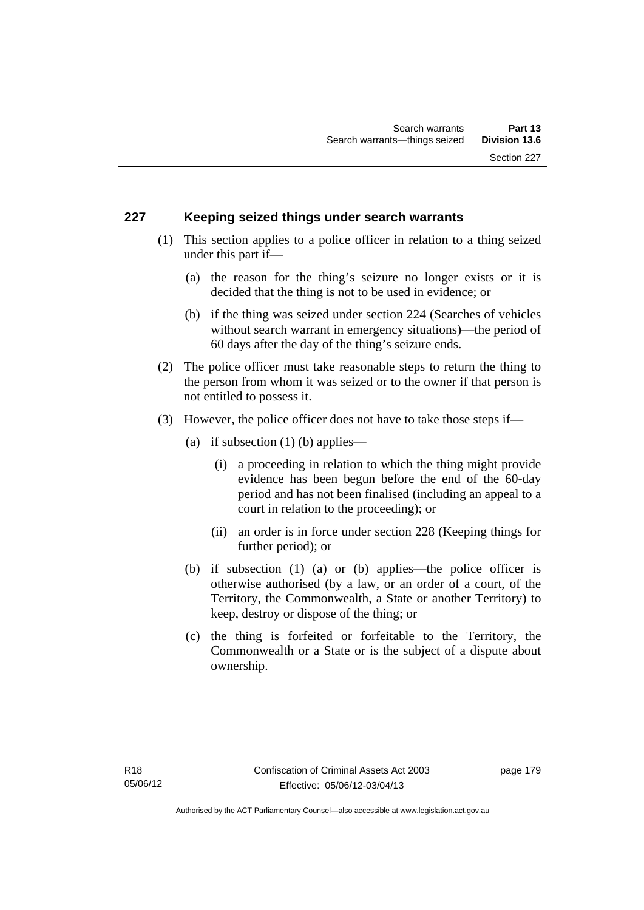## 227 Keeping seized things under search warrants

(1) This section applies to a police officer in relation to a thing seized under this part if—

(a) the reason for the thing's seizure no longer exists or it is decided that the thing is not to be used in evidence; or

(b) if the thing was seized under section 224 (Searches of vehicles without search warrant in emergency situations)—the period of 60 days after the day of the thing's seizure ends.

(2) The police officer must take reasonable steps to return the thing to the person from whom it was seized or to the owner if that person is not entitled to possess it.

(3) However, the police officer does not have to take those steps if—

(a) if subsection (1) (b) applies—

(i) a proceeding in relation to which the thing might provide evidence has been begun before the end of the 60-day period and has not been finalised (including an appeal to a court in relation to the proceeding); or

(ii) an order is in force under section 228 (Keeping things for further period); or

(b) if subsection (1) (a) or (b) applies—the police officer is otherwise authorised (by a law, or an order of a court, of the Territory, the Commonwealth, a State or another Territory) to keep, destroy or dispose of the thing; or

(c) the thing is forfeited or forfeitable to the Territory, the Commonwealth or a State or is the subject of a dispute about ownership.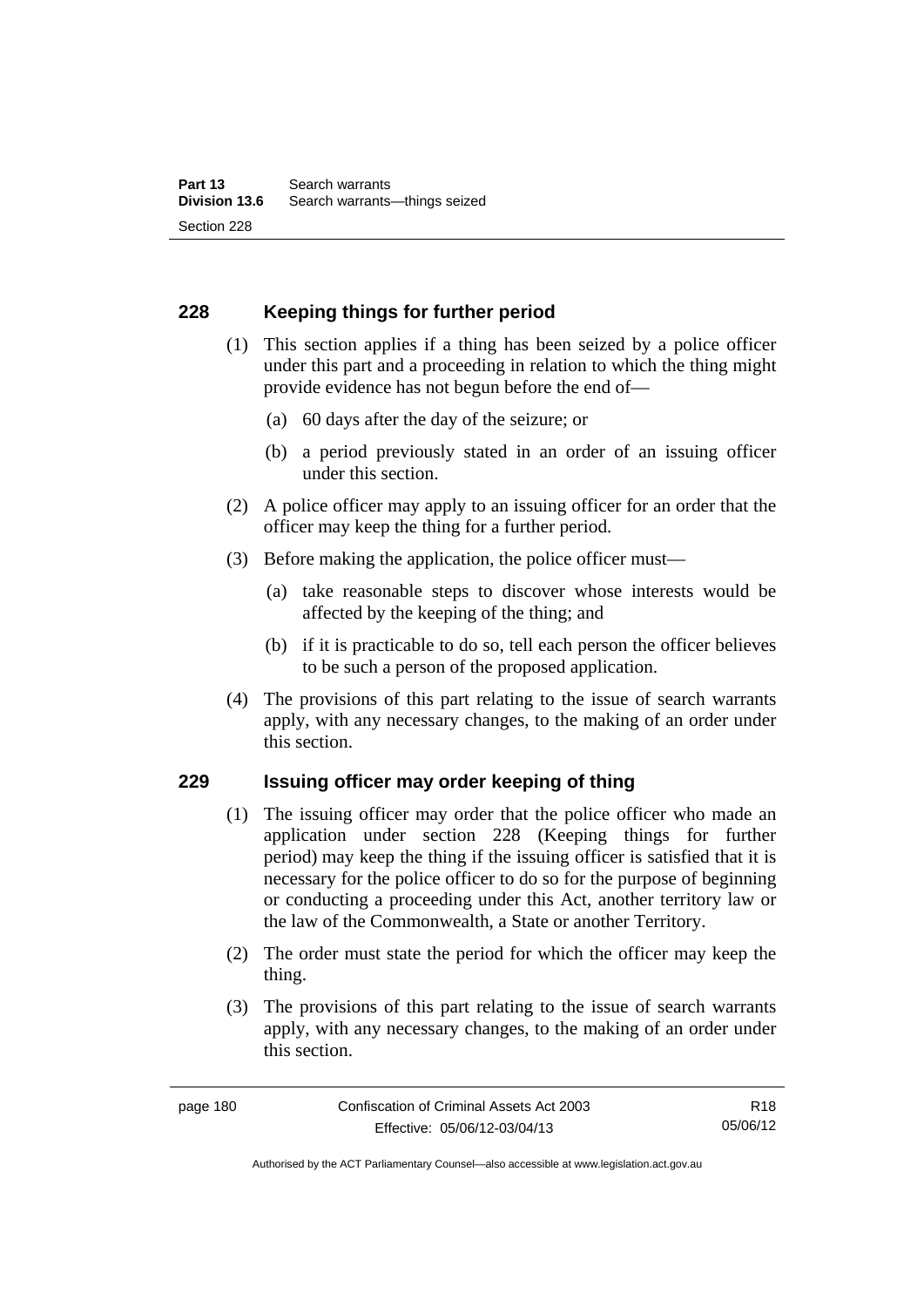## 228 Keeping things for further period

(1) This section applies if a thing has been seized by a police officer under this part and a proceeding in relation to which the thing might provide evidence has not begun before the end of—

(a) 60 days after the day of the seizure; or

(b) a period previously stated in an order of an issuing officer under this section.

(2) A police officer may apply to an issuing officer for an order that the officer may keep the thing for a further period.

(3) Before making the application, the police officer must—

(a) take reasonable steps to discover whose interests would be affected by the keeping of the thing; and

(b) if it is practicable to do so, tell each person the officer believes to be such a person of the proposed application.

(4) The provisions of this part relating to the issue of search warrants apply, with any necessary changes, to the making of an order under this section.

## 229 Issuing officer may order keeping of thing

(1) The issuing officer may order that the police officer who made an application under section 228 (Keeping things for further period) may keep the thing if the issuing officer is satisfied that it is necessary for the police officer to do so for the purpose of beginning or conducting a proceeding under this Act, another territory law or the law of the Commonwealth, a State or another Territory.

(2) The order must state the period for which the officer may keep the thing.

(3) The provisions of this part relating to the issue of search warrants apply, with any necessary changes, to the making of an order under this section.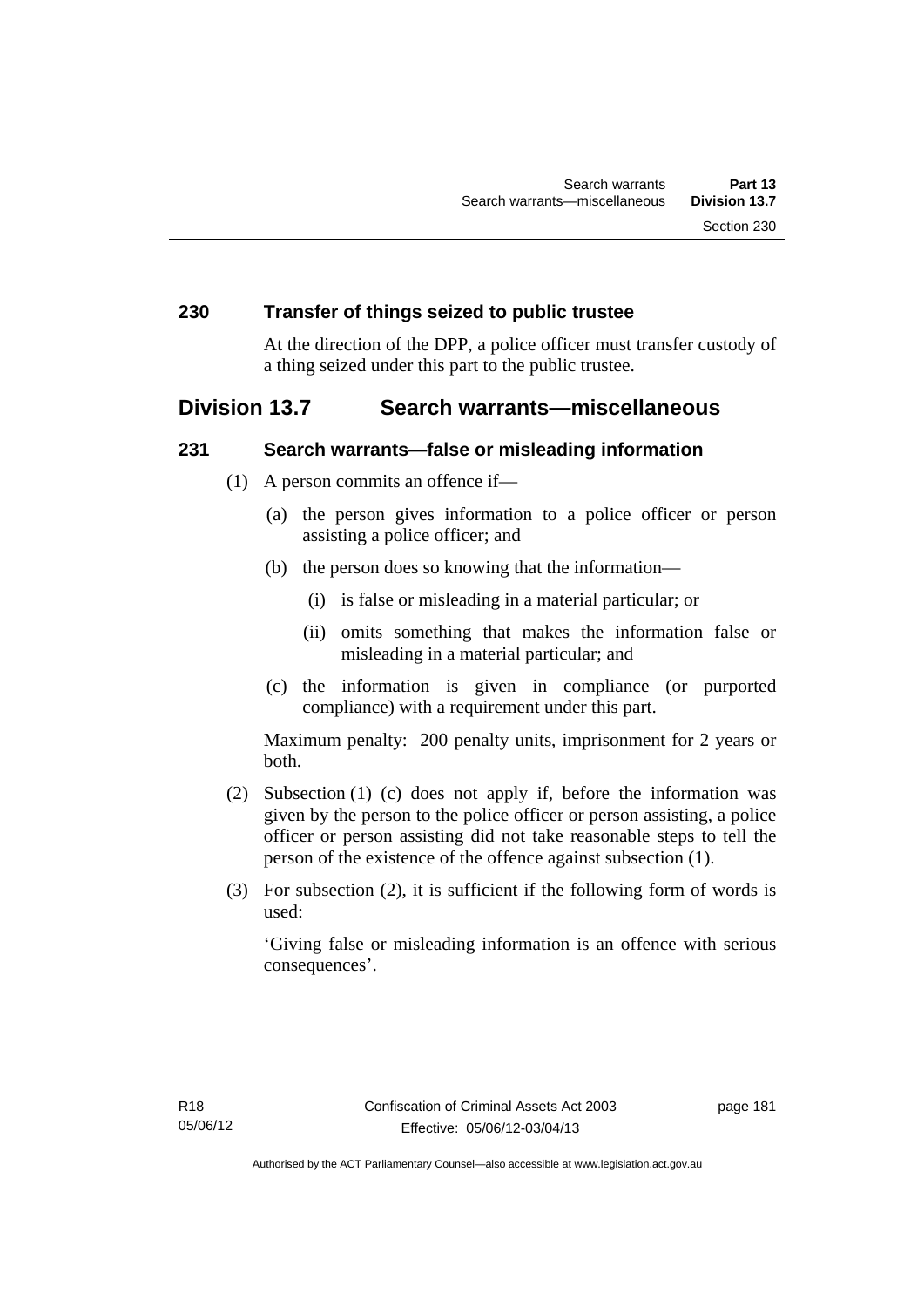### 230 Transfer of things seized to public trustee

At the direction of the DPP, a police officer must transfer custody of a thing seized under this part to the public trustee.

## Division 13.7 Search warrants—miscellaneous

### 231 Search warrants—false or misleading information

(1) A person commits an offence if—

(a) the person gives information to a police officer or person assisting a police officer; and

(b) the person does so knowing that the information—

(i) is false or misleading in a material particular; or

(ii) omits something that makes the information false or misleading in a material particular; and

(c) the information is given in compliance (or purported compliance) with a requirement under this part.

Maximum penalty: 200 penalty units, imprisonment for 2 years or both.

(2) Subsection (1) (c) does not apply if, before the information was given by the person to the police officer or person assisting, a police officer or person assisting did not take reasonable steps to tell the person of the existence of the offence against subsection (1).

(3) For subsection (2), it is sufficient if the following form of words is used:

'Giving false or misleading information is an offence with serious consequences'.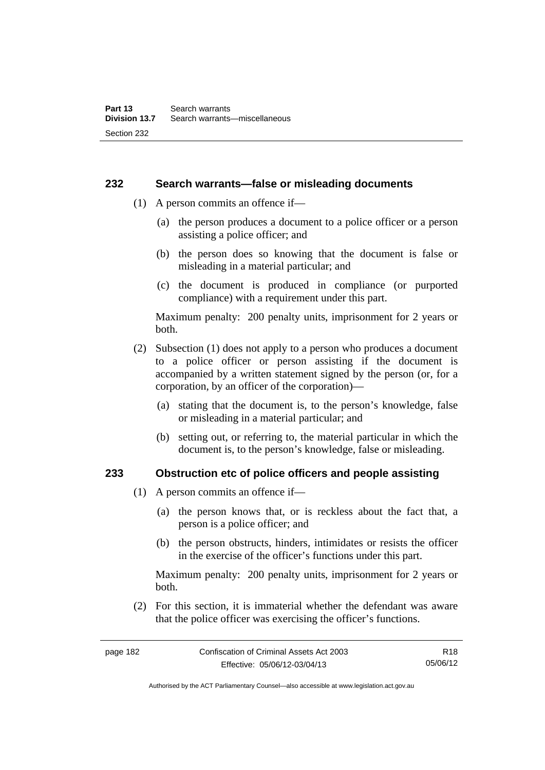## 232 Search warrants—false or misleading documents

(1) A person commits an offence if—

(a) the person produces a document to a police officer or a person assisting a police officer; and

(b) the person does so knowing that the document is false or misleading in a material particular; and

(c) the document is produced in compliance (or purported compliance) with a requirement under this part.

Maximum penalty: 200 penalty units, imprisonment for 2 years or both.

(2) Subsection (1) does not apply to a person who produces a document to a police officer or person assisting if the document is accompanied by a written statement signed by the person (or, for a corporation, by an officer of the corporation)—

(a) stating that the document is, to the person's knowledge, false or misleading in a material particular; and

(b) setting out, or referring to, the material particular in which the document is, to the person's knowledge, false or misleading.

## 233 Obstruction etc of police officers and people assisting

(1) A person commits an offence if—

(a) the person knows that, or is reckless about the fact that, a person is a police officer; and

(b) the person obstructs, hinders, intimidates or resists the officer in the exercise of the officer's functions under this part.

Maximum penalty: 200 penalty units, imprisonment for 2 years or both.

(2) For this section, it is immaterial whether the defendant was aware that the police officer was exercising the officer's functions.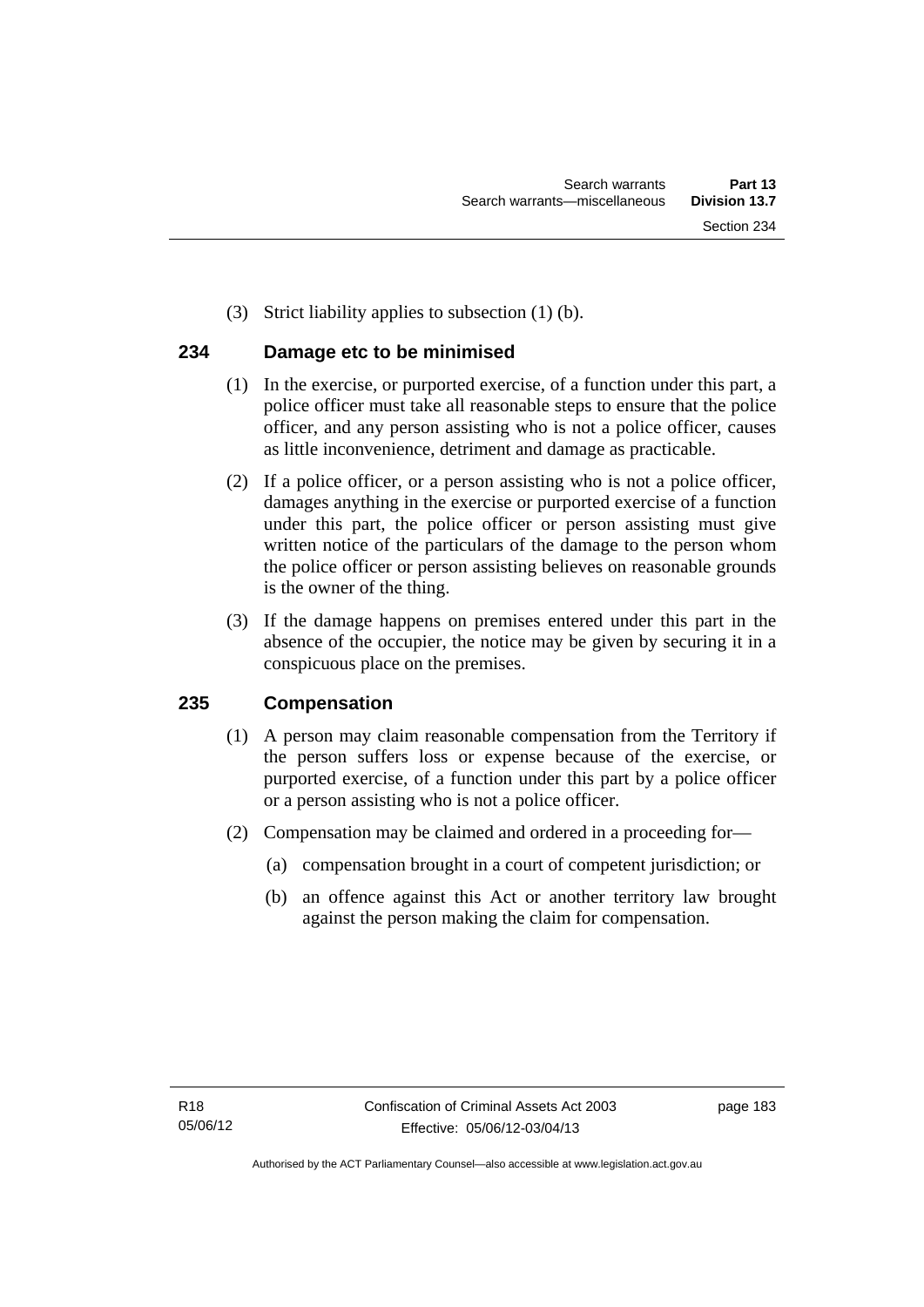(3) Strict liability applies to subsection (1) (b).

## 234 Damage etc to be minimised

(1) In the exercise, or purported exercise, of a function under this part, a police officer must take all reasonable steps to ensure that the police officer, and any person assisting who is not a police officer, causes as little inconvenience, detriment and damage as practicable.

(2) If a police officer, or a person assisting who is not a police officer, damages anything in the exercise or purported exercise of a function under this part, the police officer or person assisting must give written notice of the particulars of the damage to the person whom the police officer or person assisting believes on reasonable grounds is the owner of the thing.

(3) If the damage happens on premises entered under this part in the absence of the occupier, the notice may be given by securing it in a conspicuous place on the premises.

## 235 Compensation

(1) A person may claim reasonable compensation from the Territory if the person suffers loss or expense because of the exercise, or purported exercise, of a function under this part by a police officer or a person assisting who is not a police officer.

(2) Compensation may be claimed and ordered in a proceeding for—

(a) compensation brought in a court of competent jurisdiction; or

(b) an offence against this Act or another territory law brought against the person making the claim for compensation.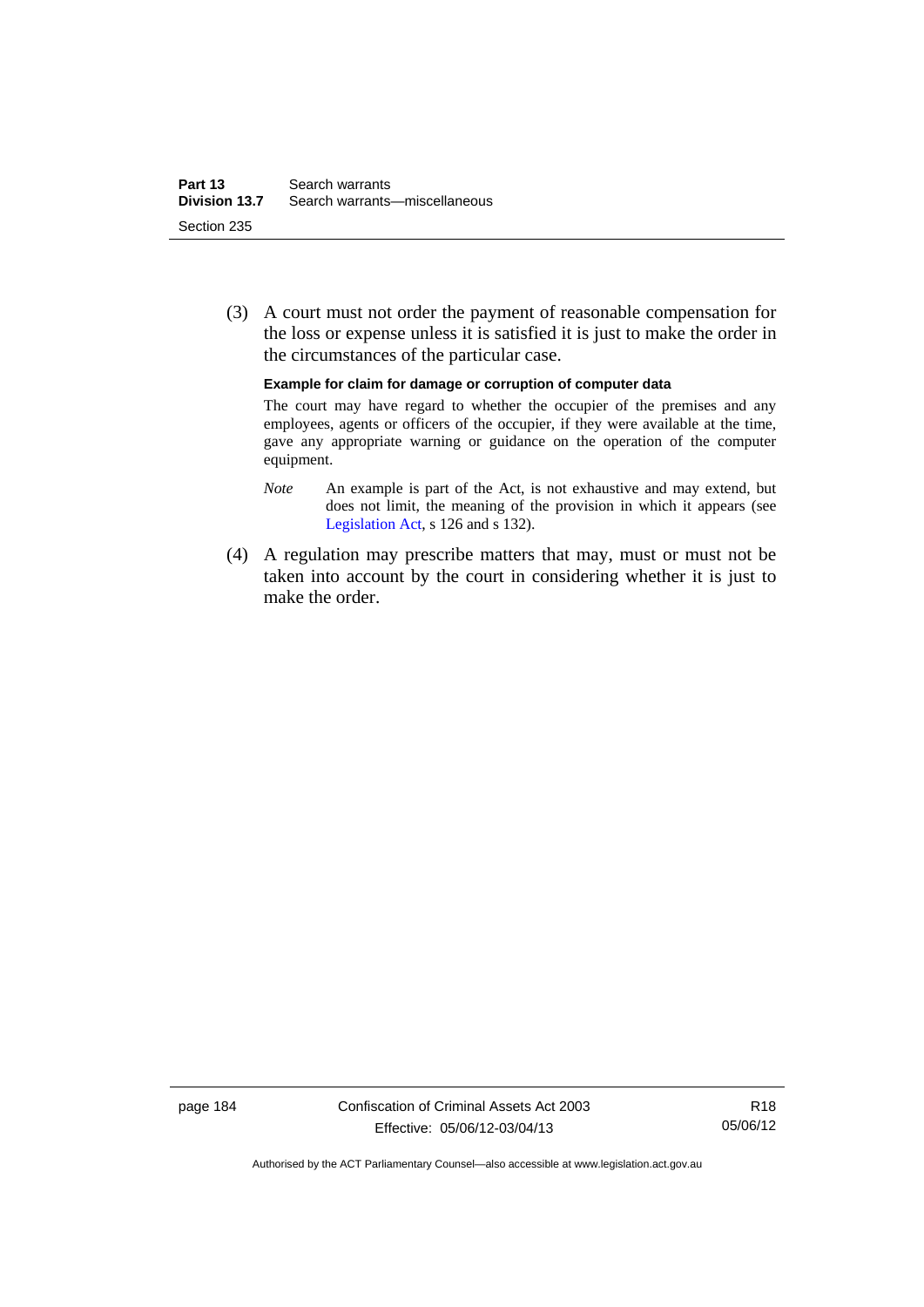(3) A court must not order the payment of reasonable compensation for the loss or expense unless it is satisfied it is just to make the order in the circumstances of the particular case.

**Example for claim for damage or corruption of computer data**

The court may have regard to whether the occupier of the premises and any employees, agents or officers of the occupier, if they were available at the time, gave any appropriate warning or guidance on the operation of the computer equipment.

*Note* An example is part of the Act, is not exhaustive and may extend, but does not limit, the meaning of the provision in which it appears (see Legislation Act, s 126 and s 132).

(4) A regulation may prescribe matters that may, must or must not be taken into account by the court in considering whether it is just to make the order.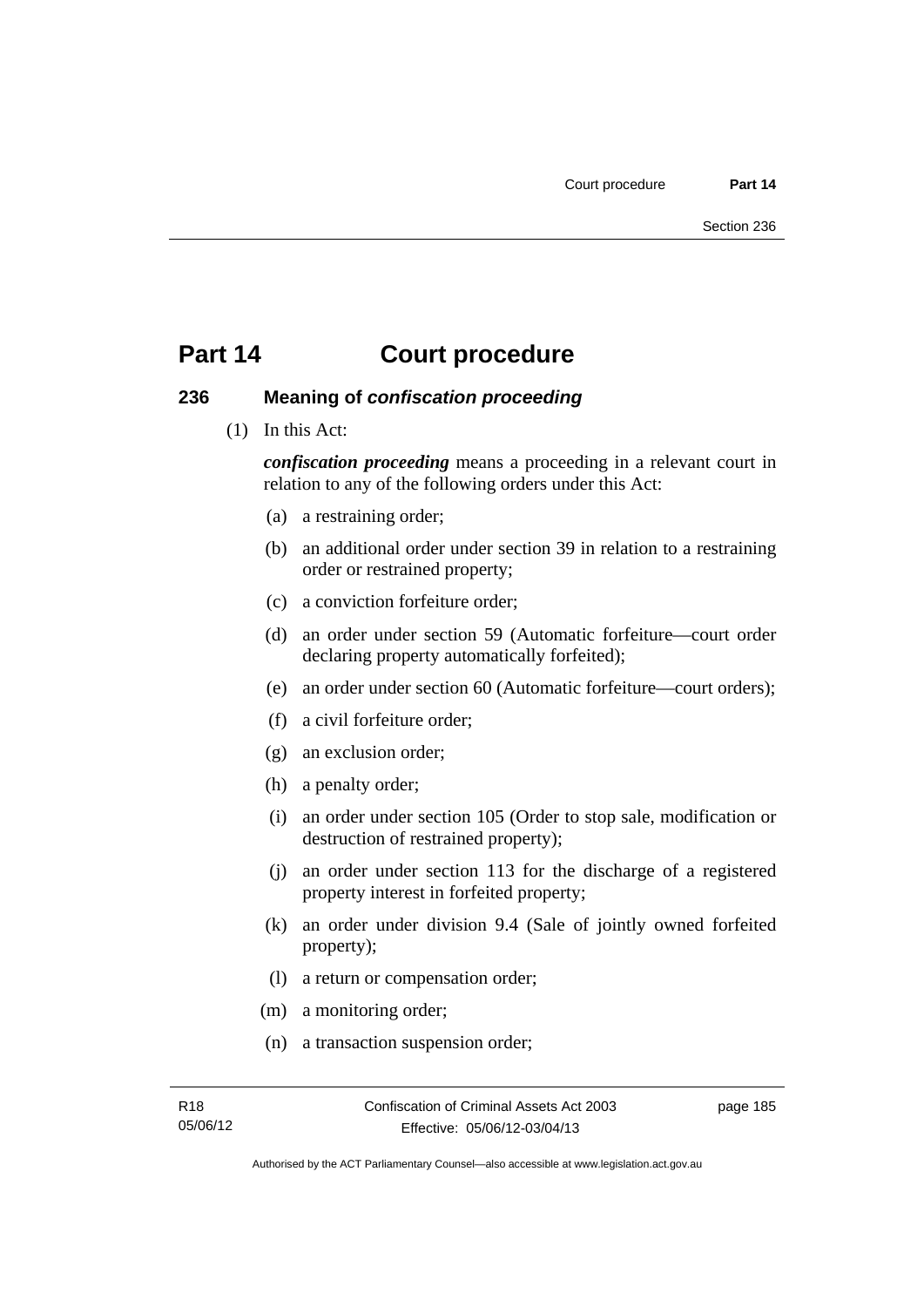# Part 14 Court procedure

## 236 Meaning of *confiscation proceeding*

(1) In this Act:

***confiscation proceeding*** means a proceeding in a relevant court in relation to any of the following orders under this Act:

(a) a restraining order;

(b) an additional order under section 39 in relation to a restraining order or restrained property;

(c) a conviction forfeiture order;

(d) an order under section 59 (Automatic forfeiture—court order declaring property automatically forfeited);

(e) an order under section 60 (Automatic forfeiture—court orders);

(f) a civil forfeiture order;

(g) an exclusion order;

(h) a penalty order;

(i) an order under section 105 (Order to stop sale, modification or destruction of restrained property);

(j) an order under section 113 for the discharge of a registered property interest in forfeited property;

(k) an order under division 9.4 (Sale of jointly owned forfeited property);

(l) a return or compensation order;

(m) a monitoring order;

(n) a transaction suspension order;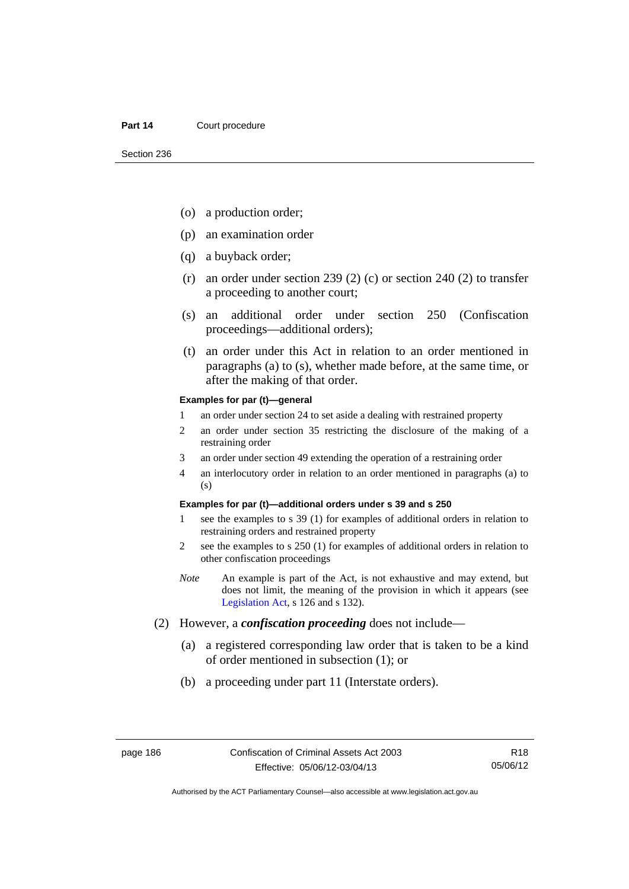(o) a production order;

(p) an examination order

(q) a buyback order;

(r) an order under section 239 (2) (c) or section 240 (2) to transfer a proceeding to another court;

(s) an additional order under section 250 (Confiscation proceedings—additional orders);

(t) an order under this Act in relation to an order mentioned in paragraphs (a) to (s), whether made before, at the same time, or after the making of that order.

**Examples for par (t)—general**

1 an order under section 24 to set aside a dealing with restrained property

2 an order under section 35 restricting the disclosure of the making of a restraining order

3 an order under section 49 extending the operation of a restraining order

4 an interlocutory order in relation to an order mentioned in paragraphs (a) to (s)

**Examples for par (t)—additional orders under s 39 and s 250**

1 see the examples to s 39 (1) for examples of additional orders in relation to restraining orders and restrained property

2 see the examples to s 250 (1) for examples of additional orders in relation to other confiscation proceedings

*Note* An example is part of the Act, is not exhaustive and may extend, but does not limit, the meaning of the provision in which it appears (see Legislation Act, s 126 and s 132).

(2) However, a ***confiscation proceeding*** does not include—

(a) a registered corresponding law order that is taken to be a kind of order mentioned in subsection (1); or

(b) a proceeding under part 11 (Interstate orders).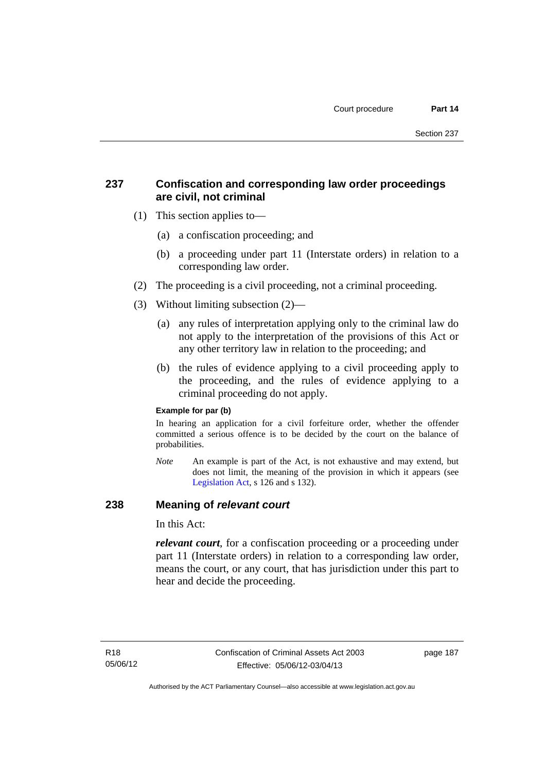## 237 Confiscation and corresponding law order proceedings are civil, not criminal

(1) This section applies to—

(a) a confiscation proceeding; and

(b) a proceeding under part 11 (Interstate orders) in relation to a corresponding law order.

(2) The proceeding is a civil proceeding, not a criminal proceeding.

(3) Without limiting subsection (2)—

(a) any rules of interpretation applying only to the criminal law do not apply to the interpretation of the provisions of this Act or any other territory law in relation to the proceeding; and

(b) the rules of evidence applying to a civil proceeding apply to the proceeding, and the rules of evidence applying to a criminal proceeding do not apply.

**Example for par (b)**

In hearing an application for a civil forfeiture order, whether the offender committed a serious offence is to be decided by the court on the balance of probabilities.

*Note* An example is part of the Act, is not exhaustive and may extend, but does not limit, the meaning of the provision in which it appears (see Legislation Act, s 126 and s 132).

## 238 Meaning of *relevant court*

In this Act:

***relevant court***, for a confiscation proceeding or a proceeding under part 11 (Interstate orders) in relation to a corresponding law order, means the court, or any court, that has jurisdiction under this part to hear and decide the proceeding.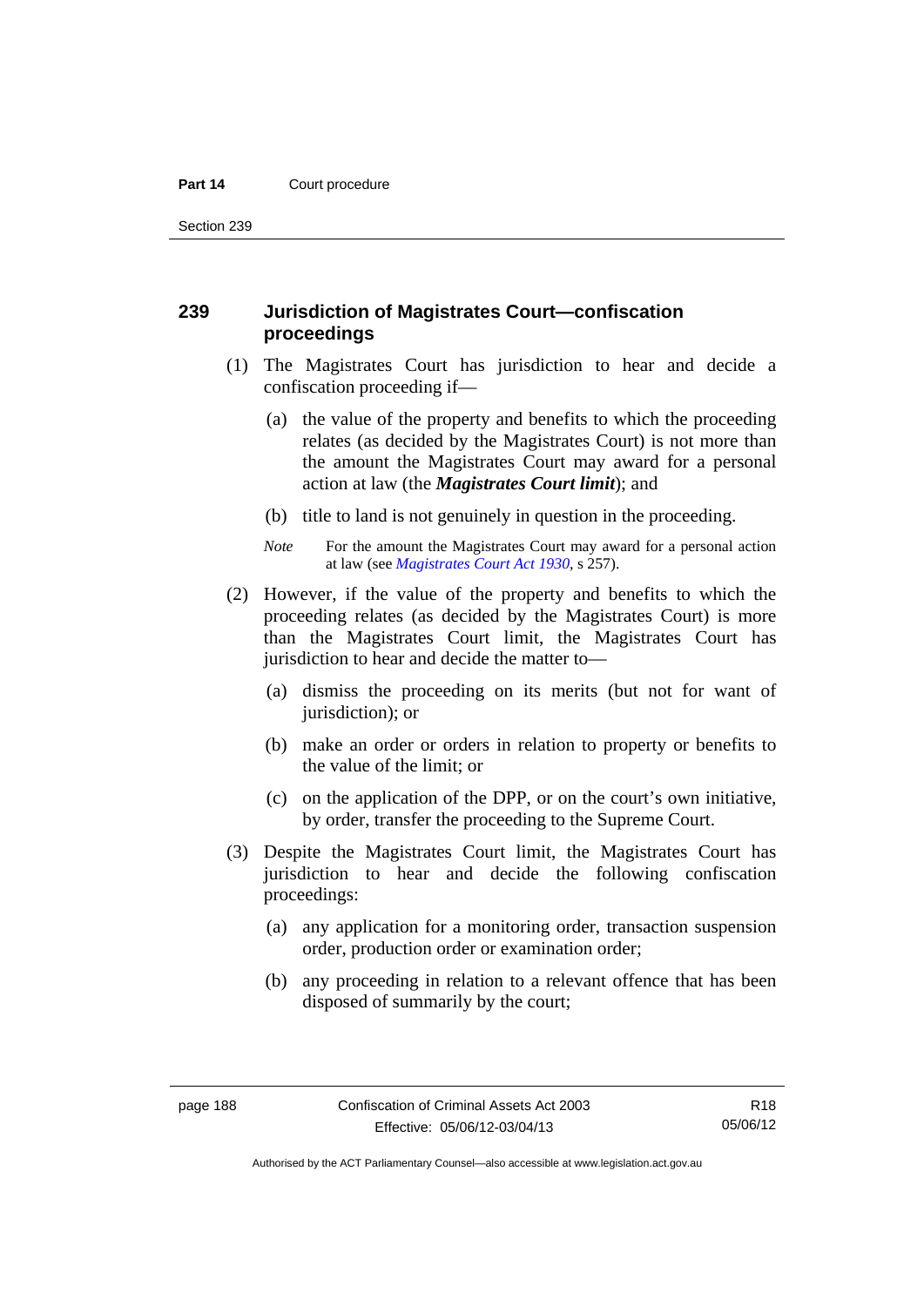## 239 Jurisdiction of Magistrates Court—confiscation proceedings

(1) The Magistrates Court has jurisdiction to hear and decide a confiscation proceeding if—

(a) the value of the property and benefits to which the proceeding relates (as decided by the Magistrates Court) is not more than the amount the Magistrates Court may award for a personal action at law (the ***Magistrates Court limit***); and

(b) title to land is not genuinely in question in the proceeding.

*Note* For the amount the Magistrates Court may award for a personal action at law (see *Magistrates Court Act 1930*, s 257).

(2) However, if the value of the property and benefits to which the proceeding relates (as decided by the Magistrates Court) is more than the Magistrates Court limit, the Magistrates Court has jurisdiction to hear and decide the matter to—

(a) dismiss the proceeding on its merits (but not for want of jurisdiction); or

(b) make an order or orders in relation to property or benefits to the value of the limit; or

(c) on the application of the DPP, or on the court's own initiative, by order, transfer the proceeding to the Supreme Court.

(3) Despite the Magistrates Court limit, the Magistrates Court has jurisdiction to hear and decide the following confiscation proceedings:

(a) any application for a monitoring order, transaction suspension order, production order or examination order;

(b) any proceeding in relation to a relevant offence that has been disposed of summarily by the court;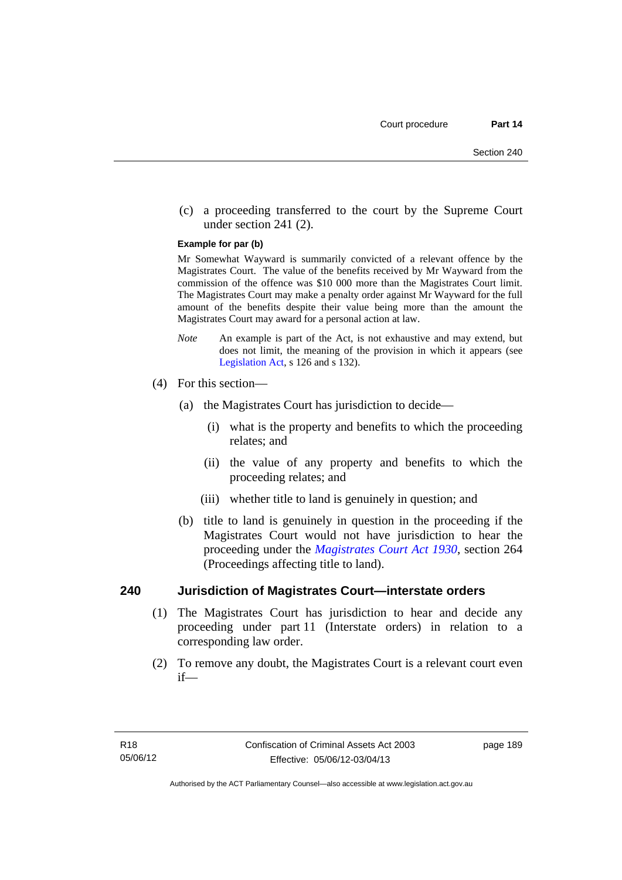(c) a proceeding transferred to the court by the Supreme Court under section 241 (2).

**Example for par (b)**

Mr Somewhat Wayward is summarily convicted of a relevant offence by the Magistrates Court. The value of the benefits received by Mr Wayward from the commission of the offence was $10 000 more than the Magistrates Court limit. The Magistrates Court may make a penalty order against Mr Wayward for the full amount of the benefits despite their value being more than the amount the Magistrates Court may award for a personal action at law.

*Note* An example is part of the Act, is not exhaustive and may extend, but does not limit, the meaning of the provision in which it appears (see Legislation Act, s 126 and s 132).

(4) For this section—

(a) the Magistrates Court has jurisdiction to decide—

(i) what is the property and benefits to which the proceeding relates; and

(ii) the value of any property and benefits to which the proceeding relates; and

(iii) whether title to land is genuinely in question; and

(b) title to land is genuinely in question in the proceeding if the Magistrates Court would not have jurisdiction to hear the proceeding under the *Magistrates Court Act 1930*, section 264 (Proceedings affecting title to land).

## 240 Jurisdiction of Magistrates Court—interstate orders

(1) The Magistrates Court has jurisdiction to hear and decide any proceeding under part 11 (Interstate orders) in relation to a corresponding law order.

(2) To remove any doubt, the Magistrates Court is a relevant court even if—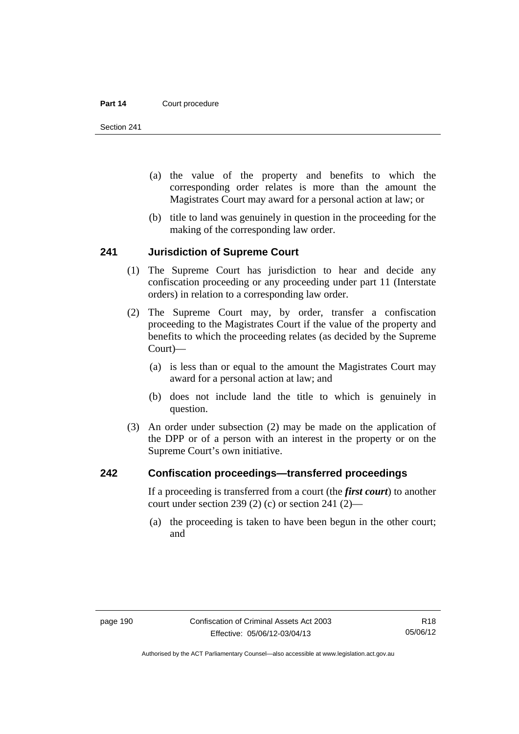(a) the value of the property and benefits to which the corresponding order relates is more than the amount the Magistrates Court may award for a personal action at law; or

(b) title to land was genuinely in question in the proceeding for the making of the corresponding law order.

## 241 Jurisdiction of Supreme Court

(1) The Supreme Court has jurisdiction to hear and decide any confiscation proceeding or any proceeding under part 11 (Interstate orders) in relation to a corresponding law order.

(2) The Supreme Court may, by order, transfer a confiscation proceeding to the Magistrates Court if the value of the property and benefits to which the proceeding relates (as decided by the Supreme Court)—

(a) is less than or equal to the amount the Magistrates Court may award for a personal action at law; and

(b) does not include land the title to which is genuinely in question.

(3) An order under subsection (2) may be made on the application of the DPP or of a person with an interest in the property or on the Supreme Court's own initiative.

## 242 Confiscation proceedings—transferred proceedings

If a proceeding is transferred from a court (the ***first court***) to another court under section 239 (2) (c) or section 241 (2)—

(a) the proceeding is taken to have been begun in the other court; and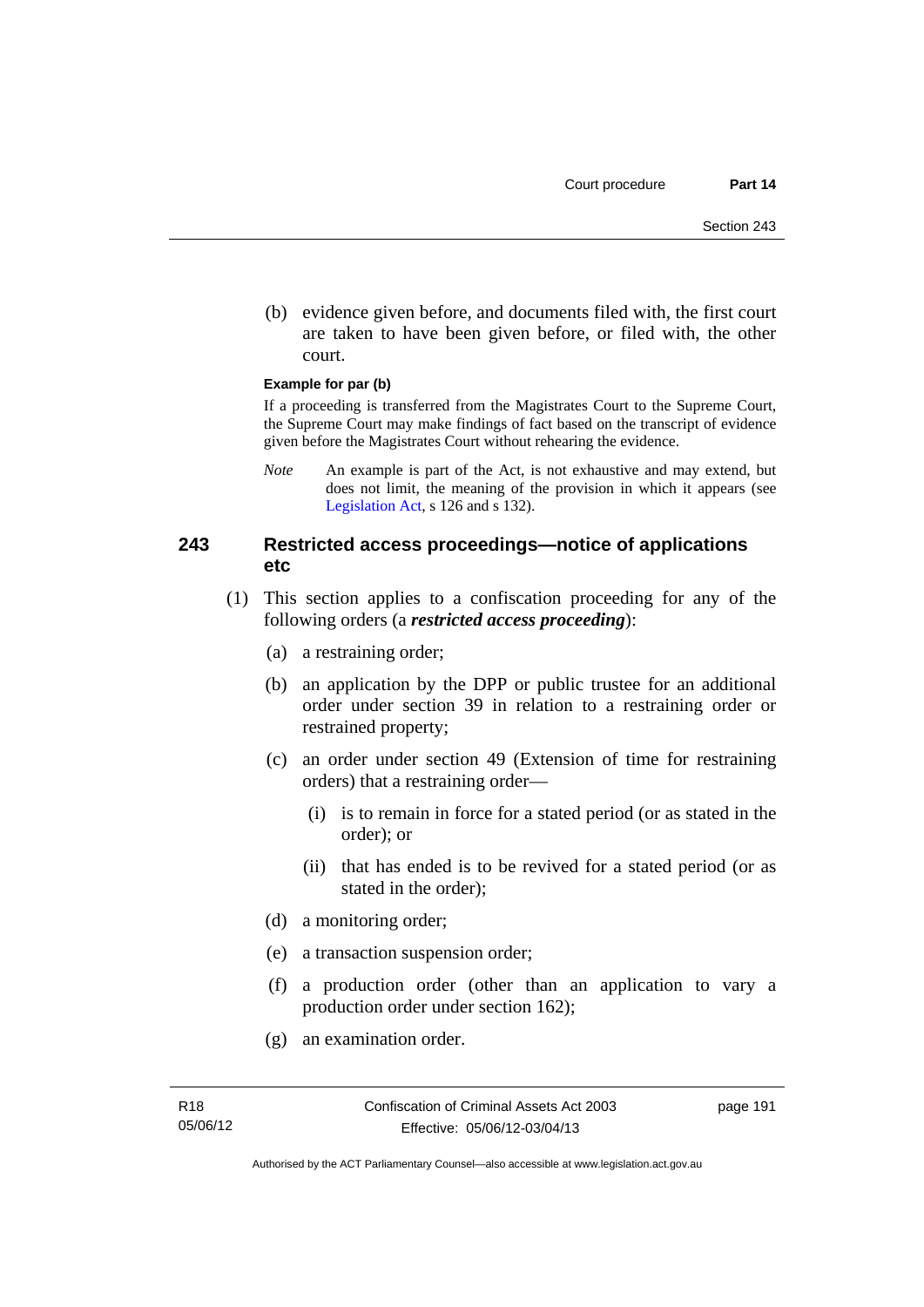(b) evidence given before, and documents filed with, the first court are taken to have been given before, or filed with, the other court.

**Example for par (b)**

If a proceeding is transferred from the Magistrates Court to the Supreme Court, the Supreme Court may make findings of fact based on the transcript of evidence given before the Magistrates Court without rehearing the evidence.

*Note* An example is part of the Act, is not exhaustive and may extend, but does not limit, the meaning of the provision in which it appears (see Legislation Act, s 126 and s 132).

## 243 Restricted access proceedings—notice of applications etc

(1) This section applies to a confiscation proceeding for any of the following orders (a ***restricted access proceeding***):

(a) a restraining order;

(b) an application by the DPP or public trustee for an additional order under section 39 in relation to a restraining order or restrained property;

(c) an order under section 49 (Extension of time for restraining orders) that a restraining order—

(i) is to remain in force for a stated period (or as stated in the order); or

(ii) that has ended is to be revived for a stated period (or as stated in the order);

(d) a monitoring order;

(e) a transaction suspension order;

(f) a production order (other than an application to vary a production order under section 162);

(g) an examination order.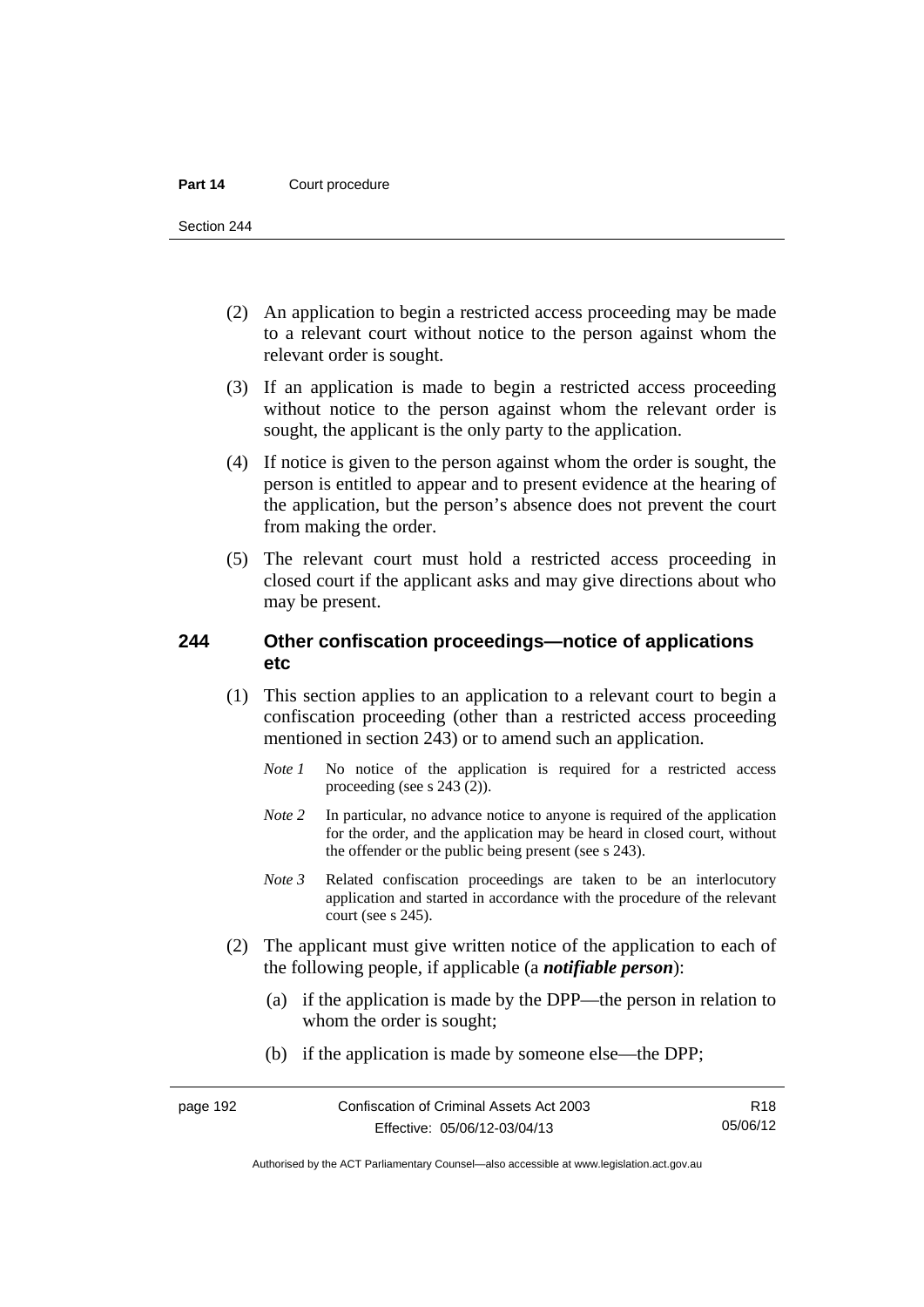(2) An application to begin a restricted access proceeding may be made to a relevant court without notice to the person against whom the relevant order is sought.

(3) If an application is made to begin a restricted access proceeding without notice to the person against whom the relevant order is sought, the applicant is the only party to the application.

(4) If notice is given to the person against whom the order is sought, the person is entitled to appear and to present evidence at the hearing of the application, but the person's absence does not prevent the court from making the order.

(5) The relevant court must hold a restricted access proceeding in closed court if the applicant asks and may give directions about who may be present.

### 244 Other confiscation proceedings—notice of applications etc

(1) This section applies to an application to a relevant court to begin a confiscation proceeding (other than a restricted access proceeding mentioned in section 243) or to amend such an application.

*Note 1* No notice of the application is required for a restricted access proceeding (see s 243 (2)).

*Note 2* In particular, no advance notice to anyone is required of the application for the order, and the application may be heard in closed court, without the offender or the public being present (see s 243).

*Note 3* Related confiscation proceedings are taken to be an interlocutory application and started in accordance with the procedure of the relevant court (see s 245).

(2) The applicant must give written notice of the application to each of the following people, if applicable (a ***notifiable person***):

(a) if the application is made by the DPP—the person in relation to whom the order is sought;

(b) if the application is made by someone else—the DPP;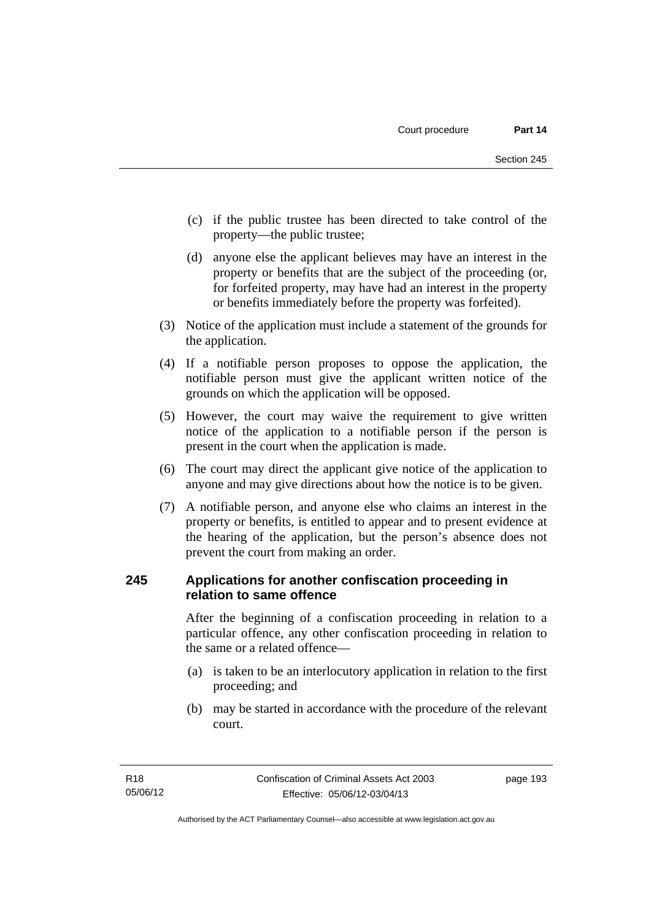(c) if the public trustee has been directed to take control of the property—the public trustee;

(d) anyone else the applicant believes may have an interest in the property or benefits that are the subject of the proceeding (or, for forfeited property, may have had an interest in the property or benefits immediately before the property was forfeited).

(3) Notice of the application must include a statement of the grounds for the application.

(4) If a notifiable person proposes to oppose the application, the notifiable person must give the applicant written notice of the grounds on which the application will be opposed.

(5) However, the court may waive the requirement to give written notice of the application to a notifiable person if the person is present in the court when the application is made.

(6) The court may direct the applicant give notice of the application to anyone and may give directions about how the notice is to be given.

(7) A notifiable person, and anyone else who claims an interest in the property or benefits, is entitled to appear and to present evidence at the hearing of the application, but the person's absence does not prevent the court from making an order.

## 245 Applications for another confiscation proceeding in relation to same offence

After the beginning of a confiscation proceeding in relation to a particular offence, any other confiscation proceeding in relation to the same or a related offence—

(a) is taken to be an interlocutory application in relation to the first proceeding; and

(b) may be started in accordance with the procedure of the relevant court.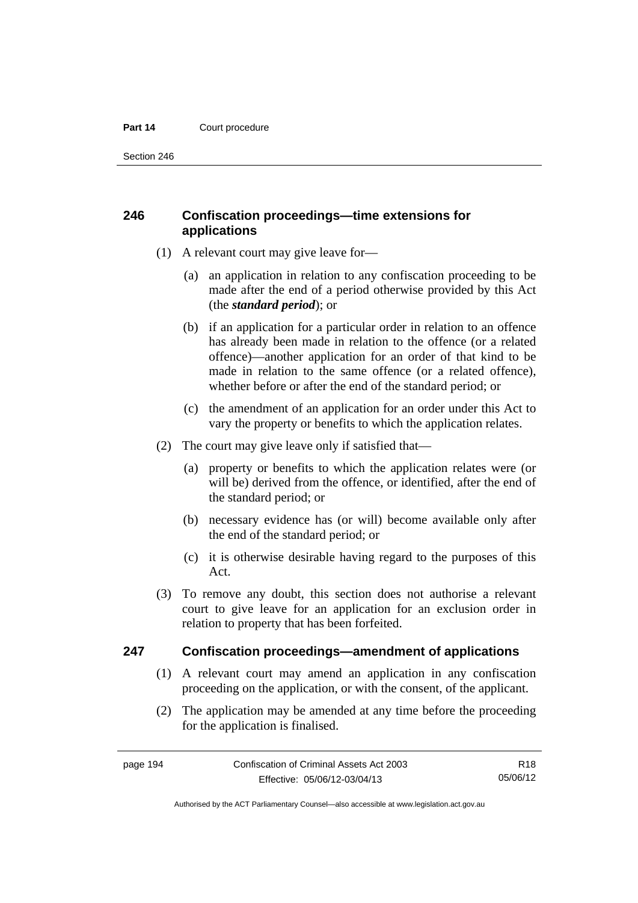## 246 Confiscation proceedings—time extensions for applications

(1) A relevant court may give leave for—

(a) an application in relation to any confiscation proceeding to be made after the end of a period otherwise provided by this Act (the ***standard period***); or

(b) if an application for a particular order in relation to an offence has already been made in relation to the offence (or a related offence)—another application for an order of that kind to be made in relation to the same offence (or a related offence), whether before or after the end of the standard period; or

(c) the amendment of an application for an order under this Act to vary the property or benefits to which the application relates.

(2) The court may give leave only if satisfied that—

(a) property or benefits to which the application relates were (or will be) derived from the offence, or identified, after the end of the standard period; or

(b) necessary evidence has (or will) become available only after the end of the standard period; or

(c) it is otherwise desirable having regard to the purposes of this Act.

(3) To remove any doubt, this section does not authorise a relevant court to give leave for an application for an exclusion order in relation to property that has been forfeited.

## 247 Confiscation proceedings—amendment of applications

(1) A relevant court may amend an application in any confiscation proceeding on the application, or with the consent, of the applicant.

(2) The application may be amended at any time before the proceeding for the application is finalised.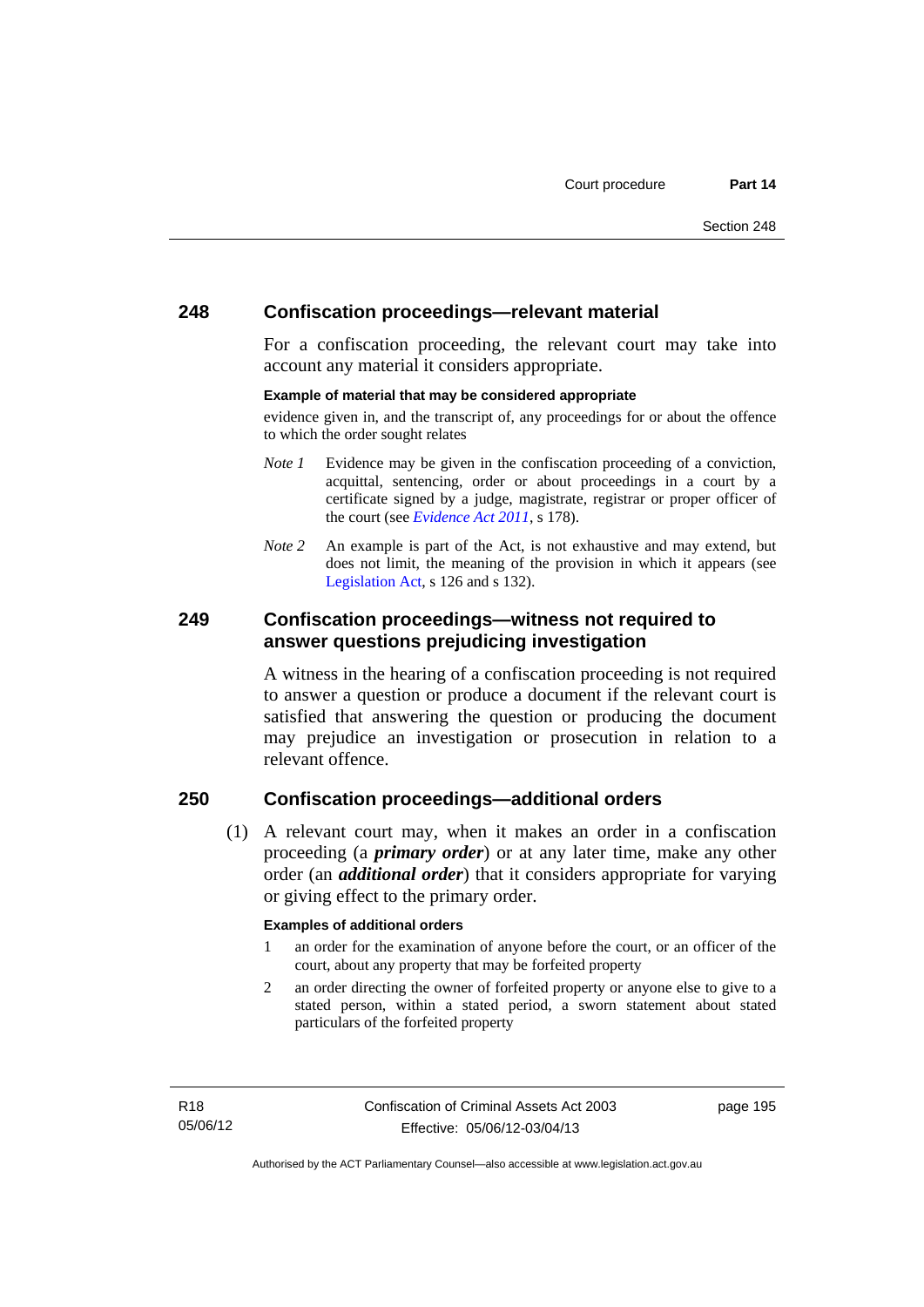## 248 Confiscation proceedings—relevant material

For a confiscation proceeding, the relevant court may take into account any material it considers appropriate.

**Example of material that may be considered appropriate**

evidence given in, and the transcript of, any proceedings for or about the offence to which the order sought relates

*Note 1* Evidence may be given in the confiscation proceeding of a conviction, acquittal, sentencing, order or about proceedings in a court by a certificate signed by a judge, magistrate, registrar or proper officer of the court (see *Evidence Act 2011*, s 178).

*Note 2* An example is part of the Act, is not exhaustive and may extend, but does not limit, the meaning of the provision in which it appears (see Legislation Act, s 126 and s 132).

## 249 Confiscation proceedings—witness not required to answer questions prejudicing investigation

A witness in the hearing of a confiscation proceeding is not required to answer a question or produce a document if the relevant court is satisfied that answering the question or producing the document may prejudice an investigation or prosecution in relation to a relevant offence.

## 250 Confiscation proceedings—additional orders

(1) A relevant court may, when it makes an order in a confiscation proceeding (a ***primary order***) or at any later time, make any other order (an ***additional order***) that it considers appropriate for varying or giving effect to the primary order.

**Examples of additional orders**

1 an order for the examination of anyone before the court, or an officer of the court, about any property that may be forfeited property

2 an order directing the owner of forfeited property or anyone else to give to a stated person, within a stated period, a sworn statement about stated particulars of the forfeited property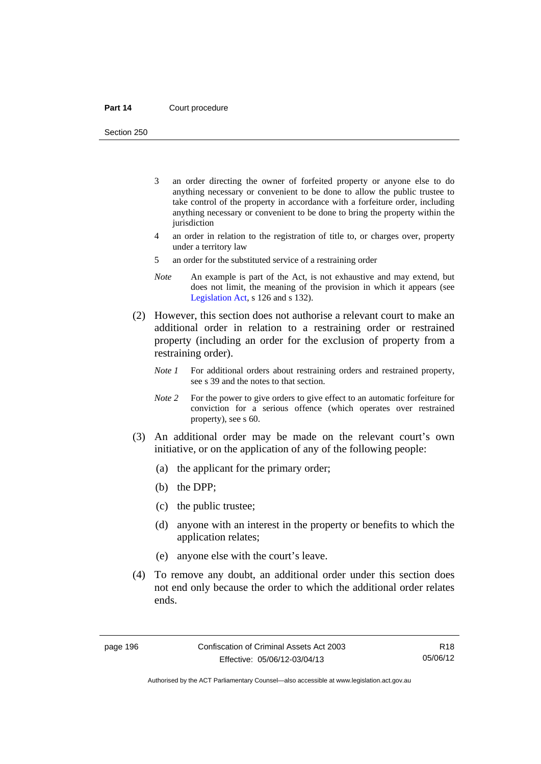3 an order directing the owner of forfeited property or anyone else to do anything necessary or convenient to be done to allow the public trustee to take control of the property in accordance with a forfeiture order, including anything necessary or convenient to be done to bring the property within the jurisdiction

4 an order in relation to the registration of title to, or charges over, property under a territory law

5 an order for the substituted service of a restraining order

*Note* An example is part of the Act, is not exhaustive and may extend, but does not limit, the meaning of the provision in which it appears (see Legislation Act, s 126 and s 132).

(2) However, this section does not authorise a relevant court to make an additional order in relation to a restraining order or restrained property (including an order for the exclusion of property from a restraining order).

*Note 1* For additional orders about restraining orders and restrained property, see s 39 and the notes to that section.

*Note 2* For the power to give orders to give effect to an automatic forfeiture for conviction for a serious offence (which operates over restrained property), see s 60.

(3) An additional order may be made on the relevant court's own initiative, or on the application of any of the following people:

(a) the applicant for the primary order;

(b) the DPP;

(c) the public trustee;

(d) anyone with an interest in the property or benefits to which the application relates;

(e) anyone else with the court's leave.

(4) To remove any doubt, an additional order under this section does not end only because the order to which the additional order relates ends.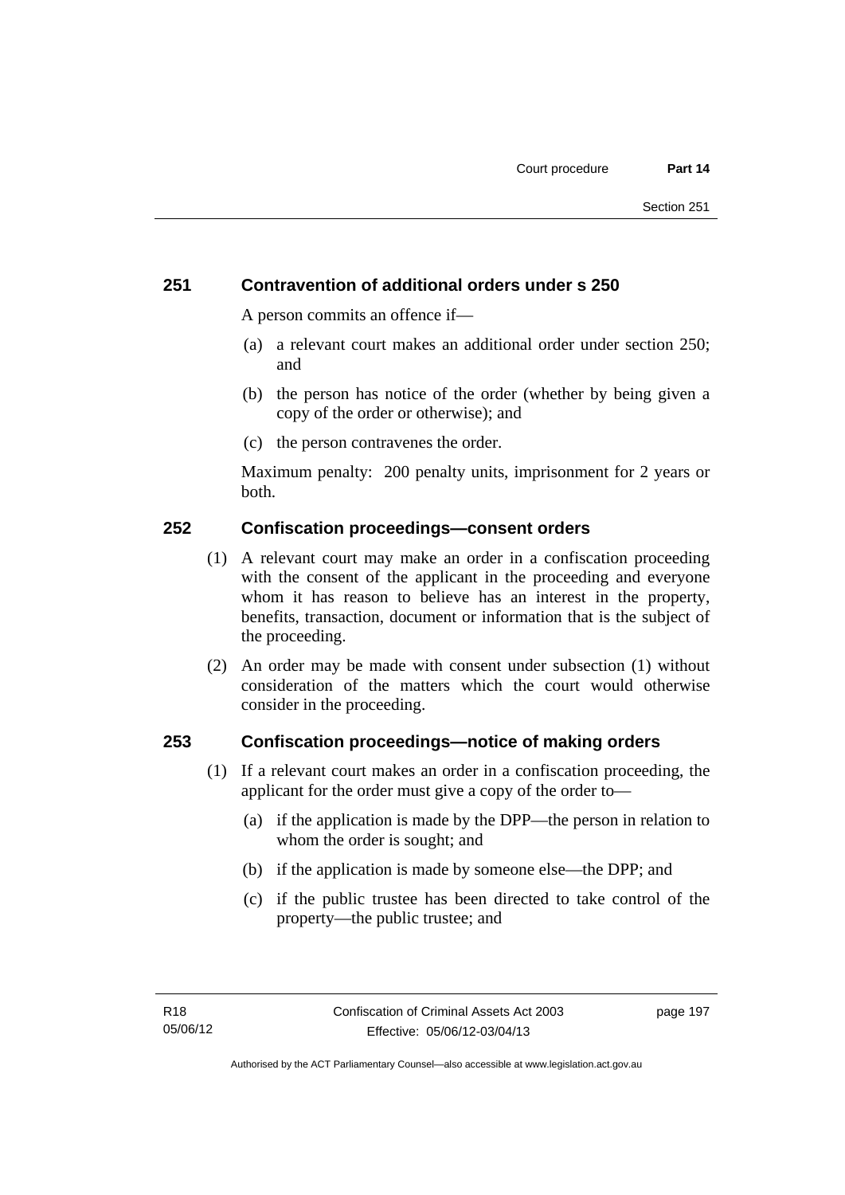### 251 Contravention of additional orders under s 250

A person commits an offence if—

(a) a relevant court makes an additional order under section 250; and

(b) the person has notice of the order (whether by being given a copy of the order or otherwise); and

(c) the person contravenes the order.

Maximum penalty: 200 penalty units, imprisonment for 2 years or both.

### 252 Confiscation proceedings—consent orders

(1) A relevant court may make an order in a confiscation proceeding with the consent of the applicant in the proceeding and everyone whom it has reason to believe has an interest in the property, benefits, transaction, document or information that is the subject of the proceeding.

(2) An order may be made with consent under subsection (1) without consideration of the matters which the court would otherwise consider in the proceeding.

### 253 Confiscation proceedings—notice of making orders

(1) If a relevant court makes an order in a confiscation proceeding, the applicant for the order must give a copy of the order to—

(a) if the application is made by the DPP—the person in relation to whom the order is sought; and

(b) if the application is made by someone else—the DPP; and

(c) if the public trustee has been directed to take control of the property—the public trustee; and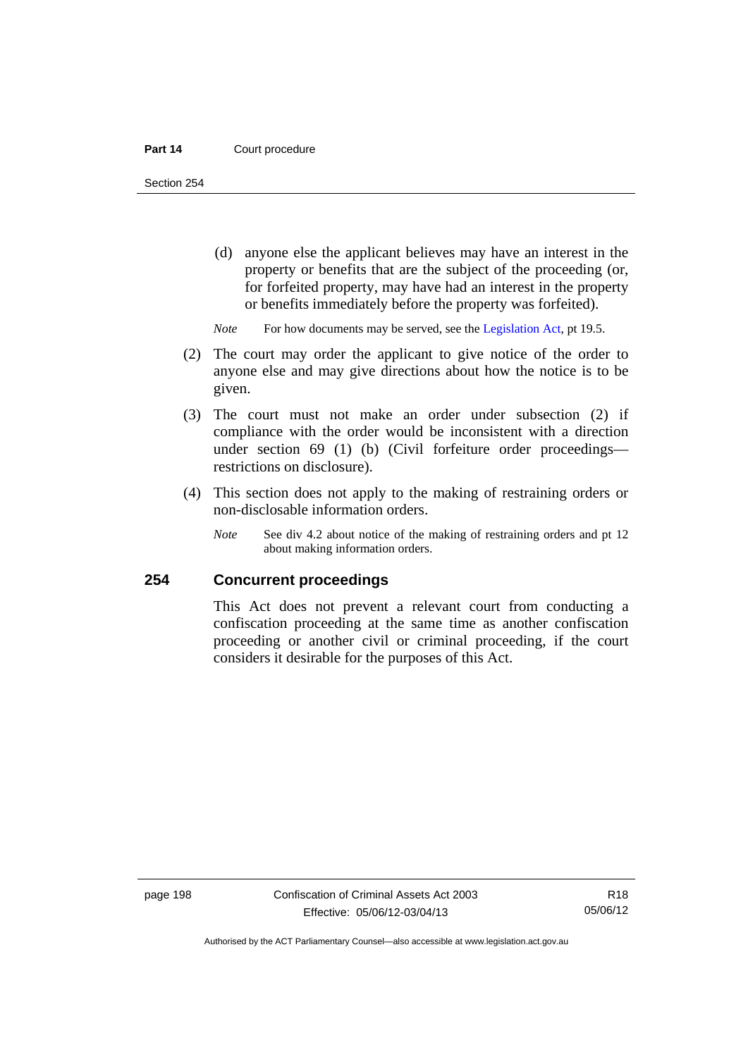(d) anyone else the applicant believes may have an interest in the property or benefits that are the subject of the proceeding (or, for forfeited property, may have had an interest in the property or benefits immediately before the property was forfeited).

*Note* For how documents may be served, see the Legislation Act, pt 19.5.

(2) The court may order the applicant to give notice of the order to anyone else and may give directions about how the notice is to be given.

(3) The court must not make an order under subsection (2) if compliance with the order would be inconsistent with a direction under section 69 (1) (b) (Civil forfeiture order proceedings—restrictions on disclosure).

(4) This section does not apply to the making of restraining orders or non-disclosable information orders.

*Note* See div 4.2 about notice of the making of restraining orders and pt 12 about making information orders.

## 254 Concurrent proceedings

This Act does not prevent a relevant court from conducting a confiscation proceeding at the same time as another confiscation proceeding or another civil or criminal proceeding, if the court considers it desirable for the purposes of this Act.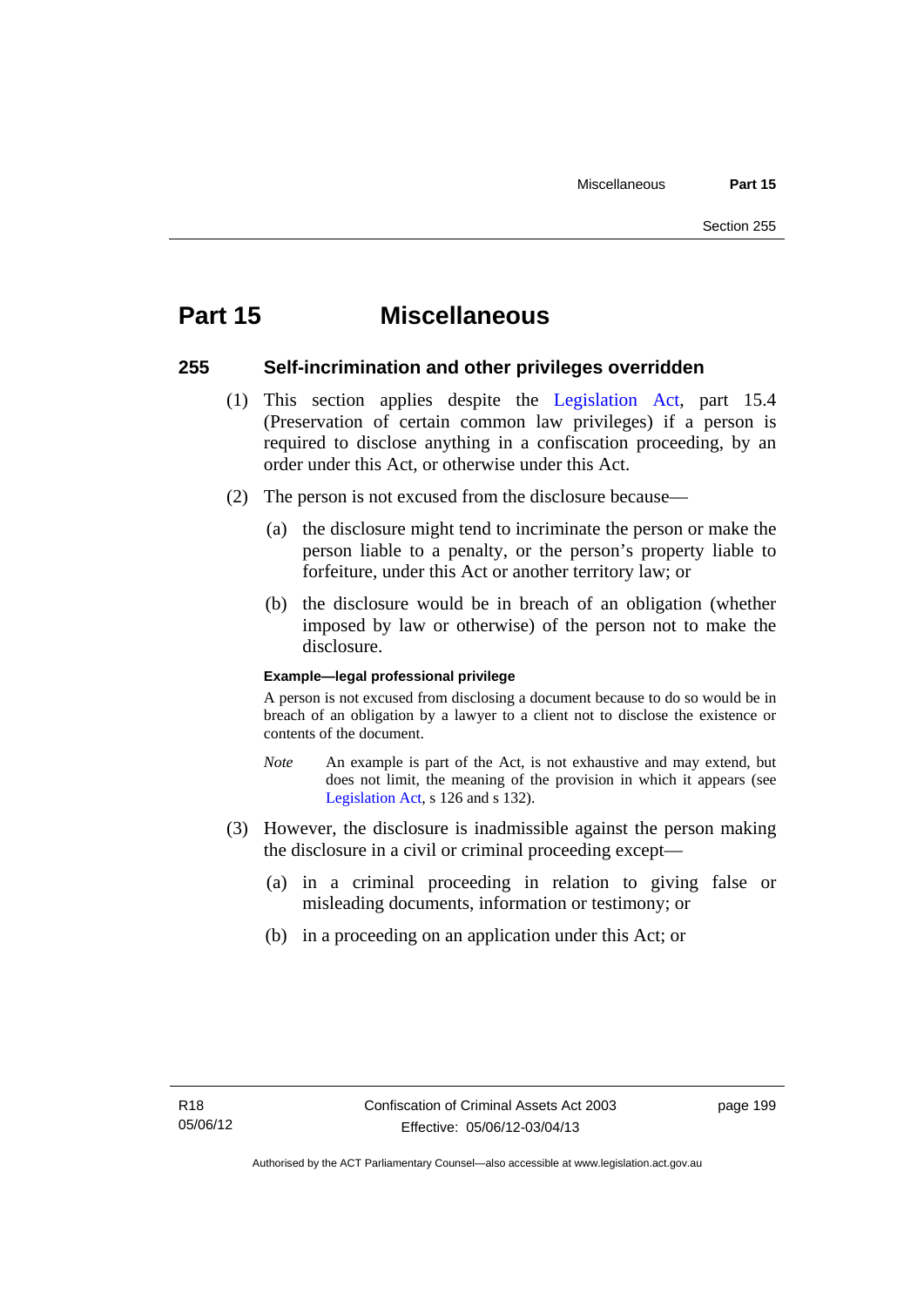# Part 15 Miscellaneous

## 255 Self-incrimination and other privileges overridden

(1) This section applies despite the Legislation Act, part 15.4 (Preservation of certain common law privileges) if a person is required to disclose anything in a confiscation proceeding, by an order under this Act, or otherwise under this Act.

(2) The person is not excused from the disclosure because—

(a) the disclosure might tend to incriminate the person or make the person liable to a penalty, or the person's property liable to forfeiture, under this Act or another territory law; or

(b) the disclosure would be in breach of an obligation (whether imposed by law or otherwise) of the person not to make the disclosure.

**Example—legal professional privilege**

A person is not excused from disclosing a document because to do so would be in breach of an obligation by a lawyer to a client not to disclose the existence or contents of the document.

*Note* An example is part of the Act, is not exhaustive and may extend, but does not limit, the meaning of the provision in which it appears (see Legislation Act, s 126 and s 132).

(3) However, the disclosure is inadmissible against the person making the disclosure in a civil or criminal proceeding except—

(a) in a criminal proceeding in relation to giving false or misleading documents, information or testimony; or

(b) in a proceeding on an application under this Act; or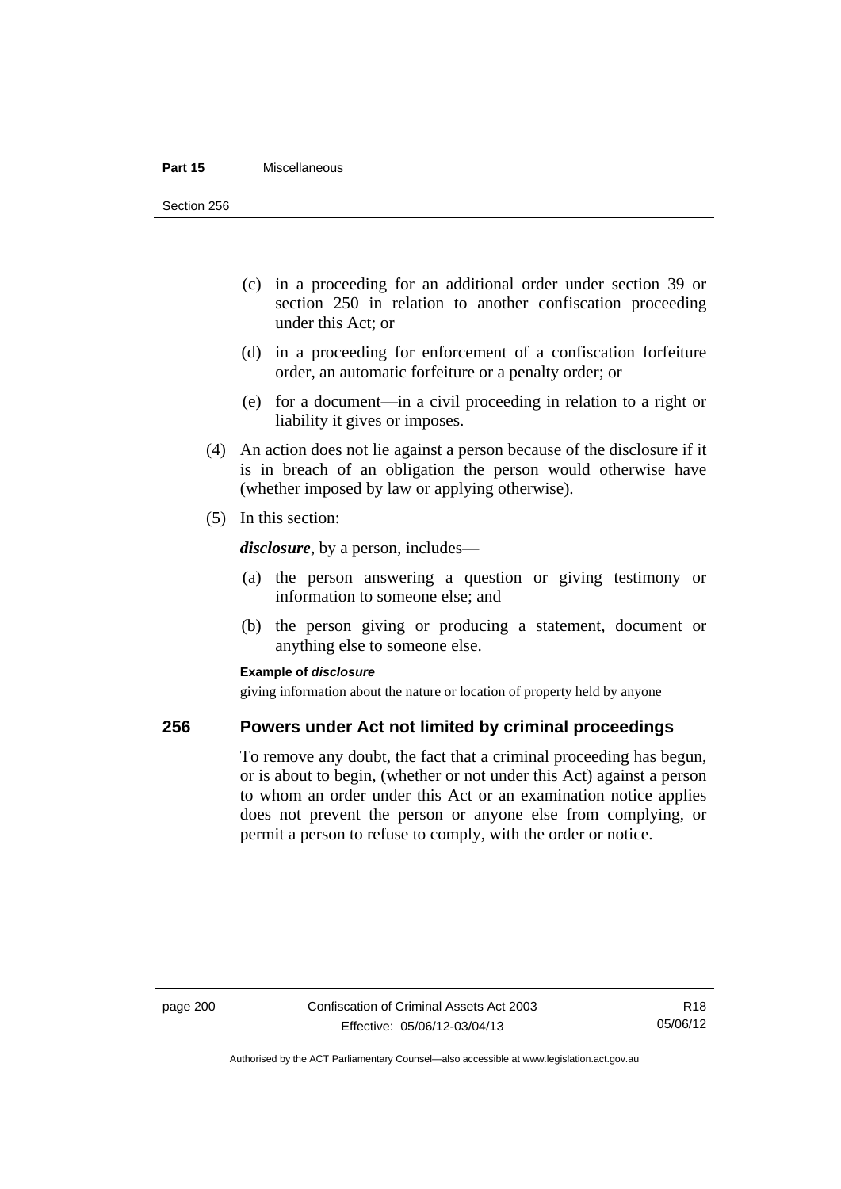(c) in a proceeding for an additional order under section 39 or section 250 in relation to another confiscation proceeding under this Act; or

(d) in a proceeding for enforcement of a confiscation forfeiture order, an automatic forfeiture or a penalty order; or

(e) for a document—in a civil proceeding in relation to a right or liability it gives or imposes.

(4) An action does not lie against a person because of the disclosure if it is in breach of an obligation the person would otherwise have (whether imposed by law or applying otherwise).

(5) In this section:

***disclosure***, by a person, includes—

(a) the person answering a question or giving testimony or information to someone else; and

(b) the person giving or producing a statement, document or anything else to someone else.

**Example of *disclosure***

giving information about the nature or location of property held by anyone

## 256 Powers under Act not limited by criminal proceedings

To remove any doubt, the fact that a criminal proceeding has begun, or is about to begin, (whether or not under this Act) against a person to whom an order under this Act or an examination notice applies does not prevent the person or anyone else from complying, or permit a person to refuse to comply, with the order or notice.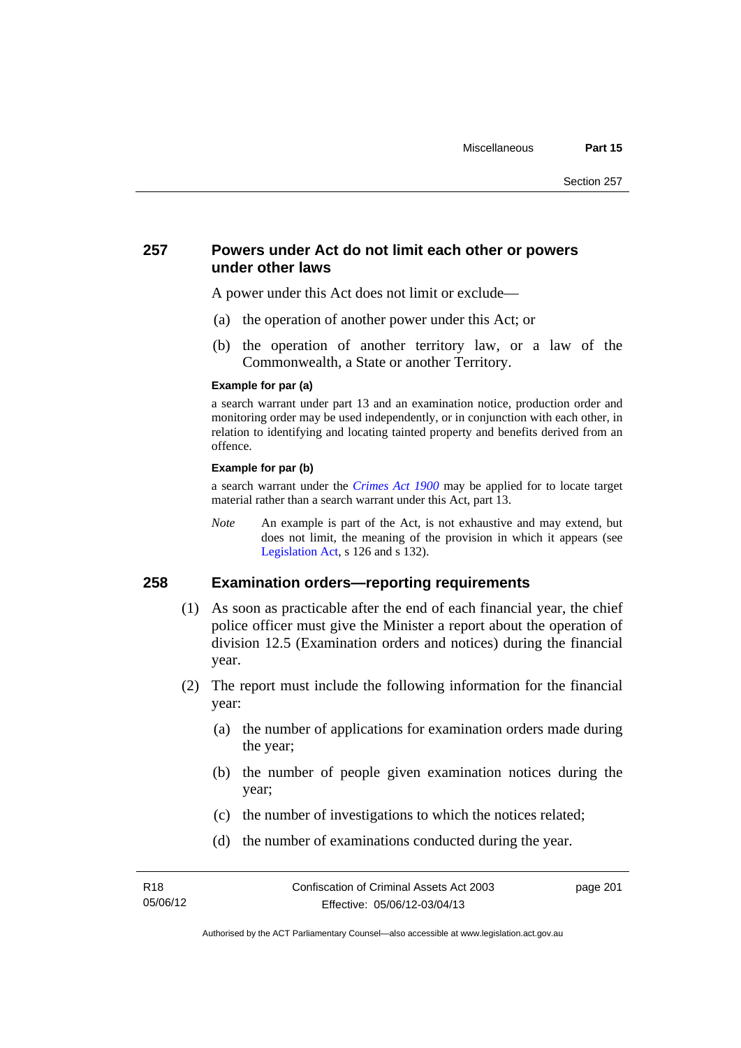## 257 Powers under Act do not limit each other or powers under other laws

A power under this Act does not limit or exclude—

(a) the operation of another power under this Act; or

(b) the operation of another territory law, or a law of the Commonwealth, a State or another Territory.

**Example for par (a)**

a search warrant under part 13 and an examination notice, production order and monitoring order may be used independently, or in conjunction with each other, in relation to identifying and locating tainted property and benefits derived from an offence.

**Example for par (b)**

a search warrant under the *Crimes Act 1900* may be applied for to locate target material rather than a search warrant under this Act, part 13.

*Note* An example is part of the Act, is not exhaustive and may extend, but does not limit, the meaning of the provision in which it appears (see Legislation Act, s 126 and s 132).

## 258 Examination orders—reporting requirements

(1) As soon as practicable after the end of each financial year, the chief police officer must give the Minister a report about the operation of division 12.5 (Examination orders and notices) during the financial year.

(2) The report must include the following information for the financial year:

(a) the number of applications for examination orders made during the year;

(b) the number of people given examination notices during the year;

(c) the number of investigations to which the notices related;

(d) the number of examinations conducted during the year.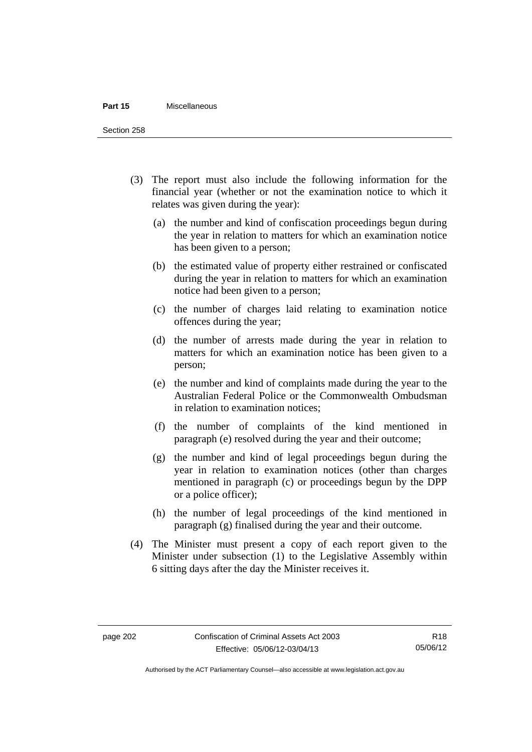(3) The report must also include the following information for the financial year (whether or not the examination notice to which it relates was given during the year):

(a) the number and kind of confiscation proceedings begun during the year in relation to matters for which an examination notice has been given to a person;

(b) the estimated value of property either restrained or confiscated during the year in relation to matters for which an examination notice had been given to a person;

(c) the number of charges laid relating to examination notice offences during the year;

(d) the number of arrests made during the year in relation to matters for which an examination notice has been given to a person;

(e) the number and kind of complaints made during the year to the Australian Federal Police or the Commonwealth Ombudsman in relation to examination notices;

(f) the number of complaints of the kind mentioned in paragraph (e) resolved during the year and their outcome;

(g) the number and kind of legal proceedings begun during the year in relation to examination notices (other than charges mentioned in paragraph (c) or proceedings begun by the DPP or a police officer);

(h) the number of legal proceedings of the kind mentioned in paragraph (g) finalised during the year and their outcome.

(4) The Minister must present a copy of each report given to the Minister under subsection (1) to the Legislative Assembly within 6 sitting days after the day the Minister receives it.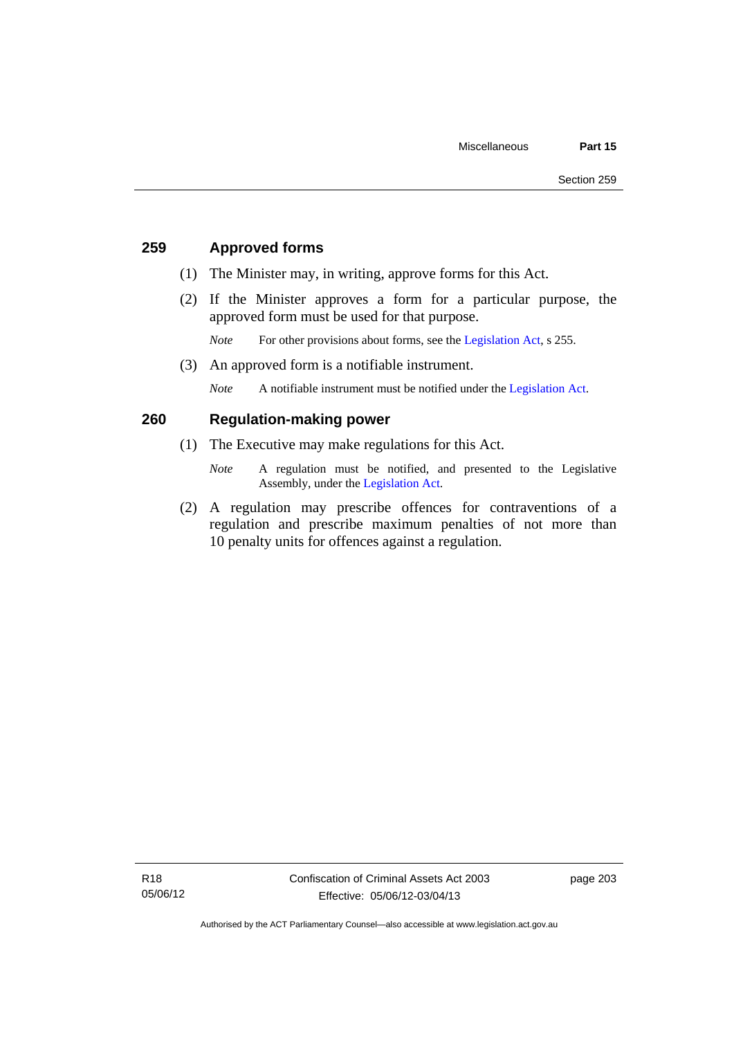## 259 Approved forms

(1) The Minister may, in writing, approve forms for this Act.

(2) If the Minister approves a form for a particular purpose, the approved form must be used for that purpose.

*Note* For other provisions about forms, see the Legislation Act, s 255.

(3) An approved form is a notifiable instrument.

*Note* A notifiable instrument must be notified under the Legislation Act.

## 260 Regulation-making power

(1) The Executive may make regulations for this Act.

*Note* A regulation must be notified, and presented to the Legislative Assembly, under the Legislation Act.

(2) A regulation may prescribe offences for contraventions of a regulation and prescribe maximum penalties of not more than 10 penalty units for offences against a regulation.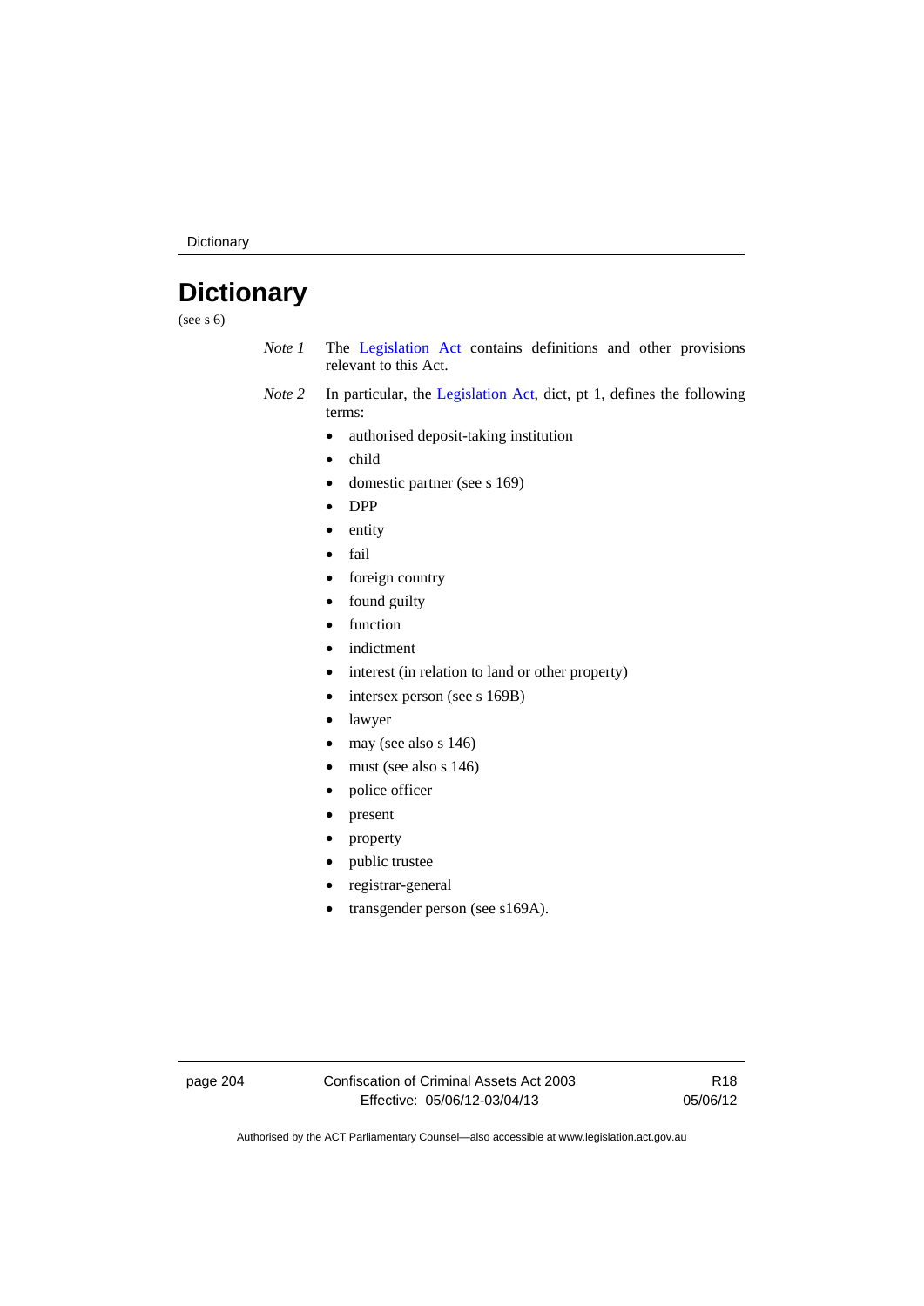# Dictionary

(see s 6)

*Note 1* The Legislation Act contains definitions and other provisions relevant to this Act.

*Note 2* In particular, the Legislation Act, dict, pt 1, defines the following terms:

- authorised deposit-taking institution
- child
- domestic partner (see s 169)
- DPP
- entity
- fail
- foreign country
- found guilty
- function
- indictment
- interest (in relation to land or other property)
- intersex person (see s 169B)
- lawyer
- may (see also s 146)
- must (see also s 146)
- police officer
- present
- property
- public trustee
- registrar-general
- transgender person (see s169A).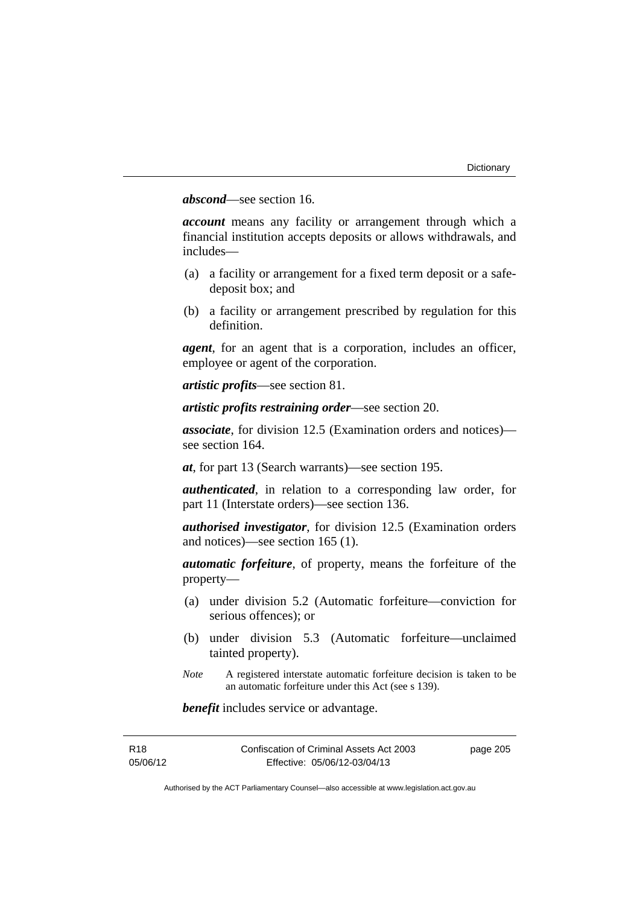***abscond***—see section 16.

***account*** means any facility or arrangement through which a financial institution accepts deposits or allows withdrawals, and includes—

(a) a facility or arrangement for a fixed term deposit or a safe-deposit box; and

(b) a facility or arrangement prescribed by regulation for this definition.

***agent***, for an agent that is a corporation, includes an officer, employee or agent of the corporation.

***artistic profits***—see section 81.

***artistic profits restraining order***—see section 20.

***associate***, for division 12.5 (Examination orders and notices)—see section 164.

***at***, for part 13 (Search warrants)—see section 195.

***authenticated***, in relation to a corresponding law order, for part 11 (Interstate orders)—see section 136.

***authorised investigator***, for division 12.5 (Examination orders and notices)—see section 165 (1).

***automatic forfeiture***, of property, means the forfeiture of the property—

(a) under division 5.2 (Automatic forfeiture—conviction for serious offences); or

(b) under division 5.3 (Automatic forfeiture—unclaimed tainted property).

*Note* A registered interstate automatic forfeiture decision is taken to be an automatic forfeiture under this Act (see s 139).

***benefit*** includes service or advantage.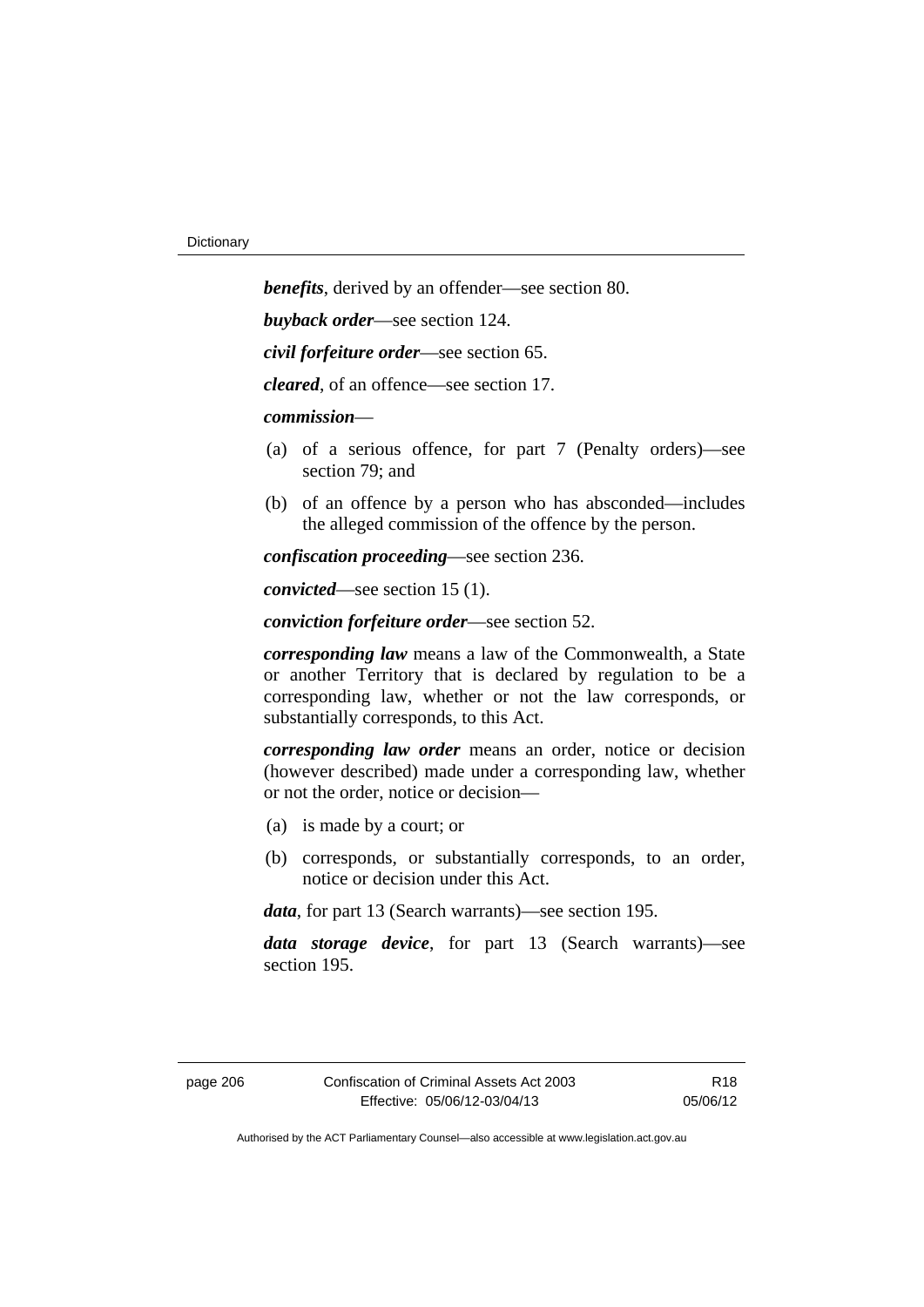***benefits***, derived by an offender—see section 80.

***buyback order***—see section 124.

***civil forfeiture order***—see section 65.

***cleared***, of an offence—see section 17.

***commission***—

(a) of a serious offence, for part 7 (Penalty orders)—see section 79; and

(b) of an offence by a person who has absconded—includes the alleged commission of the offence by the person.

***confiscation proceeding***—see section 236.

***convicted***—see section 15 (1).

***conviction forfeiture order***—see section 52.

***corresponding law*** means a law of the Commonwealth, a State or another Territory that is declared by regulation to be a corresponding law, whether or not the law corresponds, or substantially corresponds, to this Act.

***corresponding law order*** means an order, notice or decision (however described) made under a corresponding law, whether or not the order, notice or decision—

(a) is made by a court; or

(b) corresponds, or substantially corresponds, to an order, notice or decision under this Act.

***data***, for part 13 (Search warrants)—see section 195.

***data storage device***, for part 13 (Search warrants)—see section 195.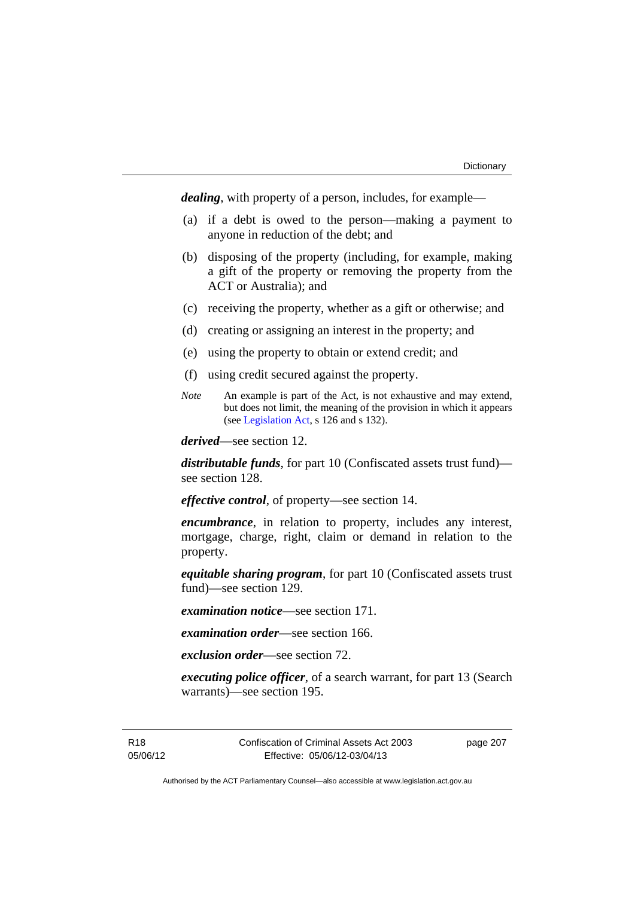***dealing***, with property of a person, includes, for example—

(a) if a debt is owed to the person—making a payment to anyone in reduction of the debt; and

(b) disposing of the property (including, for example, making a gift of the property or removing the property from the ACT or Australia); and

(c) receiving the property, whether as a gift or otherwise; and

(d) creating or assigning an interest in the property; and

(e) using the property to obtain or extend credit; and

(f) using credit secured against the property.

*Note* An example is part of the Act, is not exhaustive and may extend, but does not limit, the meaning of the provision in which it appears (see Legislation Act, s 126 and s 132).

***derived***—see section 12.

***distributable funds***, for part 10 (Confiscated assets trust fund)—see section 128.

***effective control***, of property—see section 14.

***encumbrance***, in relation to property, includes any interest, mortgage, charge, right, claim or demand in relation to the property.

***equitable sharing program***, for part 10 (Confiscated assets trust fund)—see section 129.

***examination notice***—see section 171.

***examination order***—see section 166.

***exclusion order***—see section 72.

***executing police officer***, of a search warrant, for part 13 (Search warrants)—see section 195.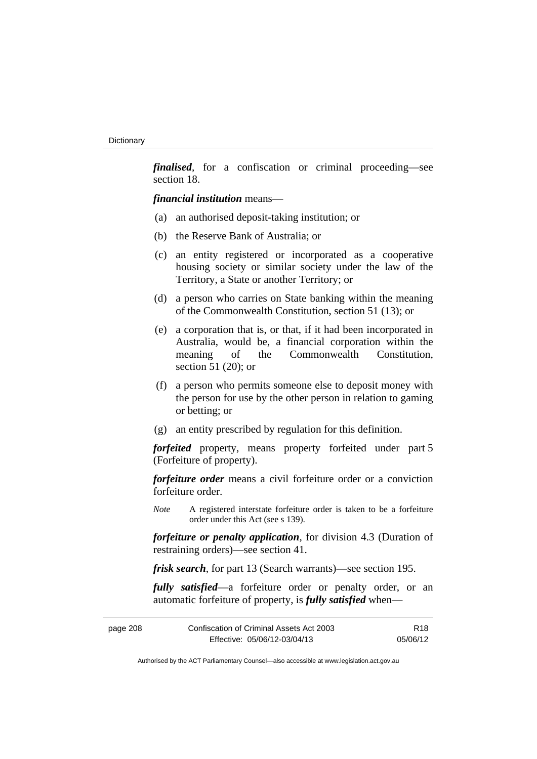***finalised***, for a confiscation or criminal proceeding—see section 18.

***financial institution*** means—

(a) an authorised deposit-taking institution; or

(b) the Reserve Bank of Australia; or

(c) an entity registered or incorporated as a cooperative housing society or similar society under the law of the Territory, a State or another Territory; or

(d) a person who carries on State banking within the meaning of the Commonwealth Constitution, section 51 (13); or

(e) a corporation that is, or that, if it had been incorporated in Australia, would be, a financial corporation within the meaning of the Commonwealth Constitution, section 51 (20); or

(f) a person who permits someone else to deposit money with the person for use by the other person in relation to gaming or betting; or

(g) an entity prescribed by regulation for this definition.

***forfeited*** property, means property forfeited under part 5 (Forfeiture of property).

***forfeiture order*** means a civil forfeiture order or a conviction forfeiture order.

*Note* A registered interstate forfeiture order is taken to be a forfeiture order under this Act (see s 139).

***forfeiture or penalty application***, for division 4.3 (Duration of restraining orders)—see section 41.

***frisk search***, for part 13 (Search warrants)—see section 195.

***fully satisfied***—a forfeiture order or penalty order, or an automatic forfeiture of property, is ***fully satisfied*** when—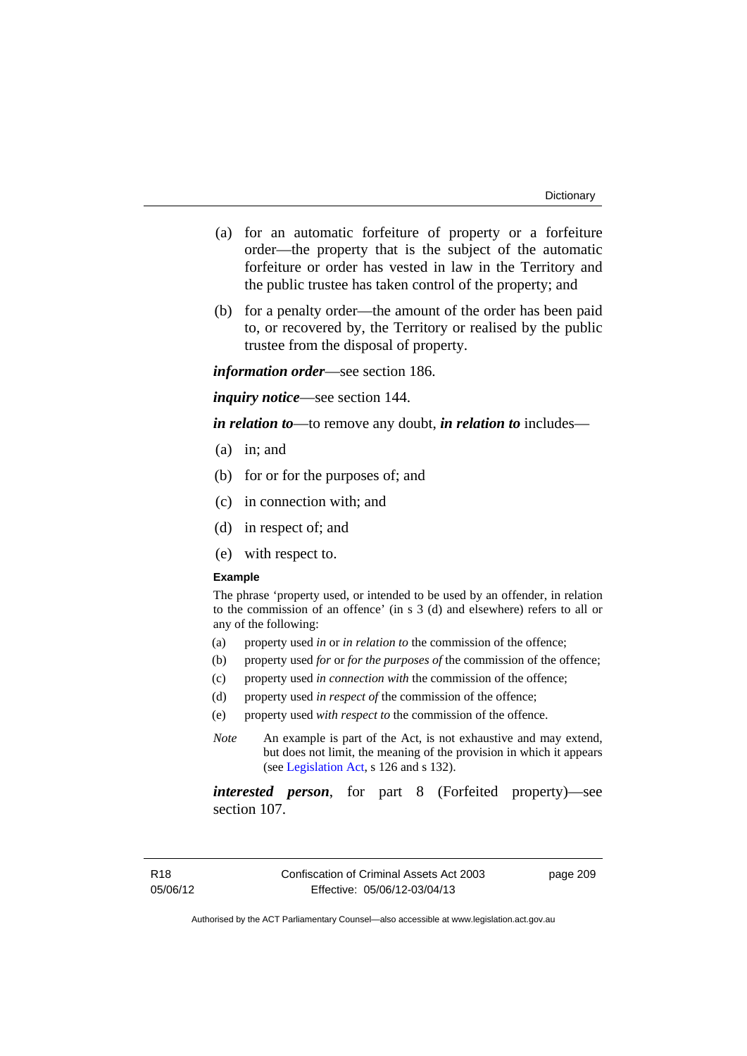(a) for an automatic forfeiture of property or a forfeiture order—the property that is the subject of the automatic forfeiture or order has vested in law in the Territory and the public trustee has taken control of the property; and

(b) for a penalty order—the amount of the order has been paid to, or recovered by, the Territory or realised by the public trustee from the disposal of property.

***information order***—see section 186.

***inquiry notice***—see section 144.

***in relation to***—to remove any doubt, ***in relation to*** includes—

(a) in; and

(b) for or for the purposes of; and

(c) in connection with; and

(d) in respect of; and

(e) with respect to.

**Example**

The phrase 'property used, or intended to be used by an offender, in relation to the commission of an offence' (in s 3 (d) and elsewhere) refers to all or any of the following:

(a) property used *in* or *in relation to* the commission of the offence;

(b) property used *for* or *for the purposes of* the commission of the offence;

(c) property used *in connection with* the commission of the offence;

(d) property used *in respect of* the commission of the offence;

(e) property used *with respect to* the commission of the offence.

*Note* An example is part of the Act, is not exhaustive and may extend, but does not limit, the meaning of the provision in which it appears (see Legislation Act, s 126 and s 132).

***interested person***, for part 8 (Forfeited property)—see section 107.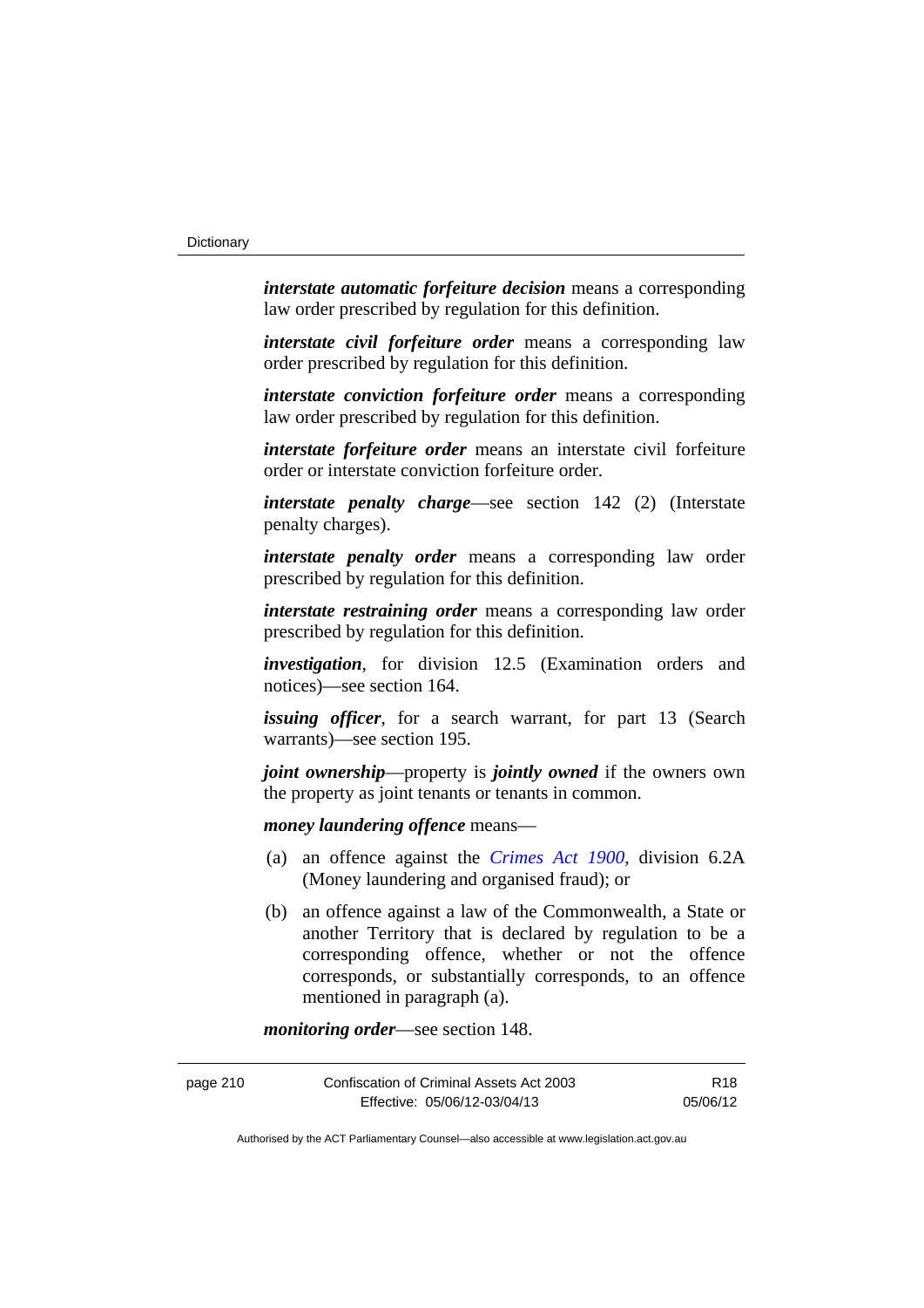***interstate automatic forfeiture decision*** means a corresponding law order prescribed by regulation for this definition.

***interstate civil forfeiture order*** means a corresponding law order prescribed by regulation for this definition.

***interstate conviction forfeiture order*** means a corresponding law order prescribed by regulation for this definition.

***interstate forfeiture order*** means an interstate civil forfeiture order or interstate conviction forfeiture order.

***interstate penalty charge***—see section 142 (2) (Interstate penalty charges).

***interstate penalty order*** means a corresponding law order prescribed by regulation for this definition.

***interstate restraining order*** means a corresponding law order prescribed by regulation for this definition.

***investigation***, for division 12.5 (Examination orders and notices)—see section 164.

***issuing officer***, for a search warrant, for part 13 (Search warrants)—see section 195.

***joint ownership***—property is ***jointly owned*** if the owners own the property as joint tenants or tenants in common.

***money laundering offence*** means—

(a) an offence against the *Crimes Act 1900*, division 6.2A (Money laundering and organised fraud); or

(b) an offence against a law of the Commonwealth, a State or another Territory that is declared by regulation to be a corresponding offence, whether or not the offence corresponds, or substantially corresponds, to an offence mentioned in paragraph (a).

***monitoring order***—see section 148.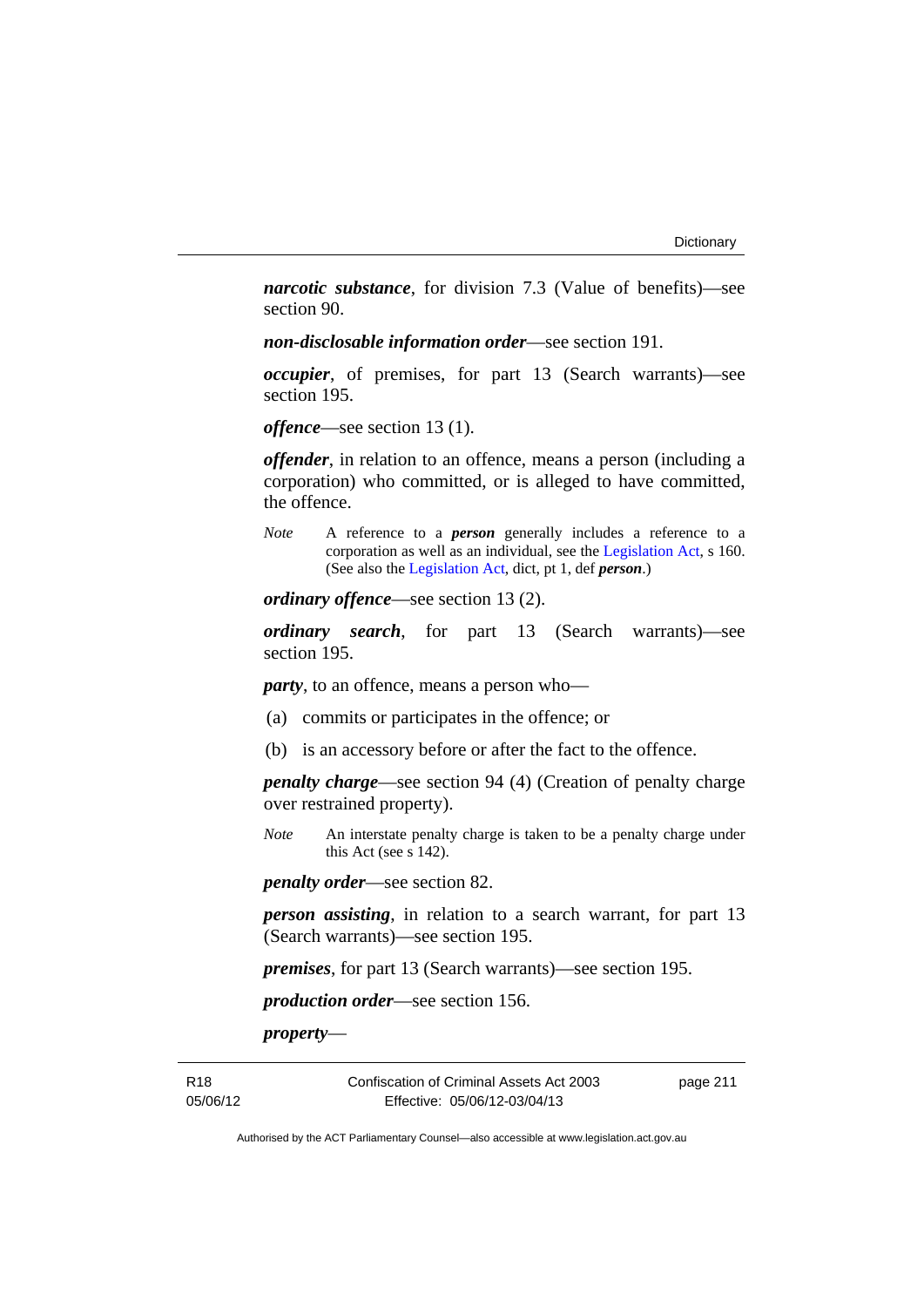***narcotic substance***, for division 7.3 (Value of benefits)—see section 90.

***non-disclosable information order***—see section 191.

***occupier***, of premises, for part 13 (Search warrants)—see section 195.

***offence***—see section 13 (1).

***offender***, in relation to an offence, means a person (including a corporation) who committed, or is alleged to have committed, the offence.

*Note* A reference to a ***person*** generally includes a reference to a corporation as well as an individual, see the Legislation Act, s 160. (See also the Legislation Act, dict, pt 1, def ***person***.)

***ordinary offence***—see section 13 (2).

***ordinary search***, for part 13 (Search warrants)—see section 195.

***party***, to an offence, means a person who—

(a) commits or participates in the offence; or

(b) is an accessory before or after the fact to the offence.

***penalty charge***—see section 94 (4) (Creation of penalty charge over restrained property).

*Note* An interstate penalty charge is taken to be a penalty charge under this Act (see s 142).

***penalty order***—see section 82.

***person assisting***, in relation to a search warrant, for part 13 (Search warrants)—see section 195.

***premises***, for part 13 (Search warrants)—see section 195.

***production order***—see section 156.

***property***—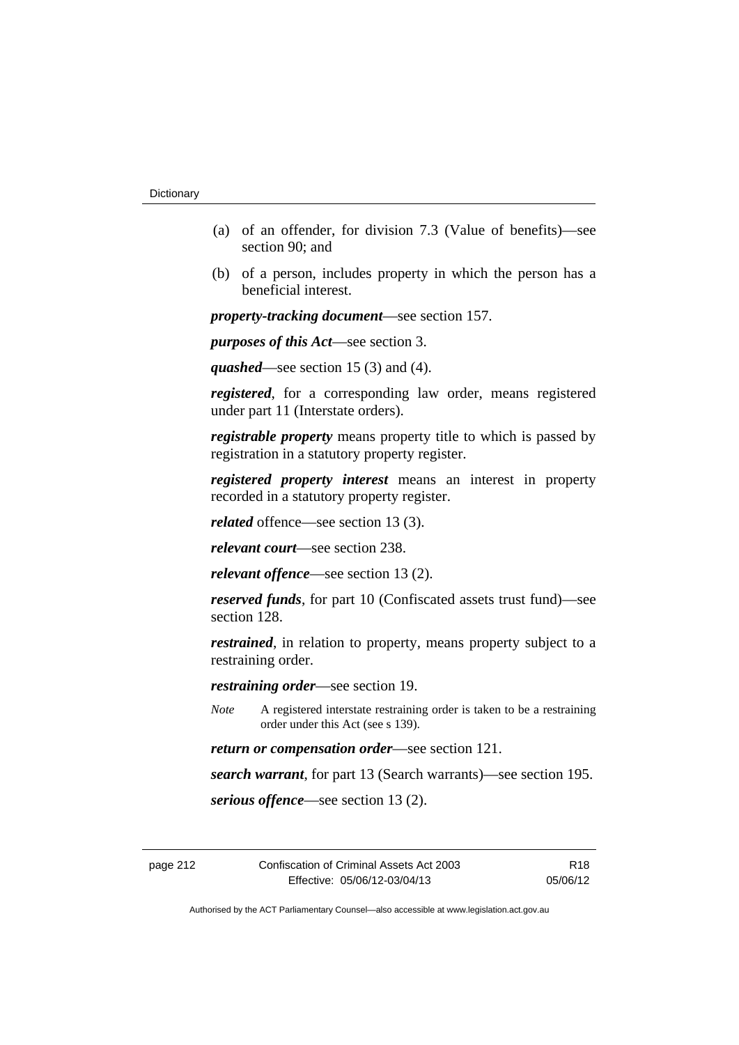(a) of an offender, for division 7.3 (Value of benefits)—see section 90; and

(b) of a person, includes property in which the person has a beneficial interest.

***property-tracking document***—see section 157.

***purposes of this Act***—see section 3.

***quashed***—see section 15 (3) and (4).

***registered***, for a corresponding law order, means registered under part 11 (Interstate orders).

***registrable property*** means property title to which is passed by registration in a statutory property register.

***registered property interest*** means an interest in property recorded in a statutory property register.

***related*** offence—see section 13 (3).

***relevant court***—see section 238.

***relevant offence***—see section 13 (2).

***reserved funds***, for part 10 (Confiscated assets trust fund)—see section 128.

***restrained***, in relation to property, means property subject to a restraining order.

***restraining order***—see section 19.

*Note* A registered interstate restraining order is taken to be a restraining order under this Act (see s 139).

***return or compensation order***—see section 121.

***search warrant***, for part 13 (Search warrants)—see section 195.

***serious offence***—see section 13 (2).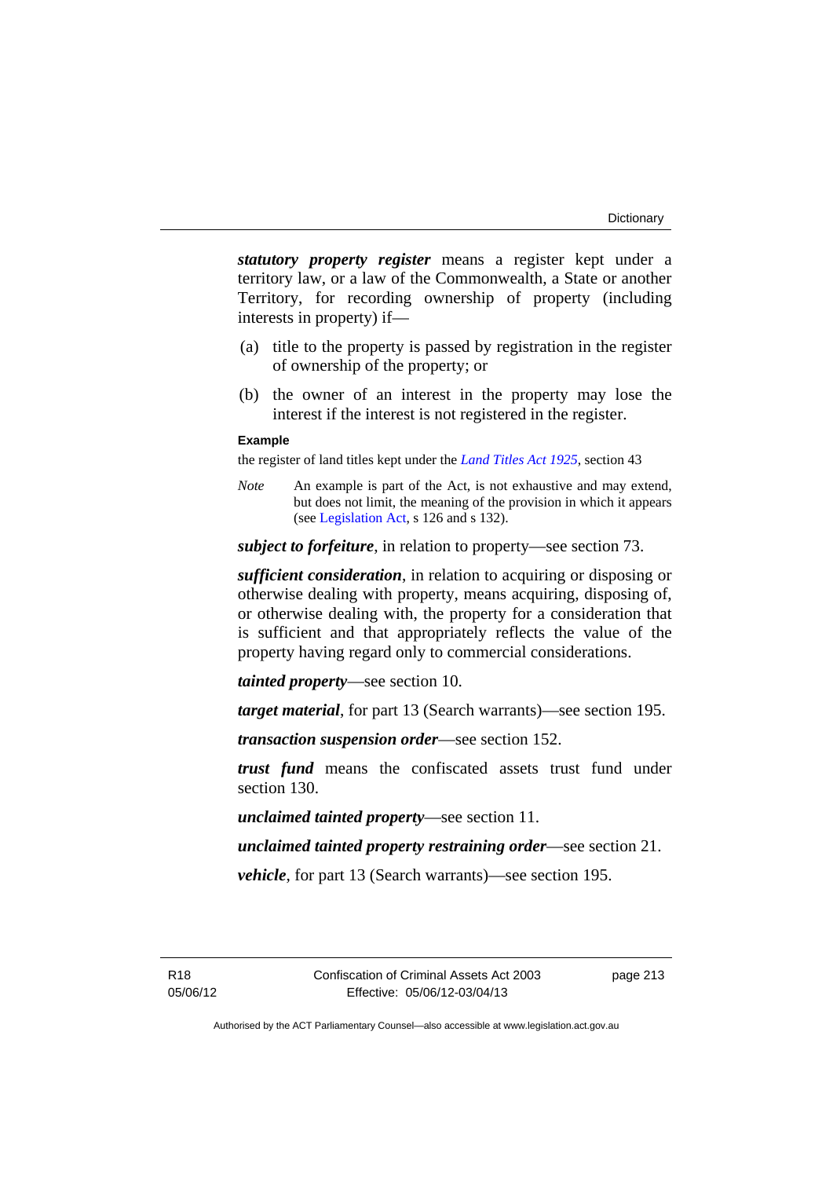***statutory property register*** means a register kept under a territory law, or a law of the Commonwealth, a State or another Territory, for recording ownership of property (including interests in property) if—

(a) title to the property is passed by registration in the register of ownership of the property; or

(b) the owner of an interest in the property may lose the interest if the interest is not registered in the register.

**Example**

the register of land titles kept under the *Land Titles Act 1925*, section 43

*Note* An example is part of the Act, is not exhaustive and may extend, but does not limit, the meaning of the provision in which it appears (see Legislation Act, s 126 and s 132).

***subject to forfeiture***, in relation to property—see section 73.

***sufficient consideration***, in relation to acquiring or disposing or otherwise dealing with property, means acquiring, disposing of, or otherwise dealing with, the property for a consideration that is sufficient and that appropriately reflects the value of the property having regard only to commercial considerations.

***tainted property***—see section 10.

***target material***, for part 13 (Search warrants)—see section 195.

***transaction suspension order***—see section 152.

***trust fund*** means the confiscated assets trust fund under section 130.

***unclaimed tainted property***—see section 11.

***unclaimed tainted property restraining order***—see section 21.

***vehicle***, for part 13 (Search warrants)—see section 195.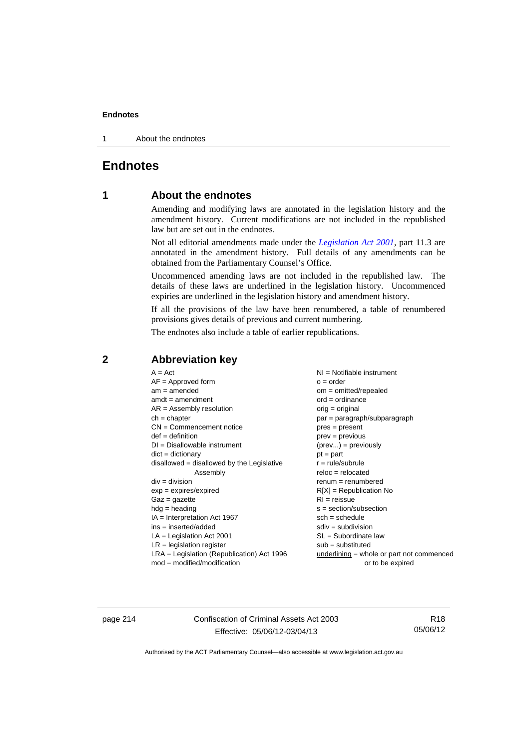# Endnotes

## 1 About the endnotes

Amending and modifying laws are annotated in the legislation history and the amendment history. Current modifications are not included in the republished law but are set out in the endnotes.

Not all editorial amendments made under the *Legislation Act 2001*, part 11.3 are annotated in the amendment history. Full details of any amendments can be obtained from the Parliamentary Counsel's Office.

Uncommenced amending laws are not included in the republished law. The details of these laws are underlined in the legislation history. Uncommenced expiries are underlined in the legislation history and amendment history.

If all the provisions of the law have been renumbered, a table of renumbered provisions gives details of previous and current numbering.

The endnotes also include a table of earlier republications.

## 2 Abbreviation key

A = Act
AF = Approved form
am = amended
amdt = amendment
AR = Assembly resolution
ch = chapter
CN = Commencement notice
def = definition
DI = Disallowable instrument
dict = dictionary
disallowed = disallowed by the Legislative Assembly
div = division
exp = expires/expired
Gaz = gazette
hdg = heading
IA = Interpretation Act 1967
ins = inserted/added
LA = Legislation Act 2001
LR = legislation register
LRA = Legislation (Republication) Act 1996
mod = modified/modification
NI = Notifiable instrument
o = order
om = omitted/repealed
ord = ordinance
orig = original
par = paragraph/subparagraph
pres = present
prev = previous
(prev...) = previously
pt = part
r = rule/subrule
reloc = relocated
renum = renumbered
R[X] = Republication No
RI = reissue
s = section/subsection
sch = schedule
sdiv = subdivision
SL = Subordinate law
sub = substituted
underlining = whole or part not commenced or to be expired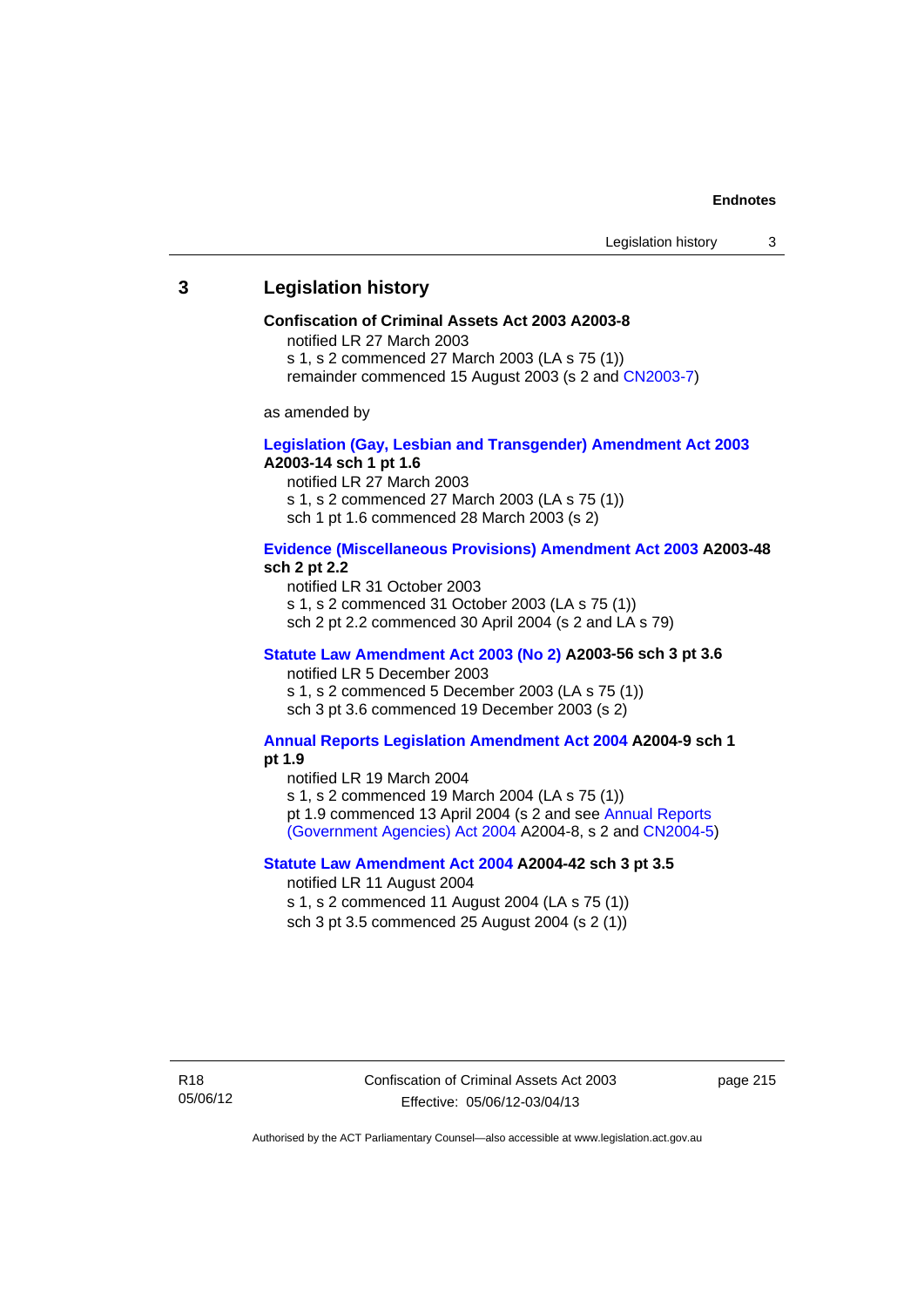## 3 Legislation history

**Confiscation of Criminal Assets Act 2003 A2003-8**

notified LR 27 March 2003

s 1, s 2 commenced 27 March 2003 (LA s 75 (1))

remainder commenced 15 August 2003 (s 2 and CN2003-7)

as amended by

**Legislation (Gay, Lesbian and Transgender) Amendment Act 2003 A2003-14 sch 1 pt 1.6**

notified LR 27 March 2003

s 1, s 2 commenced 27 March 2003 (LA s 75 (1))

sch 1 pt 1.6 commenced 28 March 2003 (s 2)

**Evidence (Miscellaneous Provisions) Amendment Act 2003 A2003-48 sch 2 pt 2.2**

notified LR 31 October 2003

s 1, s 2 commenced 31 October 2003 (LA s 75 (1))

sch 2 pt 2.2 commenced 30 April 2004 (s 2 and LA s 79)

**Statute Law Amendment Act 2003 (No 2) A2003-56 sch 3 pt 3.6**

notified LR 5 December 2003

s 1, s 2 commenced 5 December 2003 (LA s 75 (1))

sch 3 pt 3.6 commenced 19 December 2003 (s 2)

**Annual Reports Legislation Amendment Act 2004 A2004-9 sch 1 pt 1.9**

notified LR 19 March 2004

s 1, s 2 commenced 19 March 2004 (LA s 75 (1))

pt 1.9 commenced 13 April 2004 (s 2 and see Annual Reports (Government Agencies) Act 2004 A2004-8, s 2 and CN2004-5)

**Statute Law Amendment Act 2004 A2004-42 sch 3 pt 3.5**

notified LR 11 August 2004

s 1, s 2 commenced 11 August 2004 (LA s 75 (1))

sch 3 pt 3.5 commenced 25 August 2004 (s 2 (1))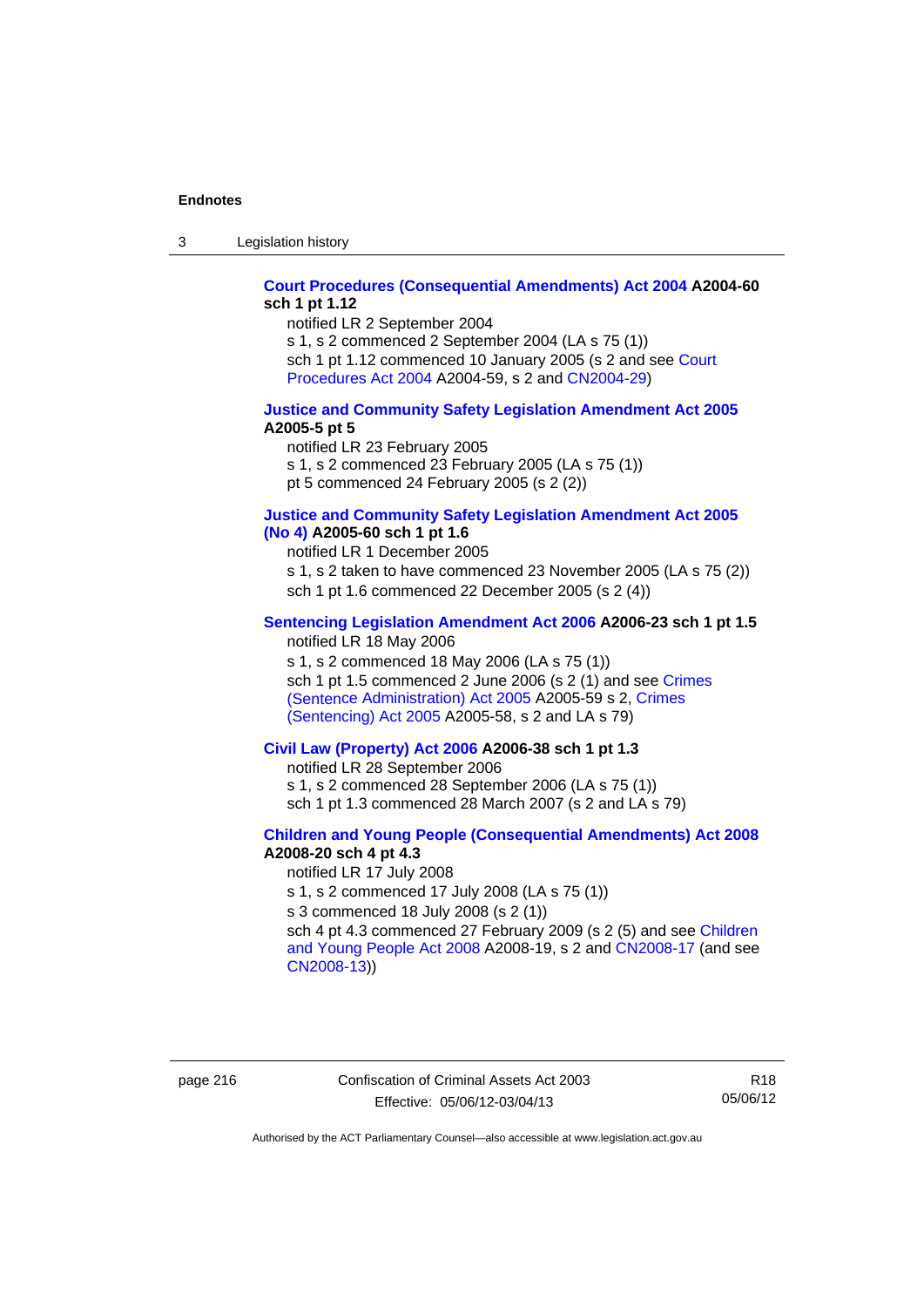**Court Procedures (Consequential Amendments) Act 2004 A2004-60 sch 1 pt 1.12**

notified LR 2 September 2004

s 1, s 2 commenced 2 September 2004 (LA s 75 (1))

sch 1 pt 1.12 commenced 10 January 2005 (s 2 and see Court Procedures Act 2004 A2004-59, s 2 and CN2004-29)

**Justice and Community Safety Legislation Amendment Act 2005 A2005-5 pt 5**

notified LR 23 February 2005

s 1, s 2 commenced 23 February 2005 (LA s 75 (1))

pt 5 commenced 24 February 2005 (s 2 (2))

**Justice and Community Safety Legislation Amendment Act 2005 (No 4) A2005-60 sch 1 pt 1.6**

notified LR 1 December 2005

s 1, s 2 taken to have commenced 23 November 2005 (LA s 75 (2))

sch 1 pt 1.6 commenced 22 December 2005 (s 2 (4))

**Sentencing Legislation Amendment Act 2006 A2006-23 sch 1 pt 1.5**

notified LR 18 May 2006

s 1, s 2 commenced 18 May 2006 (LA s 75 (1))

sch 1 pt 1.5 commenced 2 June 2006 (s 2 (1) and see Crimes (Sentence Administration) Act 2005 A2005-59 s 2, Crimes (Sentencing) Act 2005 A2005-58, s 2 and LA s 79)

**Civil Law (Property) Act 2006 A2006-38 sch 1 pt 1.3**

notified LR 28 September 2006

s 1, s 2 commenced 28 September 2006 (LA s 75 (1))

sch 1 pt 1.3 commenced 28 March 2007 (s 2 and LA s 79)

**Children and Young People (Consequential Amendments) Act 2008 A2008-20 sch 4 pt 4.3**

notified LR 17 July 2008

s 1, s 2 commenced 17 July 2008 (LA s 75 (1))

s 3 commenced 18 July 2008 (s 2 (1))

sch 4 pt 4.3 commenced 27 February 2009 (s 2 (5) and see Children and Young People Act 2008 A2008-19, s 2 and CN2008-17 (and see CN2008-13))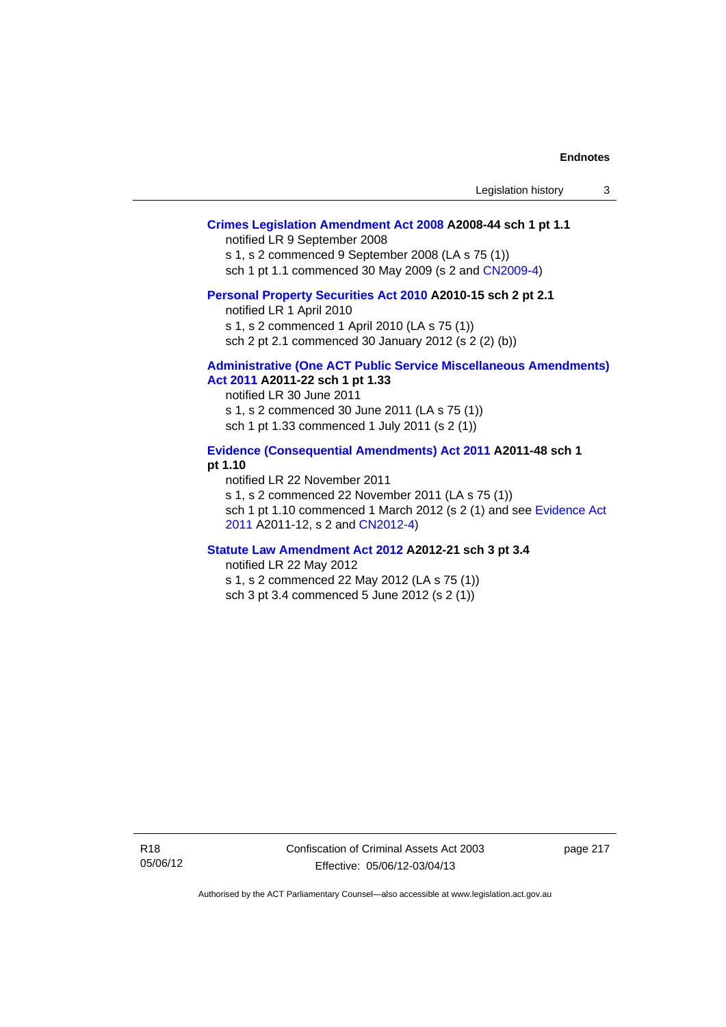**Crimes Legislation Amendment Act 2008 A2008-44 sch 1 pt 1.1**

notified LR 9 September 2008

s 1, s 2 commenced 9 September 2008 (LA s 75 (1))

sch 1 pt 1.1 commenced 30 May 2009 (s 2 and CN2009-4)

**Personal Property Securities Act 2010 A2010-15 sch 2 pt 2.1**

notified LR 1 April 2010

s 1, s 2 commenced 1 April 2010 (LA s 75 (1))

sch 2 pt 2.1 commenced 30 January 2012 (s 2 (2) (b))

**Administrative (One ACT Public Service Miscellaneous Amendments) Act 2011 A2011-22 sch 1 pt 1.33**

notified LR 30 June 2011

s 1, s 2 commenced 30 June 2011 (LA s 75 (1))

sch 1 pt 1.33 commenced 1 July 2011 (s 2 (1))

**Evidence (Consequential Amendments) Act 2011 A2011-48 sch 1 pt 1.10**

notified LR 22 November 2011

s 1, s 2 commenced 22 November 2011 (LA s 75 (1))

sch 1 pt 1.10 commenced 1 March 2012 (s 2 (1) and see Evidence Act 2011 A2011-12, s 2 and CN2012-4)

**Statute Law Amendment Act 2012 A2012-21 sch 3 pt 3.4**

notified LR 22 May 2012

s 1, s 2 commenced 22 May 2012 (LA s 75 (1))

sch 3 pt 3.4 commenced 5 June 2012 (s 2 (1))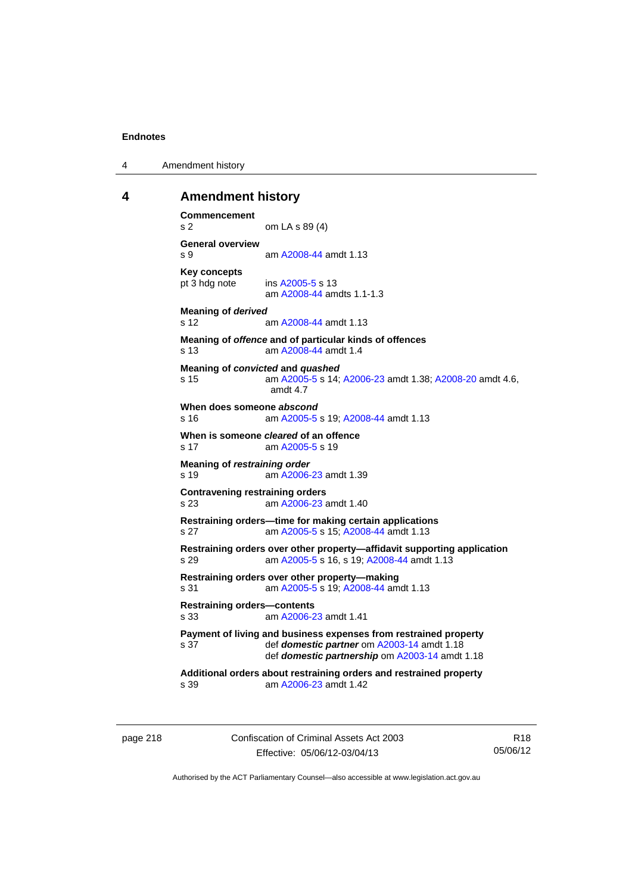## 4 Amendment history

**Commencement**
s 2 om LA s 89 (4)

**General overview**
s 9 am A2008-44 amdt 1.13

**Key concepts**
pt 3 hdg note ins A2005-5 s 13
am A2008-44 amdts 1.1-1.3

**Meaning of *derived***
s 12 am A2008-44 amdt 1.13

**Meaning of *offence* and of particular kinds of offences**
s 13 am A2008-44 amdt 1.4

**Meaning of *convicted* and *quashed***
s 15 am A2005-5 s 14; A2006-23 amdt 1.38; A2008-20 amdt 4.6, amdt 4.7

**When does someone *abscond***
s 16 am A2005-5 s 19; A2008-44 amdt 1.13

**When is someone *cleared* of an offence**
s 17 am A2005-5 s 19

**Meaning of *restraining order***
s 19 am A2006-23 amdt 1.39

**Contravening restraining orders**
s 23 am A2006-23 amdt 1.40

**Restraining orders—time for making certain applications**
s 27 am A2005-5 s 15; A2008-44 amdt 1.13

**Restraining orders over other property—affidavit supporting application**
s 29 am A2005-5 s 16, s 19; A2008-44 amdt 1.13

**Restraining orders over other property—making**
s 31 am A2005-5 s 19; A2008-44 amdt 1.13

**Restraining orders—contents**
s 33 am A2006-23 amdt 1.41

**Payment of living and business expenses from restrained property**
s 37 def ***domestic partner*** om A2003-14 amdt 1.18
def ***domestic partnership*** om A2003-14 amdt 1.18

**Additional orders about restraining orders and restrained property**
s 39 am A2006-23 amdt 1.42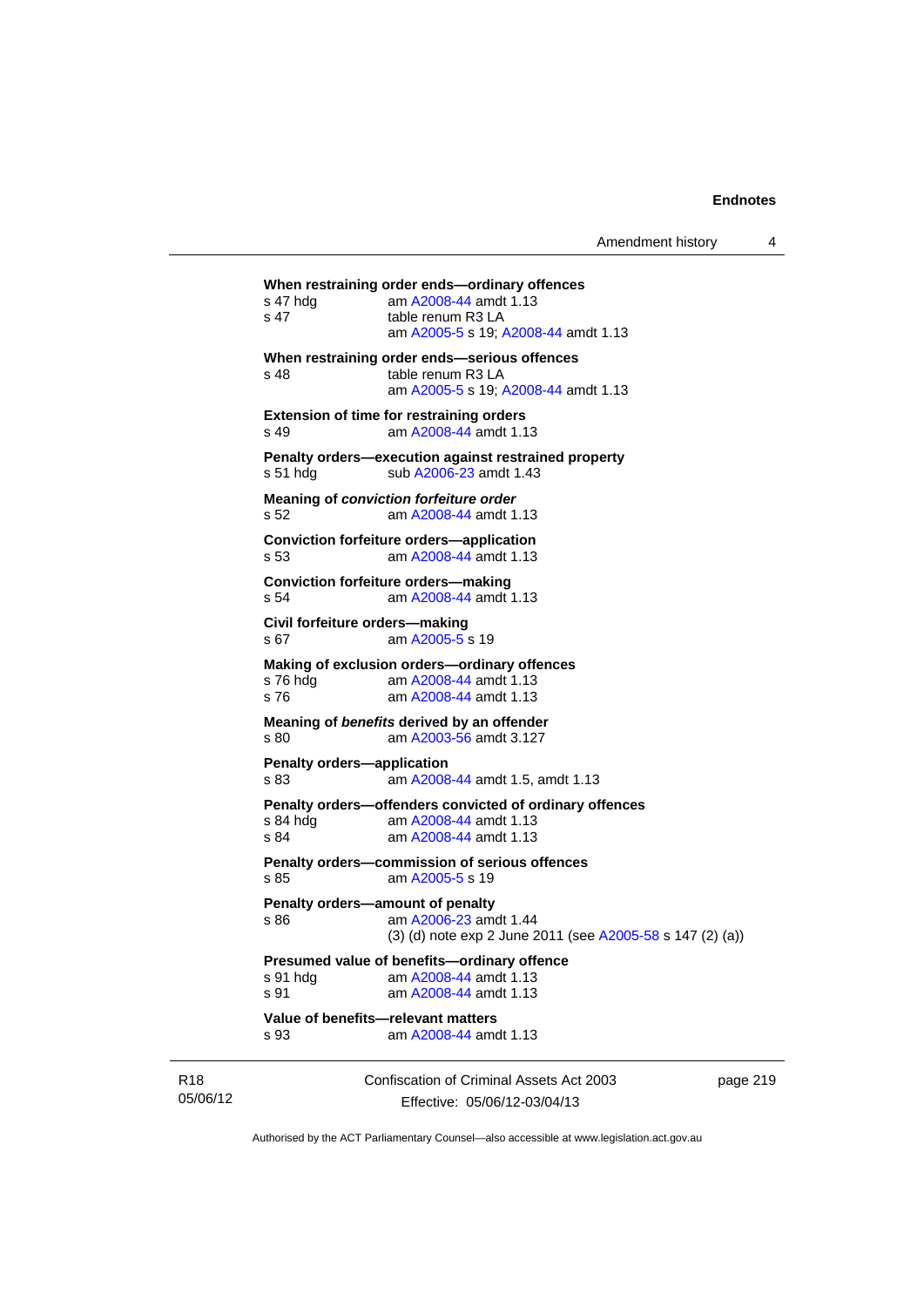**When restraining order ends—ordinary offences**
s 47 hdg am A2008-44 amdt 1.13
s 47 table renum R3 LA
am A2005-5 s 19; A2008-44 amdt 1.13

**When restraining order ends—serious offences**
s 48 table renum R3 LA
am A2005-5 s 19; A2008-44 amdt 1.13

**Extension of time for restraining orders**
s 49 am A2008-44 amdt 1.13

**Penalty orders—execution against restrained property**
s 51 hdg sub A2006-23 amdt 1.43

**Meaning of *conviction forfeiture order***
s 52 am A2008-44 amdt 1.13

**Conviction forfeiture orders—application**
s 53 am A2008-44 amdt 1.13

**Conviction forfeiture orders—making**
s 54 am A2008-44 amdt 1.13

**Civil forfeiture orders—making**
s 67 am A2005-5 s 19

**Making of exclusion orders—ordinary offences**
s 76 hdg am A2008-44 amdt 1.13
s 76 am A2008-44 amdt 1.13

**Meaning of *benefits* derived by an offender**
s 80 am A2003-56 amdt 3.127

**Penalty orders—application**
s 83 am A2008-44 amdt 1.5, amdt 1.13

**Penalty orders—offenders convicted of ordinary offences**
s 84 hdg am A2008-44 amdt 1.13
s 84 am A2008-44 amdt 1.13

**Penalty orders—commission of serious offences**
s 85 am A2005-5 s 19

**Penalty orders—amount of penalty**
s 86 am A2006-23 amdt 1.44
(3) (d) note exp 2 June 2011 (see A2005-58 s 147 (2) (a))

**Presumed value of benefits—ordinary offence**
s 91 hdg am A2008-44 amdt 1.13
s 91 am A2008-44 amdt 1.13

**Value of benefits—relevant matters**
s 93 am A2008-44 amdt 1.13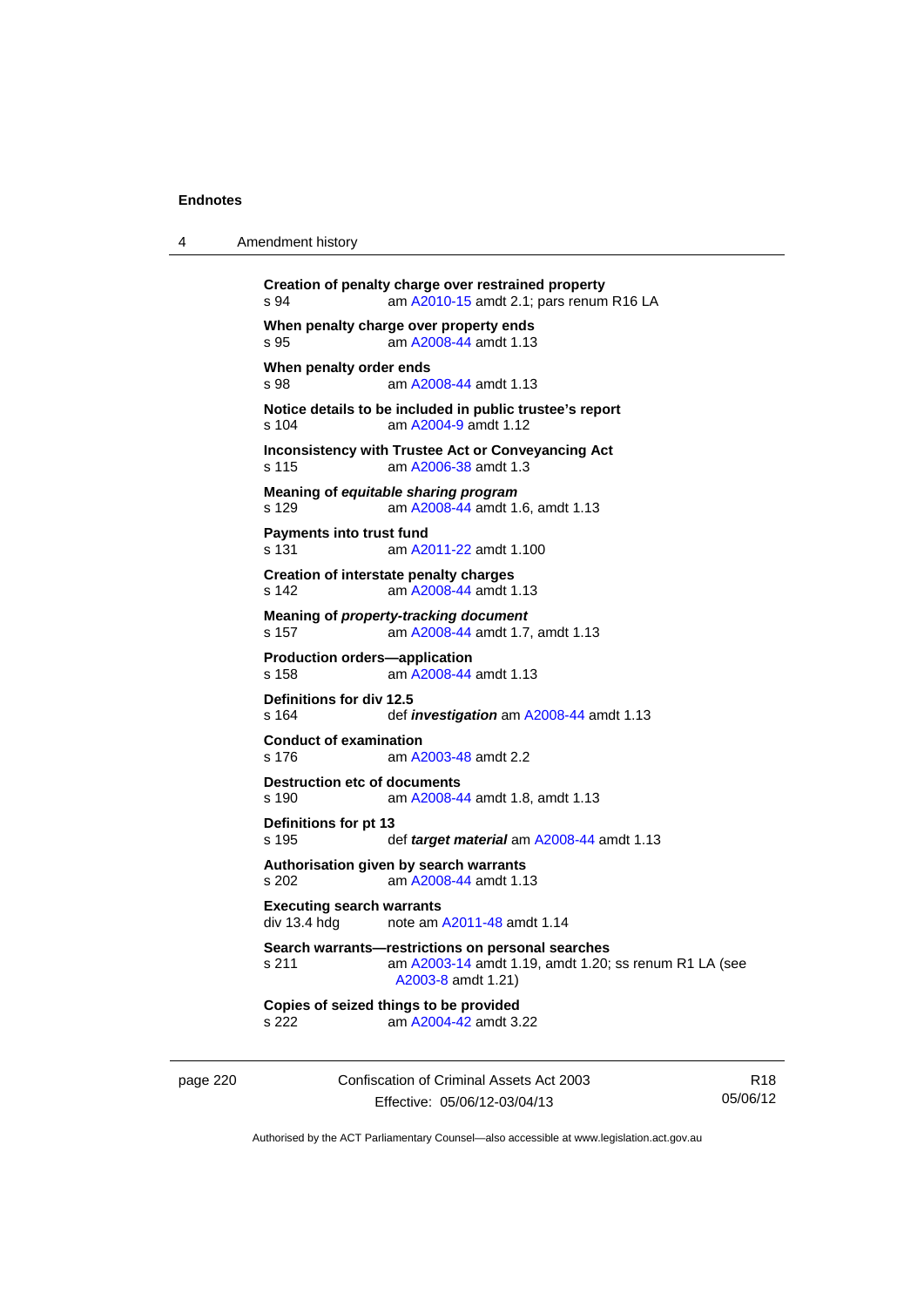**Creation of penalty charge over restrained property**
s 94 am A2010-15 amdt 2.1; pars renum R16 LA

**When penalty charge over property ends**
s 95 am A2008-44 amdt 1.13

**When penalty order ends**
s 98 am A2008-44 amdt 1.13

**Notice details to be included in public trustee's report**
s 104 am A2004-9 amdt 1.12

**Inconsistency with Trustee Act or Conveyancing Act**
s 115 am A2006-38 amdt 1.3

**Meaning of *equitable sharing program***
s 129 am A2008-44 amdt 1.6, amdt 1.13

**Payments into trust fund**
s 131 am A2011-22 amdt 1.100

**Creation of interstate penalty charges**
s 142 am A2008-44 amdt 1.13

**Meaning of *property-tracking document***
s 157 am A2008-44 amdt 1.7, amdt 1.13

**Production orders—application**
s 158 am A2008-44 amdt 1.13

**Definitions for div 12.5**
s 164 def ***investigation*** am A2008-44 amdt 1.13

**Conduct of examination**
s 176 am A2003-48 amdt 2.2

**Destruction etc of documents**
s 190 am A2008-44 amdt 1.8, amdt 1.13

**Definitions for pt 13**
s 195 def ***target material*** am A2008-44 amdt 1.13

**Authorisation given by search warrants**
s 202 am A2008-44 amdt 1.13

**Executing search warrants**
div 13.4 hdg note am A2011-48 amdt 1.14

**Search warrants—restrictions on personal searches**
s 211 am A2003-14 amdt 1.19, amdt 1.20; ss renum R1 LA (see A2003-8 amdt 1.21)

**Copies of seized things to be provided**
s 222 am A2004-42 amdt 3.22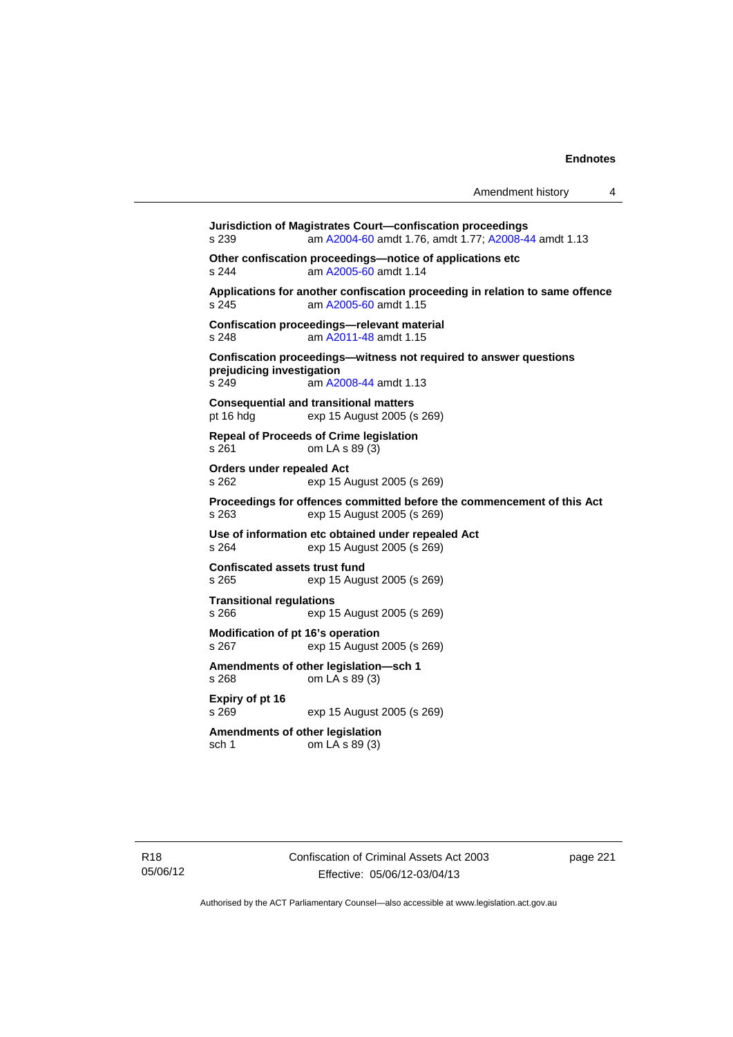**Jurisdiction of Magistrates Court—confiscation proceedings**
s 239 am A2004-60 amdt 1.76, amdt 1.77; A2008-44 amdt 1.13

**Other confiscation proceedings—notice of applications etc**
s 244 am A2005-60 amdt 1.14

**Applications for another confiscation proceeding in relation to same offence**
s 245 am A2005-60 amdt 1.15

**Confiscation proceedings—relevant material**
s 248 am A2011-48 amdt 1.15

**Confiscation proceedings—witness not required to answer questions prejudicing investigation**
s 249 am A2008-44 amdt 1.13

**Consequential and transitional matters**
pt 16 hdg exp 15 August 2005 (s 269)

**Repeal of Proceeds of Crime legislation**
s 261 om LA s 89 (3)

**Orders under repealed Act**
s 262 exp 15 August 2005 (s 269)

**Proceedings for offences committed before the commencement of this Act**
s 263 exp 15 August 2005 (s 269)

**Use of information etc obtained under repealed Act**
s 264 exp 15 August 2005 (s 269)

**Confiscated assets trust fund**
s 265 exp 15 August 2005 (s 269)

**Transitional regulations**
s 266 exp 15 August 2005 (s 269)

**Modification of pt 16's operation**
s 267 exp 15 August 2005 (s 269)

**Amendments of other legislation—sch 1**
s 268 om LA s 89 (3)

**Expiry of pt 16**
s 269 exp 15 August 2005 (s 269)

**Amendments of other legislation**
sch 1 om LA s 89 (3)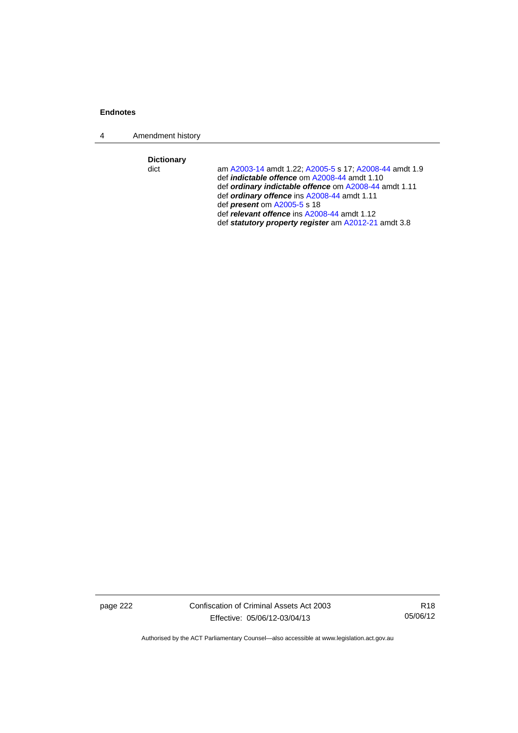**Dictionary**

dict — am A2003-14 amdt 1.22; A2005-5 s 17; A2008-44 amdt 1.9
def ***indictable offence*** om A2008-44 amdt 1.10
def ***ordinary indictable offence*** om A2008-44 amdt 1.11
def ***ordinary offence*** ins A2008-44 amdt 1.11
def ***present*** om A2005-5 s 18
def ***relevant offence*** ins A2008-44 amdt 1.12
def ***statutory property register*** am A2012-21 amdt 3.8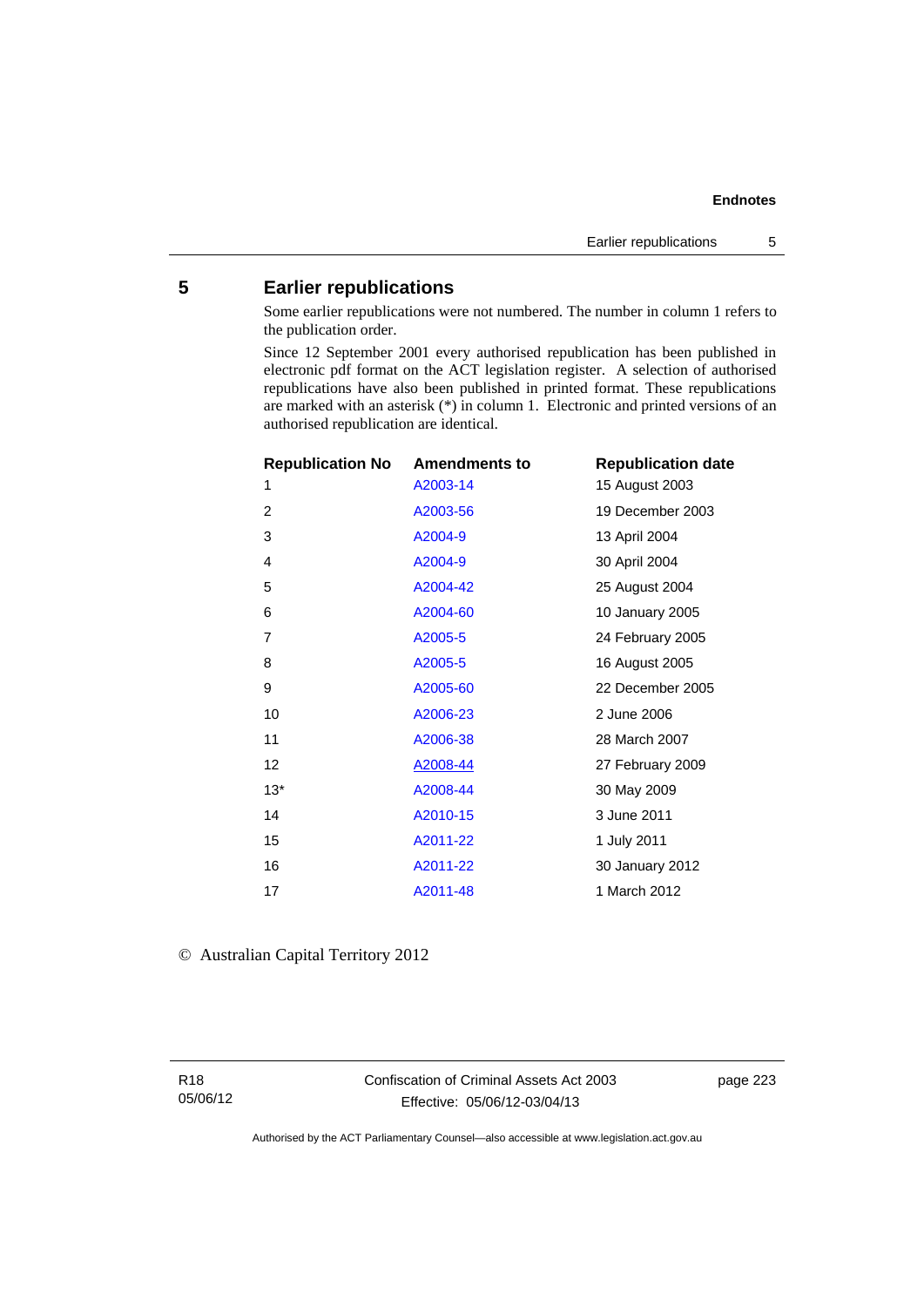## 5 Earlier republications

Some earlier republications were not numbered. The number in column 1 refers to the publication order.

Since 12 September 2001 every authorised republication has been published in electronic pdf format on the ACT legislation register. A selection of authorised republications have also been published in printed format. These republications are marked with an asterisk (*) in column 1. Electronic and printed versions of an authorised republication are identical.

| Republication No | Amendments to | Republication date |
|---|---|---|
| 1 | A2003-14 | 15 August 2003 |
| 2 | A2003-56 | 19 December 2003 |
| 3 | A2004-9 | 13 April 2004 |
| 4 | A2004-9 | 30 April 2004 |
| 5 | A2004-42 | 25 August 2004 |
| 6 | A2004-60 | 10 January 2005 |
| 7 | A2005-5 | 24 February 2005 |
| 8 | A2005-5 | 16 August 2005 |
| 9 | A2005-60 | 22 December 2005 |
| 10 | A2006-23 | 2 June 2006 |
| 11 | A2006-38 | 28 March 2007 |
| 12 | A2008-44 | 27 February 2009 |
| 13* | A2008-44 | 30 May 2009 |
| 14 | A2010-15 | 3 June 2011 |
| 15 | A2011-22 | 1 July 2011 |
| 16 | A2011-22 | 30 January 2012 |
| 17 | A2011-48 | 1 March 2012 |

© Australian Capital Territory 2012